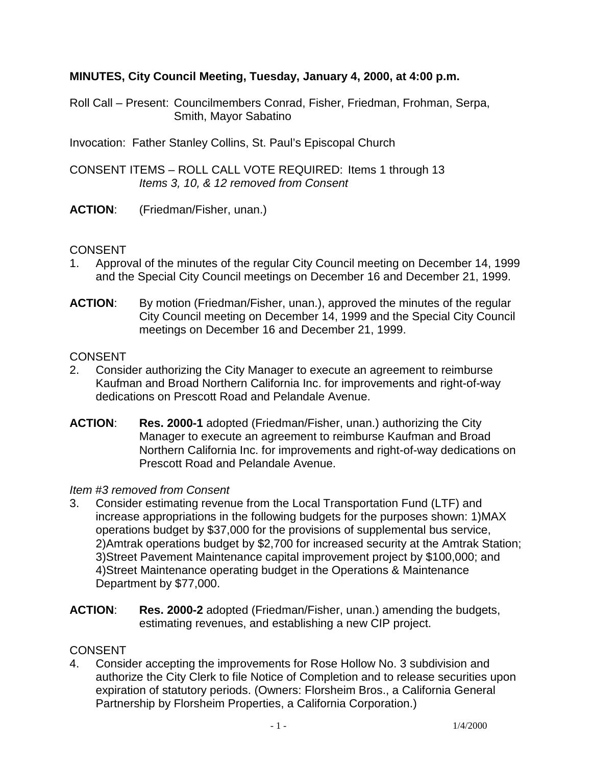**MINUTES, City Council Meeting, Tuesday, January 4, 2000, at 4:00 p.m.**

Roll Call – Present: Councilmembers Conrad, Fisher, Friedman, Frohman, Serpa, Smith, Mayor Sabatino

Invocation: Father Stanley Collins, St. Paul's Episcopal Church

CONSENT ITEMS – ROLL CALL VOTE REQUIRED: Items 1 through 13
*Items 3, 10, & 12 removed from Consent*

**ACTION**: (Friedman/Fisher, unan.)

CONSENT

1. Approval of the minutes of the regular City Council meeting on December 14, 1999 and the Special City Council meetings on December 16 and December 21, 1999.

**ACTION**: By motion (Friedman/Fisher, unan.), approved the minutes of the regular City Council meeting on December 14, 1999 and the Special City Council meetings on December 16 and December 21, 1999.

CONSENT

2. Consider authorizing the City Manager to execute an agreement to reimburse Kaufman and Broad Northern California Inc. for improvements and right-of-way dedications on Prescott Road and Pelandale Avenue.

**ACTION**: **Res. 2000-1** adopted (Friedman/Fisher, unan.) authorizing the City Manager to execute an agreement to reimburse Kaufman and Broad Northern California Inc. for improvements and right-of-way dedications on Prescott Road and Pelandale Avenue.

*Item #3 removed from Consent*

3. Consider estimating revenue from the Local Transportation Fund (LTF) and increase appropriations in the following budgets for the purposes shown: 1)MAX operations budget by $37,000 for the provisions of supplemental bus service, 2)Amtrak operations budget by $2,700 for increased security at the Amtrak Station; 3)Street Pavement Maintenance capital improvement project by $100,000; and 4)Street Maintenance operating budget in the Operations & Maintenance Department by $77,000.

**ACTION**: **Res. 2000-2** adopted (Friedman/Fisher, unan.) amending the budgets, estimating revenues, and establishing a new CIP project.

CONSENT

4. Consider accepting the improvements for Rose Hollow No. 3 subdivision and authorize the City Clerk to file Notice of Completion and to release securities upon expiration of statutory periods. (Owners: Florsheim Bros., a California General Partnership by Florsheim Properties, a California Corporation.)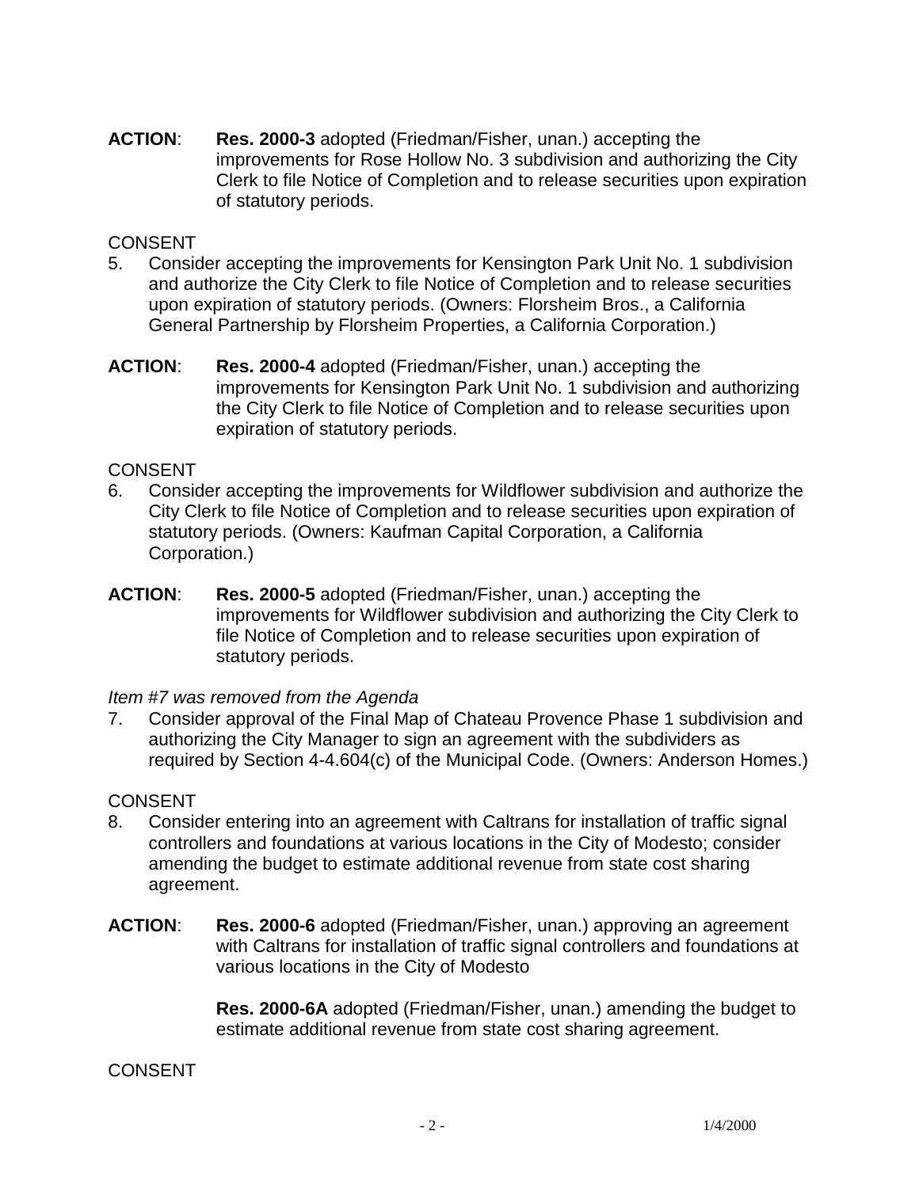**ACTION**: **Res. 2000-3** adopted (Friedman/Fisher, unan.) accepting the improvements for Rose Hollow No. 3 subdivision and authorizing the City Clerk to file Notice of Completion and to release securities upon expiration of statutory periods.

CONSENT

5. Consider accepting the improvements for Kensington Park Unit No. 1 subdivision and authorize the City Clerk to file Notice of Completion and to release securities upon expiration of statutory periods. (Owners: Florsheim Bros., a California General Partnership by Florsheim Properties, a California Corporation.)

**ACTION**: **Res. 2000-4** adopted (Friedman/Fisher, unan.) accepting the improvements for Kensington Park Unit No. 1 subdivision and authorizing the City Clerk to file Notice of Completion and to release securities upon expiration of statutory periods.

CONSENT

6. Consider accepting the improvements for Wildflower subdivision and authorize the City Clerk to file Notice of Completion and to release securities upon expiration of statutory periods. (Owners: Kaufman Capital Corporation, a California Corporation.)

**ACTION**: **Res. 2000-5** adopted (Friedman/Fisher, unan.) accepting the improvements for Wildflower subdivision and authorizing the City Clerk to file Notice of Completion and to release securities upon expiration of statutory periods.

*Item #7 was removed from the Agenda*

7. Consider approval of the Final Map of Chateau Provence Phase 1 subdivision and authorizing the City Manager to sign an agreement with the subdividers as required by Section 4-4.604(c) of the Municipal Code. (Owners: Anderson Homes.)

CONSENT

8. Consider entering into an agreement with Caltrans for installation of traffic signal controllers and foundations at various locations in the City of Modesto; consider amending the budget to estimate additional revenue from state cost sharing agreement.

**ACTION**: **Res. 2000-6** adopted (Friedman/Fisher, unan.) approving an agreement with Caltrans for installation of traffic signal controllers and foundations at various locations in the City of Modesto

**Res. 2000-6A** adopted (Friedman/Fisher, unan.) amending the budget to estimate additional revenue from state cost sharing agreement.

CONSENT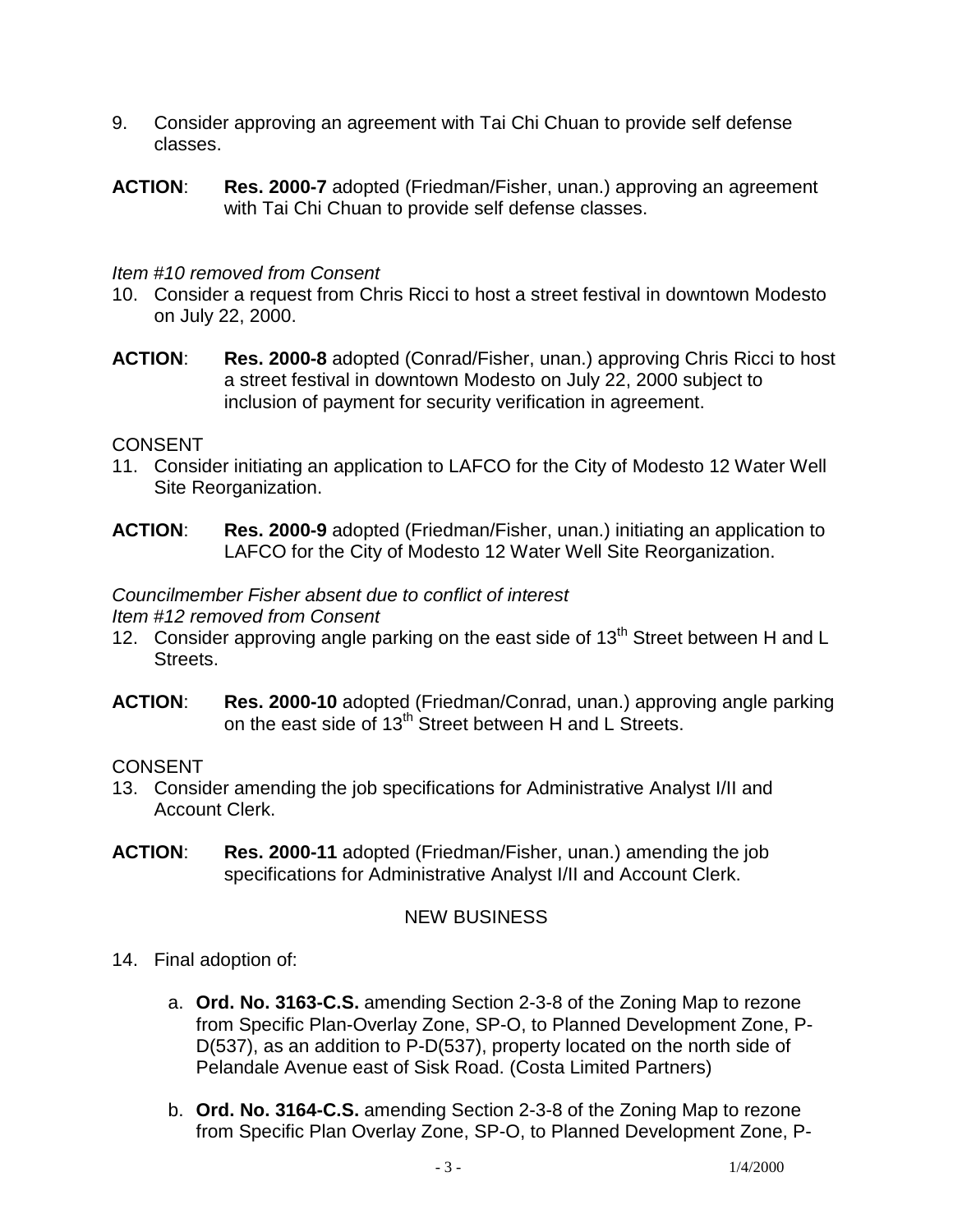9. Consider approving an agreement with Tai Chi Chuan to provide self defense classes.

**ACTION**: **Res. 2000-7** adopted (Friedman/Fisher, unan.) approving an agreement with Tai Chi Chuan to provide self defense classes.

*Item #10 removed from Consent*

10. Consider a request from Chris Ricci to host a street festival in downtown Modesto on July 22, 2000.

**ACTION**: **Res. 2000-8** adopted (Conrad/Fisher, unan.) approving Chris Ricci to host a street festival in downtown Modesto on July 22, 2000 subject to inclusion of payment for security verification in agreement.

CONSENT

11. Consider initiating an application to LAFCO for the City of Modesto 12 Water Well Site Reorganization.

**ACTION**: **Res. 2000-9** adopted (Friedman/Fisher, unan.) initiating an application to LAFCO for the City of Modesto 12 Water Well Site Reorganization.

*Councilmember Fisher absent due to conflict of interest*
*Item #12 removed from Consent*

12. Consider approving angle parking on the east side of 13th Street between H and L Streets.

**ACTION**: **Res. 2000-10** adopted (Friedman/Conrad, unan.) approving angle parking on the east side of 13th Street between H and L Streets.

CONSENT

13. Consider amending the job specifications for Administrative Analyst I/II and Account Clerk.

**ACTION**: **Res. 2000-11** adopted (Friedman/Fisher, unan.) amending the job specifications for Administrative Analyst I/II and Account Clerk.

NEW BUSINESS

14. Final adoption of:

    a. **Ord. No. 3163-C.S.** amending Section 2-3-8 of the Zoning Map to rezone from Specific Plan-Overlay Zone, SP-O, to Planned Development Zone, P-D(537), as an addition to P-D(537), property located on the north side of Pelandale Avenue east of Sisk Road. (Costa Limited Partners)

    b. **Ord. No. 3164-C.S.** amending Section 2-3-8 of the Zoning Map to rezone from Specific Plan Overlay Zone, SP-O, to Planned Development Zone, P-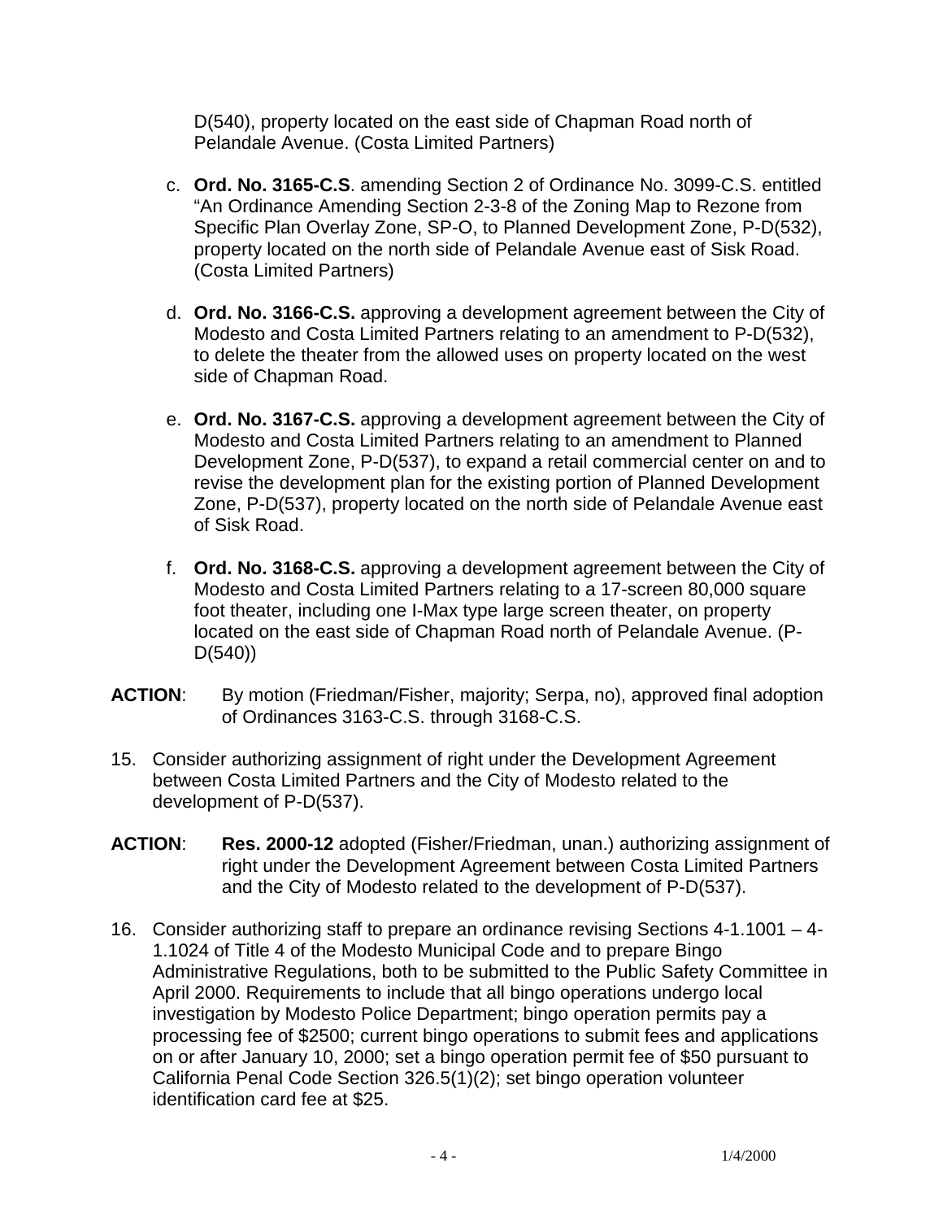D(540), property located on the east side of Chapman Road north of Pelandale Avenue. (Costa Limited Partners)

c. **Ord. No. 3165-C.S**. amending Section 2 of Ordinance No. 3099-C.S. entitled "An Ordinance Amending Section 2-3-8 of the Zoning Map to Rezone from Specific Plan Overlay Zone, SP-O, to Planned Development Zone, P-D(532), property located on the north side of Pelandale Avenue east of Sisk Road. (Costa Limited Partners)

d. **Ord. No. 3166-C.S.** approving a development agreement between the City of Modesto and Costa Limited Partners relating to an amendment to P-D(532), to delete the theater from the allowed uses on property located on the west side of Chapman Road.

e. **Ord. No. 3167-C.S.** approving a development agreement between the City of Modesto and Costa Limited Partners relating to an amendment to Planned Development Zone, P-D(537), to expand a retail commercial center on and to revise the development plan for the existing portion of Planned Development Zone, P-D(537), property located on the north side of Pelandale Avenue east of Sisk Road.

f. **Ord. No. 3168-C.S.** approving a development agreement between the City of Modesto and Costa Limited Partners relating to a 17-screen 80,000 square foot theater, including one I-Max type large screen theater, on property located on the east side of Chapman Road north of Pelandale Avenue. (P-D(540))

**ACTION**: By motion (Friedman/Fisher, majority; Serpa, no), approved final adoption of Ordinances 3163-C.S. through 3168-C.S.

15. Consider authorizing assignment of right under the Development Agreement between Costa Limited Partners and the City of Modesto related to the development of P-D(537).

**ACTION**: **Res. 2000-12** adopted (Fisher/Friedman, unan.) authorizing assignment of right under the Development Agreement between Costa Limited Partners and the City of Modesto related to the development of P-D(537).

16. Consider authorizing staff to prepare an ordinance revising Sections 4-1.1001 – 4-1.1024 of Title 4 of the Modesto Municipal Code and to prepare Bingo Administrative Regulations, both to be submitted to the Public Safety Committee in April 2000. Requirements to include that all bingo operations undergo local investigation by Modesto Police Department; bingo operation permits pay a processing fee of $2500; current bingo operations to submit fees and applications on or after January 10, 2000; set a bingo operation permit fee of $50 pursuant to California Penal Code Section 326.5(1)(2); set bingo operation volunteer identification card fee at $25.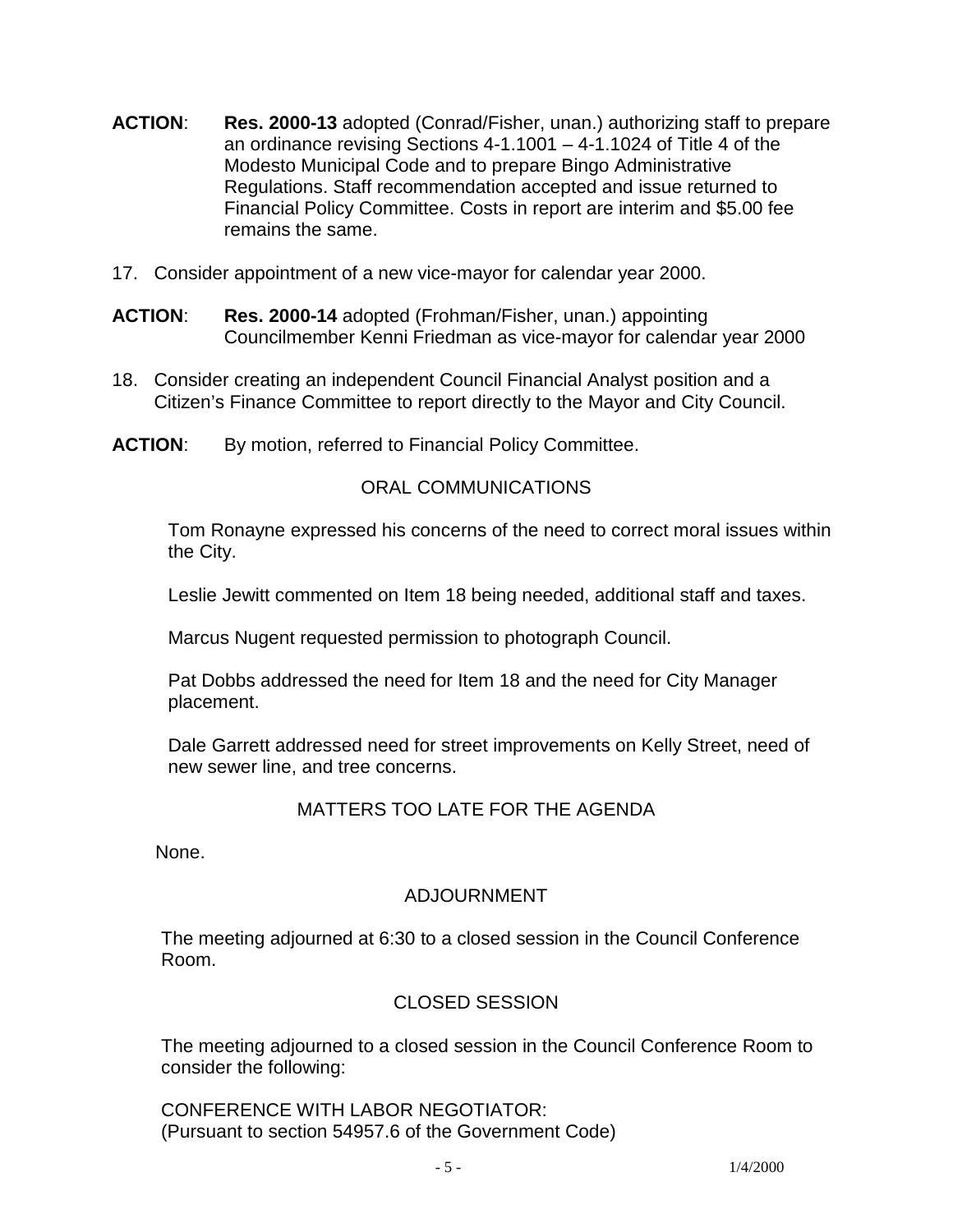**ACTION**: **Res. 2000-13** adopted (Conrad/Fisher, unan.) authorizing staff to prepare an ordinance revising Sections 4-1.1001 – 4-1.1024 of Title 4 of the Modesto Municipal Code and to prepare Bingo Administrative Regulations. Staff recommendation accepted and issue returned to Financial Policy Committee. Costs in report are interim and $5.00 fee remains the same.

17. Consider appointment of a new vice-mayor for calendar year 2000.

**ACTION**: **Res. 2000-14** adopted (Frohman/Fisher, unan.) appointing Councilmember Kenni Friedman as vice-mayor for calendar year 2000

18. Consider creating an independent Council Financial Analyst position and a Citizen's Finance Committee to report directly to the Mayor and City Council.

**ACTION**: By motion, referred to Financial Policy Committee.

## ORAL COMMUNICATIONS

Tom Ronayne expressed his concerns of the need to correct moral issues within the City.

Leslie Jewitt commented on Item 18 being needed, additional staff and taxes.

Marcus Nugent requested permission to photograph Council.

Pat Dobbs addressed the need for Item 18 and the need for City Manager placement.

Dale Garrett addressed need for street improvements on Kelly Street, need of new sewer line, and tree concerns.

## MATTERS TOO LATE FOR THE AGENDA

None.

## ADJOURNMENT

The meeting adjourned at 6:30 to a closed session in the Council Conference Room.

## CLOSED SESSION

The meeting adjourned to a closed session in the Council Conference Room to consider the following:

CONFERENCE WITH LABOR NEGOTIATOR:
(Pursuant to section 54957.6 of the Government Code)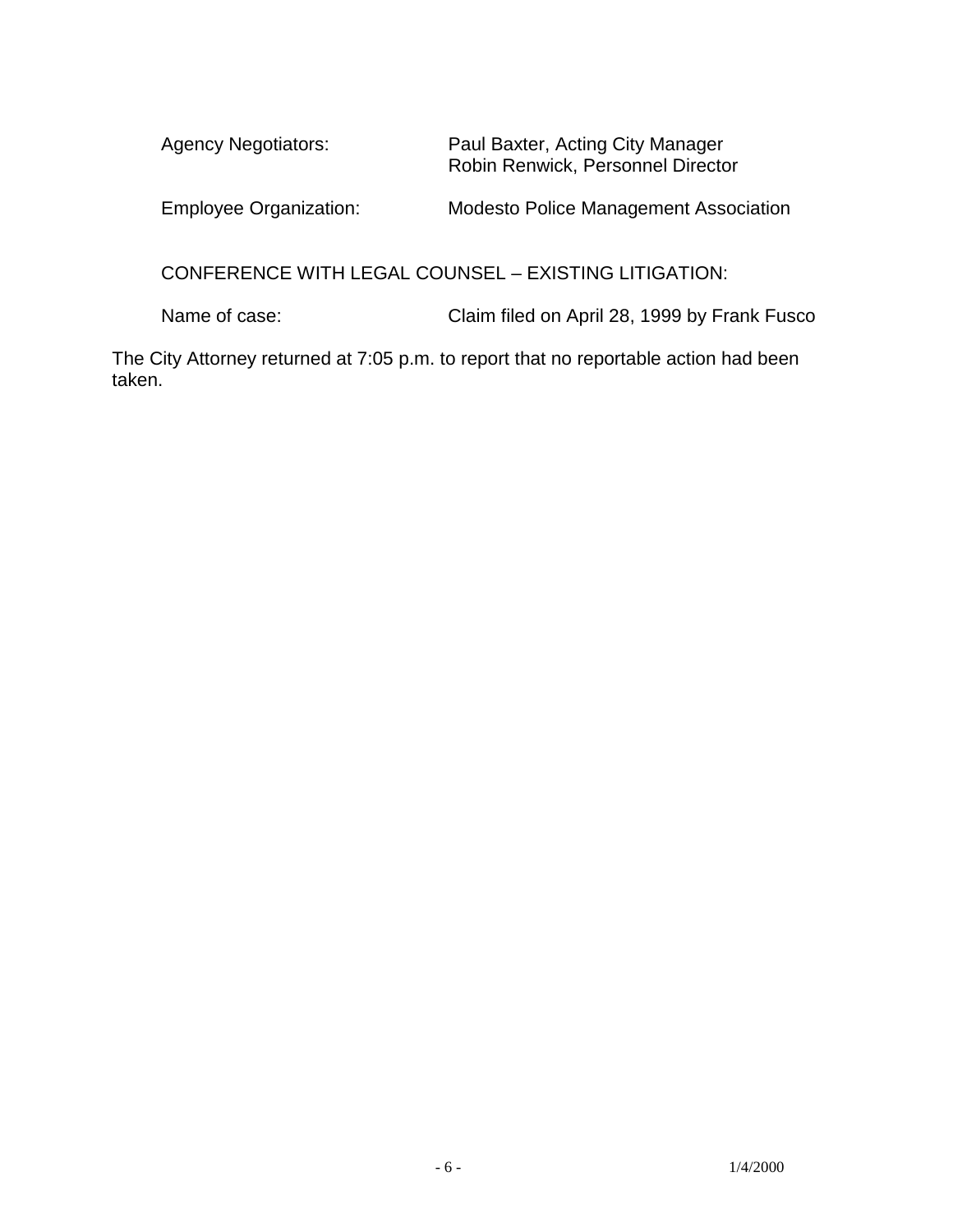Agency Negotiators: Paul Baxter, Acting City Manager
Robin Renwick, Personnel Director

Employee Organization: Modesto Police Management Association

CONFERENCE WITH LEGAL COUNSEL – EXISTING LITIGATION:

Name of case: Claim filed on April 28, 1999 by Frank Fusco

The City Attorney returned at 7:05 p.m. to report that no reportable action had been taken.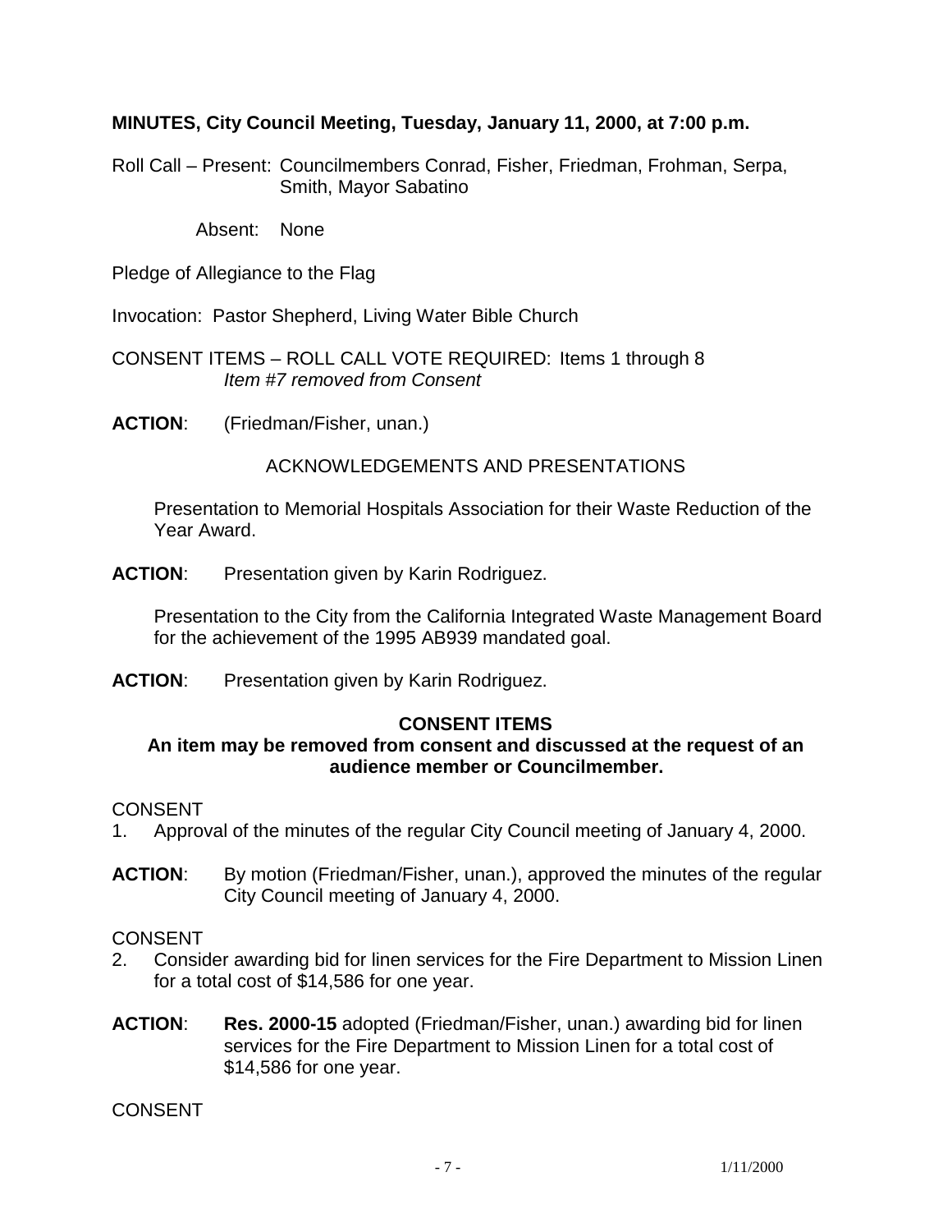**MINUTES, City Council Meeting, Tuesday, January 11, 2000, at 7:00 p.m.**

Roll Call – Present: Councilmembers Conrad, Fisher, Friedman, Frohman, Serpa, Smith, Mayor Sabatino

Absent: None

Pledge of Allegiance to the Flag

Invocation: Pastor Shepherd, Living Water Bible Church

CONSENT ITEMS – ROLL CALL VOTE REQUIRED: Items 1 through 8
*Item #7 removed from Consent*

**ACTION**: (Friedman/Fisher, unan.)

ACKNOWLEDGEMENTS AND PRESENTATIONS

Presentation to Memorial Hospitals Association for their Waste Reduction of the Year Award.

**ACTION**: Presentation given by Karin Rodriguez.

Presentation to the City from the California Integrated Waste Management Board for the achievement of the 1995 AB939 mandated goal.

**ACTION**: Presentation given by Karin Rodriguez.

**CONSENT ITEMS**

**An item may be removed from consent and discussed at the request of an audience member or Councilmember.**

CONSENT

1. Approval of the minutes of the regular City Council meeting of January 4, 2000.

**ACTION**: By motion (Friedman/Fisher, unan.), approved the minutes of the regular City Council meeting of January 4, 2000.

CONSENT

2. Consider awarding bid for linen services for the Fire Department to Mission Linen for a total cost of $14,586 for one year.

**ACTION**: **Res. 2000-15** adopted (Friedman/Fisher, unan.) awarding bid for linen services for the Fire Department to Mission Linen for a total cost of $14,586 for one year.

CONSENT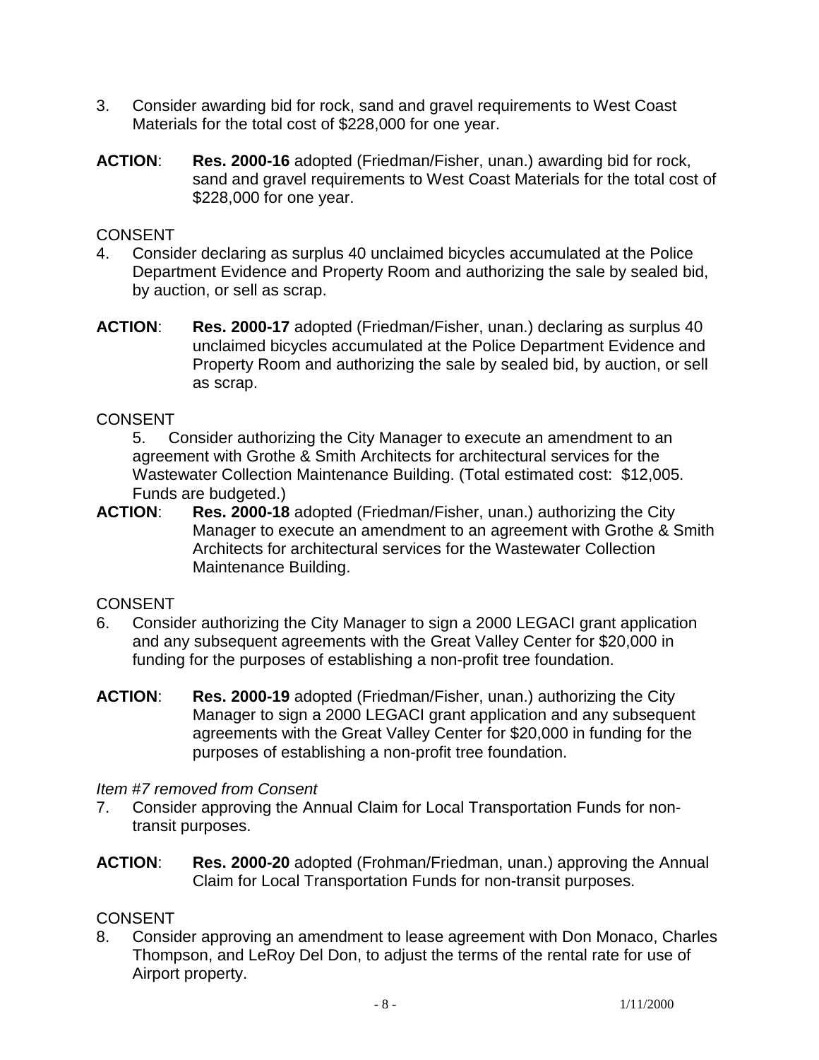3. Consider awarding bid for rock, sand and gravel requirements to West Coast Materials for the total cost of $228,000 for one year.

**ACTION**: **Res. 2000-16** adopted (Friedman/Fisher, unan.) awarding bid for rock, sand and gravel requirements to West Coast Materials for the total cost of $228,000 for one year.

CONSENT

4. Consider declaring as surplus 40 unclaimed bicycles accumulated at the Police Department Evidence and Property Room and authorizing the sale by sealed bid, by auction, or sell as scrap.

**ACTION**: **Res. 2000-17** adopted (Friedman/Fisher, unan.) declaring as surplus 40 unclaimed bicycles accumulated at the Police Department Evidence and Property Room and authorizing the sale by sealed bid, by auction, or sell as scrap.

CONSENT

5. Consider authorizing the City Manager to execute an amendment to an agreement with Grothe & Smith Architects for architectural services for the Wastewater Collection Maintenance Building. (Total estimated cost: $12,005. Funds are budgeted.)

**ACTION**: **Res. 2000-18** adopted (Friedman/Fisher, unan.) authorizing the City Manager to execute an amendment to an agreement with Grothe & Smith Architects for architectural services for the Wastewater Collection Maintenance Building.

CONSENT

6. Consider authorizing the City Manager to sign a 2000 LEGACI grant application and any subsequent agreements with the Great Valley Center for $20,000 in funding for the purposes of establishing a non-profit tree foundation.

**ACTION**: **Res. 2000-19** adopted (Friedman/Fisher, unan.) authorizing the City Manager to sign a 2000 LEGACI grant application and any subsequent agreements with the Great Valley Center for $20,000 in funding for the purposes of establishing a non-profit tree foundation.

*Item #7 removed from Consent*

7. Consider approving the Annual Claim for Local Transportation Funds for non-transit purposes.

**ACTION**: **Res. 2000-20** adopted (Frohman/Friedman, unan.) approving the Annual Claim for Local Transportation Funds for non-transit purposes.

CONSENT

8. Consider approving an amendment to lease agreement with Don Monaco, Charles Thompson, and LeRoy Del Don, to adjust the terms of the rental rate for use of Airport property.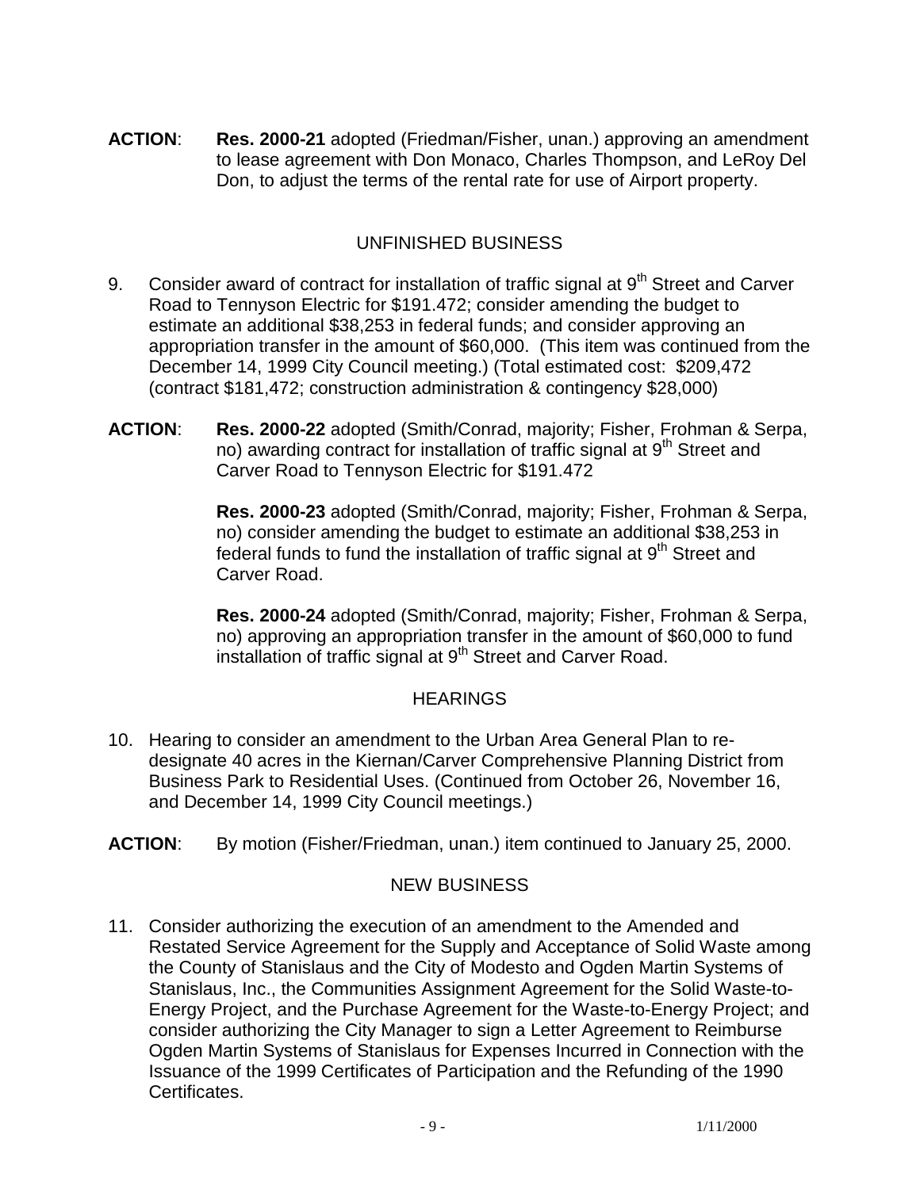**ACTION**: **Res. 2000-21** adopted (Friedman/Fisher, unan.) approving an amendment to lease agreement with Don Monaco, Charles Thompson, and LeRoy Del Don, to adjust the terms of the rental rate for use of Airport property.

## UNFINISHED BUSINESS

9. Consider award of contract for installation of traffic signal at 9th Street and Carver Road to Tennyson Electric for $191.472; consider amending the budget to estimate an additional $38,253 in federal funds; and consider approving an appropriation transfer in the amount of $60,000. (This item was continued from the December 14, 1999 City Council meeting.) (Total estimated cost: $209,472 (contract $181,472; construction administration & contingency $28,000)

**ACTION**: **Res. 2000-22** adopted (Smith/Conrad, majority; Fisher, Frohman & Serpa, no) awarding contract for installation of traffic signal at 9th Street and Carver Road to Tennyson Electric for $191.472

**Res. 2000-23** adopted (Smith/Conrad, majority; Fisher, Frohman & Serpa, no) consider amending the budget to estimate an additional $38,253 in federal funds to fund the installation of traffic signal at 9th Street and Carver Road.

**Res. 2000-24** adopted (Smith/Conrad, majority; Fisher, Frohman & Serpa, no) approving an appropriation transfer in the amount of $60,000 to fund installation of traffic signal at 9th Street and Carver Road.

## HEARINGS

10. Hearing to consider an amendment to the Urban Area General Plan to re-designate 40 acres in the Kiernan/Carver Comprehensive Planning District from Business Park to Residential Uses. (Continued from October 26, November 16, and December 14, 1999 City Council meetings.)

**ACTION**: By motion (Fisher/Friedman, unan.) item continued to January 25, 2000.

## NEW BUSINESS

11. Consider authorizing the execution of an amendment to the Amended and Restated Service Agreement for the Supply and Acceptance of Solid Waste among the County of Stanislaus and the City of Modesto and Ogden Martin Systems of Stanislaus, Inc., the Communities Assignment Agreement for the Solid Waste-to-Energy Project, and the Purchase Agreement for the Waste-to-Energy Project; and consider authorizing the City Manager to sign a Letter Agreement to Reimburse Ogden Martin Systems of Stanislaus for Expenses Incurred in Connection with the Issuance of the 1999 Certificates of Participation and the Refunding of the 1990 Certificates.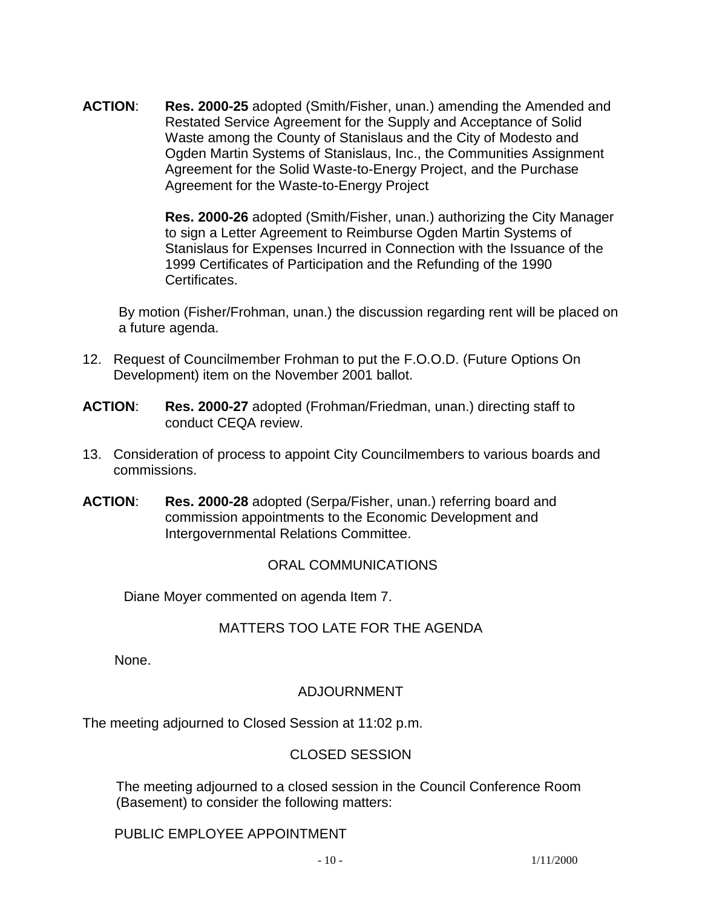**ACTION**: **Res. 2000-25** adopted (Smith/Fisher, unan.) amending the Amended and Restated Service Agreement for the Supply and Acceptance of Solid Waste among the County of Stanislaus and the City of Modesto and Ogden Martin Systems of Stanislaus, Inc., the Communities Assignment Agreement for the Solid Waste-to-Energy Project, and the Purchase Agreement for the Waste-to-Energy Project

**Res. 2000-26** adopted (Smith/Fisher, unan.) authorizing the City Manager to sign a Letter Agreement to Reimburse Ogden Martin Systems of Stanislaus for Expenses Incurred in Connection with the Issuance of the 1999 Certificates of Participation and the Refunding of the 1990 Certificates.

By motion (Fisher/Frohman, unan.) the discussion regarding rent will be placed on a future agenda.

12. Request of Councilmember Frohman to put the F.O.O.D. (Future Options On Development) item on the November 2001 ballot.

**ACTION**: **Res. 2000-27** adopted (Frohman/Friedman, unan.) directing staff to conduct CEQA review.

13. Consideration of process to appoint City Councilmembers to various boards and commissions.

**ACTION**: **Res. 2000-28** adopted (Serpa/Fisher, unan.) referring board and commission appointments to the Economic Development and Intergovernmental Relations Committee.

## ORAL COMMUNICATIONS

Diane Moyer commented on agenda Item 7.

## MATTERS TOO LATE FOR THE AGENDA

None.

## ADJOURNMENT

The meeting adjourned to Closed Session at 11:02 p.m.

## CLOSED SESSION

The meeting adjourned to a closed session in the Council Conference Room (Basement) to consider the following matters:

PUBLIC EMPLOYEE APPOINTMENT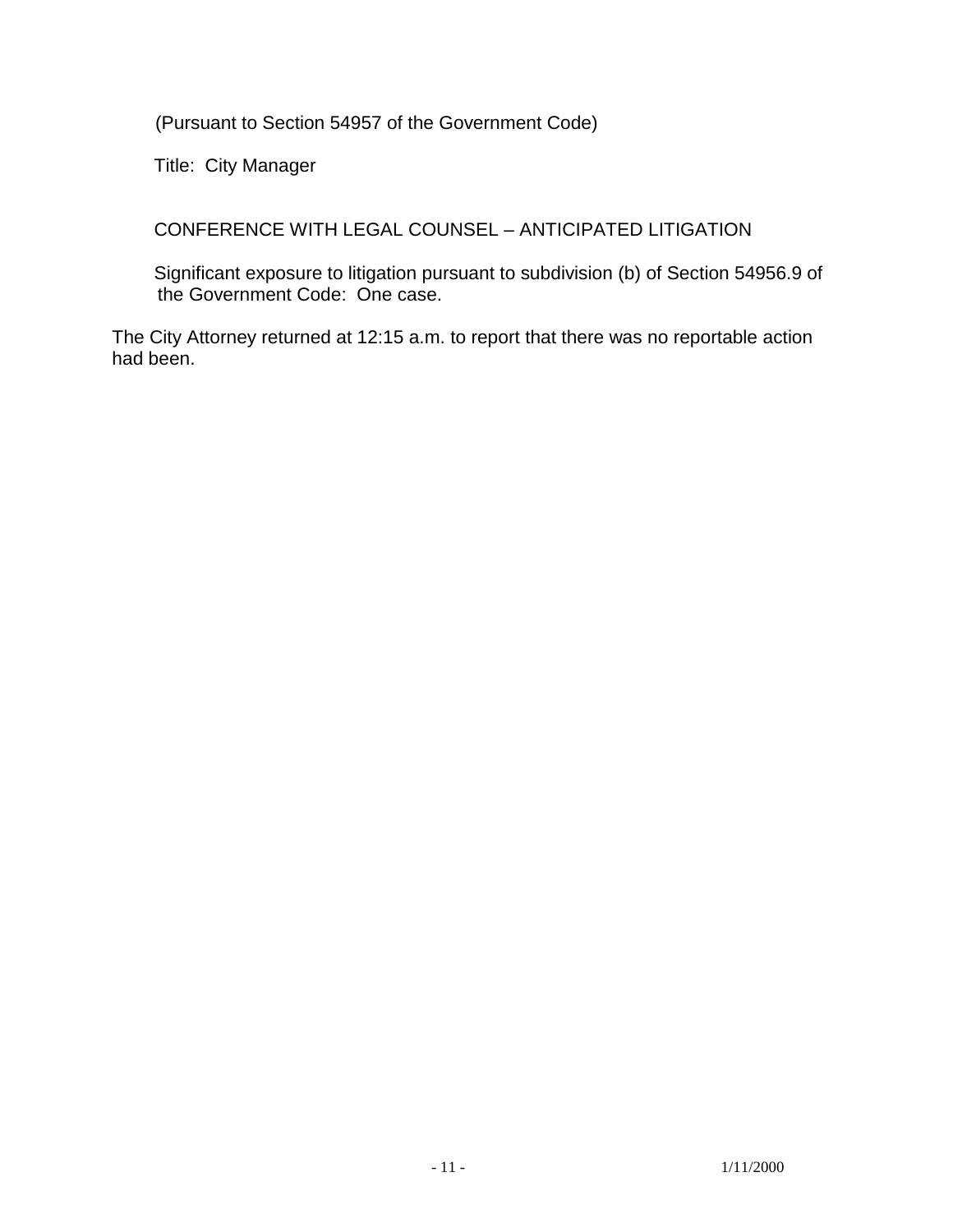(Pursuant to Section 54957 of the Government Code)

Title: City Manager

CONFERENCE WITH LEGAL COUNSEL – ANTICIPATED LITIGATION

Significant exposure to litigation pursuant to subdivision (b) of Section 54956.9 of the Government Code: One case.

The City Attorney returned at 12:15 a.m. to report that there was no reportable action had been.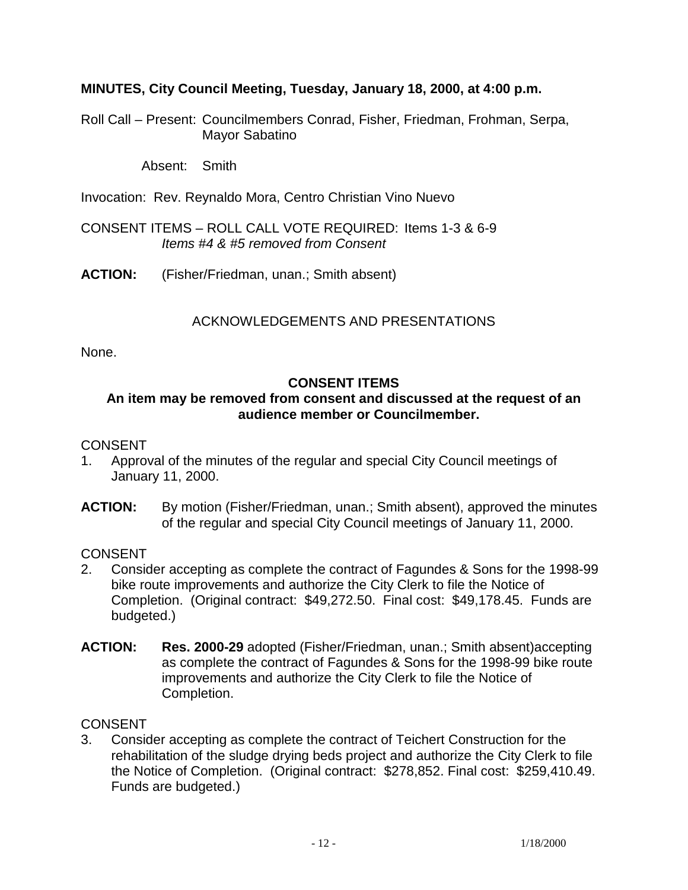**MINUTES, City Council Meeting, Tuesday, January 18, 2000, at 4:00 p.m.**

Roll Call – Present: Councilmembers Conrad, Fisher, Friedman, Frohman, Serpa, Mayor Sabatino

Absent: Smith

Invocation: Rev. Reynaldo Mora, Centro Christian Vino Nuevo

CONSENT ITEMS – ROLL CALL VOTE REQUIRED: Items 1-3 & 6-9
*Items #4 & #5 removed from Consent*

**ACTION:** (Fisher/Friedman, unan.; Smith absent)

ACKNOWLEDGEMENTS AND PRESENTATIONS

None.

**CONSENT ITEMS**
**An item may be removed from consent and discussed at the request of an audience member or Councilmember.**

CONSENT

1. Approval of the minutes of the regular and special City Council meetings of January 11, 2000.

**ACTION:** By motion (Fisher/Friedman, unan.; Smith absent), approved the minutes of the regular and special City Council meetings of January 11, 2000.

CONSENT

2. Consider accepting as complete the contract of Fagundes & Sons for the 1998-99 bike route improvements and authorize the City Clerk to file the Notice of Completion. (Original contract: $49,272.50. Final cost: $49,178.45. Funds are budgeted.)

**ACTION:** **Res. 2000-29** adopted (Fisher/Friedman, unan.; Smith absent)accepting as complete the contract of Fagundes & Sons for the 1998-99 bike route improvements and authorize the City Clerk to file the Notice of Completion.

CONSENT

3. Consider accepting as complete the contract of Teichert Construction for the rehabilitation of the sludge drying beds project and authorize the City Clerk to file the Notice of Completion. (Original contract: $278,852. Final cost: $259,410.49. Funds are budgeted.)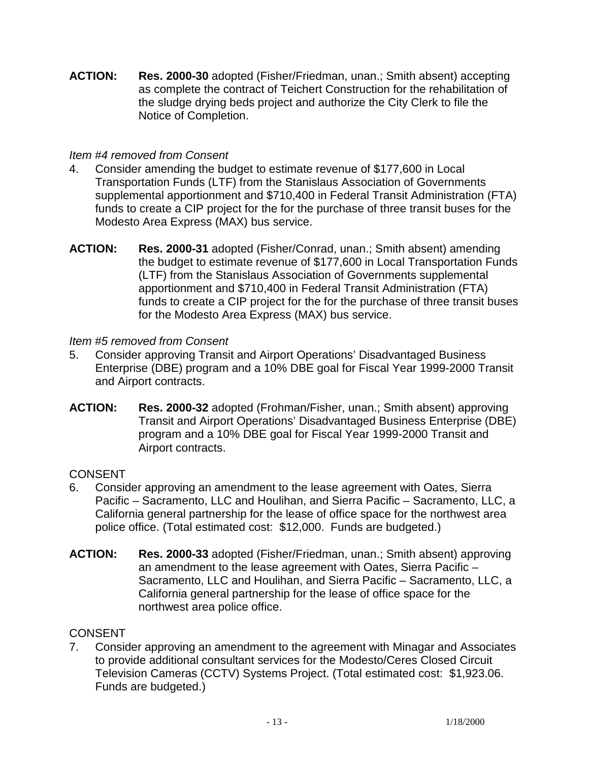**ACTION:** **Res. 2000-30** adopted (Fisher/Friedman, unan.; Smith absent) accepting as complete the contract of Teichert Construction for the rehabilitation of the sludge drying beds project and authorize the City Clerk to file the Notice of Completion.

*Item #4 removed from Consent*

4. Consider amending the budget to estimate revenue of $177,600 in Local Transportation Funds (LTF) from the Stanislaus Association of Governments supplemental apportionment and $710,400 in Federal Transit Administration (FTA) funds to create a CIP project for the for the purchase of three transit buses for the Modesto Area Express (MAX) bus service.

**ACTION:** **Res. 2000-31** adopted (Fisher/Conrad, unan.; Smith absent) amending the budget to estimate revenue of $177,600 in Local Transportation Funds (LTF) from the Stanislaus Association of Governments supplemental apportionment and $710,400 in Federal Transit Administration (FTA) funds to create a CIP project for the for the purchase of three transit buses for the Modesto Area Express (MAX) bus service.

*Item #5 removed from Consent*

5. Consider approving Transit and Airport Operations' Disadvantaged Business Enterprise (DBE) program and a 10% DBE goal for Fiscal Year 1999-2000 Transit and Airport contracts.

**ACTION:** **Res. 2000-32** adopted (Frohman/Fisher, unan.; Smith absent) approving Transit and Airport Operations' Disadvantaged Business Enterprise (DBE) program and a 10% DBE goal for Fiscal Year 1999-2000 Transit and Airport contracts.

CONSENT

6. Consider approving an amendment to the lease agreement with Oates, Sierra Pacific – Sacramento, LLC and Houlihan, and Sierra Pacific – Sacramento, LLC, a California general partnership for the lease of office space for the northwest area police office. (Total estimated cost: $12,000. Funds are budgeted.)

**ACTION:** **Res. 2000-33** adopted (Fisher/Friedman, unan.; Smith absent) approving an amendment to the lease agreement with Oates, Sierra Pacific – Sacramento, LLC and Houlihan, and Sierra Pacific – Sacramento, LLC, a California general partnership for the lease of office space for the northwest area police office.

CONSENT

7. Consider approving an amendment to the agreement with Minagar and Associates to provide additional consultant services for the Modesto/Ceres Closed Circuit Television Cameras (CCTV) Systems Project. (Total estimated cost: $1,923.06. Funds are budgeted.)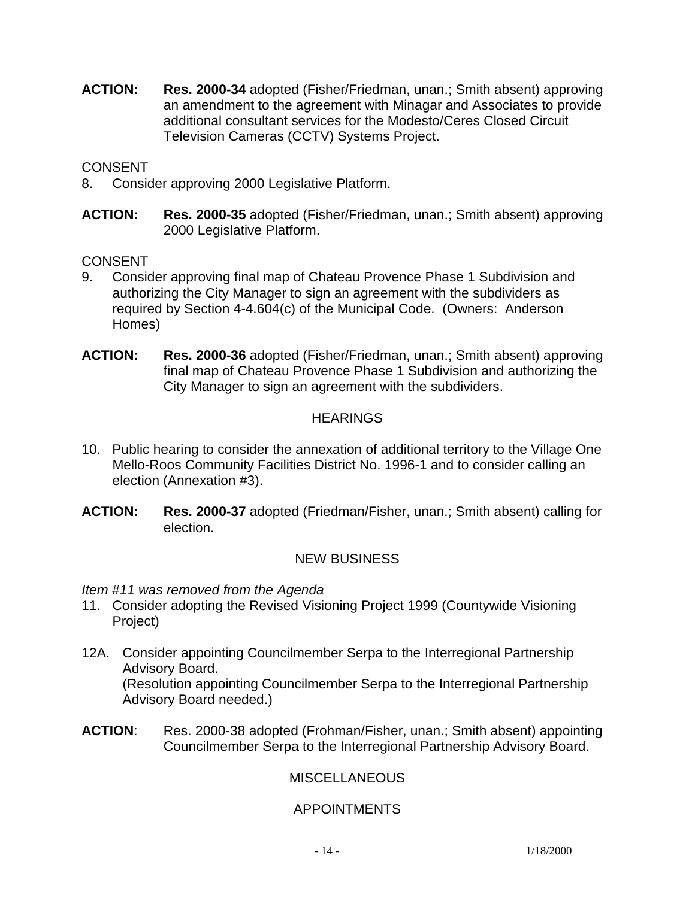**ACTION:** **Res. 2000-34** adopted (Fisher/Friedman, unan.; Smith absent) approving an amendment to the agreement with Minagar and Associates to provide additional consultant services for the Modesto/Ceres Closed Circuit Television Cameras (CCTV) Systems Project.

CONSENT

8. Consider approving 2000 Legislative Platform.

**ACTION:** **Res. 2000-35** adopted (Fisher/Friedman, unan.; Smith absent) approving 2000 Legislative Platform.

CONSENT

9. Consider approving final map of Chateau Provence Phase 1 Subdivision and authorizing the City Manager to sign an agreement with the subdividers as required by Section 4-4.604(c) of the Municipal Code. (Owners: Anderson Homes)

**ACTION:** **Res. 2000-36** adopted (Fisher/Friedman, unan.; Smith absent) approving final map of Chateau Provence Phase 1 Subdivision and authorizing the City Manager to sign an agreement with the subdividers.

## HEARINGS

10. Public hearing to consider the annexation of additional territory to the Village One Mello-Roos Community Facilities District No. 1996-1 and to consider calling an election (Annexation #3).

**ACTION:** **Res. 2000-37** adopted (Friedman/Fisher, unan.; Smith absent) calling for election.

## NEW BUSINESS

*Item #11 was removed from the Agenda*

11. Consider adopting the Revised Visioning Project 1999 (Countywide Visioning Project)

12A. Consider appointing Councilmember Serpa to the Interregional Partnership Advisory Board.
(Resolution appointing Councilmember Serpa to the Interregional Partnership Advisory Board needed.)

**ACTION**: Res. 2000-38 adopted (Frohman/Fisher, unan.; Smith absent) appointing Councilmember Serpa to the Interregional Partnership Advisory Board.

## MISCELLANEOUS

## APPOINTMENTS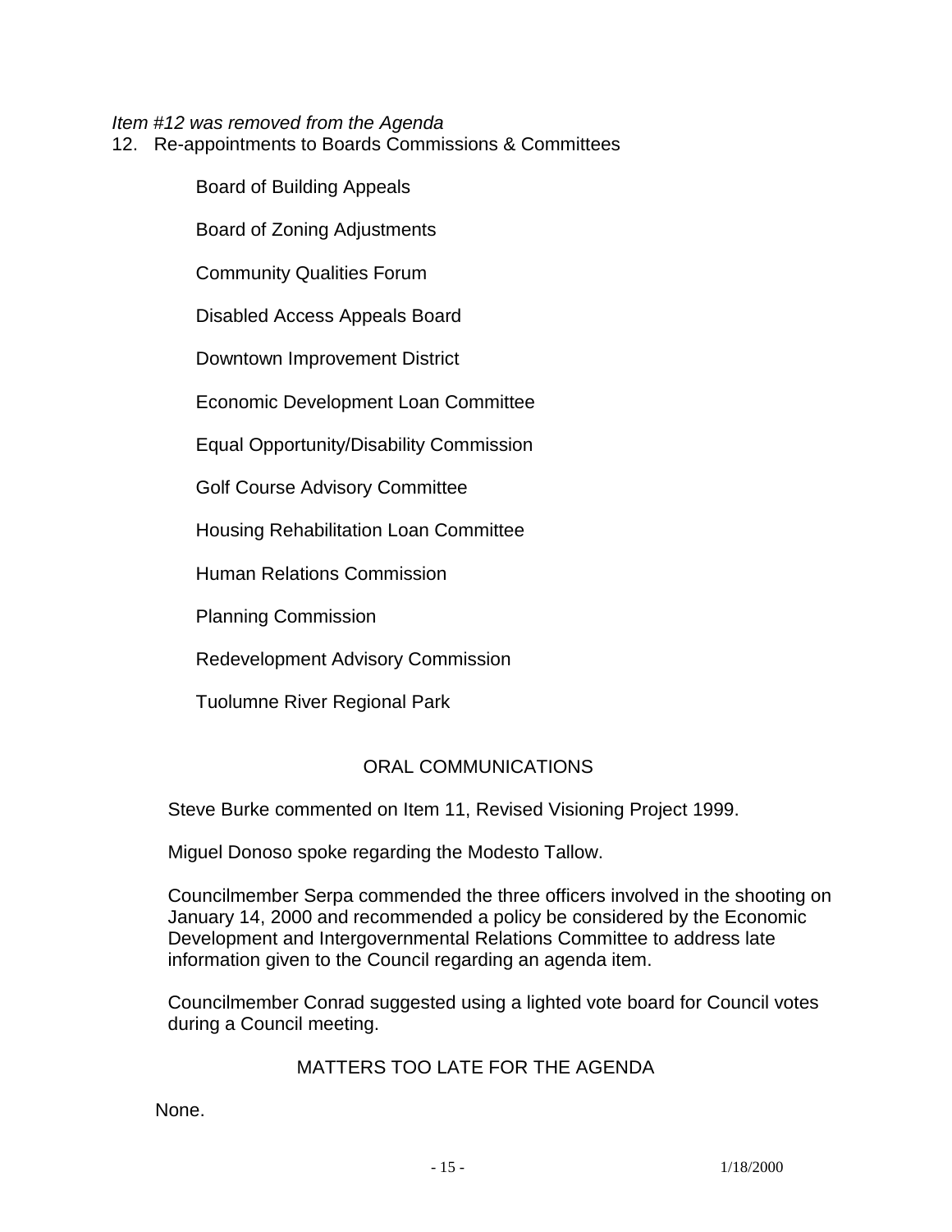*Item #12 was removed from the Agenda*

12. Re-appointments to Boards Commissions & Committees

    Board of Building Appeals

    Board of Zoning Adjustments

    Community Qualities Forum

    Disabled Access Appeals Board

    Downtown Improvement District

    Economic Development Loan Committee

    Equal Opportunity/Disability Commission

    Golf Course Advisory Committee

    Housing Rehabilitation Loan Committee

    Human Relations Commission

    Planning Commission

    Redevelopment Advisory Commission

    Tuolumne River Regional Park

## ORAL COMMUNICATIONS

Steve Burke commented on Item 11, Revised Visioning Project 1999.

Miguel Donoso spoke regarding the Modesto Tallow.

Councilmember Serpa commended the three officers involved in the shooting on January 14, 2000 and recommended a policy be considered by the Economic Development and Intergovernmental Relations Committee to address late information given to the Council regarding an agenda item.

Councilmember Conrad suggested using a lighted vote board for Council votes during a Council meeting.

## MATTERS TOO LATE FOR THE AGENDA

None.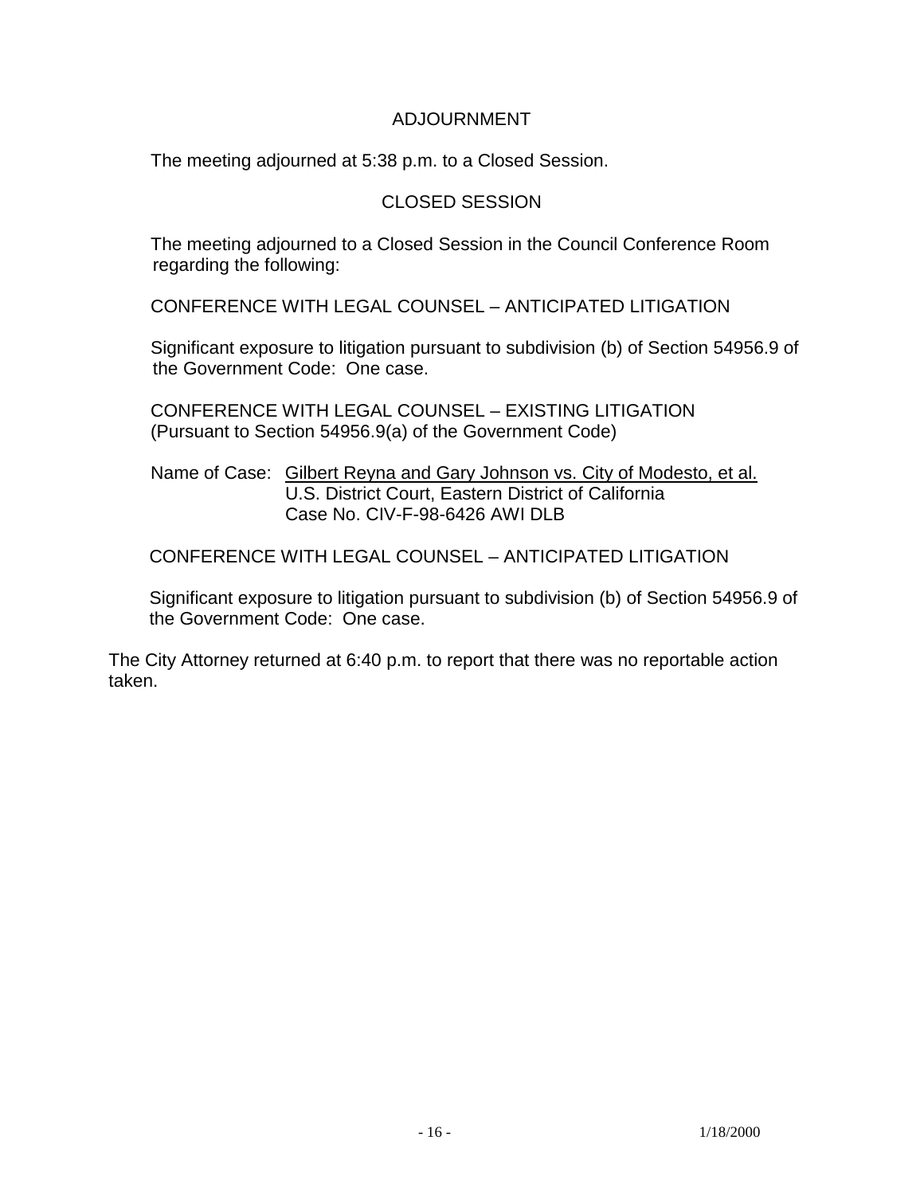## ADJOURNMENT

The meeting adjourned at 5:38 p.m. to a Closed Session.

## CLOSED SESSION

The meeting adjourned to a Closed Session in the Council Conference Room regarding the following:

CONFERENCE WITH LEGAL COUNSEL – ANTICIPATED LITIGATION

Significant exposure to litigation pursuant to subdivision (b) of Section 54956.9 of the Government Code: One case.

CONFERENCE WITH LEGAL COUNSEL – EXISTING LITIGATION
(Pursuant to Section 54956.9(a) of the Government Code)

Name of Case: Gilbert Reyna and Gary Johnson vs. City of Modesto, et al.
U.S. District Court, Eastern District of California
Case No. CIV-F-98-6426 AWI DLB

CONFERENCE WITH LEGAL COUNSEL – ANTICIPATED LITIGATION

Significant exposure to litigation pursuant to subdivision (b) of Section 54956.9 of the Government Code: One case.

The City Attorney returned at 6:40 p.m. to report that there was no reportable action taken.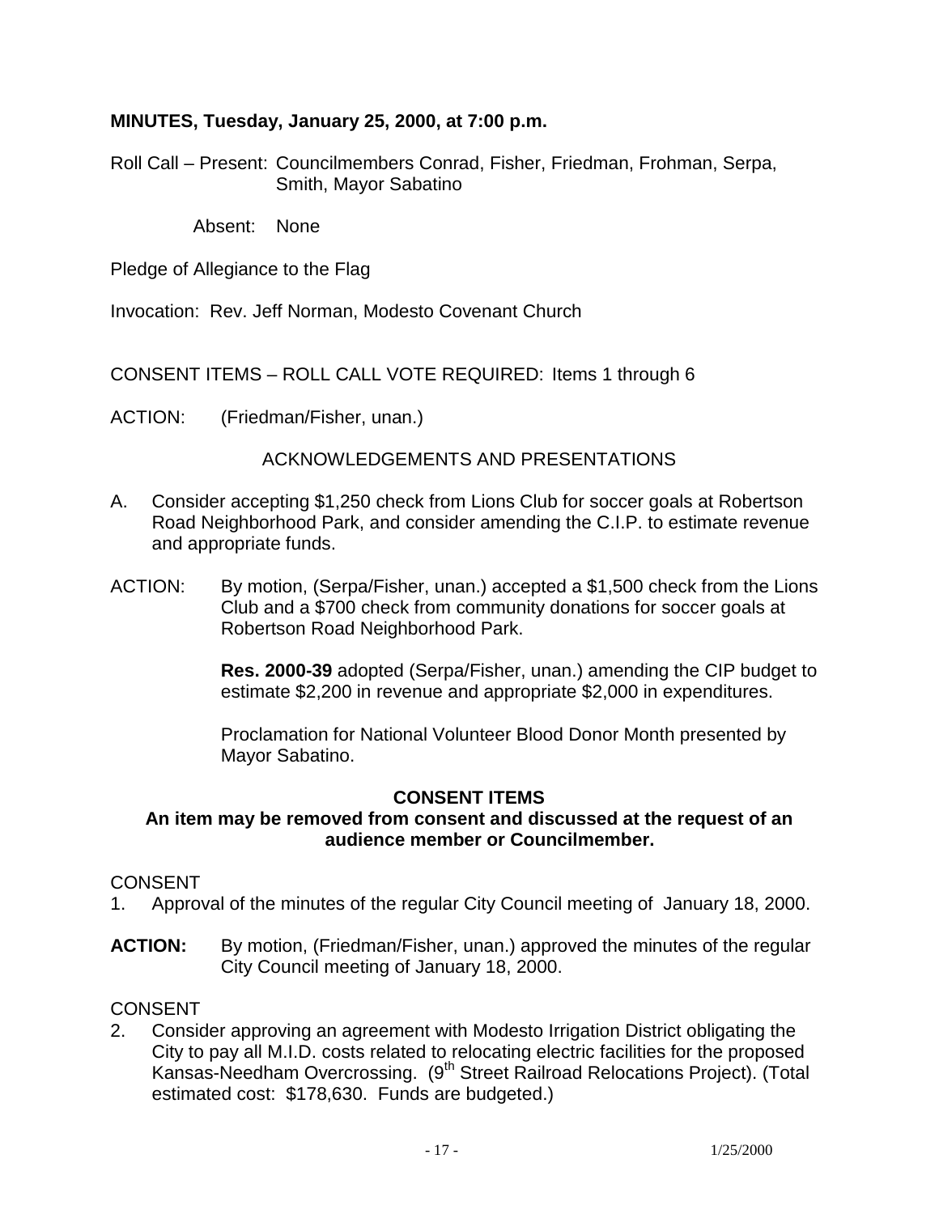**MINUTES, Tuesday, January 25, 2000, at 7:00 p.m.**

Roll Call – Present: Councilmembers Conrad, Fisher, Friedman, Frohman, Serpa, Smith, Mayor Sabatino

Absent: None

Pledge of Allegiance to the Flag

Invocation: Rev. Jeff Norman, Modesto Covenant Church

CONSENT ITEMS – ROLL CALL VOTE REQUIRED: Items 1 through 6

ACTION: (Friedman/Fisher, unan.)

ACKNOWLEDGEMENTS AND PRESENTATIONS

A. Consider accepting $1,250 check from Lions Club for soccer goals at Robertson Road Neighborhood Park, and consider amending the C.I.P. to estimate revenue and appropriate funds.

ACTION: By motion, (Serpa/Fisher, unan.) accepted a $1,500 check from the Lions Club and a $700 check from community donations for soccer goals at Robertson Road Neighborhood Park.

**Res. 2000-39** adopted (Serpa/Fisher, unan.) amending the CIP budget to estimate $2,200 in revenue and appropriate $2,000 in expenditures.

Proclamation for National Volunteer Blood Donor Month presented by Mayor Sabatino.

**CONSENT ITEMS**

**An item may be removed from consent and discussed at the request of an audience member or Councilmember.**

CONSENT

1. Approval of the minutes of the regular City Council meeting of January 18, 2000.

**ACTION:** By motion, (Friedman/Fisher, unan.) approved the minutes of the regular City Council meeting of January 18, 2000.

CONSENT

2. Consider approving an agreement with Modesto Irrigation District obligating the City to pay all M.I.D. costs related to relocating electric facilities for the proposed Kansas-Needham Overcrossing. (9th Street Railroad Relocations Project). (Total estimated cost: $178,630. Funds are budgeted.)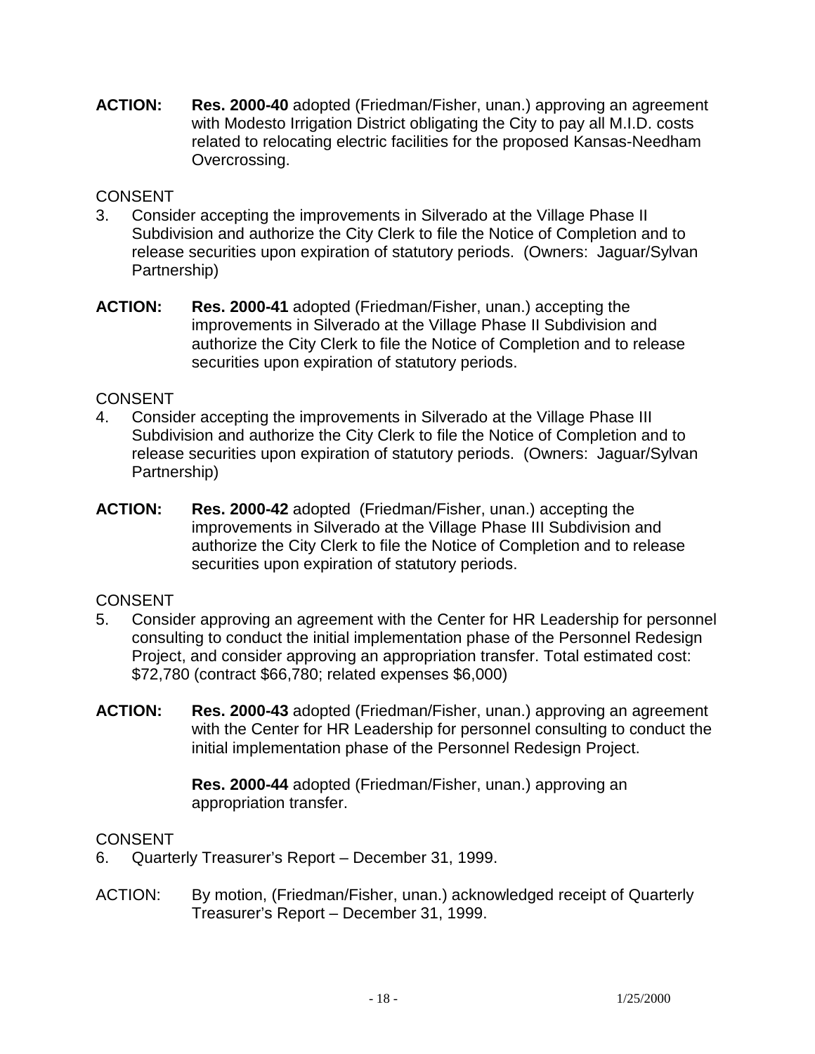**ACTION:** **Res. 2000-40** adopted (Friedman/Fisher, unan.) approving an agreement with Modesto Irrigation District obligating the City to pay all M.I.D. costs related to relocating electric facilities for the proposed Kansas-Needham Overcrossing.

CONSENT

3. Consider accepting the improvements in Silverado at the Village Phase II Subdivision and authorize the City Clerk to file the Notice of Completion and to release securities upon expiration of statutory periods. (Owners: Jaguar/Sylvan Partnership)

**ACTION:** **Res. 2000-41** adopted (Friedman/Fisher, unan.) accepting the improvements in Silverado at the Village Phase II Subdivision and authorize the City Clerk to file the Notice of Completion and to release securities upon expiration of statutory periods.

CONSENT

4. Consider accepting the improvements in Silverado at the Village Phase III Subdivision and authorize the City Clerk to file the Notice of Completion and to release securities upon expiration of statutory periods. (Owners: Jaguar/Sylvan Partnership)

**ACTION:** **Res. 2000-42** adopted (Friedman/Fisher, unan.) accepting the improvements in Silverado at the Village Phase III Subdivision and authorize the City Clerk to file the Notice of Completion and to release securities upon expiration of statutory periods.

CONSENT

5. Consider approving an agreement with the Center for HR Leadership for personnel consulting to conduct the initial implementation phase of the Personnel Redesign Project, and consider approving an appropriation transfer. Total estimated cost: $72,780 (contract $66,780; related expenses $6,000)

**ACTION:** **Res. 2000-43** adopted (Friedman/Fisher, unan.) approving an agreement with the Center for HR Leadership for personnel consulting to conduct the initial implementation phase of the Personnel Redesign Project.

**Res. 2000-44** adopted (Friedman/Fisher, unan.) approving an appropriation transfer.

CONSENT

6. Quarterly Treasurer's Report – December 31, 1999.

ACTION: By motion, (Friedman/Fisher, unan.) acknowledged receipt of Quarterly Treasurer's Report – December 31, 1999.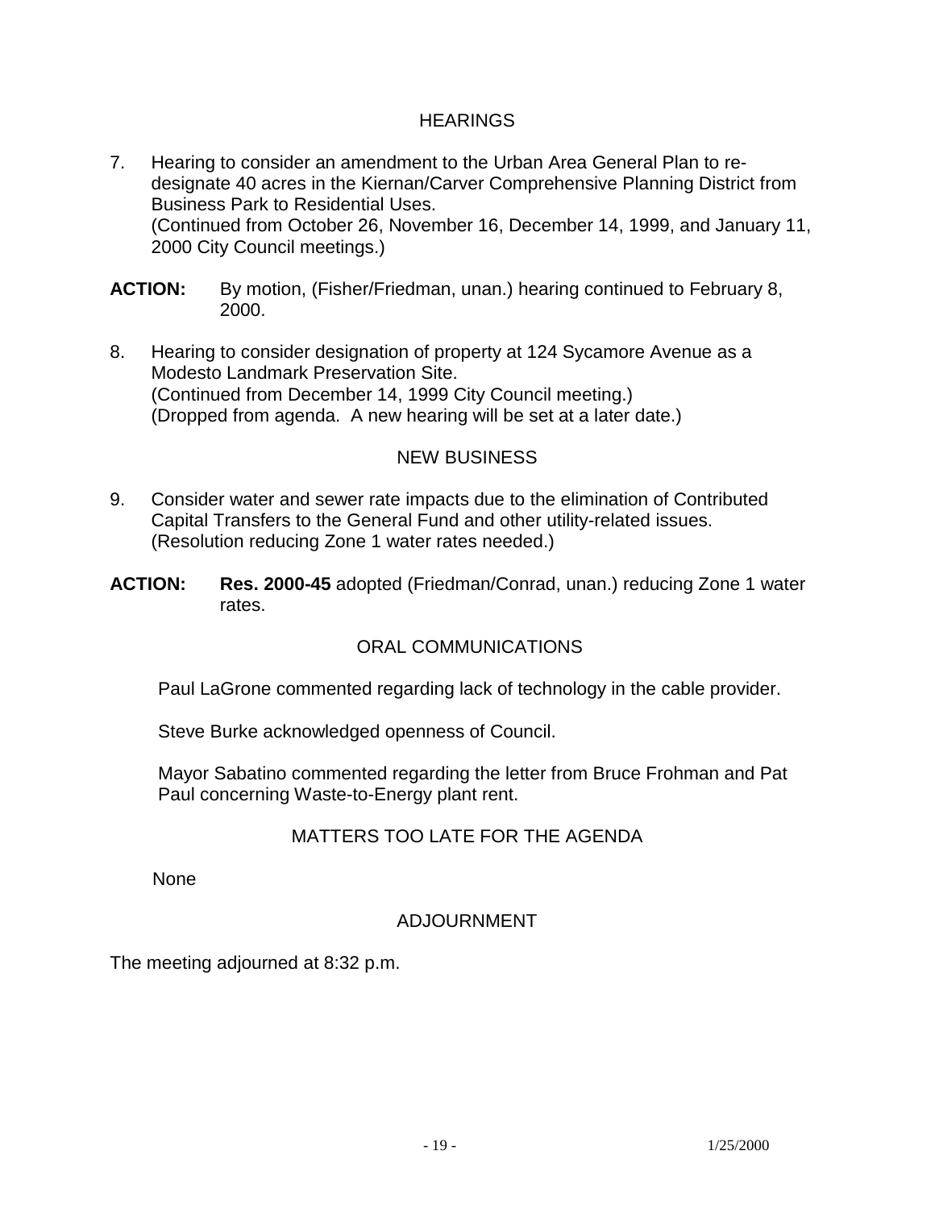## HEARINGS

7. Hearing to consider an amendment to the Urban Area General Plan to re-designate 40 acres in the Kiernan/Carver Comprehensive Planning District from Business Park to Residential Uses.
(Continued from October 26, November 16, December 14, 1999, and January 11, 2000 City Council meetings.)

**ACTION:** By motion, (Fisher/Friedman, unan.) hearing continued to February 8, 2000.

8. Hearing to consider designation of property at 124 Sycamore Avenue as a Modesto Landmark Preservation Site.
(Continued from December 14, 1999 City Council meeting.)
(Dropped from agenda. A new hearing will be set at a later date.)

## NEW BUSINESS

9. Consider water and sewer rate impacts due to the elimination of Contributed Capital Transfers to the General Fund and other utility-related issues.
(Resolution reducing Zone 1 water rates needed.)

**ACTION:** **Res. 2000-45** adopted (Friedman/Conrad, unan.) reducing Zone 1 water rates.

## ORAL COMMUNICATIONS

Paul LaGrone commented regarding lack of technology in the cable provider.

Steve Burke acknowledged openness of Council.

Mayor Sabatino commented regarding the letter from Bruce Frohman and Pat Paul concerning Waste-to-Energy plant rent.

## MATTERS TOO LATE FOR THE AGENDA

None

## ADJOURNMENT

The meeting adjourned at 8:32 p.m.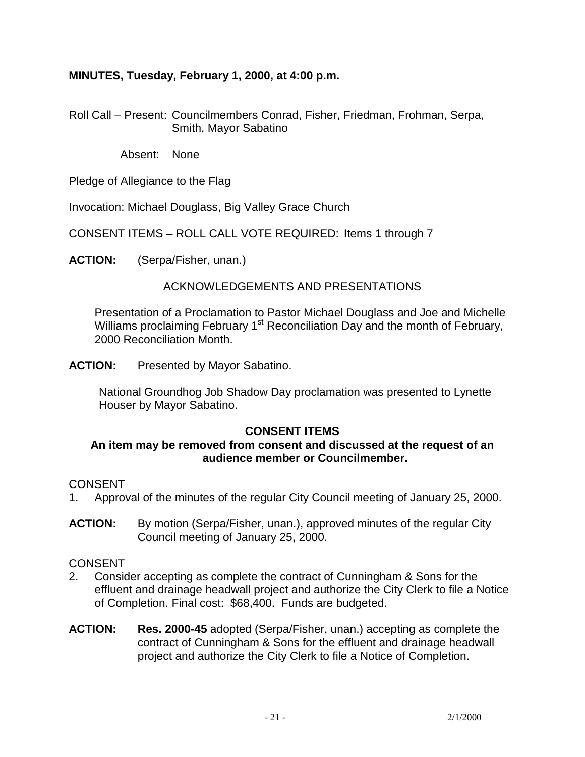**MINUTES, Tuesday, February 1, 2000, at 4:00 p.m.**

Roll Call – Present: Councilmembers Conrad, Fisher, Friedman, Frohman, Serpa, Smith, Mayor Sabatino

Absent: None

Pledge of Allegiance to the Flag

Invocation: Michael Douglass, Big Valley Grace Church

CONSENT ITEMS – ROLL CALL VOTE REQUIRED: Items 1 through 7

**ACTION:** (Serpa/Fisher, unan.)

ACKNOWLEDGEMENTS AND PRESENTATIONS

Presentation of a Proclamation to Pastor Michael Douglass and Joe and Michelle Williams proclaiming February 1st Reconciliation Day and the month of February, 2000 Reconciliation Month.

**ACTION:** Presented by Mayor Sabatino.

National Groundhog Job Shadow Day proclamation was presented to Lynette Houser by Mayor Sabatino.

**CONSENT ITEMS**

**An item may be removed from consent and discussed at the request of an audience member or Councilmember.**

CONSENT

1. Approval of the minutes of the regular City Council meeting of January 25, 2000.

**ACTION:** By motion (Serpa/Fisher, unan.), approved minutes of the regular City Council meeting of January 25, 2000.

CONSENT

2. Consider accepting as complete the contract of Cunningham & Sons for the effluent and drainage headwall project and authorize the City Clerk to file a Notice of Completion. Final cost: $68,400. Funds are budgeted.

**ACTION:** **Res. 2000-45** adopted (Serpa/Fisher, unan.) accepting as complete the contract of Cunningham & Sons for the effluent and drainage headwall project and authorize the City Clerk to file a Notice of Completion.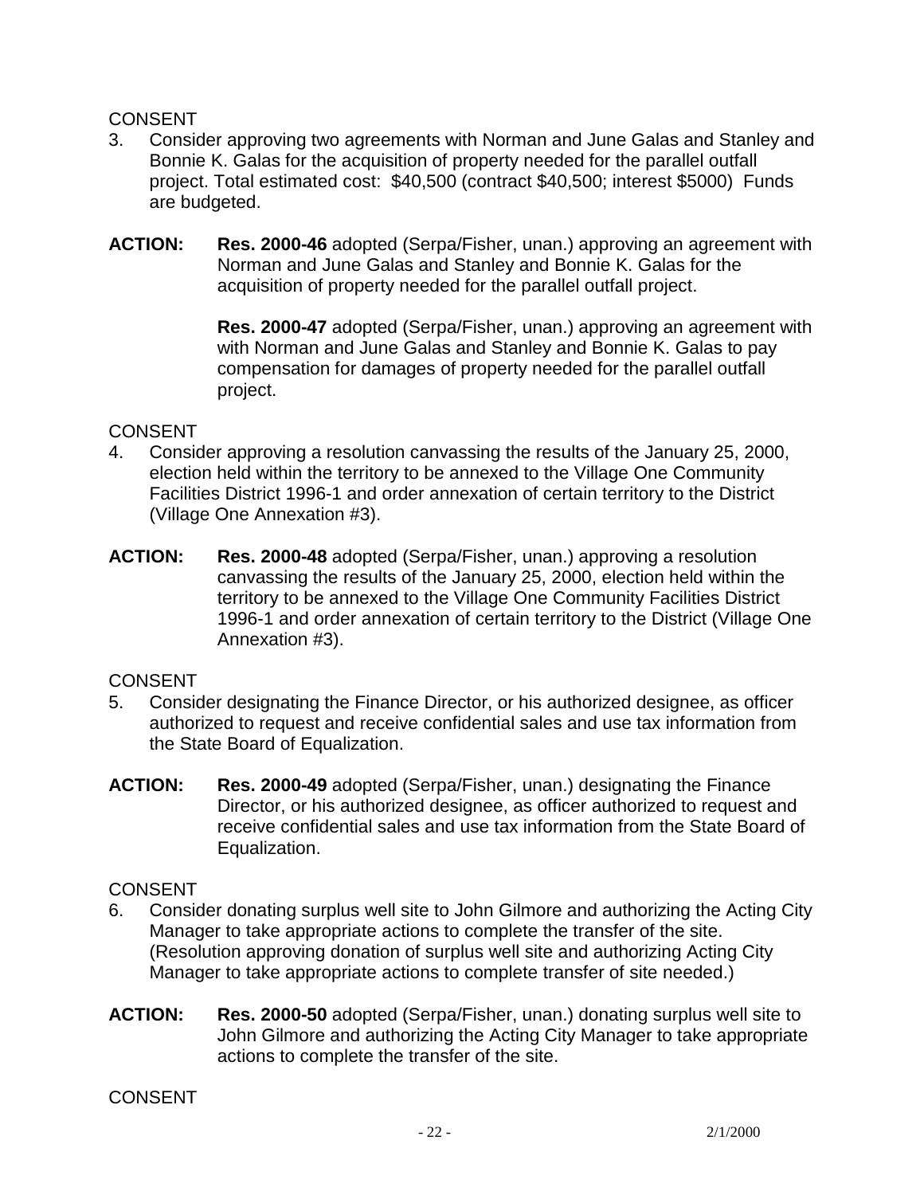CONSENT

3. Consider approving two agreements with Norman and June Galas and Stanley and Bonnie K. Galas for the acquisition of property needed for the parallel outfall project. Total estimated cost: $40,500 (contract $40,500; interest $5000) Funds are budgeted.

**ACTION:** **Res. 2000-46** adopted (Serpa/Fisher, unan.) approving an agreement with Norman and June Galas and Stanley and Bonnie K. Galas for the acquisition of property needed for the parallel outfall project.

**Res. 2000-47** adopted (Serpa/Fisher, unan.) approving an agreement with with Norman and June Galas and Stanley and Bonnie K. Galas to pay compensation for damages of property needed for the parallel outfall project.

CONSENT

4. Consider approving a resolution canvassing the results of the January 25, 2000, election held within the territory to be annexed to the Village One Community Facilities District 1996-1 and order annexation of certain territory to the District (Village One Annexation #3).

**ACTION:** **Res. 2000-48** adopted (Serpa/Fisher, unan.) approving a resolution canvassing the results of the January 25, 2000, election held within the territory to be annexed to the Village One Community Facilities District 1996-1 and order annexation of certain territory to the District (Village One Annexation #3).

CONSENT

5. Consider designating the Finance Director, or his authorized designee, as officer authorized to request and receive confidential sales and use tax information from the State Board of Equalization.

**ACTION:** **Res. 2000-49** adopted (Serpa/Fisher, unan.) designating the Finance Director, or his authorized designee, as officer authorized to request and receive confidential sales and use tax information from the State Board of Equalization.

CONSENT

6. Consider donating surplus well site to John Gilmore and authorizing the Acting City Manager to take appropriate actions to complete the transfer of the site. (Resolution approving donation of surplus well site and authorizing Acting City Manager to take appropriate actions to complete transfer of site needed.)

**ACTION:** **Res. 2000-50** adopted (Serpa/Fisher, unan.) donating surplus well site to John Gilmore and authorizing the Acting City Manager to take appropriate actions to complete the transfer of the site.

CONSENT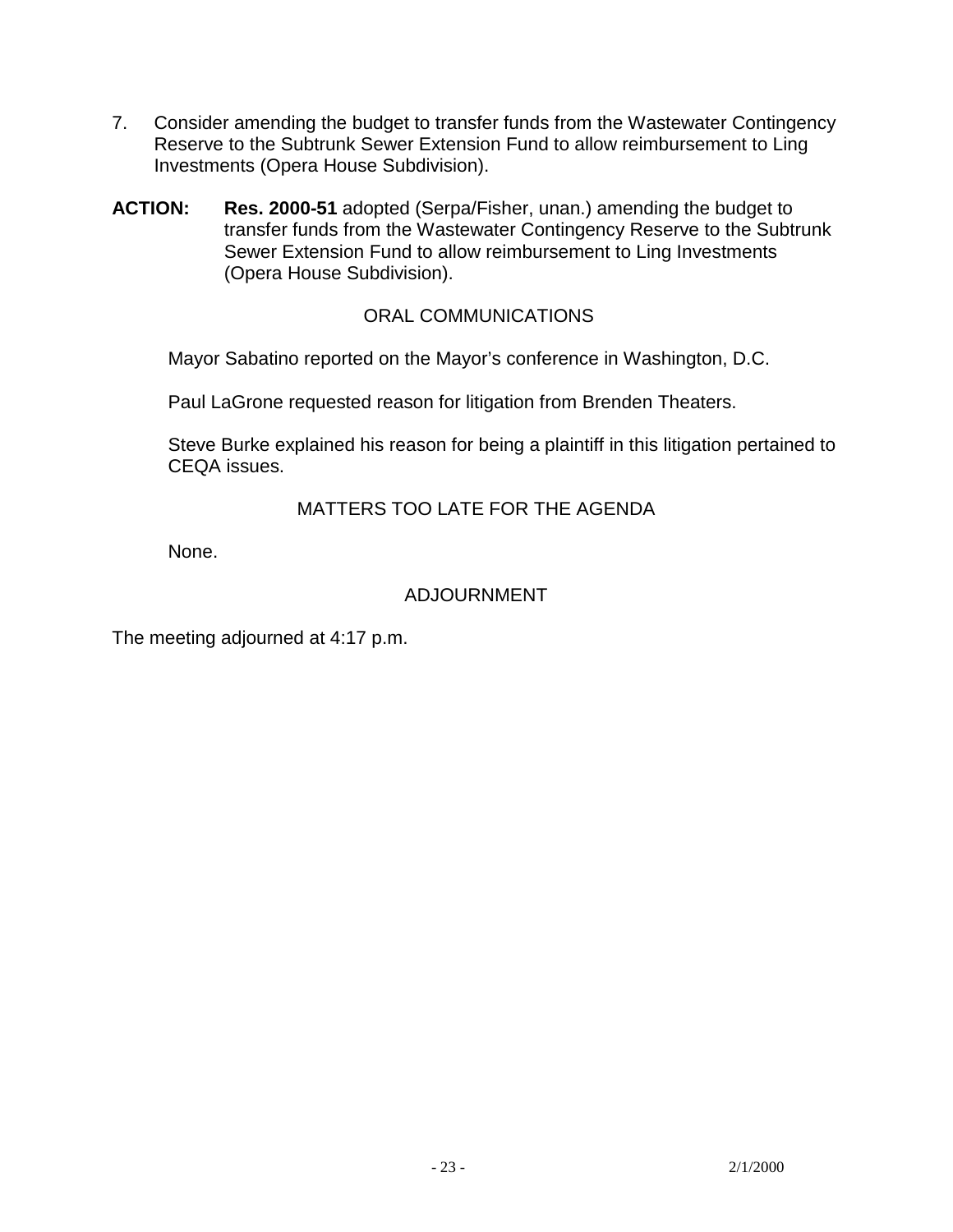7. Consider amending the budget to transfer funds from the Wastewater Contingency Reserve to the Subtrunk Sewer Extension Fund to allow reimbursement to Ling Investments (Opera House Subdivision).

**ACTION:** **Res. 2000-51** adopted (Serpa/Fisher, unan.) amending the budget to transfer funds from the Wastewater Contingency Reserve to the Subtrunk Sewer Extension Fund to allow reimbursement to Ling Investments (Opera House Subdivision).

## ORAL COMMUNICATIONS

Mayor Sabatino reported on the Mayor's conference in Washington, D.C.

Paul LaGrone requested reason for litigation from Brenden Theaters.

Steve Burke explained his reason for being a plaintiff in this litigation pertained to CEQA issues.

## MATTERS TOO LATE FOR THE AGENDA

None.

## ADJOURNMENT

The meeting adjourned at 4:17 p.m.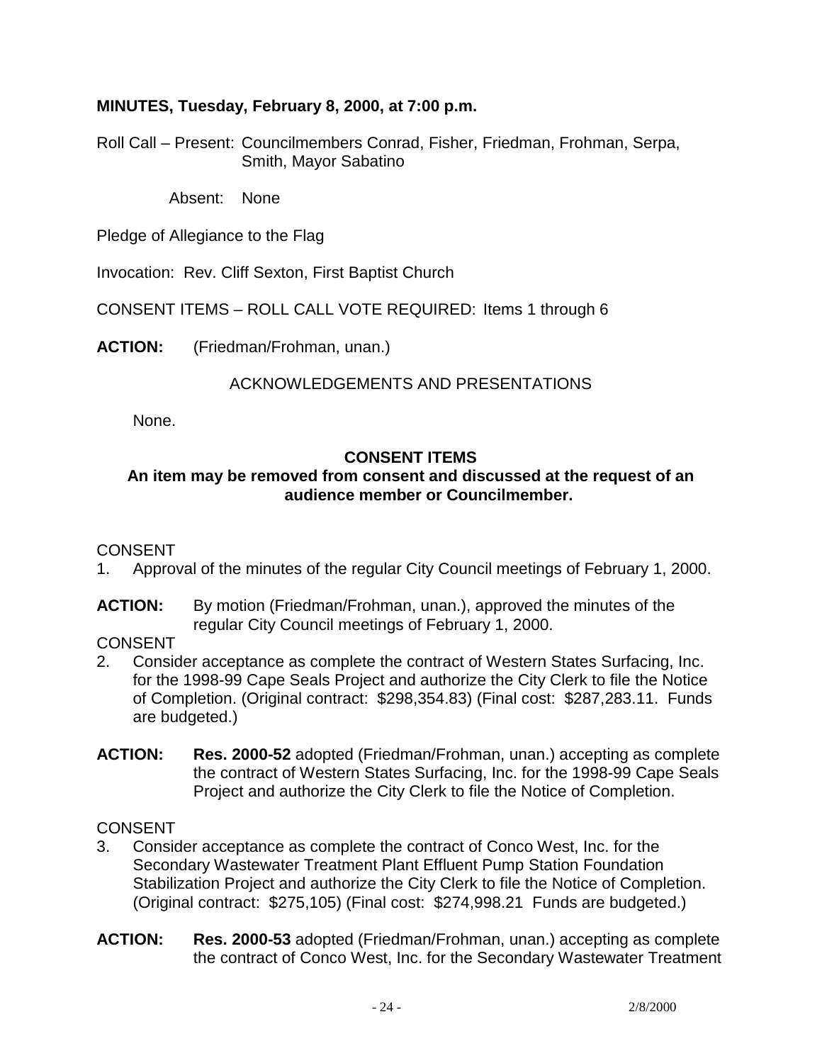**MINUTES, Tuesday, February 8, 2000, at 7:00 p.m.**

Roll Call – Present: Councilmembers Conrad, Fisher, Friedman, Frohman, Serpa, Smith, Mayor Sabatino

Absent: None

Pledge of Allegiance to the Flag

Invocation: Rev. Cliff Sexton, First Baptist Church

CONSENT ITEMS – ROLL CALL VOTE REQUIRED: Items 1 through 6

**ACTION:** (Friedman/Frohman, unan.)

ACKNOWLEDGEMENTS AND PRESENTATIONS

None.

**CONSENT ITEMS**

**An item may be removed from consent and discussed at the request of an audience member or Councilmember.**

CONSENT

1. Approval of the minutes of the regular City Council meetings of February 1, 2000.

**ACTION:** By motion (Friedman/Frohman, unan.), approved the minutes of the regular City Council meetings of February 1, 2000.

CONSENT

2. Consider acceptance as complete the contract of Western States Surfacing, Inc. for the 1998-99 Cape Seals Project and authorize the City Clerk to file the Notice of Completion. (Original contract: $298,354.83) (Final cost: $287,283.11. Funds are budgeted.)

**ACTION:** **Res. 2000-52** adopted (Friedman/Frohman, unan.) accepting as complete the contract of Western States Surfacing, Inc. for the 1998-99 Cape Seals Project and authorize the City Clerk to file the Notice of Completion.

CONSENT

3. Consider acceptance as complete the contract of Conco West, Inc. for the Secondary Wastewater Treatment Plant Effluent Pump Station Foundation Stabilization Project and authorize the City Clerk to file the Notice of Completion. (Original contract: $275,105) (Final cost: $274,998.21 Funds are budgeted.)

**ACTION:** **Res. 2000-53** adopted (Friedman/Frohman, unan.) accepting as complete the contract of Conco West, Inc. for the Secondary Wastewater Treatment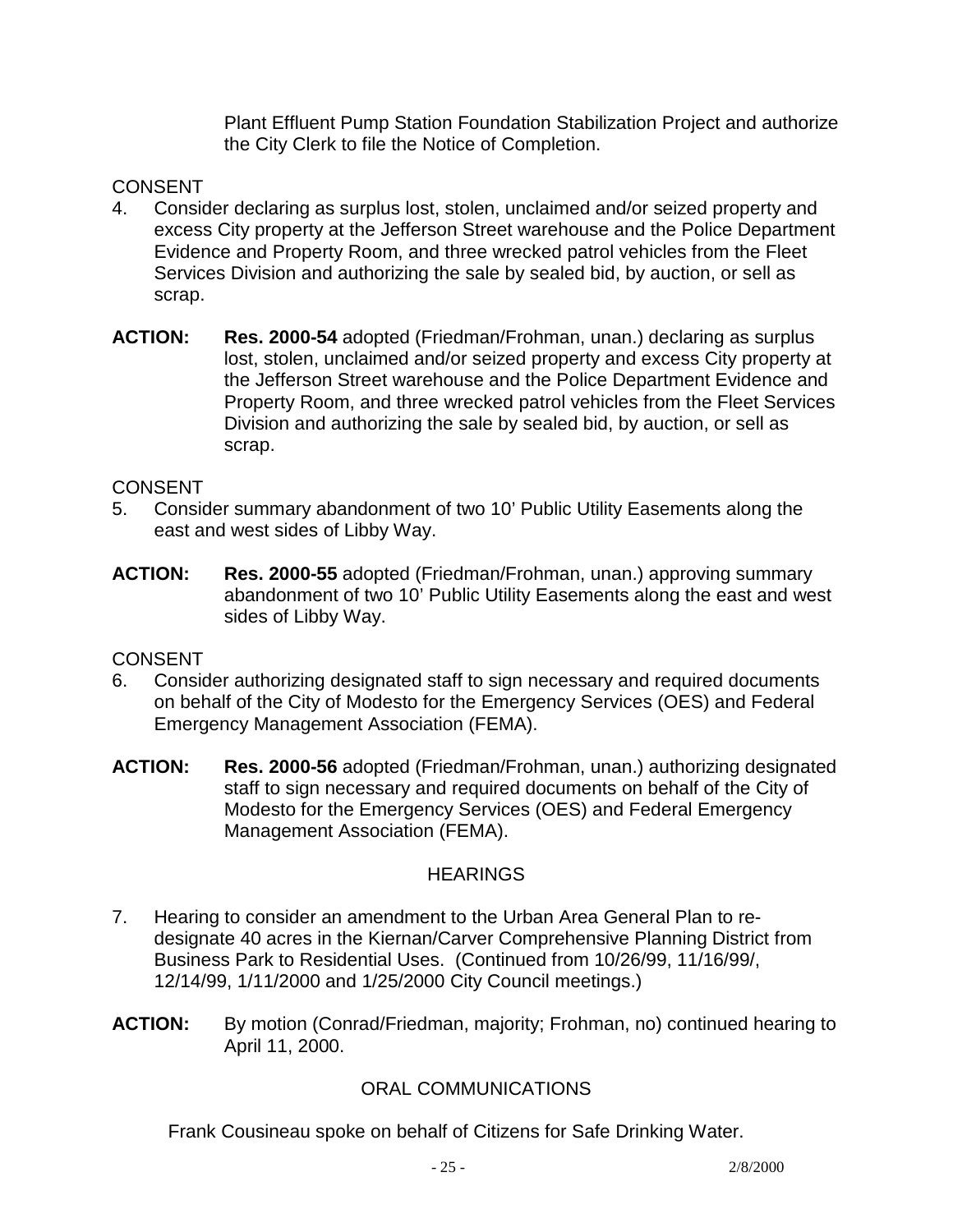Plant Effluent Pump Station Foundation Stabilization Project and authorize the City Clerk to file the Notice of Completion.

CONSENT

4. Consider declaring as surplus lost, stolen, unclaimed and/or seized property and excess City property at the Jefferson Street warehouse and the Police Department Evidence and Property Room, and three wrecked patrol vehicles from the Fleet Services Division and authorizing the sale by sealed bid, by auction, or sell as scrap.

**ACTION:** **Res. 2000-54** adopted (Friedman/Frohman, unan.) declaring as surplus lost, stolen, unclaimed and/or seized property and excess City property at the Jefferson Street warehouse and the Police Department Evidence and Property Room, and three wrecked patrol vehicles from the Fleet Services Division and authorizing the sale by sealed bid, by auction, or sell as scrap.

CONSENT

5. Consider summary abandonment of two 10' Public Utility Easements along the east and west sides of Libby Way.

**ACTION:** **Res. 2000-55** adopted (Friedman/Frohman, unan.) approving summary abandonment of two 10' Public Utility Easements along the east and west sides of Libby Way.

CONSENT

6. Consider authorizing designated staff to sign necessary and required documents on behalf of the City of Modesto for the Emergency Services (OES) and Federal Emergency Management Association (FEMA).

**ACTION:** **Res. 2000-56** adopted (Friedman/Frohman, unan.) authorizing designated staff to sign necessary and required documents on behalf of the City of Modesto for the Emergency Services (OES) and Federal Emergency Management Association (FEMA).

## HEARINGS

7. Hearing to consider an amendment to the Urban Area General Plan to re-designate 40 acres in the Kiernan/Carver Comprehensive Planning District from Business Park to Residential Uses. (Continued from 10/26/99, 11/16/99/, 12/14/99, 1/11/2000 and 1/25/2000 City Council meetings.)

**ACTION:** By motion (Conrad/Friedman, majority; Frohman, no) continued hearing to April 11, 2000.

## ORAL COMMUNICATIONS

Frank Cousineau spoke on behalf of Citizens for Safe Drinking Water.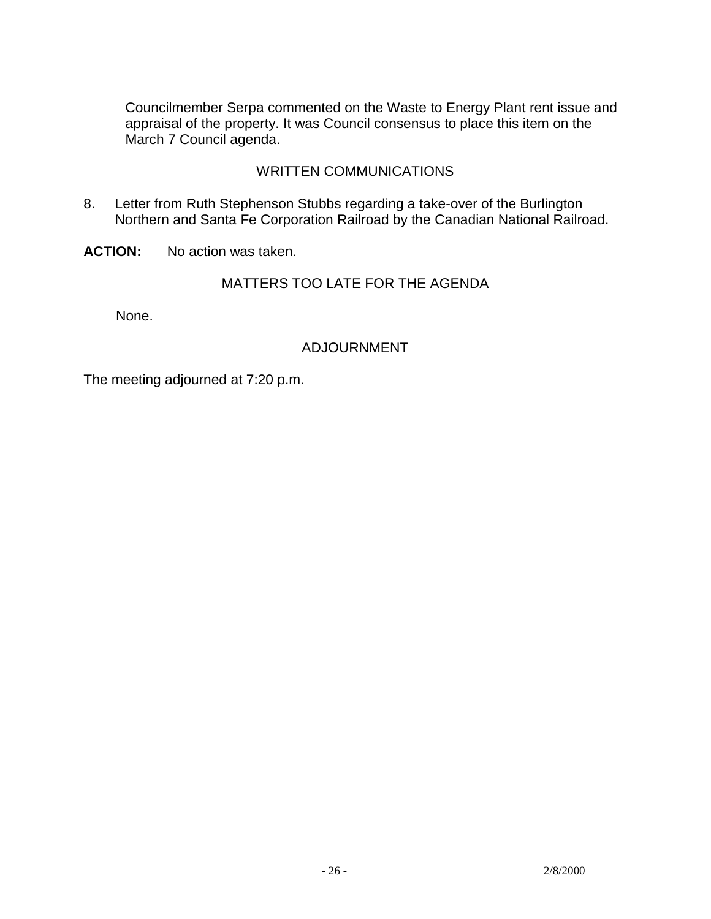Councilmember Serpa commented on the Waste to Energy Plant rent issue and appraisal of the property. It was Council consensus to place this item on the March 7 Council agenda.

## WRITTEN COMMUNICATIONS

8. Letter from Ruth Stephenson Stubbs regarding a take-over of the Burlington Northern and Santa Fe Corporation Railroad by the Canadian National Railroad.

**ACTION:** No action was taken.

## MATTERS TOO LATE FOR THE AGENDA

None.

## ADJOURNMENT

The meeting adjourned at 7:20 p.m.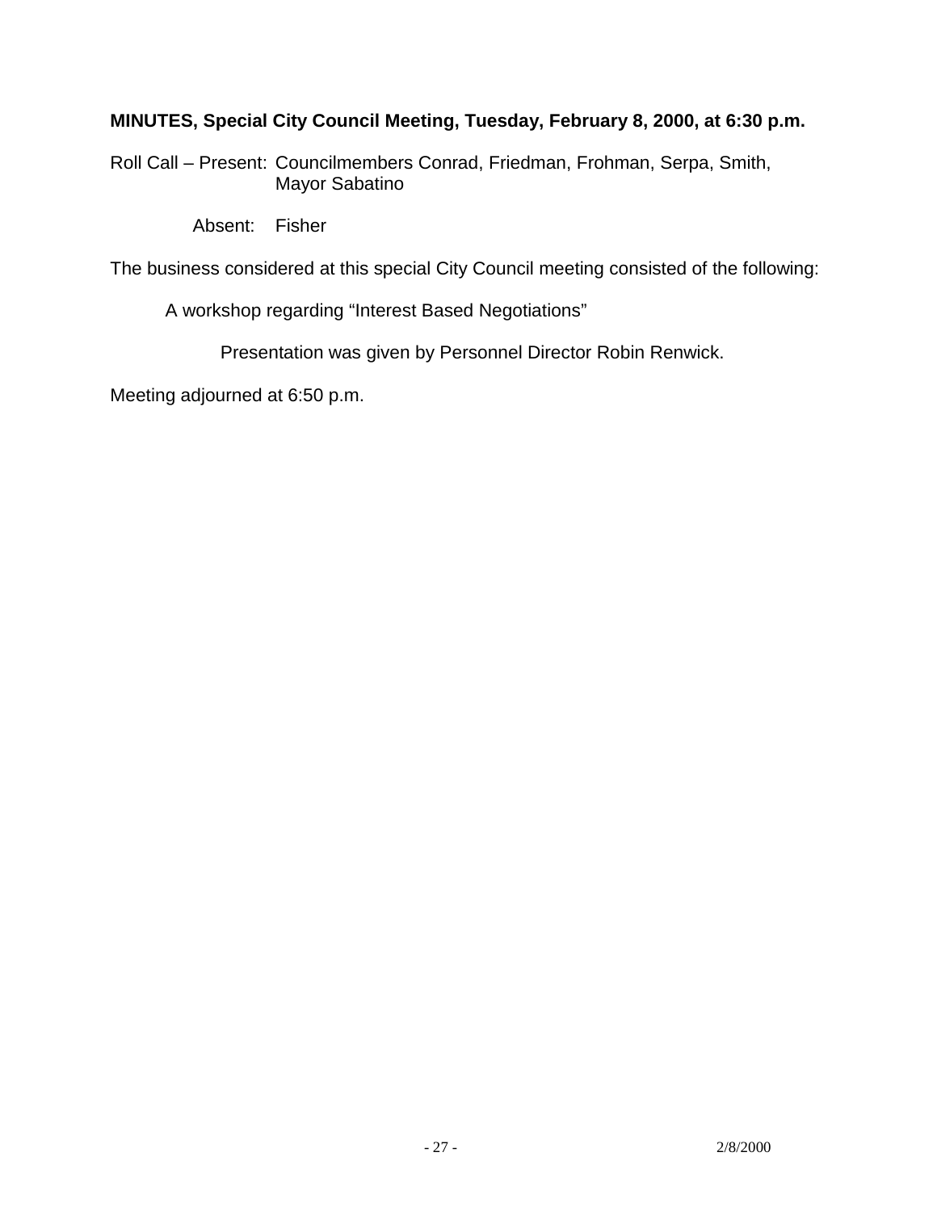**MINUTES, Special City Council Meeting, Tuesday, February 8, 2000, at 6:30 p.m.**

Roll Call – Present: Councilmembers Conrad, Friedman, Frohman, Serpa, Smith, Mayor Sabatino

Absent: Fisher

The business considered at this special City Council meeting consisted of the following:

A workshop regarding "Interest Based Negotiations"

Presentation was given by Personnel Director Robin Renwick.

Meeting adjourned at 6:50 p.m.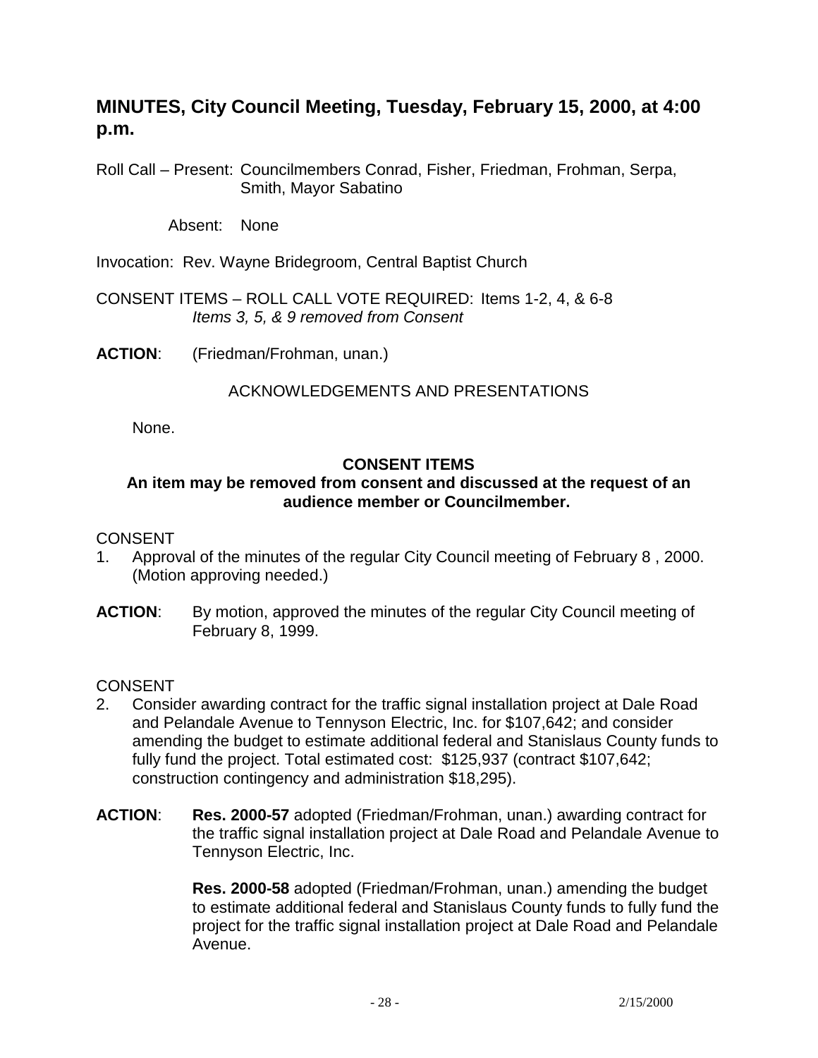## MINUTES, City Council Meeting, Tuesday, February 15, 2000, at 4:00 p.m.

Roll Call – Present: Councilmembers Conrad, Fisher, Friedman, Frohman, Serpa, Smith, Mayor Sabatino

Absent: None

Invocation: Rev. Wayne Bridegroom, Central Baptist Church

CONSENT ITEMS – ROLL CALL VOTE REQUIRED: Items 1-2, 4, & 6-8
*Items 3, 5, & 9 removed from Consent*

**ACTION**: (Friedman/Frohman, unan.)

ACKNOWLEDGEMENTS AND PRESENTATIONS

None.

**CONSENT ITEMS**
**An item may be removed from consent and discussed at the request of an audience member or Councilmember.**

CONSENT

1. Approval of the minutes of the regular City Council meeting of February 8 , 2000. (Motion approving needed.)

**ACTION**: By motion, approved the minutes of the regular City Council meeting of February 8, 1999.

CONSENT

2. Consider awarding contract for the traffic signal installation project at Dale Road and Pelandale Avenue to Tennyson Electric, Inc. for $107,642; and consider amending the budget to estimate additional federal and Stanislaus County funds to fully fund the project. Total estimated cost: $125,937 (contract $107,642; construction contingency and administration $18,295).

**ACTION**: **Res. 2000-57** adopted (Friedman/Frohman, unan.) awarding contract for the traffic signal installation project at Dale Road and Pelandale Avenue to Tennyson Electric, Inc.

**Res. 2000-58** adopted (Friedman/Frohman, unan.) amending the budget to estimate additional federal and Stanislaus County funds to fully fund the project for the traffic signal installation project at Dale Road and Pelandale Avenue.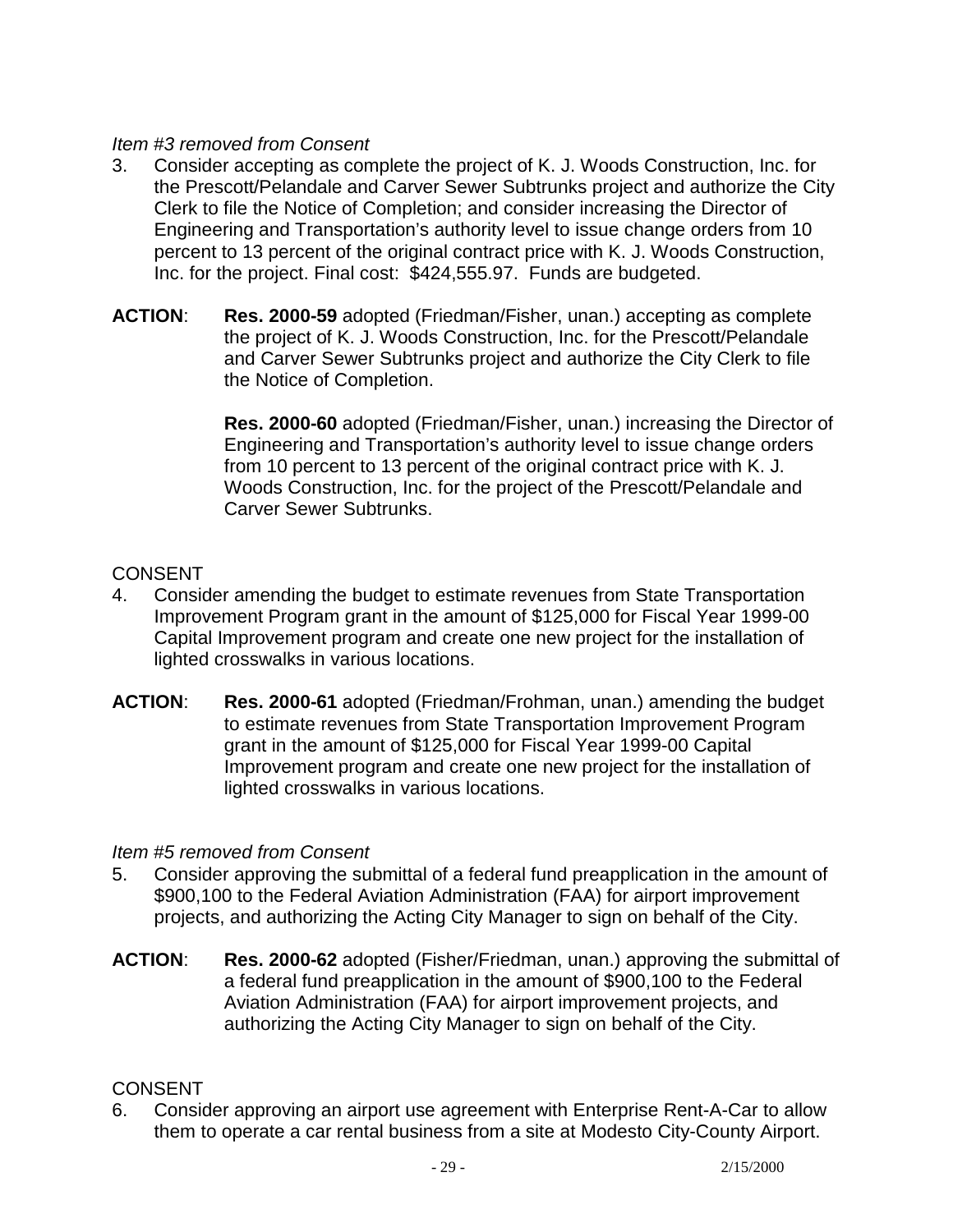*Item #3 removed from Consent*

3. Consider accepting as complete the project of K. J. Woods Construction, Inc. for the Prescott/Pelandale and Carver Sewer Subtrunks project and authorize the City Clerk to file the Notice of Completion; and consider increasing the Director of Engineering and Transportation's authority level to issue change orders from 10 percent to 13 percent of the original contract price with K. J. Woods Construction, Inc. for the project. Final cost: $424,555.97. Funds are budgeted.

**ACTION**: **Res. 2000-59** adopted (Friedman/Fisher, unan.) accepting as complete the project of K. J. Woods Construction, Inc. for the Prescott/Pelandale and Carver Sewer Subtrunks project and authorize the City Clerk to file the Notice of Completion.

**Res. 2000-60** adopted (Friedman/Fisher, unan.) increasing the Director of Engineering and Transportation's authority level to issue change orders from 10 percent to 13 percent of the original contract price with K. J. Woods Construction, Inc. for the project of the Prescott/Pelandale and Carver Sewer Subtrunks.

CONSENT

4. Consider amending the budget to estimate revenues from State Transportation Improvement Program grant in the amount of $125,000 for Fiscal Year 1999-00 Capital Improvement program and create one new project for the installation of lighted crosswalks in various locations.

**ACTION**: **Res. 2000-61** adopted (Friedman/Frohman, unan.) amending the budget to estimate revenues from State Transportation Improvement Program grant in the amount of $125,000 for Fiscal Year 1999-00 Capital Improvement program and create one new project for the installation of lighted crosswalks in various locations.

*Item #5 removed from Consent*

5. Consider approving the submittal of a federal fund preapplication in the amount of $900,100 to the Federal Aviation Administration (FAA) for airport improvement projects, and authorizing the Acting City Manager to sign on behalf of the City.

**ACTION**: **Res. 2000-62** adopted (Fisher/Friedman, unan.) approving the submittal of a federal fund preapplication in the amount of $900,100 to the Federal Aviation Administration (FAA) for airport improvement projects, and authorizing the Acting City Manager to sign on behalf of the City.

CONSENT

6. Consider approving an airport use agreement with Enterprise Rent-A-Car to allow them to operate a car rental business from a site at Modesto City-County Airport.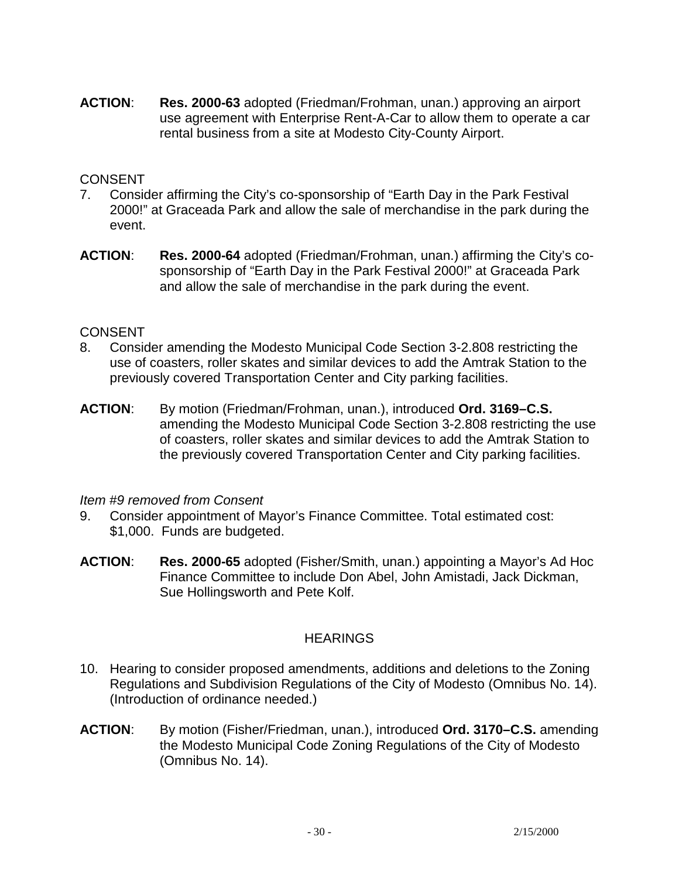**ACTION**: **Res. 2000-63** adopted (Friedman/Frohman, unan.) approving an airport use agreement with Enterprise Rent-A-Car to allow them to operate a car rental business from a site at Modesto City-County Airport.

CONSENT

7. Consider affirming the City's co-sponsorship of "Earth Day in the Park Festival 2000!" at Graceada Park and allow the sale of merchandise in the park during the event.

**ACTION**: **Res. 2000-64** adopted (Friedman/Frohman, unan.) affirming the City's co-sponsorship of "Earth Day in the Park Festival 2000!" at Graceada Park and allow the sale of merchandise in the park during the event.

CONSENT

8. Consider amending the Modesto Municipal Code Section 3-2.808 restricting the use of coasters, roller skates and similar devices to add the Amtrak Station to the previously covered Transportation Center and City parking facilities.

**ACTION**: By motion (Friedman/Frohman, unan.), introduced **Ord. 3169–C.S.** amending the Modesto Municipal Code Section 3-2.808 restricting the use of coasters, roller skates and similar devices to add the Amtrak Station to the previously covered Transportation Center and City parking facilities.

*Item #9 removed from Consent*

9. Consider appointment of Mayor's Finance Committee. Total estimated cost: $1,000. Funds are budgeted.

**ACTION**: **Res. 2000-65** adopted (Fisher/Smith, unan.) appointing a Mayor's Ad Hoc Finance Committee to include Don Abel, John Amistadi, Jack Dickman, Sue Hollingsworth and Pete Kolf.

## HEARINGS

10. Hearing to consider proposed amendments, additions and deletions to the Zoning Regulations and Subdivision Regulations of the City of Modesto (Omnibus No. 14). (Introduction of ordinance needed.)

**ACTION**: By motion (Fisher/Friedman, unan.), introduced **Ord. 3170–C.S.** amending the Modesto Municipal Code Zoning Regulations of the City of Modesto (Omnibus No. 14).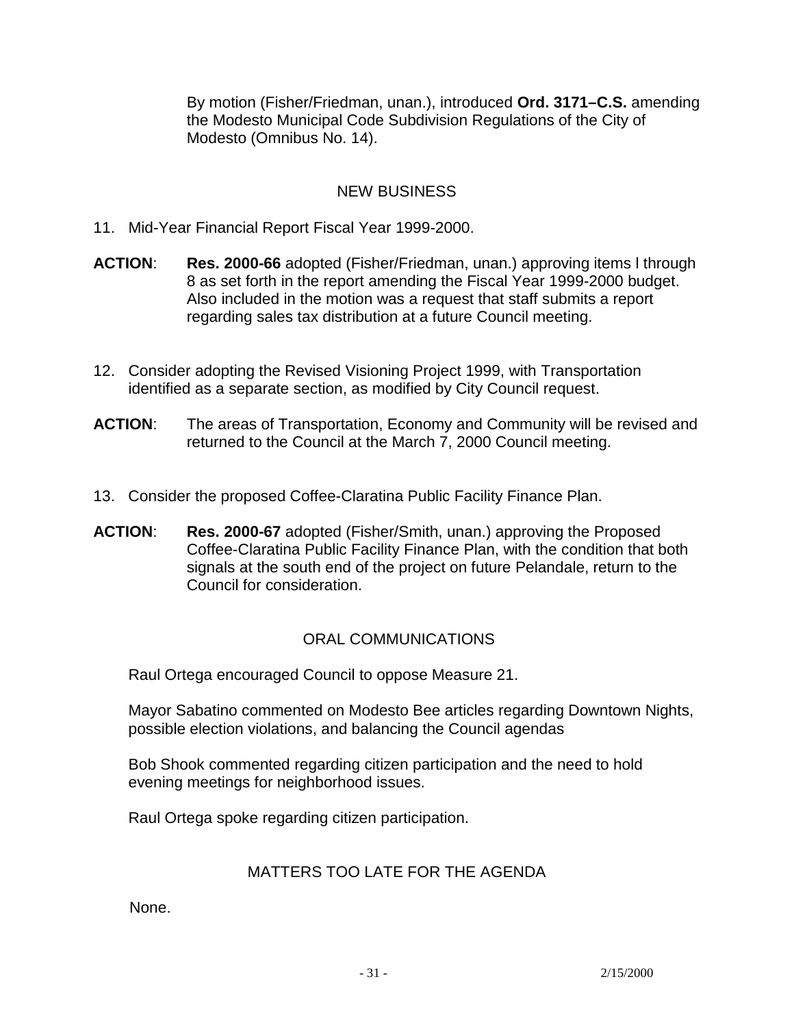By motion (Fisher/Friedman, unan.), introduced **Ord. 3171–C.S.** amending the Modesto Municipal Code Subdivision Regulations of the City of Modesto (Omnibus No. 14).

## NEW BUSINESS

11. Mid-Year Financial Report Fiscal Year 1999-2000.

**ACTION**: **Res. 2000-66** adopted (Fisher/Friedman, unan.) approving items l through 8 as set forth in the report amending the Fiscal Year 1999-2000 budget. Also included in the motion was a request that staff submits a report regarding sales tax distribution at a future Council meeting.

12. Consider adopting the Revised Visioning Project 1999, with Transportation identified as a separate section, as modified by City Council request.

**ACTION**: The areas of Transportation, Economy and Community will be revised and returned to the Council at the March 7, 2000 Council meeting.

13. Consider the proposed Coffee-Claratina Public Facility Finance Plan.

**ACTION**: **Res. 2000-67** adopted (Fisher/Smith, unan.) approving the Proposed Coffee-Claratina Public Facility Finance Plan, with the condition that both signals at the south end of the project on future Pelandale, return to the Council for consideration.

## ORAL COMMUNICATIONS

Raul Ortega encouraged Council to oppose Measure 21.

Mayor Sabatino commented on Modesto Bee articles regarding Downtown Nights, possible election violations, and balancing the Council agendas

Bob Shook commented regarding citizen participation and the need to hold evening meetings for neighborhood issues.

Raul Ortega spoke regarding citizen participation.

## MATTERS TOO LATE FOR THE AGENDA

None.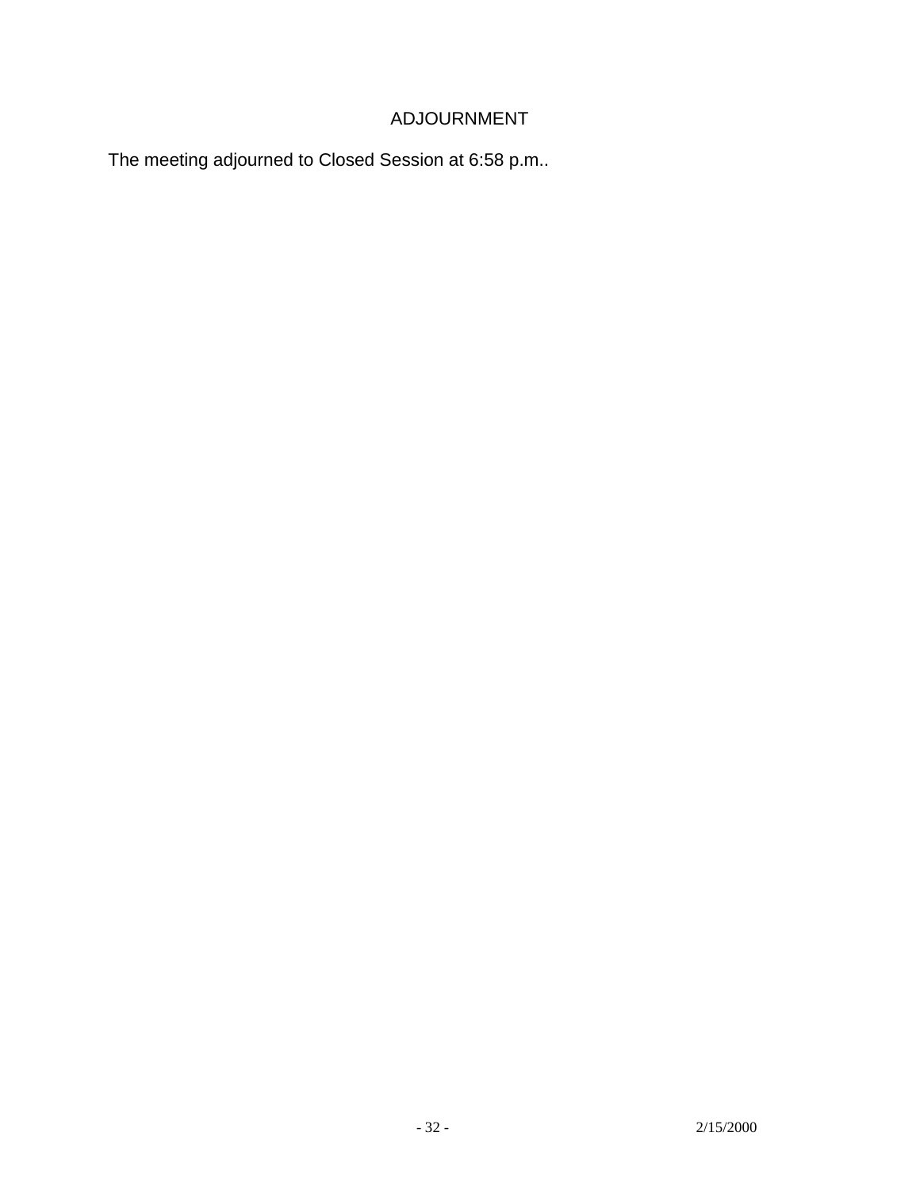## ADJOURNMENT

The meeting adjourned to Closed Session at 6:58 p.m..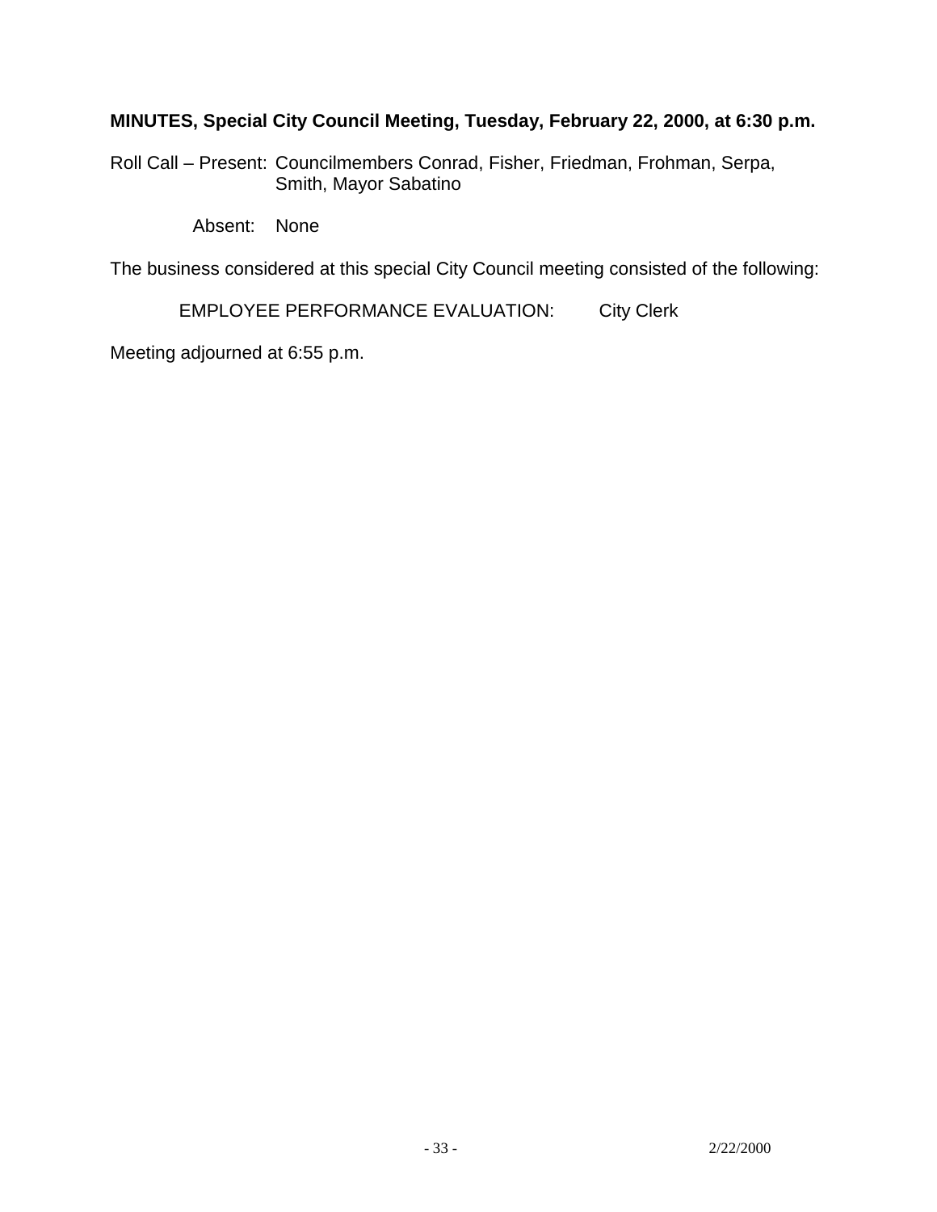**MINUTES, Special City Council Meeting, Tuesday, February 22, 2000, at 6:30 p.m.**

Roll Call – Present: Councilmembers Conrad, Fisher, Friedman, Frohman, Serpa, Smith, Mayor Sabatino

Absent: None

The business considered at this special City Council meeting consisted of the following:

EMPLOYEE PERFORMANCE EVALUATION: City Clerk

Meeting adjourned at 6:55 p.m.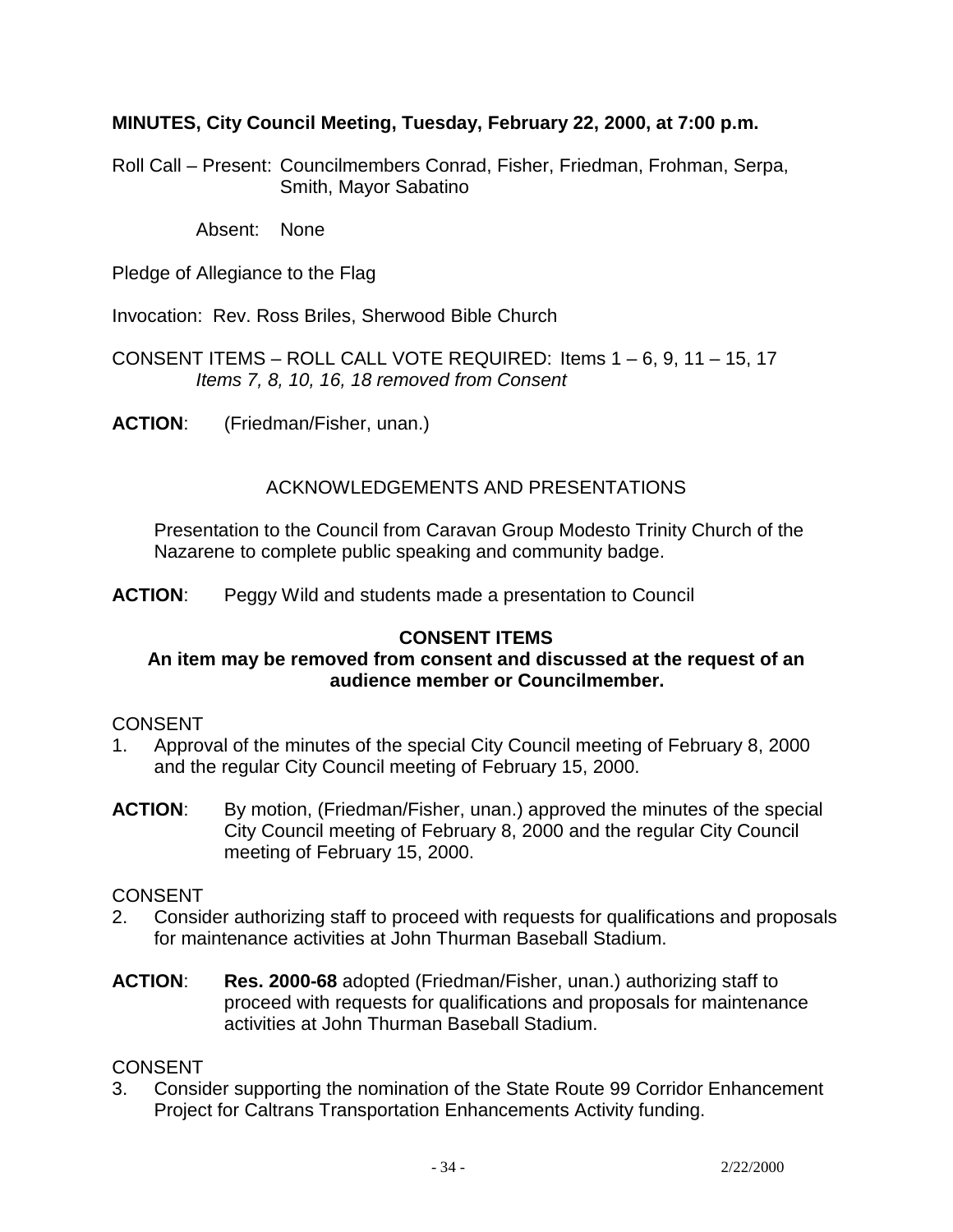**MINUTES, City Council Meeting, Tuesday, February 22, 2000, at 7:00 p.m.**

Roll Call – Present: Councilmembers Conrad, Fisher, Friedman, Frohman, Serpa, Smith, Mayor Sabatino

Absent: None

Pledge of Allegiance to the Flag

Invocation: Rev. Ross Briles, Sherwood Bible Church

CONSENT ITEMS – ROLL CALL VOTE REQUIRED: Items 1 – 6, 9, 11 – 15, 17
*Items 7, 8, 10, 16, 18 removed from Consent*

**ACTION**: (Friedman/Fisher, unan.)

ACKNOWLEDGEMENTS AND PRESENTATIONS

Presentation to the Council from Caravan Group Modesto Trinity Church of the Nazarene to complete public speaking and community badge.

**ACTION**: Peggy Wild and students made a presentation to Council

**CONSENT ITEMS**
**An item may be removed from consent and discussed at the request of an audience member or Councilmember.**

CONSENT
1. Approval of the minutes of the special City Council meeting of February 8, 2000 and the regular City Council meeting of February 15, 2000.

**ACTION**: By motion, (Friedman/Fisher, unan.) approved the minutes of the special City Council meeting of February 8, 2000 and the regular City Council meeting of February 15, 2000.

CONSENT
2. Consider authorizing staff to proceed with requests for qualifications and proposals for maintenance activities at John Thurman Baseball Stadium.

**ACTION**: **Res. 2000-68** adopted (Friedman/Fisher, unan.) authorizing staff to proceed with requests for qualifications and proposals for maintenance activities at John Thurman Baseball Stadium.

CONSENT
3. Consider supporting the nomination of the State Route 99 Corridor Enhancement Project for Caltrans Transportation Enhancements Activity funding.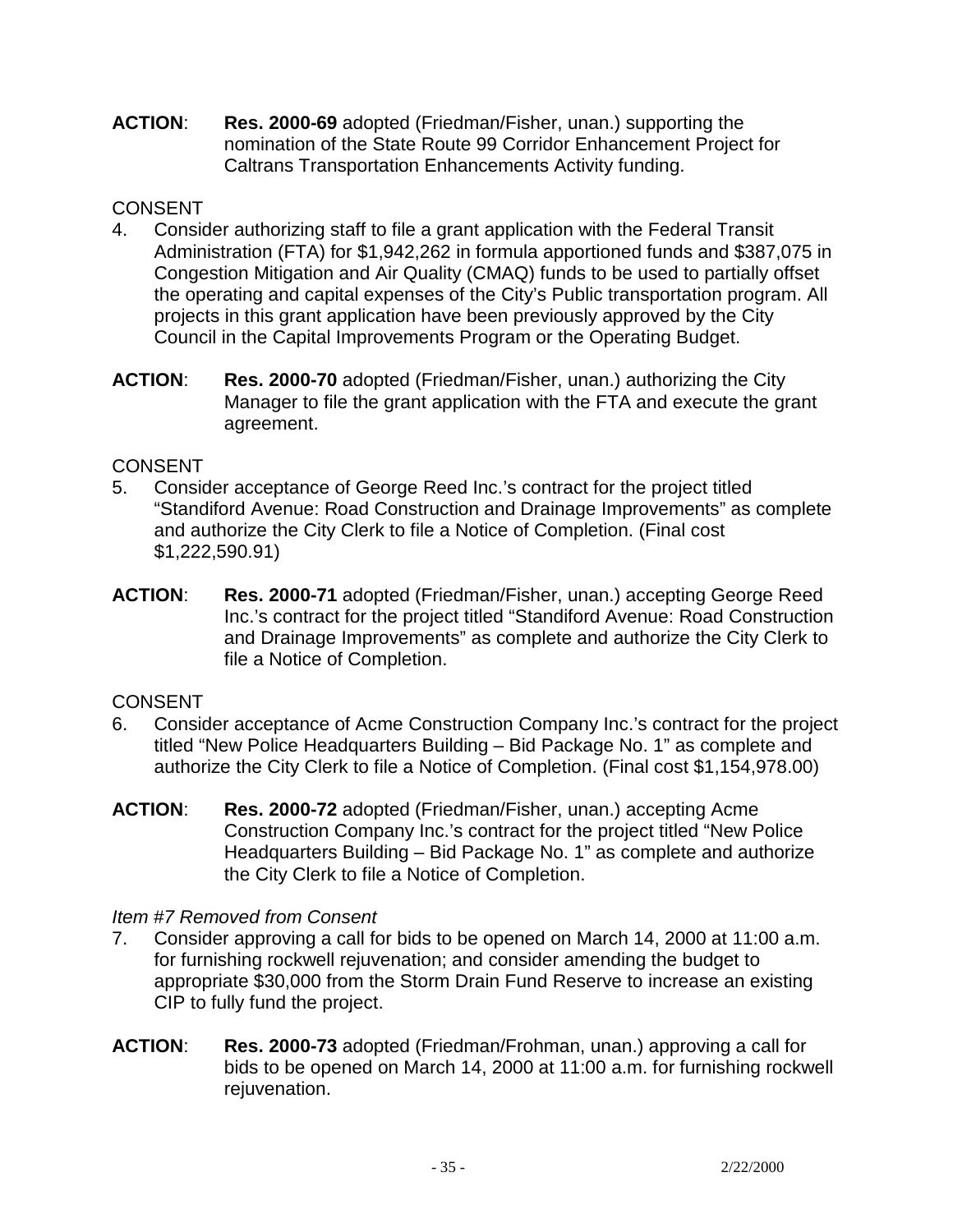**ACTION**: **Res. 2000-69** adopted (Friedman/Fisher, unan.) supporting the nomination of the State Route 99 Corridor Enhancement Project for Caltrans Transportation Enhancements Activity funding.

CONSENT

4. Consider authorizing staff to file a grant application with the Federal Transit Administration (FTA) for $1,942,262 in formula apportioned funds and $387,075 in Congestion Mitigation and Air Quality (CMAQ) funds to be used to partially offset the operating and capital expenses of the City's Public transportation program. All projects in this grant application have been previously approved by the City Council in the Capital Improvements Program or the Operating Budget.

**ACTION**: **Res. 2000-70** adopted (Friedman/Fisher, unan.) authorizing the City Manager to file the grant application with the FTA and execute the grant agreement.

CONSENT

5. Consider acceptance of George Reed Inc.'s contract for the project titled "Standiford Avenue: Road Construction and Drainage Improvements" as complete and authorize the City Clerk to file a Notice of Completion. (Final cost $1,222,590.91)

**ACTION**: **Res. 2000-71** adopted (Friedman/Fisher, unan.) accepting George Reed Inc.'s contract for the project titled "Standiford Avenue: Road Construction and Drainage Improvements" as complete and authorize the City Clerk to file a Notice of Completion.

CONSENT

6. Consider acceptance of Acme Construction Company Inc.'s contract for the project titled "New Police Headquarters Building – Bid Package No. 1" as complete and authorize the City Clerk to file a Notice of Completion. (Final cost $1,154,978.00)

**ACTION**: **Res. 2000-72** adopted (Friedman/Fisher, unan.) accepting Acme Construction Company Inc.'s contract for the project titled "New Police Headquarters Building – Bid Package No. 1" as complete and authorize the City Clerk to file a Notice of Completion.

*Item #7 Removed from Consent*

7. Consider approving a call for bids to be opened on March 14, 2000 at 11:00 a.m. for furnishing rockwell rejuvenation; and consider amending the budget to appropriate $30,000 from the Storm Drain Fund Reserve to increase an existing CIP to fully fund the project.

**ACTION**: **Res. 2000-73** adopted (Friedman/Frohman, unan.) approving a call for bids to be opened on March 14, 2000 at 11:00 a.m. for furnishing rockwell rejuvenation.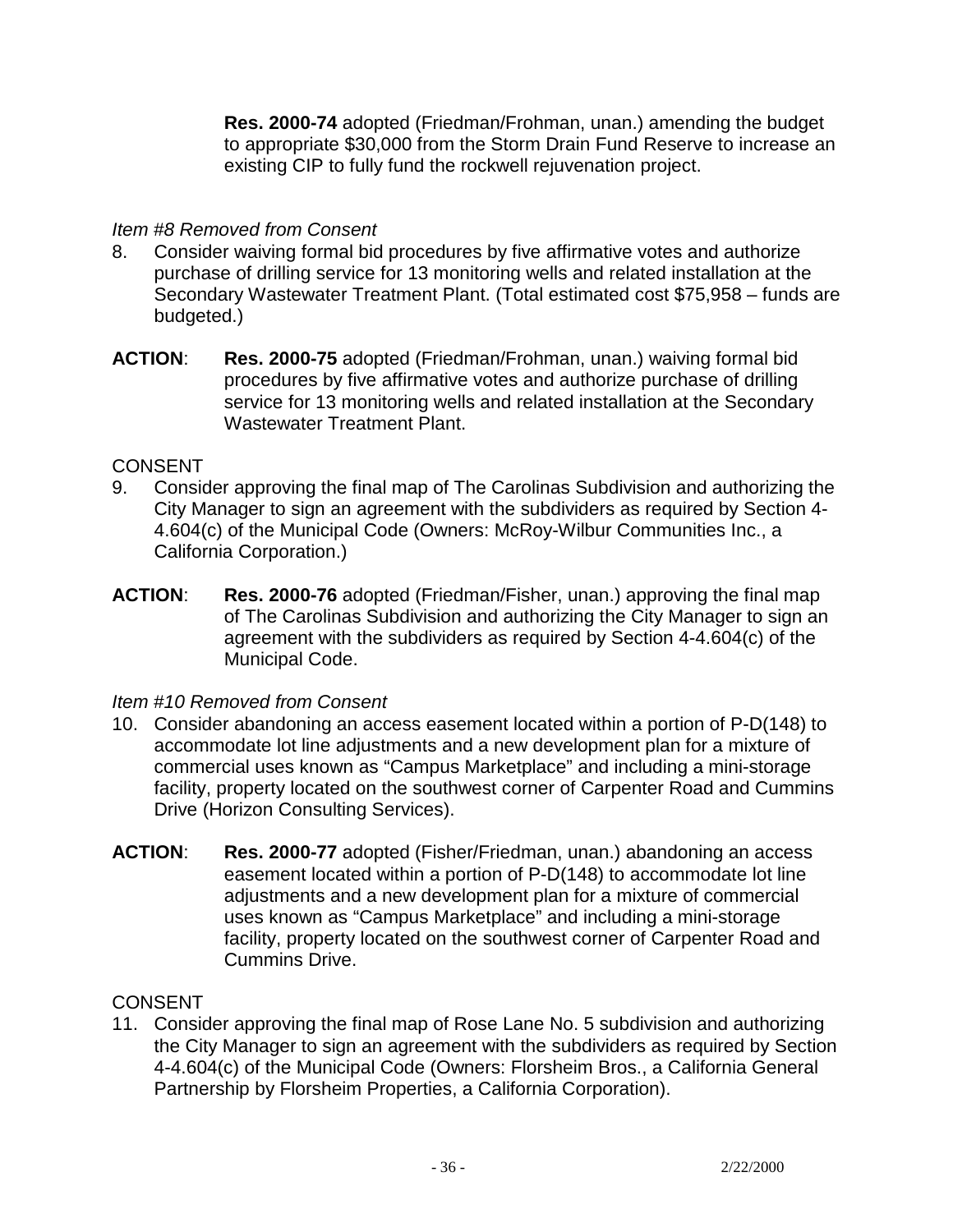**Res. 2000-74** adopted (Friedman/Frohman, unan.) amending the budget to appropriate $30,000 from the Storm Drain Fund Reserve to increase an existing CIP to fully fund the rockwell rejuvenation project.

*Item #8 Removed from Consent*

8. Consider waiving formal bid procedures by five affirmative votes and authorize purchase of drilling service for 13 monitoring wells and related installation at the Secondary Wastewater Treatment Plant. (Total estimated cost $75,958 – funds are budgeted.)

**ACTION**: **Res. 2000-75** adopted (Friedman/Frohman, unan.) waiving formal bid procedures by five affirmative votes and authorize purchase of drilling service for 13 monitoring wells and related installation at the Secondary Wastewater Treatment Plant.

CONSENT

9. Consider approving the final map of The Carolinas Subdivision and authorizing the City Manager to sign an agreement with the subdividers as required by Section 4-4.604(c) of the Municipal Code (Owners: McRoy-Wilbur Communities Inc., a California Corporation.)

**ACTION**: **Res. 2000-76** adopted (Friedman/Fisher, unan.) approving the final map of The Carolinas Subdivision and authorizing the City Manager to sign an agreement with the subdividers as required by Section 4-4.604(c) of the Municipal Code.

*Item #10 Removed from Consent*

10. Consider abandoning an access easement located within a portion of P-D(148) to accommodate lot line adjustments and a new development plan for a mixture of commercial uses known as "Campus Marketplace" and including a mini-storage facility, property located on the southwest corner of Carpenter Road and Cummins Drive (Horizon Consulting Services).

**ACTION**: **Res. 2000-77** adopted (Fisher/Friedman, unan.) abandoning an access easement located within a portion of P-D(148) to accommodate lot line adjustments and a new development plan for a mixture of commercial uses known as "Campus Marketplace" and including a mini-storage facility, property located on the southwest corner of Carpenter Road and Cummins Drive.

CONSENT

11. Consider approving the final map of Rose Lane No. 5 subdivision and authorizing the City Manager to sign an agreement with the subdividers as required by Section 4-4.604(c) of the Municipal Code (Owners: Florsheim Bros., a California General Partnership by Florsheim Properties, a California Corporation).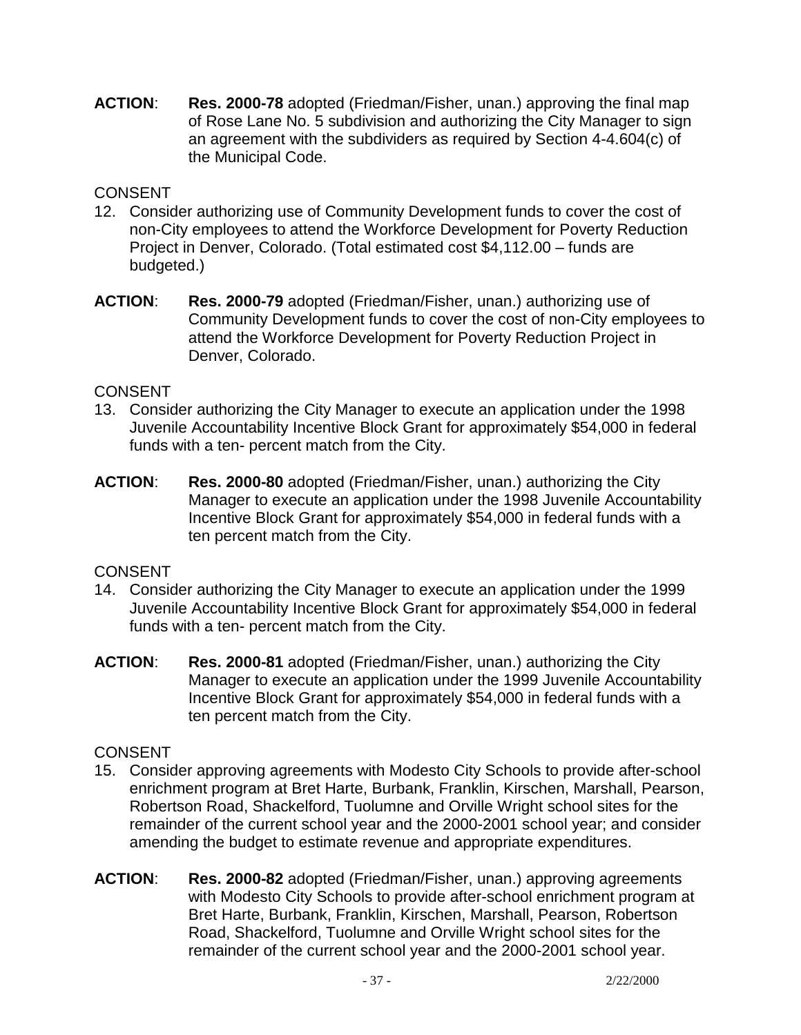**ACTION**: **Res. 2000-78** adopted (Friedman/Fisher, unan.) approving the final map of Rose Lane No. 5 subdivision and authorizing the City Manager to sign an agreement with the subdividers as required by Section 4-4.604(c) of the Municipal Code.

CONSENT

12. Consider authorizing use of Community Development funds to cover the cost of non-City employees to attend the Workforce Development for Poverty Reduction Project in Denver, Colorado. (Total estimated cost $4,112.00 – funds are budgeted.)

**ACTION**: **Res. 2000-79** adopted (Friedman/Fisher, unan.) authorizing use of Community Development funds to cover the cost of non-City employees to attend the Workforce Development for Poverty Reduction Project in Denver, Colorado.

CONSENT

13. Consider authorizing the City Manager to execute an application under the 1998 Juvenile Accountability Incentive Block Grant for approximately $54,000 in federal funds with a ten- percent match from the City.

**ACTION**: **Res. 2000-80** adopted (Friedman/Fisher, unan.) authorizing the City Manager to execute an application under the 1998 Juvenile Accountability Incentive Block Grant for approximately $54,000 in federal funds with a ten percent match from the City.

CONSENT

14. Consider authorizing the City Manager to execute an application under the 1999 Juvenile Accountability Incentive Block Grant for approximately $54,000 in federal funds with a ten- percent match from the City.

**ACTION**: **Res. 2000-81** adopted (Friedman/Fisher, unan.) authorizing the City Manager to execute an application under the 1999 Juvenile Accountability Incentive Block Grant for approximately $54,000 in federal funds with a ten percent match from the City.

CONSENT

15. Consider approving agreements with Modesto City Schools to provide after-school enrichment program at Bret Harte, Burbank, Franklin, Kirschen, Marshall, Pearson, Robertson Road, Shackelford, Tuolumne and Orville Wright school sites for the remainder of the current school year and the 2000-2001 school year; and consider amending the budget to estimate revenue and appropriate expenditures.

**ACTION**: **Res. 2000-82** adopted (Friedman/Fisher, unan.) approving agreements with Modesto City Schools to provide after-school enrichment program at Bret Harte, Burbank, Franklin, Kirschen, Marshall, Pearson, Robertson Road, Shackelford, Tuolumne and Orville Wright school sites for the remainder of the current school year and the 2000-2001 school year.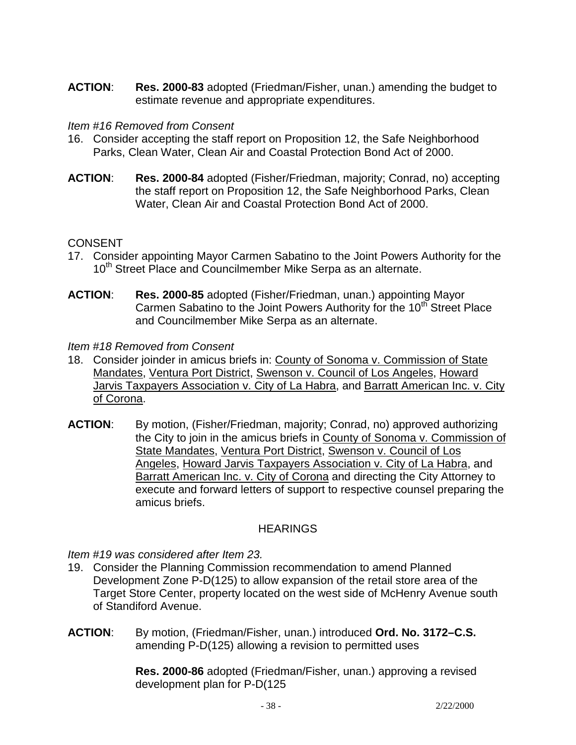**ACTION**: **Res. 2000-83** adopted (Friedman/Fisher, unan.) amending the budget to estimate revenue and appropriate expenditures.

*Item #16 Removed from Consent*

16. Consider accepting the staff report on Proposition 12, the Safe Neighborhood Parks, Clean Water, Clean Air and Coastal Protection Bond Act of 2000.

**ACTION**: **Res. 2000-84** adopted (Fisher/Friedman, majority; Conrad, no) accepting the staff report on Proposition 12, the Safe Neighborhood Parks, Clean Water, Clean Air and Coastal Protection Bond Act of 2000.

CONSENT

17. Consider appointing Mayor Carmen Sabatino to the Joint Powers Authority for the 10th Street Place and Councilmember Mike Serpa as an alternate.

**ACTION**: **Res. 2000-85** adopted (Fisher/Friedman, unan.) appointing Mayor Carmen Sabatino to the Joint Powers Authority for the 10th Street Place and Councilmember Mike Serpa as an alternate.

*Item #18 Removed from Consent*

18. Consider joinder in amicus briefs in: County of Sonoma v. Commission of State Mandates, Ventura Port District, Swenson v. Council of Los Angeles, Howard Jarvis Taxpayers Association v. City of La Habra, and Barratt American Inc. v. City of Corona.

**ACTION**: By motion, (Fisher/Friedman, majority; Conrad, no) approved authorizing the City to join in the amicus briefs in County of Sonoma v. Commission of State Mandates, Ventura Port District, Swenson v. Council of Los Angeles, Howard Jarvis Taxpayers Association v. City of La Habra, and Barratt American Inc. v. City of Corona and directing the City Attorney to execute and forward letters of support to respective counsel preparing the amicus briefs.

## HEARINGS

*Item #19 was considered after Item 23.*

19. Consider the Planning Commission recommendation to amend Planned Development Zone P-D(125) to allow expansion of the retail store area of the Target Store Center, property located on the west side of McHenry Avenue south of Standiford Avenue.

**ACTION**: By motion, (Friedman/Fisher, unan.) introduced **Ord. No. 3172–C.S.** amending P-D(125) allowing a revision to permitted uses

**Res. 2000-86** adopted (Friedman/Fisher, unan.) approving a revised development plan for P-D(125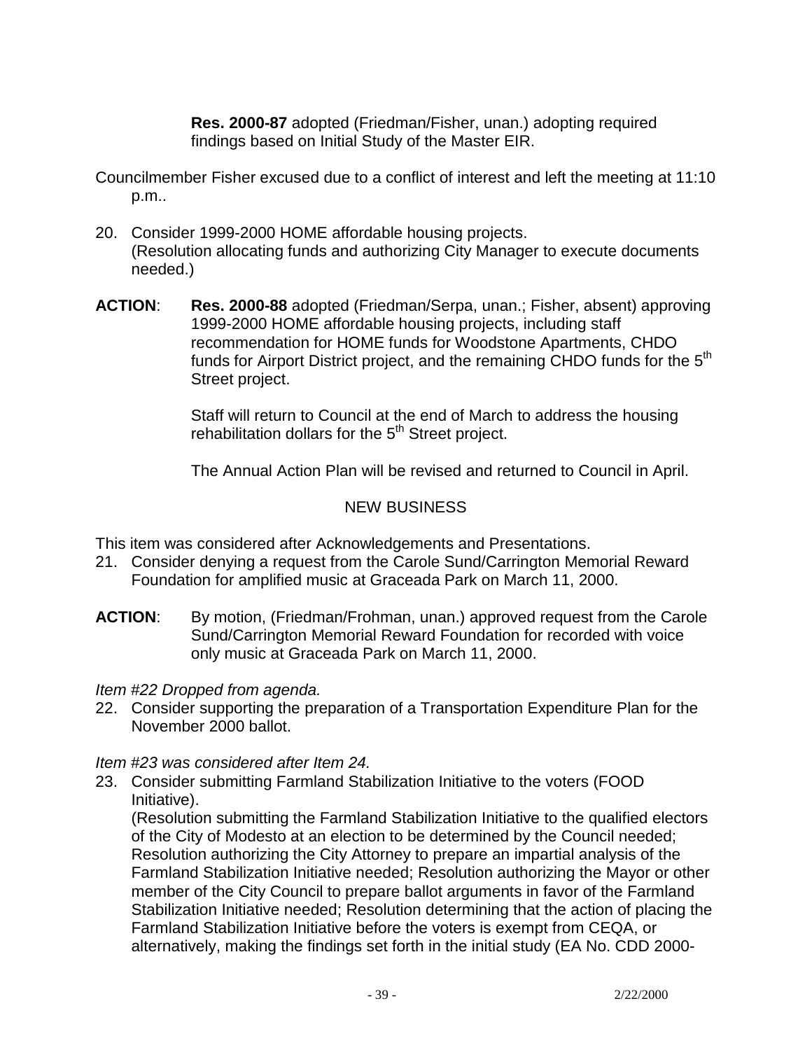**Res. 2000-87** adopted (Friedman/Fisher, unan.) adopting required findings based on Initial Study of the Master EIR.

Councilmember Fisher excused due to a conflict of interest and left the meeting at 11:10 p.m..

20. Consider 1999-2000 HOME affordable housing projects. (Resolution allocating funds and authorizing City Manager to execute documents needed.)

**ACTION**: **Res. 2000-88** adopted (Friedman/Serpa, unan.; Fisher, absent) approving 1999-2000 HOME affordable housing projects, including staff recommendation for HOME funds for Woodstone Apartments, CHDO funds for Airport District project, and the remaining CHDO funds for the 5th Street project.

Staff will return to Council at the end of March to address the housing rehabilitation dollars for the 5th Street project.

The Annual Action Plan will be revised and returned to Council in April.

NEW BUSINESS

This item was considered after Acknowledgements and Presentations.

21. Consider denying a request from the Carole Sund/Carrington Memorial Reward Foundation for amplified music at Graceada Park on March 11, 2000.

**ACTION**: By motion, (Friedman/Frohman, unan.) approved request from the Carole Sund/Carrington Memorial Reward Foundation for recorded with voice only music at Graceada Park on March 11, 2000.

*Item #22 Dropped from agenda.*

22. Consider supporting the preparation of a Transportation Expenditure Plan for the November 2000 ballot.

*Item #23 was considered after Item 24.*

23. Consider submitting Farmland Stabilization Initiative to the voters (FOOD Initiative). (Resolution submitting the Farmland Stabilization Initiative to the qualified electors of the City of Modesto at an election to be determined by the Council needed; Resolution authorizing the City Attorney to prepare an impartial analysis of the Farmland Stabilization Initiative needed; Resolution authorizing the Mayor or other member of the City Council to prepare ballot arguments in favor of the Farmland Stabilization Initiative needed; Resolution determining that the action of placing the Farmland Stabilization Initiative before the voters is exempt from CEQA, or alternatively, making the findings set forth in the initial study (EA No. CDD 2000-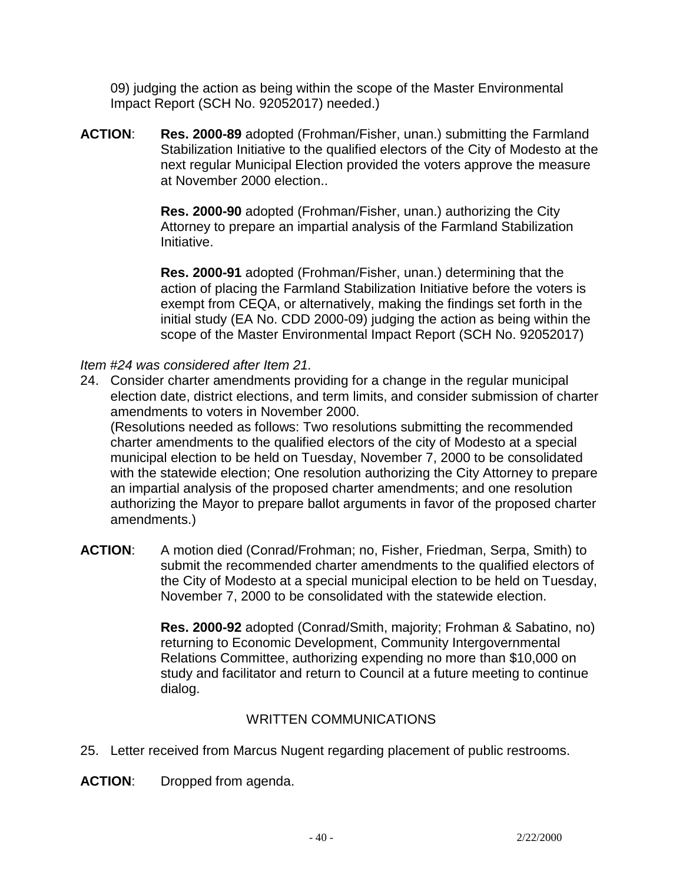09) judging the action as being within the scope of the Master Environmental Impact Report (SCH No. 92052017) needed.)

**ACTION**: **Res. 2000-89** adopted (Frohman/Fisher, unan.) submitting the Farmland Stabilization Initiative to the qualified electors of the City of Modesto at the next regular Municipal Election provided the voters approve the measure at November 2000 election..

**Res. 2000-90** adopted (Frohman/Fisher, unan.) authorizing the City Attorney to prepare an impartial analysis of the Farmland Stabilization Initiative.

**Res. 2000-91** adopted (Frohman/Fisher, unan.) determining that the action of placing the Farmland Stabilization Initiative before the voters is exempt from CEQA, or alternatively, making the findings set forth in the initial study (EA No. CDD 2000-09) judging the action as being within the scope of the Master Environmental Impact Report (SCH No. 92052017)

*Item #24 was considered after Item 21.*

24. Consider charter amendments providing for a change in the regular municipal election date, district elections, and term limits, and consider submission of charter amendments to voters in November 2000.
(Resolutions needed as follows: Two resolutions submitting the recommended charter amendments to the qualified electors of the city of Modesto at a special municipal election to be held on Tuesday, November 7, 2000 to be consolidated with the statewide election; One resolution authorizing the City Attorney to prepare an impartial analysis of the proposed charter amendments; and one resolution authorizing the Mayor to prepare ballot arguments in favor of the proposed charter amendments.)

**ACTION**: A motion died (Conrad/Frohman; no, Fisher, Friedman, Serpa, Smith) to submit the recommended charter amendments to the qualified electors of the City of Modesto at a special municipal election to be held on Tuesday, November 7, 2000 to be consolidated with the statewide election.

**Res. 2000-92** adopted (Conrad/Smith, majority; Frohman & Sabatino, no) returning to Economic Development, Community Intergovernmental Relations Committee, authorizing expending no more than $10,000 on study and facilitator and return to Council at a future meeting to continue dialog.

## WRITTEN COMMUNICATIONS

25. Letter received from Marcus Nugent regarding placement of public restrooms.

**ACTION**: Dropped from agenda.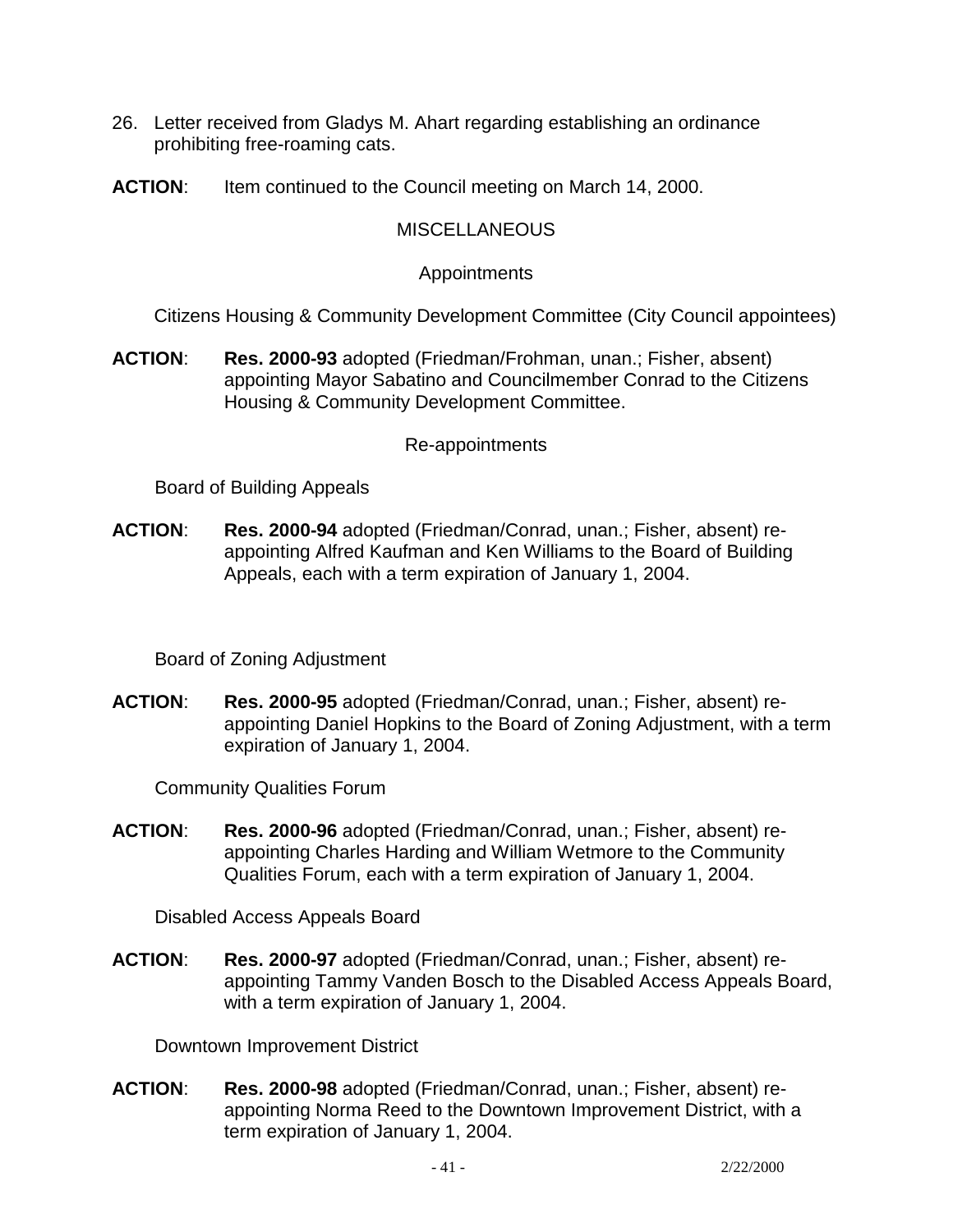26. Letter received from Gladys M. Ahart regarding establishing an ordinance prohibiting free-roaming cats.

**ACTION**: Item continued to the Council meeting on March 14, 2000.

MISCELLANEOUS

Appointments

Citizens Housing & Community Development Committee (City Council appointees)

**ACTION**: **Res. 2000-93** adopted (Friedman/Frohman, unan.; Fisher, absent) appointing Mayor Sabatino and Councilmember Conrad to the Citizens Housing & Community Development Committee.

Re-appointments

Board of Building Appeals

**ACTION**: **Res. 2000-94** adopted (Friedman/Conrad, unan.; Fisher, absent) re-appointing Alfred Kaufman and Ken Williams to the Board of Building Appeals, each with a term expiration of January 1, 2004.

Board of Zoning Adjustment

**ACTION**: **Res. 2000-95** adopted (Friedman/Conrad, unan.; Fisher, absent) re-appointing Daniel Hopkins to the Board of Zoning Adjustment, with a term expiration of January 1, 2004.

Community Qualities Forum

**ACTION**: **Res. 2000-96** adopted (Friedman/Conrad, unan.; Fisher, absent) re-appointing Charles Harding and William Wetmore to the Community Qualities Forum, each with a term expiration of January 1, 2004.

Disabled Access Appeals Board

**ACTION**: **Res. 2000-97** adopted (Friedman/Conrad, unan.; Fisher, absent) re-appointing Tammy Vanden Bosch to the Disabled Access Appeals Board, with a term expiration of January 1, 2004.

Downtown Improvement District

**ACTION**: **Res. 2000-98** adopted (Friedman/Conrad, unan.; Fisher, absent) re-appointing Norma Reed to the Downtown Improvement District, with a term expiration of January 1, 2004.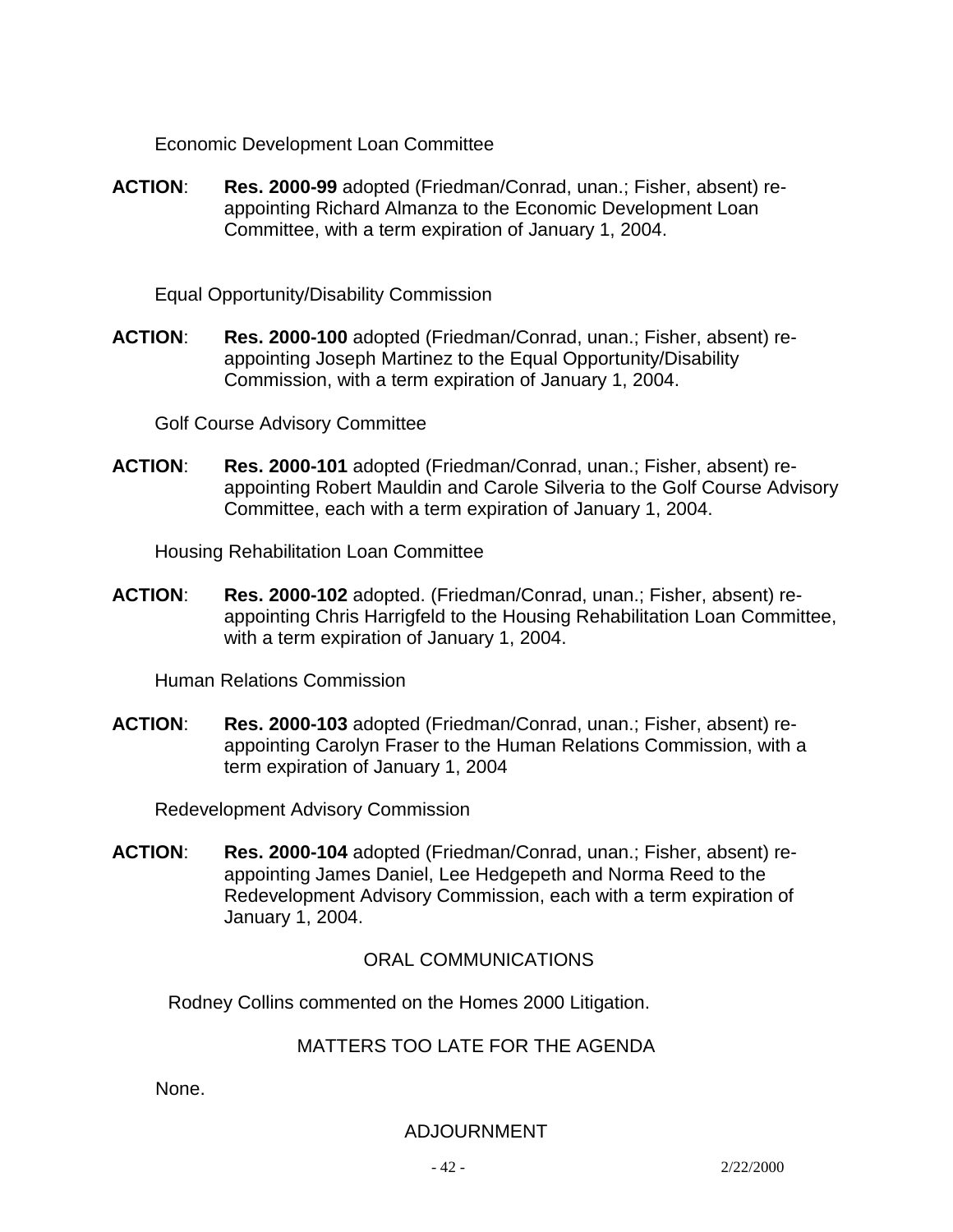Economic Development Loan Committee

**ACTION**: **Res. 2000-99** adopted (Friedman/Conrad, unan.; Fisher, absent) re-appointing Richard Almanza to the Economic Development Loan Committee, with a term expiration of January 1, 2004.

Equal Opportunity/Disability Commission

**ACTION**: **Res. 2000-100** adopted (Friedman/Conrad, unan.; Fisher, absent) re-appointing Joseph Martinez to the Equal Opportunity/Disability Commission, with a term expiration of January 1, 2004.

Golf Course Advisory Committee

**ACTION**: **Res. 2000-101** adopted (Friedman/Conrad, unan.; Fisher, absent) re-appointing Robert Mauldin and Carole Silveria to the Golf Course Advisory Committee, each with a term expiration of January 1, 2004.

Housing Rehabilitation Loan Committee

**ACTION**: **Res. 2000-102** adopted. (Friedman/Conrad, unan.; Fisher, absent) re-appointing Chris Harrigfeld to the Housing Rehabilitation Loan Committee, with a term expiration of January 1, 2004.

Human Relations Commission

**ACTION**: **Res. 2000-103** adopted (Friedman/Conrad, unan.; Fisher, absent) re-appointing Carolyn Fraser to the Human Relations Commission, with a term expiration of January 1, 2004

Redevelopment Advisory Commission

**ACTION**: **Res. 2000-104** adopted (Friedman/Conrad, unan.; Fisher, absent) re-appointing James Daniel, Lee Hedgepeth and Norma Reed to the Redevelopment Advisory Commission, each with a term expiration of January 1, 2004.

## ORAL COMMUNICATIONS

Rodney Collins commented on the Homes 2000 Litigation.

## MATTERS TOO LATE FOR THE AGENDA

None.

## ADJOURNMENT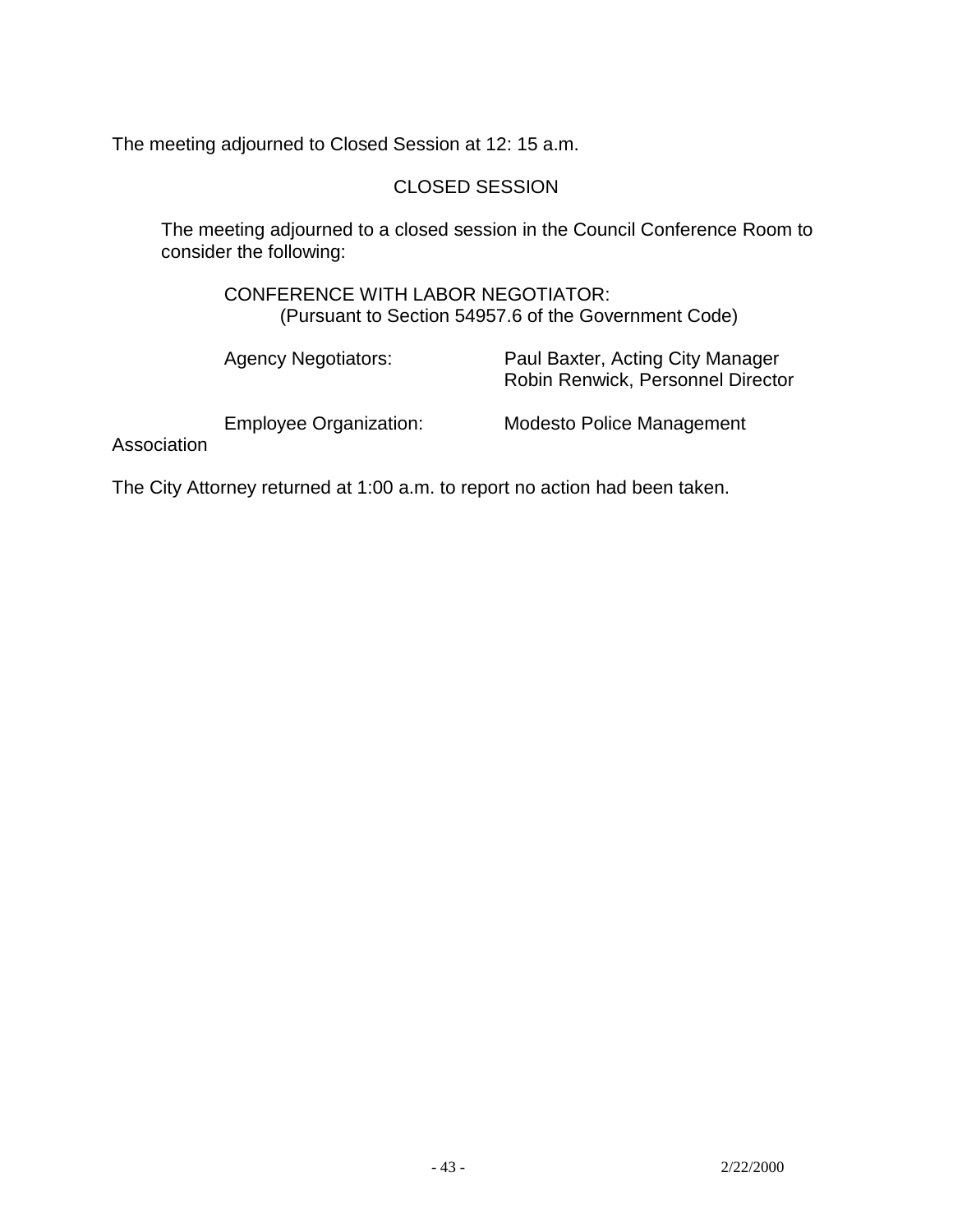The meeting adjourned to Closed Session at 12: 15 a.m.

CLOSED SESSION

The meeting adjourned to a closed session in the Council Conference Room to consider the following:

CONFERENCE WITH LABOR NEGOTIATOR:
(Pursuant to Section 54957.6 of the Government Code)

Agency Negotiators: Paul Baxter, Acting City Manager
Robin Renwick, Personnel Director

Employee Organization: Modesto Police Management Association

The City Attorney returned at 1:00 a.m. to report no action had been taken.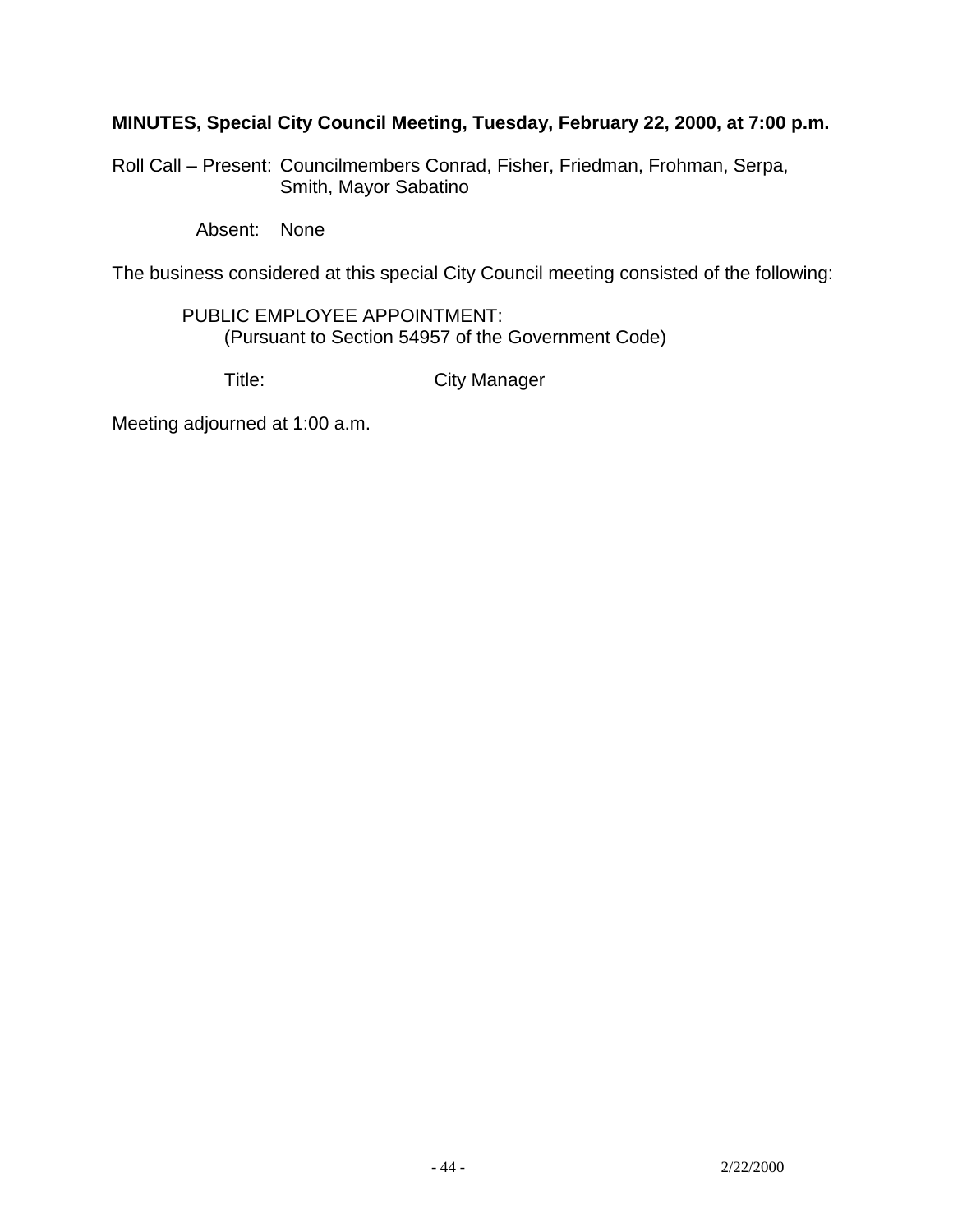**MINUTES, Special City Council Meeting, Tuesday, February 22, 2000, at 7:00 p.m.**

Roll Call – Present: Councilmembers Conrad, Fisher, Friedman, Frohman, Serpa, Smith, Mayor Sabatino

Absent: None

The business considered at this special City Council meeting consisted of the following:

PUBLIC EMPLOYEE APPOINTMENT:
(Pursuant to Section 54957 of the Government Code)

Title: City Manager

Meeting adjourned at 1:00 a.m.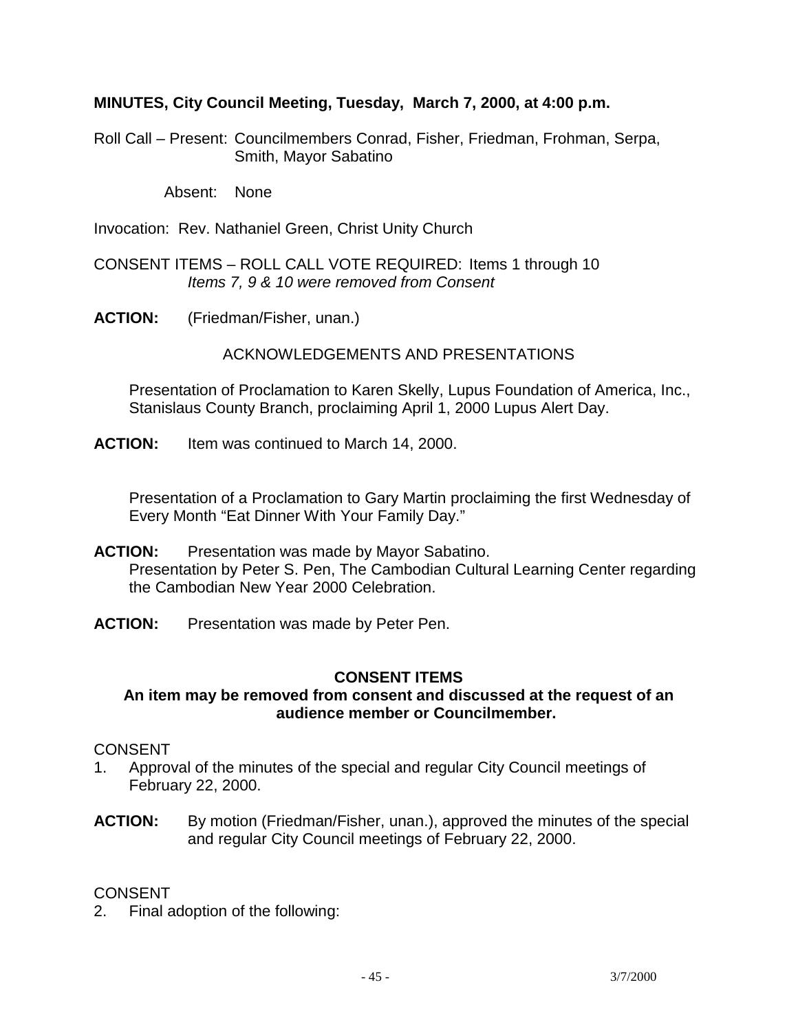**MINUTES, City Council Meeting, Tuesday, March 7, 2000, at 4:00 p.m.**

Roll Call – Present: Councilmembers Conrad, Fisher, Friedman, Frohman, Serpa, Smith, Mayor Sabatino

Absent: None

Invocation: Rev. Nathaniel Green, Christ Unity Church

CONSENT ITEMS – ROLL CALL VOTE REQUIRED: Items 1 through 10
*Items 7, 9 & 10 were removed from Consent*

**ACTION:** (Friedman/Fisher, unan.)

ACKNOWLEDGEMENTS AND PRESENTATIONS

Presentation of Proclamation to Karen Skelly, Lupus Foundation of America, Inc., Stanislaus County Branch, proclaiming April 1, 2000 Lupus Alert Day.

**ACTION:** Item was continued to March 14, 2000.

Presentation of a Proclamation to Gary Martin proclaiming the first Wednesday of Every Month "Eat Dinner With Your Family Day."

**ACTION:** Presentation was made by Mayor Sabatino.

Presentation by Peter S. Pen, The Cambodian Cultural Learning Center regarding the Cambodian New Year 2000 Celebration.

**ACTION:** Presentation was made by Peter Pen.

**CONSENT ITEMS**

**An item may be removed from consent and discussed at the request of an audience member or Councilmember.**

CONSENT

1. Approval of the minutes of the special and regular City Council meetings of February 22, 2000.

**ACTION:** By motion (Friedman/Fisher, unan.), approved the minutes of the special and regular City Council meetings of February 22, 2000.

CONSENT

2. Final adoption of the following: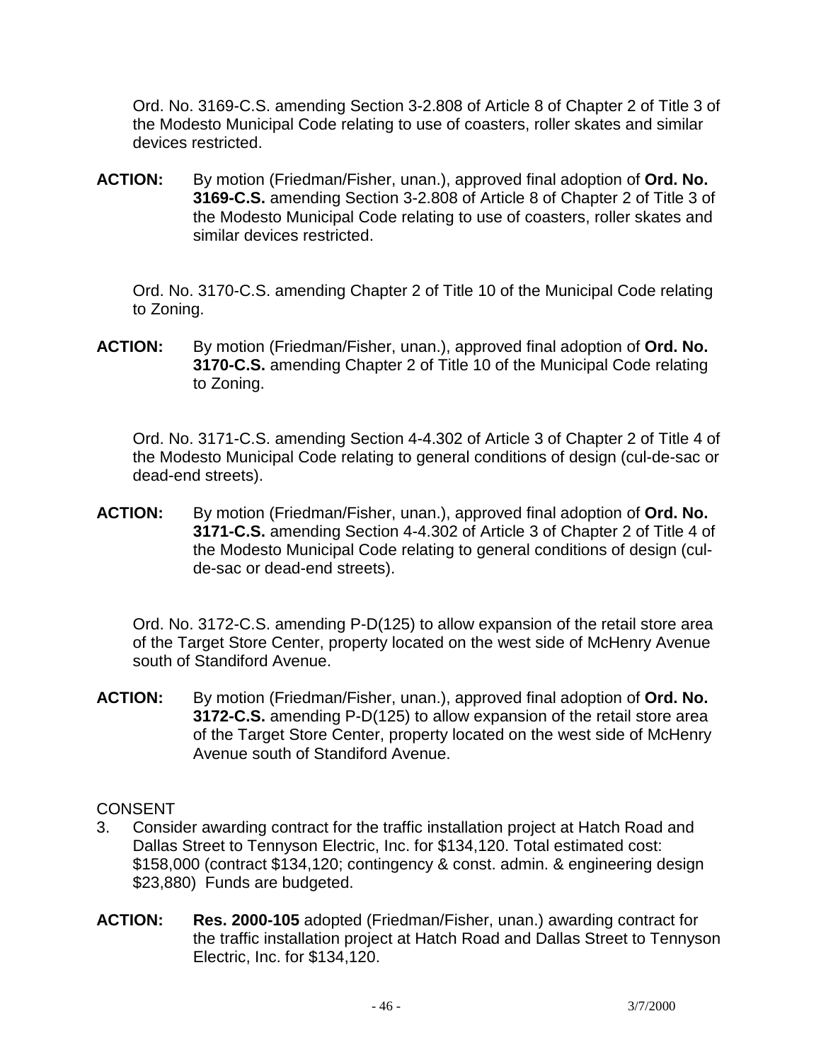Ord. No. 3169-C.S. amending Section 3-2.808 of Article 8 of Chapter 2 of Title 3 of the Modesto Municipal Code relating to use of coasters, roller skates and similar devices restricted.

**ACTION:** By motion (Friedman/Fisher, unan.), approved final adoption of **Ord. No. 3169-C.S.** amending Section 3-2.808 of Article 8 of Chapter 2 of Title 3 of the Modesto Municipal Code relating to use of coasters, roller skates and similar devices restricted.

Ord. No. 3170-C.S. amending Chapter 2 of Title 10 of the Municipal Code relating to Zoning.

**ACTION:** By motion (Friedman/Fisher, unan.), approved final adoption of **Ord. No. 3170-C.S.** amending Chapter 2 of Title 10 of the Municipal Code relating to Zoning.

Ord. No. 3171-C.S. amending Section 4-4.302 of Article 3 of Chapter 2 of Title 4 of the Modesto Municipal Code relating to general conditions of design (cul-de-sac or dead-end streets).

**ACTION:** By motion (Friedman/Fisher, unan.), approved final adoption of **Ord. No. 3171-C.S.** amending Section 4-4.302 of Article 3 of Chapter 2 of Title 4 of the Modesto Municipal Code relating to general conditions of design (cul-de-sac or dead-end streets).

Ord. No. 3172-C.S. amending P-D(125) to allow expansion of the retail store area of the Target Store Center, property located on the west side of McHenry Avenue south of Standiford Avenue.

**ACTION:** By motion (Friedman/Fisher, unan.), approved final adoption of **Ord. No. 3172-C.S.** amending P-D(125) to allow expansion of the retail store area of the Target Store Center, property located on the west side of McHenry Avenue south of Standiford Avenue.

CONSENT

3. Consider awarding contract for the traffic installation project at Hatch Road and Dallas Street to Tennyson Electric, Inc. for $134,120. Total estimated cost: $158,000 (contract $134,120; contingency & const. admin. & engineering design $23,880) Funds are budgeted.

**ACTION:** **Res. 2000-105** adopted (Friedman/Fisher, unan.) awarding contract for the traffic installation project at Hatch Road and Dallas Street to Tennyson Electric, Inc. for $134,120.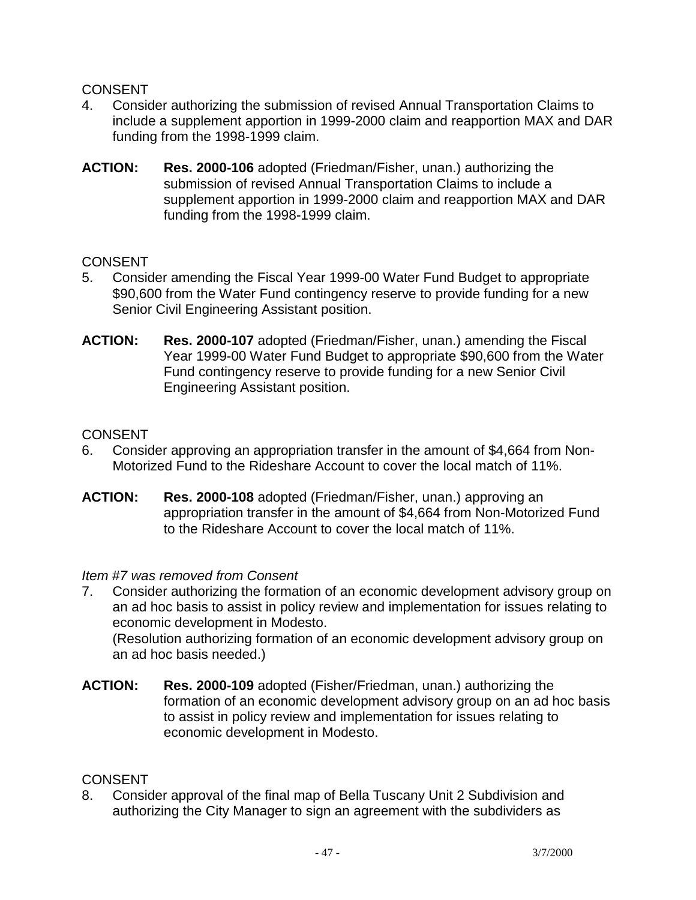CONSENT

4. Consider authorizing the submission of revised Annual Transportation Claims to include a supplement apportion in 1999-2000 claim and reapportion MAX and DAR funding from the 1998-1999 claim.

**ACTION:** **Res. 2000-106** adopted (Friedman/Fisher, unan.) authorizing the submission of revised Annual Transportation Claims to include a supplement apportion in 1999-2000 claim and reapportion MAX and DAR funding from the 1998-1999 claim.

CONSENT

5. Consider amending the Fiscal Year 1999-00 Water Fund Budget to appropriate $90,600 from the Water Fund contingency reserve to provide funding for a new Senior Civil Engineering Assistant position.

**ACTION:** **Res. 2000-107** adopted (Friedman/Fisher, unan.) amending the Fiscal Year 1999-00 Water Fund Budget to appropriate $90,600 from the Water Fund contingency reserve to provide funding for a new Senior Civil Engineering Assistant position.

CONSENT

6. Consider approving an appropriation transfer in the amount of $4,664 from Non-Motorized Fund to the Rideshare Account to cover the local match of 11%.

**ACTION:** **Res. 2000-108** adopted (Friedman/Fisher, unan.) approving an appropriation transfer in the amount of $4,664 from Non-Motorized Fund to the Rideshare Account to cover the local match of 11%.

*Item #7 was removed from Consent*

7. Consider authorizing the formation of an economic development advisory group on an ad hoc basis to assist in policy review and implementation for issues relating to economic development in Modesto.
(Resolution authorizing formation of an economic development advisory group on an ad hoc basis needed.)

**ACTION:** **Res. 2000-109** adopted (Fisher/Friedman, unan.) authorizing the formation of an economic development advisory group on an ad hoc basis to assist in policy review and implementation for issues relating to economic development in Modesto.

CONSENT

8. Consider approval of the final map of Bella Tuscany Unit 2 Subdivision and authorizing the City Manager to sign an agreement with the subdividers as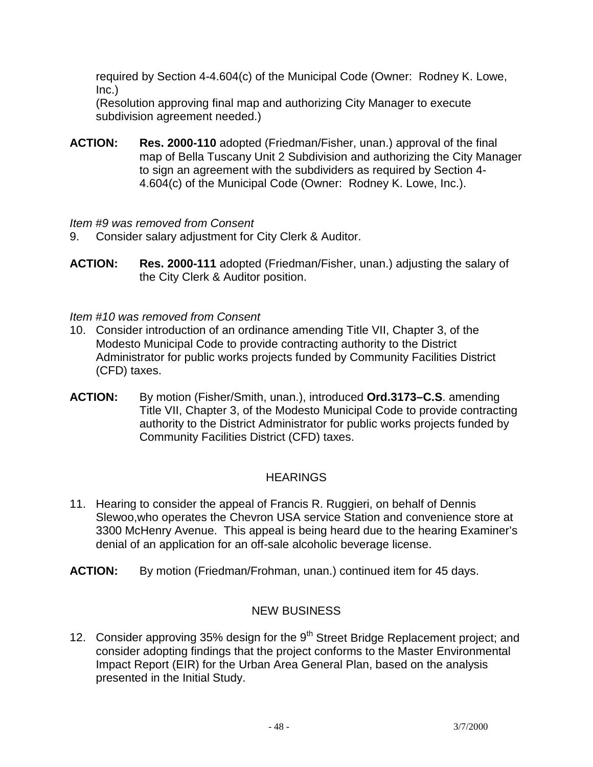required by Section 4-4.604(c) of the Municipal Code (Owner:  Rodney K. Lowe, Inc.)
(Resolution approving final map and authorizing City Manager to execute subdivision agreement needed.)

**ACTION:** **Res. 2000-110** adopted (Friedman/Fisher, unan.) approval of the final map of Bella Tuscany Unit 2 Subdivision and authorizing the City Manager to sign an agreement with the subdividers as required by Section 4-4.604(c) of the Municipal Code (Owner:  Rodney K. Lowe, Inc.).

*Item #9 was removed from Consent*

9. Consider salary adjustment for City Clerk & Auditor.

**ACTION:** **Res. 2000-111** adopted (Friedman/Fisher, unan.) adjusting the salary of the City Clerk & Auditor position.

*Item #10 was removed from Consent*

10. Consider introduction of an ordinance amending Title VII, Chapter 3, of the Modesto Municipal Code to provide contracting authority to the District Administrator for public works projects funded by Community Facilities District (CFD) taxes.

**ACTION:** By motion (Fisher/Smith, unan.), introduced **Ord.3173–C.S**. amending Title VII, Chapter 3, of the Modesto Municipal Code to provide contracting authority to the District Administrator for public works projects funded by Community Facilities District (CFD) taxes.

## HEARINGS

11. Hearing to consider the appeal of Francis R. Ruggieri, on behalf of Dennis Slewoo,who operates the Chevron USA service Station and convenience store at 3300 McHenry Avenue.  This appeal is being heard due to the hearing Examiner's denial of an application for an off-sale alcoholic beverage license.

**ACTION:** By motion (Friedman/Frohman, unan.) continued item for 45 days.

## NEW BUSINESS

12. Consider approving 35% design for the 9th Street Bridge Replacement project; and consider adopting findings that the project conforms to the Master Environmental Impact Report (EIR) for the Urban Area General Plan, based on the analysis presented in the Initial Study.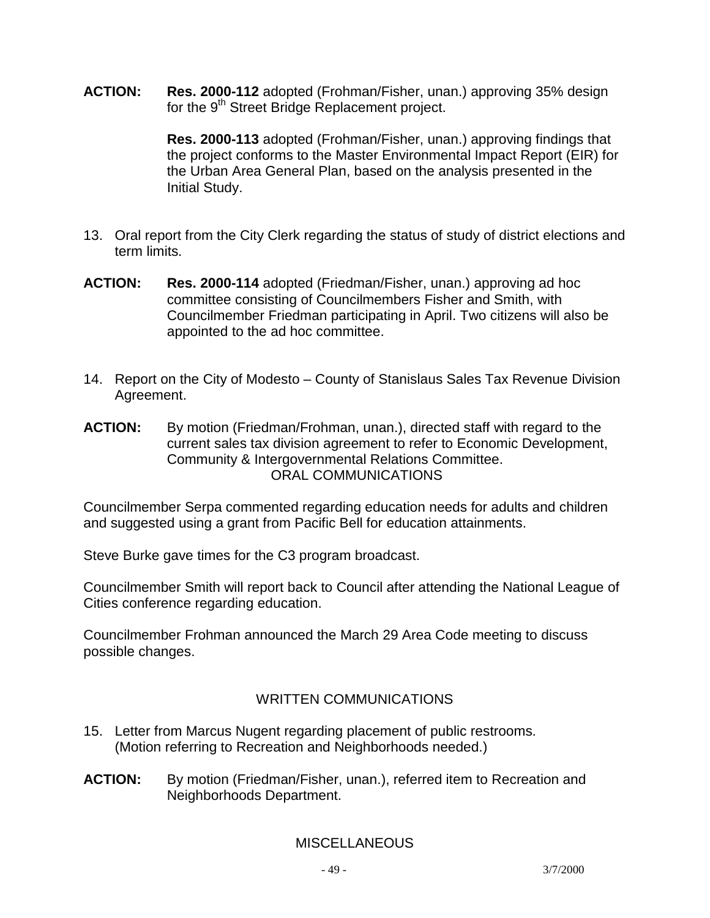**ACTION:** **Res. 2000-112** adopted (Frohman/Fisher, unan.) approving 35% design for the 9th Street Bridge Replacement project.

**Res. 2000-113** adopted (Frohman/Fisher, unan.) approving findings that the project conforms to the Master Environmental Impact Report (EIR) for the Urban Area General Plan, based on the analysis presented in the Initial Study.

13. Oral report from the City Clerk regarding the status of study of district elections and term limits.

**ACTION:** **Res. 2000-114** adopted (Friedman/Fisher, unan.) approving ad hoc committee consisting of Councilmembers Fisher and Smith, with Councilmember Friedman participating in April. Two citizens will also be appointed to the ad hoc committee.

14. Report on the City of Modesto – County of Stanislaus Sales Tax Revenue Division Agreement.

**ACTION:** By motion (Friedman/Frohman, unan.), directed staff with regard to the current sales tax division agreement to refer to Economic Development, Community & Intergovernmental Relations Committee.

## ORAL COMMUNICATIONS

Councilmember Serpa commented regarding education needs for adults and children and suggested using a grant from Pacific Bell for education attainments.

Steve Burke gave times for the C3 program broadcast.

Councilmember Smith will report back to Council after attending the National League of Cities conference regarding education.

Councilmember Frohman announced the March 29 Area Code meeting to discuss possible changes.

## WRITTEN COMMUNICATIONS

15. Letter from Marcus Nugent regarding placement of public restrooms. (Motion referring to Recreation and Neighborhoods needed.)

**ACTION:** By motion (Friedman/Fisher, unan.), referred item to Recreation and Neighborhoods Department.

## MISCELLANEOUS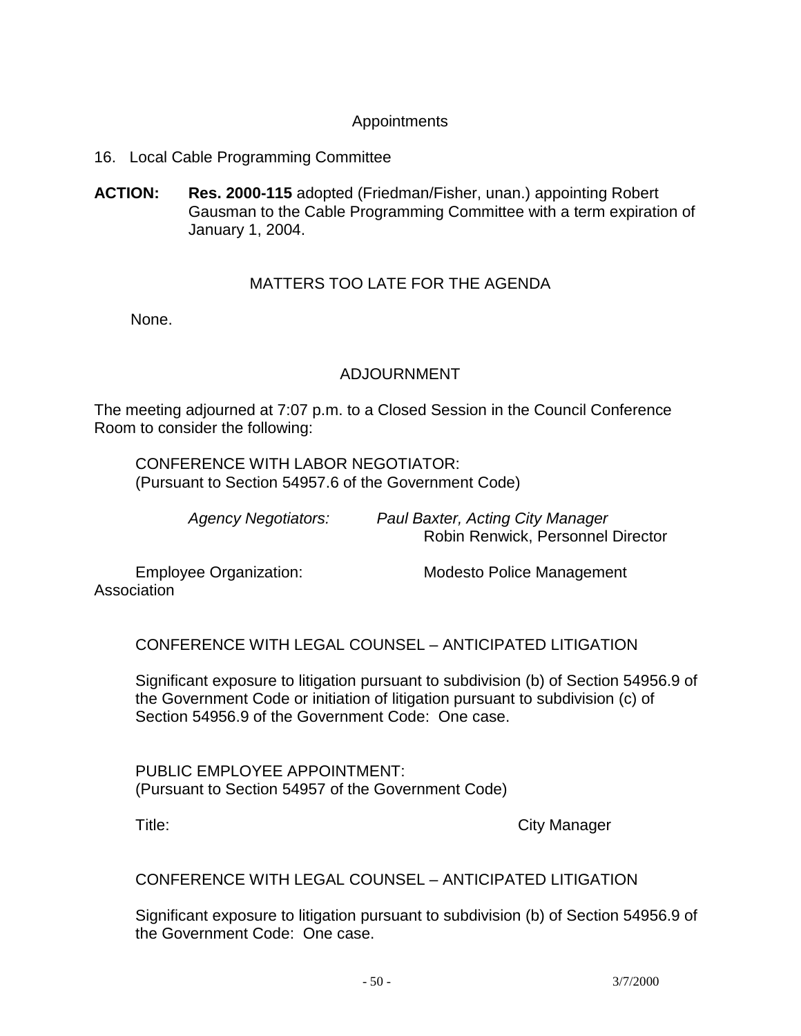## Appointments

16. Local Cable Programming Committee

**ACTION:** **Res. 2000-115** adopted (Friedman/Fisher, unan.) appointing Robert Gausman to the Cable Programming Committee with a term expiration of January 1, 2004.

## MATTERS TOO LATE FOR THE AGENDA

None.

## ADJOURNMENT

The meeting adjourned at 7:07 p.m. to a Closed Session in the Council Conference Room to consider the following:

CONFERENCE WITH LABOR NEGOTIATOR:
(Pursuant to Section 54957.6 of the Government Code)

*Agency Negotiators:* *Paul Baxter, Acting City Manager*
Robin Renwick, Personnel Director

Employee Organization: Modesto Police Management Association

CONFERENCE WITH LEGAL COUNSEL – ANTICIPATED LITIGATION

Significant exposure to litigation pursuant to subdivision (b) of Section 54956.9 of the Government Code or initiation of litigation pursuant to subdivision (c) of Section 54956.9 of the Government Code: One case.

PUBLIC EMPLOYEE APPOINTMENT:
(Pursuant to Section 54957 of the Government Code)

Title: City Manager

CONFERENCE WITH LEGAL COUNSEL – ANTICIPATED LITIGATION

Significant exposure to litigation pursuant to subdivision (b) of Section 54956.9 of the Government Code: One case.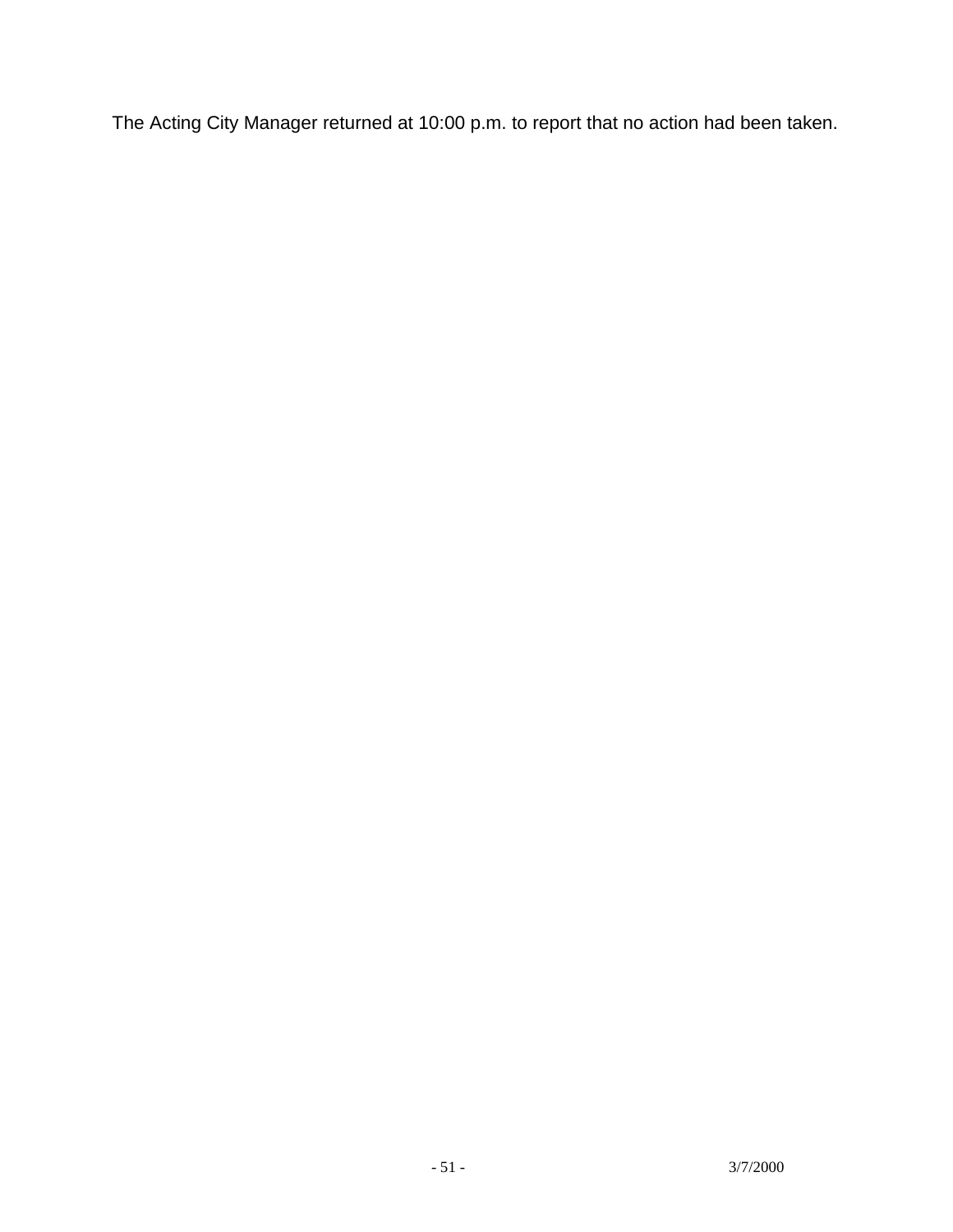The Acting City Manager returned at 10:00 p.m. to report that no action had been taken.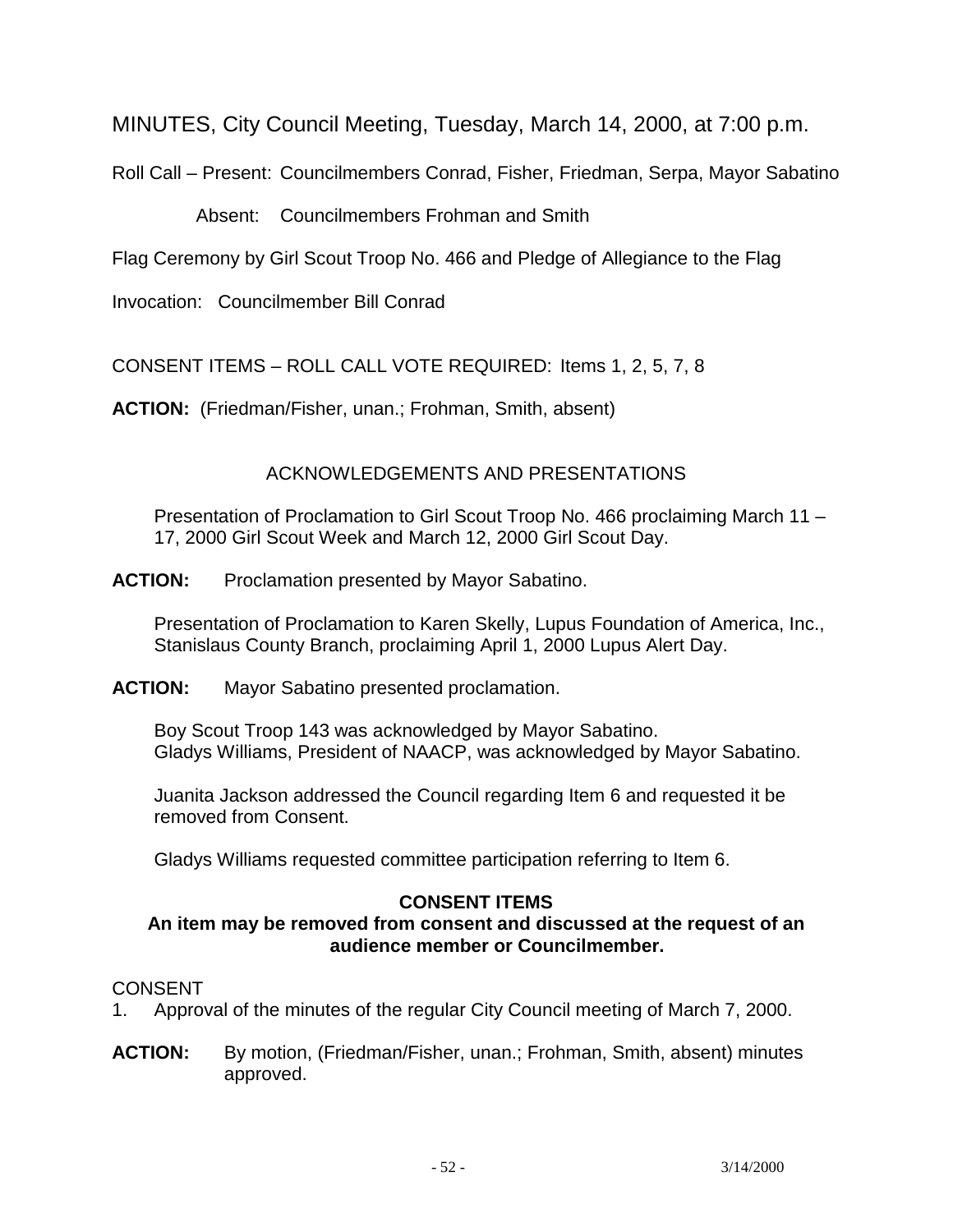MINUTES, City Council Meeting, Tuesday, March 14, 2000, at 7:00 p.m.

Roll Call – Present: Councilmembers Conrad, Fisher, Friedman, Serpa, Mayor Sabatino

Absent: Councilmembers Frohman and Smith

Flag Ceremony by Girl Scout Troop No. 466 and Pledge of Allegiance to the Flag

Invocation: Councilmember Bill Conrad

CONSENT ITEMS – ROLL CALL VOTE REQUIRED: Items 1, 2, 5, 7, 8

**ACTION:** (Friedman/Fisher, unan.; Frohman, Smith, absent)

ACKNOWLEDGEMENTS AND PRESENTATIONS

Presentation of Proclamation to Girl Scout Troop No. 466 proclaiming March 11 – 17, 2000 Girl Scout Week and March 12, 2000 Girl Scout Day.

**ACTION:** Proclamation presented by Mayor Sabatino.

Presentation of Proclamation to Karen Skelly, Lupus Foundation of America, Inc., Stanislaus County Branch, proclaiming April 1, 2000 Lupus Alert Day.

**ACTION:** Mayor Sabatino presented proclamation.

Boy Scout Troop 143 was acknowledged by Mayor Sabatino.
Gladys Williams, President of NAACP, was acknowledged by Mayor Sabatino.

Juanita Jackson addressed the Council regarding Item 6 and requested it be removed from Consent.

Gladys Williams requested committee participation referring to Item 6.

**CONSENT ITEMS**
**An item may be removed from consent and discussed at the request of an audience member or Councilmember.**

CONSENT

1. Approval of the minutes of the regular City Council meeting of March 7, 2000.

**ACTION:** By motion, (Friedman/Fisher, unan.; Frohman, Smith, absent) minutes approved.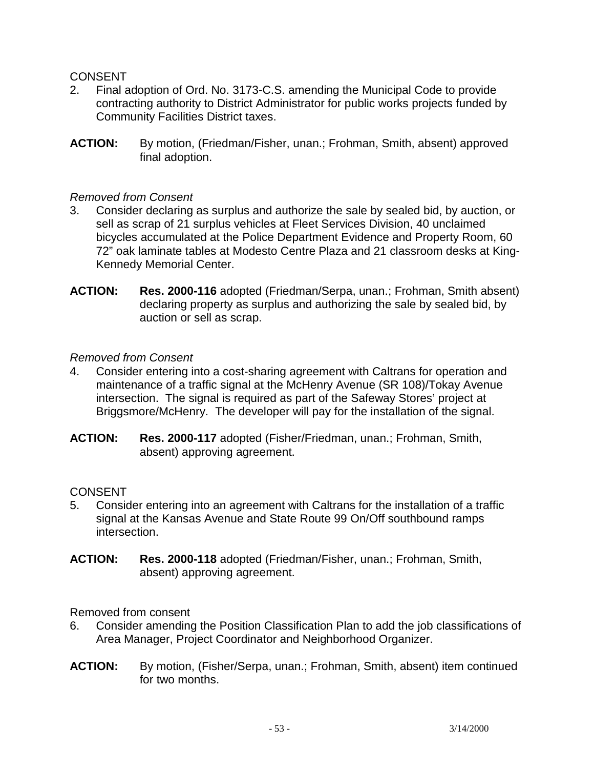CONSENT

2. Final adoption of Ord. No. 3173-C.S. amending the Municipal Code to provide contracting authority to District Administrator for public works projects funded by Community Facilities District taxes.

**ACTION:** By motion, (Friedman/Fisher, unan.; Frohman, Smith, absent) approved final adoption.

*Removed from Consent*

3. Consider declaring as surplus and authorize the sale by sealed bid, by auction, or sell as scrap of 21 surplus vehicles at Fleet Services Division, 40 unclaimed bicycles accumulated at the Police Department Evidence and Property Room, 60 72" oak laminate tables at Modesto Centre Plaza and 21 classroom desks at King-Kennedy Memorial Center.

**ACTION:** **Res. 2000-116** adopted (Friedman/Serpa, unan.; Frohman, Smith absent) declaring property as surplus and authorizing the sale by sealed bid, by auction or sell as scrap.

*Removed from Consent*

4. Consider entering into a cost-sharing agreement with Caltrans for operation and maintenance of a traffic signal at the McHenry Avenue (SR 108)/Tokay Avenue intersection. The signal is required as part of the Safeway Stores' project at Briggsmore/McHenry. The developer will pay for the installation of the signal.

**ACTION:** **Res. 2000-117** adopted (Fisher/Friedman, unan.; Frohman, Smith, absent) approving agreement.

CONSENT

5. Consider entering into an agreement with Caltrans for the installation of a traffic signal at the Kansas Avenue and State Route 99 On/Off southbound ramps intersection.

**ACTION:** **Res. 2000-118** adopted (Friedman/Fisher, unan.; Frohman, Smith, absent) approving agreement.

Removed from consent

6. Consider amending the Position Classification Plan to add the job classifications of Area Manager, Project Coordinator and Neighborhood Organizer.

**ACTION:** By motion, (Fisher/Serpa, unan.; Frohman, Smith, absent) item continued for two months.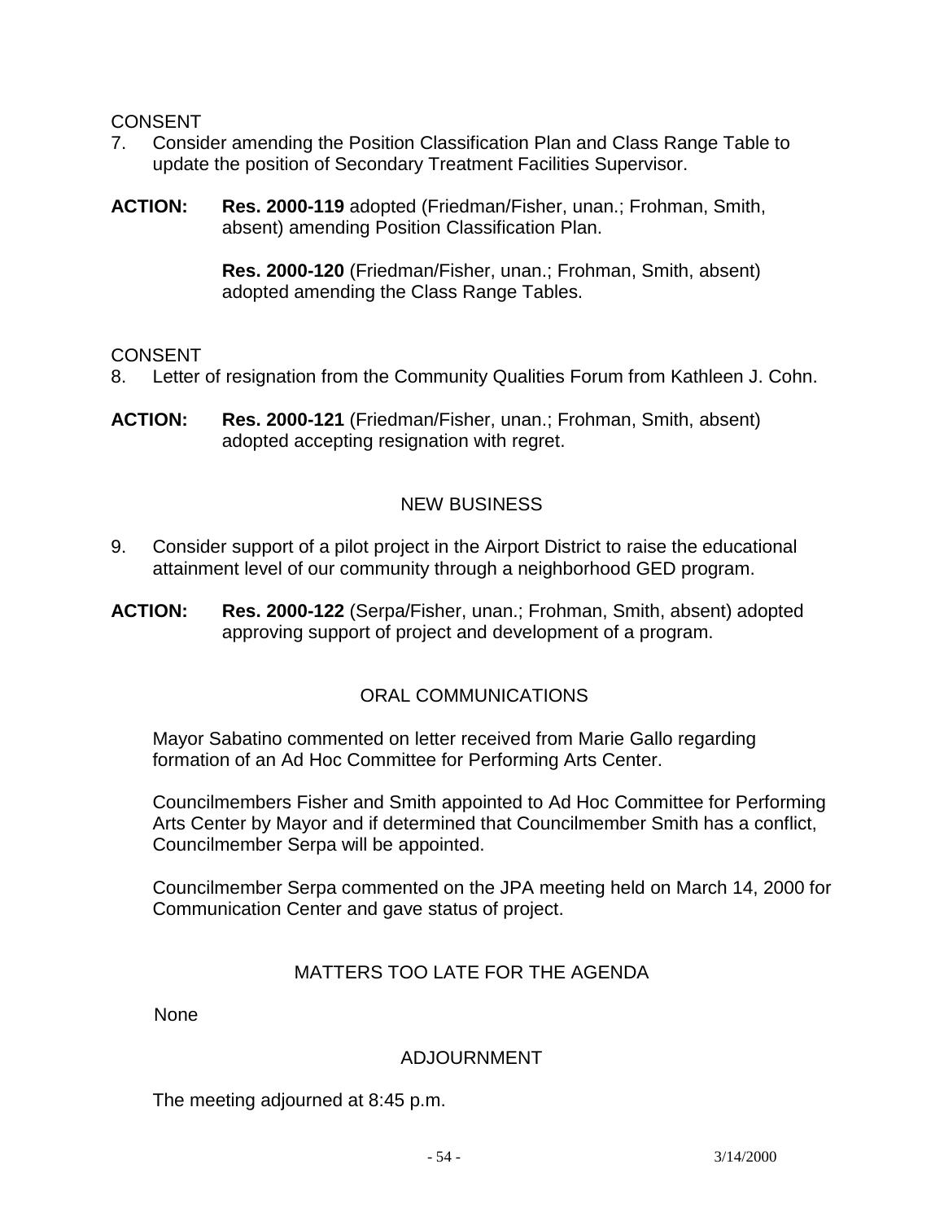CONSENT

7. Consider amending the Position Classification Plan and Class Range Table to update the position of Secondary Treatment Facilities Supervisor.

**ACTION:** **Res. 2000-119** adopted (Friedman/Fisher, unan.; Frohman, Smith, absent) amending Position Classification Plan.

**Res. 2000-120** (Friedman/Fisher, unan.; Frohman, Smith, absent) adopted amending the Class Range Tables.

CONSENT

8. Letter of resignation from the Community Qualities Forum from Kathleen J. Cohn.

**ACTION:** **Res. 2000-121** (Friedman/Fisher, unan.; Frohman, Smith, absent) adopted accepting resignation with regret.

## NEW BUSINESS

9. Consider support of a pilot project in the Airport District to raise the educational attainment level of our community through a neighborhood GED program.

**ACTION:** **Res. 2000-122** (Serpa/Fisher, unan.; Frohman, Smith, absent) adopted approving support of project and development of a program.

## ORAL COMMUNICATIONS

Mayor Sabatino commented on letter received from Marie Gallo regarding formation of an Ad Hoc Committee for Performing Arts Center.

Councilmembers Fisher and Smith appointed to Ad Hoc Committee for Performing Arts Center by Mayor and if determined that Councilmember Smith has a conflict, Councilmember Serpa will be appointed.

Councilmember Serpa commented on the JPA meeting held on March 14, 2000 for Communication Center and gave status of project.

## MATTERS TOO LATE FOR THE AGENDA

None

## ADJOURNMENT

The meeting adjourned at 8:45 p.m.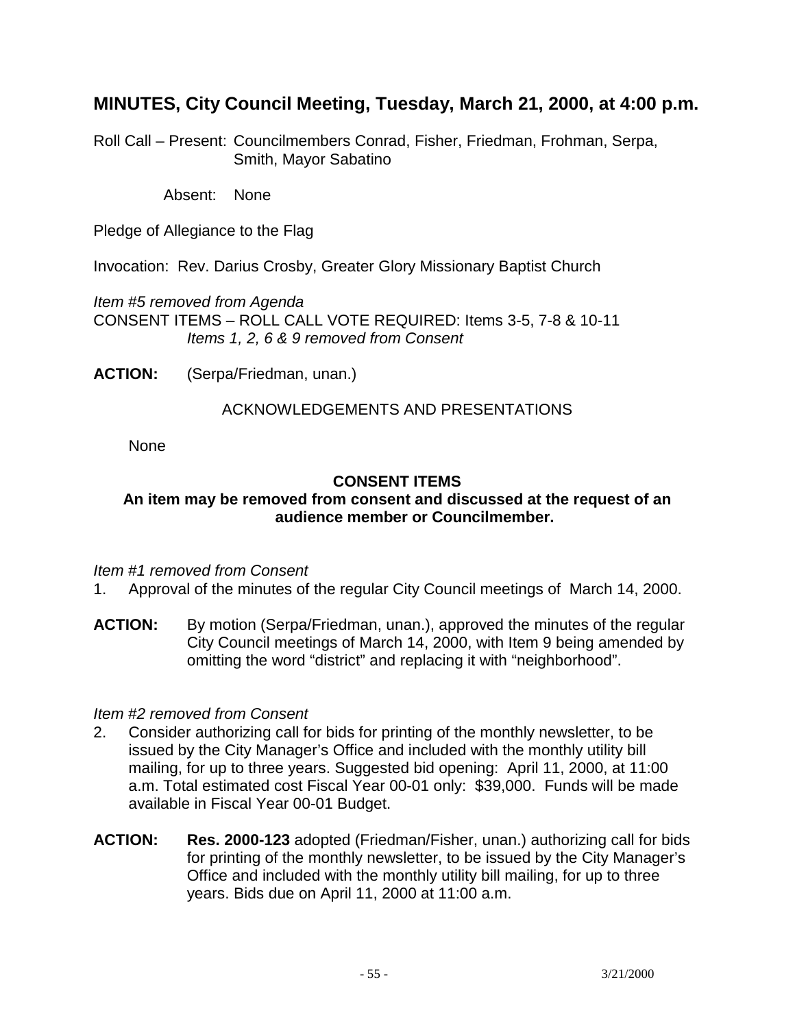## MINUTES, City Council Meeting, Tuesday, March 21, 2000, at 4:00 p.m.

Roll Call – Present: Councilmembers Conrad, Fisher, Friedman, Frohman, Serpa, Smith, Mayor Sabatino

Absent: None

Pledge of Allegiance to the Flag

Invocation: Rev. Darius Crosby, Greater Glory Missionary Baptist Church

*Item #5 removed from Agenda*
CONSENT ITEMS – ROLL CALL VOTE REQUIRED: Items 3-5, 7-8 & 10-11
*Items 1, 2, 6 & 9 removed from Consent*

**ACTION:** (Serpa/Friedman, unan.)

ACKNOWLEDGEMENTS AND PRESENTATIONS

None

**CONSENT ITEMS**
**An item may be removed from consent and discussed at the request of an audience member or Councilmember.**

*Item #1 removed from Consent*

1. Approval of the minutes of the regular City Council meetings of March 14, 2000.

**ACTION:** By motion (Serpa/Friedman, unan.), approved the minutes of the regular City Council meetings of March 14, 2000, with Item 9 being amended by omitting the word "district" and replacing it with "neighborhood".

*Item #2 removed from Consent*

2. Consider authorizing call for bids for printing of the monthly newsletter, to be issued by the City Manager's Office and included with the monthly utility bill mailing, for up to three years. Suggested bid opening: April 11, 2000, at 11:00 a.m. Total estimated cost Fiscal Year 00-01 only: $39,000. Funds will be made available in Fiscal Year 00-01 Budget.

**ACTION:** **Res. 2000-123** adopted (Friedman/Fisher, unan.) authorizing call for bids for printing of the monthly newsletter, to be issued by the City Manager's Office and included with the monthly utility bill mailing, for up to three years. Bids due on April 11, 2000 at 11:00 a.m.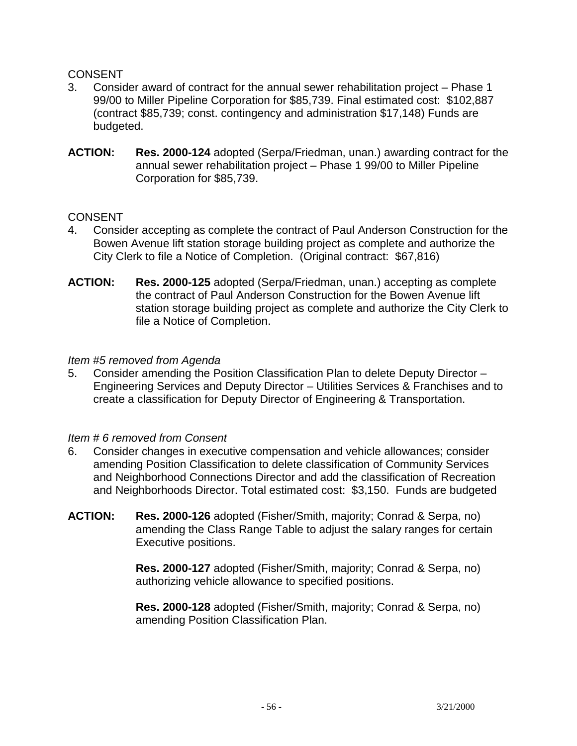CONSENT

3. Consider award of contract for the annual sewer rehabilitation project – Phase 1 99/00 to Miller Pipeline Corporation for $85,739. Final estimated cost: $102,887 (contract $85,739; const. contingency and administration $17,148) Funds are budgeted.

**ACTION:** **Res. 2000-124** adopted (Serpa/Friedman, unan.) awarding contract for the annual sewer rehabilitation project – Phase 1 99/00 to Miller Pipeline Corporation for $85,739.

CONSENT

4. Consider accepting as complete the contract of Paul Anderson Construction for the Bowen Avenue lift station storage building project as complete and authorize the City Clerk to file a Notice of Completion. (Original contract: $67,816)

**ACTION:** **Res. 2000-125** adopted (Serpa/Friedman, unan.) accepting as complete the contract of Paul Anderson Construction for the Bowen Avenue lift station storage building project as complete and authorize the City Clerk to file a Notice of Completion.

*Item #5 removed from Agenda*

5. Consider amending the Position Classification Plan to delete Deputy Director – Engineering Services and Deputy Director – Utilities Services & Franchises and to create a classification for Deputy Director of Engineering & Transportation.

*Item # 6 removed from Consent*

6. Consider changes in executive compensation and vehicle allowances; consider amending Position Classification to delete classification of Community Services and Neighborhood Connections Director and add the classification of Recreation and Neighborhoods Director. Total estimated cost: $3,150. Funds are budgeted

**ACTION:** **Res. 2000-126** adopted (Fisher/Smith, majority; Conrad & Serpa, no) amending the Class Range Table to adjust the salary ranges for certain Executive positions.

**Res. 2000-127** adopted (Fisher/Smith, majority; Conrad & Serpa, no) authorizing vehicle allowance to specified positions.

**Res. 2000-128** adopted (Fisher/Smith, majority; Conrad & Serpa, no) amending Position Classification Plan.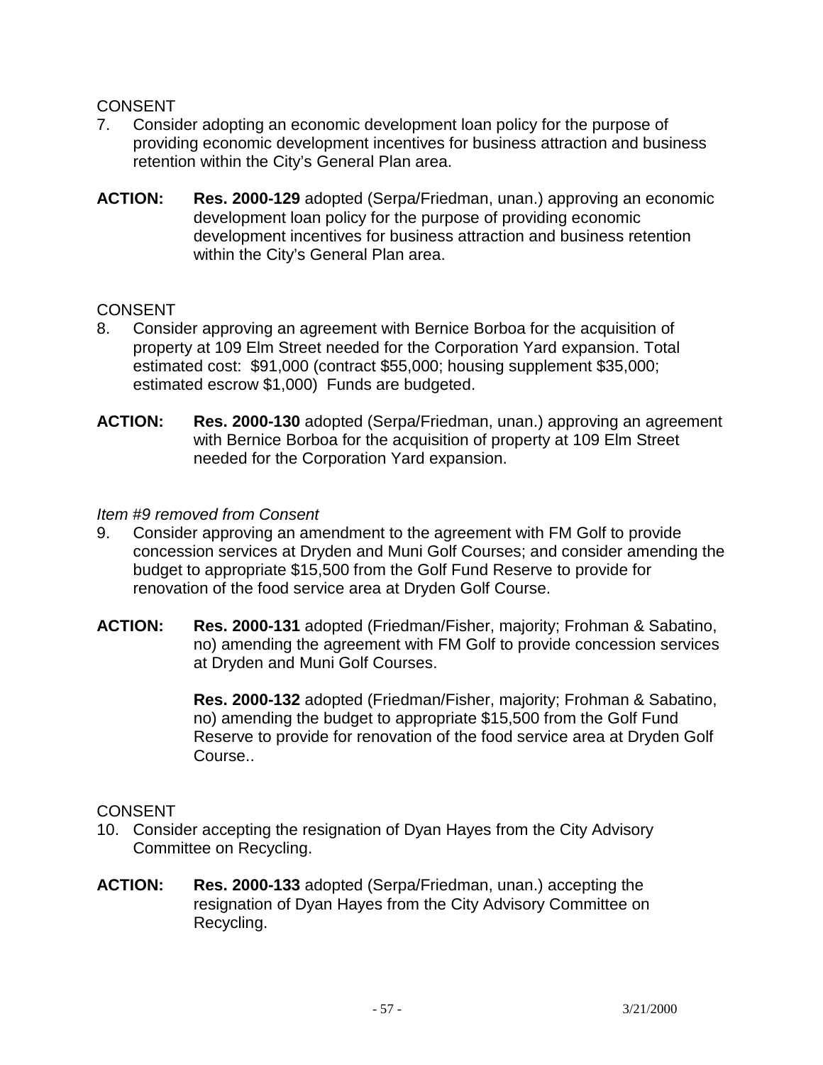CONSENT

7. Consider adopting an economic development loan policy for the purpose of providing economic development incentives for business attraction and business retention within the City's General Plan area.

**ACTION:** **Res. 2000-129** adopted (Serpa/Friedman, unan.) approving an economic development loan policy for the purpose of providing economic development incentives for business attraction and business retention within the City's General Plan area.

CONSENT

8. Consider approving an agreement with Bernice Borboa for the acquisition of property at 109 Elm Street needed for the Corporation Yard expansion. Total estimated cost: $91,000 (contract $55,000; housing supplement $35,000; estimated escrow $1,000) Funds are budgeted.

**ACTION:** **Res. 2000-130** adopted (Serpa/Friedman, unan.) approving an agreement with Bernice Borboa for the acquisition of property at 109 Elm Street needed for the Corporation Yard expansion.

*Item #9 removed from Consent*

9. Consider approving an amendment to the agreement with FM Golf to provide concession services at Dryden and Muni Golf Courses; and consider amending the budget to appropriate $15,500 from the Golf Fund Reserve to provide for renovation of the food service area at Dryden Golf Course.

**ACTION:** **Res. 2000-131** adopted (Friedman/Fisher, majority; Frohman & Sabatino, no) amending the agreement with FM Golf to provide concession services at Dryden and Muni Golf Courses.

**Res. 2000-132** adopted (Friedman/Fisher, majority; Frohman & Sabatino, no) amending the budget to appropriate $15,500 from the Golf Fund Reserve to provide for renovation of the food service area at Dryden Golf Course..

CONSENT

10. Consider accepting the resignation of Dyan Hayes from the City Advisory Committee on Recycling.

**ACTION:** **Res. 2000-133** adopted (Serpa/Friedman, unan.) accepting the resignation of Dyan Hayes from the City Advisory Committee on Recycling.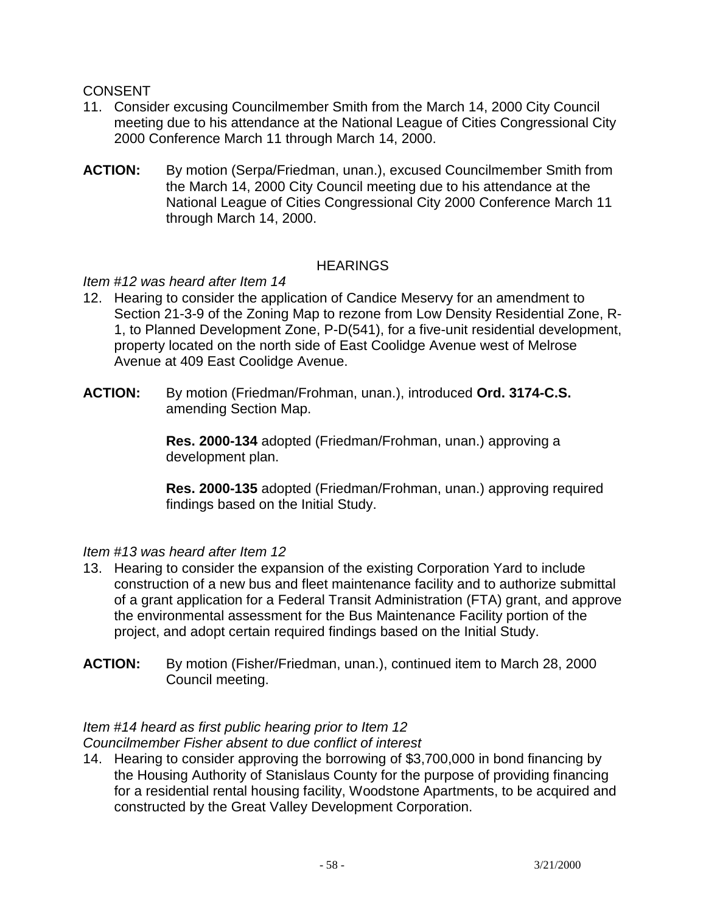CONSENT

11. Consider excusing Councilmember Smith from the March 14, 2000 City Council meeting due to his attendance at the National League of Cities Congressional City 2000 Conference March 11 through March 14, 2000.

**ACTION:** By motion (Serpa/Friedman, unan.), excused Councilmember Smith from the March 14, 2000 City Council meeting due to his attendance at the National League of Cities Congressional City 2000 Conference March 11 through March 14, 2000.

HEARINGS

*Item #12 was heard after Item 14*

12. Hearing to consider the application of Candice Meservy for an amendment to Section 21-3-9 of the Zoning Map to rezone from Low Density Residential Zone, R-1, to Planned Development Zone, P-D(541), for a five-unit residential development, property located on the north side of East Coolidge Avenue west of Melrose Avenue at 409 East Coolidge Avenue.

**ACTION:** By motion (Friedman/Frohman, unan.), introduced **Ord. 3174-C.S.** amending Section Map.

**Res. 2000-134** adopted (Friedman/Frohman, unan.) approving a development plan.

**Res. 2000-135** adopted (Friedman/Frohman, unan.) approving required findings based on the Initial Study.

*Item #13 was heard after Item 12*

13. Hearing to consider the expansion of the existing Corporation Yard to include construction of a new bus and fleet maintenance facility and to authorize submittal of a grant application for a Federal Transit Administration (FTA) grant, and approve the environmental assessment for the Bus Maintenance Facility portion of the project, and adopt certain required findings based on the Initial Study.

**ACTION:** By motion (Fisher/Friedman, unan.), continued item to March 28, 2000 Council meeting.

*Item #14 heard as first public hearing prior to Item 12*
*Councilmember Fisher absent to due conflict of interest*

14. Hearing to consider approving the borrowing of $3,700,000 in bond financing by the Housing Authority of Stanislaus County for the purpose of providing financing for a residential rental housing facility, Woodstone Apartments, to be acquired and constructed by the Great Valley Development Corporation.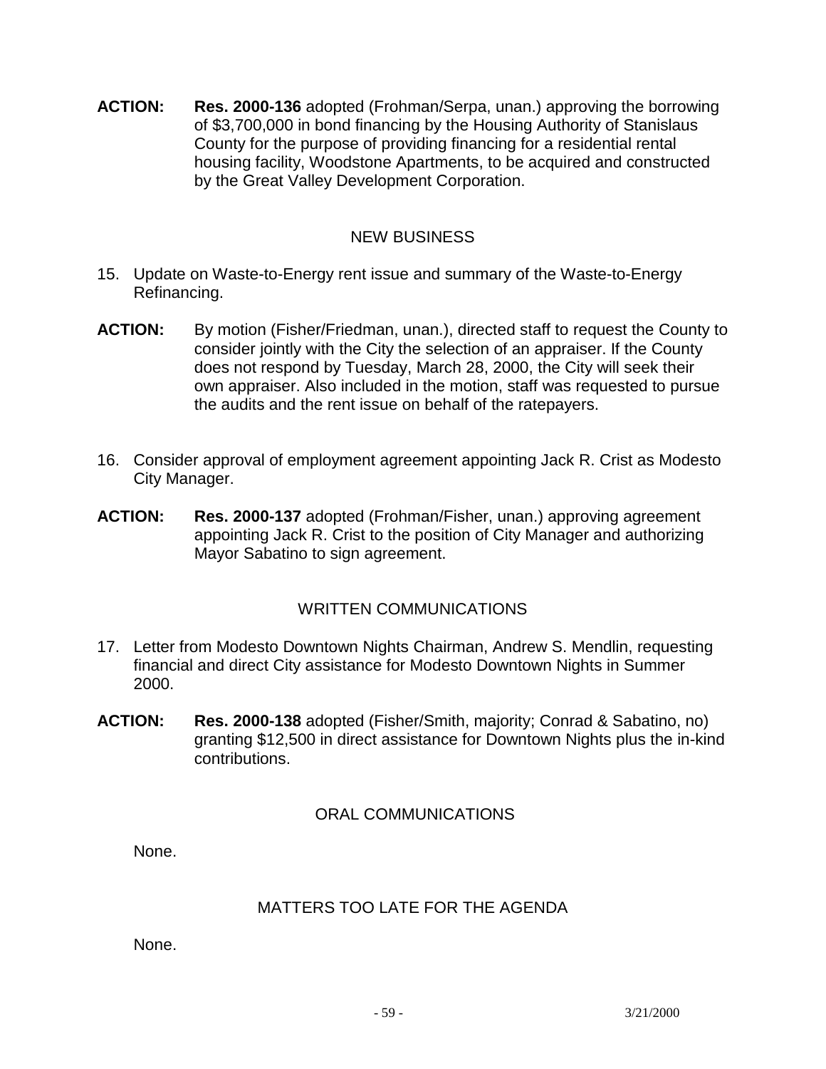**ACTION:** **Res. 2000-136** adopted (Frohman/Serpa, unan.) approving the borrowing of $3,700,000 in bond financing by the Housing Authority of Stanislaus County for the purpose of providing financing for a residential rental housing facility, Woodstone Apartments, to be acquired and constructed by the Great Valley Development Corporation.

## NEW BUSINESS

15. Update on Waste-to-Energy rent issue and summary of the Waste-to-Energy Refinancing.

**ACTION:** By motion (Fisher/Friedman, unan.), directed staff to request the County to consider jointly with the City the selection of an appraiser. If the County does not respond by Tuesday, March 28, 2000, the City will seek their own appraiser. Also included in the motion, staff was requested to pursue the audits and the rent issue on behalf of the ratepayers.

16. Consider approval of employment agreement appointing Jack R. Crist as Modesto City Manager.

**ACTION:** **Res. 2000-137** adopted (Frohman/Fisher, unan.) approving agreement appointing Jack R. Crist to the position of City Manager and authorizing Mayor Sabatino to sign agreement.

## WRITTEN COMMUNICATIONS

17. Letter from Modesto Downtown Nights Chairman, Andrew S. Mendlin, requesting financial and direct City assistance for Modesto Downtown Nights in Summer 2000.

**ACTION:** **Res. 2000-138** adopted (Fisher/Smith, majority; Conrad & Sabatino, no) granting $12,500 in direct assistance for Downtown Nights plus the in-kind contributions.

## ORAL COMMUNICATIONS

None.

## MATTERS TOO LATE FOR THE AGENDA

None.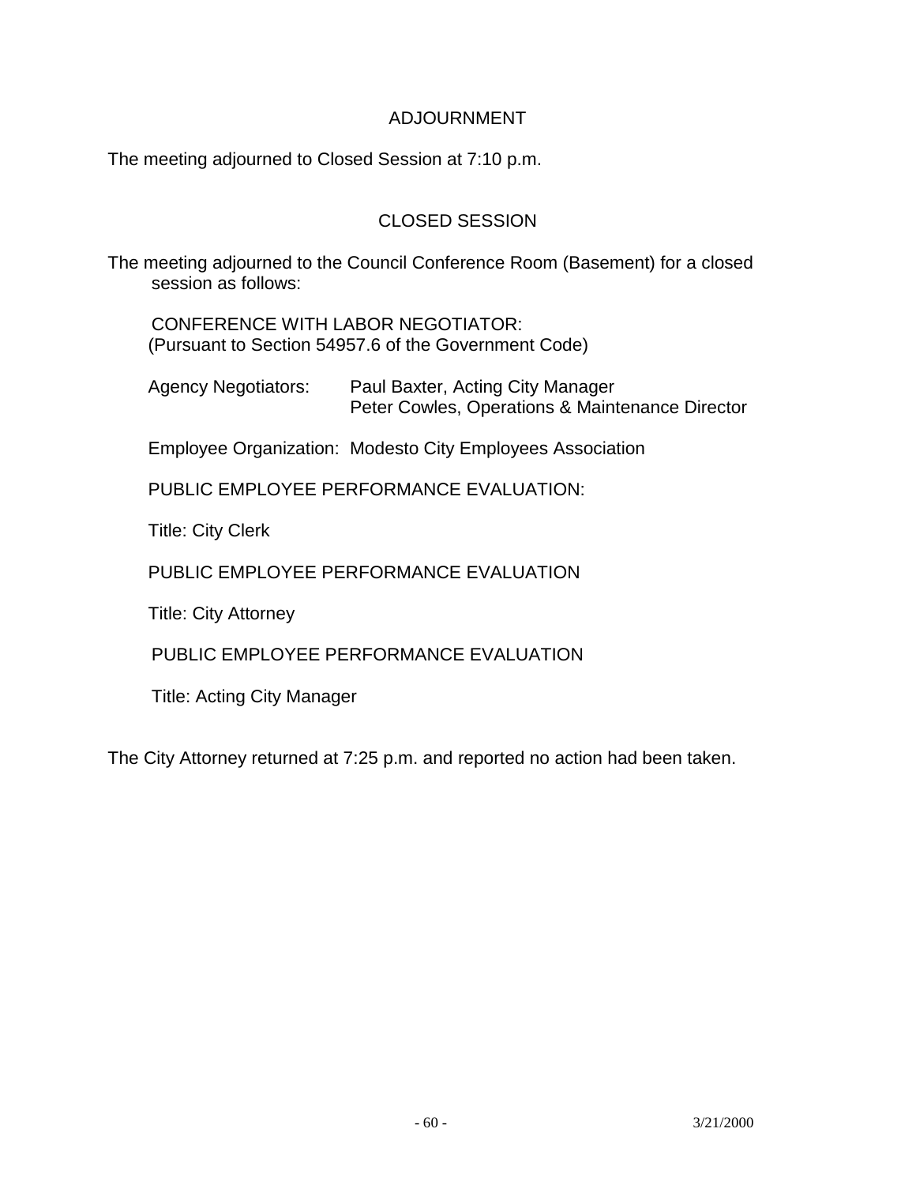## ADJOURNMENT

The meeting adjourned to Closed Session at 7:10 p.m.

## CLOSED SESSION

The meeting adjourned to the Council Conference Room (Basement) for a closed session as follows:

CONFERENCE WITH LABOR NEGOTIATOR:
(Pursuant to Section 54957.6 of the Government Code)

Agency Negotiators: Paul Baxter, Acting City Manager
Peter Cowles, Operations & Maintenance Director

Employee Organization: Modesto City Employees Association

PUBLIC EMPLOYEE PERFORMANCE EVALUATION:

Title: City Clerk

PUBLIC EMPLOYEE PERFORMANCE EVALUATION

Title: City Attorney

PUBLIC EMPLOYEE PERFORMANCE EVALUATION

Title: Acting City Manager

The City Attorney returned at 7:25 p.m. and reported no action had been taken.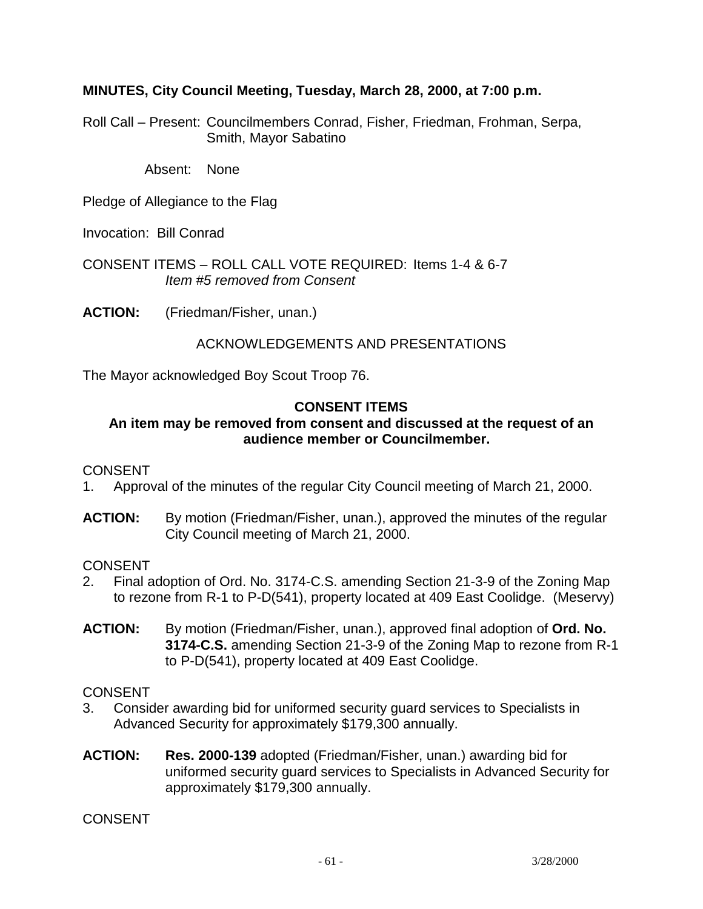**MINUTES, City Council Meeting, Tuesday, March 28, 2000, at 7:00 p.m.**

Roll Call – Present: Councilmembers Conrad, Fisher, Friedman, Frohman, Serpa, Smith, Mayor Sabatino

Absent: None

Pledge of Allegiance to the Flag

Invocation: Bill Conrad

CONSENT ITEMS – ROLL CALL VOTE REQUIRED: Items 1-4 & 6-7
*Item #5 removed from Consent*

**ACTION:** (Friedman/Fisher, unan.)

ACKNOWLEDGEMENTS AND PRESENTATIONS

The Mayor acknowledged Boy Scout Troop 76.

**CONSENT ITEMS**

**An item may be removed from consent and discussed at the request of an audience member or Councilmember.**

CONSENT

1. Approval of the minutes of the regular City Council meeting of March 21, 2000.

**ACTION:** By motion (Friedman/Fisher, unan.), approved the minutes of the regular City Council meeting of March 21, 2000.

CONSENT

2. Final adoption of Ord. No. 3174-C.S. amending Section 21-3-9 of the Zoning Map to rezone from R-1 to P-D(541), property located at 409 East Coolidge. (Meservy)

**ACTION:** By motion (Friedman/Fisher, unan.), approved final adoption of **Ord. No. 3174-C.S.** amending Section 21-3-9 of the Zoning Map to rezone from R-1 to P-D(541), property located at 409 East Coolidge.

CONSENT

3. Consider awarding bid for uniformed security guard services to Specialists in Advanced Security for approximately $179,300 annually.

**ACTION:** **Res. 2000-139** adopted (Friedman/Fisher, unan.) awarding bid for uniformed security guard services to Specialists in Advanced Security for approximately $179,300 annually.

CONSENT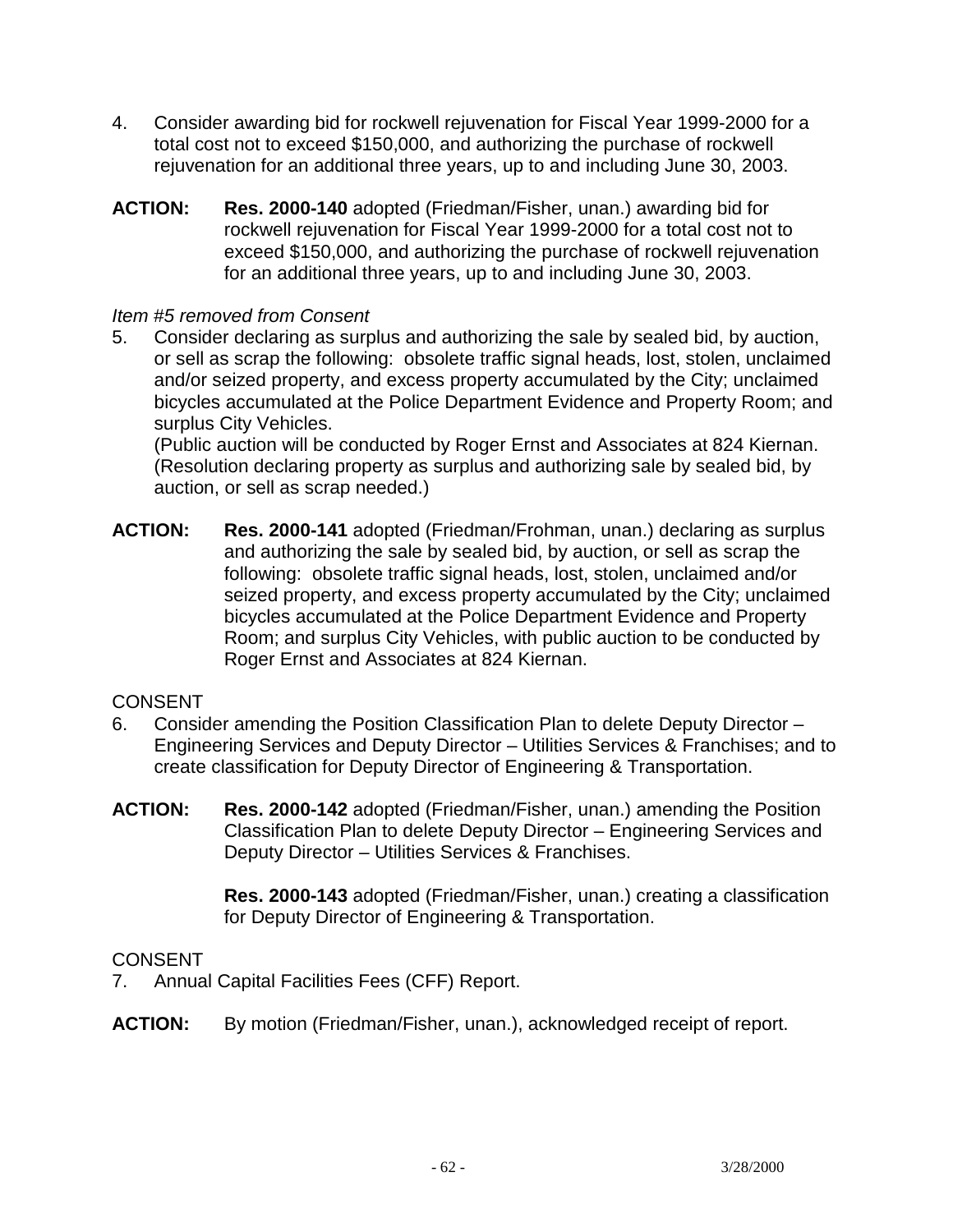4. Consider awarding bid for rockwell rejuvenation for Fiscal Year 1999-2000 for a total cost not to exceed $150,000, and authorizing the purchase of rockwell rejuvenation for an additional three years, up to and including June 30, 2003.

**ACTION:** **Res. 2000-140** adopted (Friedman/Fisher, unan.) awarding bid for rockwell rejuvenation for Fiscal Year 1999-2000 for a total cost not to exceed $150,000, and authorizing the purchase of rockwell rejuvenation for an additional three years, up to and including June 30, 2003.

*Item #5 removed from Consent*

5. Consider declaring as surplus and authorizing the sale by sealed bid, by auction, or sell as scrap the following: obsolete traffic signal heads, lost, stolen, unclaimed and/or seized property, and excess property accumulated by the City; unclaimed bicycles accumulated at the Police Department Evidence and Property Room; and surplus City Vehicles.
(Public auction will be conducted by Roger Ernst and Associates at 824 Kiernan. (Resolution declaring property as surplus and authorizing sale by sealed bid, by auction, or sell as scrap needed.)

**ACTION:** **Res. 2000-141** adopted (Friedman/Frohman, unan.) declaring as surplus and authorizing the sale by sealed bid, by auction, or sell as scrap the following: obsolete traffic signal heads, lost, stolen, unclaimed and/or seized property, and excess property accumulated by the City; unclaimed bicycles accumulated at the Police Department Evidence and Property Room; and surplus City Vehicles, with public auction to be conducted by Roger Ernst and Associates at 824 Kiernan.

CONSENT

6. Consider amending the Position Classification Plan to delete Deputy Director – Engineering Services and Deputy Director – Utilities Services & Franchises; and to create classification for Deputy Director of Engineering & Transportation.

**ACTION:** **Res. 2000-142** adopted (Friedman/Fisher, unan.) amending the Position Classification Plan to delete Deputy Director – Engineering Services and Deputy Director – Utilities Services & Franchises.

**Res. 2000-143** adopted (Friedman/Fisher, unan.) creating a classification for Deputy Director of Engineering & Transportation.

CONSENT

7. Annual Capital Facilities Fees (CFF) Report.

**ACTION:** By motion (Friedman/Fisher, unan.), acknowledged receipt of report.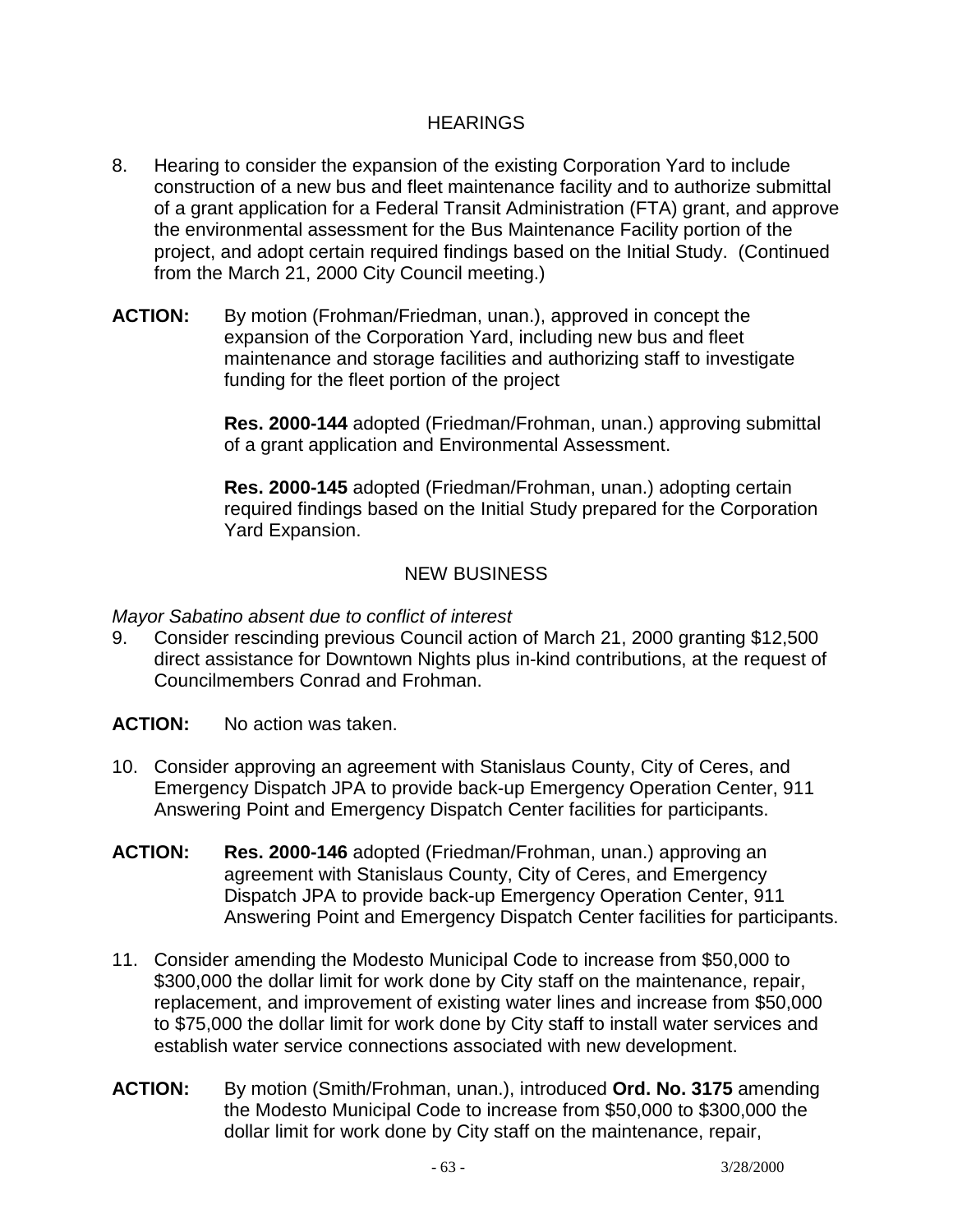## HEARINGS

8. Hearing to consider the expansion of the existing Corporation Yard to include construction of a new bus and fleet maintenance facility and to authorize submittal of a grant application for a Federal Transit Administration (FTA) grant, and approve the environmental assessment for the Bus Maintenance Facility portion of the project, and adopt certain required findings based on the Initial Study. (Continued from the March 21, 2000 City Council meeting.)

**ACTION:** By motion (Frohman/Friedman, unan.), approved in concept the expansion of the Corporation Yard, including new bus and fleet maintenance and storage facilities and authorizing staff to investigate funding for the fleet portion of the project

**Res. 2000-144** adopted (Friedman/Frohman, unan.) approving submittal of a grant application and Environmental Assessment.

**Res. 2000-145** adopted (Friedman/Frohman, unan.) adopting certain required findings based on the Initial Study prepared for the Corporation Yard Expansion.

## NEW BUSINESS

*Mayor Sabatino absent due to conflict of interest*

9. Consider rescinding previous Council action of March 21, 2000 granting $12,500 direct assistance for Downtown Nights plus in-kind contributions, at the request of Councilmembers Conrad and Frohman.

**ACTION:** No action was taken.

10. Consider approving an agreement with Stanislaus County, City of Ceres, and Emergency Dispatch JPA to provide back-up Emergency Operation Center, 911 Answering Point and Emergency Dispatch Center facilities for participants.

**ACTION:** **Res. 2000-146** adopted (Friedman/Frohman, unan.) approving an agreement with Stanislaus County, City of Ceres, and Emergency Dispatch JPA to provide back-up Emergency Operation Center, 911 Answering Point and Emergency Dispatch Center facilities for participants.

11. Consider amending the Modesto Municipal Code to increase from $50,000 to $300,000 the dollar limit for work done by City staff on the maintenance, repair, replacement, and improvement of existing water lines and increase from $50,000 to $75,000 the dollar limit for work done by City staff to install water services and establish water service connections associated with new development.

**ACTION:** By motion (Smith/Frohman, unan.), introduced **Ord. No. 3175** amending the Modesto Municipal Code to increase from $50,000 to $300,000 the dollar limit for work done by City staff on the maintenance, repair,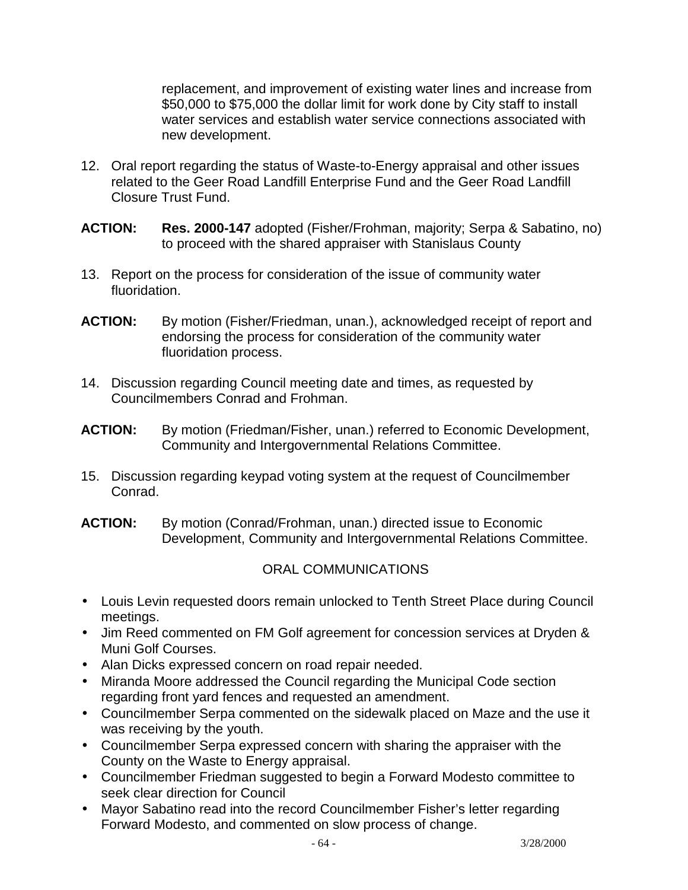replacement, and improvement of existing water lines and increase from $50,000 to $75,000 the dollar limit for work done by City staff to install water services and establish water service connections associated with new development.

12. Oral report regarding the status of Waste-to-Energy appraisal and other issues related to the Geer Road Landfill Enterprise Fund and the Geer Road Landfill Closure Trust Fund.

**ACTION:** **Res. 2000-147** adopted (Fisher/Frohman, majority; Serpa & Sabatino, no) to proceed with the shared appraiser with Stanislaus County

13. Report on the process for consideration of the issue of community water fluoridation.

**ACTION:** By motion (Fisher/Friedman, unan.), acknowledged receipt of report and endorsing the process for consideration of the community water fluoridation process.

14. Discussion regarding Council meeting date and times, as requested by Councilmembers Conrad and Frohman.

**ACTION:** By motion (Friedman/Fisher, unan.) referred to Economic Development, Community and Intergovernmental Relations Committee.

15. Discussion regarding keypad voting system at the request of Councilmember Conrad.

**ACTION:** By motion (Conrad/Frohman, unan.) directed issue to Economic Development, Community and Intergovernmental Relations Committee.

ORAL COMMUNICATIONS

- Louis Levin requested doors remain unlocked to Tenth Street Place during Council meetings.
- Jim Reed commented on FM Golf agreement for concession services at Dryden & Muni Golf Courses.
- Alan Dicks expressed concern on road repair needed.
- Miranda Moore addressed the Council regarding the Municipal Code section regarding front yard fences and requested an amendment.
- Councilmember Serpa commented on the sidewalk placed on Maze and the use it was receiving by the youth.
- Councilmember Serpa expressed concern with sharing the appraiser with the County on the Waste to Energy appraisal.
- Councilmember Friedman suggested to begin a Forward Modesto committee to seek clear direction for Council
- Mayor Sabatino read into the record Councilmember Fisher's letter regarding Forward Modesto, and commented on slow process of change.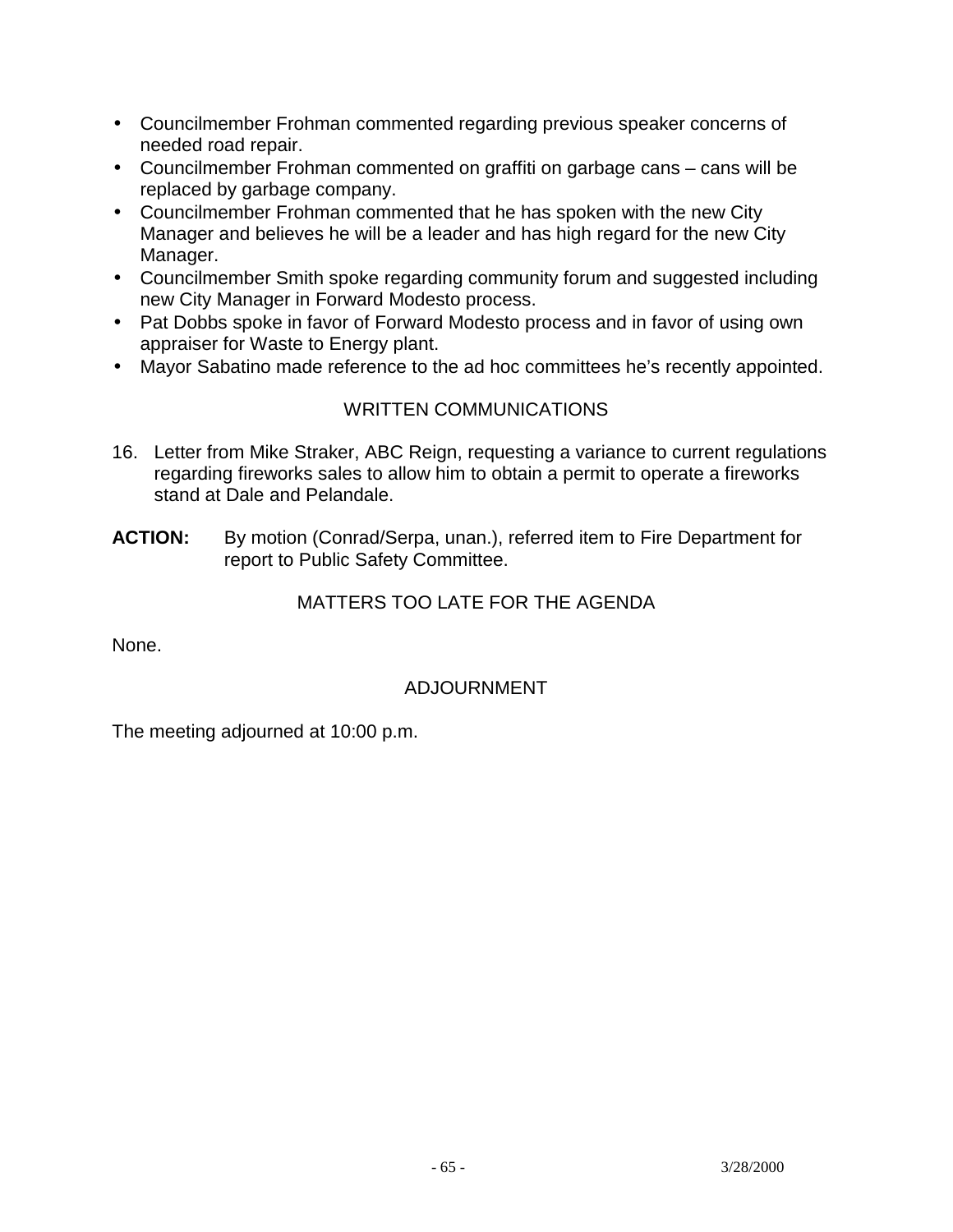- Councilmember Frohman commented regarding previous speaker concerns of needed road repair.
- Councilmember Frohman commented on graffiti on garbage cans – cans will be replaced by garbage company.
- Councilmember Frohman commented that he has spoken with the new City Manager and believes he will be a leader and has high regard for the new City Manager.
- Councilmember Smith spoke regarding community forum and suggested including new City Manager in Forward Modesto process.
- Pat Dobbs spoke in favor of Forward Modesto process and in favor of using own appraiser for Waste to Energy plant.
- Mayor Sabatino made reference to the ad hoc committees he's recently appointed.

## WRITTEN COMMUNICATIONS

16. Letter from Mike Straker, ABC Reign, requesting a variance to current regulations regarding fireworks sales to allow him to obtain a permit to operate a fireworks stand at Dale and Pelandale.

**ACTION:** By motion (Conrad/Serpa, unan.), referred item to Fire Department for report to Public Safety Committee.

## MATTERS TOO LATE FOR THE AGENDA

None.

## ADJOURNMENT

The meeting adjourned at 10:00 p.m.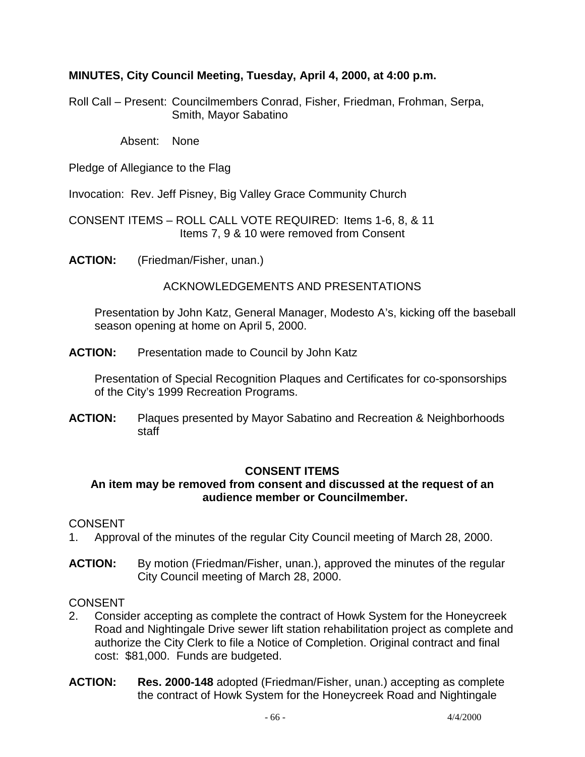**MINUTES, City Council Meeting, Tuesday, April 4, 2000, at 4:00 p.m.**

Roll Call – Present: Councilmembers Conrad, Fisher, Friedman, Frohman, Serpa, Smith, Mayor Sabatino

Absent: None

Pledge of Allegiance to the Flag

Invocation: Rev. Jeff Pisney, Big Valley Grace Community Church

CONSENT ITEMS – ROLL CALL VOTE REQUIRED: Items 1-6, 8, & 11
Items 7, 9 & 10 were removed from Consent

**ACTION:** (Friedman/Fisher, unan.)

ACKNOWLEDGEMENTS AND PRESENTATIONS

Presentation by John Katz, General Manager, Modesto A's, kicking off the baseball season opening at home on April 5, 2000.

**ACTION:** Presentation made to Council by John Katz

Presentation of Special Recognition Plaques and Certificates for co-sponsorships of the City's 1999 Recreation Programs.

**ACTION:** Plaques presented by Mayor Sabatino and Recreation & Neighborhoods staff

**CONSENT ITEMS**

**An item may be removed from consent and discussed at the request of an audience member or Councilmember.**

CONSENT

1. Approval of the minutes of the regular City Council meeting of March 28, 2000.

**ACTION:** By motion (Friedman/Fisher, unan.), approved the minutes of the regular City Council meeting of March 28, 2000.

CONSENT

2. Consider accepting as complete the contract of Howk System for the Honeycreek Road and Nightingale Drive sewer lift station rehabilitation project as complete and authorize the City Clerk to file a Notice of Completion. Original contract and final cost: $81,000. Funds are budgeted.

**ACTION:** **Res. 2000-148** adopted (Friedman/Fisher, unan.) accepting as complete the contract of Howk System for the Honeycreek Road and Nightingale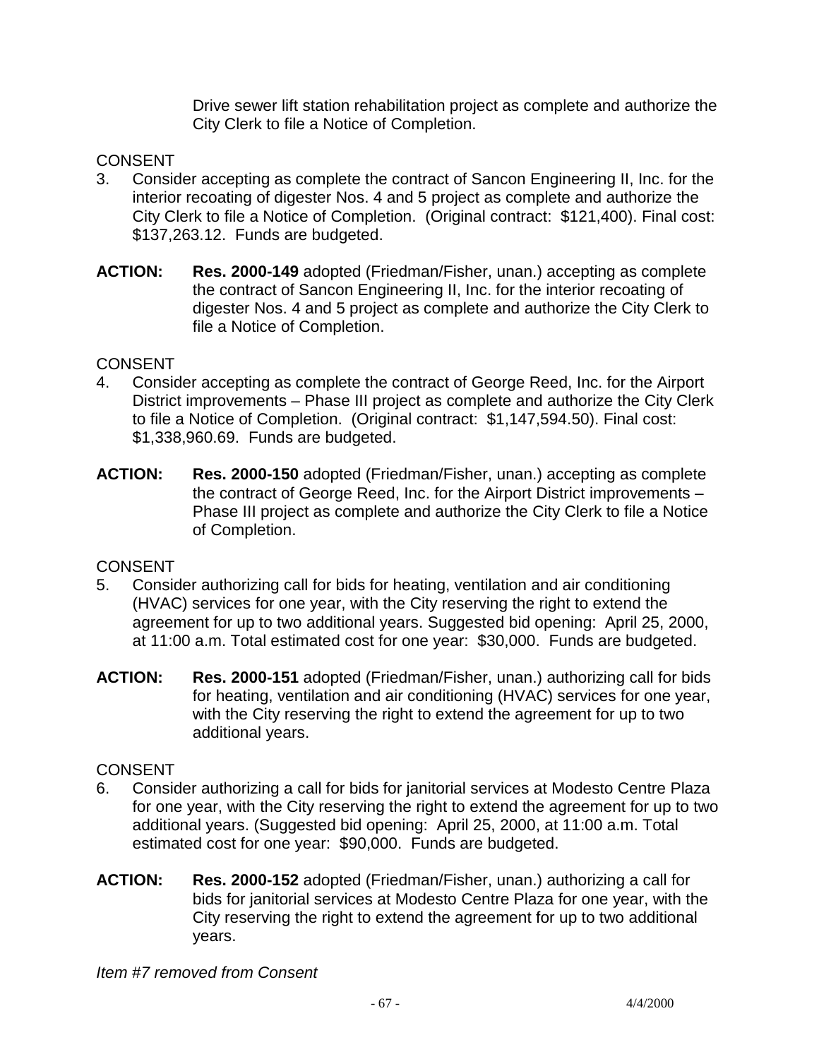Drive sewer lift station rehabilitation project as complete and authorize the City Clerk to file a Notice of Completion.

CONSENT

3. Consider accepting as complete the contract of Sancon Engineering II, Inc. for the interior recoating of digester Nos. 4 and 5 project as complete and authorize the City Clerk to file a Notice of Completion. (Original contract: $121,400). Final cost: $137,263.12. Funds are budgeted.

**ACTION:** **Res. 2000-149** adopted (Friedman/Fisher, unan.) accepting as complete the contract of Sancon Engineering II, Inc. for the interior recoating of digester Nos. 4 and 5 project as complete and authorize the City Clerk to file a Notice of Completion.

CONSENT

4. Consider accepting as complete the contract of George Reed, Inc. for the Airport District improvements – Phase III project as complete and authorize the City Clerk to file a Notice of Completion. (Original contract: $1,147,594.50). Final cost: $1,338,960.69. Funds are budgeted.

**ACTION:** **Res. 2000-150** adopted (Friedman/Fisher, unan.) accepting as complete the contract of George Reed, Inc. for the Airport District improvements – Phase III project as complete and authorize the City Clerk to file a Notice of Completion.

CONSENT

5. Consider authorizing call for bids for heating, ventilation and air conditioning (HVAC) services for one year, with the City reserving the right to extend the agreement for up to two additional years. Suggested bid opening: April 25, 2000, at 11:00 a.m. Total estimated cost for one year: $30,000. Funds are budgeted.

**ACTION:** **Res. 2000-151** adopted (Friedman/Fisher, unan.) authorizing call for bids for heating, ventilation and air conditioning (HVAC) services for one year, with the City reserving the right to extend the agreement for up to two additional years.

CONSENT

6. Consider authorizing a call for bids for janitorial services at Modesto Centre Plaza for one year, with the City reserving the right to extend the agreement for up to two additional years. (Suggested bid opening: April 25, 2000, at 11:00 a.m. Total estimated cost for one year: $90,000. Funds are budgeted.

**ACTION:** **Res. 2000-152** adopted (Friedman/Fisher, unan.) authorizing a call for bids for janitorial services at Modesto Centre Plaza for one year, with the City reserving the right to extend the agreement for up to two additional years.

*Item #7 removed from Consent*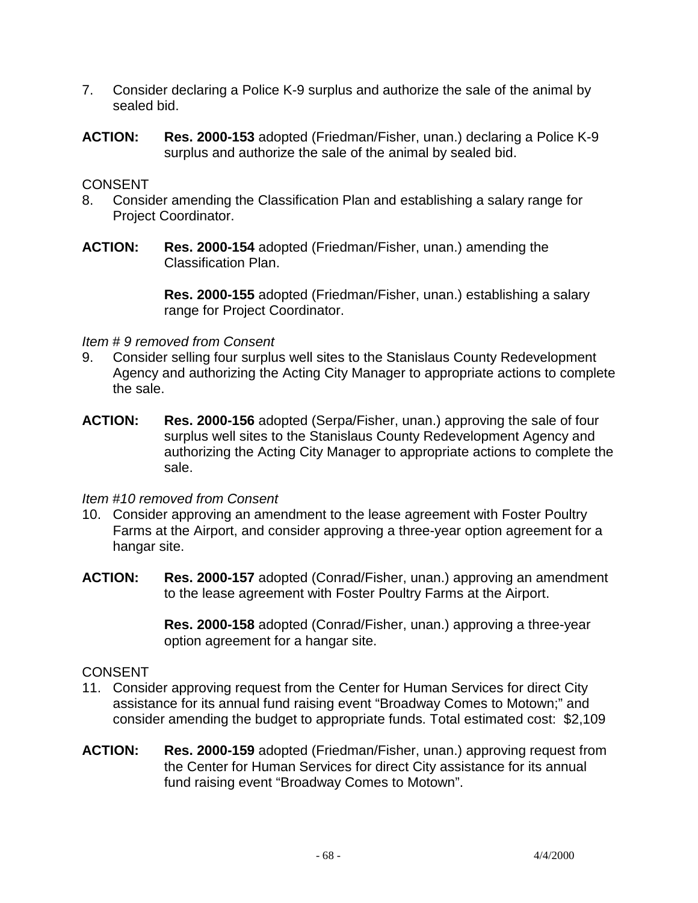7. Consider declaring a Police K-9 surplus and authorize the sale of the animal by sealed bid.

**ACTION:** **Res. 2000-153** adopted (Friedman/Fisher, unan.) declaring a Police K-9 surplus and authorize the sale of the animal by sealed bid.

CONSENT

8. Consider amending the Classification Plan and establishing a salary range for Project Coordinator.

**ACTION:** **Res. 2000-154** adopted (Friedman/Fisher, unan.) amending the Classification Plan.

**Res. 2000-155** adopted (Friedman/Fisher, unan.) establishing a salary range for Project Coordinator.

*Item # 9 removed from Consent*

9. Consider selling four surplus well sites to the Stanislaus County Redevelopment Agency and authorizing the Acting City Manager to appropriate actions to complete the sale.

**ACTION:** **Res. 2000-156** adopted (Serpa/Fisher, unan.) approving the sale of four surplus well sites to the Stanislaus County Redevelopment Agency and authorizing the Acting City Manager to appropriate actions to complete the sale.

*Item #10 removed from Consent*

10. Consider approving an amendment to the lease agreement with Foster Poultry Farms at the Airport, and consider approving a three-year option agreement for a hangar site.

**ACTION:** **Res. 2000-157** adopted (Conrad/Fisher, unan.) approving an amendment to the lease agreement with Foster Poultry Farms at the Airport.

**Res. 2000-158** adopted (Conrad/Fisher, unan.) approving a three-year option agreement for a hangar site.

CONSENT

11. Consider approving request from the Center for Human Services for direct City assistance for its annual fund raising event "Broadway Comes to Motown;" and consider amending the budget to appropriate funds. Total estimated cost: $2,109

**ACTION:** **Res. 2000-159** adopted (Friedman/Fisher, unan.) approving request from the Center for Human Services for direct City assistance for its annual fund raising event "Broadway Comes to Motown".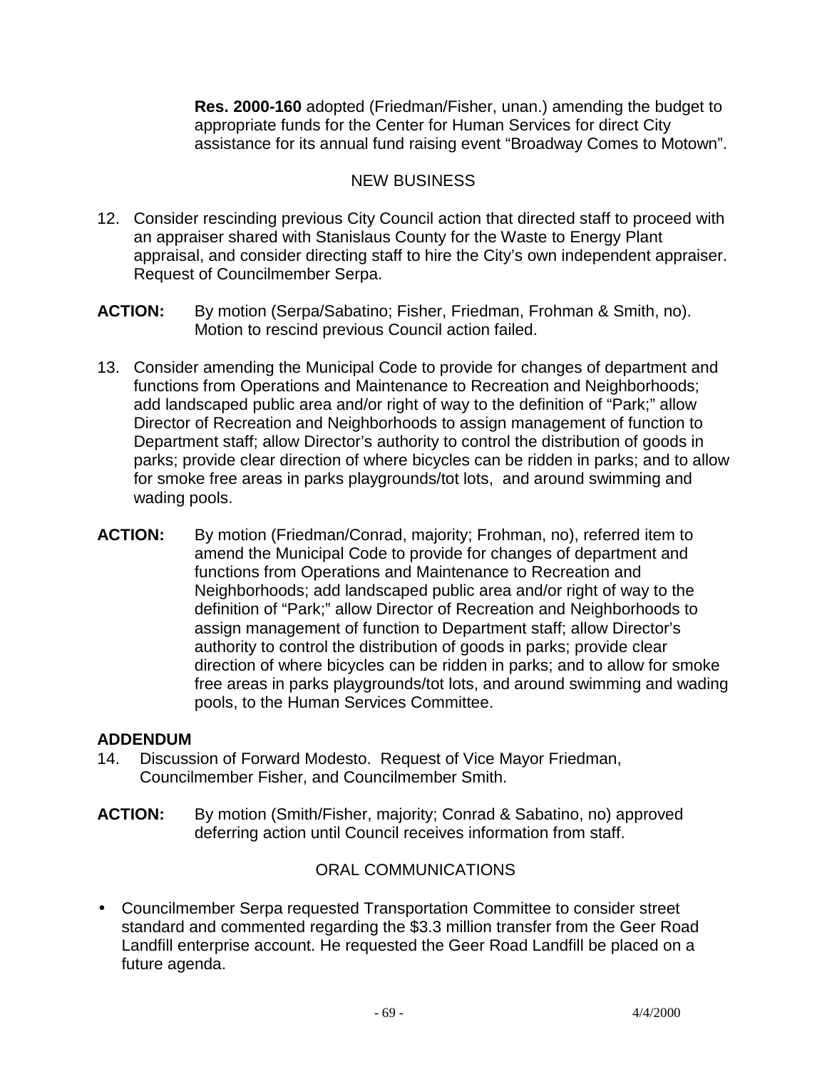**Res. 2000-160** adopted (Friedman/Fisher, unan.) amending the budget to appropriate funds for the Center for Human Services for direct City assistance for its annual fund raising event "Broadway Comes to Motown".

NEW BUSINESS

12. Consider rescinding previous City Council action that directed staff to proceed with an appraiser shared with Stanislaus County for the Waste to Energy Plant appraisal, and consider directing staff to hire the City's own independent appraiser. Request of Councilmember Serpa.

**ACTION:** By motion (Serpa/Sabatino; Fisher, Friedman, Frohman & Smith, no). Motion to rescind previous Council action failed.

13. Consider amending the Municipal Code to provide for changes of department and functions from Operations and Maintenance to Recreation and Neighborhoods; add landscaped public area and/or right of way to the definition of "Park;" allow Director of Recreation and Neighborhoods to assign management of function to Department staff; allow Director's authority to control the distribution of goods in parks; provide clear direction of where bicycles can be ridden in parks; and to allow for smoke free areas in parks playgrounds/tot lots, and around swimming and wading pools.

**ACTION:** By motion (Friedman/Conrad, majority; Frohman, no), referred item to amend the Municipal Code to provide for changes of department and functions from Operations and Maintenance to Recreation and Neighborhoods; add landscaped public area and/or right of way to the definition of "Park;" allow Director of Recreation and Neighborhoods to assign management of function to Department staff; allow Director's authority to control the distribution of goods in parks; provide clear direction of where bicycles can be ridden in parks; and to allow for smoke free areas in parks playgrounds/tot lots, and around swimming and wading pools, to the Human Services Committee.

**ADDENDUM**

14. Discussion of Forward Modesto. Request of Vice Mayor Friedman, Councilmember Fisher, and Councilmember Smith.

**ACTION:** By motion (Smith/Fisher, majority; Conrad & Sabatino, no) approved deferring action until Council receives information from staff.

ORAL COMMUNICATIONS

- Councilmember Serpa requested Transportation Committee to consider street standard and commented regarding the $3.3 million transfer from the Geer Road Landfill enterprise account. He requested the Geer Road Landfill be placed on a future agenda.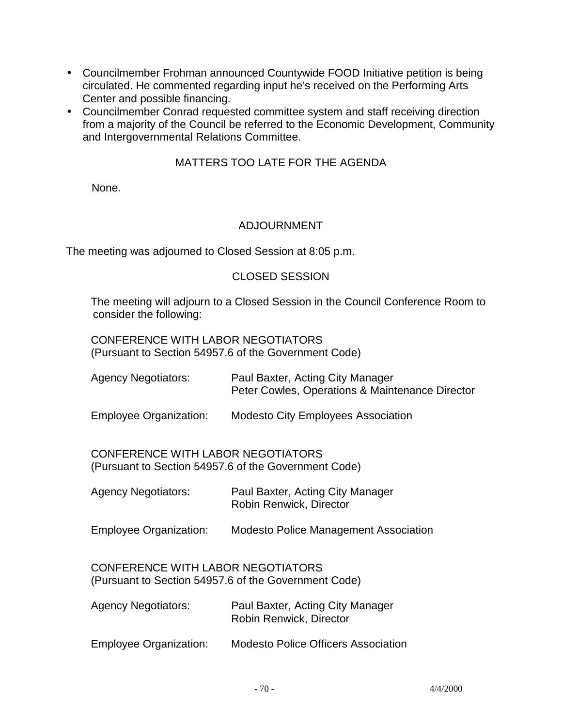- Councilmember Frohman announced Countywide FOOD Initiative petition is being circulated. He commented regarding input he's received on the Performing Arts Center and possible financing.
- Councilmember Conrad requested committee system and staff receiving direction from a majority of the Council be referred to the Economic Development, Community and Intergovernmental Relations Committee.

## MATTERS TOO LATE FOR THE AGENDA

None.

## ADJOURNMENT

The meeting was adjourned to Closed Session at 8:05 p.m.

## CLOSED SESSION

The meeting will adjourn to a Closed Session in the Council Conference Room to consider the following:

CONFERENCE WITH LABOR NEGOTIATORS
(Pursuant to Section 54957.6 of the Government Code)

Agency Negotiators: Paul Baxter, Acting City Manager
Peter Cowles, Operations & Maintenance Director

Employee Organization: Modesto City Employees Association

CONFERENCE WITH LABOR NEGOTIATORS
(Pursuant to Section 54957.6 of the Government Code)

Agency Negotiators: Paul Baxter, Acting City Manager
Robin Renwick, Director

Employee Organization: Modesto Police Management Association

CONFERENCE WITH LABOR NEGOTIATORS
(Pursuant to Section 54957.6 of the Government Code)

Agency Negotiators: Paul Baxter, Acting City Manager
Robin Renwick, Director

Employee Organization: Modesto Police Officers Association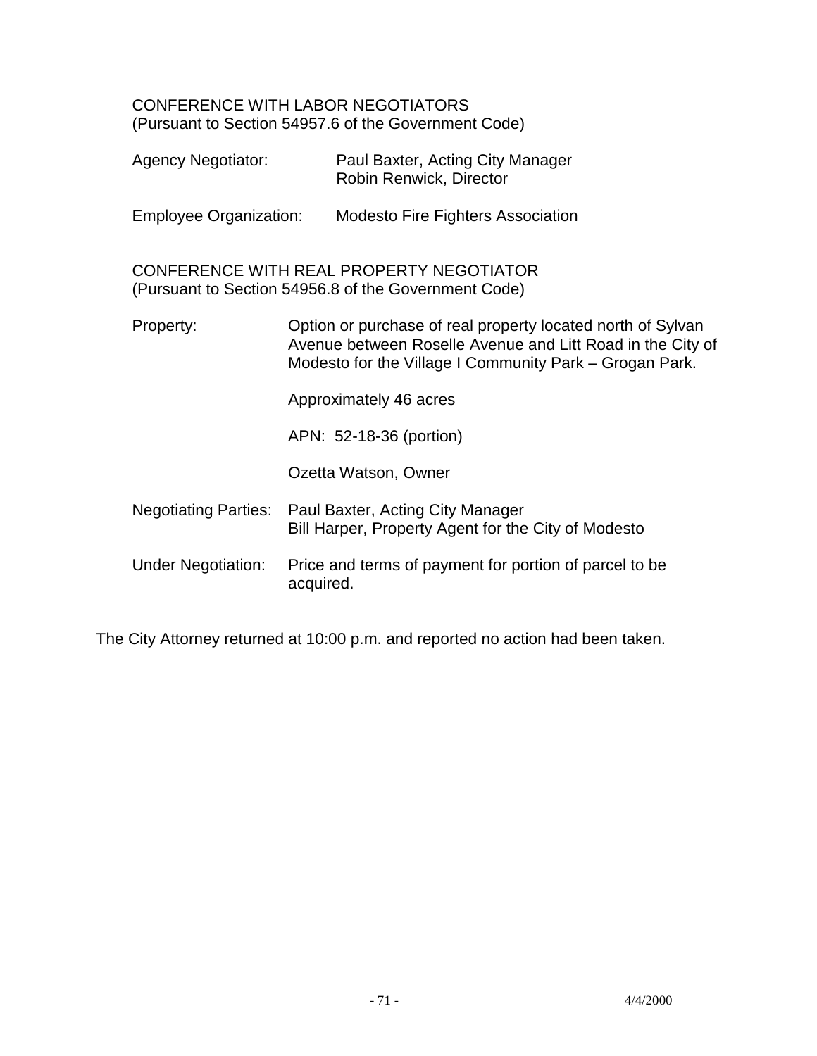CONFERENCE WITH LABOR NEGOTIATORS
(Pursuant to Section 54957.6 of the Government Code)

Agency Negotiator: Paul Baxter, Acting City Manager
Robin Renwick, Director

Employee Organization: Modesto Fire Fighters Association

CONFERENCE WITH REAL PROPERTY NEGOTIATOR
(Pursuant to Section 54956.8 of the Government Code)

Property: Option or purchase of real property located north of Sylvan Avenue between Roselle Avenue and Litt Road in the City of Modesto for the Village I Community Park – Grogan Park.

Approximately 46 acres

APN: 52-18-36 (portion)

Ozetta Watson, Owner

Negotiating Parties: Paul Baxter, Acting City Manager
Bill Harper, Property Agent for the City of Modesto

Under Negotiation: Price and terms of payment for portion of parcel to be acquired.

The City Attorney returned at 10:00 p.m. and reported no action had been taken.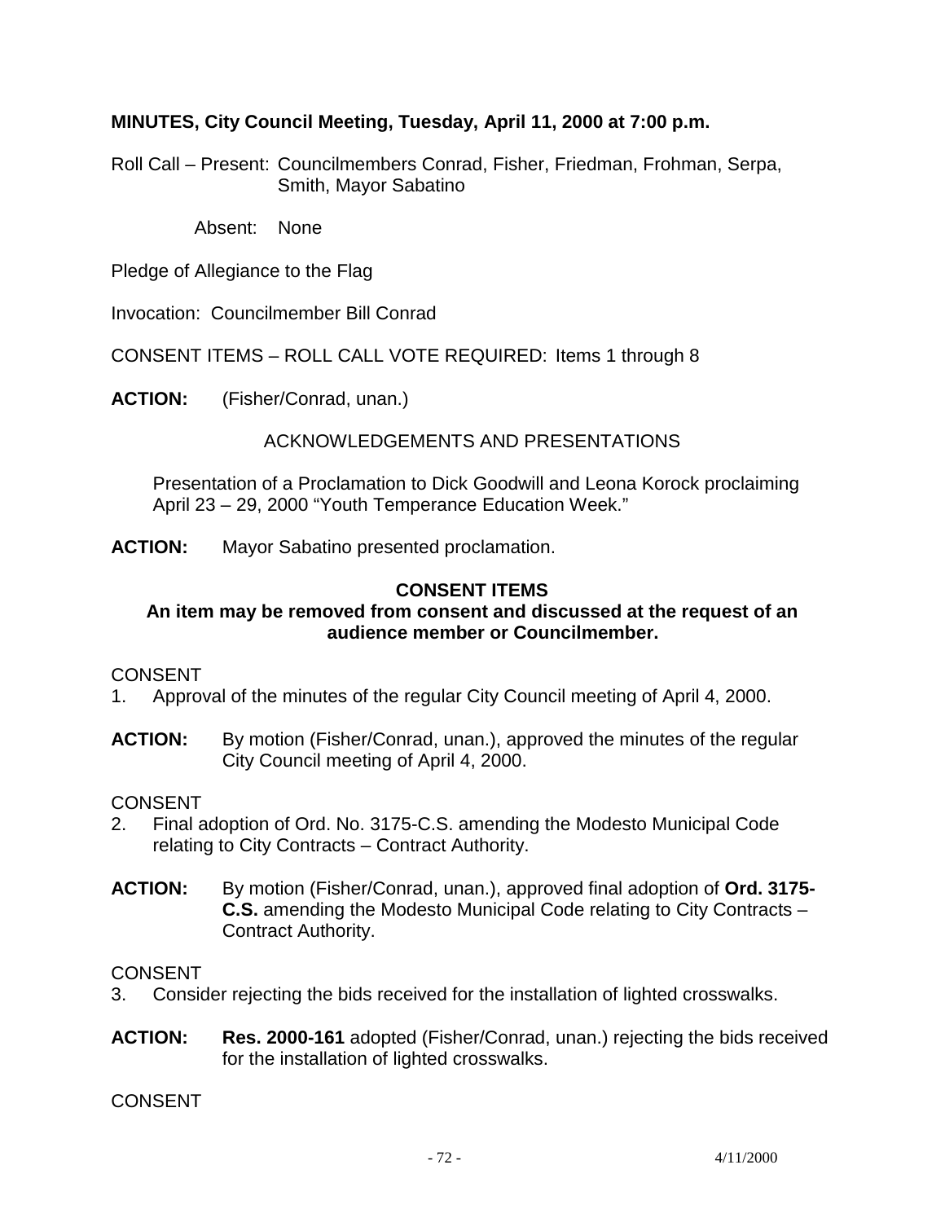**MINUTES, City Council Meeting, Tuesday, April 11, 2000 at 7:00 p.m.**

Roll Call – Present: Councilmembers Conrad, Fisher, Friedman, Frohman, Serpa, Smith, Mayor Sabatino

Absent: None

Pledge of Allegiance to the Flag

Invocation: Councilmember Bill Conrad

CONSENT ITEMS – ROLL CALL VOTE REQUIRED: Items 1 through 8

**ACTION:** (Fisher/Conrad, unan.)

ACKNOWLEDGEMENTS AND PRESENTATIONS

Presentation of a Proclamation to Dick Goodwill and Leona Korock proclaiming April 23 – 29, 2000 "Youth Temperance Education Week."

**ACTION:** Mayor Sabatino presented proclamation.

**CONSENT ITEMS**
**An item may be removed from consent and discussed at the request of an audience member or Councilmember.**

CONSENT
1. Approval of the minutes of the regular City Council meeting of April 4, 2000.

**ACTION:** By motion (Fisher/Conrad, unan.), approved the minutes of the regular City Council meeting of April 4, 2000.

CONSENT
2. Final adoption of Ord. No. 3175-C.S. amending the Modesto Municipal Code relating to City Contracts – Contract Authority.

**ACTION:** By motion (Fisher/Conrad, unan.), approved final adoption of **Ord. 3175-C.S.** amending the Modesto Municipal Code relating to City Contracts – Contract Authority.

CONSENT
3. Consider rejecting the bids received for the installation of lighted crosswalks.

**ACTION:** **Res. 2000-161** adopted (Fisher/Conrad, unan.) rejecting the bids received for the installation of lighted crosswalks.

CONSENT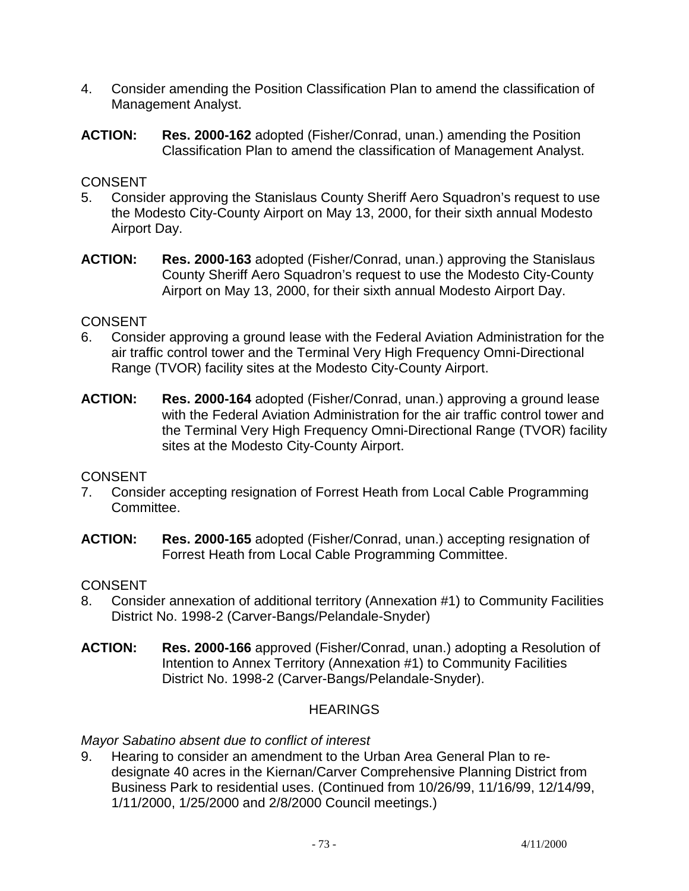4. Consider amending the Position Classification Plan to amend the classification of Management Analyst.

**ACTION:** **Res. 2000-162** adopted (Fisher/Conrad, unan.) amending the Position Classification Plan to amend the classification of Management Analyst.

CONSENT

5. Consider approving the Stanislaus County Sheriff Aero Squadron's request to use the Modesto City-County Airport on May 13, 2000, for their sixth annual Modesto Airport Day.

**ACTION:** **Res. 2000-163** adopted (Fisher/Conrad, unan.) approving the Stanislaus County Sheriff Aero Squadron's request to use the Modesto City-County Airport on May 13, 2000, for their sixth annual Modesto Airport Day.

CONSENT

6. Consider approving a ground lease with the Federal Aviation Administration for the air traffic control tower and the Terminal Very High Frequency Omni-Directional Range (TVOR) facility sites at the Modesto City-County Airport.

**ACTION:** **Res. 2000-164** adopted (Fisher/Conrad, unan.) approving a ground lease with the Federal Aviation Administration for the air traffic control tower and the Terminal Very High Frequency Omni-Directional Range (TVOR) facility sites at the Modesto City-County Airport.

CONSENT

7. Consider accepting resignation of Forrest Heath from Local Cable Programming Committee.

**ACTION:** **Res. 2000-165** adopted (Fisher/Conrad, unan.) accepting resignation of Forrest Heath from Local Cable Programming Committee.

CONSENT

8. Consider annexation of additional territory (Annexation #1) to Community Facilities District No. 1998-2 (Carver-Bangs/Pelandale-Snyder)

**ACTION:** **Res. 2000-166** approved (Fisher/Conrad, unan.) adopting a Resolution of Intention to Annex Territory (Annexation #1) to Community Facilities District No. 1998-2 (Carver-Bangs/Pelandale-Snyder).

## HEARINGS

*Mayor Sabatino absent due to conflict of interest*

9. Hearing to consider an amendment to the Urban Area General Plan to re-designate 40 acres in the Kiernan/Carver Comprehensive Planning District from Business Park to residential uses. (Continued from 10/26/99, 11/16/99, 12/14/99, 1/11/2000, 1/25/2000 and 2/8/2000 Council meetings.)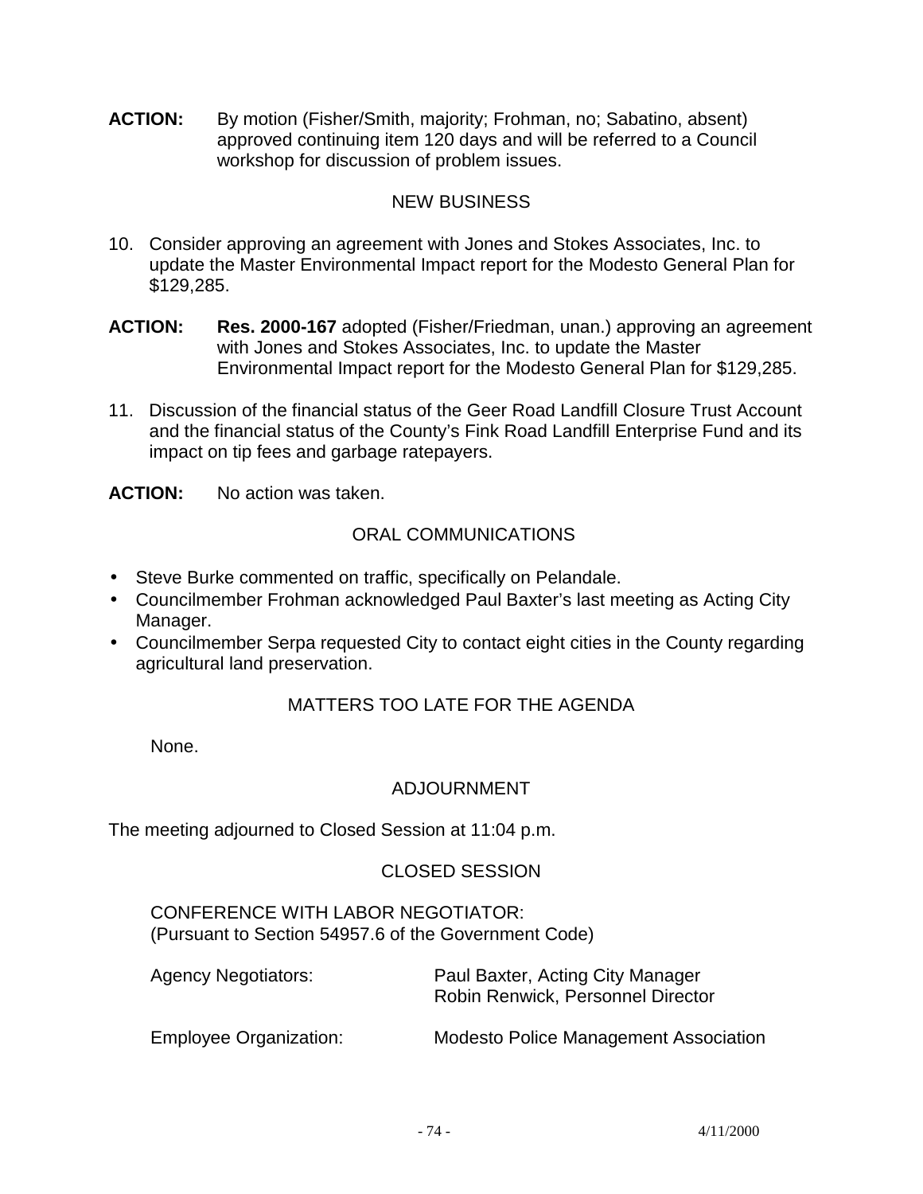**ACTION:** By motion (Fisher/Smith, majority; Frohman, no; Sabatino, absent) approved continuing item 120 days and will be referred to a Council workshop for discussion of problem issues.

## NEW BUSINESS

10. Consider approving an agreement with Jones and Stokes Associates, Inc. to update the Master Environmental Impact report for the Modesto General Plan for $129,285.

**ACTION:** **Res. 2000-167** adopted (Fisher/Friedman, unan.) approving an agreement with Jones and Stokes Associates, Inc. to update the Master Environmental Impact report for the Modesto General Plan for $129,285.

11. Discussion of the financial status of the Geer Road Landfill Closure Trust Account and the financial status of the County's Fink Road Landfill Enterprise Fund and its impact on tip fees and garbage ratepayers.

**ACTION:** No action was taken.

## ORAL COMMUNICATIONS

- Steve Burke commented on traffic, specifically on Pelandale.
- Councilmember Frohman acknowledged Paul Baxter's last meeting as Acting City Manager.
- Councilmember Serpa requested City to contact eight cities in the County regarding agricultural land preservation.

## MATTERS TOO LATE FOR THE AGENDA

None.

## ADJOURNMENT

The meeting adjourned to Closed Session at 11:04 p.m.

## CLOSED SESSION

CONFERENCE WITH LABOR NEGOTIATOR:
(Pursuant to Section 54957.6 of the Government Code)

| | |
|---|---|
| Agency Negotiators: | Paul Baxter, Acting City Manager<br>Robin Renwick, Personnel Director |
| Employee Organization: | Modesto Police Management Association |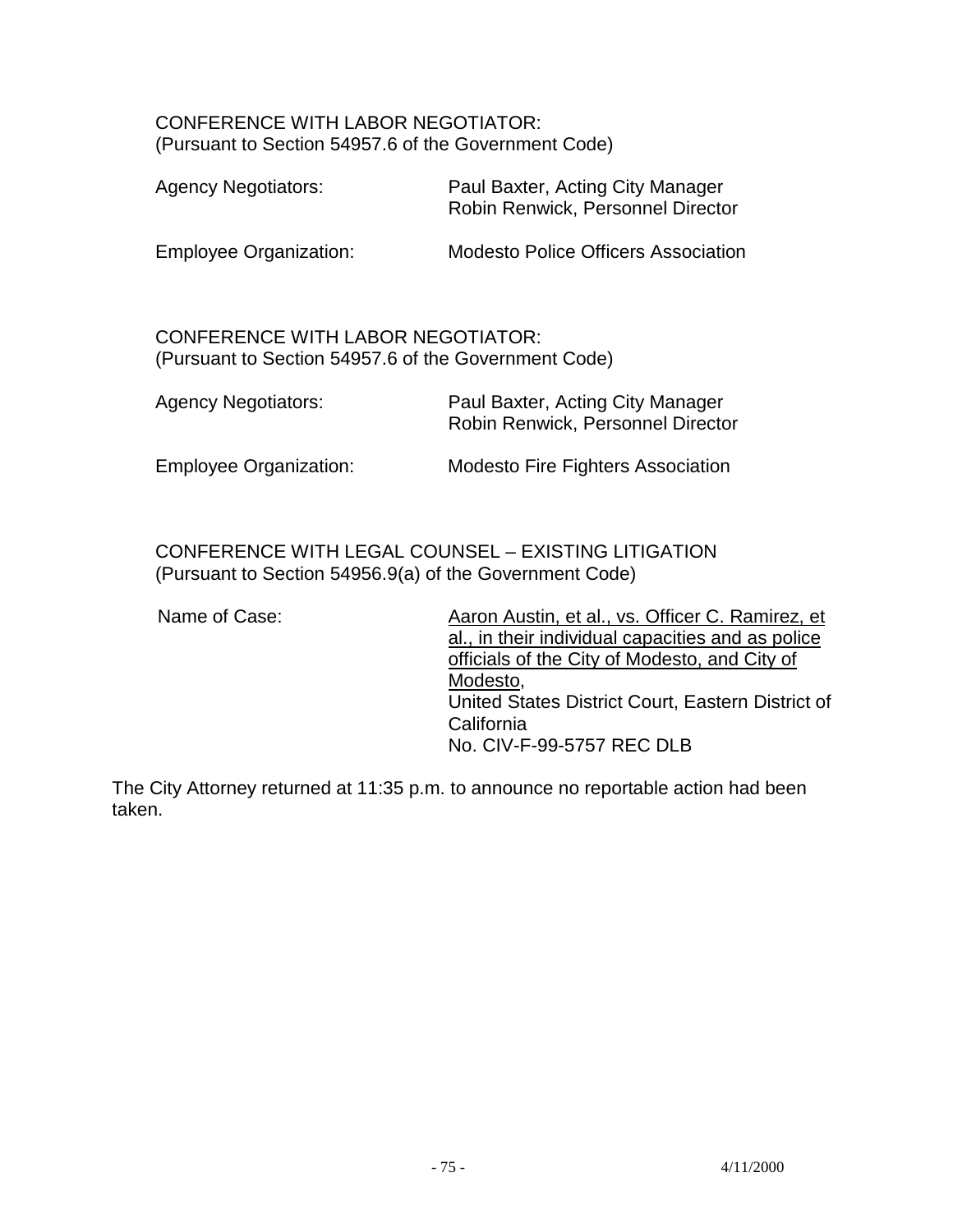CONFERENCE WITH LABOR NEGOTIATOR:
(Pursuant to Section 54957.6 of the Government Code)

| | |
|---|---|
| Agency Negotiators: | Paul Baxter, Acting City Manager<br>Robin Renwick, Personnel Director |
| Employee Organization: | Modesto Police Officers Association |

CONFERENCE WITH LABOR NEGOTIATOR:
(Pursuant to Section 54957.6 of the Government Code)

| | |
|---|---|
| Agency Negotiators: | Paul Baxter, Acting City Manager<br>Robin Renwick, Personnel Director |
| Employee Organization: | Modesto Fire Fighters Association |

CONFERENCE WITH LEGAL COUNSEL – EXISTING LITIGATION
(Pursuant to Section 54956.9(a) of the Government Code)

| | |
|---|---|
| Name of Case: | Aaron Austin, et al., vs. Officer C. Ramirez, et al., in their individual capacities and as police officials of the City of Modesto, and City of Modesto,<br>United States District Court, Eastern District of California<br>No. CIV-F-99-5757 REC DLB |

The City Attorney returned at 11:35 p.m. to announce no reportable action had been taken.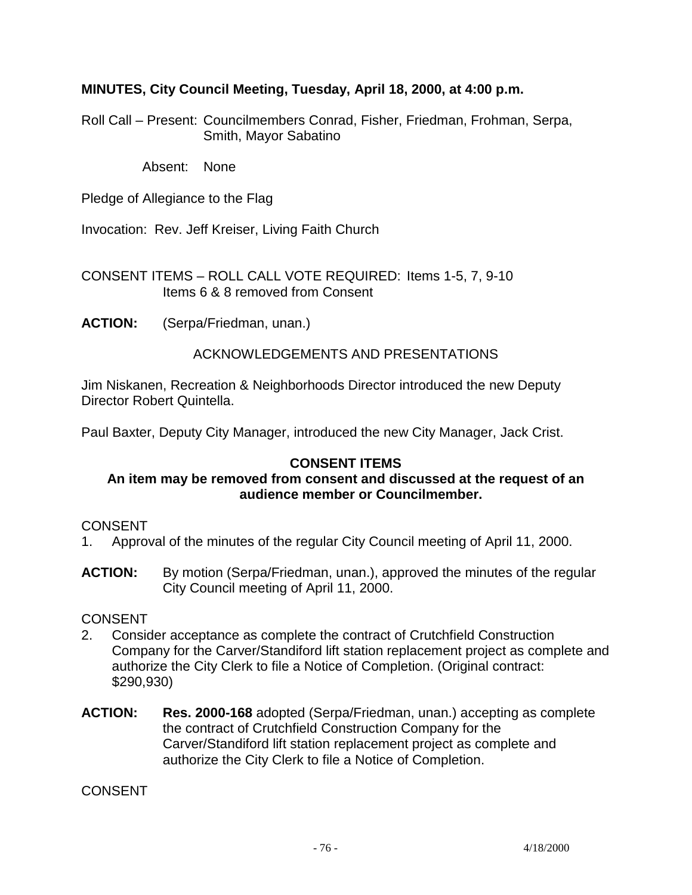**MINUTES, City Council Meeting, Tuesday, April 18, 2000, at 4:00 p.m.**

Roll Call – Present: Councilmembers Conrad, Fisher, Friedman, Frohman, Serpa, Smith, Mayor Sabatino

Absent: None

Pledge of Allegiance to the Flag

Invocation: Rev. Jeff Kreiser, Living Faith Church

CONSENT ITEMS – ROLL CALL VOTE REQUIRED: Items 1-5, 7, 9-10
Items 6 & 8 removed from Consent

**ACTION:** (Serpa/Friedman, unan.)

ACKNOWLEDGEMENTS AND PRESENTATIONS

Jim Niskanen, Recreation & Neighborhoods Director introduced the new Deputy Director Robert Quintella.

Paul Baxter, Deputy City Manager, introduced the new City Manager, Jack Crist.

**CONSENT ITEMS**

**An item may be removed from consent and discussed at the request of an audience member or Councilmember.**

CONSENT

1. Approval of the minutes of the regular City Council meeting of April 11, 2000.

**ACTION:** By motion (Serpa/Friedman, unan.), approved the minutes of the regular City Council meeting of April 11, 2000.

CONSENT

2. Consider acceptance as complete the contract of Crutchfield Construction Company for the Carver/Standiford lift station replacement project as complete and authorize the City Clerk to file a Notice of Completion. (Original contract: $290,930)

**ACTION:** **Res. 2000-168** adopted (Serpa/Friedman, unan.) accepting as complete the contract of Crutchfield Construction Company for the Carver/Standiford lift station replacement project as complete and authorize the City Clerk to file a Notice of Completion.

CONSENT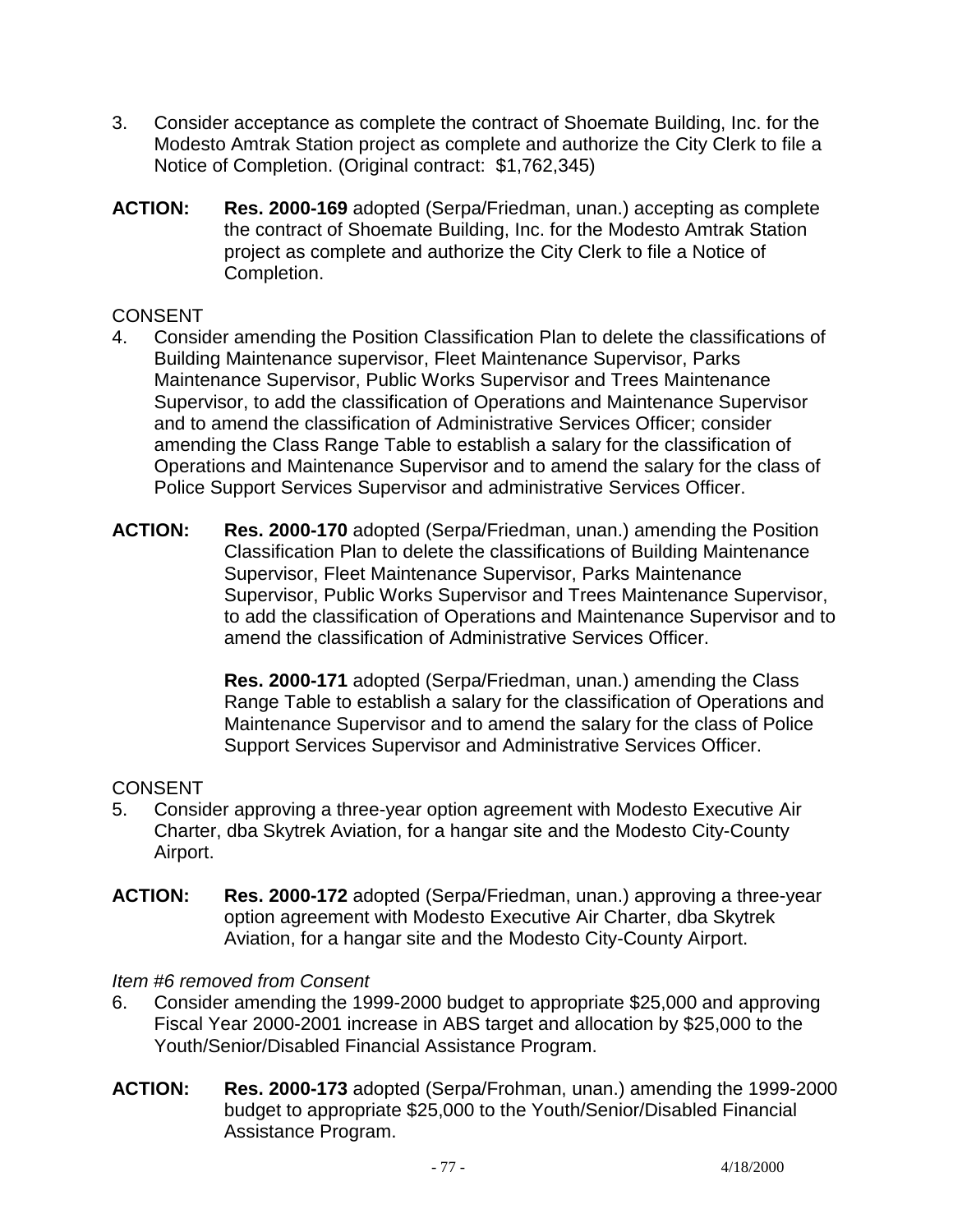3. Consider acceptance as complete the contract of Shoemate Building, Inc. for the Modesto Amtrak Station project as complete and authorize the City Clerk to file a Notice of Completion. (Original contract: $1,762,345)

**ACTION:** **Res. 2000-169** adopted (Serpa/Friedman, unan.) accepting as complete the contract of Shoemate Building, Inc. for the Modesto Amtrak Station project as complete and authorize the City Clerk to file a Notice of Completion.

CONSENT

4. Consider amending the Position Classification Plan to delete the classifications of Building Maintenance supervisor, Fleet Maintenance Supervisor, Parks Maintenance Supervisor, Public Works Supervisor and Trees Maintenance Supervisor, to add the classification of Operations and Maintenance Supervisor and to amend the classification of Administrative Services Officer; consider amending the Class Range Table to establish a salary for the classification of Operations and Maintenance Supervisor and to amend the salary for the class of Police Support Services Supervisor and administrative Services Officer.

**ACTION:** **Res. 2000-170** adopted (Serpa/Friedman, unan.) amending the Position Classification Plan to delete the classifications of Building Maintenance Supervisor, Fleet Maintenance Supervisor, Parks Maintenance Supervisor, Public Works Supervisor and Trees Maintenance Supervisor, to add the classification of Operations and Maintenance Supervisor and to amend the classification of Administrative Services Officer.

**Res. 2000-171** adopted (Serpa/Friedman, unan.) amending the Class Range Table to establish a salary for the classification of Operations and Maintenance Supervisor and to amend the salary for the class of Police Support Services Supervisor and Administrative Services Officer.

CONSENT

5. Consider approving a three-year option agreement with Modesto Executive Air Charter, dba Skytrek Aviation, for a hangar site and the Modesto City-County Airport.

**ACTION:** **Res. 2000-172** adopted (Serpa/Friedman, unan.) approving a three-year option agreement with Modesto Executive Air Charter, dba Skytrek Aviation, for a hangar site and the Modesto City-County Airport.

*Item #6 removed from Consent*

6. Consider amending the 1999-2000 budget to appropriate $25,000 and approving Fiscal Year 2000-2001 increase in ABS target and allocation by $25,000 to the Youth/Senior/Disabled Financial Assistance Program.

**ACTION:** **Res. 2000-173** adopted (Serpa/Frohman, unan.) amending the 1999-2000 budget to appropriate $25,000 to the Youth/Senior/Disabled Financial Assistance Program.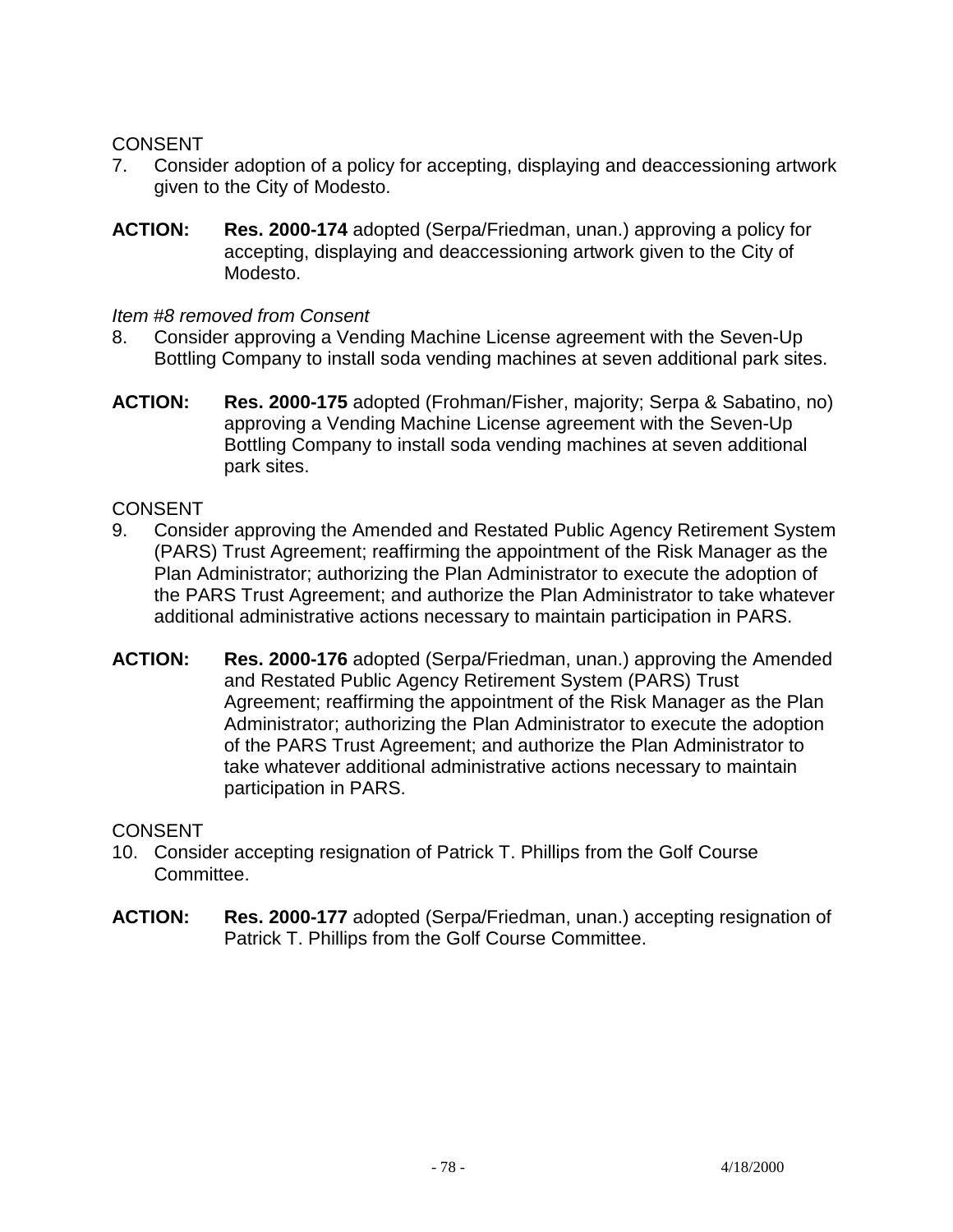CONSENT

7. Consider adoption of a policy for accepting, displaying and deaccessioning artwork given to the City of Modesto.

**ACTION:** **Res. 2000-174** adopted (Serpa/Friedman, unan.) approving a policy for accepting, displaying and deaccessioning artwork given to the City of Modesto.

*Item #8 removed from Consent*

8. Consider approving a Vending Machine License agreement with the Seven-Up Bottling Company to install soda vending machines at seven additional park sites.

**ACTION:** **Res. 2000-175** adopted (Frohman/Fisher, majority; Serpa & Sabatino, no) approving a Vending Machine License agreement with the Seven-Up Bottling Company to install soda vending machines at seven additional park sites.

CONSENT

9. Consider approving the Amended and Restated Public Agency Retirement System (PARS) Trust Agreement; reaffirming the appointment of the Risk Manager as the Plan Administrator; authorizing the Plan Administrator to execute the adoption of the PARS Trust Agreement; and authorize the Plan Administrator to take whatever additional administrative actions necessary to maintain participation in PARS.

**ACTION:** **Res. 2000-176** adopted (Serpa/Friedman, unan.) approving the Amended and Restated Public Agency Retirement System (PARS) Trust Agreement; reaffirming the appointment of the Risk Manager as the Plan Administrator; authorizing the Plan Administrator to execute the adoption of the PARS Trust Agreement; and authorize the Plan Administrator to take whatever additional administrative actions necessary to maintain participation in PARS.

CONSENT

10. Consider accepting resignation of Patrick T. Phillips from the Golf Course Committee.

**ACTION:** **Res. 2000-177** adopted (Serpa/Friedman, unan.) accepting resignation of Patrick T. Phillips from the Golf Course Committee.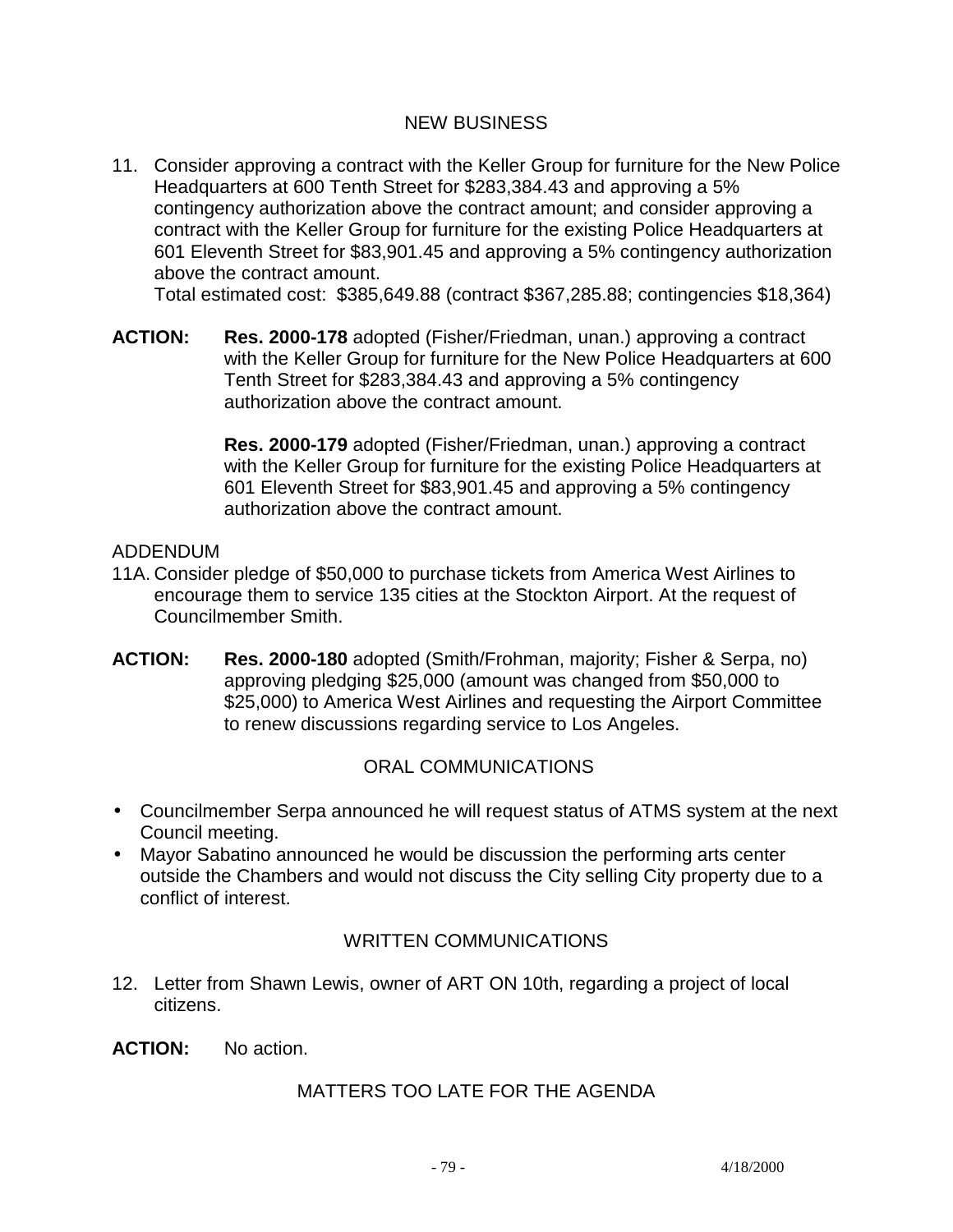## NEW BUSINESS

11. Consider approving a contract with the Keller Group for furniture for the New Police Headquarters at 600 Tenth Street for $283,384.43 and approving a 5% contingency authorization above the contract amount; and consider approving a contract with the Keller Group for furniture for the existing Police Headquarters at 601 Eleventh Street for $83,901.45 and approving a 5% contingency authorization above the contract amount.
    Total estimated cost: $385,649.88 (contract $367,285.88; contingencies $18,364)

**ACTION:** **Res. 2000-178** adopted (Fisher/Friedman, unan.) approving a contract with the Keller Group for furniture for the New Police Headquarters at 600 Tenth Street for $283,384.43 and approving a 5% contingency authorization above the contract amount.

**Res. 2000-179** adopted (Fisher/Friedman, unan.) approving a contract with the Keller Group for furniture for the existing Police Headquarters at 601 Eleventh Street for $83,901.45 and approving a 5% contingency authorization above the contract amount.

ADDENDUM

11A. Consider pledge of $50,000 to purchase tickets from America West Airlines to encourage them to service 135 cities at the Stockton Airport. At the request of Councilmember Smith.

**ACTION:** **Res. 2000-180** adopted (Smith/Frohman, majority; Fisher & Serpa, no) approving pledging $25,000 (amount was changed from $50,000 to $25,000) to America West Airlines and requesting the Airport Committee to renew discussions regarding service to Los Angeles.

## ORAL COMMUNICATIONS

- Councilmember Serpa announced he will request status of ATMS system at the next Council meeting.
- Mayor Sabatino announced he would be discussion the performing arts center outside the Chambers and would not discuss the City selling City property due to a conflict of interest.

## WRITTEN COMMUNICATIONS

12. Letter from Shawn Lewis, owner of ART ON 10th, regarding a project of local citizens.

**ACTION:** No action.

## MATTERS TOO LATE FOR THE AGENDA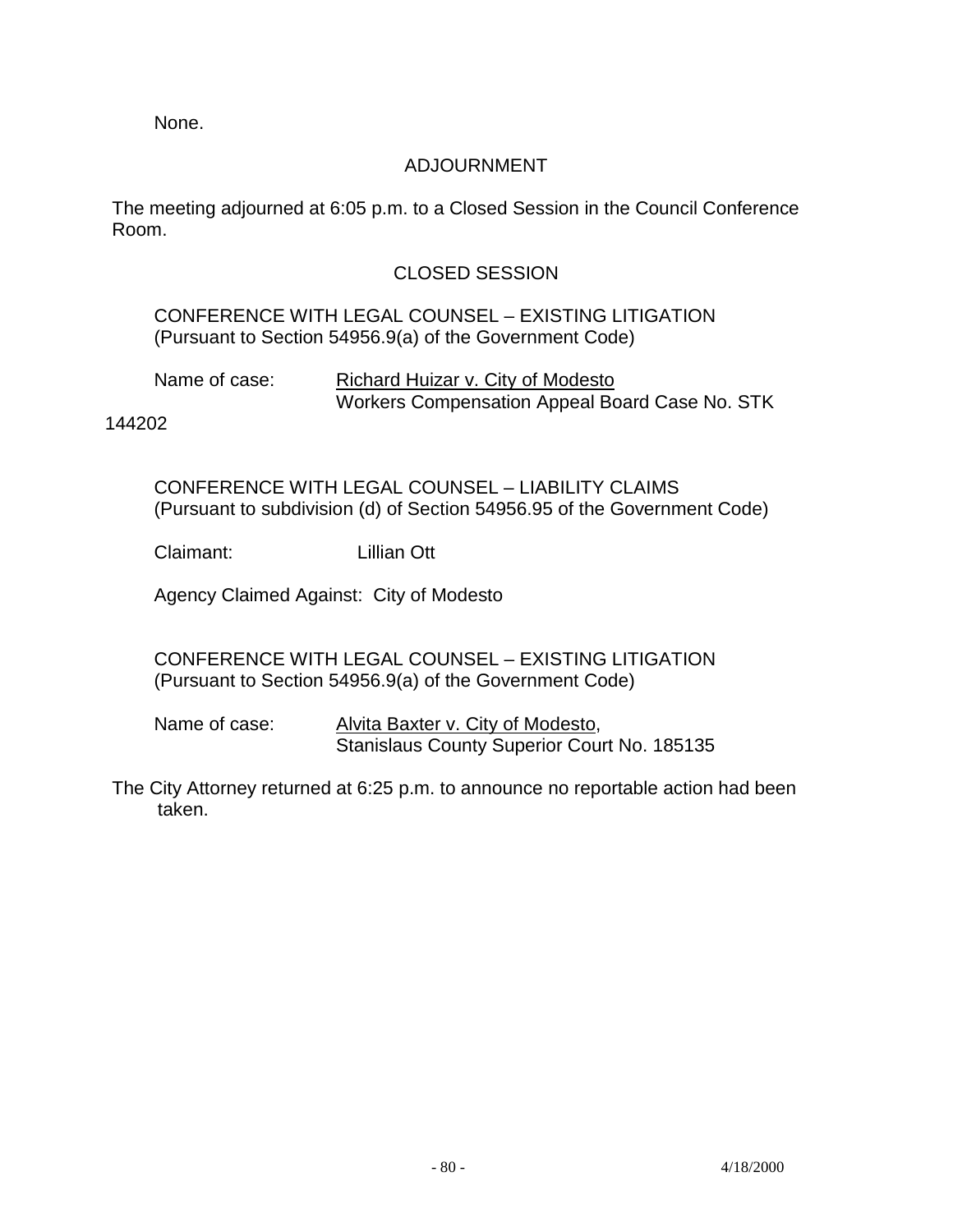None.

ADJOURNMENT

The meeting adjourned at 6:05 p.m. to a Closed Session in the Council Conference Room.

CLOSED SESSION

CONFERENCE WITH LEGAL COUNSEL – EXISTING LITIGATION
(Pursuant to Section 54956.9(a) of the Government Code)

Name of case: Richard Huizar v. City of Modesto
Workers Compensation Appeal Board Case No. STK 144202

CONFERENCE WITH LEGAL COUNSEL – LIABILITY CLAIMS
(Pursuant to subdivision (d) of Section 54956.95 of the Government Code)

Claimant: Lillian Ott

Agency Claimed Against: City of Modesto

CONFERENCE WITH LEGAL COUNSEL – EXISTING LITIGATION
(Pursuant to Section 54956.9(a) of the Government Code)

Name of case: Alvita Baxter v. City of Modesto,
Stanislaus County Superior Court No. 185135

The City Attorney returned at 6:25 p.m. to announce no reportable action had been taken.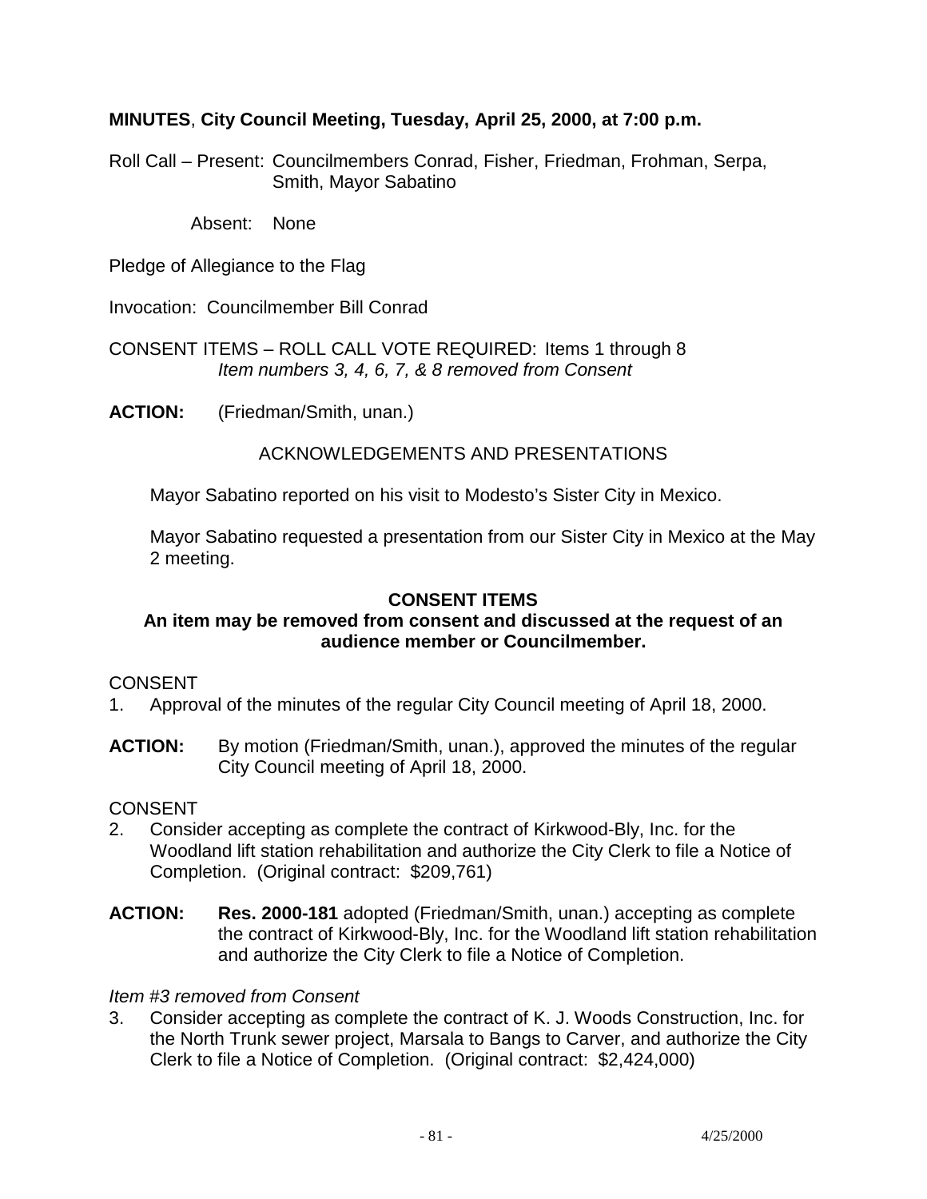**MINUTES**, **City Council Meeting, Tuesday, April 25, 2000, at 7:00 p.m.**

Roll Call – Present: Councilmembers Conrad, Fisher, Friedman, Frohman, Serpa, Smith, Mayor Sabatino

Absent: None

Pledge of Allegiance to the Flag

Invocation: Councilmember Bill Conrad

CONSENT ITEMS – ROLL CALL VOTE REQUIRED: Items 1 through 8
*Item numbers 3, 4, 6, 7, & 8 removed from Consent*

**ACTION:** (Friedman/Smith, unan.)

ACKNOWLEDGEMENTS AND PRESENTATIONS

Mayor Sabatino reported on his visit to Modesto's Sister City in Mexico.

Mayor Sabatino requested a presentation from our Sister City in Mexico at the May 2 meeting.

**CONSENT ITEMS**
**An item may be removed from consent and discussed at the request of an audience member or Councilmember.**

CONSENT

1. Approval of the minutes of the regular City Council meeting of April 18, 2000.

**ACTION:** By motion (Friedman/Smith, unan.), approved the minutes of the regular City Council meeting of April 18, 2000.

CONSENT

2. Consider accepting as complete the contract of Kirkwood-Bly, Inc. for the Woodland lift station rehabilitation and authorize the City Clerk to file a Notice of Completion. (Original contract: $209,761)

**ACTION:** **Res. 2000-181** adopted (Friedman/Smith, unan.) accepting as complete the contract of Kirkwood-Bly, Inc. for the Woodland lift station rehabilitation and authorize the City Clerk to file a Notice of Completion.

*Item #3 removed from Consent*

3. Consider accepting as complete the contract of K. J. Woods Construction, Inc. for the North Trunk sewer project, Marsala to Bangs to Carver, and authorize the City Clerk to file a Notice of Completion. (Original contract: $2,424,000)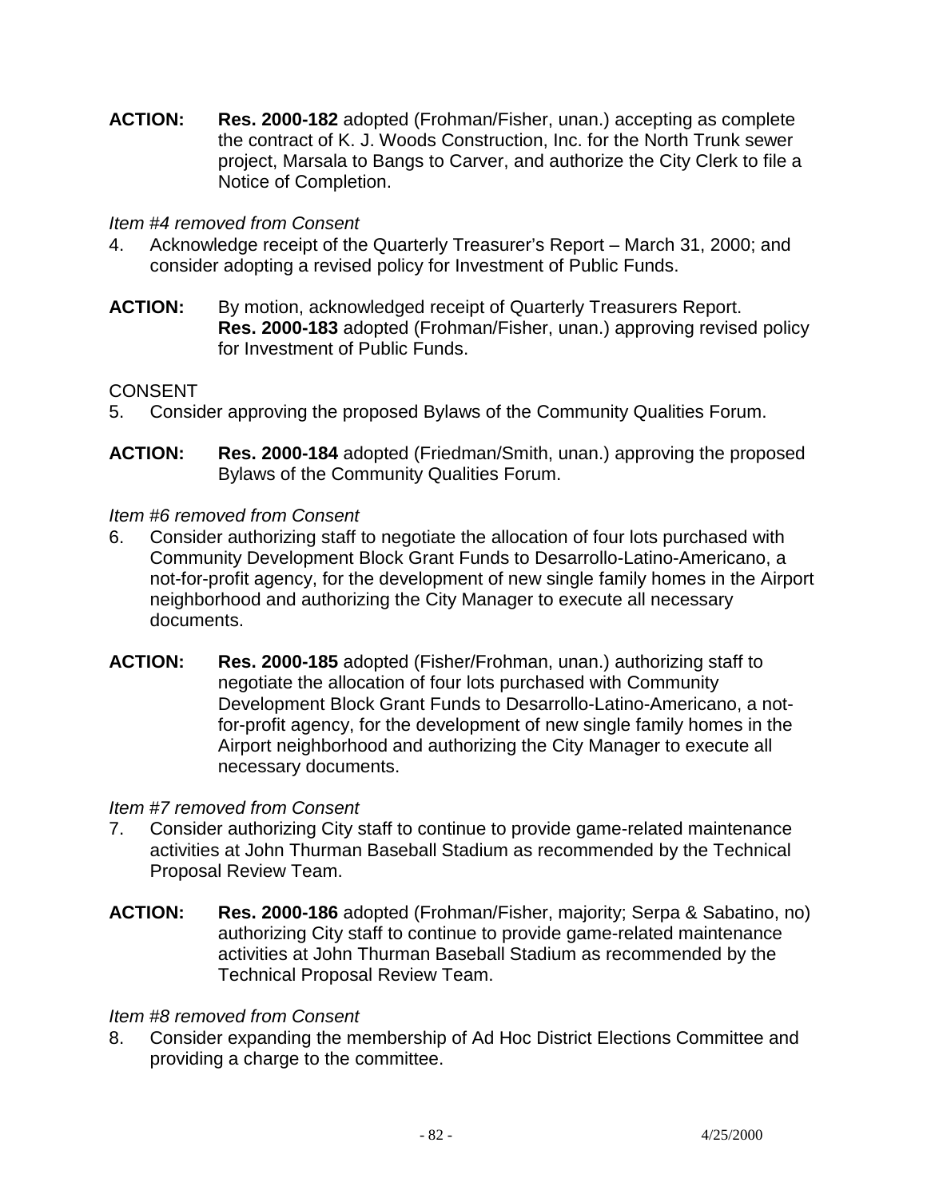**ACTION:** **Res. 2000-182** adopted (Frohman/Fisher, unan.) accepting as complete the contract of K. J. Woods Construction, Inc. for the North Trunk sewer project, Marsala to Bangs to Carver, and authorize the City Clerk to file a Notice of Completion.

*Item #4 removed from Consent*

4. Acknowledge receipt of the Quarterly Treasurer's Report – March 31, 2000; and consider adopting a revised policy for Investment of Public Funds.

**ACTION:** By motion, acknowledged receipt of Quarterly Treasurers Report. **Res. 2000-183** adopted (Frohman/Fisher, unan.) approving revised policy for Investment of Public Funds.

CONSENT

5. Consider approving the proposed Bylaws of the Community Qualities Forum.

**ACTION:** **Res. 2000-184** adopted (Friedman/Smith, unan.) approving the proposed Bylaws of the Community Qualities Forum.

*Item #6 removed from Consent*

6. Consider authorizing staff to negotiate the allocation of four lots purchased with Community Development Block Grant Funds to Desarrollo-Latino-Americano, a not-for-profit agency, for the development of new single family homes in the Airport neighborhood and authorizing the City Manager to execute all necessary documents.

**ACTION:** **Res. 2000-185** adopted (Fisher/Frohman, unan.) authorizing staff to negotiate the allocation of four lots purchased with Community Development Block Grant Funds to Desarrollo-Latino-Americano, a not-for-profit agency, for the development of new single family homes in the Airport neighborhood and authorizing the City Manager to execute all necessary documents.

*Item #7 removed from Consent*

7. Consider authorizing City staff to continue to provide game-related maintenance activities at John Thurman Baseball Stadium as recommended by the Technical Proposal Review Team.

**ACTION:** **Res. 2000-186** adopted (Frohman/Fisher, majority; Serpa & Sabatino, no) authorizing City staff to continue to provide game-related maintenance activities at John Thurman Baseball Stadium as recommended by the Technical Proposal Review Team.

*Item #8 removed from Consent*

8. Consider expanding the membership of Ad Hoc District Elections Committee and providing a charge to the committee.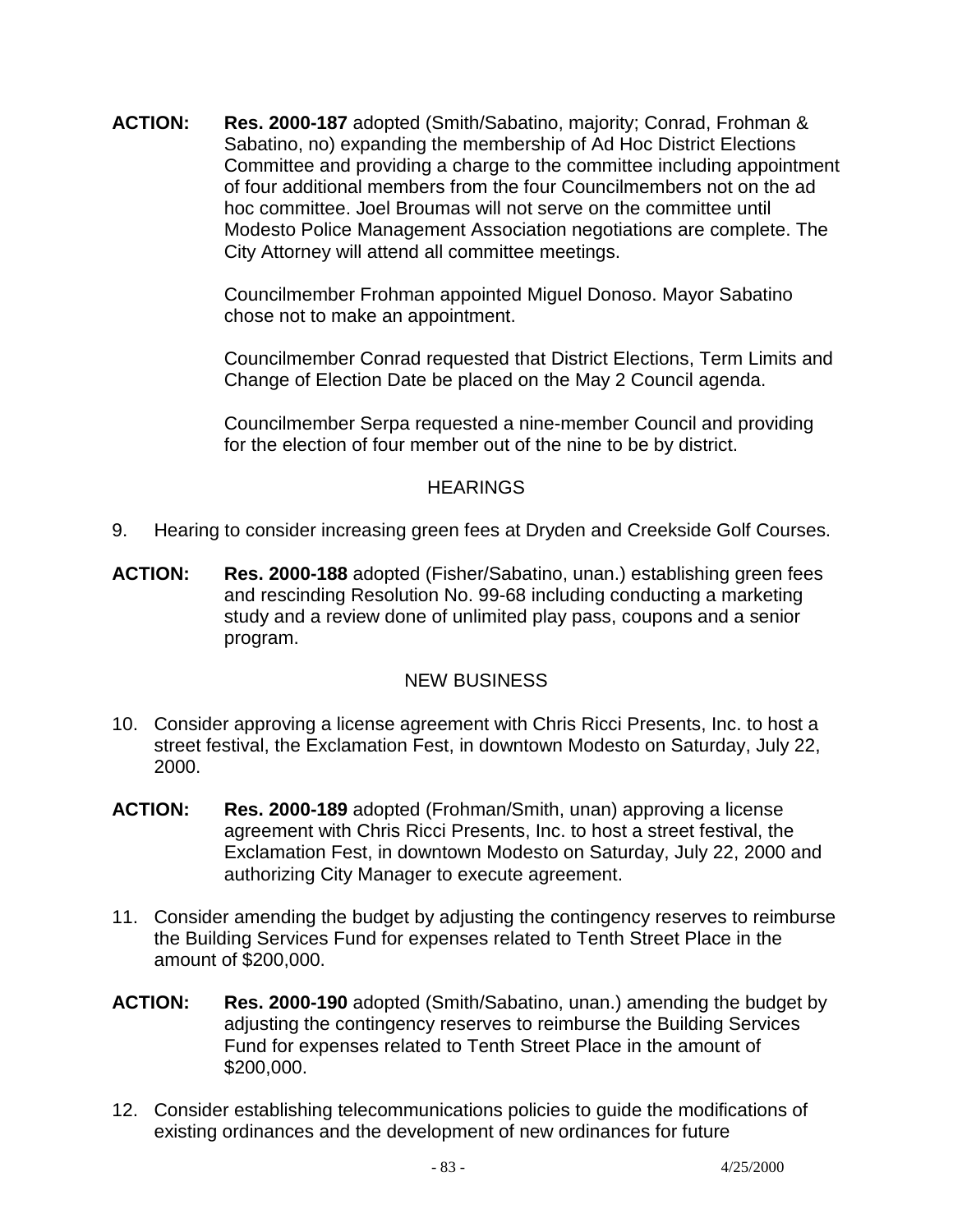**ACTION:** **Res. 2000-187** adopted (Smith/Sabatino, majority; Conrad, Frohman & Sabatino, no) expanding the membership of Ad Hoc District Elections Committee and providing a charge to the committee including appointment of four additional members from the four Councilmembers not on the ad hoc committee. Joel Broumas will not serve on the committee until Modesto Police Management Association negotiations are complete. The City Attorney will attend all committee meetings.

Councilmember Frohman appointed Miguel Donoso. Mayor Sabatino chose not to make an appointment.

Councilmember Conrad requested that District Elections, Term Limits and Change of Election Date be placed on the May 2 Council agenda.

Councilmember Serpa requested a nine-member Council and providing for the election of four member out of the nine to be by district.

## HEARINGS

9. Hearing to consider increasing green fees at Dryden and Creekside Golf Courses.

**ACTION:** **Res. 2000-188** adopted (Fisher/Sabatino, unan.) establishing green fees and rescinding Resolution No. 99-68 including conducting a marketing study and a review done of unlimited play pass, coupons and a senior program.

## NEW BUSINESS

10. Consider approving a license agreement with Chris Ricci Presents, Inc. to host a street festival, the Exclamation Fest, in downtown Modesto on Saturday, July 22, 2000.

**ACTION:** **Res. 2000-189** adopted (Frohman/Smith, unan) approving a license agreement with Chris Ricci Presents, Inc. to host a street festival, the Exclamation Fest, in downtown Modesto on Saturday, July 22, 2000 and authorizing City Manager to execute agreement.

11. Consider amending the budget by adjusting the contingency reserves to reimburse the Building Services Fund for expenses related to Tenth Street Place in the amount of $200,000.

**ACTION:** **Res. 2000-190** adopted (Smith/Sabatino, unan.) amending the budget by adjusting the contingency reserves to reimburse the Building Services Fund for expenses related to Tenth Street Place in the amount of $200,000.

12. Consider establishing telecommunications policies to guide the modifications of existing ordinances and the development of new ordinances for future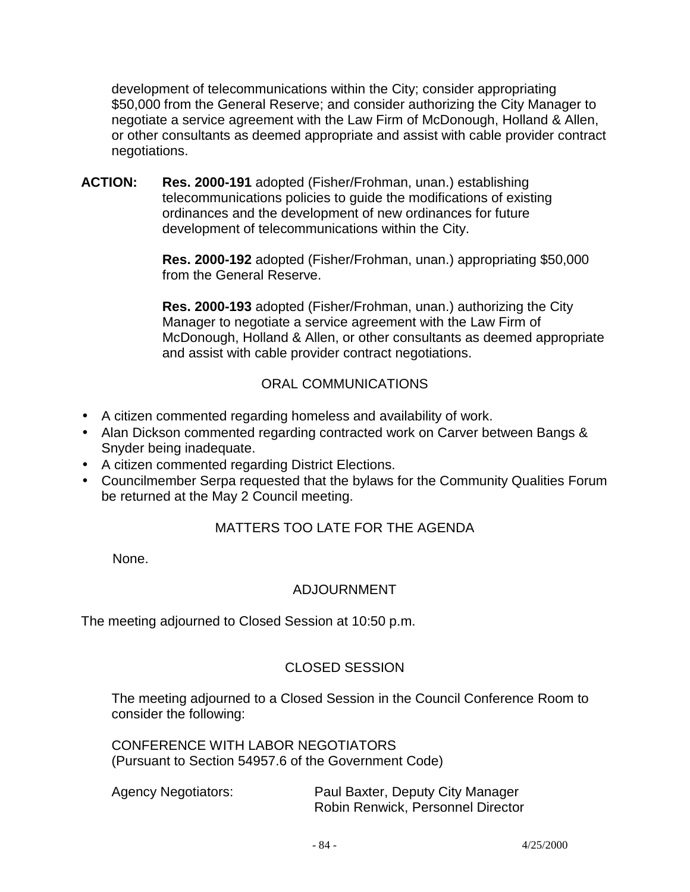development of telecommunications within the City; consider appropriating $50,000 from the General Reserve; and consider authorizing the City Manager to negotiate a service agreement with the Law Firm of McDonough, Holland & Allen, or other consultants as deemed appropriate and assist with cable provider contract negotiations.

**ACTION:** **Res. 2000-191** adopted (Fisher/Frohman, unan.) establishing telecommunications policies to guide the modifications of existing ordinances and the development of new ordinances for future development of telecommunications within the City.

**Res. 2000-192** adopted (Fisher/Frohman, unan.) appropriating $50,000 from the General Reserve.

**Res. 2000-193** adopted (Fisher/Frohman, unan.) authorizing the City Manager to negotiate a service agreement with the Law Firm of McDonough, Holland & Allen, or other consultants as deemed appropriate and assist with cable provider contract negotiations.

## ORAL COMMUNICATIONS

- A citizen commented regarding homeless and availability of work.
- Alan Dickson commented regarding contracted work on Carver between Bangs & Snyder being inadequate.
- A citizen commented regarding District Elections.
- Councilmember Serpa requested that the bylaws for the Community Qualities Forum be returned at the May 2 Council meeting.

## MATTERS TOO LATE FOR THE AGENDA

None.

## ADJOURNMENT

The meeting adjourned to Closed Session at 10:50 p.m.

## CLOSED SESSION

The meeting adjourned to a Closed Session in the Council Conference Room to consider the following:

CONFERENCE WITH LABOR NEGOTIATORS
(Pursuant to Section 54957.6 of the Government Code)

Agency Negotiators: Paul Baxter, Deputy City Manager
Robin Renwick, Personnel Director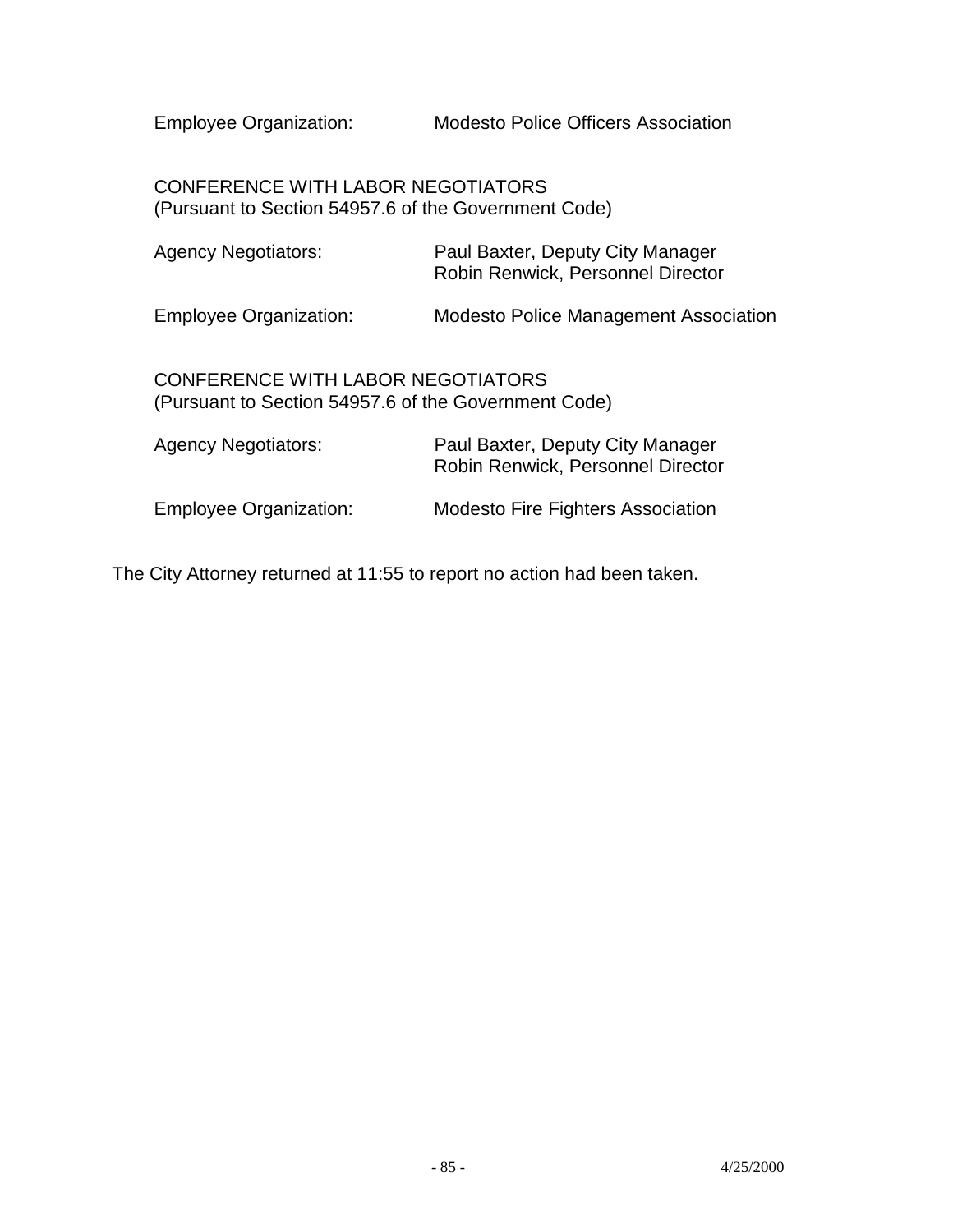Employee Organization: Modesto Police Officers Association

CONFERENCE WITH LABOR NEGOTIATORS
(Pursuant to Section 54957.6 of the Government Code)

Agency Negotiators: Paul Baxter, Deputy City Manager
Robin Renwick, Personnel Director

Employee Organization: Modesto Police Management Association

CONFERENCE WITH LABOR NEGOTIATORS
(Pursuant to Section 54957.6 of the Government Code)

Agency Negotiators: Paul Baxter, Deputy City Manager
Robin Renwick, Personnel Director

Employee Organization: Modesto Fire Fighters Association

The City Attorney returned at 11:55 to report no action had been taken.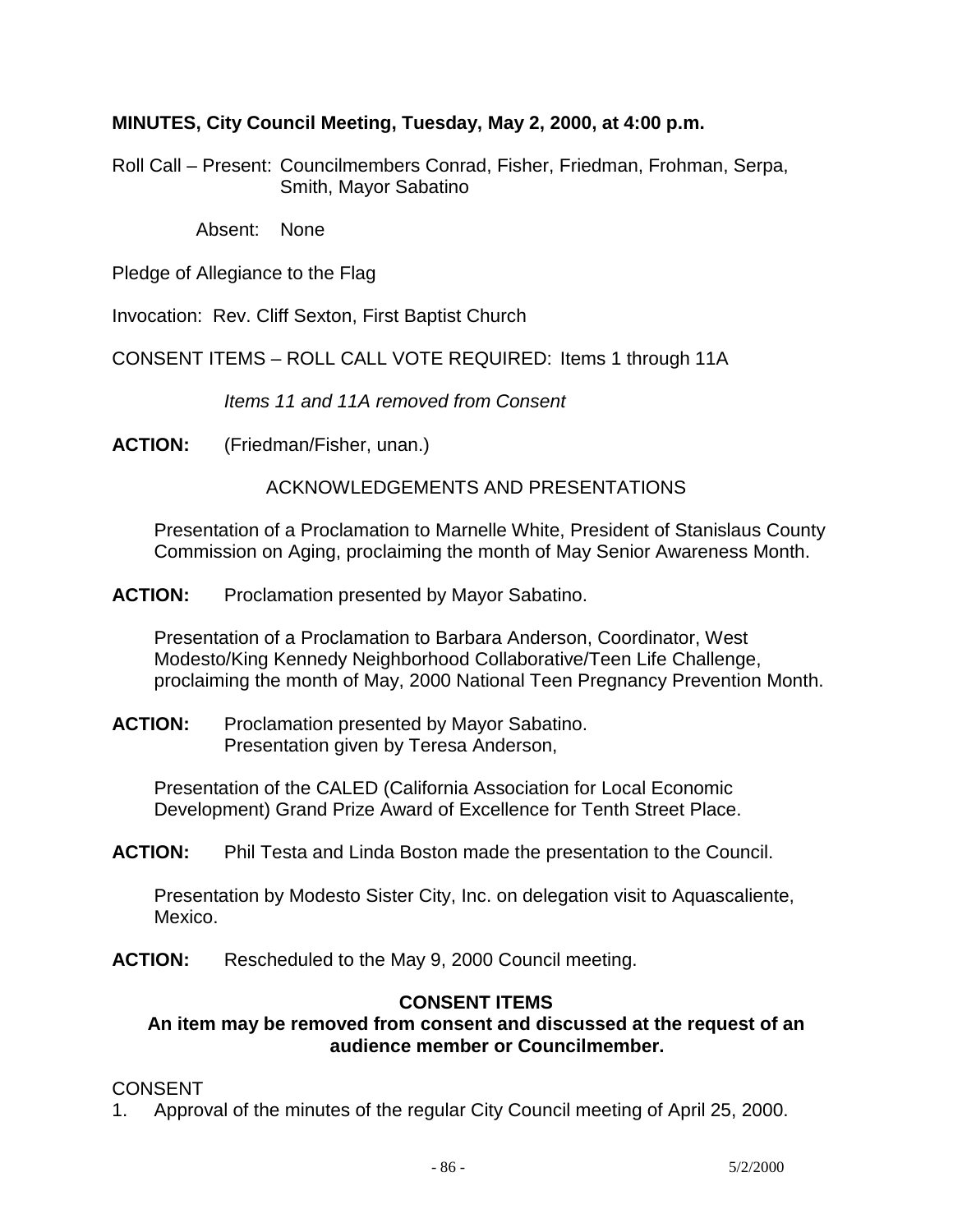**MINUTES, City Council Meeting, Tuesday, May 2, 2000, at 4:00 p.m.**

Roll Call – Present: Councilmembers Conrad, Fisher, Friedman, Frohman, Serpa, Smith, Mayor Sabatino

Absent: None

Pledge of Allegiance to the Flag

Invocation: Rev. Cliff Sexton, First Baptist Church

CONSENT ITEMS – ROLL CALL VOTE REQUIRED: Items 1 through 11A

*Items 11 and 11A removed from Consent*

**ACTION:** (Friedman/Fisher, unan.)

ACKNOWLEDGEMENTS AND PRESENTATIONS

Presentation of a Proclamation to Marnelle White, President of Stanislaus County Commission on Aging, proclaiming the month of May Senior Awareness Month.

**ACTION:** Proclamation presented by Mayor Sabatino.

Presentation of a Proclamation to Barbara Anderson, Coordinator, West Modesto/King Kennedy Neighborhood Collaborative/Teen Life Challenge, proclaiming the month of May, 2000 National Teen Pregnancy Prevention Month.

**ACTION:** Proclamation presented by Mayor Sabatino.
Presentation given by Teresa Anderson,

Presentation of the CALED (California Association for Local Economic Development) Grand Prize Award of Excellence for Tenth Street Place.

**ACTION:** Phil Testa and Linda Boston made the presentation to the Council.

Presentation by Modesto Sister City, Inc. on delegation visit to Aquascaliente, Mexico.

**ACTION:** Rescheduled to the May 9, 2000 Council meeting.

**CONSENT ITEMS**
**An item may be removed from consent and discussed at the request of an audience member or Councilmember.**

CONSENT

1. Approval of the minutes of the regular City Council meeting of April 25, 2000.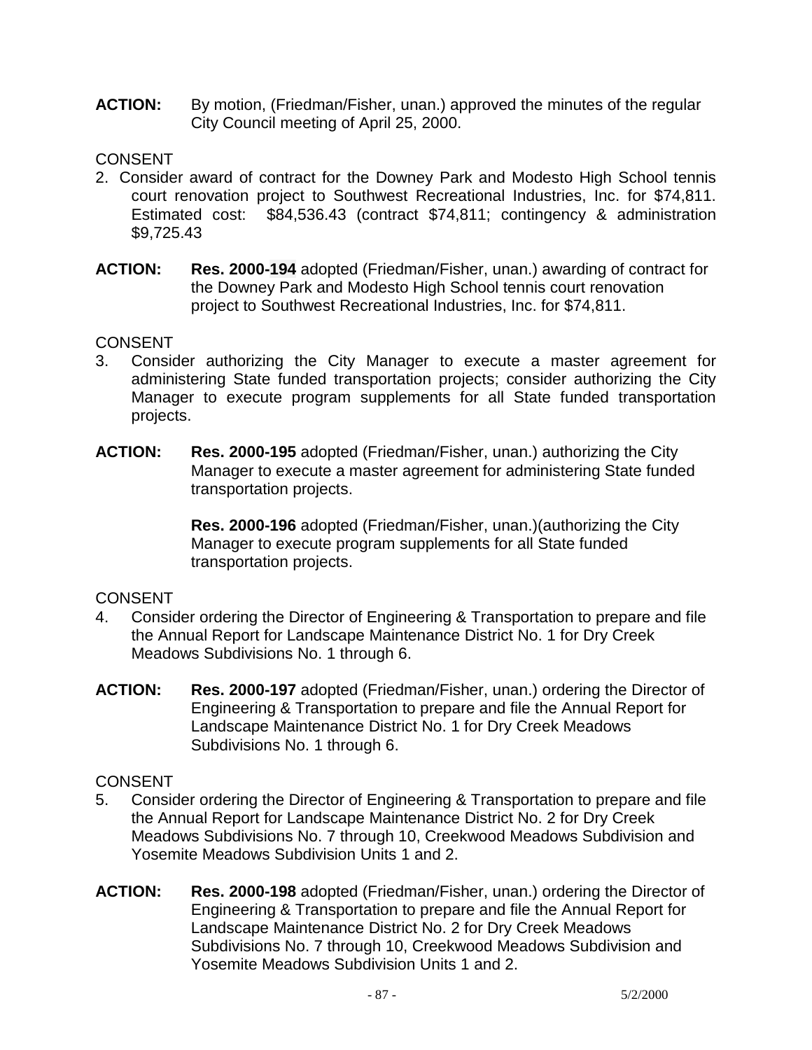**ACTION:** By motion, (Friedman/Fisher, unan.) approved the minutes of the regular City Council meeting of April 25, 2000.

CONSENT

2. Consider award of contract for the Downey Park and Modesto High School tennis court renovation project to Southwest Recreational Industries, Inc. for $74,811. Estimated cost: $84,536.43 (contract $74,811; contingency & administration $9,725.43

**ACTION:** **Res. 2000-194** adopted (Friedman/Fisher, unan.) awarding of contract for the Downey Park and Modesto High School tennis court renovation project to Southwest Recreational Industries, Inc. for $74,811.

CONSENT

3. Consider authorizing the City Manager to execute a master agreement for administering State funded transportation projects; consider authorizing the City Manager to execute program supplements for all State funded transportation projects.

**ACTION:** **Res. 2000-195** adopted (Friedman/Fisher, unan.) authorizing the City Manager to execute a master agreement for administering State funded transportation projects.

**Res. 2000-196** adopted (Friedman/Fisher, unan.)(authorizing the City Manager to execute program supplements for all State funded transportation projects.

CONSENT

4. Consider ordering the Director of Engineering & Transportation to prepare and file the Annual Report for Landscape Maintenance District No. 1 for Dry Creek Meadows Subdivisions No. 1 through 6.

**ACTION:** **Res. 2000-197** adopted (Friedman/Fisher, unan.) ordering the Director of Engineering & Transportation to prepare and file the Annual Report for Landscape Maintenance District No. 1 for Dry Creek Meadows Subdivisions No. 1 through 6.

CONSENT

5. Consider ordering the Director of Engineering & Transportation to prepare and file the Annual Report for Landscape Maintenance District No. 2 for Dry Creek Meadows Subdivisions No. 7 through 10, Creekwood Meadows Subdivision and Yosemite Meadows Subdivision Units 1 and 2.

**ACTION:** **Res. 2000-198** adopted (Friedman/Fisher, unan.) ordering the Director of Engineering & Transportation to prepare and file the Annual Report for Landscape Maintenance District No. 2 for Dry Creek Meadows Subdivisions No. 7 through 10, Creekwood Meadows Subdivision and Yosemite Meadows Subdivision Units 1 and 2.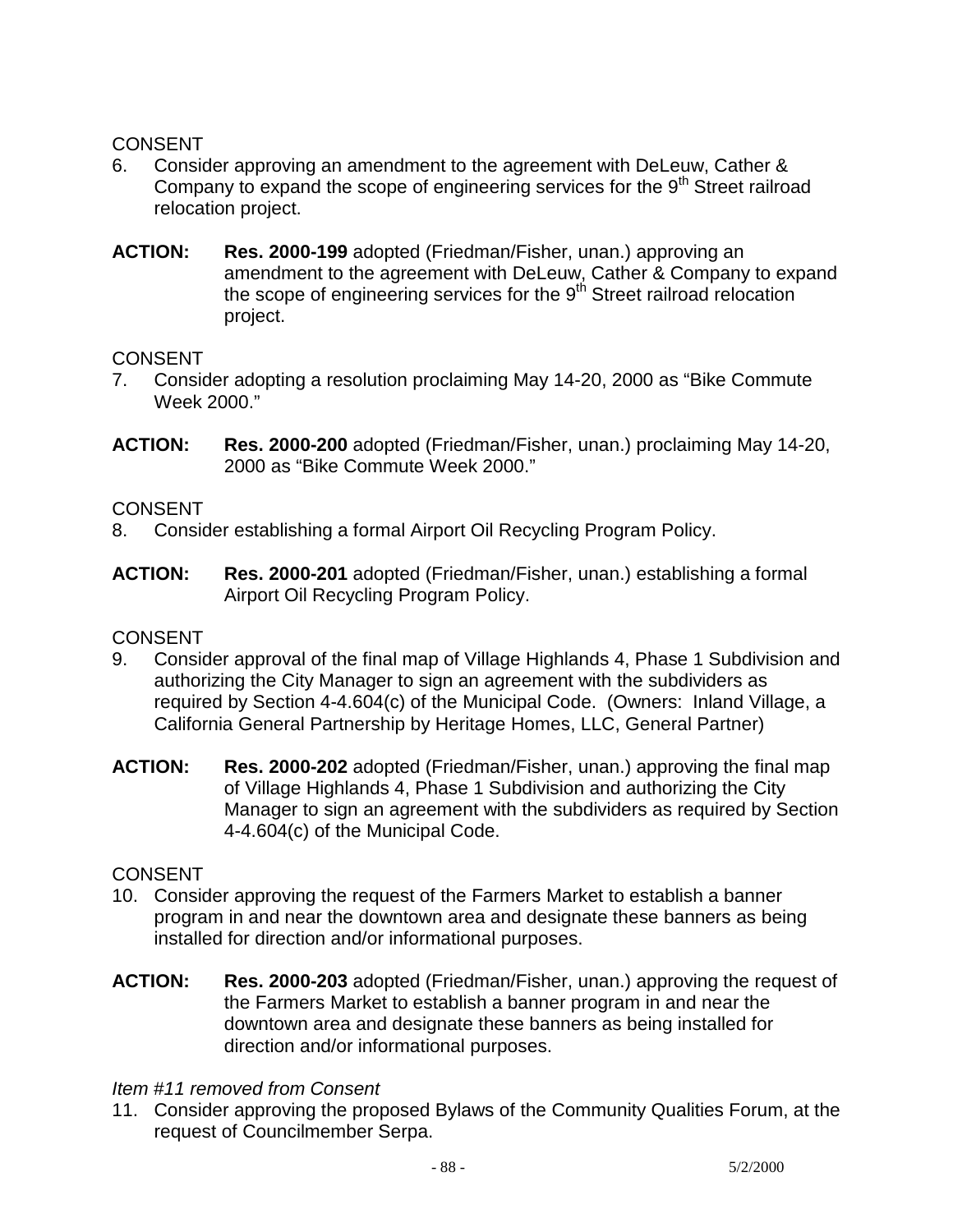CONSENT

6. Consider approving an amendment to the agreement with DeLeuw, Cather & Company to expand the scope of engineering services for the 9th Street railroad relocation project.

**ACTION:** **Res. 2000-199** adopted (Friedman/Fisher, unan.) approving an amendment to the agreement with DeLeuw, Cather & Company to expand the scope of engineering services for the 9th Street railroad relocation project.

CONSENT

7. Consider adopting a resolution proclaiming May 14-20, 2000 as "Bike Commute Week 2000."

**ACTION:** **Res. 2000-200** adopted (Friedman/Fisher, unan.) proclaiming May 14-20, 2000 as "Bike Commute Week 2000."

CONSENT

8. Consider establishing a formal Airport Oil Recycling Program Policy.

**ACTION:** **Res. 2000-201** adopted (Friedman/Fisher, unan.) establishing a formal Airport Oil Recycling Program Policy.

CONSENT

9. Consider approval of the final map of Village Highlands 4, Phase 1 Subdivision and authorizing the City Manager to sign an agreement with the subdividers as required by Section 4-4.604(c) of the Municipal Code. (Owners: Inland Village, a California General Partnership by Heritage Homes, LLC, General Partner)

**ACTION:** **Res. 2000-202** adopted (Friedman/Fisher, unan.) approving the final map of Village Highlands 4, Phase 1 Subdivision and authorizing the City Manager to sign an agreement with the subdividers as required by Section 4-4.604(c) of the Municipal Code.

CONSENT

10. Consider approving the request of the Farmers Market to establish a banner program in and near the downtown area and designate these banners as being installed for direction and/or informational purposes.

**ACTION:** **Res. 2000-203** adopted (Friedman/Fisher, unan.) approving the request of the Farmers Market to establish a banner program in and near the downtown area and designate these banners as being installed for direction and/or informational purposes.

*Item #11 removed from Consent*

11. Consider approving the proposed Bylaws of the Community Qualities Forum, at the request of Councilmember Serpa.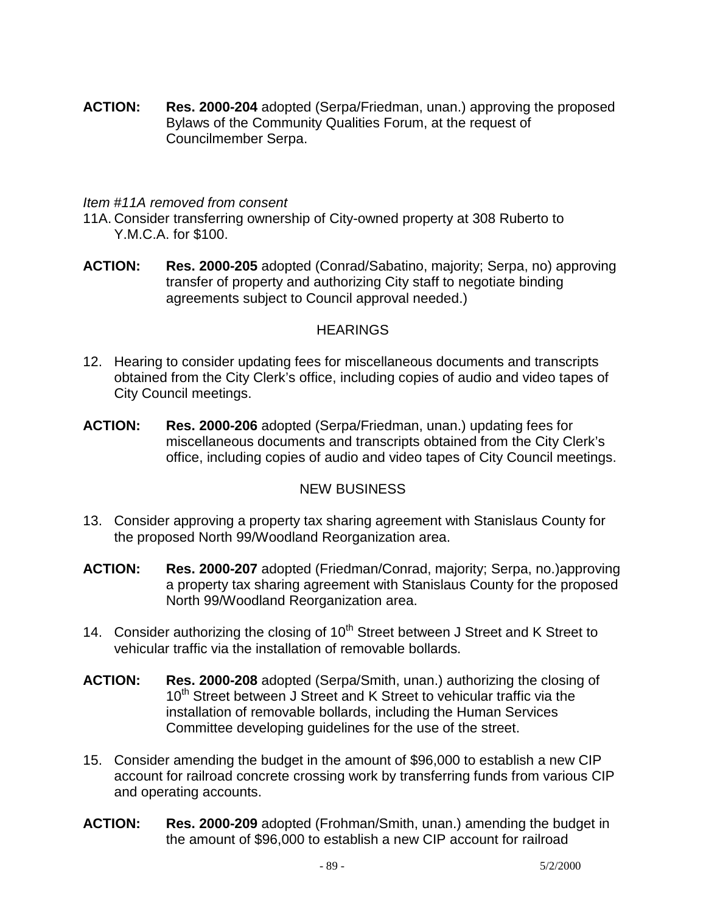**ACTION:** **Res. 2000-204** adopted (Serpa/Friedman, unan.) approving the proposed Bylaws of the Community Qualities Forum, at the request of Councilmember Serpa.

*Item #11A removed from consent*

11A. Consider transferring ownership of City-owned property at 308 Ruberto to Y.M.C.A. for $100.

**ACTION:** **Res. 2000-205** adopted (Conrad/Sabatino, majority; Serpa, no) approving transfer of property and authorizing City staff to negotiate binding agreements subject to Council approval needed.)

HEARINGS

12. Hearing to consider updating fees for miscellaneous documents and transcripts obtained from the City Clerk's office, including copies of audio and video tapes of City Council meetings.

**ACTION:** **Res. 2000-206** adopted (Serpa/Friedman, unan.) updating fees for miscellaneous documents and transcripts obtained from the City Clerk's office, including copies of audio and video tapes of City Council meetings.

NEW BUSINESS

13. Consider approving a property tax sharing agreement with Stanislaus County for the proposed North 99/Woodland Reorganization area.

**ACTION:** **Res. 2000-207** adopted (Friedman/Conrad, majority; Serpa, no.)approving a property tax sharing agreement with Stanislaus County for the proposed North 99/Woodland Reorganization area.

14. Consider authorizing the closing of 10th Street between J Street and K Street to vehicular traffic via the installation of removable bollards.

**ACTION:** **Res. 2000-208** adopted (Serpa/Smith, unan.) authorizing the closing of 10th Street between J Street and K Street to vehicular traffic via the installation of removable bollards, including the Human Services Committee developing guidelines for the use of the street.

15. Consider amending the budget in the amount of $96,000 to establish a new CIP account for railroad concrete crossing work by transferring funds from various CIP and operating accounts.

**ACTION:** **Res. 2000-209** adopted (Frohman/Smith, unan.) amending the budget in the amount of $96,000 to establish a new CIP account for railroad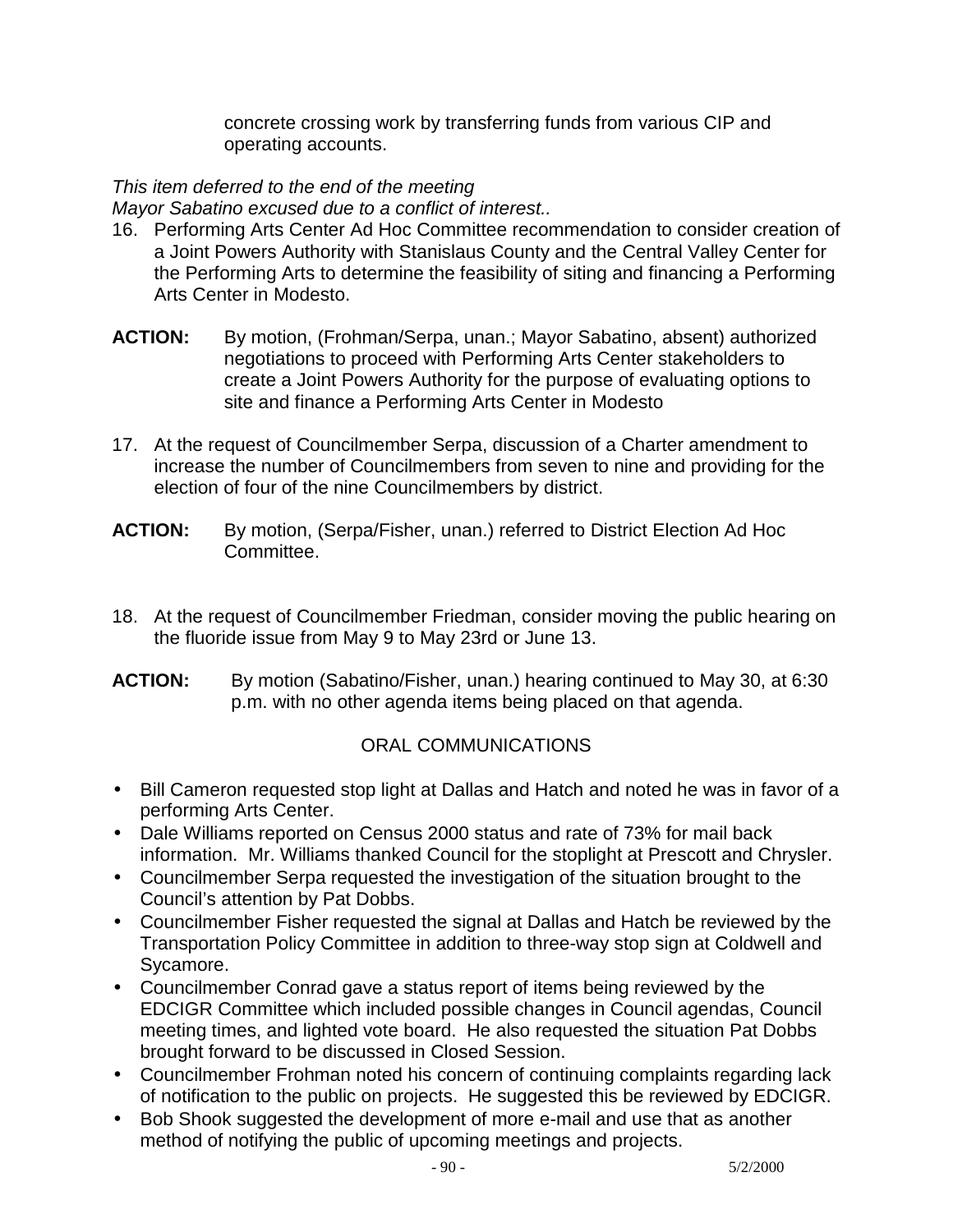concrete crossing work by transferring funds from various CIP and operating accounts.

*This item deferred to the end of the meeting*
*Mayor Sabatino excused due to a conflict of interest..*

16. Performing Arts Center Ad Hoc Committee recommendation to consider creation of a Joint Powers Authority with Stanislaus County and the Central Valley Center for the Performing Arts to determine the feasibility of siting and financing a Performing Arts Center in Modesto.

**ACTION:** By motion, (Frohman/Serpa, unan.; Mayor Sabatino, absent) authorized negotiations to proceed with Performing Arts Center stakeholders to create a Joint Powers Authority for the purpose of evaluating options to site and finance a Performing Arts Center in Modesto

17. At the request of Councilmember Serpa, discussion of a Charter amendment to increase the number of Councilmembers from seven to nine and providing for the election of four of the nine Councilmembers by district.

**ACTION:** By motion, (Serpa/Fisher, unan.) referred to District Election Ad Hoc Committee.

18. At the request of Councilmember Friedman, consider moving the public hearing on the fluoride issue from May 9 to May 23rd or June 13.

**ACTION:** By motion (Sabatino/Fisher, unan.) hearing continued to May 30, at 6:30 p.m. with no other agenda items being placed on that agenda.

## ORAL COMMUNICATIONS

- Bill Cameron requested stop light at Dallas and Hatch and noted he was in favor of a performing Arts Center.
- Dale Williams reported on Census 2000 status and rate of 73% for mail back information. Mr. Williams thanked Council for the stoplight at Prescott and Chrysler.
- Councilmember Serpa requested the investigation of the situation brought to the Council's attention by Pat Dobbs.
- Councilmember Fisher requested the signal at Dallas and Hatch be reviewed by the Transportation Policy Committee in addition to three-way stop sign at Coldwell and Sycamore.
- Councilmember Conrad gave a status report of items being reviewed by the EDCIGR Committee which included possible changes in Council agendas, Council meeting times, and lighted vote board. He also requested the situation Pat Dobbs brought forward to be discussed in Closed Session.
- Councilmember Frohman noted his concern of continuing complaints regarding lack of notification to the public on projects. He suggested this be reviewed by EDCIGR.
- Bob Shook suggested the development of more e-mail and use that as another method of notifying the public of upcoming meetings and projects.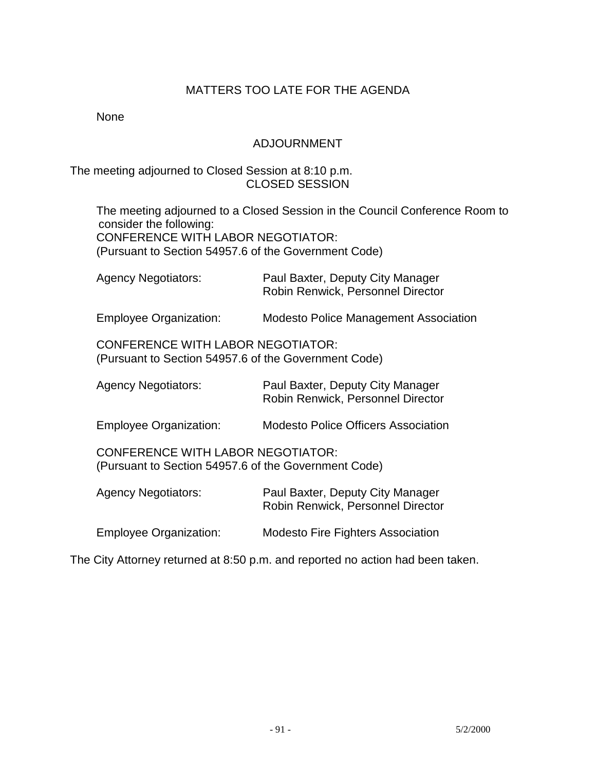## MATTERS TOO LATE FOR THE AGENDA

None

## ADJOURNMENT

The meeting adjourned to Closed Session at 8:10 p.m.

## CLOSED SESSION

The meeting adjourned to a Closed Session in the Council Conference Room to consider the following:

CONFERENCE WITH LABOR NEGOTIATOR:
(Pursuant to Section 54957.6 of the Government Code)

Agency Negotiators: Paul Baxter, Deputy City Manager
Robin Renwick, Personnel Director

Employee Organization: Modesto Police Management Association

CONFERENCE WITH LABOR NEGOTIATOR:
(Pursuant to Section 54957.6 of the Government Code)

Agency Negotiators: Paul Baxter, Deputy City Manager
Robin Renwick, Personnel Director

Employee Organization: Modesto Police Officers Association

CONFERENCE WITH LABOR NEGOTIATOR:
(Pursuant to Section 54957.6 of the Government Code)

Agency Negotiators: Paul Baxter, Deputy City Manager
Robin Renwick, Personnel Director

Employee Organization: Modesto Fire Fighters Association

The City Attorney returned at 8:50 p.m. and reported no action had been taken.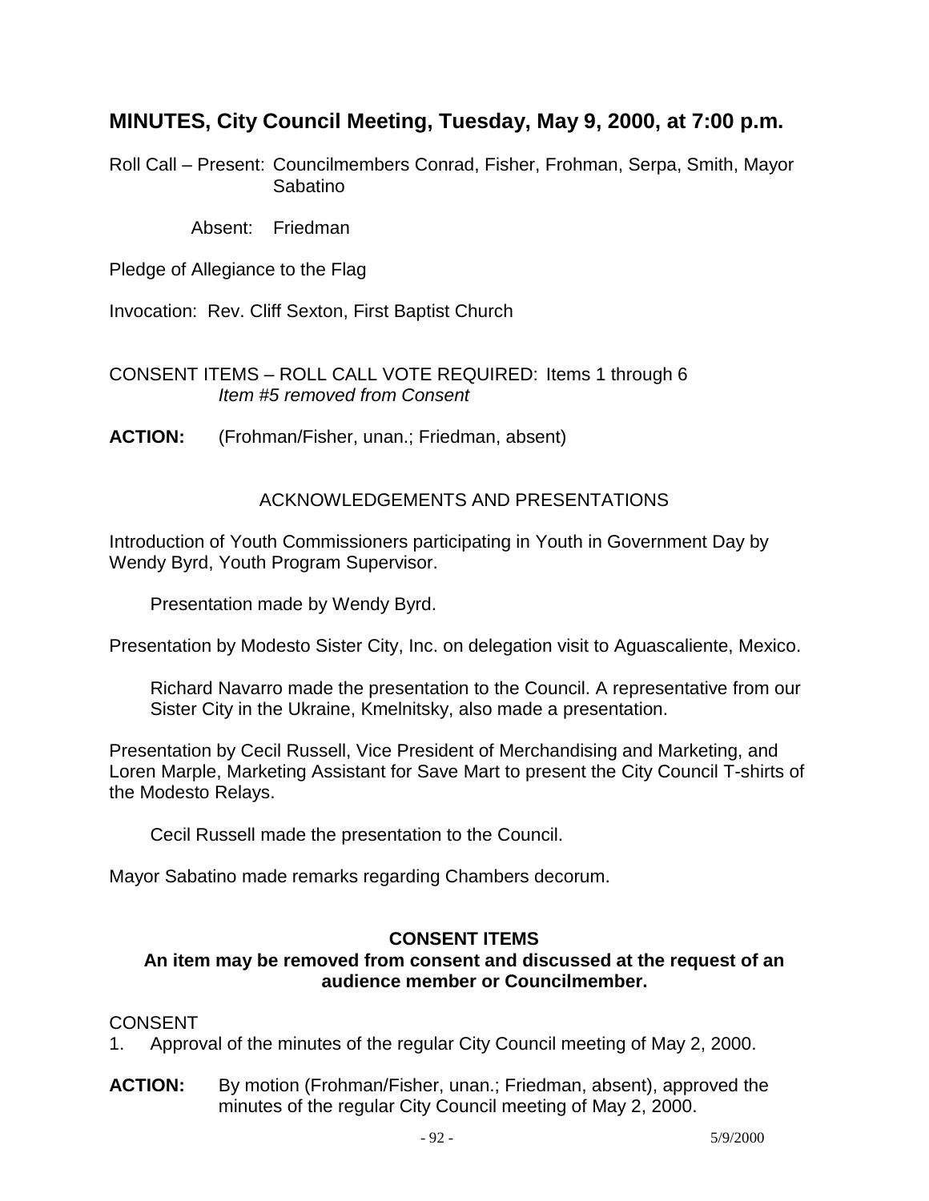## MINUTES, City Council Meeting, Tuesday, May 9, 2000, at 7:00 p.m.

Roll Call – Present: Councilmembers Conrad, Fisher, Frohman, Serpa, Smith, Mayor Sabatino

Absent: Friedman

Pledge of Allegiance to the Flag

Invocation: Rev. Cliff Sexton, First Baptist Church

CONSENT ITEMS – ROLL CALL VOTE REQUIRED: Items 1 through 6
*Item #5 removed from Consent*

**ACTION:** (Frohman/Fisher, unan.; Friedman, absent)

ACKNOWLEDGEMENTS AND PRESENTATIONS

Introduction of Youth Commissioners participating in Youth in Government Day by Wendy Byrd, Youth Program Supervisor.

Presentation made by Wendy Byrd.

Presentation by Modesto Sister City, Inc. on delegation visit to Aguascaliente, Mexico.

Richard Navarro made the presentation to the Council. A representative from our Sister City in the Ukraine, Kmelnitsky, also made a presentation.

Presentation by Cecil Russell, Vice President of Merchandising and Marketing, and Loren Marple, Marketing Assistant for Save Mart to present the City Council T-shirts of the Modesto Relays.

Cecil Russell made the presentation to the Council.

Mayor Sabatino made remarks regarding Chambers decorum.

**CONSENT ITEMS**
**An item may be removed from consent and discussed at the request of an audience member or Councilmember.**

CONSENT

1. Approval of the minutes of the regular City Council meeting of May 2, 2000.

**ACTION:** By motion (Frohman/Fisher, unan.; Friedman, absent), approved the minutes of the regular City Council meeting of May 2, 2000.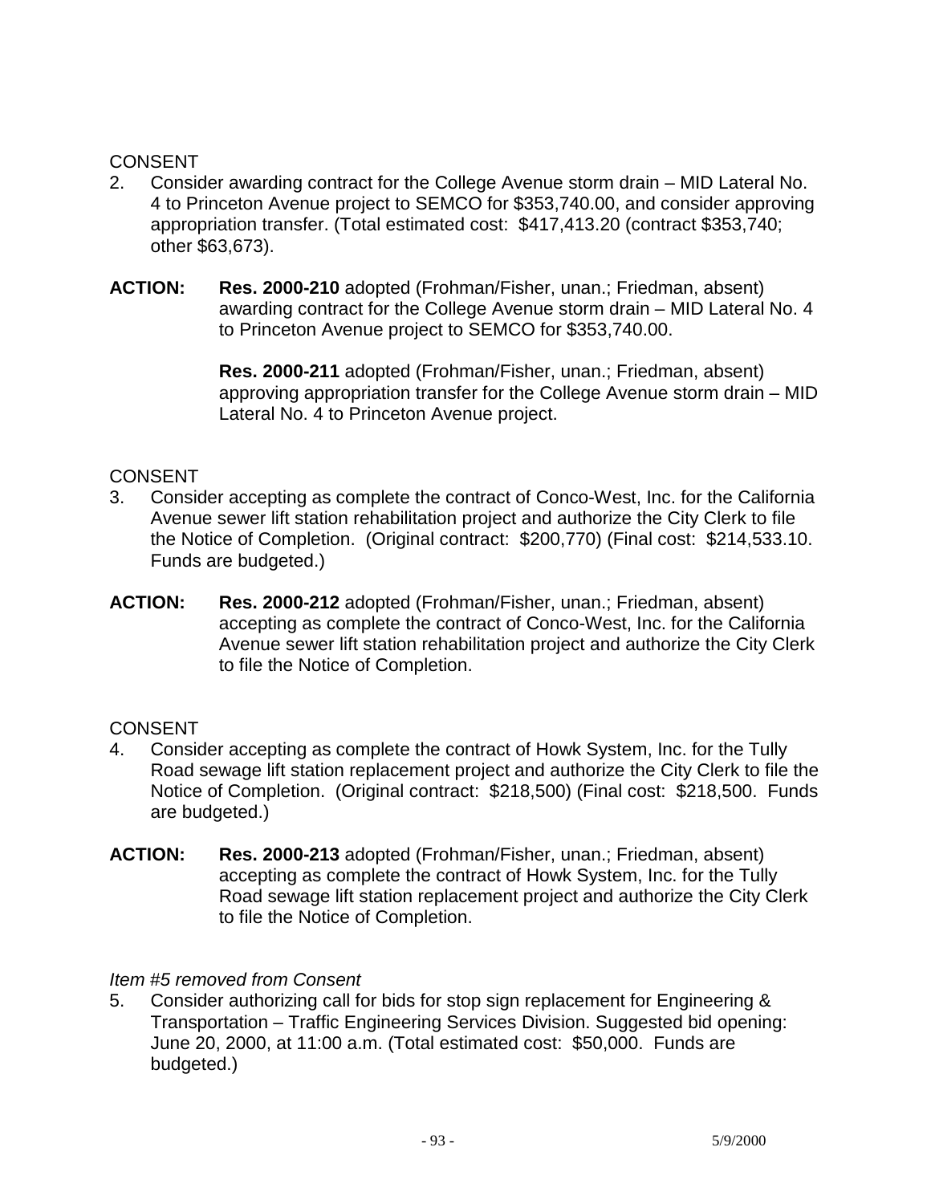CONSENT

2. Consider awarding contract for the College Avenue storm drain – MID Lateral No. 4 to Princeton Avenue project to SEMCO for $353,740.00, and consider approving appropriation transfer. (Total estimated cost: $417,413.20 (contract $353,740; other $63,673).

**ACTION:** **Res. 2000-210** adopted (Frohman/Fisher, unan.; Friedman, absent) awarding contract for the College Avenue storm drain – MID Lateral No. 4 to Princeton Avenue project to SEMCO for $353,740.00.

**Res. 2000-211** adopted (Frohman/Fisher, unan.; Friedman, absent) approving appropriation transfer for the College Avenue storm drain – MID Lateral No. 4 to Princeton Avenue project.

CONSENT

3. Consider accepting as complete the contract of Conco-West, Inc. for the California Avenue sewer lift station rehabilitation project and authorize the City Clerk to file the Notice of Completion. (Original contract: $200,770) (Final cost: $214,533.10. Funds are budgeted.)

**ACTION:** **Res. 2000-212** adopted (Frohman/Fisher, unan.; Friedman, absent) accepting as complete the contract of Conco-West, Inc. for the California Avenue sewer lift station rehabilitation project and authorize the City Clerk to file the Notice of Completion.

CONSENT

4. Consider accepting as complete the contract of Howk System, Inc. for the Tully Road sewage lift station replacement project and authorize the City Clerk to file the Notice of Completion. (Original contract: $218,500) (Final cost: $218,500. Funds are budgeted.)

**ACTION:** **Res. 2000-213** adopted (Frohman/Fisher, unan.; Friedman, absent) accepting as complete the contract of Howk System, Inc. for the Tully Road sewage lift station replacement project and authorize the City Clerk to file the Notice of Completion.

*Item #5 removed from Consent*

5. Consider authorizing call for bids for stop sign replacement for Engineering & Transportation – Traffic Engineering Services Division. Suggested bid opening: June 20, 2000, at 11:00 a.m. (Total estimated cost: $50,000. Funds are budgeted.)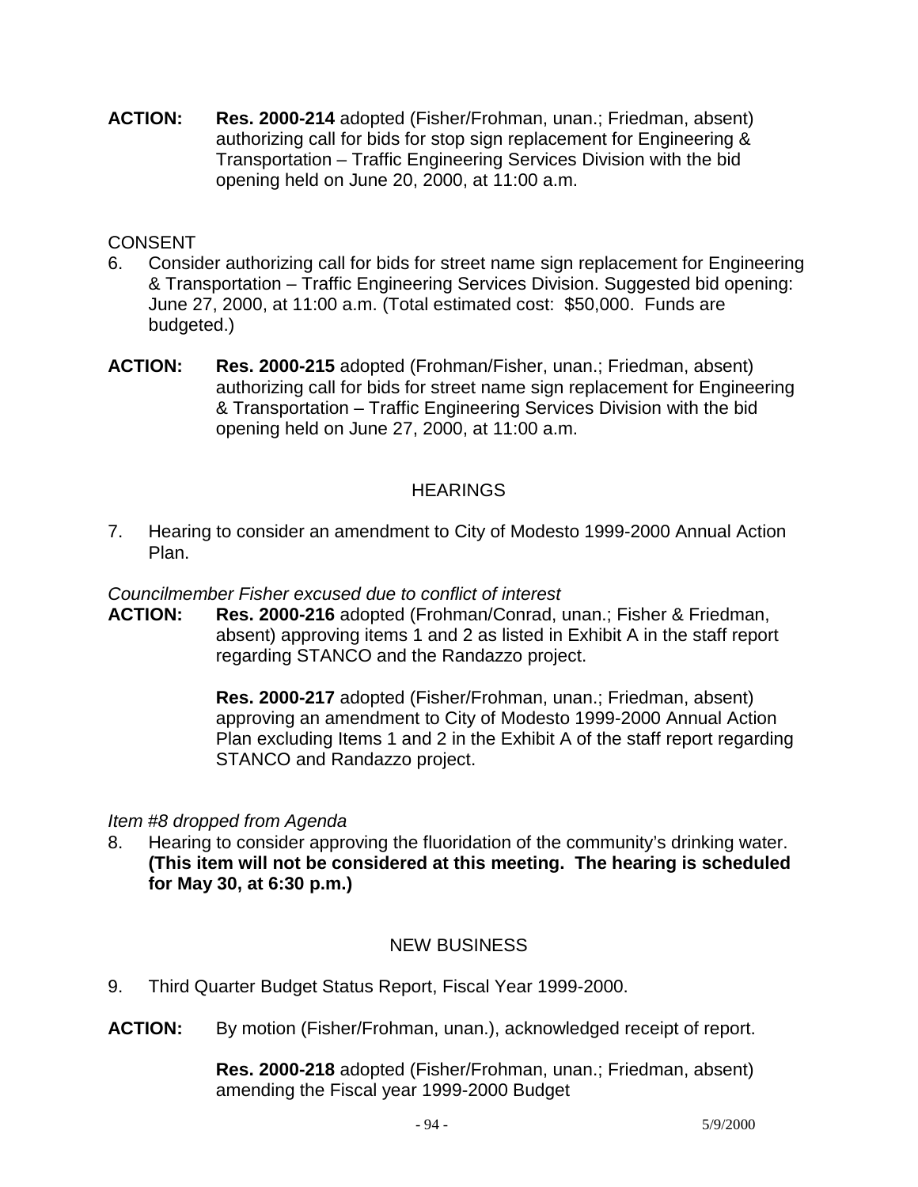**ACTION:** **Res. 2000-214** adopted (Fisher/Frohman, unan.; Friedman, absent) authorizing call for bids for stop sign replacement for Engineering & Transportation – Traffic Engineering Services Division with the bid opening held on June 20, 2000, at 11:00 a.m.

CONSENT

6. Consider authorizing call for bids for street name sign replacement for Engineering & Transportation – Traffic Engineering Services Division. Suggested bid opening: June 27, 2000, at 11:00 a.m. (Total estimated cost: $50,000. Funds are budgeted.)

**ACTION:** **Res. 2000-215** adopted (Frohman/Fisher, unan.; Friedman, absent) authorizing call for bids for street name sign replacement for Engineering & Transportation – Traffic Engineering Services Division with the bid opening held on June 27, 2000, at 11:00 a.m.

## HEARINGS

7. Hearing to consider an amendment to City of Modesto 1999-2000 Annual Action Plan.

*Councilmember Fisher excused due to conflict of interest*

**ACTION:** **Res. 2000-216** adopted (Frohman/Conrad, unan.; Fisher & Friedman, absent) approving items 1 and 2 as listed in Exhibit A in the staff report regarding STANCO and the Randazzo project.

**Res. 2000-217** adopted (Fisher/Frohman, unan.; Friedman, absent) approving an amendment to City of Modesto 1999-2000 Annual Action Plan excluding Items 1 and 2 in the Exhibit A of the staff report regarding STANCO and Randazzo project.

*Item #8 dropped from Agenda*

8. Hearing to consider approving the fluoridation of the community's drinking water. **(This item will not be considered at this meeting. The hearing is scheduled for May 30, at 6:30 p.m.)**

## NEW BUSINESS

9. Third Quarter Budget Status Report, Fiscal Year 1999-2000.

**ACTION:** By motion (Fisher/Frohman, unan.), acknowledged receipt of report.

**Res. 2000-218** adopted (Fisher/Frohman, unan.; Friedman, absent) amending the Fiscal year 1999-2000 Budget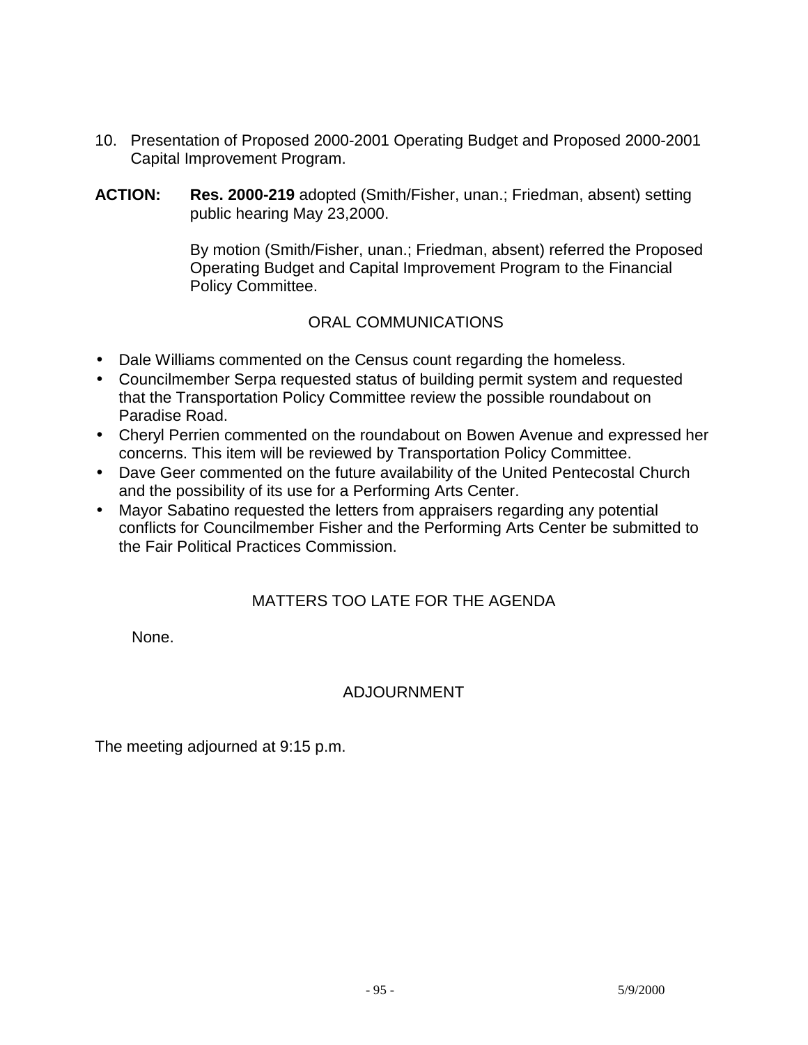10. Presentation of Proposed 2000-2001 Operating Budget and Proposed 2000-2001 Capital Improvement Program.

**ACTION:** **Res. 2000-219** adopted (Smith/Fisher, unan.; Friedman, absent) setting public hearing May 23,2000.

By motion (Smith/Fisher, unan.; Friedman, absent) referred the Proposed Operating Budget and Capital Improvement Program to the Financial Policy Committee.

## ORAL COMMUNICATIONS

- Dale Williams commented on the Census count regarding the homeless.
- Councilmember Serpa requested status of building permit system and requested that the Transportation Policy Committee review the possible roundabout on Paradise Road.
- Cheryl Perrien commented on the roundabout on Bowen Avenue and expressed her concerns. This item will be reviewed by Transportation Policy Committee.
- Dave Geer commented on the future availability of the United Pentecostal Church and the possibility of its use for a Performing Arts Center.
- Mayor Sabatino requested the letters from appraisers regarding any potential conflicts for Councilmember Fisher and the Performing Arts Center be submitted to the Fair Political Practices Commission.

## MATTERS TOO LATE FOR THE AGENDA

None.

## ADJOURNMENT

The meeting adjourned at 9:15 p.m.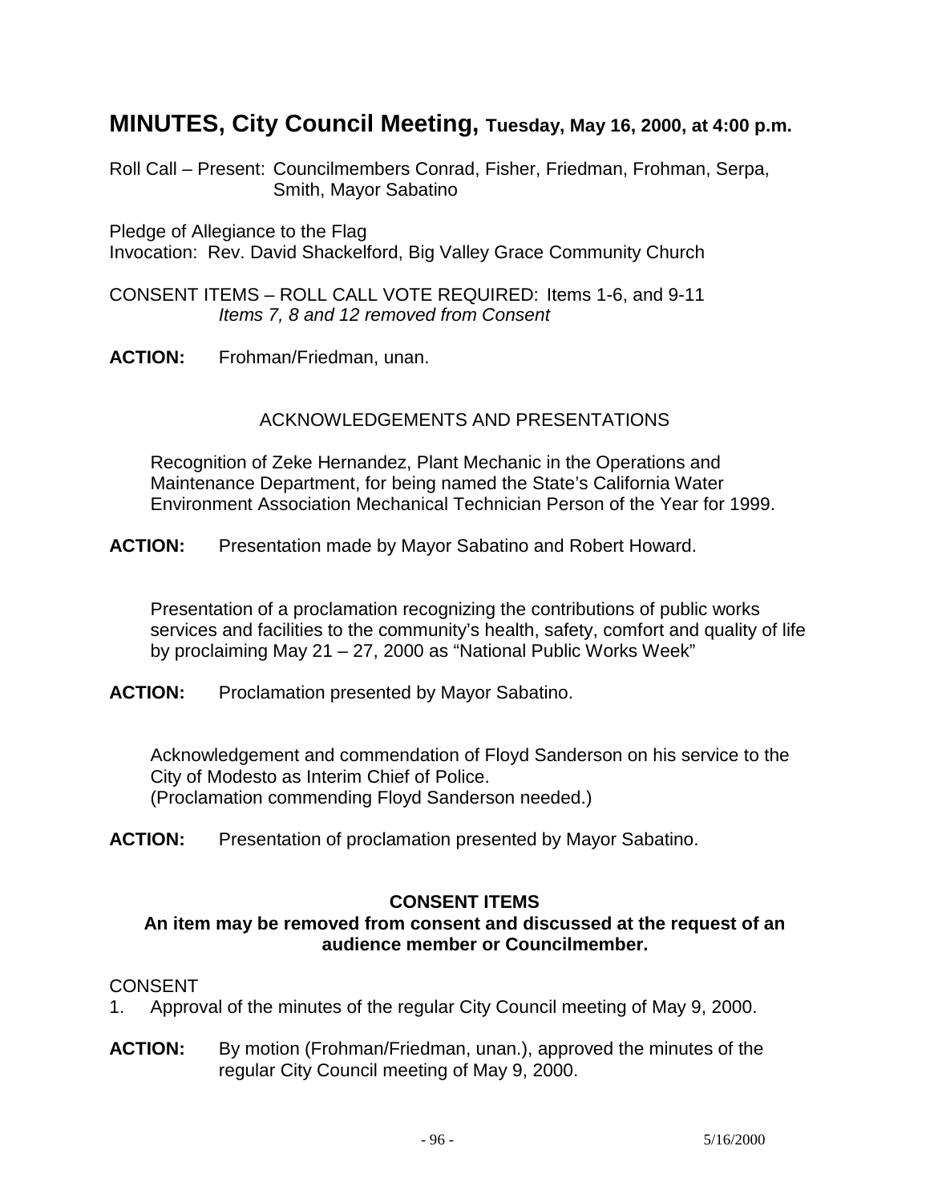# MINUTES, City Council Meeting, Tuesday, May 16, 2000, at 4:00 p.m.

Roll Call – Present: Councilmembers Conrad, Fisher, Friedman, Frohman, Serpa, Smith, Mayor Sabatino

Pledge of Allegiance to the Flag
Invocation: Rev. David Shackelford, Big Valley Grace Community Church

CONSENT ITEMS – ROLL CALL VOTE REQUIRED: Items 1-6, and 9-11
*Items 7, 8 and 12 removed from Consent*

**ACTION:** Frohman/Friedman, unan.

ACKNOWLEDGEMENTS AND PRESENTATIONS

Recognition of Zeke Hernandez, Plant Mechanic in the Operations and Maintenance Department, for being named the State's California Water Environment Association Mechanical Technician Person of the Year for 1999.

**ACTION:** Presentation made by Mayor Sabatino and Robert Howard.

Presentation of a proclamation recognizing the contributions of public works services and facilities to the community's health, safety, comfort and quality of life by proclaiming May 21 – 27, 2000 as "National Public Works Week"

**ACTION:** Proclamation presented by Mayor Sabatino.

Acknowledgement and commendation of Floyd Sanderson on his service to the City of Modesto as Interim Chief of Police.
(Proclamation commending Floyd Sanderson needed.)

**ACTION:** Presentation of proclamation presented by Mayor Sabatino.

**CONSENT ITEMS**

**An item may be removed from consent and discussed at the request of an audience member or Councilmember.**

CONSENT

1. Approval of the minutes of the regular City Council meeting of May 9, 2000.

**ACTION:** By motion (Frohman/Friedman, unan.), approved the minutes of the regular City Council meeting of May 9, 2000.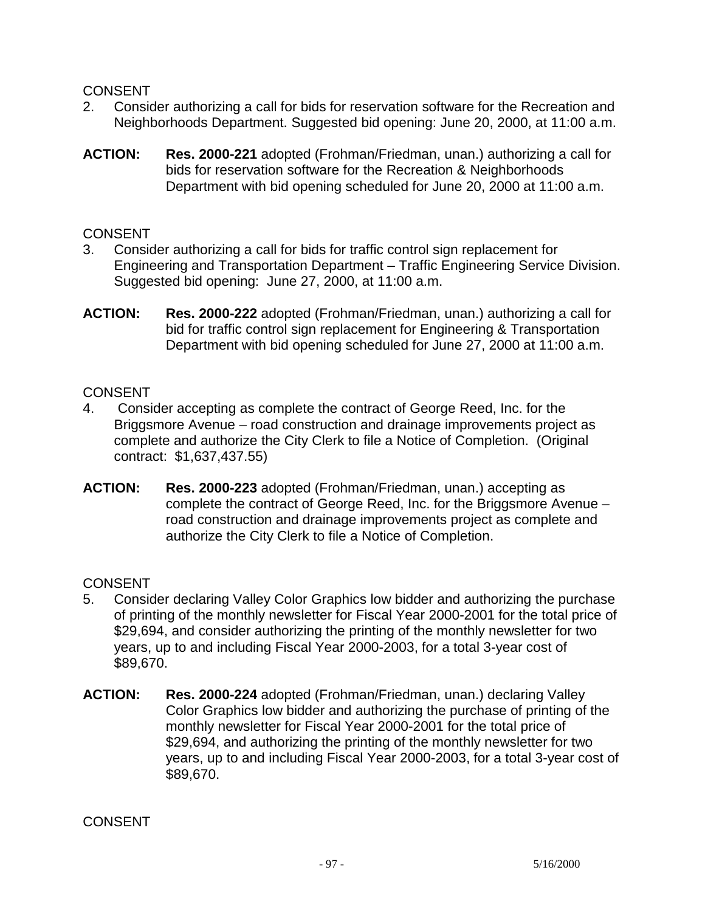CONSENT

2. Consider authorizing a call for bids for reservation software for the Recreation and Neighborhoods Department. Suggested bid opening: June 20, 2000, at 11:00 a.m.

**ACTION:** **Res. 2000-221** adopted (Frohman/Friedman, unan.) authorizing a call for bids for reservation software for the Recreation & Neighborhoods Department with bid opening scheduled for June 20, 2000 at 11:00 a.m.

CONSENT

3. Consider authorizing a call for bids for traffic control sign replacement for Engineering and Transportation Department – Traffic Engineering Service Division. Suggested bid opening: June 27, 2000, at 11:00 a.m.

**ACTION:** **Res. 2000-222** adopted (Frohman/Friedman, unan.) authorizing a call for bid for traffic control sign replacement for Engineering & Transportation Department with bid opening scheduled for June 27, 2000 at 11:00 a.m.

CONSENT

4. Consider accepting as complete the contract of George Reed, Inc. for the Briggsmore Avenue – road construction and drainage improvements project as complete and authorize the City Clerk to file a Notice of Completion. (Original contract: $1,637,437.55)

**ACTION:** **Res. 2000-223** adopted (Frohman/Friedman, unan.) accepting as complete the contract of George Reed, Inc. for the Briggsmore Avenue – road construction and drainage improvements project as complete and authorize the City Clerk to file a Notice of Completion.

CONSENT

5. Consider declaring Valley Color Graphics low bidder and authorizing the purchase of printing of the monthly newsletter for Fiscal Year 2000-2001 for the total price of $29,694, and consider authorizing the printing of the monthly newsletter for two years, up to and including Fiscal Year 2000-2003, for a total 3-year cost of $89,670.

**ACTION:** **Res. 2000-224** adopted (Frohman/Friedman, unan.) declaring Valley Color Graphics low bidder and authorizing the purchase of printing of the monthly newsletter for Fiscal Year 2000-2001 for the total price of $29,694, and authorizing the printing of the monthly newsletter for two years, up to and including Fiscal Year 2000-2003, for a total 3-year cost of $89,670.

CONSENT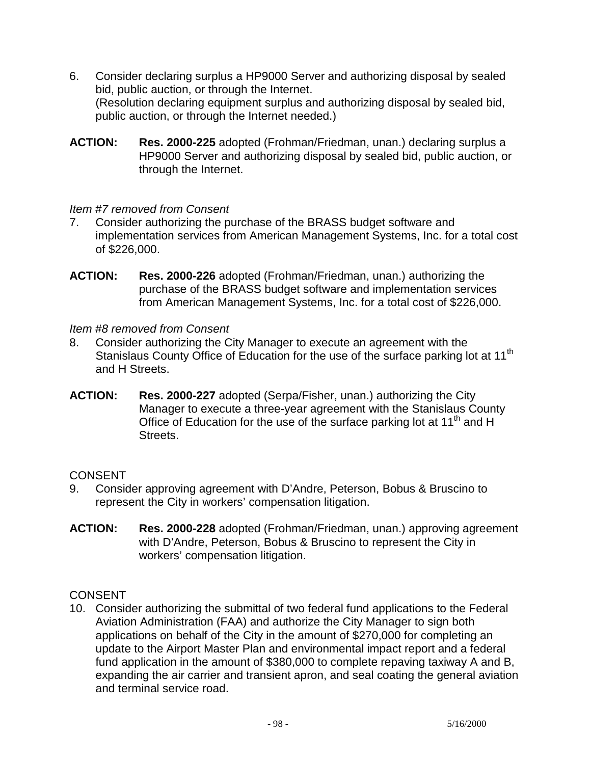6. Consider declaring surplus a HP9000 Server and authorizing disposal by sealed bid, public auction, or through the Internet.
   (Resolution declaring equipment surplus and authorizing disposal by sealed bid, public auction, or through the Internet needed.)

**ACTION:** **Res. 2000-225** adopted (Frohman/Friedman, unan.) declaring surplus a HP9000 Server and authorizing disposal by sealed bid, public auction, or through the Internet.

*Item #7 removed from Consent*

7. Consider authorizing the purchase of the BRASS budget software and implementation services from American Management Systems, Inc. for a total cost of $226,000.

**ACTION:** **Res. 2000-226** adopted (Frohman/Friedman, unan.) authorizing the purchase of the BRASS budget software and implementation services from American Management Systems, Inc. for a total cost of $226,000.

*Item #8 removed from Consent*

8. Consider authorizing the City Manager to execute an agreement with the Stanislaus County Office of Education for the use of the surface parking lot at 11th and H Streets.

**ACTION:** **Res. 2000-227** adopted (Serpa/Fisher, unan.) authorizing the City Manager to execute a three-year agreement with the Stanislaus County Office of Education for the use of the surface parking lot at 11th and H Streets.

CONSENT

9. Consider approving agreement with D'Andre, Peterson, Bobus & Bruscino to represent the City in workers' compensation litigation.

**ACTION:** **Res. 2000-228** adopted (Frohman/Friedman, unan.) approving agreement with D'Andre, Peterson, Bobus & Bruscino to represent the City in workers' compensation litigation.

CONSENT

10. Consider authorizing the submittal of two federal fund applications to the Federal Aviation Administration (FAA) and authorize the City Manager to sign both applications on behalf of the City in the amount of $270,000 for completing an update to the Airport Master Plan and environmental impact report and a federal fund application in the amount of $380,000 to complete repaving taxiway A and B, expanding the air carrier and transient apron, and seal coating the general aviation and terminal service road.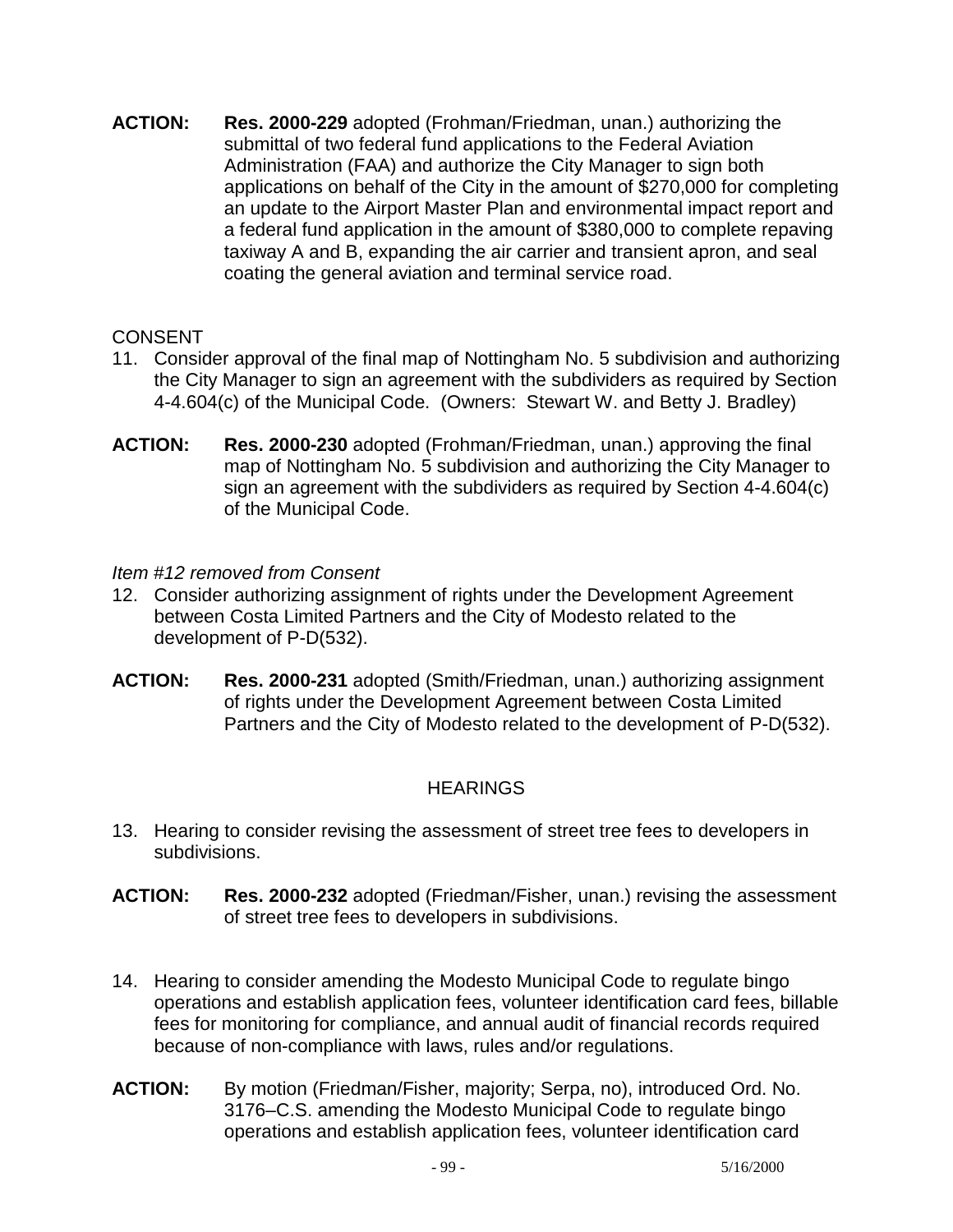**ACTION:** **Res. 2000-229** adopted (Frohman/Friedman, unan.) authorizing the submittal of two federal fund applications to the Federal Aviation Administration (FAA) and authorize the City Manager to sign both applications on behalf of the City in the amount of $270,000 for completing an update to the Airport Master Plan and environmental impact report and a federal fund application in the amount of $380,000 to complete repaving taxiway A and B, expanding the air carrier and transient apron, and seal coating the general aviation and terminal service road.

CONSENT

11. Consider approval of the final map of Nottingham No. 5 subdivision and authorizing the City Manager to sign an agreement with the subdividers as required by Section 4-4.604(c) of the Municipal Code. (Owners: Stewart W. and Betty J. Bradley)

**ACTION:** **Res. 2000-230** adopted (Frohman/Friedman, unan.) approving the final map of Nottingham No. 5 subdivision and authorizing the City Manager to sign an agreement with the subdividers as required by Section 4-4.604(c) of the Municipal Code.

*Item #12 removed from Consent*

12. Consider authorizing assignment of rights under the Development Agreement between Costa Limited Partners and the City of Modesto related to the development of P-D(532).

**ACTION:** **Res. 2000-231** adopted (Smith/Friedman, unan.) authorizing assignment of rights under the Development Agreement between Costa Limited Partners and the City of Modesto related to the development of P-D(532).

HEARINGS

13. Hearing to consider revising the assessment of street tree fees to developers in subdivisions.

**ACTION:** **Res. 2000-232** adopted (Friedman/Fisher, unan.) revising the assessment of street tree fees to developers in subdivisions.

14. Hearing to consider amending the Modesto Municipal Code to regulate bingo operations and establish application fees, volunteer identification card fees, billable fees for monitoring for compliance, and annual audit of financial records required because of non-compliance with laws, rules and/or regulations.

**ACTION:** By motion (Friedman/Fisher, majority; Serpa, no), introduced Ord. No. 3176–C.S. amending the Modesto Municipal Code to regulate bingo operations and establish application fees, volunteer identification card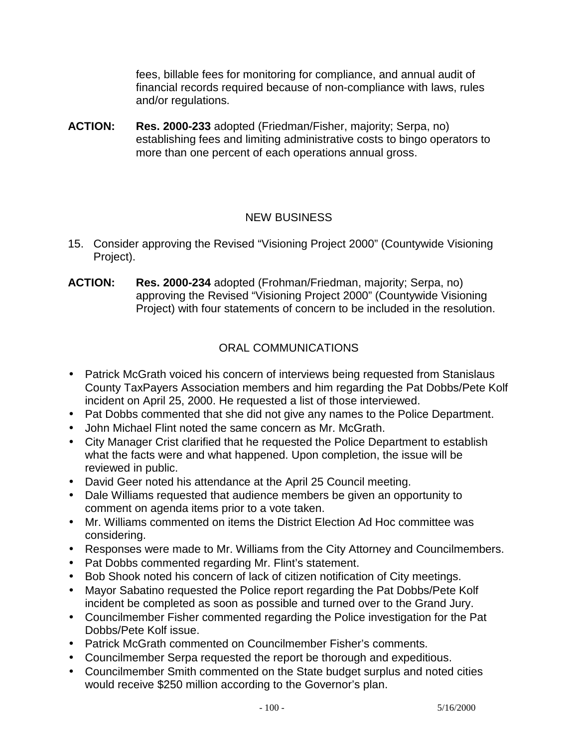fees, billable fees for monitoring for compliance, and annual audit of financial records required because of non-compliance with laws, rules and/or regulations.

**ACTION:** **Res. 2000-233** adopted (Friedman/Fisher, majority; Serpa, no) establishing fees and limiting administrative costs to bingo operators to more than one percent of each operations annual gross.

NEW BUSINESS

15. Consider approving the Revised "Visioning Project 2000" (Countywide Visioning Project).

**ACTION:** **Res. 2000-234** adopted (Frohman/Friedman, majority; Serpa, no) approving the Revised "Visioning Project 2000" (Countywide Visioning Project) with four statements of concern to be included in the resolution.

ORAL COMMUNICATIONS

- Patrick McGrath voiced his concern of interviews being requested from Stanislaus County TaxPayers Association members and him regarding the Pat Dobbs/Pete Kolf incident on April 25, 2000. He requested a list of those interviewed.
- Pat Dobbs commented that she did not give any names to the Police Department.
- John Michael Flint noted the same concern as Mr. McGrath.
- City Manager Crist clarified that he requested the Police Department to establish what the facts were and what happened. Upon completion, the issue will be reviewed in public.
- David Geer noted his attendance at the April 25 Council meeting.
- Dale Williams requested that audience members be given an opportunity to comment on agenda items prior to a vote taken.
- Mr. Williams commented on items the District Election Ad Hoc committee was considering.
- Responses were made to Mr. Williams from the City Attorney and Councilmembers.
- Pat Dobbs commented regarding Mr. Flint's statement.
- Bob Shook noted his concern of lack of citizen notification of City meetings.
- Mayor Sabatino requested the Police report regarding the Pat Dobbs/Pete Kolf incident be completed as soon as possible and turned over to the Grand Jury.
- Councilmember Fisher commented regarding the Police investigation for the Pat Dobbs/Pete Kolf issue.
- Patrick McGrath commented on Councilmember Fisher's comments.
- Councilmember Serpa requested the report be thorough and expeditious.
- Councilmember Smith commented on the State budget surplus and noted cities would receive $250 million according to the Governor's plan.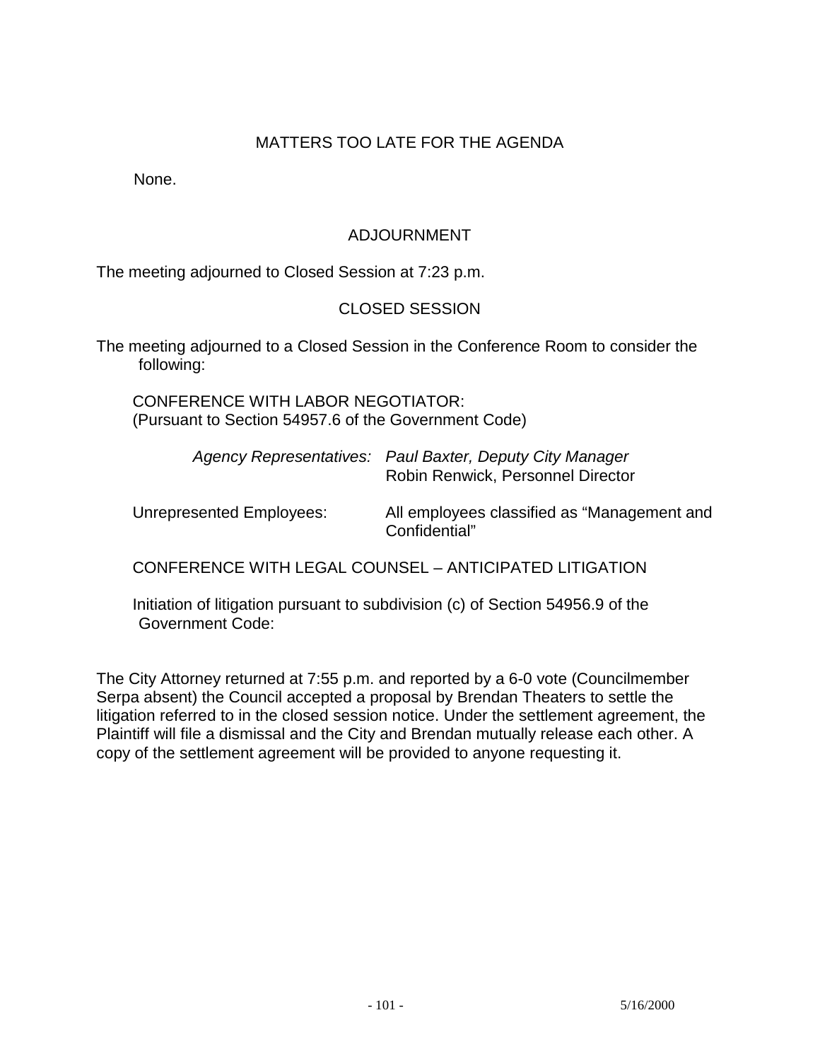## MATTERS TOO LATE FOR THE AGENDA

None.

## ADJOURNMENT

The meeting adjourned to Closed Session at 7:23 p.m.

## CLOSED SESSION

The meeting adjourned to a Closed Session in the Conference Room to consider the following:

CONFERENCE WITH LABOR NEGOTIATOR:
(Pursuant to Section 54957.6 of the Government Code)

*Agency Representatives:* *Paul Baxter, Deputy City Manager*
Robin Renwick, Personnel Director

Unrepresented Employees: All employees classified as "Management and Confidential"

CONFERENCE WITH LEGAL COUNSEL – ANTICIPATED LITIGATION

Initiation of litigation pursuant to subdivision (c) of Section 54956.9 of the Government Code:

The City Attorney returned at 7:55 p.m. and reported by a 6-0 vote (Councilmember Serpa absent) the Council accepted a proposal by Brendan Theaters to settle the litigation referred to in the closed session notice. Under the settlement agreement, the Plaintiff will file a dismissal and the City and Brendan mutually release each other. A copy of the settlement agreement will be provided to anyone requesting it.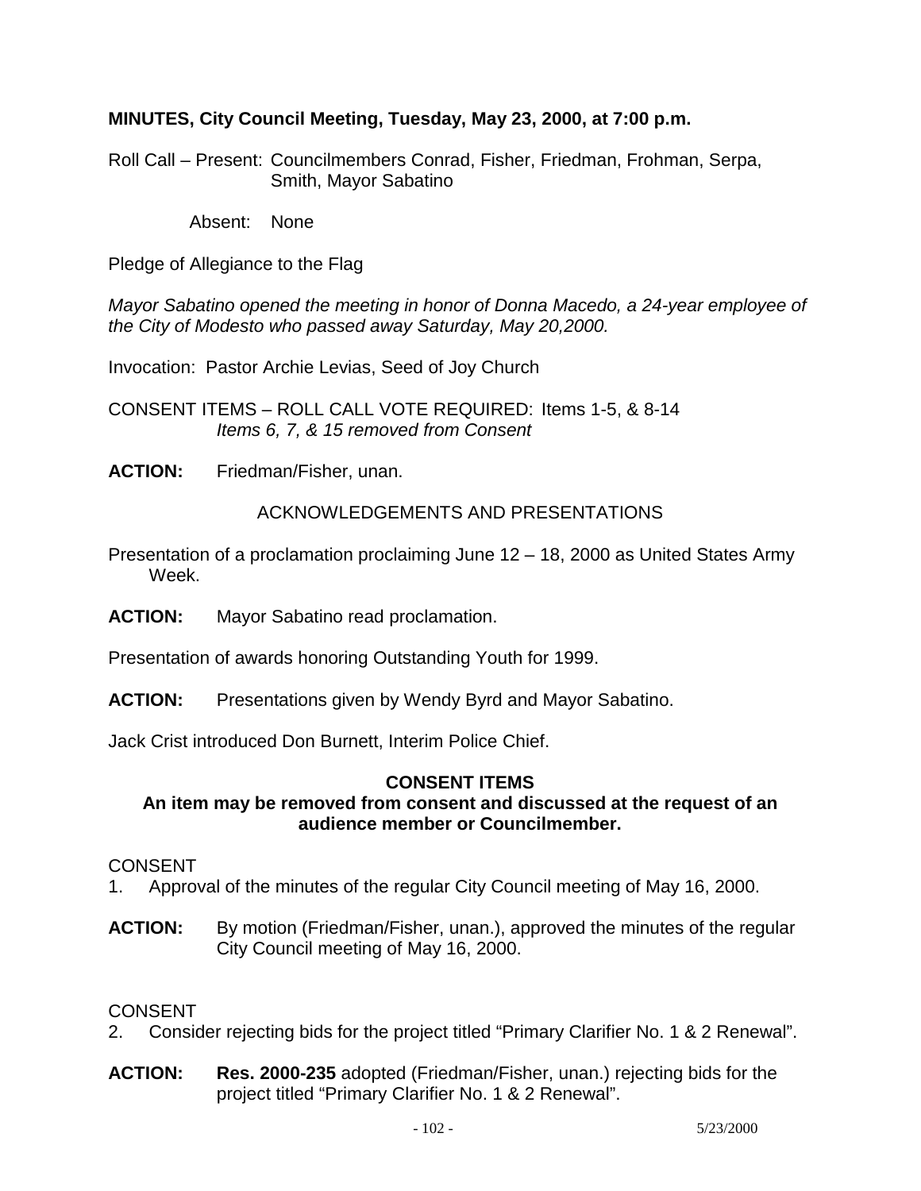**MINUTES, City Council Meeting, Tuesday, May 23, 2000, at 7:00 p.m.**

Roll Call – Present: Councilmembers Conrad, Fisher, Friedman, Frohman, Serpa, Smith, Mayor Sabatino

Absent: None

Pledge of Allegiance to the Flag

*Mayor Sabatino opened the meeting in honor of Donna Macedo, a 24-year employee of the City of Modesto who passed away Saturday, May 20,2000.*

Invocation: Pastor Archie Levias, Seed of Joy Church

CONSENT ITEMS – ROLL CALL VOTE REQUIRED: Items 1-5, & 8-14
*Items 6, 7, & 15 removed from Consent*

**ACTION:** Friedman/Fisher, unan.

ACKNOWLEDGEMENTS AND PRESENTATIONS

Presentation of a proclamation proclaiming June 12 – 18, 2000 as United States Army Week.

**ACTION:** Mayor Sabatino read proclamation.

Presentation of awards honoring Outstanding Youth for 1999.

**ACTION:** Presentations given by Wendy Byrd and Mayor Sabatino.

Jack Crist introduced Don Burnett, Interim Police Chief.

**CONSENT ITEMS**
**An item may be removed from consent and discussed at the request of an audience member or Councilmember.**

CONSENT
1. Approval of the minutes of the regular City Council meeting of May 16, 2000.

**ACTION:** By motion (Friedman/Fisher, unan.), approved the minutes of the regular City Council meeting of May 16, 2000.

CONSENT
2. Consider rejecting bids for the project titled "Primary Clarifier No. 1 & 2 Renewal".

**ACTION:** **Res. 2000-235** adopted (Friedman/Fisher, unan.) rejecting bids for the project titled "Primary Clarifier No. 1 & 2 Renewal".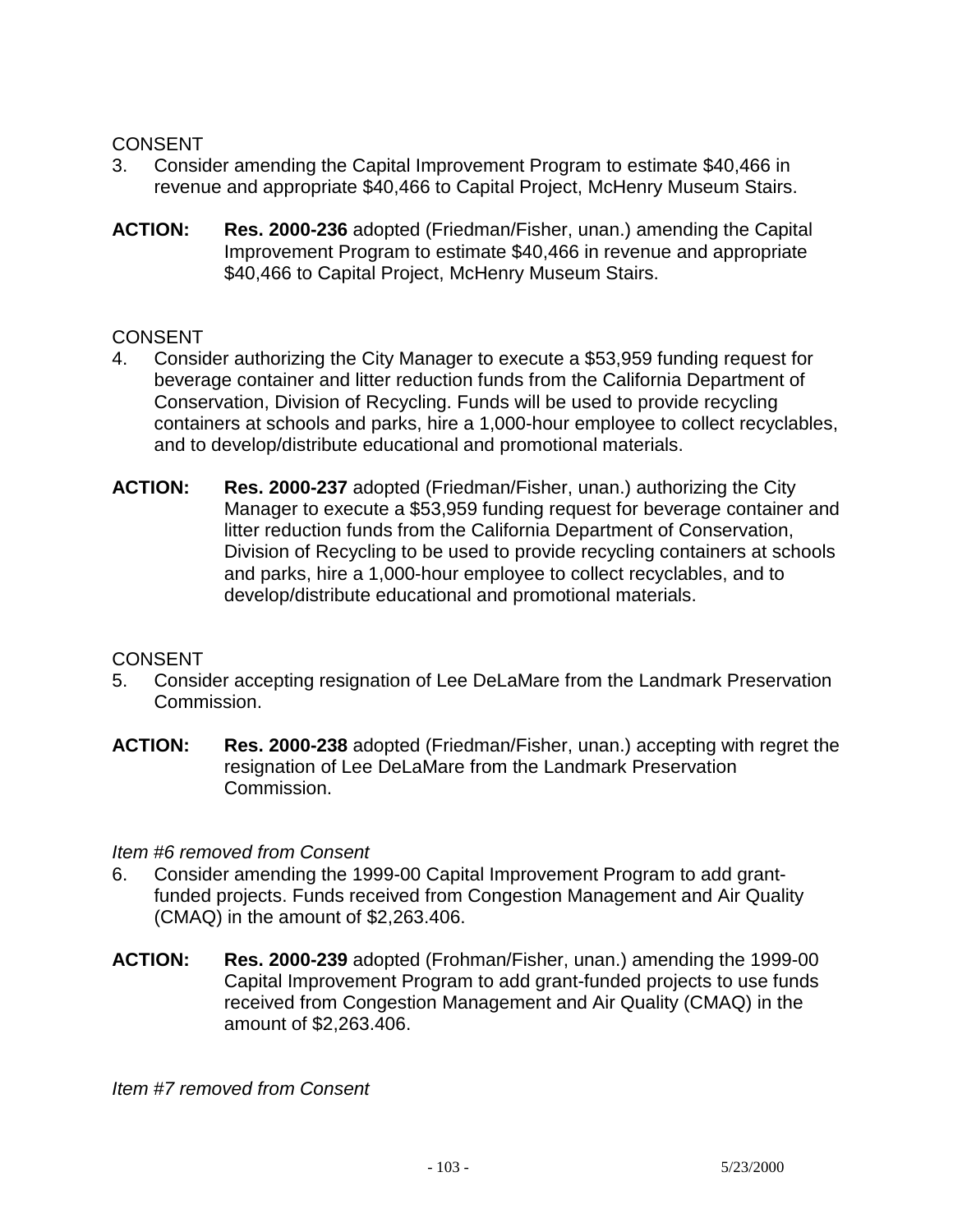CONSENT

3. Consider amending the Capital Improvement Program to estimate $40,466 in revenue and appropriate $40,466 to Capital Project, McHenry Museum Stairs.

**ACTION:** **Res. 2000-236** adopted (Friedman/Fisher, unan.) amending the Capital Improvement Program to estimate $40,466 in revenue and appropriate $40,466 to Capital Project, McHenry Museum Stairs.

CONSENT

4. Consider authorizing the City Manager to execute a $53,959 funding request for beverage container and litter reduction funds from the California Department of Conservation, Division of Recycling. Funds will be used to provide recycling containers at schools and parks, hire a 1,000-hour employee to collect recyclables, and to develop/distribute educational and promotional materials.

**ACTION:** **Res. 2000-237** adopted (Friedman/Fisher, unan.) authorizing the City Manager to execute a $53,959 funding request for beverage container and litter reduction funds from the California Department of Conservation, Division of Recycling to be used to provide recycling containers at schools and parks, hire a 1,000-hour employee to collect recyclables, and to develop/distribute educational and promotional materials.

CONSENT

5. Consider accepting resignation of Lee DeLaMare from the Landmark Preservation Commission.

**ACTION:** **Res. 2000-238** adopted (Friedman/Fisher, unan.) accepting with regret the resignation of Lee DeLaMare from the Landmark Preservation Commission.

*Item #6 removed from Consent*

6. Consider amending the 1999-00 Capital Improvement Program to add grant-funded projects. Funds received from Congestion Management and Air Quality (CMAQ) in the amount of $2,263.406.

**ACTION:** **Res. 2000-239** adopted (Frohman/Fisher, unan.) amending the 1999-00 Capital Improvement Program to add grant-funded projects to use funds received from Congestion Management and Air Quality (CMAQ) in the amount of $2,263.406.

*Item #7 removed from Consent*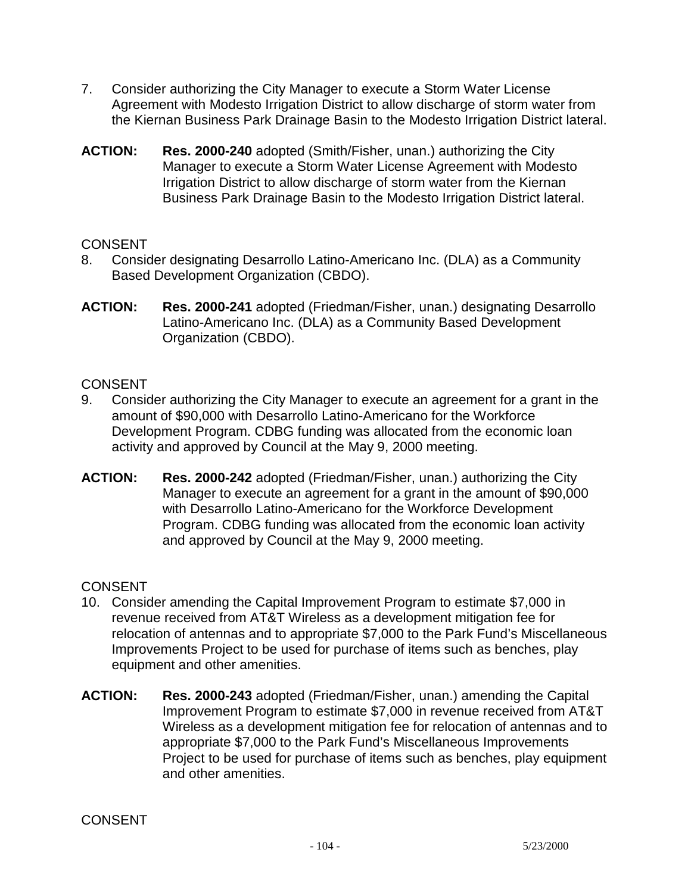7. Consider authorizing the City Manager to execute a Storm Water License Agreement with Modesto Irrigation District to allow discharge of storm water from the Kiernan Business Park Drainage Basin to the Modesto Irrigation District lateral.

**ACTION:** **Res. 2000-240** adopted (Smith/Fisher, unan.) authorizing the City Manager to execute a Storm Water License Agreement with Modesto Irrigation District to allow discharge of storm water from the Kiernan Business Park Drainage Basin to the Modesto Irrigation District lateral.

CONSENT

8. Consider designating Desarrollo Latino-Americano Inc. (DLA) as a Community Based Development Organization (CBDO).

**ACTION:** **Res. 2000-241** adopted (Friedman/Fisher, unan.) designating Desarrollo Latino-Americano Inc. (DLA) as a Community Based Development Organization (CBDO).

CONSENT

9. Consider authorizing the City Manager to execute an agreement for a grant in the amount of $90,000 with Desarrollo Latino-Americano for the Workforce Development Program. CDBG funding was allocated from the economic loan activity and approved by Council at the May 9, 2000 meeting.

**ACTION:** **Res. 2000-242** adopted (Friedman/Fisher, unan.) authorizing the City Manager to execute an agreement for a grant in the amount of $90,000 with Desarrollo Latino-Americano for the Workforce Development Program. CDBG funding was allocated from the economic loan activity and approved by Council at the May 9, 2000 meeting.

CONSENT

10. Consider amending the Capital Improvement Program to estimate $7,000 in revenue received from AT&T Wireless as a development mitigation fee for relocation of antennas and to appropriate $7,000 to the Park Fund's Miscellaneous Improvements Project to be used for purchase of items such as benches, play equipment and other amenities.

**ACTION:** **Res. 2000-243** adopted (Friedman/Fisher, unan.) amending the Capital Improvement Program to estimate $7,000 in revenue received from AT&T Wireless as a development mitigation fee for relocation of antennas and to appropriate $7,000 to the Park Fund's Miscellaneous Improvements Project to be used for purchase of items such as benches, play equipment and other amenities.

CONSENT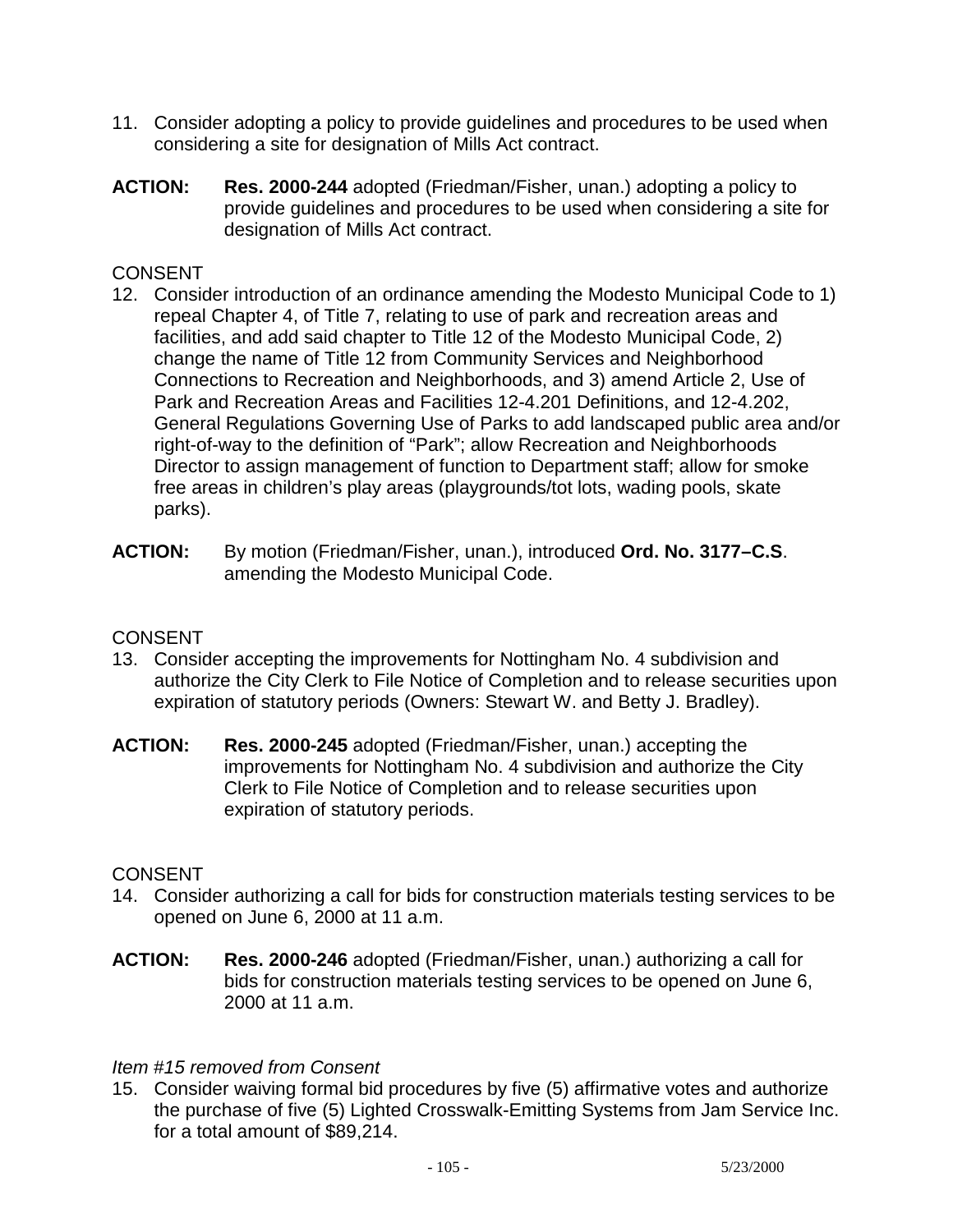11. Consider adopting a policy to provide guidelines and procedures to be used when considering a site for designation of Mills Act contract.

**ACTION:** **Res. 2000-244** adopted (Friedman/Fisher, unan.) adopting a policy to provide guidelines and procedures to be used when considering a site for designation of Mills Act contract.

CONSENT

12. Consider introduction of an ordinance amending the Modesto Municipal Code to 1) repeal Chapter 4, of Title 7, relating to use of park and recreation areas and facilities, and add said chapter to Title 12 of the Modesto Municipal Code, 2) change the name of Title 12 from Community Services and Neighborhood Connections to Recreation and Neighborhoods, and 3) amend Article 2, Use of Park and Recreation Areas and Facilities 12-4.201 Definitions, and 12-4.202, General Regulations Governing Use of Parks to add landscaped public area and/or right-of-way to the definition of "Park"; allow Recreation and Neighborhoods Director to assign management of function to Department staff; allow for smoke free areas in children's play areas (playgrounds/tot lots, wading pools, skate parks).

**ACTION:** By motion (Friedman/Fisher, unan.), introduced **Ord. No. 3177–C.S**. amending the Modesto Municipal Code.

CONSENT

13. Consider accepting the improvements for Nottingham No. 4 subdivision and authorize the City Clerk to File Notice of Completion and to release securities upon expiration of statutory periods (Owners: Stewart W. and Betty J. Bradley).

**ACTION:** **Res. 2000-245** adopted (Friedman/Fisher, unan.) accepting the improvements for Nottingham No. 4 subdivision and authorize the City Clerk to File Notice of Completion and to release securities upon expiration of statutory periods.

CONSENT

14. Consider authorizing a call for bids for construction materials testing services to be opened on June 6, 2000 at 11 a.m.

**ACTION:** **Res. 2000-246** adopted (Friedman/Fisher, unan.) authorizing a call for bids for construction materials testing services to be opened on June 6, 2000 at 11 a.m.

*Item #15 removed from Consent*

15. Consider waiving formal bid procedures by five (5) affirmative votes and authorize the purchase of five (5) Lighted Crosswalk-Emitting Systems from Jam Service Inc. for a total amount of $89,214.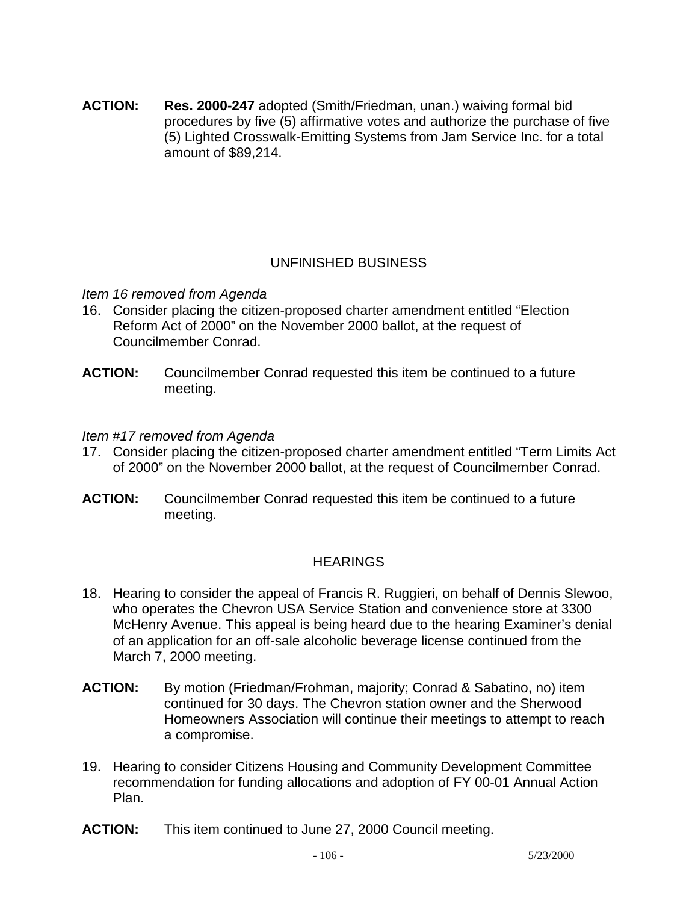**ACTION:** **Res. 2000-247** adopted (Smith/Friedman, unan.) waiving formal bid procedures by five (5) affirmative votes and authorize the purchase of five (5) Lighted Crosswalk-Emitting Systems from Jam Service Inc. for a total amount of $89,214.

## UNFINISHED BUSINESS

*Item 16 removed from Agenda*

16. Consider placing the citizen-proposed charter amendment entitled "Election Reform Act of 2000" on the November 2000 ballot, at the request of Councilmember Conrad.

**ACTION:** Councilmember Conrad requested this item be continued to a future meeting.

*Item #17 removed from Agenda*

17. Consider placing the citizen-proposed charter amendment entitled "Term Limits Act of 2000" on the November 2000 ballot, at the request of Councilmember Conrad.

**ACTION:** Councilmember Conrad requested this item be continued to a future meeting.

## HEARINGS

18. Hearing to consider the appeal of Francis R. Ruggieri, on behalf of Dennis Slewoo, who operates the Chevron USA Service Station and convenience store at 3300 McHenry Avenue. This appeal is being heard due to the hearing Examiner's denial of an application for an off-sale alcoholic beverage license continued from the March 7, 2000 meeting.

**ACTION:** By motion (Friedman/Frohman, majority; Conrad & Sabatino, no) item continued for 30 days. The Chevron station owner and the Sherwood Homeowners Association will continue their meetings to attempt to reach a compromise.

19. Hearing to consider Citizens Housing and Community Development Committee recommendation for funding allocations and adoption of FY 00-01 Annual Action Plan.

**ACTION:** This item continued to June 27, 2000 Council meeting.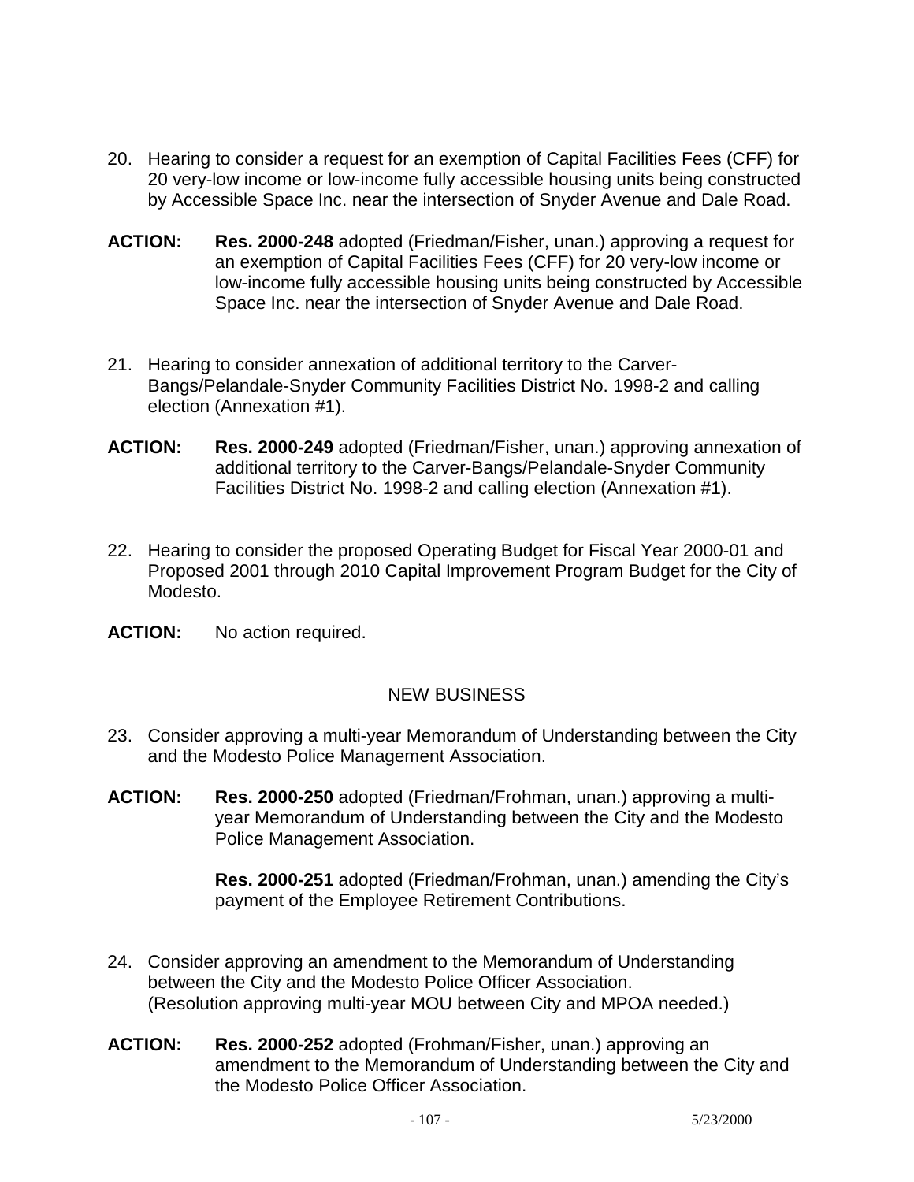20. Hearing to consider a request for an exemption of Capital Facilities Fees (CFF) for 20 very-low income or low-income fully accessible housing units being constructed by Accessible Space Inc. near the intersection of Snyder Avenue and Dale Road.

**ACTION:** **Res. 2000-248** adopted (Friedman/Fisher, unan.) approving a request for an exemption of Capital Facilities Fees (CFF) for 20 very-low income or low-income fully accessible housing units being constructed by Accessible Space Inc. near the intersection of Snyder Avenue and Dale Road.

21. Hearing to consider annexation of additional territory to the Carver-Bangs/Pelandale-Snyder Community Facilities District No. 1998-2 and calling election (Annexation #1).

**ACTION:** **Res. 2000-249** adopted (Friedman/Fisher, unan.) approving annexation of additional territory to the Carver-Bangs/Pelandale-Snyder Community Facilities District No. 1998-2 and calling election (Annexation #1).

22. Hearing to consider the proposed Operating Budget for Fiscal Year 2000-01 and Proposed 2001 through 2010 Capital Improvement Program Budget for the City of Modesto.

**ACTION:** No action required.

NEW BUSINESS

23. Consider approving a multi-year Memorandum of Understanding between the City and the Modesto Police Management Association.

**ACTION:** **Res. 2000-250** adopted (Friedman/Frohman, unan.) approving a multi-year Memorandum of Understanding between the City and the Modesto Police Management Association.

**Res. 2000-251** adopted (Friedman/Frohman, unan.) amending the City's payment of the Employee Retirement Contributions.

24. Consider approving an amendment to the Memorandum of Understanding between the City and the Modesto Police Officer Association. (Resolution approving multi-year MOU between City and MPOA needed.)

**ACTION:** **Res. 2000-252** adopted (Frohman/Fisher, unan.) approving an amendment to the Memorandum of Understanding between the City and the Modesto Police Officer Association.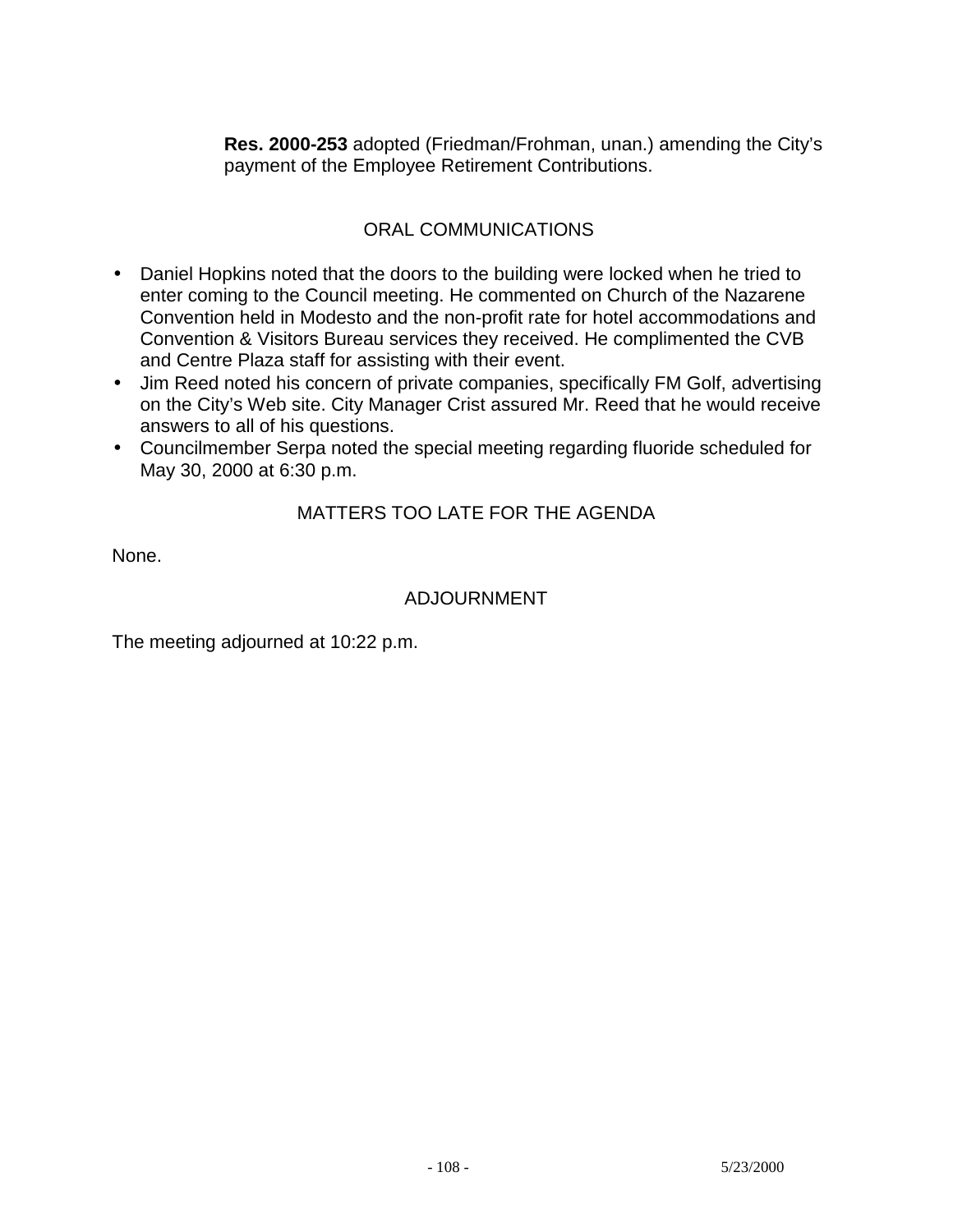**Res. 2000-253** adopted (Friedman/Frohman, unan.) amending the City's payment of the Employee Retirement Contributions.

## ORAL COMMUNICATIONS

- Daniel Hopkins noted that the doors to the building were locked when he tried to enter coming to the Council meeting. He commented on Church of the Nazarene Convention held in Modesto and the non-profit rate for hotel accommodations and Convention & Visitors Bureau services they received. He complimented the CVB and Centre Plaza staff for assisting with their event.
- Jim Reed noted his concern of private companies, specifically FM Golf, advertising on the City's Web site. City Manager Crist assured Mr. Reed that he would receive answers to all of his questions.
- Councilmember Serpa noted the special meeting regarding fluoride scheduled for May 30, 2000 at 6:30 p.m.

## MATTERS TOO LATE FOR THE AGENDA

None.

## ADJOURNMENT

The meeting adjourned at 10:22 p.m.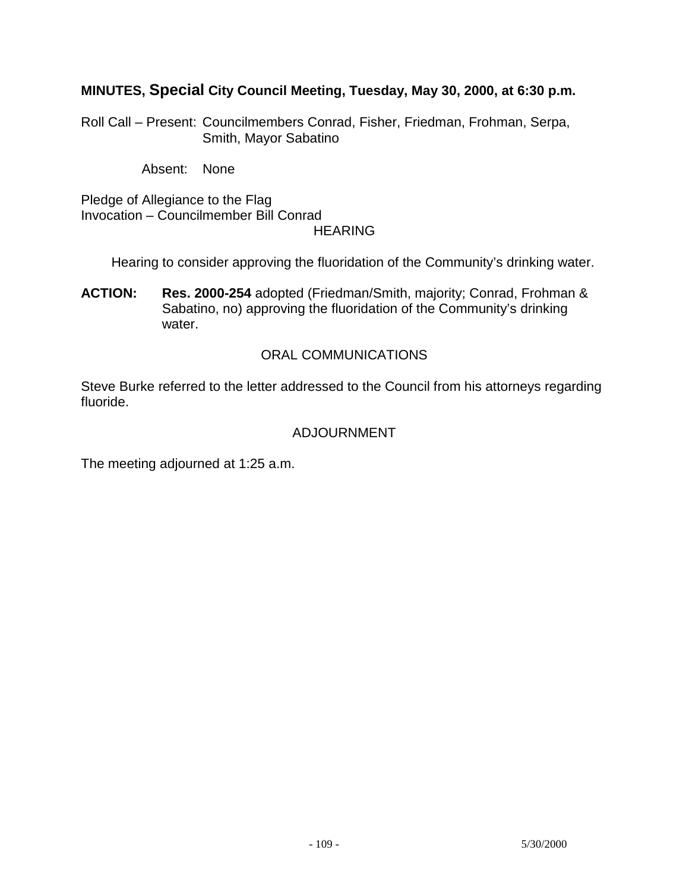**MINUTES, Special City Council Meeting, Tuesday, May 30, 2000, at 6:30 p.m.**

Roll Call – Present: Councilmembers Conrad, Fisher, Friedman, Frohman, Serpa, Smith, Mayor Sabatino

Absent: None

Pledge of Allegiance to the Flag
Invocation – Councilmember Bill Conrad

HEARING

Hearing to consider approving the fluoridation of the Community's drinking water.

**ACTION:** **Res. 2000-254** adopted (Friedman/Smith, majority; Conrad, Frohman & Sabatino, no) approving the fluoridation of the Community's drinking water.

ORAL COMMUNICATIONS

Steve Burke referred to the letter addressed to the Council from his attorneys regarding fluoride.

ADJOURNMENT

The meeting adjourned at 1:25 a.m.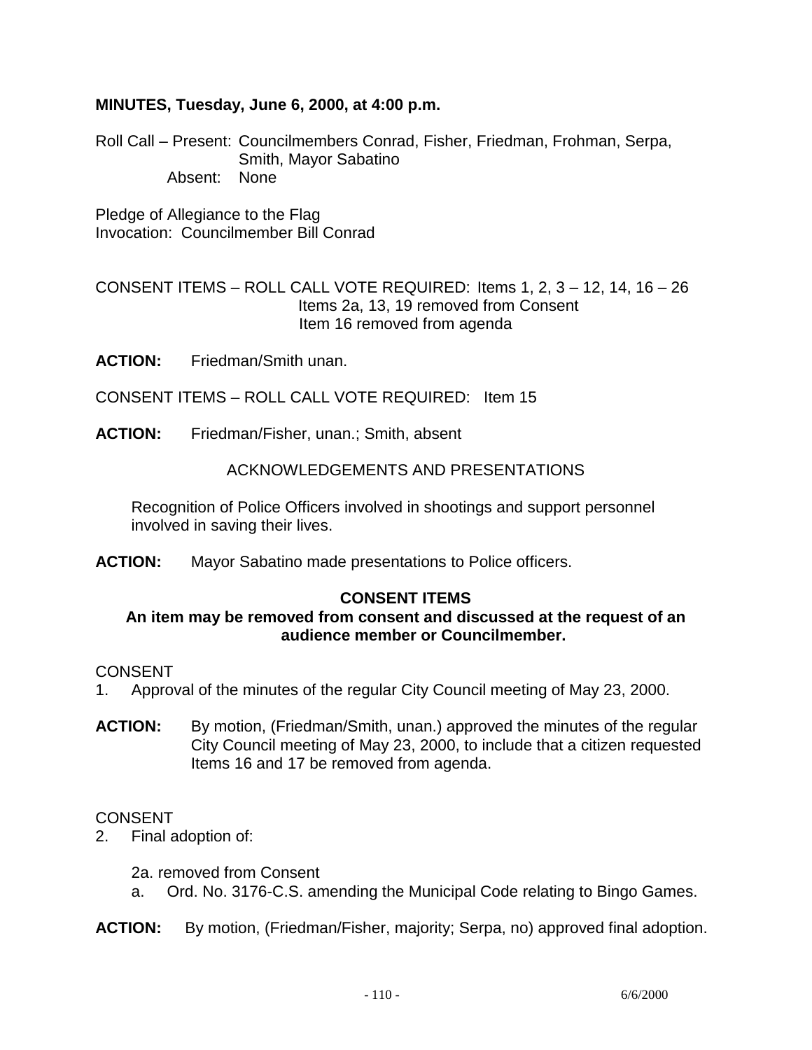**MINUTES, Tuesday, June 6, 2000, at 4:00 p.m.**

Roll Call – Present: Councilmembers Conrad, Fisher, Friedman, Frohman, Serpa, Smith, Mayor Sabatino
Absent: None

Pledge of Allegiance to the Flag
Invocation: Councilmember Bill Conrad

CONSENT ITEMS – ROLL CALL VOTE REQUIRED: Items 1, 2, 3 – 12, 14, 16 – 26
Items 2a, 13, 19 removed from Consent
Item 16 removed from agenda

**ACTION:** Friedman/Smith unan.

CONSENT ITEMS – ROLL CALL VOTE REQUIRED: Item 15

**ACTION:** Friedman/Fisher, unan.; Smith, absent

ACKNOWLEDGEMENTS AND PRESENTATIONS

Recognition of Police Officers involved in shootings and support personnel involved in saving their lives.

**ACTION:** Mayor Sabatino made presentations to Police officers.

**CONSENT ITEMS**

**An item may be removed from consent and discussed at the request of an audience member or Councilmember.**

CONSENT

1. Approval of the minutes of the regular City Council meeting of May 23, 2000.

**ACTION:** By motion, (Friedman/Smith, unan.) approved the minutes of the regular City Council meeting of May 23, 2000, to include that a citizen requested Items 16 and 17 be removed from agenda.

CONSENT

2. Final adoption of:

2a. removed from Consent

a. Ord. No. 3176-C.S. amending the Municipal Code relating to Bingo Games.

**ACTION:** By motion, (Friedman/Fisher, majority; Serpa, no) approved final adoption.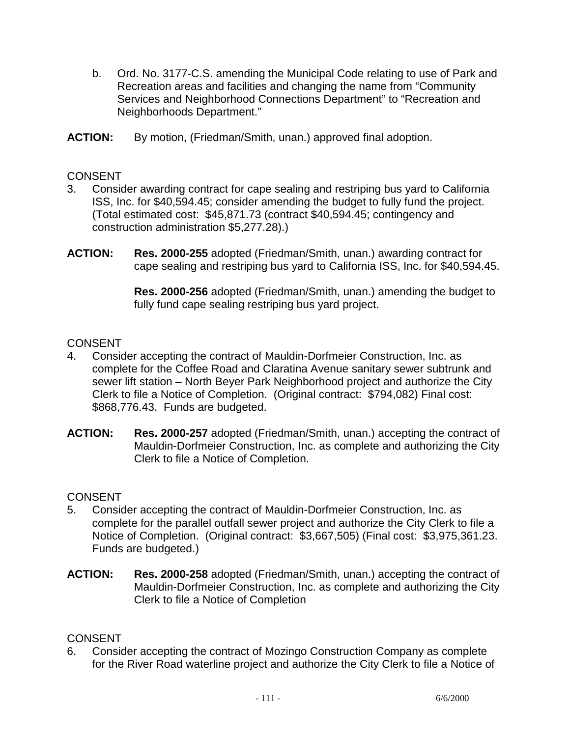b. Ord. No. 3177-C.S. amending the Municipal Code relating to use of Park and Recreation areas and facilities and changing the name from "Community Services and Neighborhood Connections Department" to "Recreation and Neighborhoods Department."

**ACTION:** By motion, (Friedman/Smith, unan.) approved final adoption.

CONSENT

3. Consider awarding contract for cape sealing and restriping bus yard to California ISS, Inc. for $40,594.45; consider amending the budget to fully fund the project. (Total estimated cost: $45,871.73 (contract $40,594.45; contingency and construction administration $5,277.28).)

**ACTION:** **Res. 2000-255** adopted (Friedman/Smith, unan.) awarding contract for cape sealing and restriping bus yard to California ISS, Inc. for $40,594.45.

**Res. 2000-256** adopted (Friedman/Smith, unan.) amending the budget to fully fund cape sealing restriping bus yard project.

CONSENT

4. Consider accepting the contract of Mauldin-Dorfmeier Construction, Inc. as complete for the Coffee Road and Claratina Avenue sanitary sewer subtrunk and sewer lift station – North Beyer Park Neighborhood project and authorize the City Clerk to file a Notice of Completion. (Original contract: $794,082) Final cost: $868,776.43. Funds are budgeted.

**ACTION:** **Res. 2000-257** adopted (Friedman/Smith, unan.) accepting the contract of Mauldin-Dorfmeier Construction, Inc. as complete and authorizing the City Clerk to file a Notice of Completion.

CONSENT

5. Consider accepting the contract of Mauldin-Dorfmeier Construction, Inc. as complete for the parallel outfall sewer project and authorize the City Clerk to file a Notice of Completion. (Original contract: $3,667,505) (Final cost: $3,975,361.23. Funds are budgeted.)

**ACTION:** **Res. 2000-258** adopted (Friedman/Smith, unan.) accepting the contract of Mauldin-Dorfmeier Construction, Inc. as complete and authorizing the City Clerk to file a Notice of Completion

CONSENT

6. Consider accepting the contract of Mozingo Construction Company as complete for the River Road waterline project and authorize the City Clerk to file a Notice of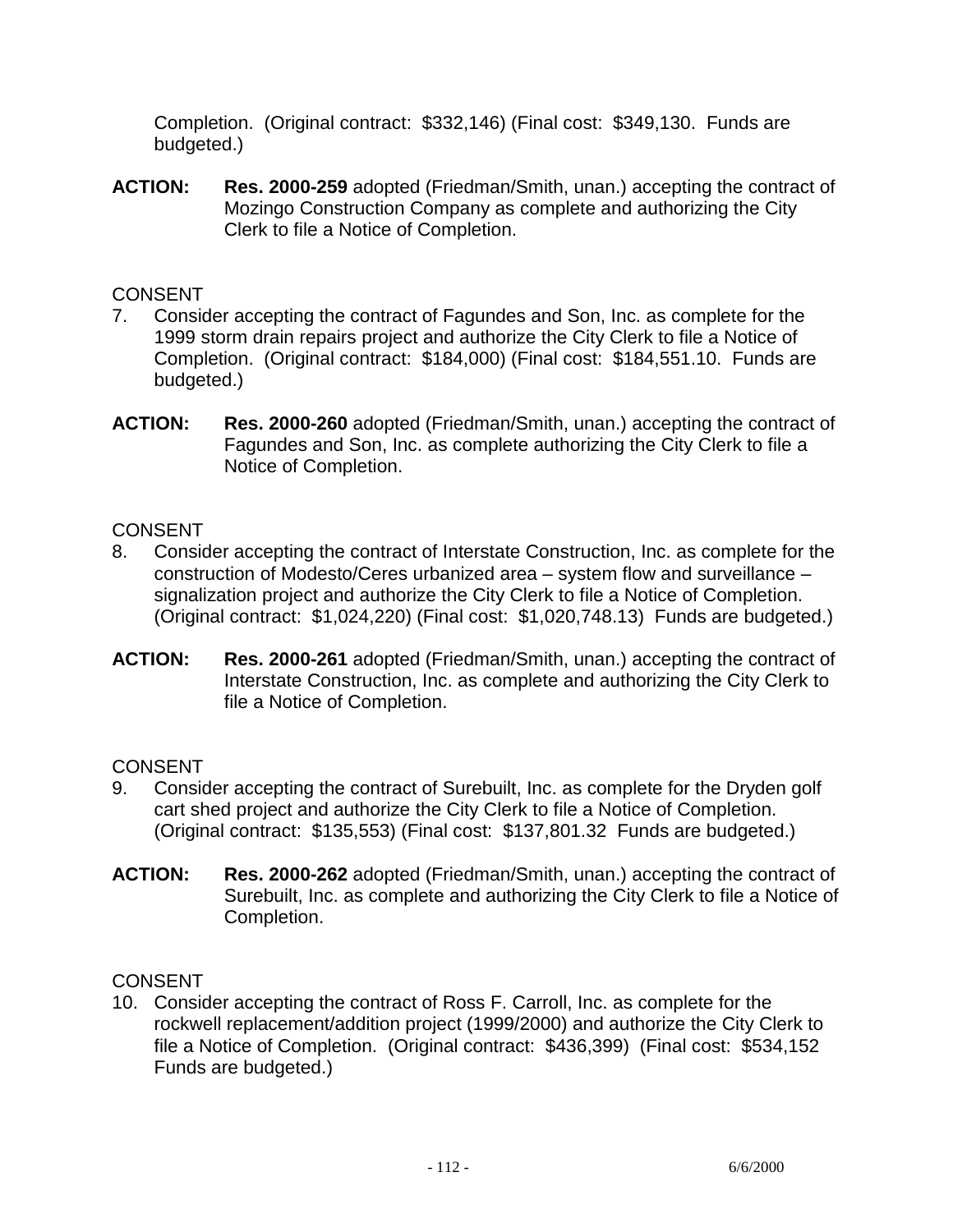Completion. (Original contract: $332,146) (Final cost: $349,130. Funds are budgeted.)

**ACTION:** **Res. 2000-259** adopted (Friedman/Smith, unan.) accepting the contract of Mozingo Construction Company as complete and authorizing the City Clerk to file a Notice of Completion.

CONSENT

7. Consider accepting the contract of Fagundes and Son, Inc. as complete for the 1999 storm drain repairs project and authorize the City Clerk to file a Notice of Completion. (Original contract: $184,000) (Final cost: $184,551.10. Funds are budgeted.)

**ACTION:** **Res. 2000-260** adopted (Friedman/Smith, unan.) accepting the contract of Fagundes and Son, Inc. as complete authorizing the City Clerk to file a Notice of Completion.

CONSENT

8. Consider accepting the contract of Interstate Construction, Inc. as complete for the construction of Modesto/Ceres urbanized area – system flow and surveillance – signalization project and authorize the City Clerk to file a Notice of Completion. (Original contract: $1,024,220) (Final cost: $1,020,748.13) Funds are budgeted.)

**ACTION:** **Res. 2000-261** adopted (Friedman/Smith, unan.) accepting the contract of Interstate Construction, Inc. as complete and authorizing the City Clerk to file a Notice of Completion.

CONSENT

9. Consider accepting the contract of Surebuilt, Inc. as complete for the Dryden golf cart shed project and authorize the City Clerk to file a Notice of Completion. (Original contract: $135,553) (Final cost: $137,801.32 Funds are budgeted.)

**ACTION:** **Res. 2000-262** adopted (Friedman/Smith, unan.) accepting the contract of Surebuilt, Inc. as complete and authorizing the City Clerk to file a Notice of Completion.

CONSENT

10. Consider accepting the contract of Ross F. Carroll, Inc. as complete for the rockwell replacement/addition project (1999/2000) and authorize the City Clerk to file a Notice of Completion. (Original contract: $436,399) (Final cost: $534,152 Funds are budgeted.)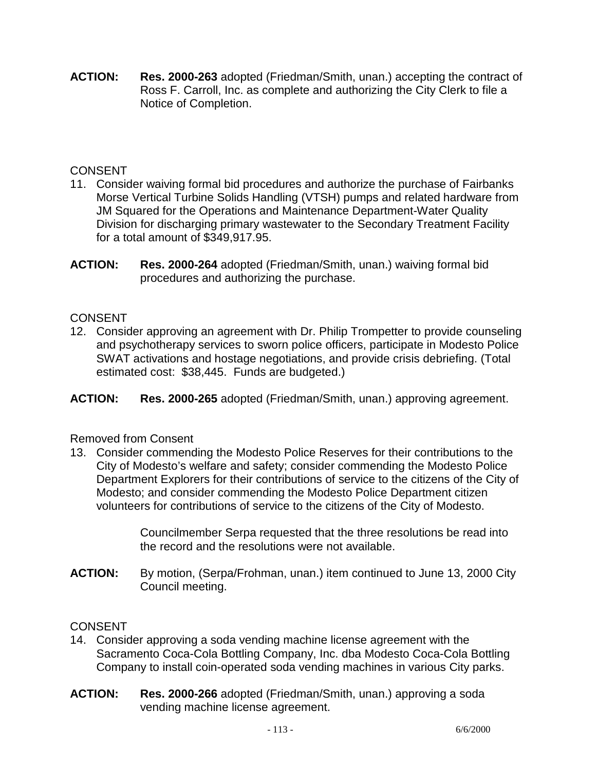**ACTION:** **Res. 2000-263** adopted (Friedman/Smith, unan.) accepting the contract of Ross F. Carroll, Inc. as complete and authorizing the City Clerk to file a Notice of Completion.

CONSENT

11. Consider waiving formal bid procedures and authorize the purchase of Fairbanks Morse Vertical Turbine Solids Handling (VTSH) pumps and related hardware from JM Squared for the Operations and Maintenance Department-Water Quality Division for discharging primary wastewater to the Secondary Treatment Facility for a total amount of $349,917.95.

**ACTION:** **Res. 2000-264** adopted (Friedman/Smith, unan.) waiving formal bid procedures and authorizing the purchase.

CONSENT

12. Consider approving an agreement with Dr. Philip Trompetter to provide counseling and psychotherapy services to sworn police officers, participate in Modesto Police SWAT activations and hostage negotiations, and provide crisis debriefing. (Total estimated cost: $38,445. Funds are budgeted.)

**ACTION:** **Res. 2000-265** adopted (Friedman/Smith, unan.) approving agreement.

Removed from Consent

13. Consider commending the Modesto Police Reserves for their contributions to the City of Modesto's welfare and safety; consider commending the Modesto Police Department Explorers for their contributions of service to the citizens of the City of Modesto; and consider commending the Modesto Police Department citizen volunteers for contributions of service to the citizens of the City of Modesto.

    Councilmember Serpa requested that the three resolutions be read into the record and the resolutions were not available.

**ACTION:** By motion, (Serpa/Frohman, unan.) item continued to June 13, 2000 City Council meeting.

CONSENT

14. Consider approving a soda vending machine license agreement with the Sacramento Coca-Cola Bottling Company, Inc. dba Modesto Coca-Cola Bottling Company to install coin-operated soda vending machines in various City parks.

**ACTION:** **Res. 2000-266** adopted (Friedman/Smith, unan.) approving a soda vending machine license agreement.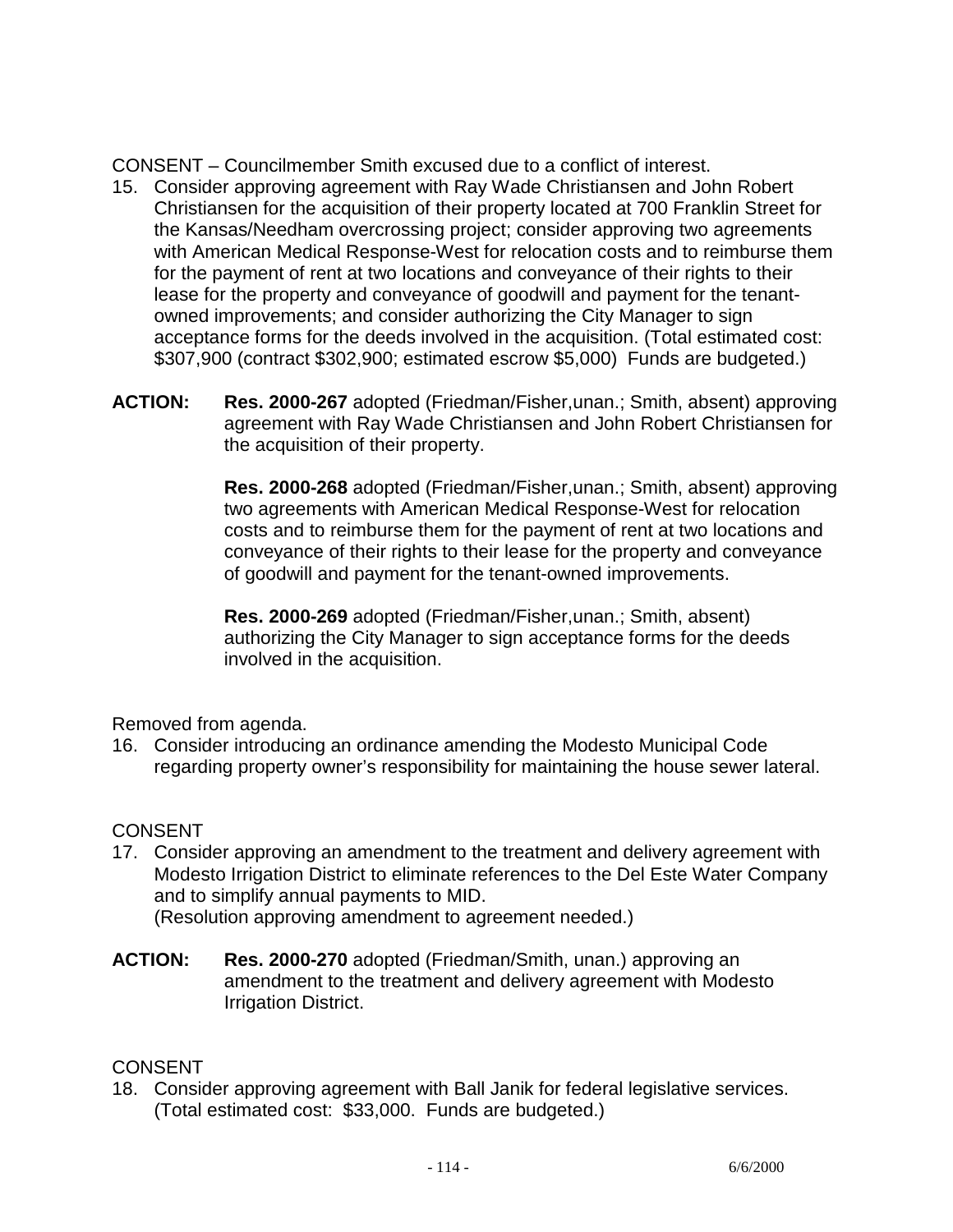CONSENT – Councilmember Smith excused due to a conflict of interest.

15. Consider approving agreement with Ray Wade Christiansen and John Robert Christiansen for the acquisition of their property located at 700 Franklin Street for the Kansas/Needham overcrossing project; consider approving two agreements with American Medical Response-West for relocation costs and to reimburse them for the payment of rent at two locations and conveyance of their rights to their lease for the property and conveyance of goodwill and payment for the tenant-owned improvements; and consider authorizing the City Manager to sign acceptance forms for the deeds involved in the acquisition. (Total estimated cost: $307,900 (contract $302,900; estimated escrow $5,000) Funds are budgeted.)

**ACTION:** **Res. 2000-267** adopted (Friedman/Fisher,unan.; Smith, absent) approving agreement with Ray Wade Christiansen and John Robert Christiansen for the acquisition of their property.

**Res. 2000-268** adopted (Friedman/Fisher,unan.; Smith, absent) approving two agreements with American Medical Response-West for relocation costs and to reimburse them for the payment of rent at two locations and conveyance of their rights to their lease for the property and conveyance of goodwill and payment for the tenant-owned improvements.

**Res. 2000-269** adopted (Friedman/Fisher,unan.; Smith, absent) authorizing the City Manager to sign acceptance forms for the deeds involved in the acquisition.

Removed from agenda.

16. Consider introducing an ordinance amending the Modesto Municipal Code regarding property owner's responsibility for maintaining the house sewer lateral.

CONSENT

17. Consider approving an amendment to the treatment and delivery agreement with Modesto Irrigation District to eliminate references to the Del Este Water Company and to simplify annual payments to MID.
(Resolution approving amendment to agreement needed.)

**ACTION:** **Res. 2000-270** adopted (Friedman/Smith, unan.) approving an amendment to the treatment and delivery agreement with Modesto Irrigation District.

CONSENT

18. Consider approving agreement with Ball Janik for federal legislative services. (Total estimated cost: $33,000. Funds are budgeted.)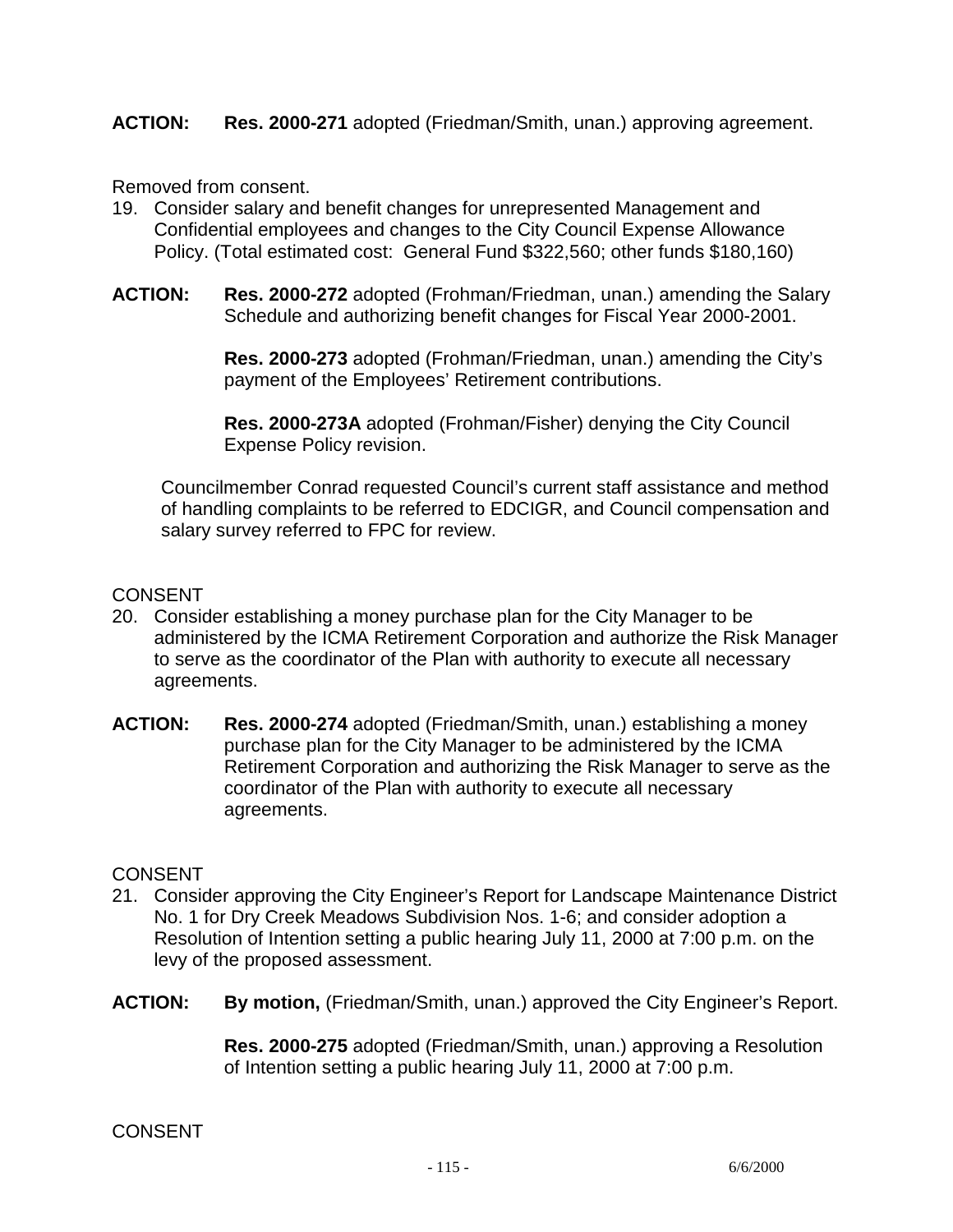**ACTION:** **Res. 2000-271** adopted (Friedman/Smith, unan.) approving agreement.

Removed from consent.

19. Consider salary and benefit changes for unrepresented Management and Confidential employees and changes to the City Council Expense Allowance Policy. (Total estimated cost: General Fund $322,560; other funds $180,160)

**ACTION:** **Res. 2000-272** adopted (Frohman/Friedman, unan.) amending the Salary Schedule and authorizing benefit changes for Fiscal Year 2000-2001.

**Res. 2000-273** adopted (Frohman/Friedman, unan.) amending the City's payment of the Employees' Retirement contributions.

**Res. 2000-273A** adopted (Frohman/Fisher) denying the City Council Expense Policy revision.

Councilmember Conrad requested Council's current staff assistance and method of handling complaints to be referred to EDCIGR, and Council compensation and salary survey referred to FPC for review.

CONSENT

20. Consider establishing a money purchase plan for the City Manager to be administered by the ICMA Retirement Corporation and authorize the Risk Manager to serve as the coordinator of the Plan with authority to execute all necessary agreements.

**ACTION:** **Res. 2000-274** adopted (Friedman/Smith, unan.) establishing a money purchase plan for the City Manager to be administered by the ICMA Retirement Corporation and authorizing the Risk Manager to serve as the coordinator of the Plan with authority to execute all necessary agreements.

CONSENT

21. Consider approving the City Engineer's Report for Landscape Maintenance District No. 1 for Dry Creek Meadows Subdivision Nos. 1-6; and consider adoption a Resolution of Intention setting a public hearing July 11, 2000 at 7:00 p.m. on the levy of the proposed assessment.

**ACTION:** **By motion,** (Friedman/Smith, unan.) approved the City Engineer's Report.

**Res. 2000-275** adopted (Friedman/Smith, unan.) approving a Resolution of Intention setting a public hearing July 11, 2000 at 7:00 p.m.

CONSENT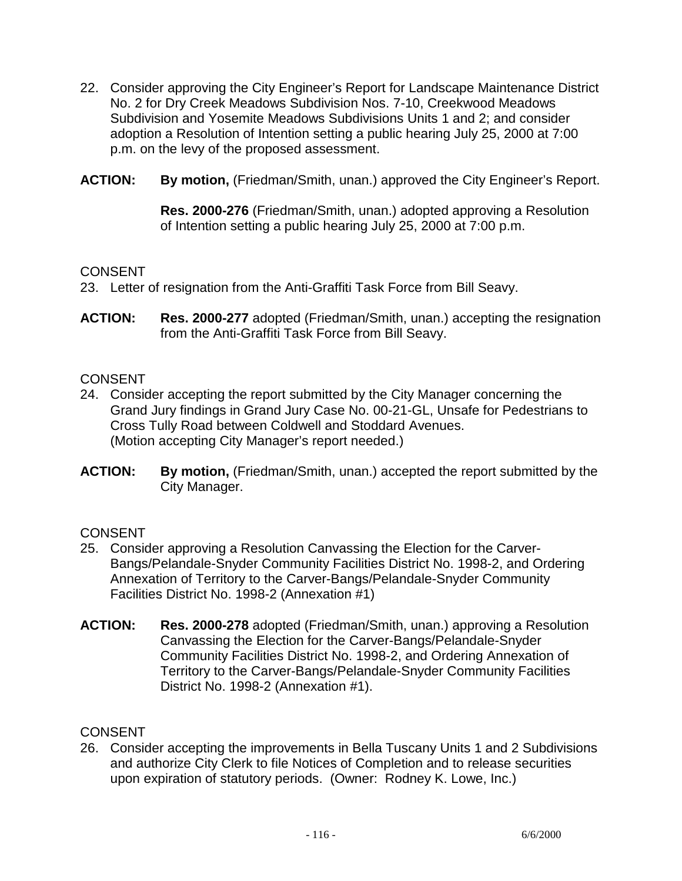22. Consider approving the City Engineer's Report for Landscape Maintenance District No. 2 for Dry Creek Meadows Subdivision Nos. 7-10, Creekwood Meadows Subdivision and Yosemite Meadows Subdivisions Units 1 and 2; and consider adoption a Resolution of Intention setting a public hearing July 25, 2000 at 7:00 p.m. on the levy of the proposed assessment.

**ACTION:** **By motion,** (Friedman/Smith, unan.) approved the City Engineer's Report.

**Res. 2000-276** (Friedman/Smith, unan.) adopted approving a Resolution of Intention setting a public hearing July 25, 2000 at 7:00 p.m.

CONSENT

23. Letter of resignation from the Anti-Graffiti Task Force from Bill Seavy.

**ACTION:** **Res. 2000-277** adopted (Friedman/Smith, unan.) accepting the resignation from the Anti-Graffiti Task Force from Bill Seavy.

CONSENT

24. Consider accepting the report submitted by the City Manager concerning the Grand Jury findings in Grand Jury Case No. 00-21-GL, Unsafe for Pedestrians to Cross Tully Road between Coldwell and Stoddard Avenues. (Motion accepting City Manager's report needed.)

**ACTION:** **By motion,** (Friedman/Smith, unan.) accepted the report submitted by the City Manager.

CONSENT

25. Consider approving a Resolution Canvassing the Election for the Carver-Bangs/Pelandale-Snyder Community Facilities District No. 1998-2, and Ordering Annexation of Territory to the Carver-Bangs/Pelandale-Snyder Community Facilities District No. 1998-2 (Annexation #1)

**ACTION:** **Res. 2000-278** adopted (Friedman/Smith, unan.) approving a Resolution Canvassing the Election for the Carver-Bangs/Pelandale-Snyder Community Facilities District No. 1998-2, and Ordering Annexation of Territory to the Carver-Bangs/Pelandale-Snyder Community Facilities District No. 1998-2 (Annexation #1).

CONSENT

26. Consider accepting the improvements in Bella Tuscany Units 1 and 2 Subdivisions and authorize City Clerk to file Notices of Completion and to release securities upon expiration of statutory periods. (Owner: Rodney K. Lowe, Inc.)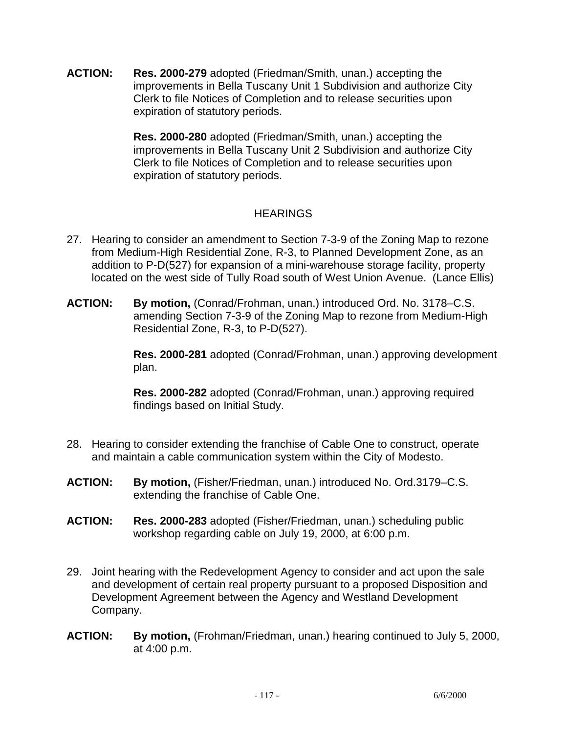**ACTION:** **Res. 2000-279** adopted (Friedman/Smith, unan.) accepting the improvements in Bella Tuscany Unit 1 Subdivision and authorize City Clerk to file Notices of Completion and to release securities upon expiration of statutory periods.

**Res. 2000-280** adopted (Friedman/Smith, unan.) accepting the improvements in Bella Tuscany Unit 2 Subdivision and authorize City Clerk to file Notices of Completion and to release securities upon expiration of statutory periods.

HEARINGS

27. Hearing to consider an amendment to Section 7-3-9 of the Zoning Map to rezone from Medium-High Residential Zone, R-3, to Planned Development Zone, as an addition to P-D(527) for expansion of a mini-warehouse storage facility, property located on the west side of Tully Road south of West Union Avenue. (Lance Ellis)

**ACTION:** **By motion,** (Conrad/Frohman, unan.) introduced Ord. No. 3178–C.S. amending Section 7-3-9 of the Zoning Map to rezone from Medium-High Residential Zone, R-3, to P-D(527).

**Res. 2000-281** adopted (Conrad/Frohman, unan.) approving development plan.

**Res. 2000-282** adopted (Conrad/Frohman, unan.) approving required findings based on Initial Study.

28. Hearing to consider extending the franchise of Cable One to construct, operate and maintain a cable communication system within the City of Modesto.

**ACTION:** **By motion,** (Fisher/Friedman, unan.) introduced No. Ord.3179–C.S. extending the franchise of Cable One.

**ACTION:** **Res. 2000-283** adopted (Fisher/Friedman, unan.) scheduling public workshop regarding cable on July 19, 2000, at 6:00 p.m.

29. Joint hearing with the Redevelopment Agency to consider and act upon the sale and development of certain real property pursuant to a proposed Disposition and Development Agreement between the Agency and Westland Development Company.

**ACTION:** **By motion,** (Frohman/Friedman, unan.) hearing continued to July 5, 2000, at 4:00 p.m.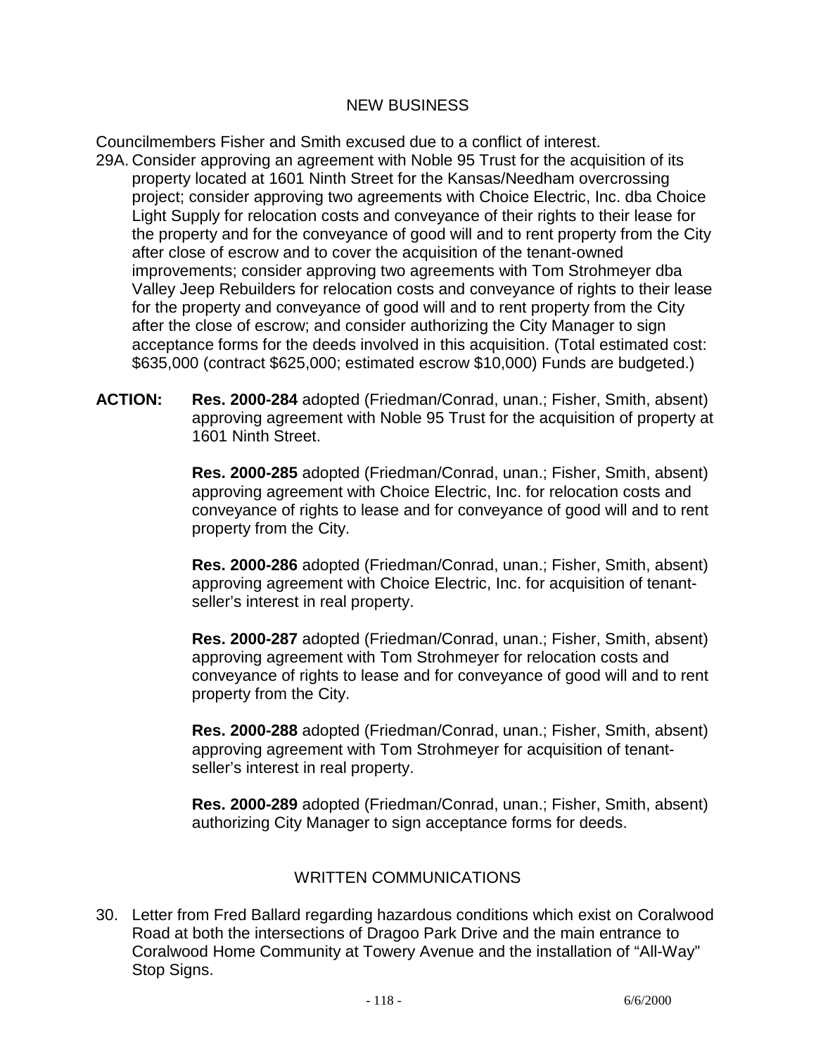## NEW BUSINESS

Councilmembers Fisher and Smith excused due to a conflict of interest.

29A. Consider approving an agreement with Noble 95 Trust for the acquisition of its property located at 1601 Ninth Street for the Kansas/Needham overcrossing project; consider approving two agreements with Choice Electric, Inc. dba Choice Light Supply for relocation costs and conveyance of their rights to their lease for the property and for the conveyance of good will and to rent property from the City after close of escrow and to cover the acquisition of the tenant-owned improvements; consider approving two agreements with Tom Strohmeyer dba Valley Jeep Rebuilders for relocation costs and conveyance of rights to their lease for the property and conveyance of good will and to rent property from the City after the close of escrow; and consider authorizing the City Manager to sign acceptance forms for the deeds involved in this acquisition. (Total estimated cost: $635,000 (contract $625,000; estimated escrow $10,000) Funds are budgeted.)

**ACTION:** **Res. 2000-284** adopted (Friedman/Conrad, unan.; Fisher, Smith, absent) approving agreement with Noble 95 Trust for the acquisition of property at 1601 Ninth Street.

**Res. 2000-285** adopted (Friedman/Conrad, unan.; Fisher, Smith, absent) approving agreement with Choice Electric, Inc. for relocation costs and conveyance of rights to lease and for conveyance of good will and to rent property from the City.

**Res. 2000-286** adopted (Friedman/Conrad, unan.; Fisher, Smith, absent) approving agreement with Choice Electric, Inc. for acquisition of tenant-seller's interest in real property.

**Res. 2000-287** adopted (Friedman/Conrad, unan.; Fisher, Smith, absent) approving agreement with Tom Strohmeyer for relocation costs and conveyance of rights to lease and for conveyance of good will and to rent property from the City.

**Res. 2000-288** adopted (Friedman/Conrad, unan.; Fisher, Smith, absent) approving agreement with Tom Strohmeyer for acquisition of tenant-seller's interest in real property.

**Res. 2000-289** adopted (Friedman/Conrad, unan.; Fisher, Smith, absent) authorizing City Manager to sign acceptance forms for deeds.

## WRITTEN COMMUNICATIONS

30. Letter from Fred Ballard regarding hazardous conditions which exist on Coralwood Road at both the intersections of Dragoo Park Drive and the main entrance to Coralwood Home Community at Towery Avenue and the installation of "All-Way" Stop Signs.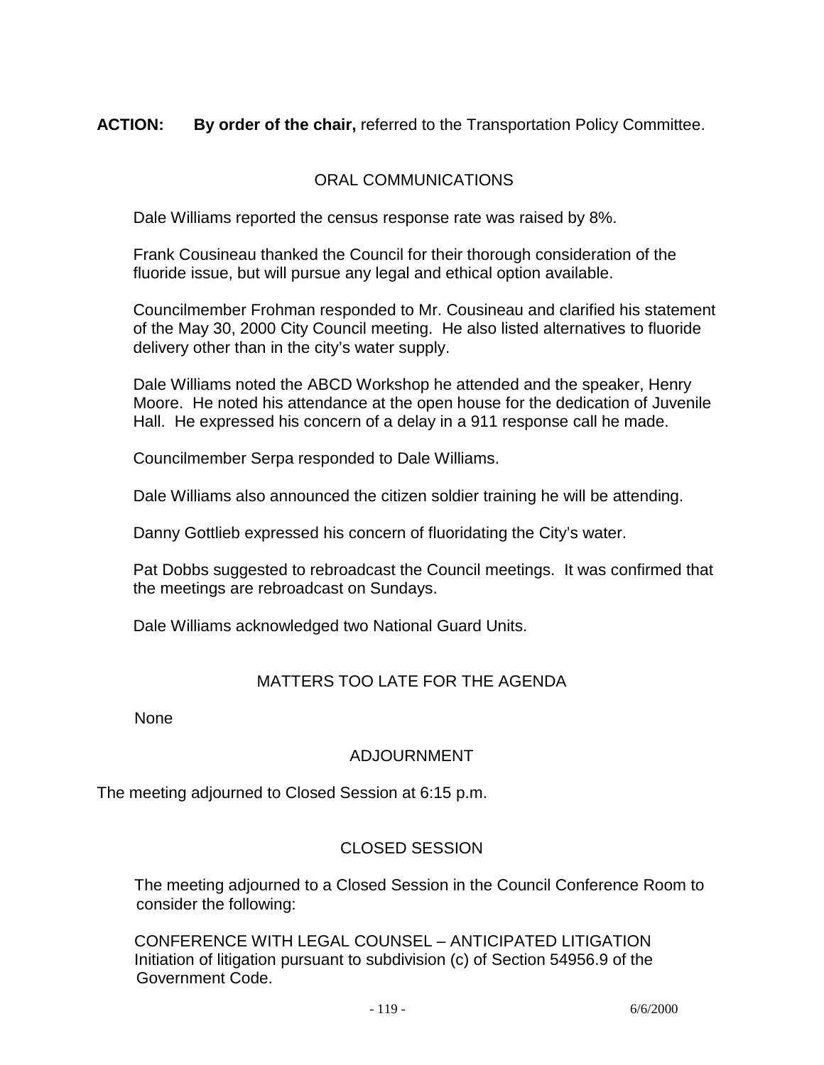**ACTION: By order of the chair,** referred to the Transportation Policy Committee.

## ORAL COMMUNICATIONS

Dale Williams reported the census response rate was raised by 8%.

Frank Cousineau thanked the Council for their thorough consideration of the fluoride issue, but will pursue any legal and ethical option available.

Councilmember Frohman responded to Mr. Cousineau and clarified his statement of the May 30, 2000 City Council meeting. He also listed alternatives to fluoride delivery other than in the city's water supply.

Dale Williams noted the ABCD Workshop he attended and the speaker, Henry Moore. He noted his attendance at the open house for the dedication of Juvenile Hall. He expressed his concern of a delay in a 911 response call he made.

Councilmember Serpa responded to Dale Williams.

Dale Williams also announced the citizen soldier training he will be attending.

Danny Gottlieb expressed his concern of fluoridating the City's water.

Pat Dobbs suggested to rebroadcast the Council meetings. It was confirmed that the meetings are rebroadcast on Sundays.

Dale Williams acknowledged two National Guard Units.

## MATTERS TOO LATE FOR THE AGENDA

None

## ADJOURNMENT

The meeting adjourned to Closed Session at 6:15 p.m.

## CLOSED SESSION

The meeting adjourned to a Closed Session in the Council Conference Room to consider the following:

CONFERENCE WITH LEGAL COUNSEL – ANTICIPATED LITIGATION
Initiation of litigation pursuant to subdivision (c) of Section 54956.9 of the Government Code.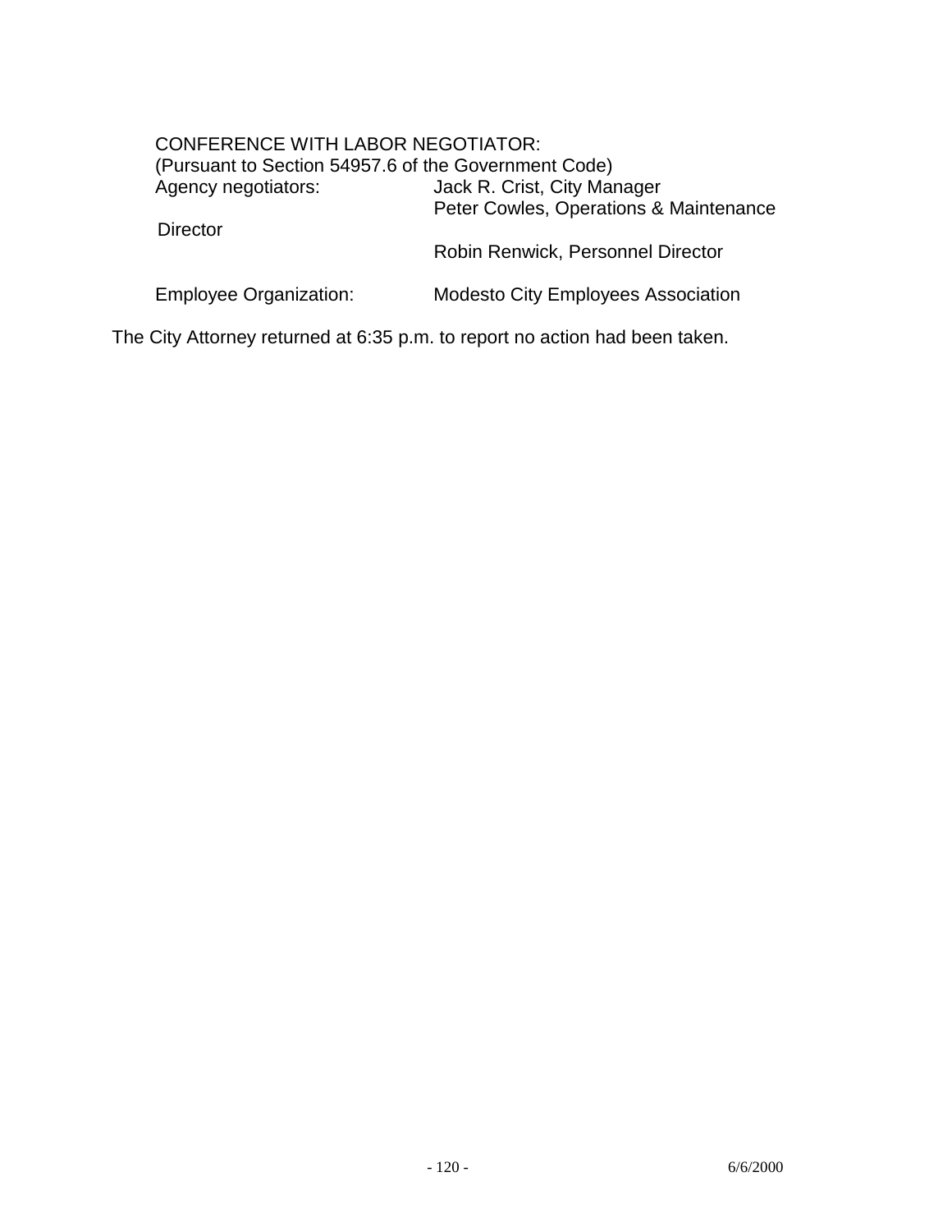CONFERENCE WITH LABOR NEGOTIATOR:
(Pursuant to Section 54957.6 of the Government Code)

Agency negotiators: Jack R. Crist, City Manager
Peter Cowles, Operations & Maintenance Director
Robin Renwick, Personnel Director

Employee Organization: Modesto City Employees Association

The City Attorney returned at 6:35 p.m. to report no action had been taken.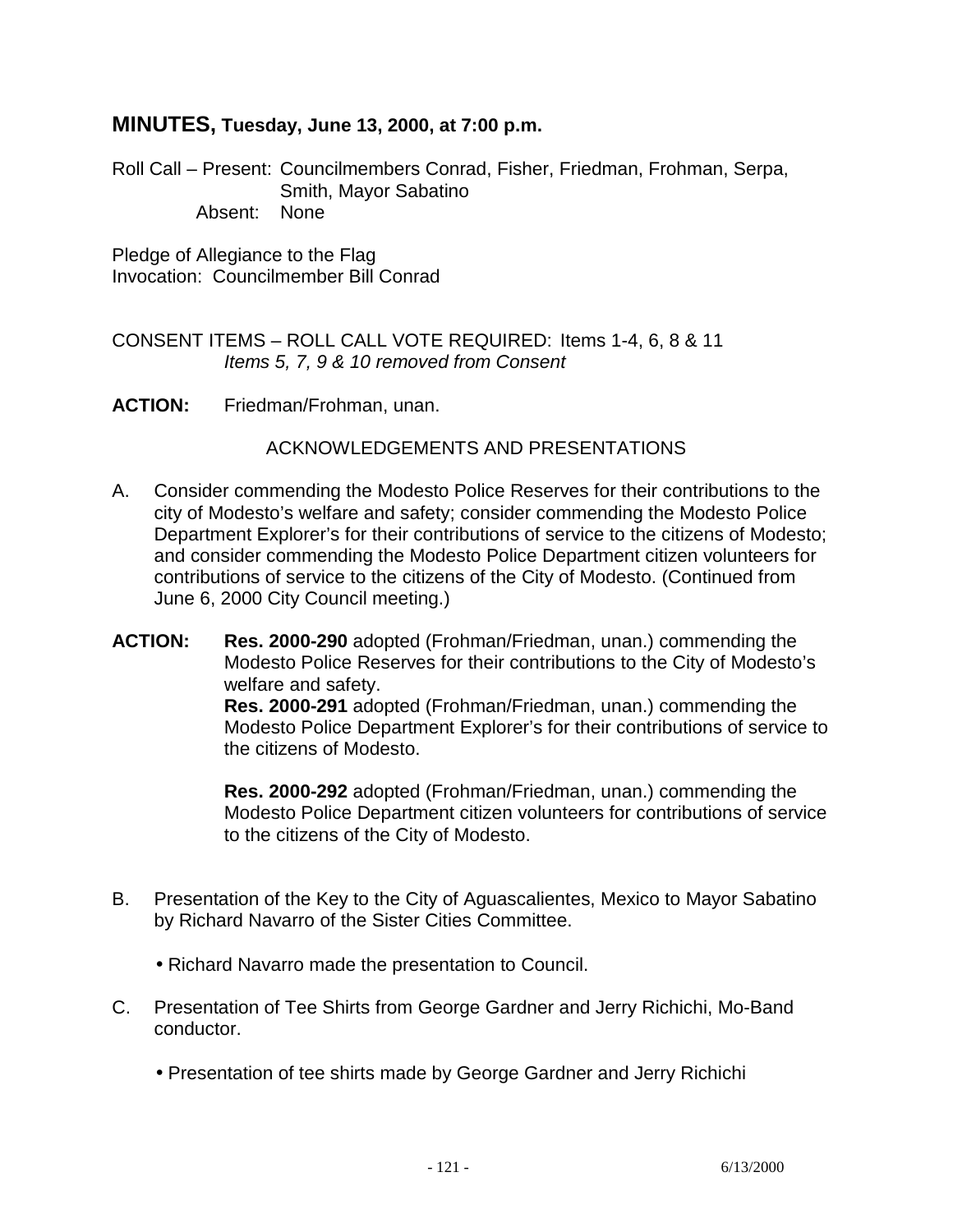## MINUTES, Tuesday, June 13, 2000, at 7:00 p.m.

Roll Call – Present: Councilmembers Conrad, Fisher, Friedman, Frohman, Serpa, Smith, Mayor Sabatino
Absent: None

Pledge of Allegiance to the Flag
Invocation: Councilmember Bill Conrad

CONSENT ITEMS – ROLL CALL VOTE REQUIRED: Items 1-4, 6, 8 & 11
*Items 5, 7, 9 & 10 removed from Consent*

**ACTION:** Friedman/Frohman, unan.

ACKNOWLEDGEMENTS AND PRESENTATIONS

A. Consider commending the Modesto Police Reserves for their contributions to the city of Modesto's welfare and safety; consider commending the Modesto Police Department Explorer's for their contributions of service to the citizens of Modesto; and consider commending the Modesto Police Department citizen volunteers for contributions of service to the citizens of the City of Modesto. (Continued from June 6, 2000 City Council meeting.)

**ACTION:** **Res. 2000-290** adopted (Frohman/Friedman, unan.) commending the Modesto Police Reserves for their contributions to the City of Modesto's welfare and safety.
**Res. 2000-291** adopted (Frohman/Friedman, unan.) commending the Modesto Police Department Explorer's for their contributions of service to the citizens of Modesto.

**Res. 2000-292** adopted (Frohman/Friedman, unan.) commending the Modesto Police Department citizen volunteers for contributions of service to the citizens of the City of Modesto.

B. Presentation of the Key to the City of Aguascalientes, Mexico to Mayor Sabatino by Richard Navarro of the Sister Cities Committee.

- Richard Navarro made the presentation to Council.

C. Presentation of Tee Shirts from George Gardner and Jerry Richichi, Mo-Band conductor.

- Presentation of tee shirts made by George Gardner and Jerry Richichi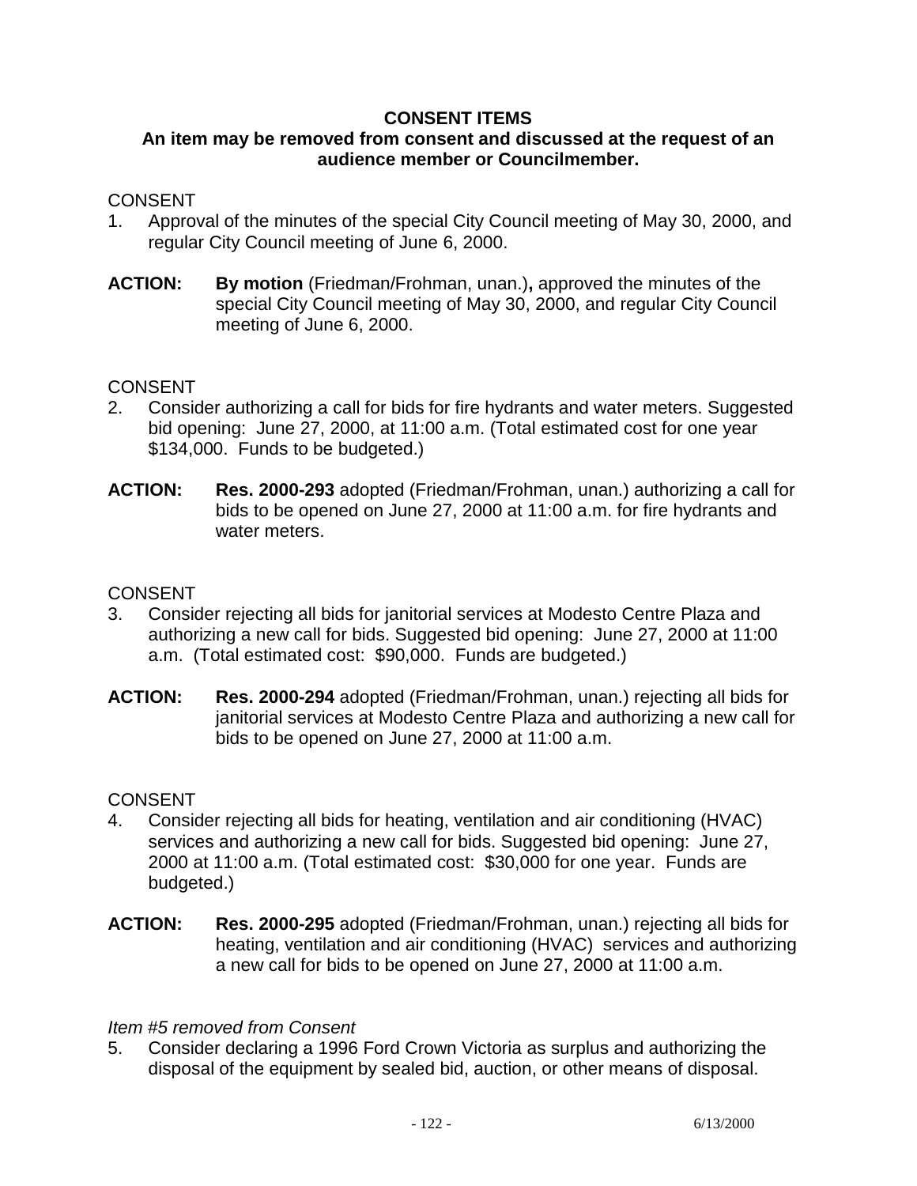**CONSENT ITEMS**
**An item may be removed from consent and discussed at the request of an audience member or Councilmember.**

CONSENT

1. Approval of the minutes of the special City Council meeting of May 30, 2000, and regular City Council meeting of June 6, 2000.

**ACTION:** **By motion** (Friedman/Frohman, unan.)**,** approved the minutes of the special City Council meeting of May 30, 2000, and regular City Council meeting of June 6, 2000.

CONSENT

2. Consider authorizing a call for bids for fire hydrants and water meters. Suggested bid opening: June 27, 2000, at 11:00 a.m. (Total estimated cost for one year $134,000. Funds to be budgeted.)

**ACTION:** **Res. 2000-293** adopted (Friedman/Frohman, unan.) authorizing a call for bids to be opened on June 27, 2000 at 11:00 a.m. for fire hydrants and water meters.

CONSENT

3. Consider rejecting all bids for janitorial services at Modesto Centre Plaza and authorizing a new call for bids. Suggested bid opening: June 27, 2000 at 11:00 a.m. (Total estimated cost: $90,000. Funds are budgeted.)

**ACTION:** **Res. 2000-294** adopted (Friedman/Frohman, unan.) rejecting all bids for janitorial services at Modesto Centre Plaza and authorizing a new call for bids to be opened on June 27, 2000 at 11:00 a.m.

CONSENT

4. Consider rejecting all bids for heating, ventilation and air conditioning (HVAC) services and authorizing a new call for bids. Suggested bid opening: June 27, 2000 at 11:00 a.m. (Total estimated cost: $30,000 for one year. Funds are budgeted.)

**ACTION:** **Res. 2000-295** adopted (Friedman/Frohman, unan.) rejecting all bids for heating, ventilation and air conditioning (HVAC) services and authorizing a new call for bids to be opened on June 27, 2000 at 11:00 a.m.

*Item #5 removed from Consent*

5. Consider declaring a 1996 Ford Crown Victoria as surplus and authorizing the disposal of the equipment by sealed bid, auction, or other means of disposal.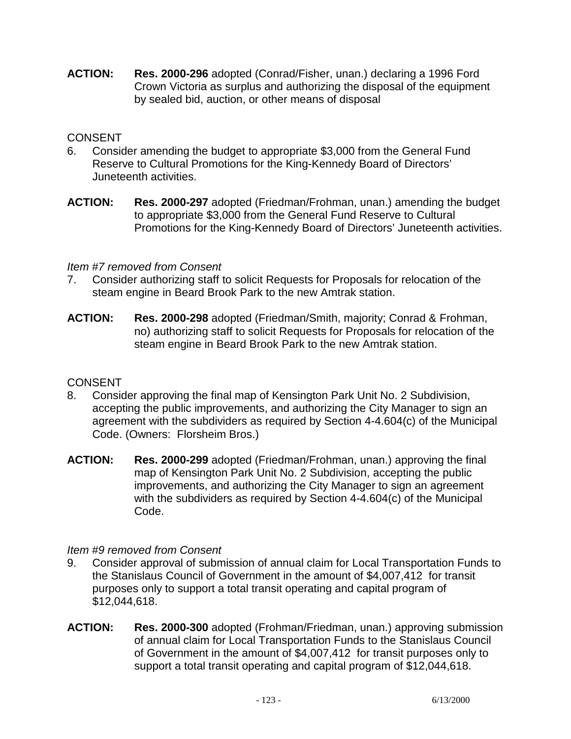**ACTION:** **Res. 2000-296** adopted (Conrad/Fisher, unan.) declaring a 1996 Ford Crown Victoria as surplus and authorizing the disposal of the equipment by sealed bid, auction, or other means of disposal

CONSENT

6. Consider amending the budget to appropriate $3,000 from the General Fund Reserve to Cultural Promotions for the King-Kennedy Board of Directors' Juneteenth activities.

**ACTION:** **Res. 2000-297** adopted (Friedman/Frohman, unan.) amending the budget to appropriate $3,000 from the General Fund Reserve to Cultural Promotions for the King-Kennedy Board of Directors' Juneteenth activities.

*Item #7 removed from Consent*

7. Consider authorizing staff to solicit Requests for Proposals for relocation of the steam engine in Beard Brook Park to the new Amtrak station.

**ACTION:** **Res. 2000-298** adopted (Friedman/Smith, majority; Conrad & Frohman, no) authorizing staff to solicit Requests for Proposals for relocation of the steam engine in Beard Brook Park to the new Amtrak station.

CONSENT

8. Consider approving the final map of Kensington Park Unit No. 2 Subdivision, accepting the public improvements, and authorizing the City Manager to sign an agreement with the subdividers as required by Section 4-4.604(c) of the Municipal Code. (Owners: Florsheim Bros.)

**ACTION:** **Res. 2000-299** adopted (Friedman/Frohman, unan.) approving the final map of Kensington Park Unit No. 2 Subdivision, accepting the public improvements, and authorizing the City Manager to sign an agreement with the subdividers as required by Section 4-4.604(c) of the Municipal Code.

*Item #9 removed from Consent*

9. Consider approval of submission of annual claim for Local Transportation Funds to the Stanislaus Council of Government in the amount of $4,007,412 for transit purposes only to support a total transit operating and capital program of $12,044,618.

**ACTION:** **Res. 2000-300** adopted (Frohman/Friedman, unan.) approving submission of annual claim for Local Transportation Funds to the Stanislaus Council of Government in the amount of $4,007,412 for transit purposes only to support a total transit operating and capital program of $12,044,618.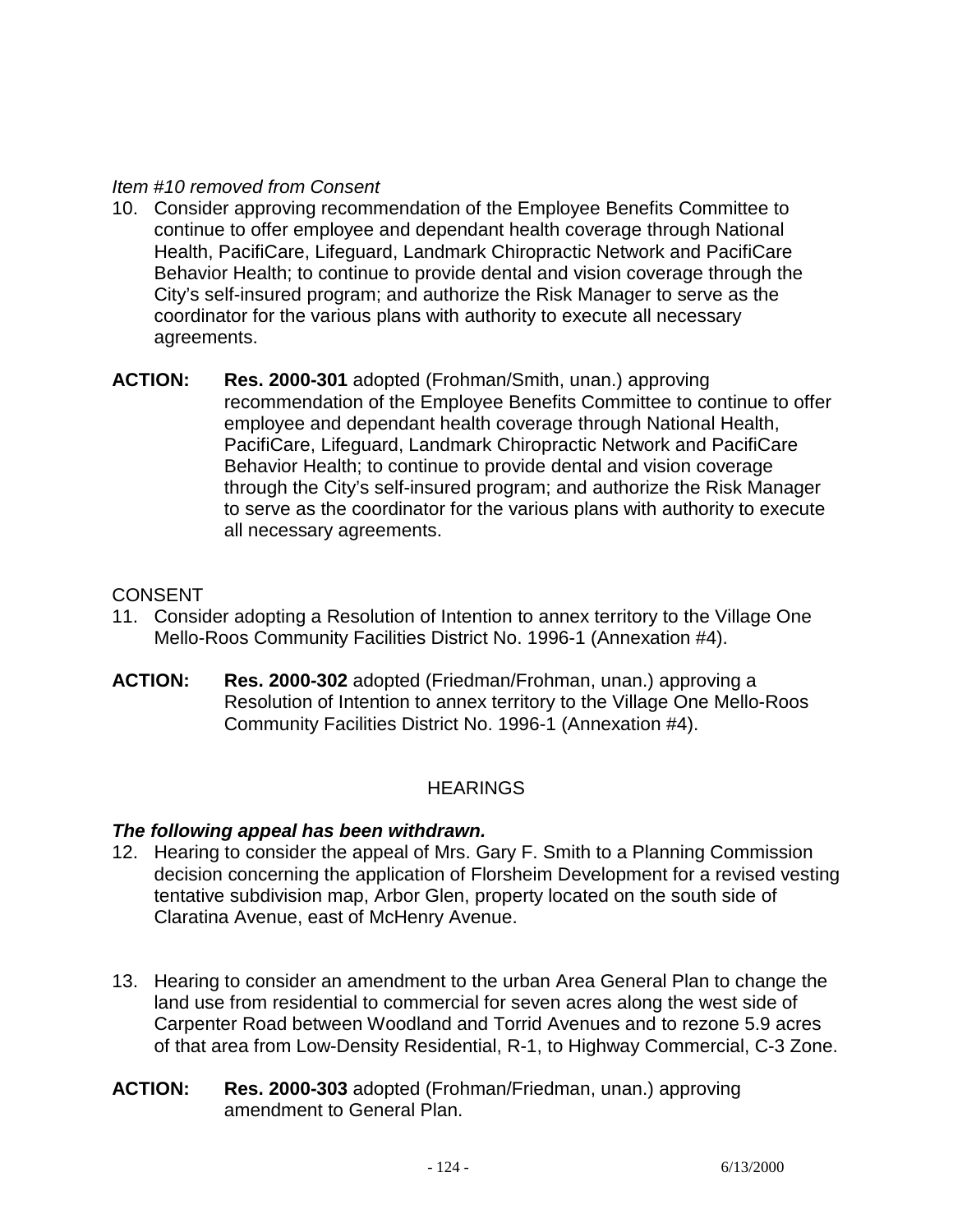*Item #10 removed from Consent*

10. Consider approving recommendation of the Employee Benefits Committee to continue to offer employee and dependant health coverage through National Health, PacifiCare, Lifeguard, Landmark Chiropractic Network and PacifiCare Behavior Health; to continue to provide dental and vision coverage through the City's self-insured program; and authorize the Risk Manager to serve as the coordinator for the various plans with authority to execute all necessary agreements.

**ACTION:** **Res. 2000-301** adopted (Frohman/Smith, unan.) approving recommendation of the Employee Benefits Committee to continue to offer employee and dependant health coverage through National Health, PacifiCare, Lifeguard, Landmark Chiropractic Network and PacifiCare Behavior Health; to continue to provide dental and vision coverage through the City's self-insured program; and authorize the Risk Manager to serve as the coordinator for the various plans with authority to execute all necessary agreements.

CONSENT

11. Consider adopting a Resolution of Intention to annex territory to the Village One Mello-Roos Community Facilities District No. 1996-1 (Annexation #4).

**ACTION:** **Res. 2000-302** adopted (Friedman/Frohman, unan.) approving a Resolution of Intention to annex territory to the Village One Mello-Roos Community Facilities District No. 1996-1 (Annexation #4).

HEARINGS

***The following appeal has been withdrawn.***

12. Hearing to consider the appeal of Mrs. Gary F. Smith to a Planning Commission decision concerning the application of Florsheim Development for a revised vesting tentative subdivision map, Arbor Glen, property located on the south side of Claratina Avenue, east of McHenry Avenue.

13. Hearing to consider an amendment to the urban Area General Plan to change the land use from residential to commercial for seven acres along the west side of Carpenter Road between Woodland and Torrid Avenues and to rezone 5.9 acres of that area from Low-Density Residential, R-1, to Highway Commercial, C-3 Zone.

**ACTION:** **Res. 2000-303** adopted (Frohman/Friedman, unan.) approving amendment to General Plan.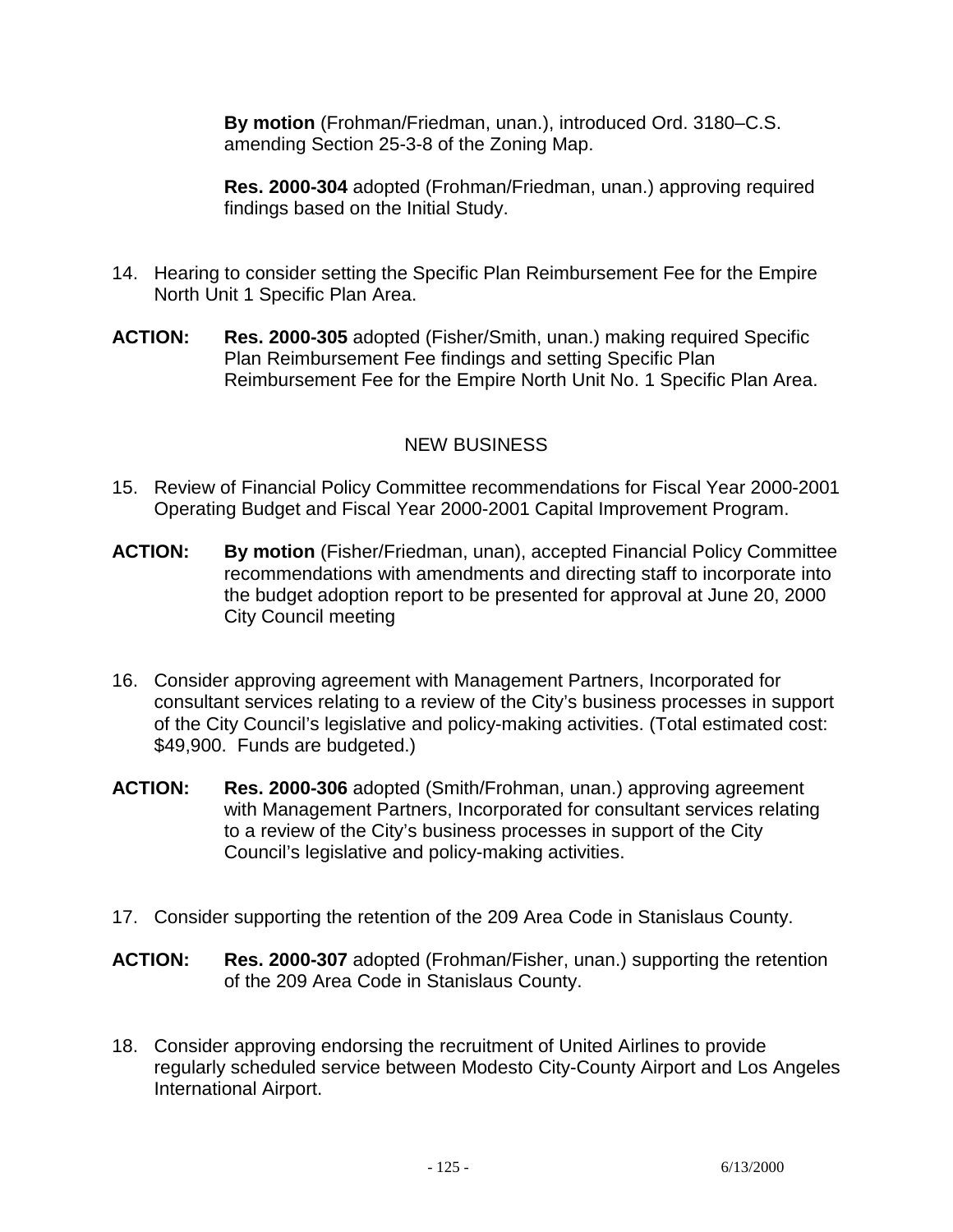**By motion** (Frohman/Friedman, unan.), introduced Ord. 3180–C.S. amending Section 25-3-8 of the Zoning Map.

**Res. 2000-304** adopted (Frohman/Friedman, unan.) approving required findings based on the Initial Study.

14. Hearing to consider setting the Specific Plan Reimbursement Fee for the Empire North Unit 1 Specific Plan Area.

**ACTION:** **Res. 2000-305** adopted (Fisher/Smith, unan.) making required Specific Plan Reimbursement Fee findings and setting Specific Plan Reimbursement Fee for the Empire North Unit No. 1 Specific Plan Area.

## NEW BUSINESS

15. Review of Financial Policy Committee recommendations for Fiscal Year 2000-2001 Operating Budget and Fiscal Year 2000-2001 Capital Improvement Program.

**ACTION:** **By motion** (Fisher/Friedman, unan), accepted Financial Policy Committee recommendations with amendments and directing staff to incorporate into the budget adoption report to be presented for approval at June 20, 2000 City Council meeting

16. Consider approving agreement with Management Partners, Incorporated for consultant services relating to a review of the City's business processes in support of the City Council's legislative and policy-making activities. (Total estimated cost: $49,900. Funds are budgeted.)

**ACTION:** **Res. 2000-306** adopted (Smith/Frohman, unan.) approving agreement with Management Partners, Incorporated for consultant services relating to a review of the City's business processes in support of the City Council's legislative and policy-making activities.

17. Consider supporting the retention of the 209 Area Code in Stanislaus County.

**ACTION:** **Res. 2000-307** adopted (Frohman/Fisher, unan.) supporting the retention of the 209 Area Code in Stanislaus County.

18. Consider approving endorsing the recruitment of United Airlines to provide regularly scheduled service between Modesto City-County Airport and Los Angeles International Airport.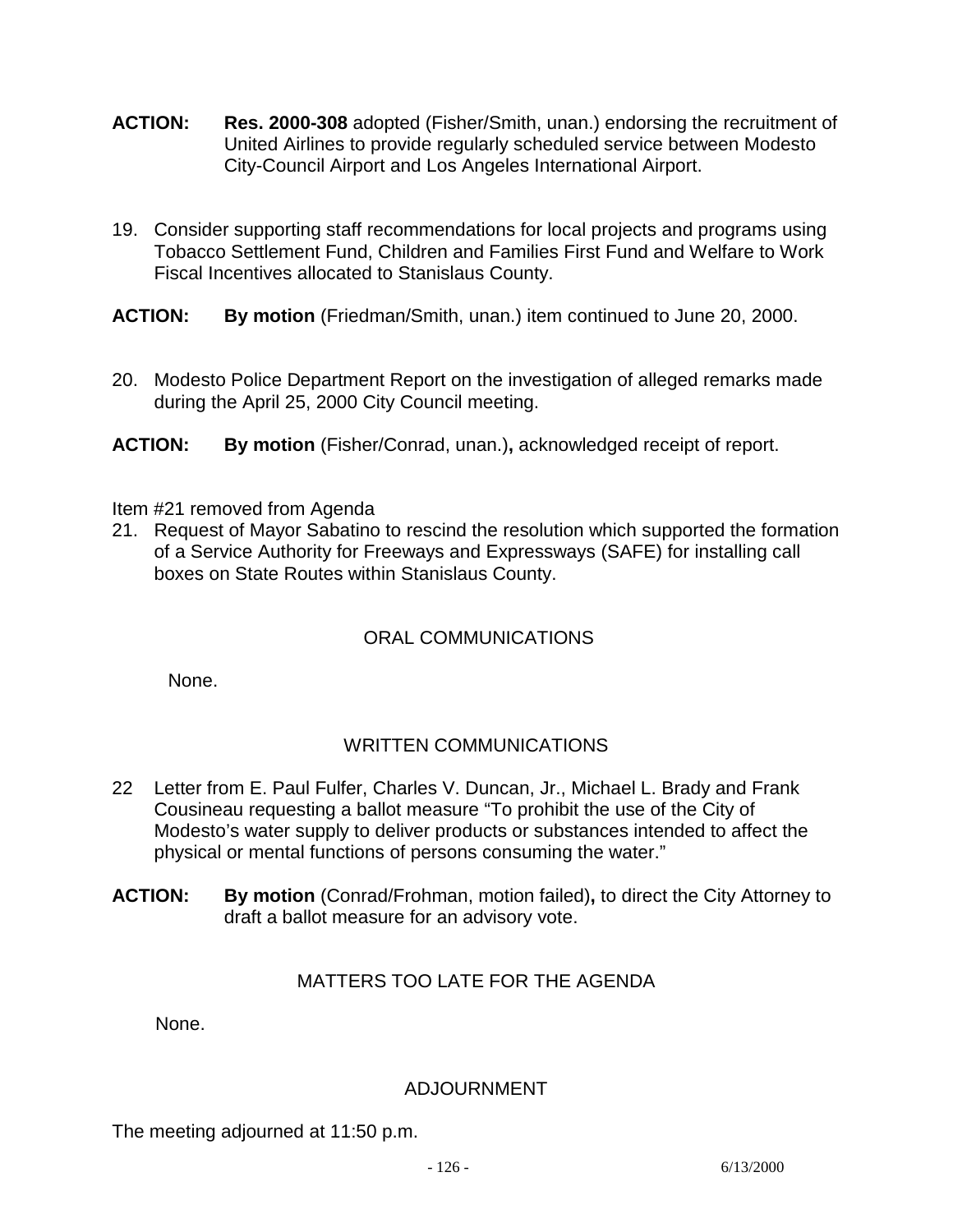**ACTION:** **Res. 2000-308** adopted (Fisher/Smith, unan.) endorsing the recruitment of United Airlines to provide regularly scheduled service between Modesto City-Council Airport and Los Angeles International Airport.

19. Consider supporting staff recommendations for local projects and programs using Tobacco Settlement Fund, Children and Families First Fund and Welfare to Work Fiscal Incentives allocated to Stanislaus County.

**ACTION:** **By motion** (Friedman/Smith, unan.) item continued to June 20, 2000.

20. Modesto Police Department Report on the investigation of alleged remarks made during the April 25, 2000 City Council meeting.

**ACTION:** **By motion** (Fisher/Conrad, unan.)**,** acknowledged receipt of report.

Item #21 removed from Agenda

21. Request of Mayor Sabatino to rescind the resolution which supported the formation of a Service Authority for Freeways and Expressways (SAFE) for installing call boxes on State Routes within Stanislaus County.

## ORAL COMMUNICATIONS

None.

## WRITTEN COMMUNICATIONS

22 Letter from E. Paul Fulfer, Charles V. Duncan, Jr., Michael L. Brady and Frank Cousineau requesting a ballot measure "To prohibit the use of the City of Modesto's water supply to deliver products or substances intended to affect the physical or mental functions of persons consuming the water."

**ACTION:** **By motion** (Conrad/Frohman, motion failed)**,** to direct the City Attorney to draft a ballot measure for an advisory vote.

## MATTERS TOO LATE FOR THE AGENDA

None.

## ADJOURNMENT

The meeting adjourned at 11:50 p.m.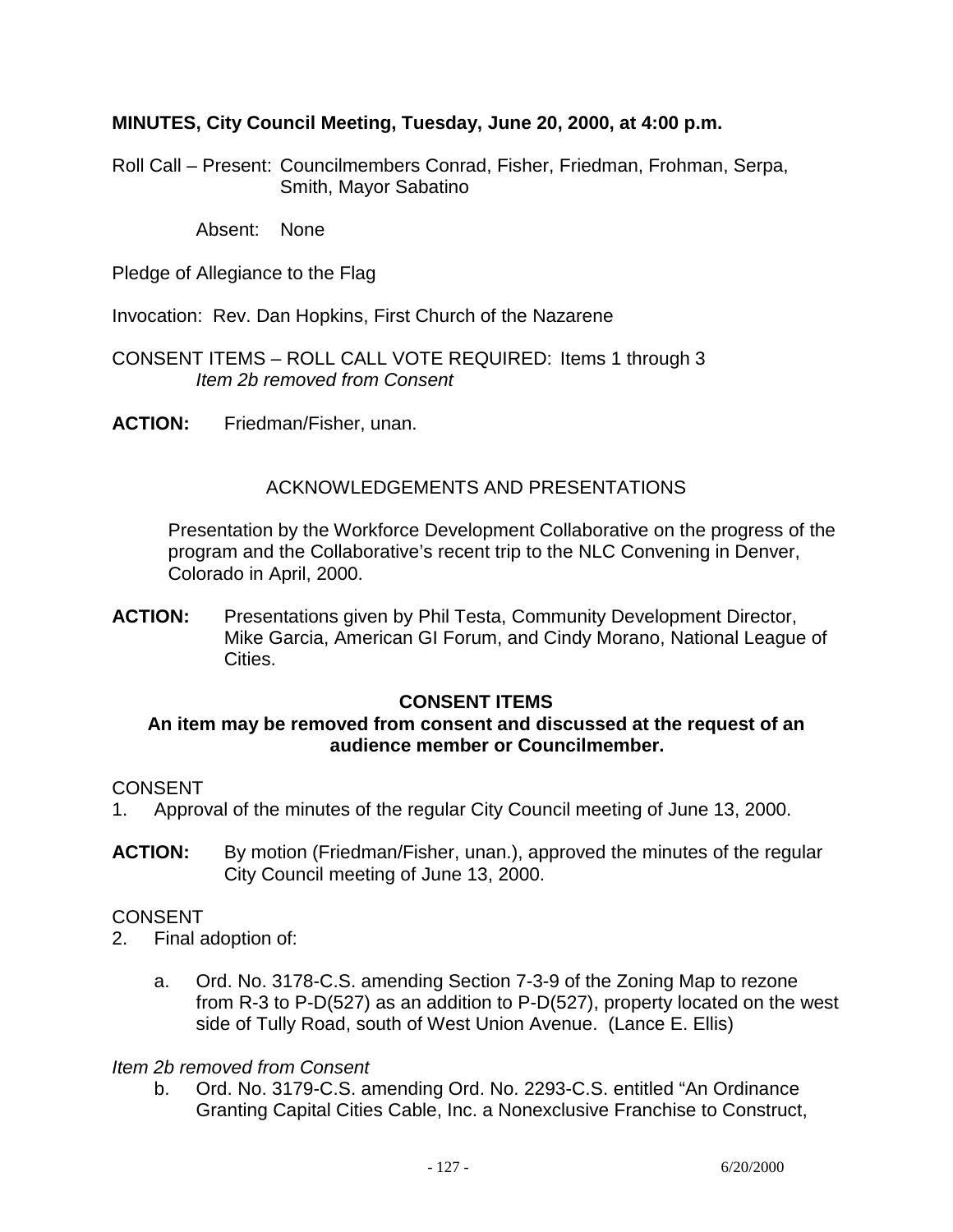**MINUTES, City Council Meeting, Tuesday, June 20, 2000, at 4:00 p.m.**

Roll Call – Present: Councilmembers Conrad, Fisher, Friedman, Frohman, Serpa, Smith, Mayor Sabatino

Absent: None

Pledge of Allegiance to the Flag

Invocation: Rev. Dan Hopkins, First Church of the Nazarene

CONSENT ITEMS – ROLL CALL VOTE REQUIRED: Items 1 through 3
*Item 2b removed from Consent*

**ACTION:** Friedman/Fisher, unan.

ACKNOWLEDGEMENTS AND PRESENTATIONS

Presentation by the Workforce Development Collaborative on the progress of the program and the Collaborative's recent trip to the NLC Convening in Denver, Colorado in April, 2000.

**ACTION:** Presentations given by Phil Testa, Community Development Director, Mike Garcia, American GI Forum, and Cindy Morano, National League of Cities.

**CONSENT ITEMS**

**An item may be removed from consent and discussed at the request of an audience member or Councilmember.**

CONSENT

1. Approval of the minutes of the regular City Council meeting of June 13, 2000.

**ACTION:** By motion (Friedman/Fisher, unan.), approved the minutes of the regular City Council meeting of June 13, 2000.

CONSENT

2. Final adoption of:

   a. Ord. No. 3178-C.S. amending Section 7-3-9 of the Zoning Map to rezone from R-3 to P-D(527) as an addition to P-D(527), property located on the west side of Tully Road, south of West Union Avenue. (Lance E. Ellis)

*Item 2b removed from Consent*

   b. Ord. No. 3179-C.S. amending Ord. No. 2293-C.S. entitled "An Ordinance Granting Capital Cities Cable, Inc. a Nonexclusive Franchise to Construct,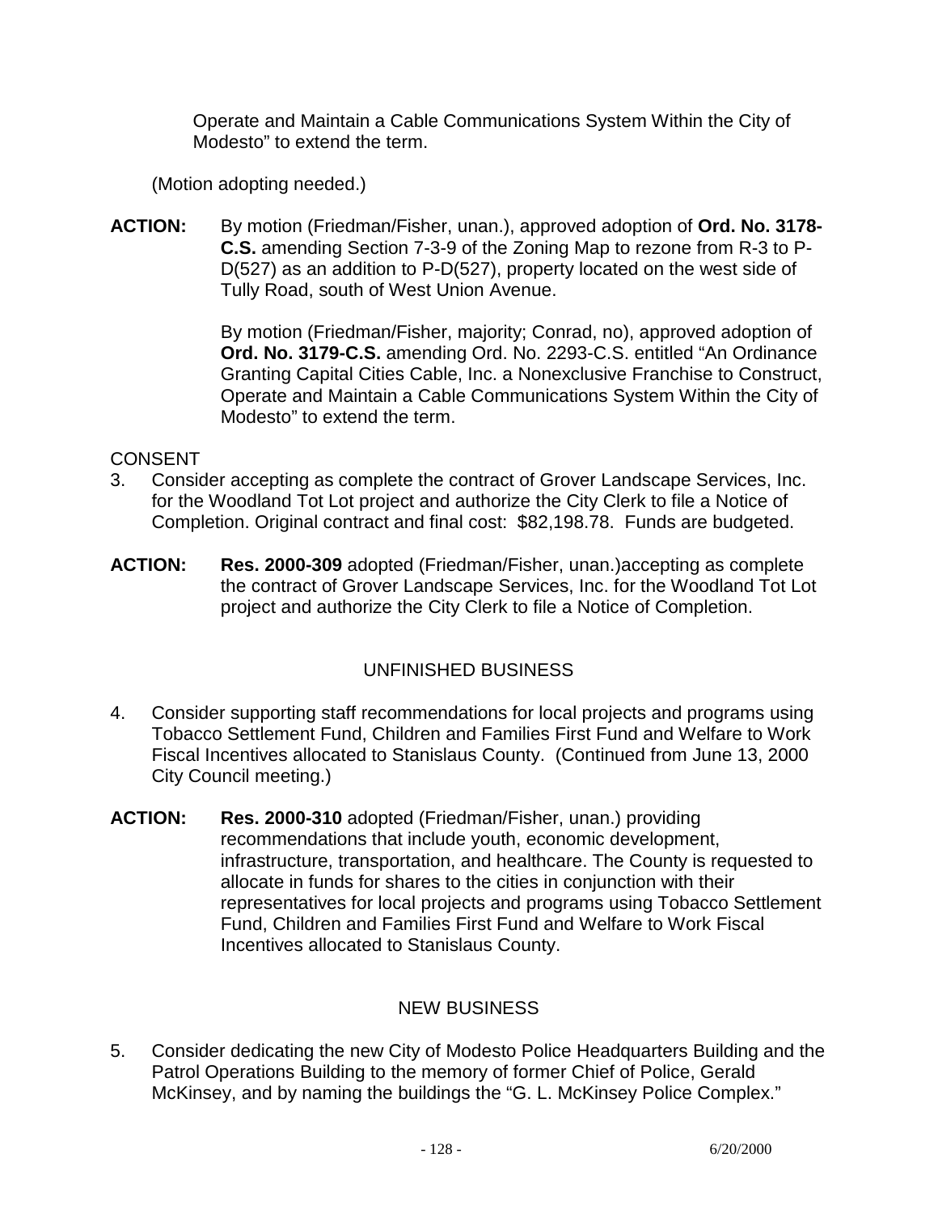Operate and Maintain a Cable Communications System Within the City of Modesto" to extend the term.

(Motion adopting needed.)

**ACTION:** By motion (Friedman/Fisher, unan.), approved adoption of **Ord. No. 3178-C.S.** amending Section 7-3-9 of the Zoning Map to rezone from R-3 to P-D(527) as an addition to P-D(527), property located on the west side of Tully Road, south of West Union Avenue.

By motion (Friedman/Fisher, majority; Conrad, no), approved adoption of **Ord. No. 3179-C.S.** amending Ord. No. 2293-C.S. entitled "An Ordinance Granting Capital Cities Cable, Inc. a Nonexclusive Franchise to Construct, Operate and Maintain a Cable Communications System Within the City of Modesto" to extend the term.

CONSENT

3. Consider accepting as complete the contract of Grover Landscape Services, Inc. for the Woodland Tot Lot project and authorize the City Clerk to file a Notice of Completion. Original contract and final cost: $82,198.78. Funds are budgeted.

**ACTION:** **Res. 2000-309** adopted (Friedman/Fisher, unan.)accepting as complete the contract of Grover Landscape Services, Inc. for the Woodland Tot Lot project and authorize the City Clerk to file a Notice of Completion.

## UNFINISHED BUSINESS

4. Consider supporting staff recommendations for local projects and programs using Tobacco Settlement Fund, Children and Families First Fund and Welfare to Work Fiscal Incentives allocated to Stanislaus County. (Continued from June 13, 2000 City Council meeting.)

**ACTION:** **Res. 2000-310** adopted (Friedman/Fisher, unan.) providing recommendations that include youth, economic development, infrastructure, transportation, and healthcare. The County is requested to allocate in funds for shares to the cities in conjunction with their representatives for local projects and programs using Tobacco Settlement Fund, Children and Families First Fund and Welfare to Work Fiscal Incentives allocated to Stanislaus County.

## NEW BUSINESS

5. Consider dedicating the new City of Modesto Police Headquarters Building and the Patrol Operations Building to the memory of former Chief of Police, Gerald McKinsey, and by naming the buildings the "G. L. McKinsey Police Complex."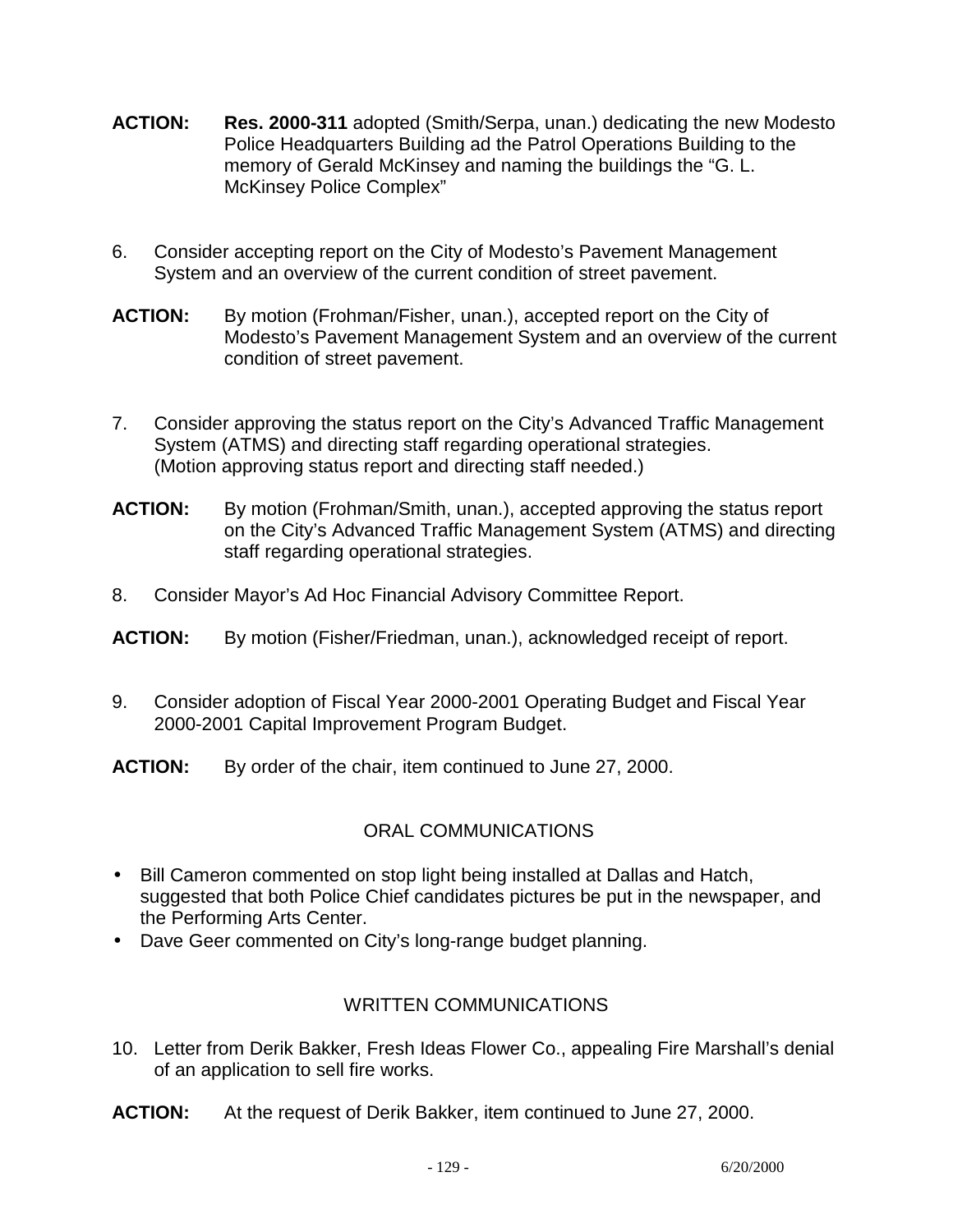**ACTION:** **Res. 2000-311** adopted (Smith/Serpa, unan.) dedicating the new Modesto Police Headquarters Building ad the Patrol Operations Building to the memory of Gerald McKinsey and naming the buildings the "G. L. McKinsey Police Complex"

6. Consider accepting report on the City of Modesto's Pavement Management System and an overview of the current condition of street pavement.

**ACTION:** By motion (Frohman/Fisher, unan.), accepted report on the City of Modesto's Pavement Management System and an overview of the current condition of street pavement.

7. Consider approving the status report on the City's Advanced Traffic Management System (ATMS) and directing staff regarding operational strategies. (Motion approving status report and directing staff needed.)

**ACTION:** By motion (Frohman/Smith, unan.), accepted approving the status report on the City's Advanced Traffic Management System (ATMS) and directing staff regarding operational strategies.

8. Consider Mayor's Ad Hoc Financial Advisory Committee Report.

**ACTION:** By motion (Fisher/Friedman, unan.), acknowledged receipt of report.

9. Consider adoption of Fiscal Year 2000-2001 Operating Budget and Fiscal Year 2000-2001 Capital Improvement Program Budget.

**ACTION:** By order of the chair, item continued to June 27, 2000.

## ORAL COMMUNICATIONS

- Bill Cameron commented on stop light being installed at Dallas and Hatch, suggested that both Police Chief candidates pictures be put in the newspaper, and the Performing Arts Center.
- Dave Geer commented on City's long-range budget planning.

## WRITTEN COMMUNICATIONS

10. Letter from Derik Bakker, Fresh Ideas Flower Co., appealing Fire Marshall's denial of an application to sell fire works.

**ACTION:** At the request of Derik Bakker, item continued to June 27, 2000.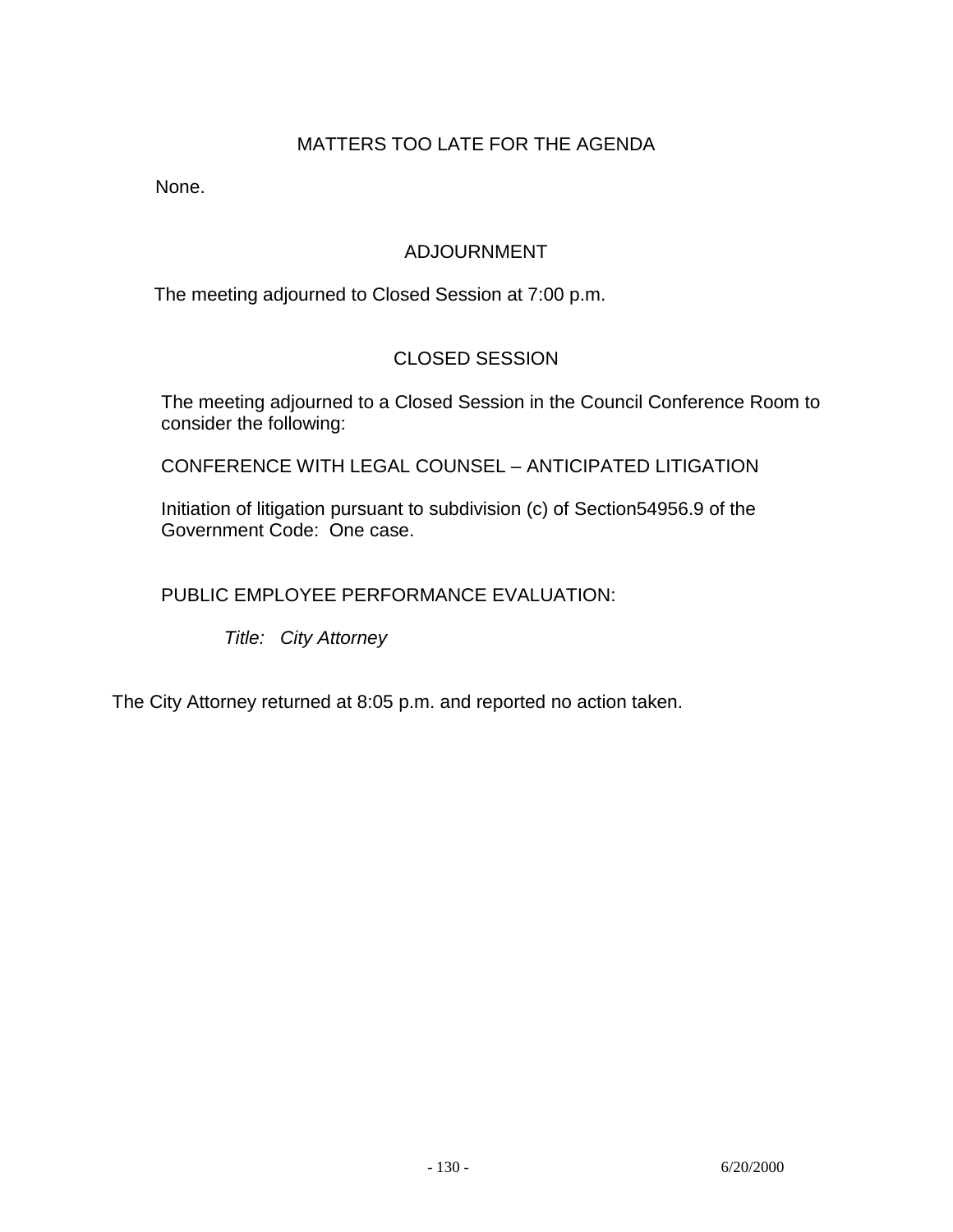## MATTERS TOO LATE FOR THE AGENDA

None.

## ADJOURNMENT

The meeting adjourned to Closed Session at 7:00 p.m.

## CLOSED SESSION

The meeting adjourned to a Closed Session in the Council Conference Room to consider the following:

CONFERENCE WITH LEGAL COUNSEL – ANTICIPATED LITIGATION

Initiation of litigation pursuant to subdivision (c) of Section54956.9 of the Government Code: One case.

PUBLIC EMPLOYEE PERFORMANCE EVALUATION:

*Title: City Attorney*

The City Attorney returned at 8:05 p.m. and reported no action taken.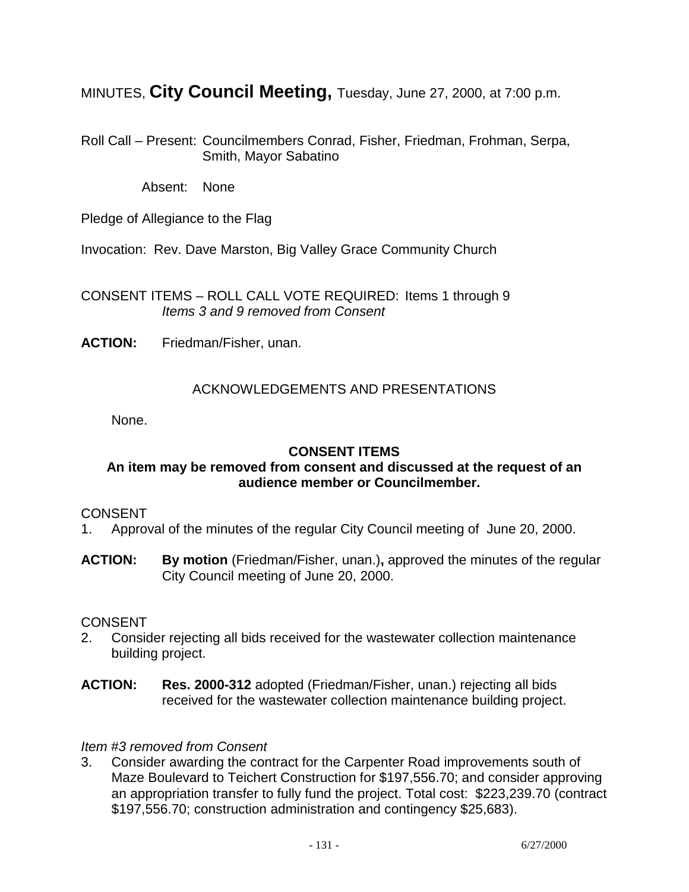MINUTES, **City Council Meeting,** Tuesday, June 27, 2000, at 7:00 p.m.

Roll Call – Present: Councilmembers Conrad, Fisher, Friedman, Frohman, Serpa, Smith, Mayor Sabatino

Absent: None

Pledge of Allegiance to the Flag

Invocation: Rev. Dave Marston, Big Valley Grace Community Church

CONSENT ITEMS – ROLL CALL VOTE REQUIRED: Items 1 through 9
*Items 3 and 9 removed from Consent*

**ACTION:** Friedman/Fisher, unan.

ACKNOWLEDGEMENTS AND PRESENTATIONS

None.

**CONSENT ITEMS**
**An item may be removed from consent and discussed at the request of an audience member or Councilmember.**

CONSENT
1. Approval of the minutes of the regular City Council meeting of June 20, 2000.

**ACTION:** **By motion** (Friedman/Fisher, unan.)**,** approved the minutes of the regular City Council meeting of June 20, 2000.

CONSENT
2. Consider rejecting all bids received for the wastewater collection maintenance building project.

**ACTION:** **Res. 2000-312** adopted (Friedman/Fisher, unan.) rejecting all bids received for the wastewater collection maintenance building project.

*Item #3 removed from Consent*
3. Consider awarding the contract for the Carpenter Road improvements south of Maze Boulevard to Teichert Construction for $197,556.70; and consider approving an appropriation transfer to fully fund the project. Total cost: $223,239.70 (contract $197,556.70; construction administration and contingency $25,683).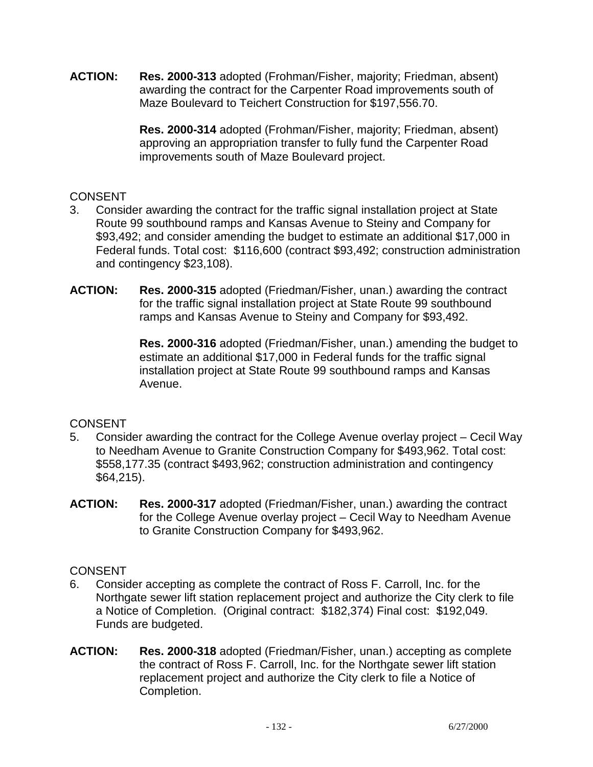**ACTION:** **Res. 2000-313** adopted (Frohman/Fisher, majority; Friedman, absent) awarding the contract for the Carpenter Road improvements south of Maze Boulevard to Teichert Construction for $197,556.70.

**Res. 2000-314** adopted (Frohman/Fisher, majority; Friedman, absent) approving an appropriation transfer to fully fund the Carpenter Road improvements south of Maze Boulevard project.

CONSENT

3. Consider awarding the contract for the traffic signal installation project at State Route 99 southbound ramps and Kansas Avenue to Steiny and Company for $93,492; and consider amending the budget to estimate an additional $17,000 in Federal funds. Total cost: $116,600 (contract $93,492; construction administration and contingency $23,108).

**ACTION:** **Res. 2000-315** adopted (Friedman/Fisher, unan.) awarding the contract for the traffic signal installation project at State Route 99 southbound ramps and Kansas Avenue to Steiny and Company for $93,492.

**Res. 2000-316** adopted (Friedman/Fisher, unan.) amending the budget to estimate an additional $17,000 in Federal funds for the traffic signal installation project at State Route 99 southbound ramps and Kansas Avenue.

CONSENT

5. Consider awarding the contract for the College Avenue overlay project – Cecil Way to Needham Avenue to Granite Construction Company for $493,962. Total cost: $558,177.35 (contract $493,962; construction administration and contingency $64,215).

**ACTION:** **Res. 2000-317** adopted (Friedman/Fisher, unan.) awarding the contract for the College Avenue overlay project – Cecil Way to Needham Avenue to Granite Construction Company for $493,962.

CONSENT

6. Consider accepting as complete the contract of Ross F. Carroll, Inc. for the Northgate sewer lift station replacement project and authorize the City clerk to file a Notice of Completion. (Original contract: $182,374) Final cost: $192,049. Funds are budgeted.

**ACTION:** **Res. 2000-318** adopted (Friedman/Fisher, unan.) accepting as complete the contract of Ross F. Carroll, Inc. for the Northgate sewer lift station replacement project and authorize the City clerk to file a Notice of Completion.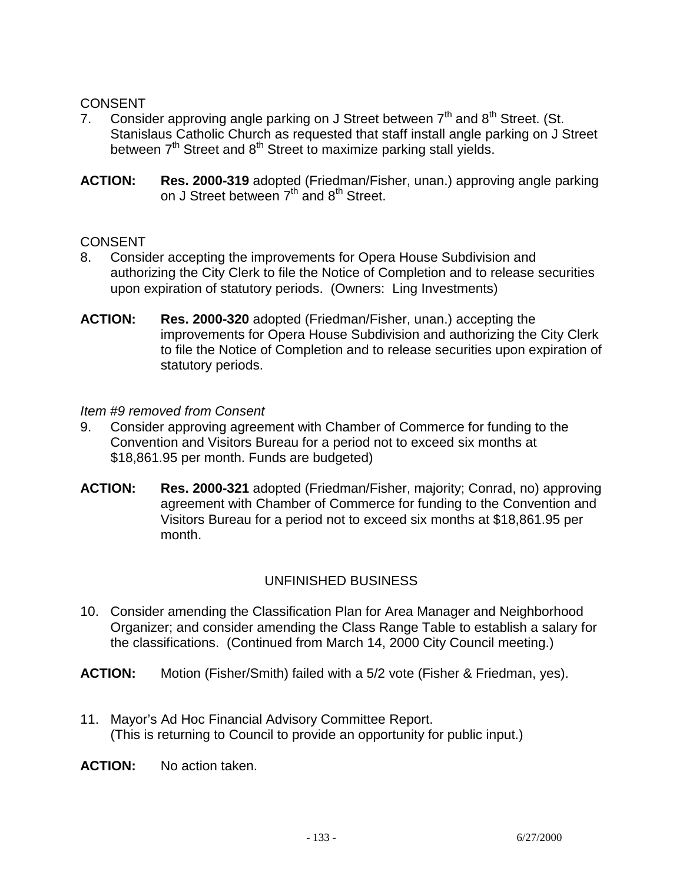CONSENT

7. Consider approving angle parking on J Street between 7th and 8th Street. (St. Stanislaus Catholic Church as requested that staff install angle parking on J Street between 7th Street and 8th Street to maximize parking stall yields.

**ACTION:** **Res. 2000-319** adopted (Friedman/Fisher, unan.) approving angle parking on J Street between 7th and 8th Street.

CONSENT

8. Consider accepting the improvements for Opera House Subdivision and authorizing the City Clerk to file the Notice of Completion and to release securities upon expiration of statutory periods. (Owners: Ling Investments)

**ACTION:** **Res. 2000-320** adopted (Friedman/Fisher, unan.) accepting the improvements for Opera House Subdivision and authorizing the City Clerk to file the Notice of Completion and to release securities upon expiration of statutory periods.

*Item #9 removed from Consent*

9. Consider approving agreement with Chamber of Commerce for funding to the Convention and Visitors Bureau for a period not to exceed six months at $18,861.95 per month. Funds are budgeted)

**ACTION:** **Res. 2000-321** adopted (Friedman/Fisher, majority; Conrad, no) approving agreement with Chamber of Commerce for funding to the Convention and Visitors Bureau for a period not to exceed six months at $18,861.95 per month.

## UNFINISHED BUSINESS

10. Consider amending the Classification Plan for Area Manager and Neighborhood Organizer; and consider amending the Class Range Table to establish a salary for the classifications. (Continued from March 14, 2000 City Council meeting.)

**ACTION:** Motion (Fisher/Smith) failed with a 5/2 vote (Fisher & Friedman, yes).

11. Mayor's Ad Hoc Financial Advisory Committee Report. (This is returning to Council to provide an opportunity for public input.)

**ACTION:** No action taken.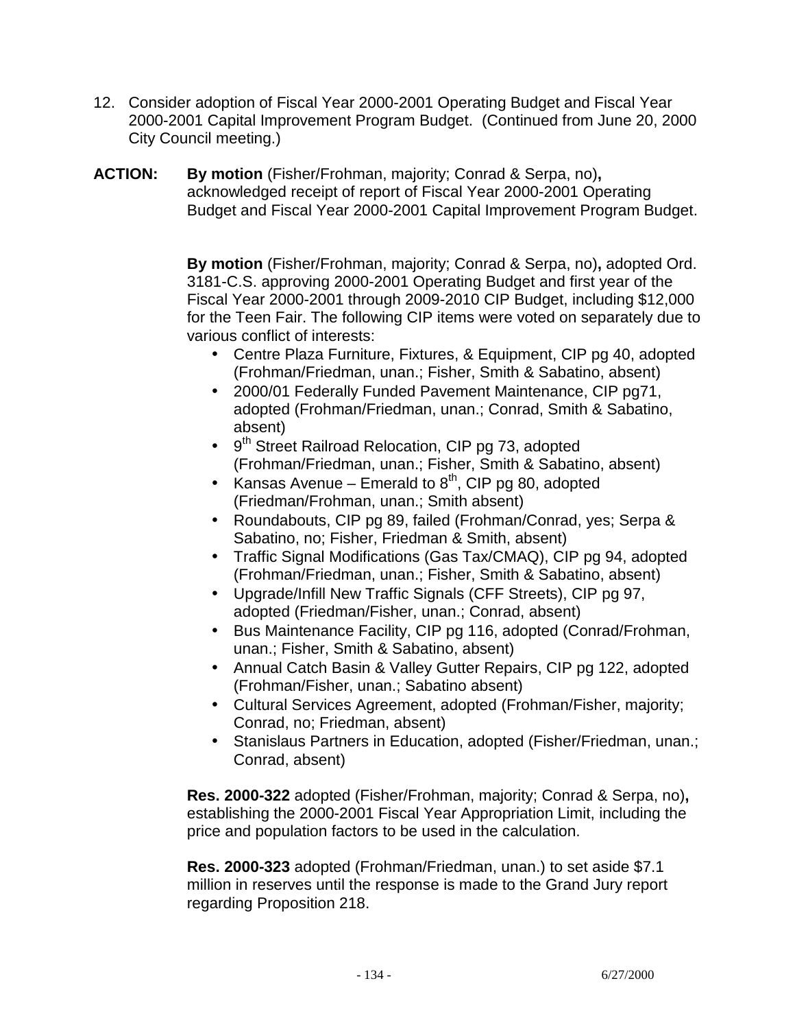12. Consider adoption of Fiscal Year 2000-2001 Operating Budget and Fiscal Year 2000-2001 Capital Improvement Program Budget. (Continued from June 20, 2000 City Council meeting.)

**ACTION:** **By motion** (Fisher/Frohman, majority; Conrad & Serpa, no)**,** acknowledged receipt of report of Fiscal Year 2000-2001 Operating Budget and Fiscal Year 2000-2001 Capital Improvement Program Budget.

**By motion** (Fisher/Frohman, majority; Conrad & Serpa, no)**,** adopted Ord. 3181-C.S. approving 2000-2001 Operating Budget and first year of the Fiscal Year 2000-2001 through 2009-2010 CIP Budget, including $12,000 for the Teen Fair. The following CIP items were voted on separately due to various conflict of interests:

- Centre Plaza Furniture, Fixtures, & Equipment, CIP pg 40, adopted (Frohman/Friedman, unan.; Fisher, Smith & Sabatino, absent)
- 2000/01 Federally Funded Pavement Maintenance, CIP pg71, adopted (Frohman/Friedman, unan.; Conrad, Smith & Sabatino, absent)
- 9th Street Railroad Relocation, CIP pg 73, adopted (Frohman/Friedman, unan.; Fisher, Smith & Sabatino, absent)
- Kansas Avenue – Emerald to 8th, CIP pg 80, adopted (Friedman/Frohman, unan.; Smith absent)
- Roundabouts, CIP pg 89, failed (Frohman/Conrad, yes; Serpa & Sabatino, no; Fisher, Friedman & Smith, absent)
- Traffic Signal Modifications (Gas Tax/CMAQ), CIP pg 94, adopted (Frohman/Friedman, unan.; Fisher, Smith & Sabatino, absent)
- Upgrade/Infill New Traffic Signals (CFF Streets), CIP pg 97, adopted (Friedman/Fisher, unan.; Conrad, absent)
- Bus Maintenance Facility, CIP pg 116, adopted (Conrad/Frohman, unan.; Fisher, Smith & Sabatino, absent)
- Annual Catch Basin & Valley Gutter Repairs, CIP pg 122, adopted (Frohman/Fisher, unan.; Sabatino absent)
- Cultural Services Agreement, adopted (Frohman/Fisher, majority; Conrad, no; Friedman, absent)
- Stanislaus Partners in Education, adopted (Fisher/Friedman, unan.; Conrad, absent)

**Res. 2000-322** adopted (Fisher/Frohman, majority; Conrad & Serpa, no)**,** establishing the 2000-2001 Fiscal Year Appropriation Limit, including the price and population factors to be used in the calculation.

**Res. 2000-323** adopted (Frohman/Friedman, unan.) to set aside $7.1 million in reserves until the response is made to the Grand Jury report regarding Proposition 218.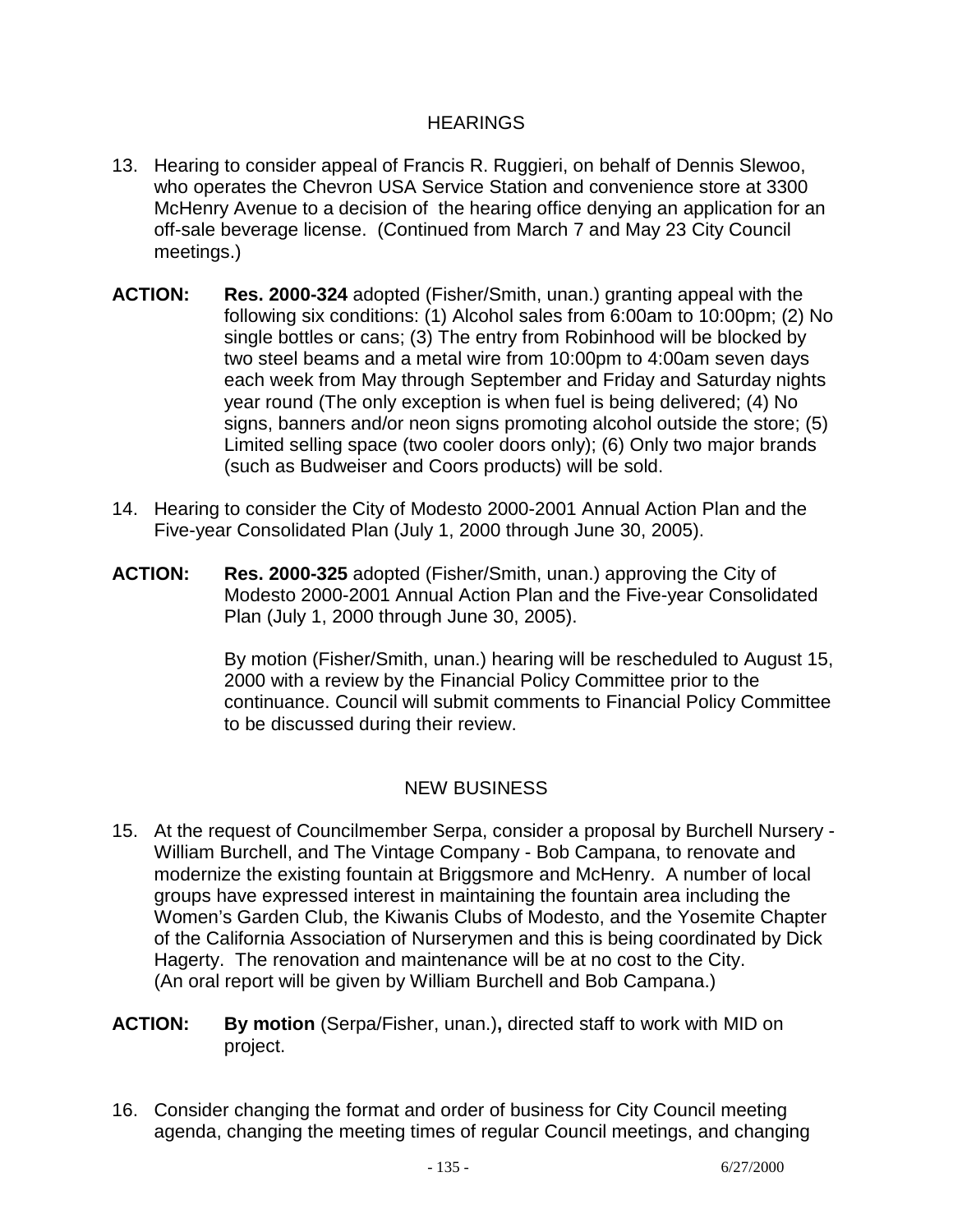## HEARINGS

13. Hearing to consider appeal of Francis R. Ruggieri, on behalf of Dennis Slewoo, who operates the Chevron USA Service Station and convenience store at 3300 McHenry Avenue to a decision of the hearing office denying an application for an off-sale beverage license. (Continued from March 7 and May 23 City Council meetings.)

**ACTION:** **Res. 2000-324** adopted (Fisher/Smith, unan.) granting appeal with the following six conditions: (1) Alcohol sales from 6:00am to 10:00pm; (2) No single bottles or cans; (3) The entry from Robinhood will be blocked by two steel beams and a metal wire from 10:00pm to 4:00am seven days each week from May through September and Friday and Saturday nights year round (The only exception is when fuel is being delivered; (4) No signs, banners and/or neon signs promoting alcohol outside the store; (5) Limited selling space (two cooler doors only); (6) Only two major brands (such as Budweiser and Coors products) will be sold.

14. Hearing to consider the City of Modesto 2000-2001 Annual Action Plan and the Five-year Consolidated Plan (July 1, 2000 through June 30, 2005).

**ACTION:** **Res. 2000-325** adopted (Fisher/Smith, unan.) approving the City of Modesto 2000-2001 Annual Action Plan and the Five-year Consolidated Plan (July 1, 2000 through June 30, 2005).

By motion (Fisher/Smith, unan.) hearing will be rescheduled to August 15, 2000 with a review by the Financial Policy Committee prior to the continuance. Council will submit comments to Financial Policy Committee to be discussed during their review.

## NEW BUSINESS

15. At the request of Councilmember Serpa, consider a proposal by Burchell Nursery - William Burchell, and The Vintage Company - Bob Campana, to renovate and modernize the existing fountain at Briggsmore and McHenry. A number of local groups have expressed interest in maintaining the fountain area including the Women's Garden Club, the Kiwanis Clubs of Modesto, and the Yosemite Chapter of the California Association of Nurserymen and this is being coordinated by Dick Hagerty. The renovation and maintenance will be at no cost to the City. (An oral report will be given by William Burchell and Bob Campana.)

**ACTION:** **By motion** (Serpa/Fisher, unan.)**,** directed staff to work with MID on project.

16. Consider changing the format and order of business for City Council meeting agenda, changing the meeting times of regular Council meetings, and changing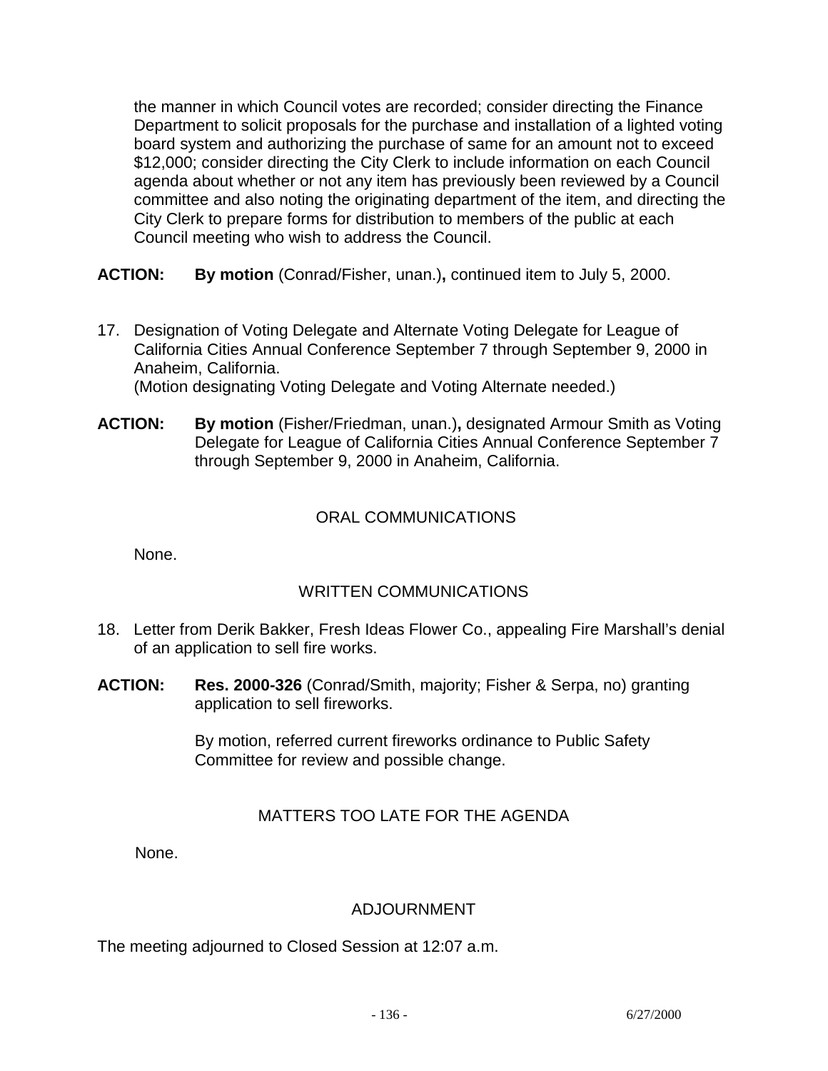the manner in which Council votes are recorded; consider directing the Finance Department to solicit proposals for the purchase and installation of a lighted voting board system and authorizing the purchase of same for an amount not to exceed $12,000; consider directing the City Clerk to include information on each Council agenda about whether or not any item has previously been reviewed by a Council committee and also noting the originating department of the item, and directing the City Clerk to prepare forms for distribution to members of the public at each Council meeting who wish to address the Council.

**ACTION:** **By motion** (Conrad/Fisher, unan.)**,** continued item to July 5, 2000.

17. Designation of Voting Delegate and Alternate Voting Delegate for League of California Cities Annual Conference September 7 through September 9, 2000 in Anaheim, California.
(Motion designating Voting Delegate and Voting Alternate needed.)

**ACTION:** **By motion** (Fisher/Friedman, unan.)**,** designated Armour Smith as Voting Delegate for League of California Cities Annual Conference September 7 through September 9, 2000 in Anaheim, California.

## ORAL COMMUNICATIONS

None.

## WRITTEN COMMUNICATIONS

18. Letter from Derik Bakker, Fresh Ideas Flower Co., appealing Fire Marshall's denial of an application to sell fire works.

**ACTION:** **Res. 2000-326** (Conrad/Smith, majority; Fisher & Serpa, no) granting application to sell fireworks.

By motion, referred current fireworks ordinance to Public Safety Committee for review and possible change.

## MATTERS TOO LATE FOR THE AGENDA

None.

## ADJOURNMENT

The meeting adjourned to Closed Session at 12:07 a.m.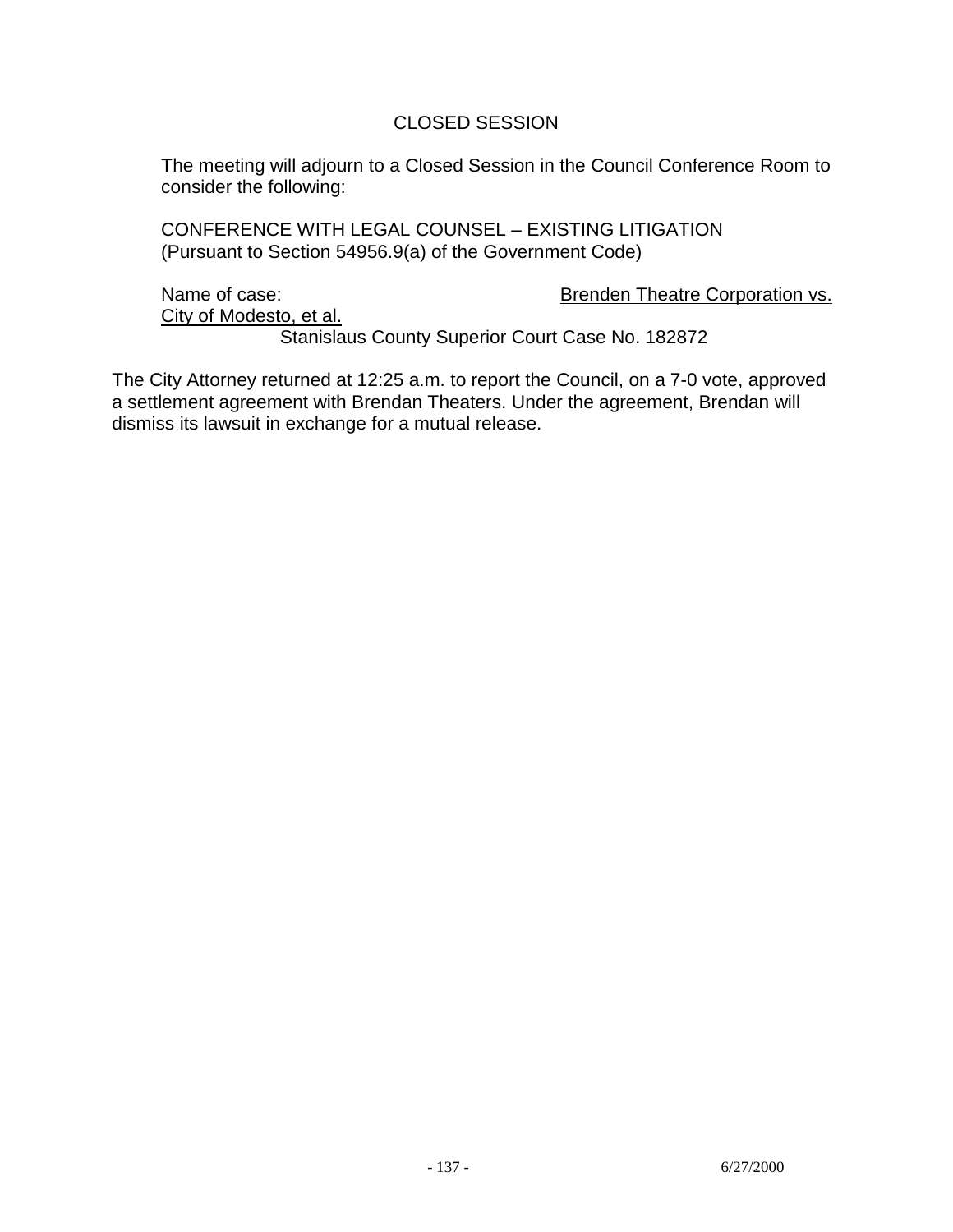## CLOSED SESSION

The meeting will adjourn to a Closed Session in the Council Conference Room to consider the following:

CONFERENCE WITH LEGAL COUNSEL – EXISTING LITIGATION
(Pursuant to Section 54956.9(a) of the Government Code)

Name of case: Brenden Theatre Corporation vs. City of Modesto, et al.
Stanislaus County Superior Court Case No. 182872

The City Attorney returned at 12:25 a.m. to report the Council, on a 7-0 vote, approved a settlement agreement with Brendan Theaters. Under the agreement, Brendan will dismiss its lawsuit in exchange for a mutual release.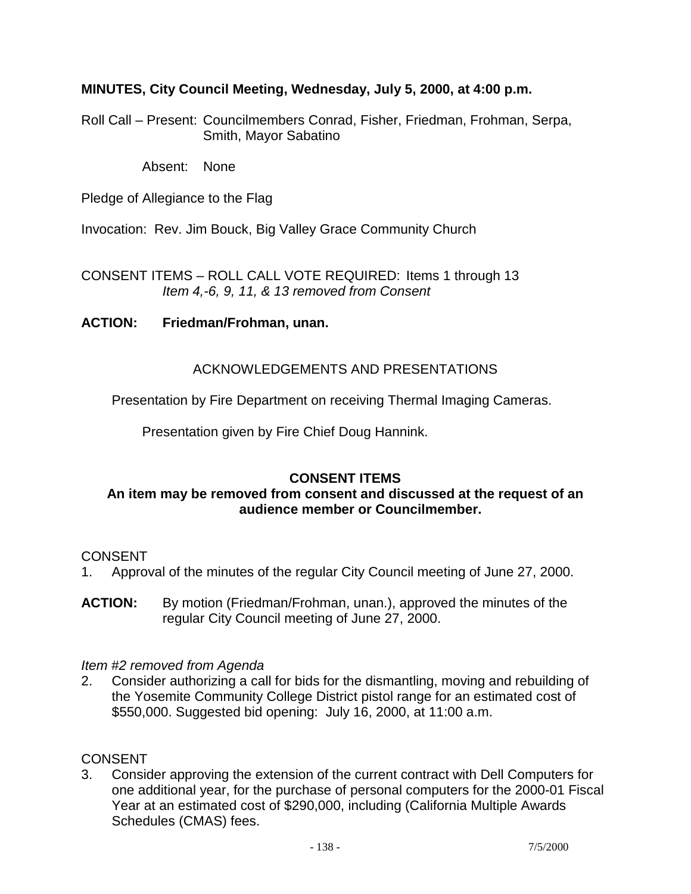**MINUTES, City Council Meeting, Wednesday, July 5, 2000, at 4:00 p.m.**

Roll Call – Present: Councilmembers Conrad, Fisher, Friedman, Frohman, Serpa, Smith, Mayor Sabatino

Absent: None

Pledge of Allegiance to the Flag

Invocation: Rev. Jim Bouck, Big Valley Grace Community Church

CONSENT ITEMS – ROLL CALL VOTE REQUIRED: Items 1 through 13
*Item 4,-6, 9, 11, & 13 removed from Consent*

**ACTION: Friedman/Frohman, unan.**

ACKNOWLEDGEMENTS AND PRESENTATIONS

Presentation by Fire Department on receiving Thermal Imaging Cameras.

Presentation given by Fire Chief Doug Hannink.

**CONSENT ITEMS**
**An item may be removed from consent and discussed at the request of an audience member or Councilmember.**

CONSENT
1. Approval of the minutes of the regular City Council meeting of June 27, 2000.

**ACTION:** By motion (Friedman/Frohman, unan.), approved the minutes of the regular City Council meeting of June 27, 2000.

*Item #2 removed from Agenda*
2. Consider authorizing a call for bids for the dismantling, moving and rebuilding of the Yosemite Community College District pistol range for an estimated cost of $550,000. Suggested bid opening: July 16, 2000, at 11:00 a.m.

CONSENT
3. Consider approving the extension of the current contract with Dell Computers for one additional year, for the purchase of personal computers for the 2000-01 Fiscal Year at an estimated cost of $290,000, including (California Multiple Awards Schedules (CMAS) fees.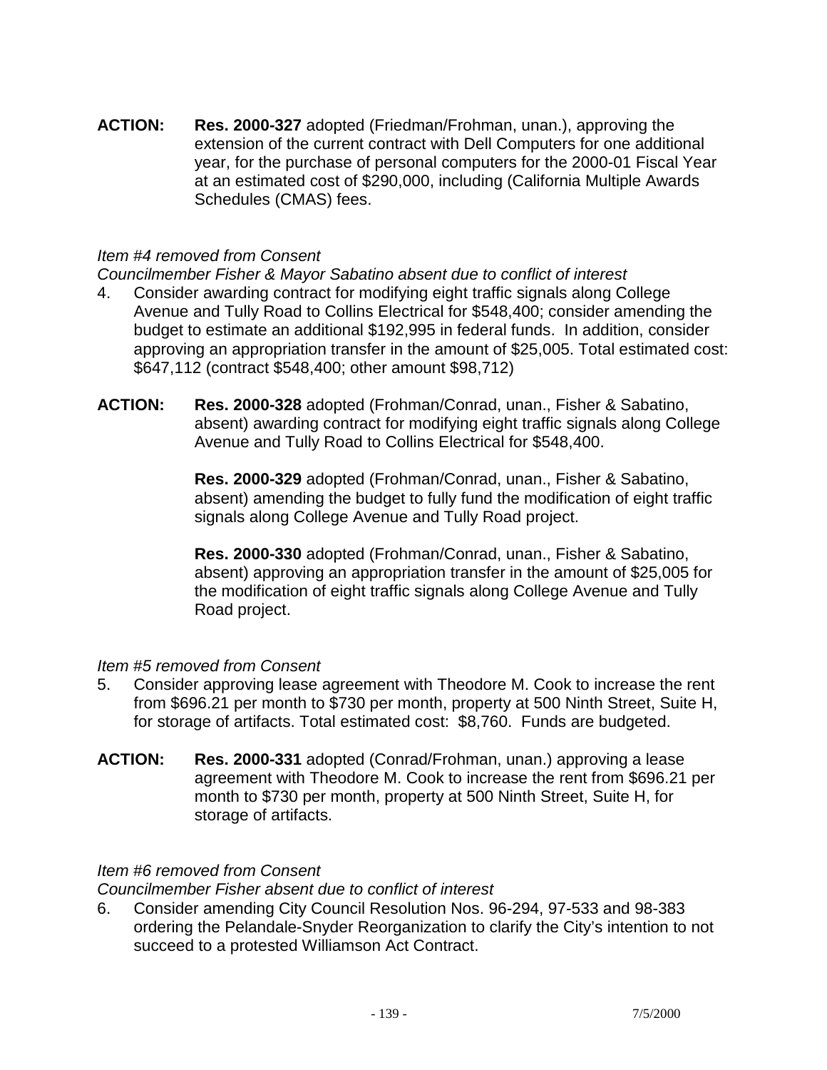**ACTION:** **Res. 2000-327** adopted (Friedman/Frohman, unan.), approving the extension of the current contract with Dell Computers for one additional year, for the purchase of personal computers for the 2000-01 Fiscal Year at an estimated cost of $290,000, including (California Multiple Awards Schedules (CMAS) fees.

*Item #4 removed from Consent*

*Councilmember Fisher & Mayor Sabatino absent due to conflict of interest*

4. Consider awarding contract for modifying eight traffic signals along College Avenue and Tully Road to Collins Electrical for $548,400; consider amending the budget to estimate an additional $192,995 in federal funds. In addition, consider approving an appropriation transfer in the amount of $25,005. Total estimated cost: $647,112 (contract $548,400; other amount $98,712)

**ACTION:** **Res. 2000-328** adopted (Frohman/Conrad, unan., Fisher & Sabatino, absent) awarding contract for modifying eight traffic signals along College Avenue and Tully Road to Collins Electrical for $548,400.

**Res. 2000-329** adopted (Frohman/Conrad, unan., Fisher & Sabatino, absent) amending the budget to fully fund the modification of eight traffic signals along College Avenue and Tully Road project.

**Res. 2000-330** adopted (Frohman/Conrad, unan., Fisher & Sabatino, absent) approving an appropriation transfer in the amount of $25,005 for the modification of eight traffic signals along College Avenue and Tully Road project.

*Item #5 removed from Consent*

5. Consider approving lease agreement with Theodore M. Cook to increase the rent from $696.21 per month to $730 per month, property at 500 Ninth Street, Suite H, for storage of artifacts. Total estimated cost: $8,760. Funds are budgeted.

**ACTION:** **Res. 2000-331** adopted (Conrad/Frohman, unan.) approving a lease agreement with Theodore M. Cook to increase the rent from $696.21 per month to $730 per month, property at 500 Ninth Street, Suite H, for storage of artifacts.

*Item #6 removed from Consent*

*Councilmember Fisher absent due to conflict of interest*

6. Consider amending City Council Resolution Nos. 96-294, 97-533 and 98-383 ordering the Pelandale-Snyder Reorganization to clarify the City's intention to not succeed to a protested Williamson Act Contract.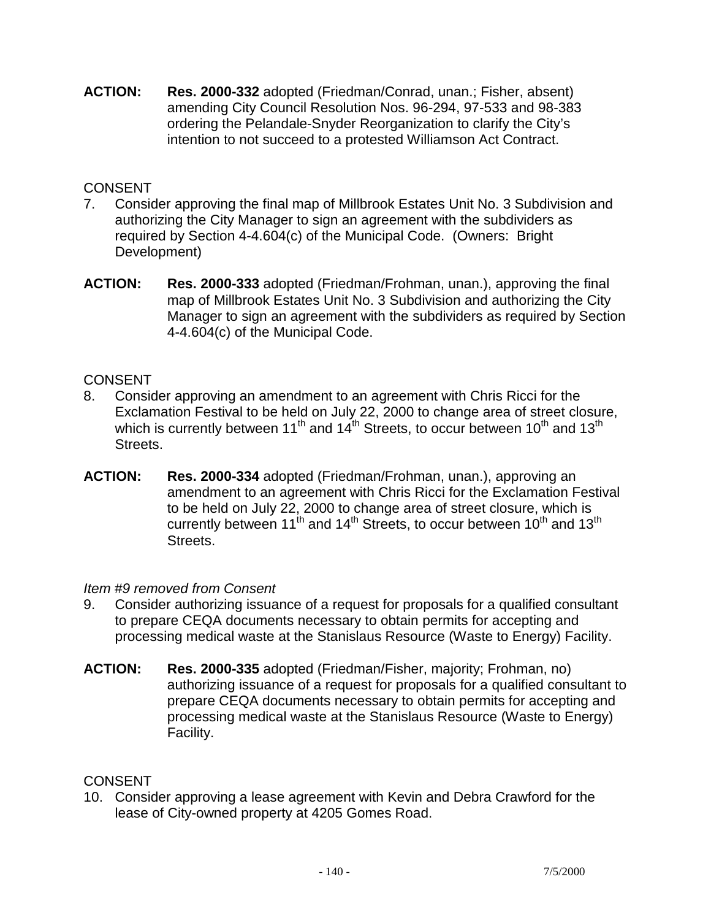**ACTION:** **Res. 2000-332** adopted (Friedman/Conrad, unan.; Fisher, absent) amending City Council Resolution Nos. 96-294, 97-533 and 98-383 ordering the Pelandale-Snyder Reorganization to clarify the City's intention to not succeed to a protested Williamson Act Contract.

CONSENT

7. Consider approving the final map of Millbrook Estates Unit No. 3 Subdivision and authorizing the City Manager to sign an agreement with the subdividers as required by Section 4-4.604(c) of the Municipal Code. (Owners: Bright Development)

**ACTION:** **Res. 2000-333** adopted (Friedman/Frohman, unan.), approving the final map of Millbrook Estates Unit No. 3 Subdivision and authorizing the City Manager to sign an agreement with the subdividers as required by Section 4-4.604(c) of the Municipal Code.

CONSENT

8. Consider approving an amendment to an agreement with Chris Ricci for the Exclamation Festival to be held on July 22, 2000 to change area of street closure, which is currently between 11th and 14th Streets, to occur between 10th and 13th Streets.

**ACTION:** **Res. 2000-334** adopted (Friedman/Frohman, unan.), approving an amendment to an agreement with Chris Ricci for the Exclamation Festival to be held on July 22, 2000 to change area of street closure, which is currently between 11th and 14th Streets, to occur between 10th and 13th Streets.

*Item #9 removed from Consent*

9. Consider authorizing issuance of a request for proposals for a qualified consultant to prepare CEQA documents necessary to obtain permits for accepting and processing medical waste at the Stanislaus Resource (Waste to Energy) Facility.

**ACTION:** **Res. 2000-335** adopted (Friedman/Fisher, majority; Frohman, no) authorizing issuance of a request for proposals for a qualified consultant to prepare CEQA documents necessary to obtain permits for accepting and processing medical waste at the Stanislaus Resource (Waste to Energy) Facility.

CONSENT

10. Consider approving a lease agreement with Kevin and Debra Crawford for the lease of City-owned property at 4205 Gomes Road.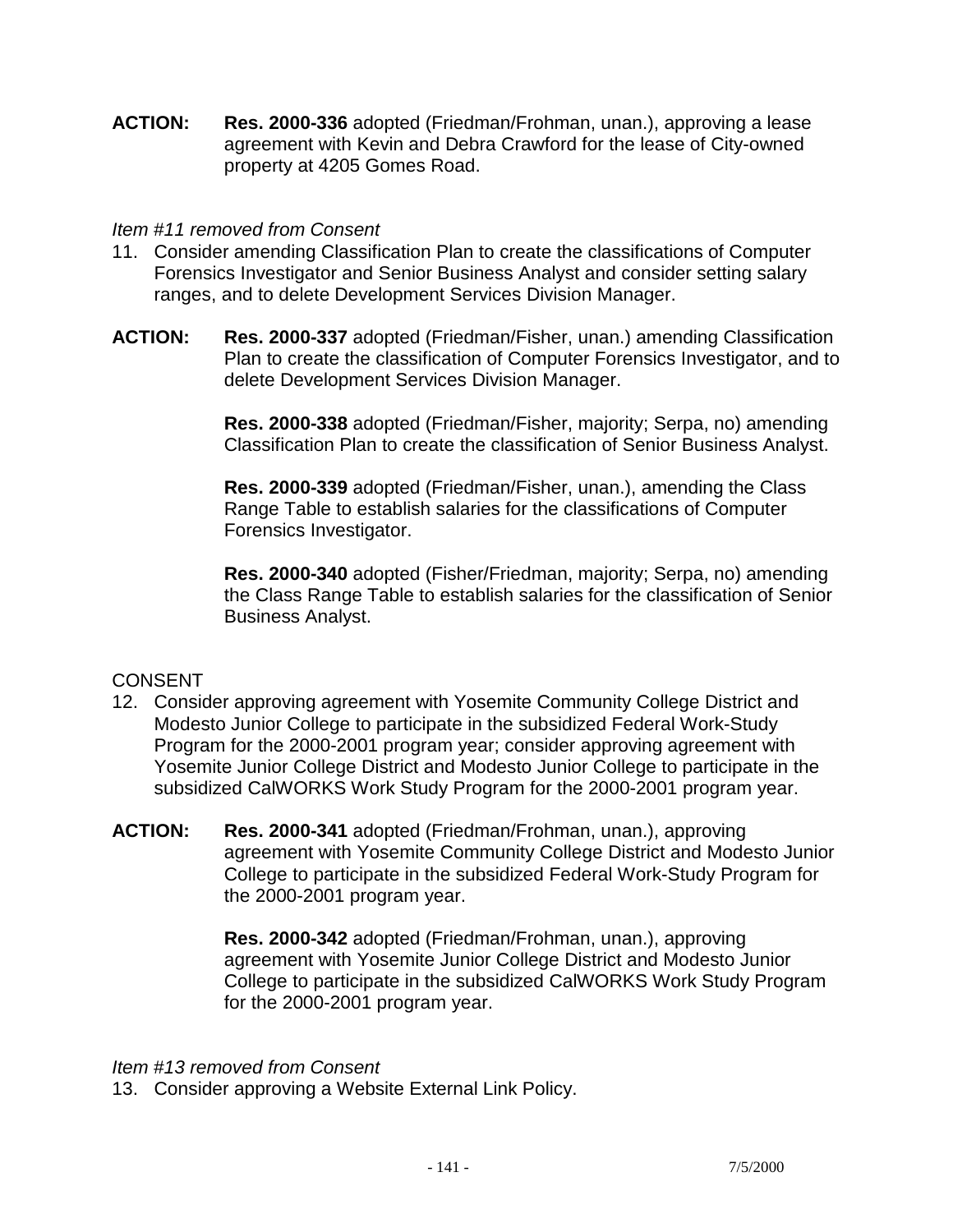**ACTION:** **Res. 2000-336** adopted (Friedman/Frohman, unan.), approving a lease agreement with Kevin and Debra Crawford for the lease of City-owned property at 4205 Gomes Road.

*Item #11 removed from Consent*

11. Consider amending Classification Plan to create the classifications of Computer Forensics Investigator and Senior Business Analyst and consider setting salary ranges, and to delete Development Services Division Manager.

**ACTION:** **Res. 2000-337** adopted (Friedman/Fisher, unan.) amending Classification Plan to create the classification of Computer Forensics Investigator, and to delete Development Services Division Manager.

**Res. 2000-338** adopted (Friedman/Fisher, majority; Serpa, no) amending Classification Plan to create the classification of Senior Business Analyst.

**Res. 2000-339** adopted (Friedman/Fisher, unan.), amending the Class Range Table to establish salaries for the classifications of Computer Forensics Investigator.

**Res. 2000-340** adopted (Fisher/Friedman, majority; Serpa, no) amending the Class Range Table to establish salaries for the classification of Senior Business Analyst.

CONSENT

12. Consider approving agreement with Yosemite Community College District and Modesto Junior College to participate in the subsidized Federal Work-Study Program for the 2000-2001 program year; consider approving agreement with Yosemite Junior College District and Modesto Junior College to participate in the subsidized CalWORKS Work Study Program for the 2000-2001 program year.

**ACTION:** **Res. 2000-341** adopted (Friedman/Frohman, unan.), approving agreement with Yosemite Community College District and Modesto Junior College to participate in the subsidized Federal Work-Study Program for the 2000-2001 program year.

**Res. 2000-342** adopted (Friedman/Frohman, unan.), approving agreement with Yosemite Junior College District and Modesto Junior College to participate in the subsidized CalWORKS Work Study Program for the 2000-2001 program year.

*Item #13 removed from Consent*

13. Consider approving a Website External Link Policy.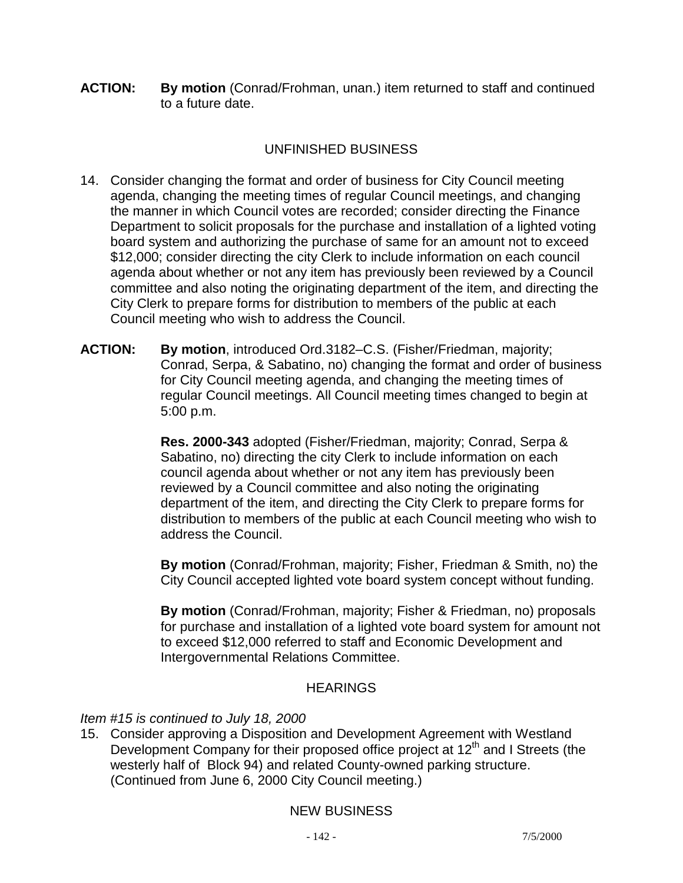**ACTION:** **By motion** (Conrad/Frohman, unan.) item returned to staff and continued to a future date.

## UNFINISHED BUSINESS

14. Consider changing the format and order of business for City Council meeting agenda, changing the meeting times of regular Council meetings, and changing the manner in which Council votes are recorded; consider directing the Finance Department to solicit proposals for the purchase and installation of a lighted voting board system and authorizing the purchase of same for an amount not to exceed $12,000; consider directing the city Clerk to include information on each council agenda about whether or not any item has previously been reviewed by a Council committee and also noting the originating department of the item, and directing the City Clerk to prepare forms for distribution to members of the public at each Council meeting who wish to address the Council.

**ACTION:** **By motion**, introduced Ord.3182–C.S. (Fisher/Friedman, majority; Conrad, Serpa, & Sabatino, no) changing the format and order of business for City Council meeting agenda, and changing the meeting times of regular Council meetings. All Council meeting times changed to begin at 5:00 p.m.

**Res. 2000-343** adopted (Fisher/Friedman, majority; Conrad, Serpa & Sabatino, no) directing the city Clerk to include information on each council agenda about whether or not any item has previously been reviewed by a Council committee and also noting the originating department of the item, and directing the City Clerk to prepare forms for distribution to members of the public at each Council meeting who wish to address the Council.

**By motion** (Conrad/Frohman, majority; Fisher, Friedman & Smith, no) the City Council accepted lighted vote board system concept without funding.

**By motion** (Conrad/Frohman, majority; Fisher & Friedman, no) proposals for purchase and installation of a lighted vote board system for amount not to exceed $12,000 referred to staff and Economic Development and Intergovernmental Relations Committee.

## HEARINGS

*Item #15 is continued to July 18, 2000*

15. Consider approving a Disposition and Development Agreement with Westland Development Company for their proposed office project at 12th and I Streets (the westerly half of Block 94) and related County-owned parking structure. (Continued from June 6, 2000 City Council meeting.)

## NEW BUSINESS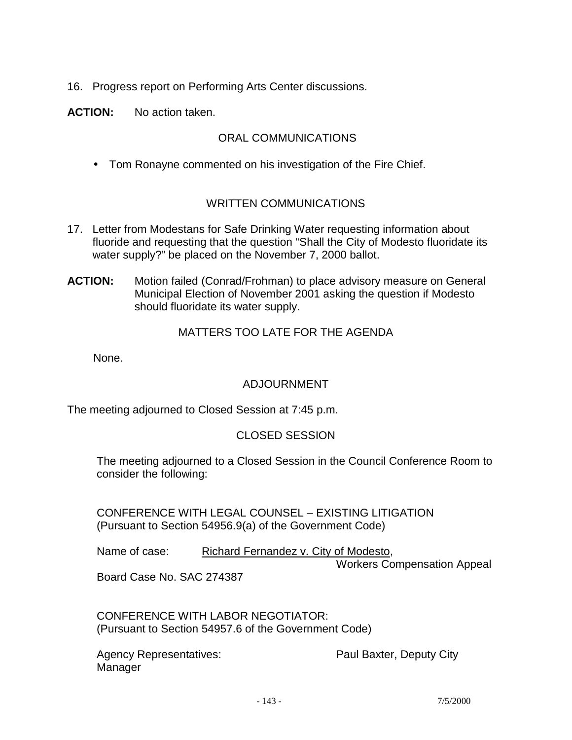16. Progress report on Performing Arts Center discussions.

**ACTION:** No action taken.

## ORAL COMMUNICATIONS

- Tom Ronayne commented on his investigation of the Fire Chief.

## WRITTEN COMMUNICATIONS

17. Letter from Modestans for Safe Drinking Water requesting information about fluoride and requesting that the question "Shall the City of Modesto fluoridate its water supply?" be placed on the November 7, 2000 ballot.

**ACTION:** Motion failed (Conrad/Frohman) to place advisory measure on General Municipal Election of November 2001 asking the question if Modesto should fluoridate its water supply.

## MATTERS TOO LATE FOR THE AGENDA

None.

## ADJOURNMENT

The meeting adjourned to Closed Session at 7:45 p.m.

## CLOSED SESSION

The meeting adjourned to a Closed Session in the Council Conference Room to consider the following:

CONFERENCE WITH LEGAL COUNSEL – EXISTING LITIGATION
(Pursuant to Section 54956.9(a) of the Government Code)

Name of case: Richard Fernandez v. City of Modesto, Workers Compensation Appeal Board Case No. SAC 274387

CONFERENCE WITH LABOR NEGOTIATOR:
(Pursuant to Section 54957.6 of the Government Code)

Agency Representatives: Paul Baxter, Deputy City Manager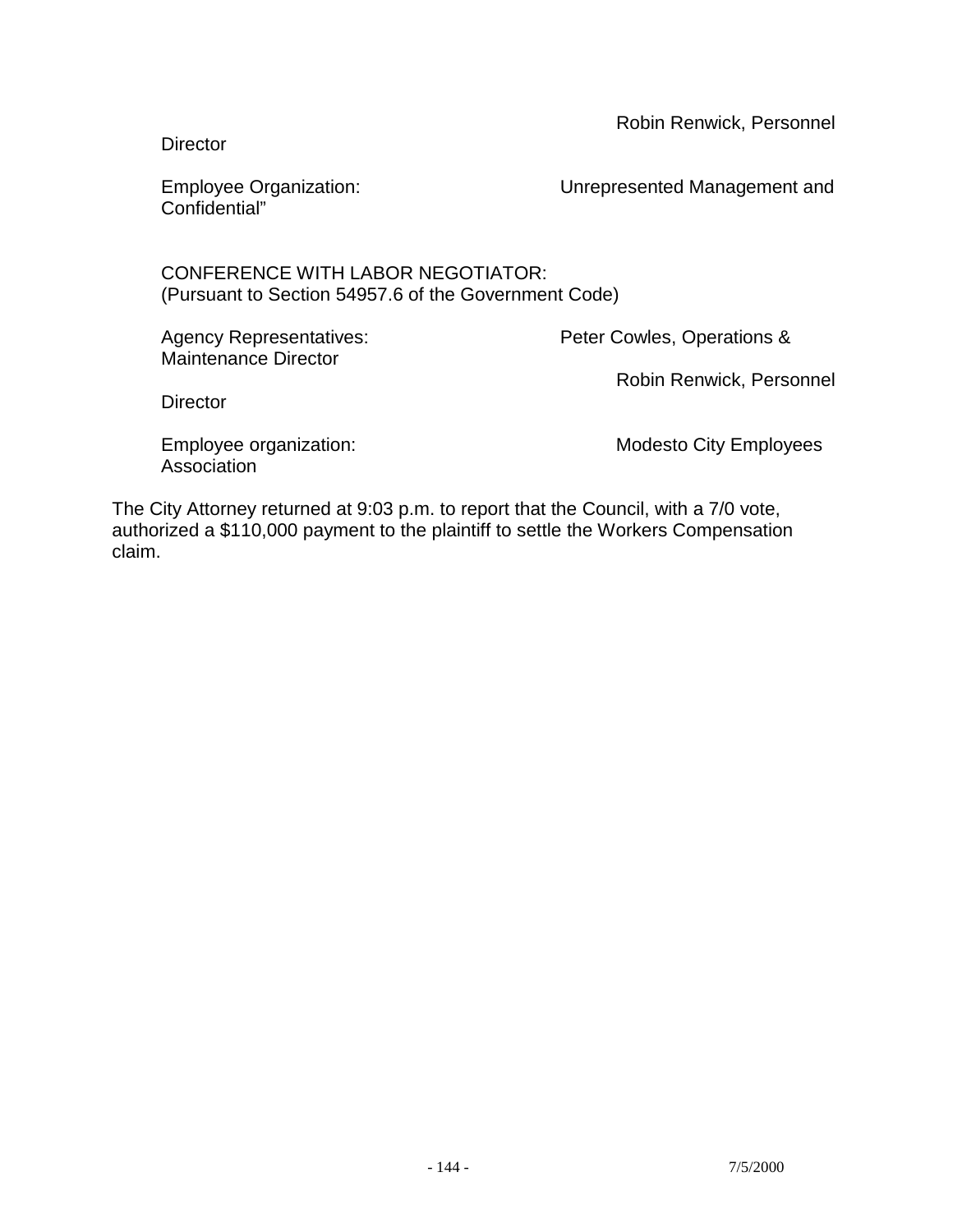Robin Renwick, Personnel Director

Employee Organization: Unrepresented Management and Confidential"

CONFERENCE WITH LABOR NEGOTIATOR:
(Pursuant to Section 54957.6 of the Government Code)

Agency Representatives: Peter Cowles, Operations & Maintenance Director

Robin Renwick, Personnel Director

Employee organization: Modesto City Employees Association

The City Attorney returned at 9:03 p.m. to report that the Council, with a 7/0 vote, authorized a $110,000 payment to the plaintiff to settle the Workers Compensation claim.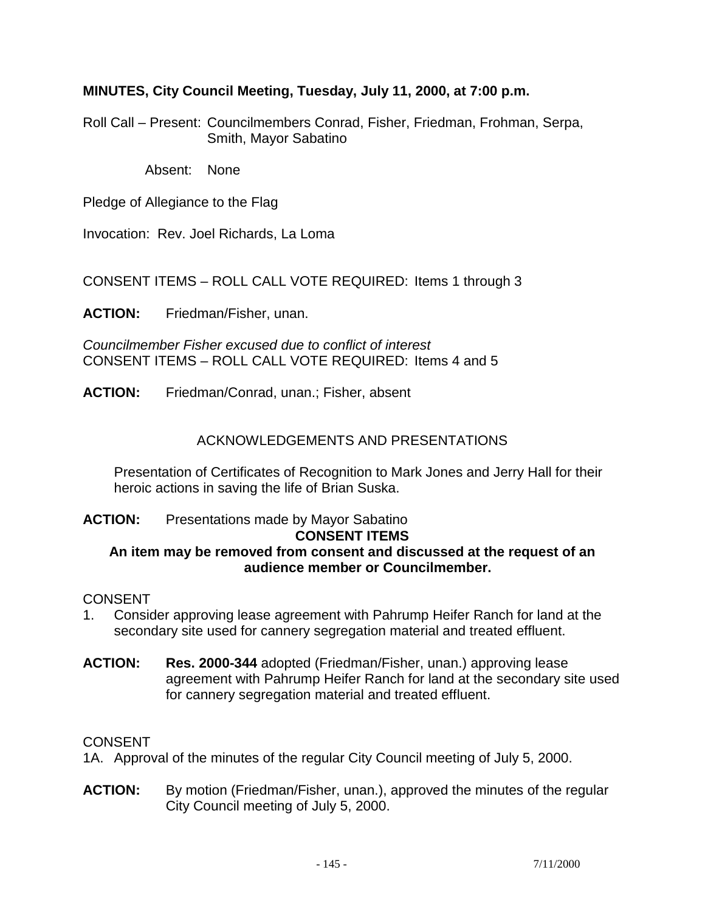**MINUTES, City Council Meeting, Tuesday, July 11, 2000, at 7:00 p.m.**

Roll Call – Present: Councilmembers Conrad, Fisher, Friedman, Frohman, Serpa, Smith, Mayor Sabatino

Absent: None

Pledge of Allegiance to the Flag

Invocation: Rev. Joel Richards, La Loma

CONSENT ITEMS – ROLL CALL VOTE REQUIRED: Items 1 through 3

**ACTION:** Friedman/Fisher, unan.

*Councilmember Fisher excused due to conflict of interest*
CONSENT ITEMS – ROLL CALL VOTE REQUIRED: Items 4 and 5

**ACTION:** Friedman/Conrad, unan.; Fisher, absent

ACKNOWLEDGEMENTS AND PRESENTATIONS

Presentation of Certificates of Recognition to Mark Jones and Jerry Hall for their heroic actions in saving the life of Brian Suska.

**ACTION:** Presentations made by Mayor Sabatino

**CONSENT ITEMS**

**An item may be removed from consent and discussed at the request of an audience member or Councilmember.**

CONSENT

1. Consider approving lease agreement with Pahrump Heifer Ranch for land at the secondary site used for cannery segregation material and treated effluent.

**ACTION:** **Res. 2000-344** adopted (Friedman/Fisher, unan.) approving lease agreement with Pahrump Heifer Ranch for land at the secondary site used for cannery segregation material and treated effluent.

CONSENT

1A. Approval of the minutes of the regular City Council meeting of July 5, 2000.

**ACTION:** By motion (Friedman/Fisher, unan.), approved the minutes of the regular City Council meeting of July 5, 2000.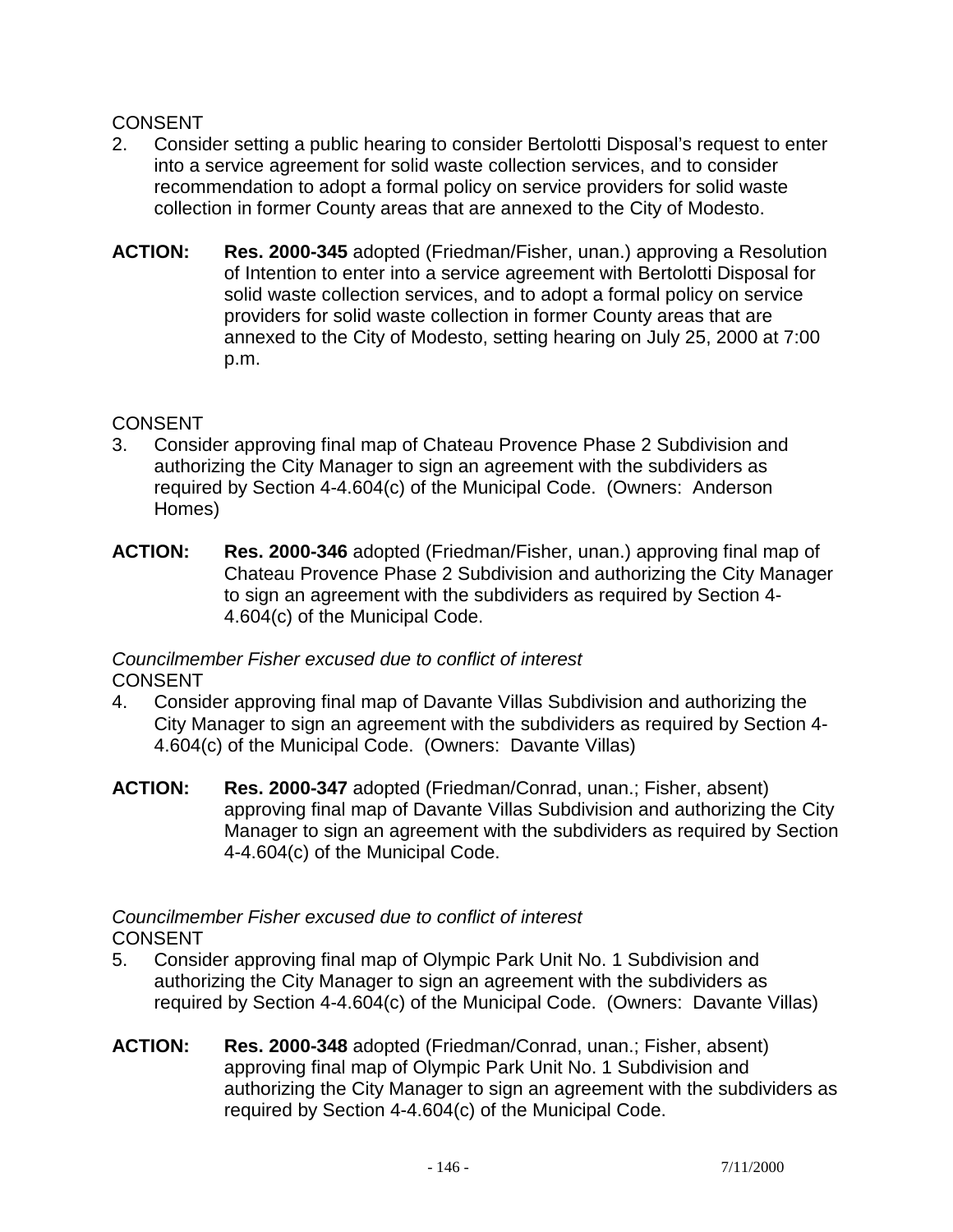CONSENT

2. Consider setting a public hearing to consider Bertolotti Disposal's request to enter into a service agreement for solid waste collection services, and to consider recommendation to adopt a formal policy on service providers for solid waste collection in former County areas that are annexed to the City of Modesto.

**ACTION:** **Res. 2000-345** adopted (Friedman/Fisher, unan.) approving a Resolution of Intention to enter into a service agreement with Bertolotti Disposal for solid waste collection services, and to adopt a formal policy on service providers for solid waste collection in former County areas that are annexed to the City of Modesto, setting hearing on July 25, 2000 at 7:00 p.m.

CONSENT

3. Consider approving final map of Chateau Provence Phase 2 Subdivision and authorizing the City Manager to sign an agreement with the subdividers as required by Section 4-4.604(c) of the Municipal Code. (Owners: Anderson Homes)

**ACTION:** **Res. 2000-346** adopted (Friedman/Fisher, unan.) approving final map of Chateau Provence Phase 2 Subdivision and authorizing the City Manager to sign an agreement with the subdividers as required by Section 4-4.604(c) of the Municipal Code.

*Councilmember Fisher excused due to conflict of interest*

CONSENT

4. Consider approving final map of Davante Villas Subdivision and authorizing the City Manager to sign an agreement with the subdividers as required by Section 4-4.604(c) of the Municipal Code. (Owners: Davante Villas)

**ACTION:** **Res. 2000-347** adopted (Friedman/Conrad, unan.; Fisher, absent) approving final map of Davante Villas Subdivision and authorizing the City Manager to sign an agreement with the subdividers as required by Section 4-4.604(c) of the Municipal Code.

*Councilmember Fisher excused due to conflict of interest*

CONSENT

5. Consider approving final map of Olympic Park Unit No. 1 Subdivision and authorizing the City Manager to sign an agreement with the subdividers as required by Section 4-4.604(c) of the Municipal Code. (Owners: Davante Villas)

**ACTION:** **Res. 2000-348** adopted (Friedman/Conrad, unan.; Fisher, absent) approving final map of Olympic Park Unit No. 1 Subdivision and authorizing the City Manager to sign an agreement with the subdividers as required by Section 4-4.604(c) of the Municipal Code.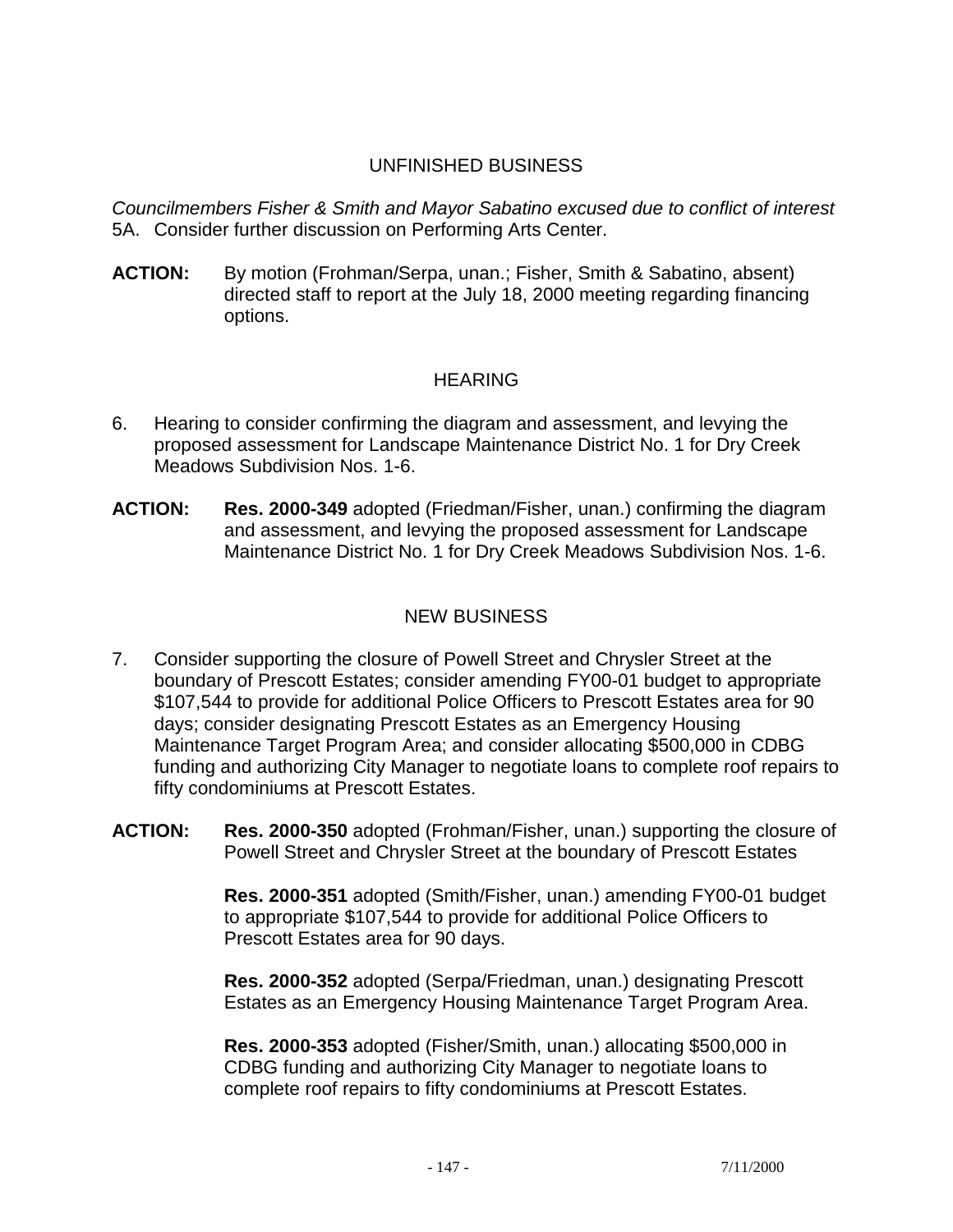## UNFINISHED BUSINESS

*Councilmembers Fisher & Smith and Mayor Sabatino excused due to conflict of interest*

5A. Consider further discussion on Performing Arts Center.

**ACTION:** By motion (Frohman/Serpa, unan.; Fisher, Smith & Sabatino, absent) directed staff to report at the July 18, 2000 meeting regarding financing options.

## HEARING

6. Hearing to consider confirming the diagram and assessment, and levying the proposed assessment for Landscape Maintenance District No. 1 for Dry Creek Meadows Subdivision Nos. 1-6.

**ACTION:** **Res. 2000-349** adopted (Friedman/Fisher, unan.) confirming the diagram and assessment, and levying the proposed assessment for Landscape Maintenance District No. 1 for Dry Creek Meadows Subdivision Nos. 1-6.

## NEW BUSINESS

7. Consider supporting the closure of Powell Street and Chrysler Street at the boundary of Prescott Estates; consider amending FY00-01 budget to appropriate $107,544 to provide for additional Police Officers to Prescott Estates area for 90 days; consider designating Prescott Estates as an Emergency Housing Maintenance Target Program Area; and consider allocating $500,000 in CDBG funding and authorizing City Manager to negotiate loans to complete roof repairs to fifty condominiums at Prescott Estates.

**ACTION:** **Res. 2000-350** adopted (Frohman/Fisher, unan.) supporting the closure of Powell Street and Chrysler Street at the boundary of Prescott Estates

**Res. 2000-351** adopted (Smith/Fisher, unan.) amending FY00-01 budget to appropriate $107,544 to provide for additional Police Officers to Prescott Estates area for 90 days.

**Res. 2000-352** adopted (Serpa/Friedman, unan.) designating Prescott Estates as an Emergency Housing Maintenance Target Program Area.

**Res. 2000-353** adopted (Fisher/Smith, unan.) allocating $500,000 in CDBG funding and authorizing City Manager to negotiate loans to complete roof repairs to fifty condominiums at Prescott Estates.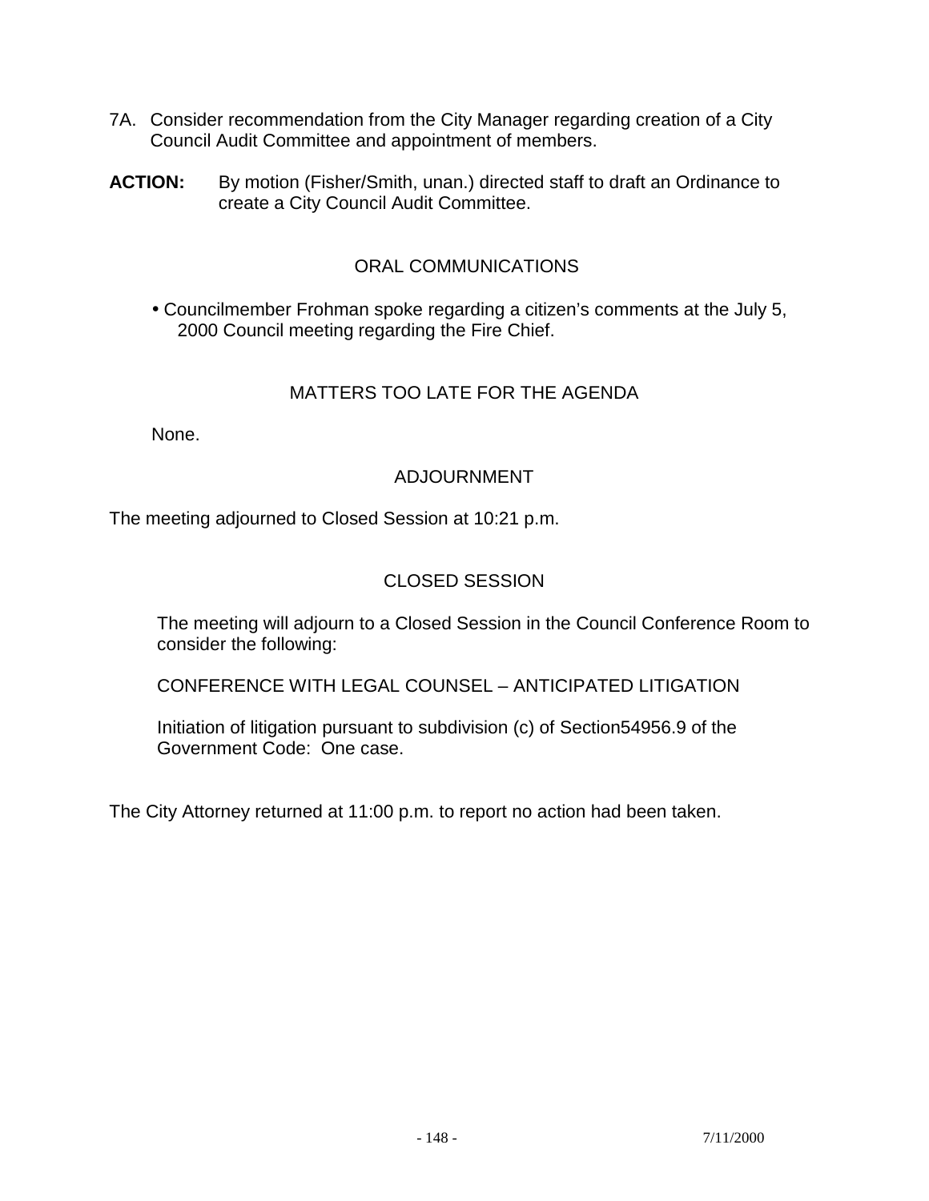7A. Consider recommendation from the City Manager regarding creation of a City Council Audit Committee and appointment of members.

**ACTION:** By motion (Fisher/Smith, unan.) directed staff to draft an Ordinance to create a City Council Audit Committee.

## ORAL COMMUNICATIONS

- Councilmember Frohman spoke regarding a citizen's comments at the July 5, 2000 Council meeting regarding the Fire Chief.

## MATTERS TOO LATE FOR THE AGENDA

None.

## ADJOURNMENT

The meeting adjourned to Closed Session at 10:21 p.m.

## CLOSED SESSION

The meeting will adjourn to a Closed Session in the Council Conference Room to consider the following:

CONFERENCE WITH LEGAL COUNSEL – ANTICIPATED LITIGATION

Initiation of litigation pursuant to subdivision (c) of Section54956.9 of the Government Code: One case.

The City Attorney returned at 11:00 p.m. to report no action had been taken.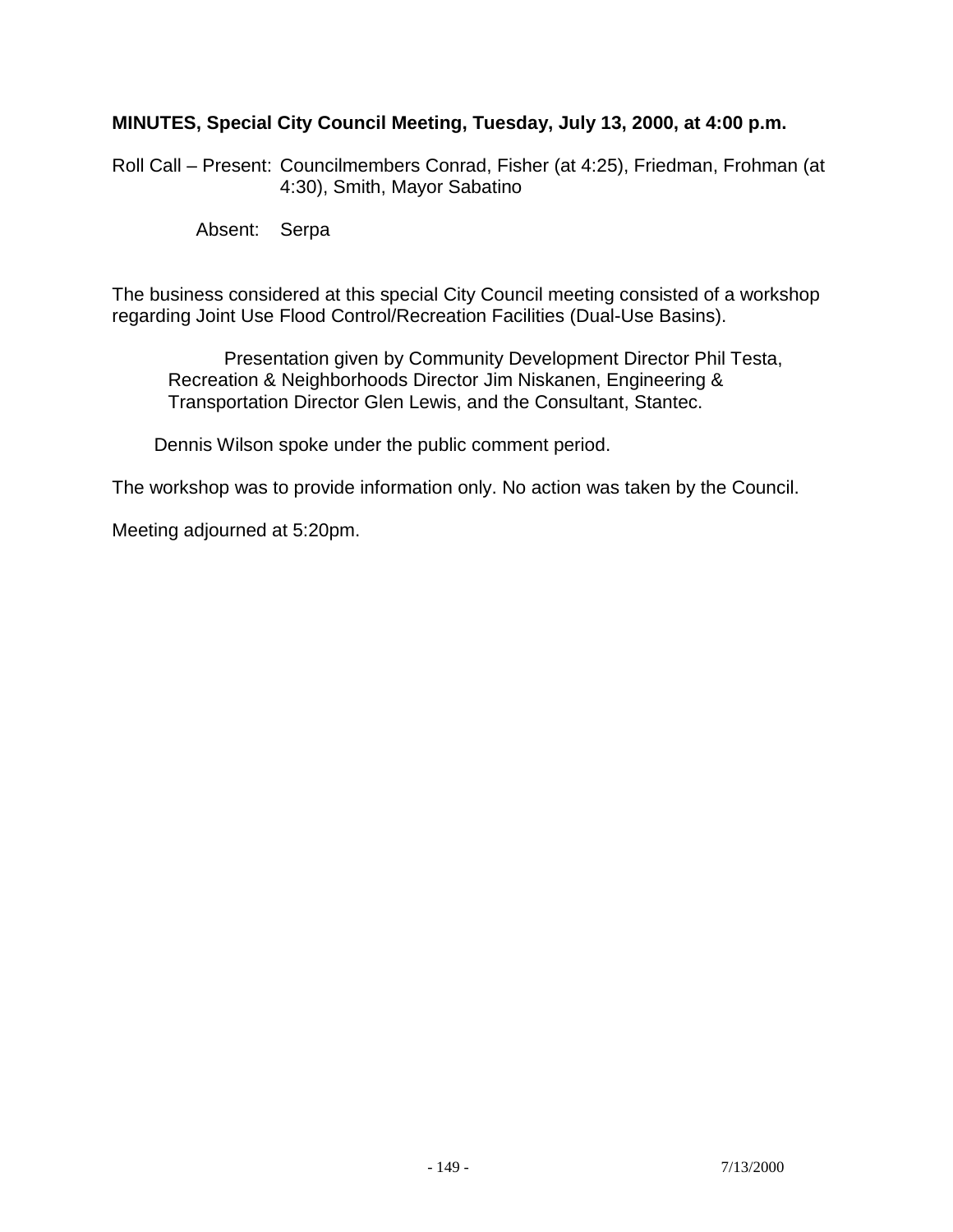**MINUTES, Special City Council Meeting, Tuesday, July 13, 2000, at 4:00 p.m.**

Roll Call – Present: Councilmembers Conrad, Fisher (at 4:25), Friedman, Frohman (at 4:30), Smith, Mayor Sabatino

Absent: Serpa

The business considered at this special City Council meeting consisted of a workshop regarding Joint Use Flood Control/Recreation Facilities (Dual-Use Basins).

Presentation given by Community Development Director Phil Testa, Recreation & Neighborhoods Director Jim Niskanen, Engineering & Transportation Director Glen Lewis, and the Consultant, Stantec.

Dennis Wilson spoke under the public comment period.

The workshop was to provide information only. No action was taken by the Council.

Meeting adjourned at 5:20pm.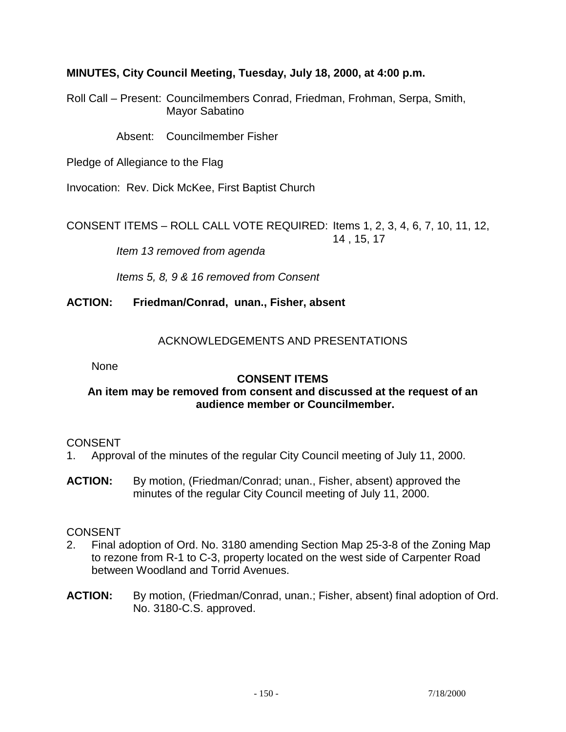**MINUTES, City Council Meeting, Tuesday, July 18, 2000, at 4:00 p.m.**

Roll Call – Present: Councilmembers Conrad, Friedman, Frohman, Serpa, Smith, Mayor Sabatino

Absent: Councilmember Fisher

Pledge of Allegiance to the Flag

Invocation: Rev. Dick McKee, First Baptist Church

CONSENT ITEMS – ROLL CALL VOTE REQUIRED: Items 1, 2, 3, 4, 6, 7, 10, 11, 12, 14 , 15, 17

*Item 13 removed from agenda*

*Items 5, 8, 9 & 16 removed from Consent*

**ACTION: Friedman/Conrad, unan., Fisher, absent**

ACKNOWLEDGEMENTS AND PRESENTATIONS

None

**CONSENT ITEMS**

**An item may be removed from consent and discussed at the request of an audience member or Councilmember.**

CONSENT

1. Approval of the minutes of the regular City Council meeting of July 11, 2000.

**ACTION:** By motion, (Friedman/Conrad; unan., Fisher, absent) approved the minutes of the regular City Council meeting of July 11, 2000.

CONSENT

2. Final adoption of Ord. No. 3180 amending Section Map 25-3-8 of the Zoning Map to rezone from R-1 to C-3, property located on the west side of Carpenter Road between Woodland and Torrid Avenues.

**ACTION:** By motion, (Friedman/Conrad, unan.; Fisher, absent) final adoption of Ord. No. 3180-C.S. approved.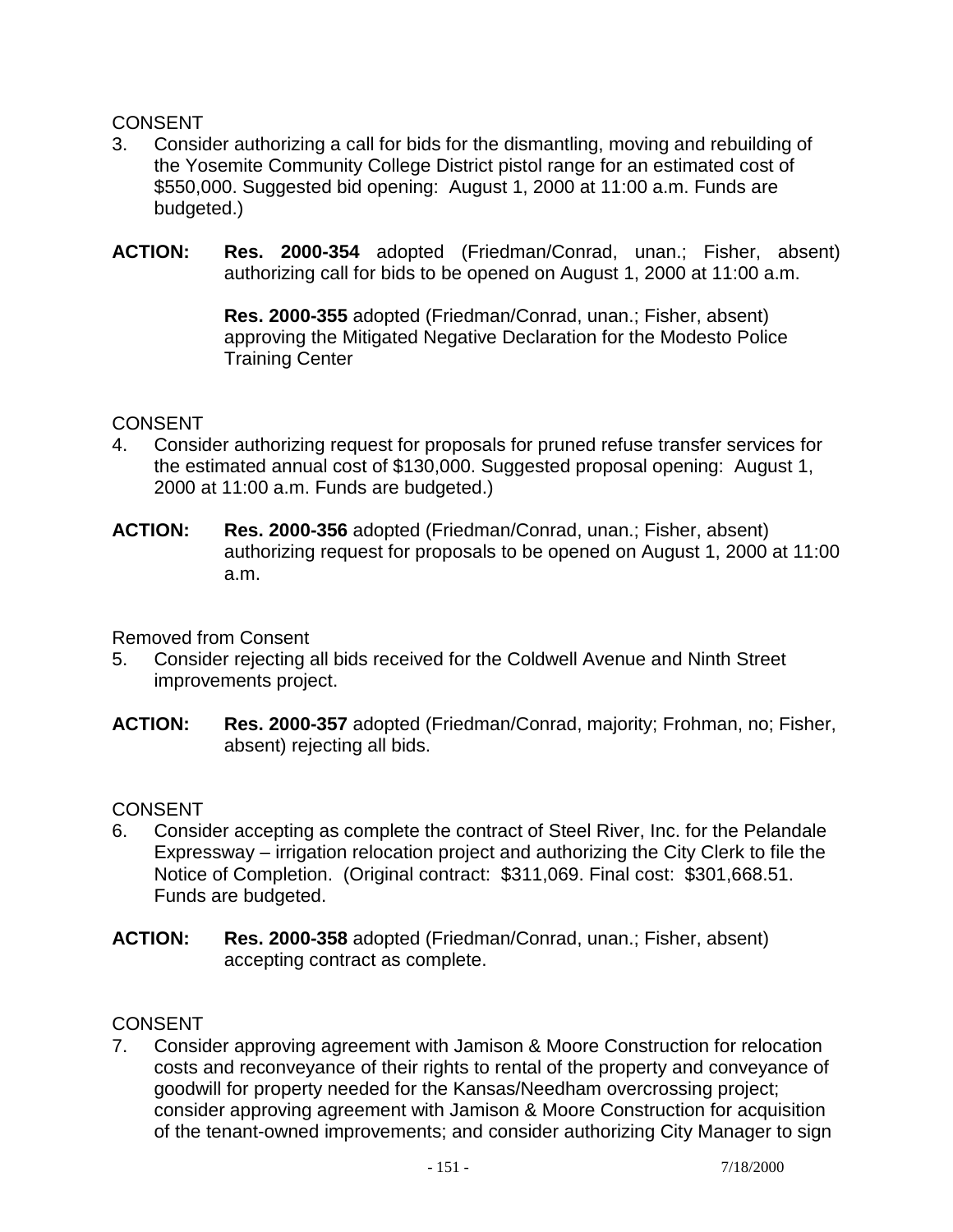CONSENT

3. Consider authorizing a call for bids for the dismantling, moving and rebuilding of the Yosemite Community College District pistol range for an estimated cost of $550,000. Suggested bid opening: August 1, 2000 at 11:00 a.m. Funds are budgeted.)

**ACTION:** **Res. 2000-354** adopted (Friedman/Conrad, unan.; Fisher, absent) authorizing call for bids to be opened on August 1, 2000 at 11:00 a.m.

**Res. 2000-355** adopted (Friedman/Conrad, unan.; Fisher, absent) approving the Mitigated Negative Declaration for the Modesto Police Training Center

CONSENT

4. Consider authorizing request for proposals for pruned refuse transfer services for the estimated annual cost of $130,000. Suggested proposal opening: August 1, 2000 at 11:00 a.m. Funds are budgeted.)

**ACTION:** **Res. 2000-356** adopted (Friedman/Conrad, unan.; Fisher, absent) authorizing request for proposals to be opened on August 1, 2000 at 11:00 a.m.

Removed from Consent

5. Consider rejecting all bids received for the Coldwell Avenue and Ninth Street improvements project.

**ACTION:** **Res. 2000-357** adopted (Friedman/Conrad, majority; Frohman, no; Fisher, absent) rejecting all bids.

CONSENT

6. Consider accepting as complete the contract of Steel River, Inc. for the Pelandale Expressway – irrigation relocation project and authorizing the City Clerk to file the Notice of Completion. (Original contract: $311,069. Final cost: $301,668.51. Funds are budgeted.

**ACTION:** **Res. 2000-358** adopted (Friedman/Conrad, unan.; Fisher, absent) accepting contract as complete.

CONSENT

7. Consider approving agreement with Jamison & Moore Construction for relocation costs and reconveyance of their rights to rental of the property and conveyance of goodwill for property needed for the Kansas/Needham overcrossing project; consider approving agreement with Jamison & Moore Construction for acquisition of the tenant-owned improvements; and consider authorizing City Manager to sign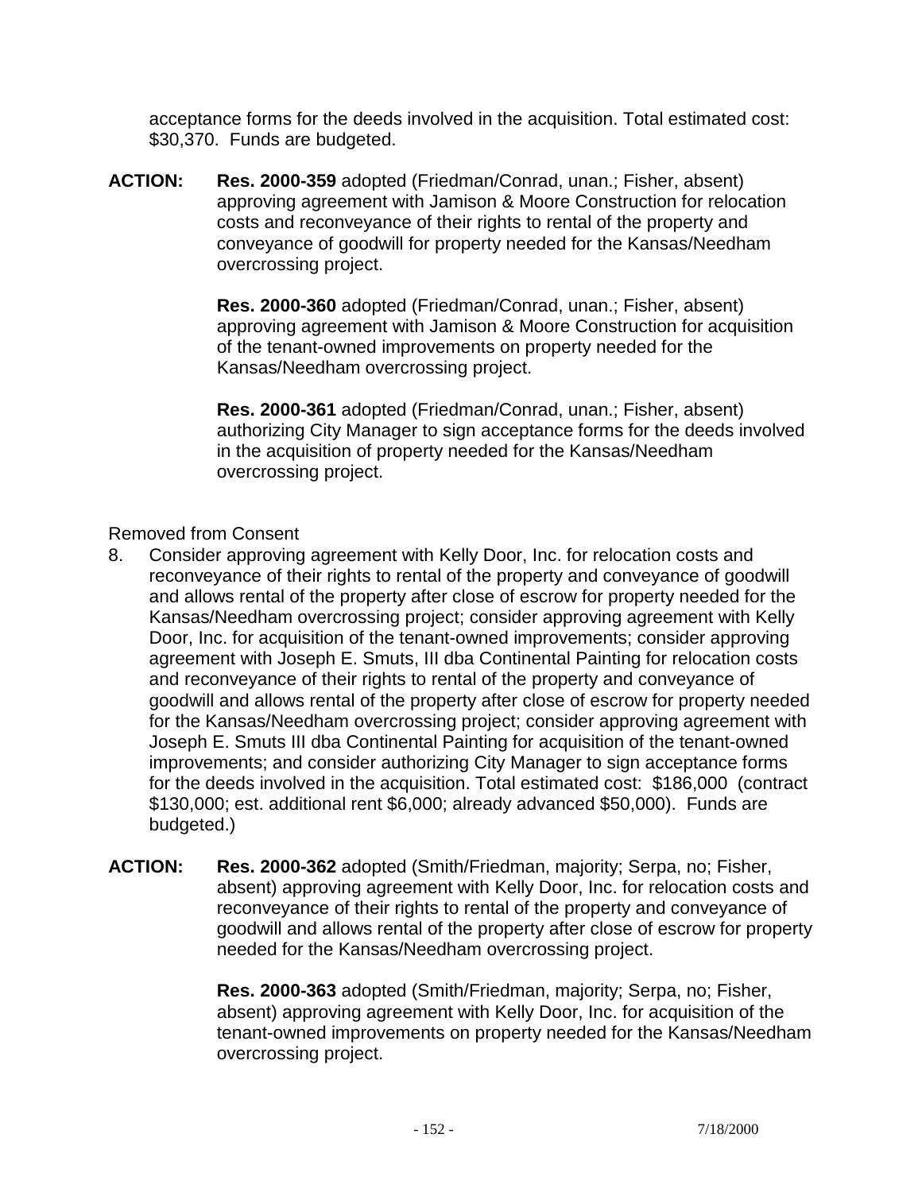acceptance forms for the deeds involved in the acquisition. Total estimated cost: $30,370. Funds are budgeted.

**ACTION:** **Res. 2000-359** adopted (Friedman/Conrad, unan.; Fisher, absent) approving agreement with Jamison & Moore Construction for relocation costs and reconveyance of their rights to rental of the property and conveyance of goodwill for property needed for the Kansas/Needham overcrossing project.

**Res. 2000-360** adopted (Friedman/Conrad, unan.; Fisher, absent) approving agreement with Jamison & Moore Construction for acquisition of the tenant-owned improvements on property needed for the Kansas/Needham overcrossing project.

**Res. 2000-361** adopted (Friedman/Conrad, unan.; Fisher, absent) authorizing City Manager to sign acceptance forms for the deeds involved in the acquisition of property needed for the Kansas/Needham overcrossing project.

Removed from Consent

8. Consider approving agreement with Kelly Door, Inc. for relocation costs and reconveyance of their rights to rental of the property and conveyance of goodwill and allows rental of the property after close of escrow for property needed for the Kansas/Needham overcrossing project; consider approving agreement with Kelly Door, Inc. for acquisition of the tenant-owned improvements; consider approving agreement with Joseph E. Smuts, III dba Continental Painting for relocation costs and reconveyance of their rights to rental of the property and conveyance of goodwill and allows rental of the property after close of escrow for property needed for the Kansas/Needham overcrossing project; consider approving agreement with Joseph E. Smuts III dba Continental Painting for acquisition of the tenant-owned improvements; and consider authorizing City Manager to sign acceptance forms for the deeds involved in the acquisition. Total estimated cost: $186,000 (contract $130,000; est. additional rent $6,000; already advanced $50,000). Funds are budgeted.)

**ACTION:** **Res. 2000-362** adopted (Smith/Friedman, majority; Serpa, no; Fisher, absent) approving agreement with Kelly Door, Inc. for relocation costs and reconveyance of their rights to rental of the property and conveyance of goodwill and allows rental of the property after close of escrow for property needed for the Kansas/Needham overcrossing project.

**Res. 2000-363** adopted (Smith/Friedman, majority; Serpa, no; Fisher, absent) approving agreement with Kelly Door, Inc. for acquisition of the tenant-owned improvements on property needed for the Kansas/Needham overcrossing project.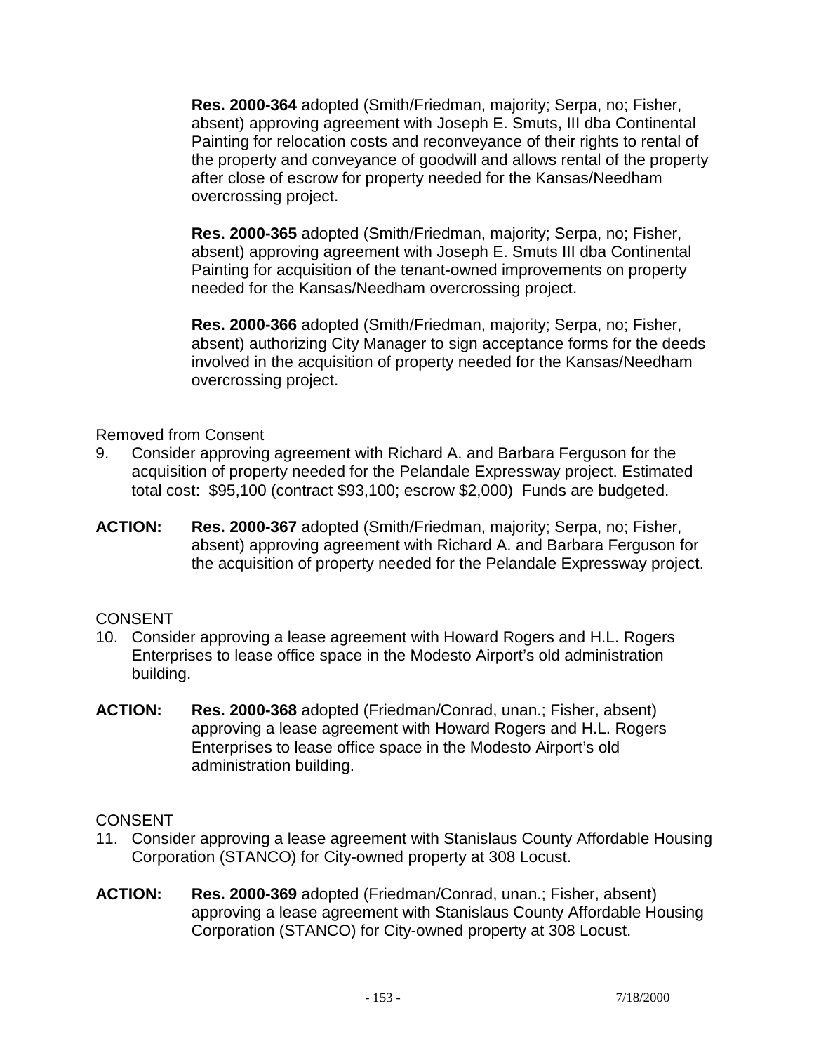**Res. 2000-364** adopted (Smith/Friedman, majority; Serpa, no; Fisher, absent) approving agreement with Joseph E. Smuts, III dba Continental Painting for relocation costs and reconveyance of their rights to rental of the property and conveyance of goodwill and allows rental of the property after close of escrow for property needed for the Kansas/Needham overcrossing project.

**Res. 2000-365** adopted (Smith/Friedman, majority; Serpa, no; Fisher, absent) approving agreement with Joseph E. Smuts III dba Continental Painting for acquisition of the tenant-owned improvements on property needed for the Kansas/Needham overcrossing project.

**Res. 2000-366** adopted (Smith/Friedman, majority; Serpa, no; Fisher, absent) authorizing City Manager to sign acceptance forms for the deeds involved in the acquisition of property needed for the Kansas/Needham overcrossing project.

Removed from Consent

9. Consider approving agreement with Richard A. and Barbara Ferguson for the acquisition of property needed for the Pelandale Expressway project. Estimated total cost: $95,100 (contract $93,100; escrow $2,000) Funds are budgeted.

**ACTION:** **Res. 2000-367** adopted (Smith/Friedman, majority; Serpa, no; Fisher, absent) approving agreement with Richard A. and Barbara Ferguson for the acquisition of property needed for the Pelandale Expressway project.

CONSENT

10. Consider approving a lease agreement with Howard Rogers and H.L. Rogers Enterprises to lease office space in the Modesto Airport's old administration building.

**ACTION:** **Res. 2000-368** adopted (Friedman/Conrad, unan.; Fisher, absent) approving a lease agreement with Howard Rogers and H.L. Rogers Enterprises to lease office space in the Modesto Airport's old administration building.

CONSENT

11. Consider approving a lease agreement with Stanislaus County Affordable Housing Corporation (STANCO) for City-owned property at 308 Locust.

**ACTION:** **Res. 2000-369** adopted (Friedman/Conrad, unan.; Fisher, absent) approving a lease agreement with Stanislaus County Affordable Housing Corporation (STANCO) for City-owned property at 308 Locust.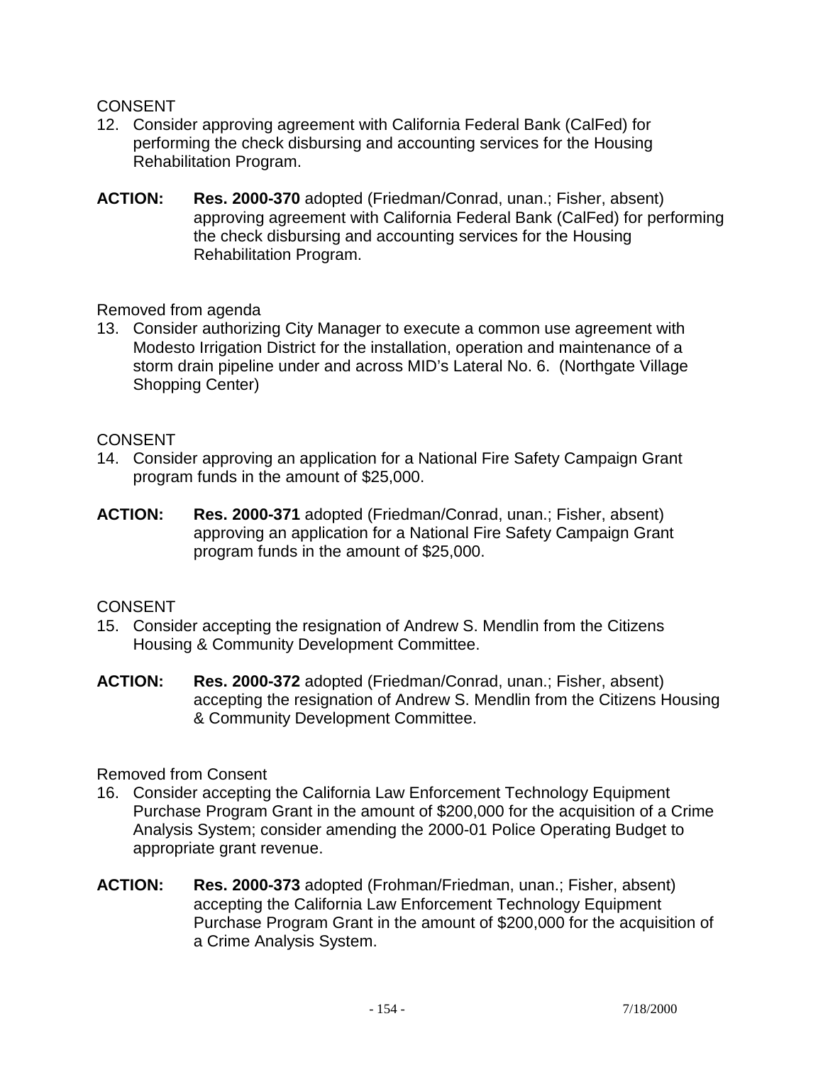CONSENT

12. Consider approving agreement with California Federal Bank (CalFed) for performing the check disbursing and accounting services for the Housing Rehabilitation Program.

**ACTION:** **Res. 2000-370** adopted (Friedman/Conrad, unan.; Fisher, absent) approving agreement with California Federal Bank (CalFed) for performing the check disbursing and accounting services for the Housing Rehabilitation Program.

Removed from agenda

13. Consider authorizing City Manager to execute a common use agreement with Modesto Irrigation District for the installation, operation and maintenance of a storm drain pipeline under and across MID's Lateral No. 6. (Northgate Village Shopping Center)

CONSENT

14. Consider approving an application for a National Fire Safety Campaign Grant program funds in the amount of $25,000.

**ACTION:** **Res. 2000-371** adopted (Friedman/Conrad, unan.; Fisher, absent) approving an application for a National Fire Safety Campaign Grant program funds in the amount of $25,000.

CONSENT

15. Consider accepting the resignation of Andrew S. Mendlin from the Citizens Housing & Community Development Committee.

**ACTION:** **Res. 2000-372** adopted (Friedman/Conrad, unan.; Fisher, absent) accepting the resignation of Andrew S. Mendlin from the Citizens Housing & Community Development Committee.

Removed from Consent

16. Consider accepting the California Law Enforcement Technology Equipment Purchase Program Grant in the amount of $200,000 for the acquisition of a Crime Analysis System; consider amending the 2000-01 Police Operating Budget to appropriate grant revenue.

**ACTION:** **Res. 2000-373** adopted (Frohman/Friedman, unan.; Fisher, absent) accepting the California Law Enforcement Technology Equipment Purchase Program Grant in the amount of $200,000 for the acquisition of a Crime Analysis System.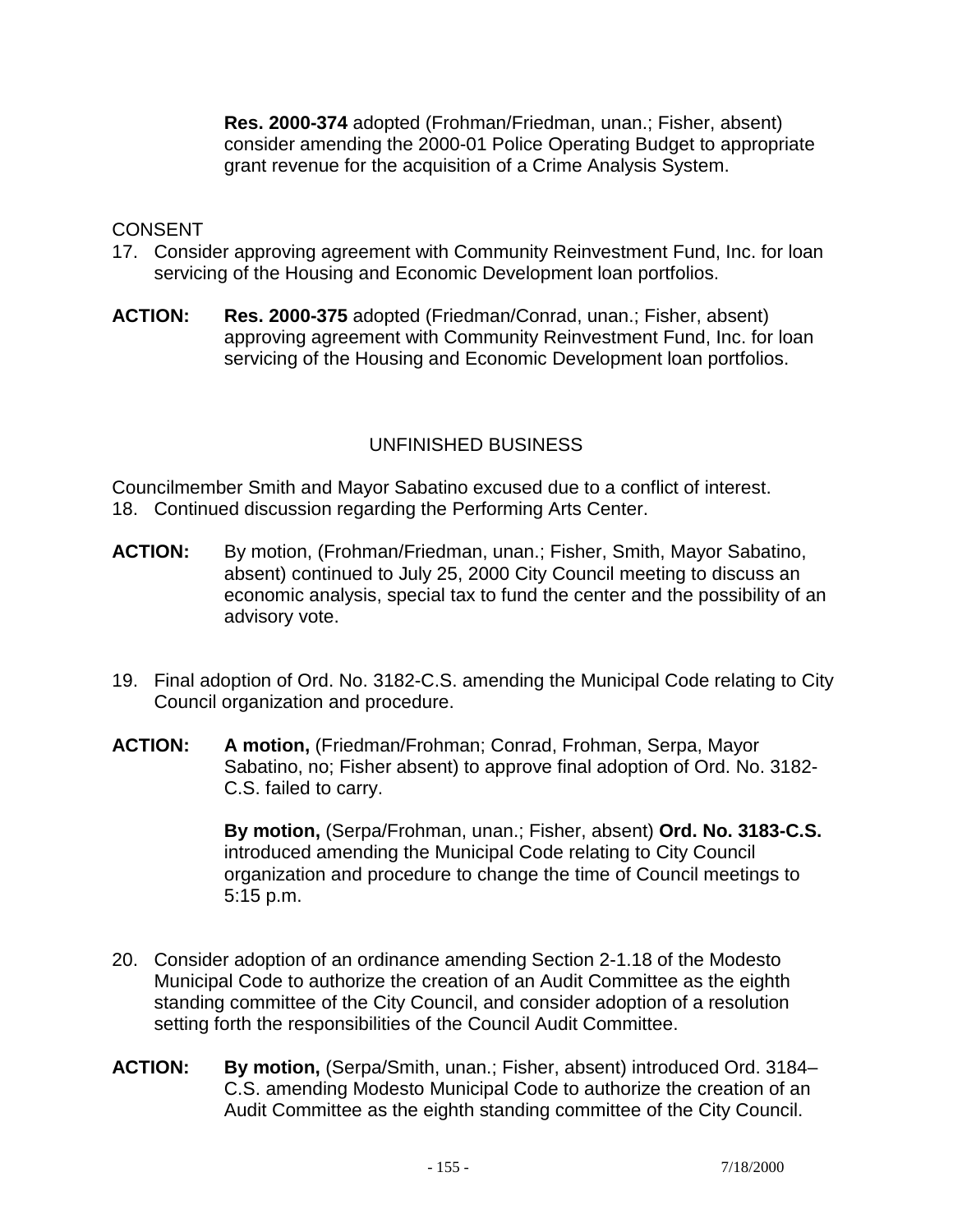**Res. 2000-374** adopted (Frohman/Friedman, unan.; Fisher, absent) consider amending the 2000-01 Police Operating Budget to appropriate grant revenue for the acquisition of a Crime Analysis System.

CONSENT

17. Consider approving agreement with Community Reinvestment Fund, Inc. for loan servicing of the Housing and Economic Development loan portfolios.

**ACTION:** **Res. 2000-375** adopted (Friedman/Conrad, unan.; Fisher, absent) approving agreement with Community Reinvestment Fund, Inc. for loan servicing of the Housing and Economic Development loan portfolios.

UNFINISHED BUSINESS

Councilmember Smith and Mayor Sabatino excused due to a conflict of interest.

18. Continued discussion regarding the Performing Arts Center.

**ACTION:** By motion, (Frohman/Friedman, unan.; Fisher, Smith, Mayor Sabatino, absent) continued to July 25, 2000 City Council meeting to discuss an economic analysis, special tax to fund the center and the possibility of an advisory vote.

19. Final adoption of Ord. No. 3182-C.S. amending the Municipal Code relating to City Council organization and procedure.

**ACTION:** **A motion,** (Friedman/Frohman; Conrad, Frohman, Serpa, Mayor Sabatino, no; Fisher absent) to approve final adoption of Ord. No. 3182-C.S. failed to carry.

**By motion,** (Serpa/Frohman, unan.; Fisher, absent) **Ord. No. 3183-C.S.** introduced amending the Municipal Code relating to City Council organization and procedure to change the time of Council meetings to 5:15 p.m.

20. Consider adoption of an ordinance amending Section 2-1.18 of the Modesto Municipal Code to authorize the creation of an Audit Committee as the eighth standing committee of the City Council, and consider adoption of a resolution setting forth the responsibilities of the Council Audit Committee.

**ACTION:** **By motion,** (Serpa/Smith, unan.; Fisher, absent) introduced Ord. 3184–C.S. amending Modesto Municipal Code to authorize the creation of an Audit Committee as the eighth standing committee of the City Council.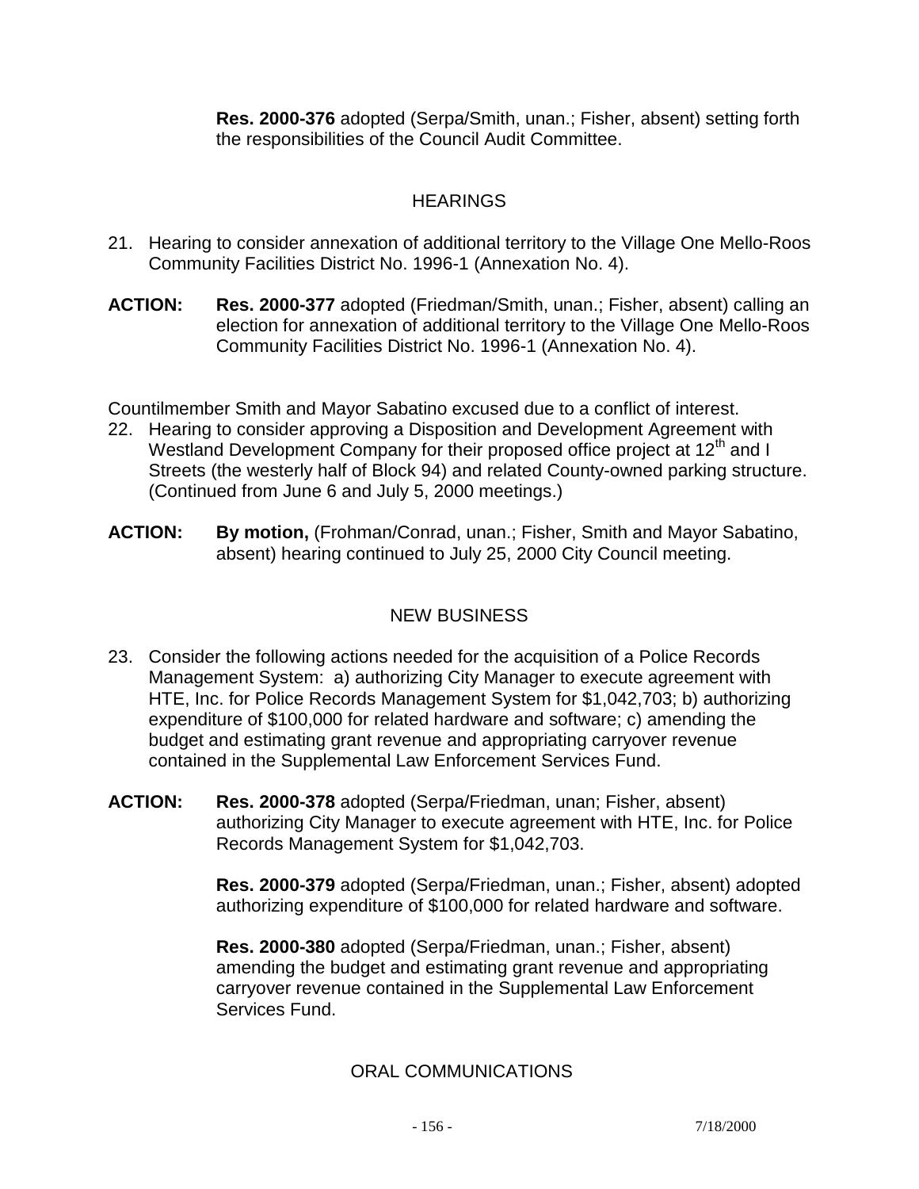**Res. 2000-376** adopted (Serpa/Smith, unan.; Fisher, absent) setting forth the responsibilities of the Council Audit Committee.

## HEARINGS

21. Hearing to consider annexation of additional territory to the Village One Mello-Roos Community Facilities District No. 1996-1 (Annexation No. 4).

**ACTION:** **Res. 2000-377** adopted (Friedman/Smith, unan.; Fisher, absent) calling an election for annexation of additional territory to the Village One Mello-Roos Community Facilities District No. 1996-1 (Annexation No. 4).

Countilmember Smith and Mayor Sabatino excused due to a conflict of interest.

22. Hearing to consider approving a Disposition and Development Agreement with Westland Development Company for their proposed office project at 12th and I Streets (the westerly half of Block 94) and related County-owned parking structure. (Continued from June 6 and July 5, 2000 meetings.)

**ACTION:** **By motion,** (Frohman/Conrad, unan.; Fisher, Smith and Mayor Sabatino, absent) hearing continued to July 25, 2000 City Council meeting.

## NEW BUSINESS

23. Consider the following actions needed for the acquisition of a Police Records Management System: a) authorizing City Manager to execute agreement with HTE, Inc. for Police Records Management System for $1,042,703; b) authorizing expenditure of $100,000 for related hardware and software; c) amending the budget and estimating grant revenue and appropriating carryover revenue contained in the Supplemental Law Enforcement Services Fund.

**ACTION:** **Res. 2000-378** adopted (Serpa/Friedman, unan; Fisher, absent) authorizing City Manager to execute agreement with HTE, Inc. for Police Records Management System for $1,042,703.

**Res. 2000-379** adopted (Serpa/Friedman, unan.; Fisher, absent) adopted authorizing expenditure of $100,000 for related hardware and software.

**Res. 2000-380** adopted (Serpa/Friedman, unan.; Fisher, absent) amending the budget and estimating grant revenue and appropriating carryover revenue contained in the Supplemental Law Enforcement Services Fund.

## ORAL COMMUNICATIONS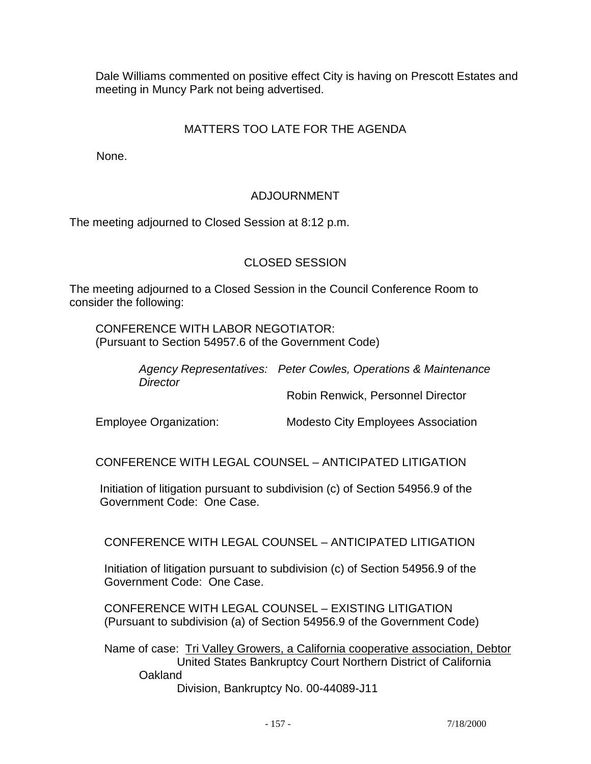Dale Williams commented on positive effect City is having on Prescott Estates and meeting in Muncy Park not being advertised.

## MATTERS TOO LATE FOR THE AGENDA

None.

## ADJOURNMENT

The meeting adjourned to Closed Session at 8:12 p.m.

## CLOSED SESSION

The meeting adjourned to a Closed Session in the Council Conference Room to consider the following:

CONFERENCE WITH LABOR NEGOTIATOR:
(Pursuant to Section 54957.6 of the Government Code)

*Agency Representatives: Peter Cowles, Operations & Maintenance Director*
Robin Renwick, Personnel Director

Employee Organization: Modesto City Employees Association

CONFERENCE WITH LEGAL COUNSEL – ANTICIPATED LITIGATION

Initiation of litigation pursuant to subdivision (c) of Section 54956.9 of the Government Code: One Case.

CONFERENCE WITH LEGAL COUNSEL – ANTICIPATED LITIGATION

Initiation of litigation pursuant to subdivision (c) of Section 54956.9 of the Government Code: One Case.

CONFERENCE WITH LEGAL COUNSEL – EXISTING LITIGATION
(Pursuant to subdivision (a) of Section 54956.9 of the Government Code)

Name of case: Tri Valley Growers, a California cooperative association, Debtor
United States Bankruptcy Court Northern District of California Oakland
Division, Bankruptcy No. 00-44089-J11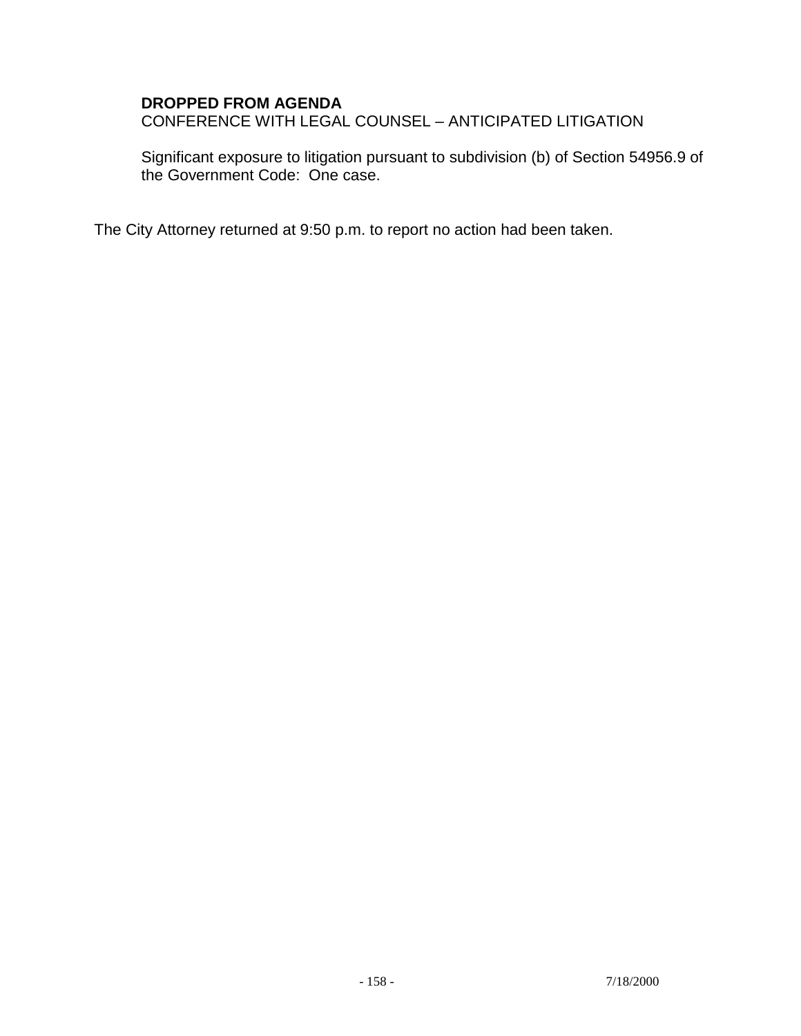**DROPPED FROM AGENDA**
CONFERENCE WITH LEGAL COUNSEL – ANTICIPATED LITIGATION

Significant exposure to litigation pursuant to subdivision (b) of Section 54956.9 of the Government Code: One case.

The City Attorney returned at 9:50 p.m. to report no action had been taken.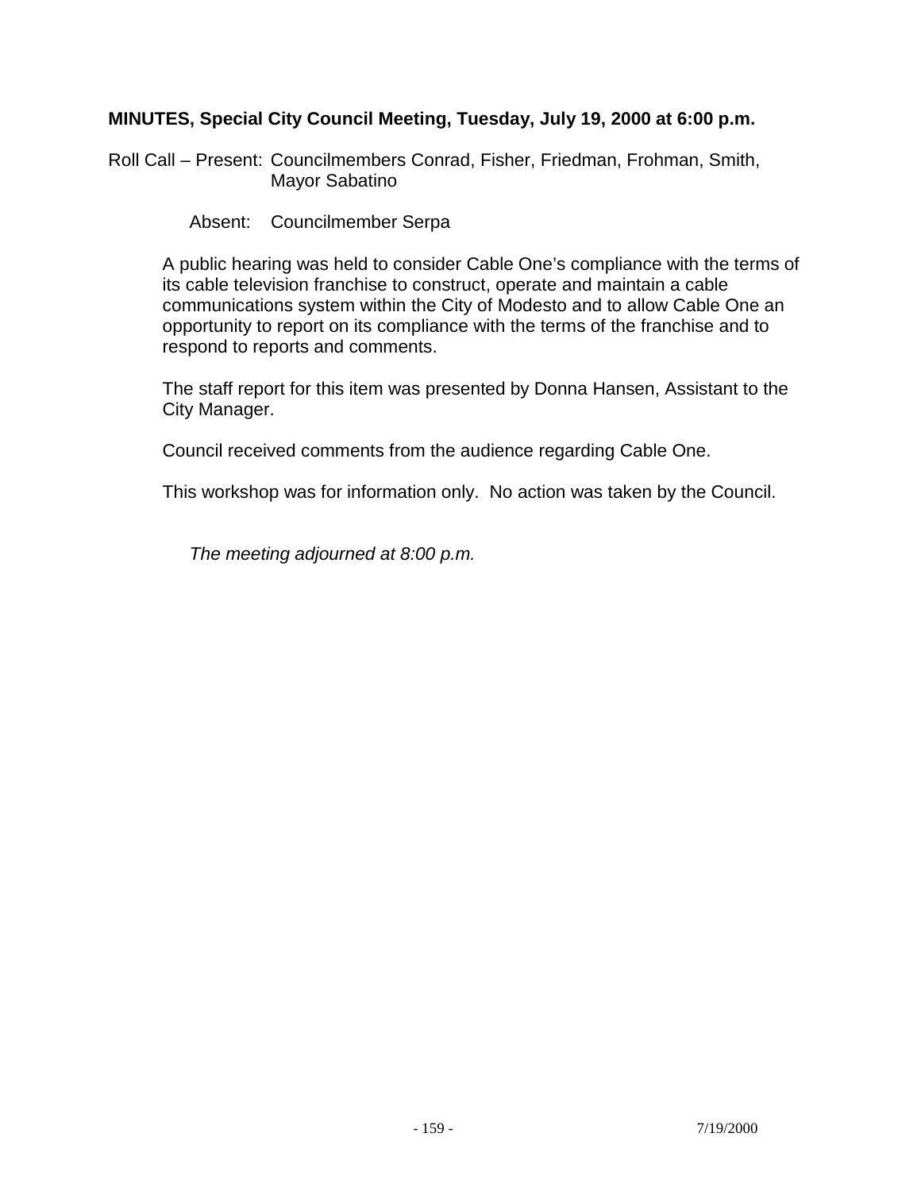**MINUTES, Special City Council Meeting, Tuesday, July 19, 2000 at 6:00 p.m.**

Roll Call – Present: Councilmembers Conrad, Fisher, Friedman, Frohman, Smith, Mayor Sabatino

Absent: Councilmember Serpa

A public hearing was held to consider Cable One's compliance with the terms of its cable television franchise to construct, operate and maintain a cable communications system within the City of Modesto and to allow Cable One an opportunity to report on its compliance with the terms of the franchise and to respond to reports and comments.

The staff report for this item was presented by Donna Hansen, Assistant to the City Manager.

Council received comments from the audience regarding Cable One.

This workshop was for information only. No action was taken by the Council.

*The meeting adjourned at 8:00 p.m.*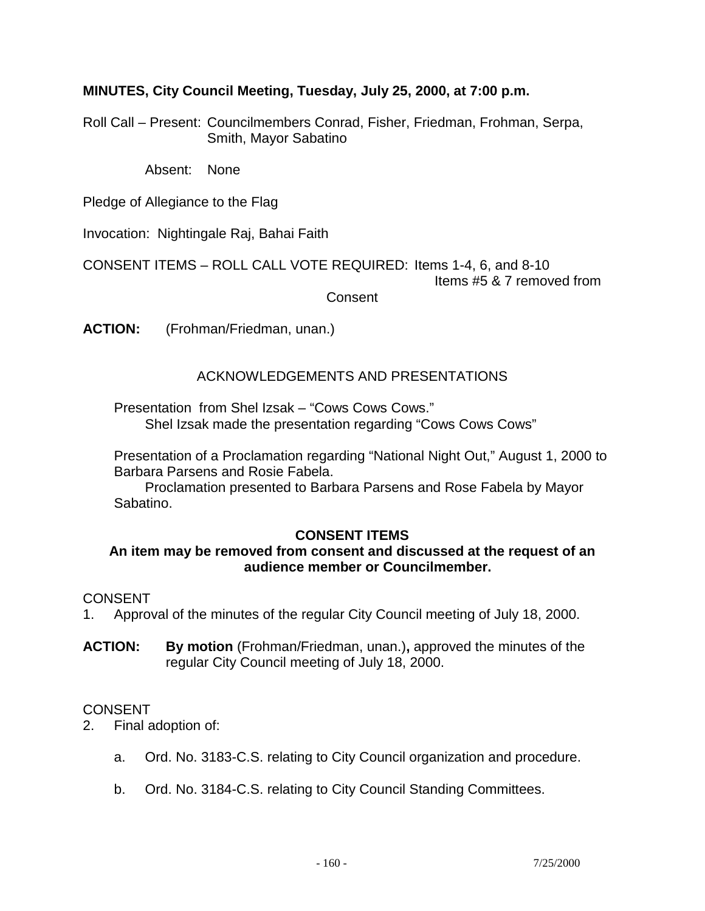**MINUTES, City Council Meeting, Tuesday, July 25, 2000, at 7:00 p.m.**

Roll Call – Present: Councilmembers Conrad, Fisher, Friedman, Frohman, Serpa, Smith, Mayor Sabatino

Absent: None

Pledge of Allegiance to the Flag

Invocation: Nightingale Raj, Bahai Faith

CONSENT ITEMS – ROLL CALL VOTE REQUIRED: Items 1-4, 6, and 8-10
Items #5 & 7 removed from Consent

**ACTION:** (Frohman/Friedman, unan.)

ACKNOWLEDGEMENTS AND PRESENTATIONS

Presentation from Shel Izsak – "Cows Cows Cows."
Shel Izsak made the presentation regarding "Cows Cows Cows"

Presentation of a Proclamation regarding "National Night Out," August 1, 2000 to Barbara Parsens and Rosie Fabela.
Proclamation presented to Barbara Parsens and Rose Fabela by Mayor Sabatino.

**CONSENT ITEMS**
**An item may be removed from consent and discussed at the request of an audience member or Councilmember.**

CONSENT
1. Approval of the minutes of the regular City Council meeting of July 18, 2000.

**ACTION:** **By motion** (Frohman/Friedman, unan.)**,** approved the minutes of the regular City Council meeting of July 18, 2000.

CONSENT
2. Final adoption of:

   a. Ord. No. 3183-C.S. relating to City Council organization and procedure.

   b. Ord. No. 3184-C.S. relating to City Council Standing Committees.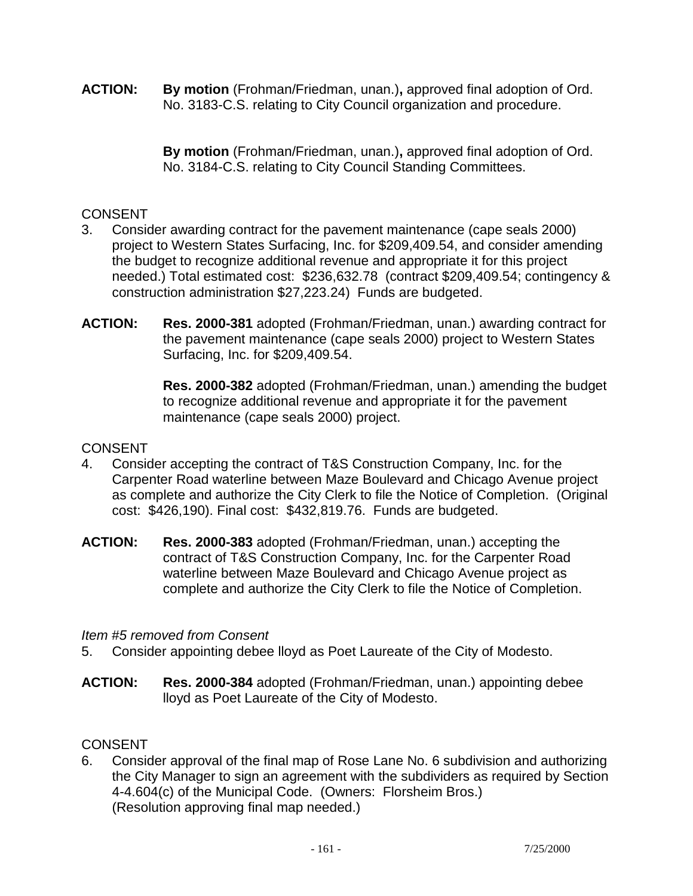**ACTION:** **By motion** (Frohman/Friedman, unan.)**,** approved final adoption of Ord. No. 3183-C.S. relating to City Council organization and procedure.

**By motion** (Frohman/Friedman, unan.)**,** approved final adoption of Ord. No. 3184-C.S. relating to City Council Standing Committees.

CONSENT

3. Consider awarding contract for the pavement maintenance (cape seals 2000) project to Western States Surfacing, Inc. for $209,409.54, and consider amending the budget to recognize additional revenue and appropriate it for this project needed.) Total estimated cost: $236,632.78 (contract $209,409.54; contingency & construction administration $27,223.24) Funds are budgeted.

**ACTION:** **Res. 2000-381** adopted (Frohman/Friedman, unan.) awarding contract for the pavement maintenance (cape seals 2000) project to Western States Surfacing, Inc. for $209,409.54.

**Res. 2000-382** adopted (Frohman/Friedman, unan.) amending the budget to recognize additional revenue and appropriate it for the pavement maintenance (cape seals 2000) project.

CONSENT

4. Consider accepting the contract of T&S Construction Company, Inc. for the Carpenter Road waterline between Maze Boulevard and Chicago Avenue project as complete and authorize the City Clerk to file the Notice of Completion. (Original cost: $426,190). Final cost: $432,819.76. Funds are budgeted.

**ACTION:** **Res. 2000-383** adopted (Frohman/Friedman, unan.) accepting the contract of T&S Construction Company, Inc. for the Carpenter Road waterline between Maze Boulevard and Chicago Avenue project as complete and authorize the City Clerk to file the Notice of Completion.

*Item #5 removed from Consent*

5. Consider appointing debee lloyd as Poet Laureate of the City of Modesto.

**ACTION:** **Res. 2000-384** adopted (Frohman/Friedman, unan.) appointing debee lloyd as Poet Laureate of the City of Modesto.

CONSENT

6. Consider approval of the final map of Rose Lane No. 6 subdivision and authorizing the City Manager to sign an agreement with the subdividers as required by Section 4-4.604(c) of the Municipal Code. (Owners: Florsheim Bros.) (Resolution approving final map needed.)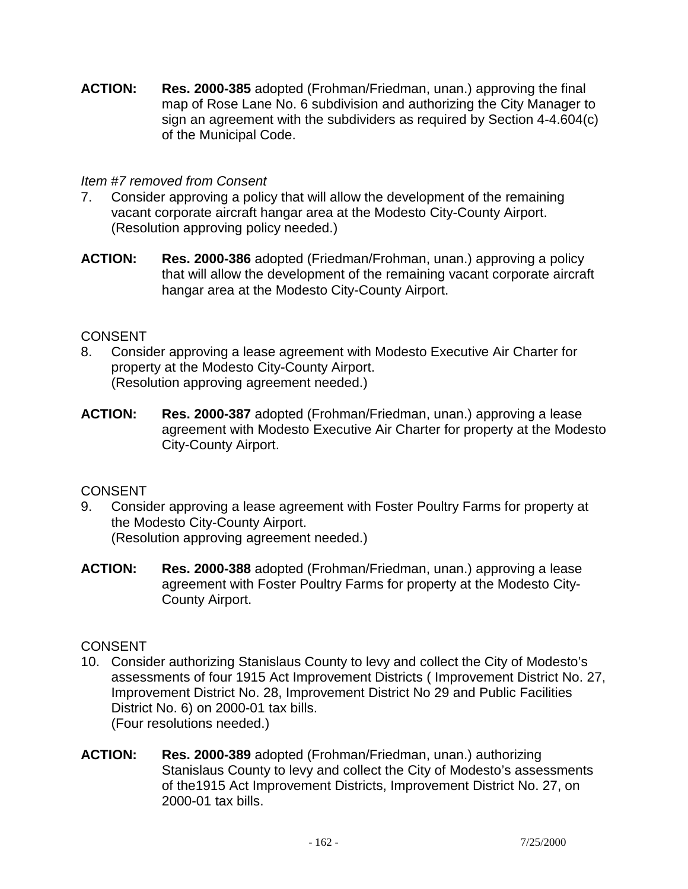**ACTION:** **Res. 2000-385** adopted (Frohman/Friedman, unan.) approving the final map of Rose Lane No. 6 subdivision and authorizing the City Manager to sign an agreement with the subdividers as required by Section 4-4.604(c) of the Municipal Code.

*Item #7 removed from Consent*

7. Consider approving a policy that will allow the development of the remaining vacant corporate aircraft hangar area at the Modesto City-County Airport. (Resolution approving policy needed.)

**ACTION:** **Res. 2000-386** adopted (Friedman/Frohman, unan.) approving a policy that will allow the development of the remaining vacant corporate aircraft hangar area at the Modesto City-County Airport.

CONSENT

8. Consider approving a lease agreement with Modesto Executive Air Charter for property at the Modesto City-County Airport.
(Resolution approving agreement needed.)

**ACTION:** **Res. 2000-387** adopted (Frohman/Friedman, unan.) approving a lease agreement with Modesto Executive Air Charter for property at the Modesto City-County Airport.

CONSENT

9. Consider approving a lease agreement with Foster Poultry Farms for property at the Modesto City-County Airport.
(Resolution approving agreement needed.)

**ACTION:** **Res. 2000-388** adopted (Frohman/Friedman, unan.) approving a lease agreement with Foster Poultry Farms for property at the Modesto City-County Airport.

CONSENT

10. Consider authorizing Stanislaus County to levy and collect the City of Modesto's assessments of four 1915 Act Improvement Districts ( Improvement District No. 27, Improvement District No. 28, Improvement District No 29 and Public Facilities District No. 6) on 2000-01 tax bills.
(Four resolutions needed.)

**ACTION:** **Res. 2000-389** adopted (Frohman/Friedman, unan.) authorizing Stanislaus County to levy and collect the City of Modesto's assessments of the1915 Act Improvement Districts, Improvement District No. 27, on 2000-01 tax bills.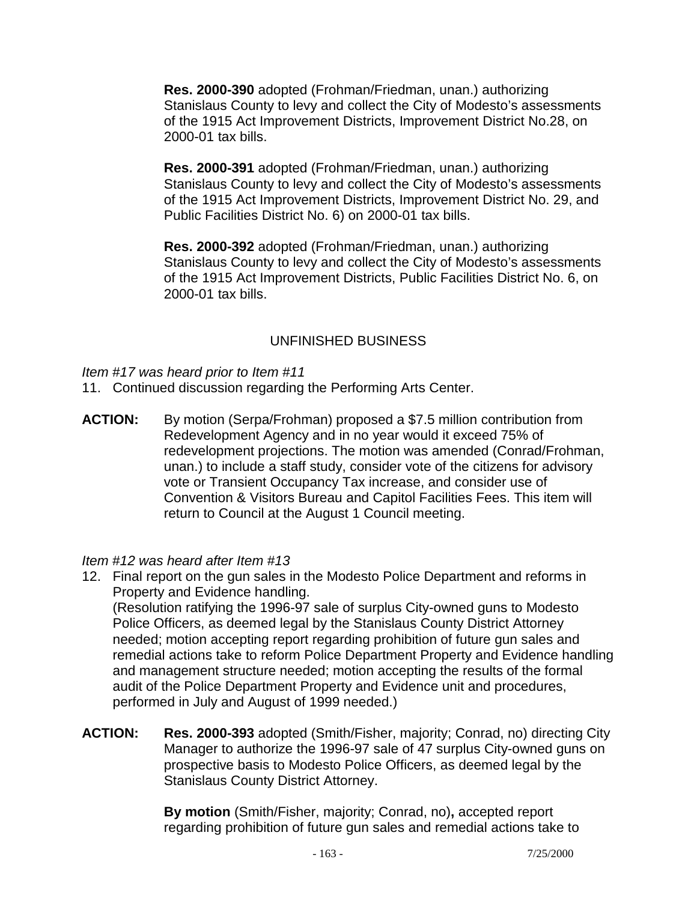**Res. 2000-390** adopted (Frohman/Friedman, unan.) authorizing Stanislaus County to levy and collect the City of Modesto's assessments of the 1915 Act Improvement Districts, Improvement District No.28, on 2000-01 tax bills.

**Res. 2000-391** adopted (Frohman/Friedman, unan.) authorizing Stanislaus County to levy and collect the City of Modesto's assessments of the 1915 Act Improvement Districts, Improvement District No. 29, and Public Facilities District No. 6) on 2000-01 tax bills.

**Res. 2000-392** adopted (Frohman/Friedman, unan.) authorizing Stanislaus County to levy and collect the City of Modesto's assessments of the 1915 Act Improvement Districts, Public Facilities District No. 6, on 2000-01 tax bills.

## UNFINISHED BUSINESS

*Item #17 was heard prior to Item #11*

11. Continued discussion regarding the Performing Arts Center.

**ACTION:** By motion (Serpa/Frohman) proposed a $7.5 million contribution from Redevelopment Agency and in no year would it exceed 75% of redevelopment projections. The motion was amended (Conrad/Frohman, unan.) to include a staff study, consider vote of the citizens for advisory vote or Transient Occupancy Tax increase, and consider use of Convention & Visitors Bureau and Capitol Facilities Fees. This item will return to Council at the August 1 Council meeting.

*Item #12 was heard after Item #13*

12. Final report on the gun sales in the Modesto Police Department and reforms in Property and Evidence handling.
    (Resolution ratifying the 1996-97 sale of surplus City-owned guns to Modesto Police Officers, as deemed legal by the Stanislaus County District Attorney needed; motion accepting report regarding prohibition of future gun sales and remedial actions take to reform Police Department Property and Evidence handling and management structure needed; motion accepting the results of the formal audit of the Police Department Property and Evidence unit and procedures, performed in July and August of 1999 needed.)

**ACTION:** **Res. 2000-393** adopted (Smith/Fisher, majority; Conrad, no) directing City Manager to authorize the 1996-97 sale of 47 surplus City-owned guns on prospective basis to Modesto Police Officers, as deemed legal by the Stanislaus County District Attorney.

**By motion** (Smith/Fisher, majority; Conrad, no)**,** accepted report regarding prohibition of future gun sales and remedial actions take to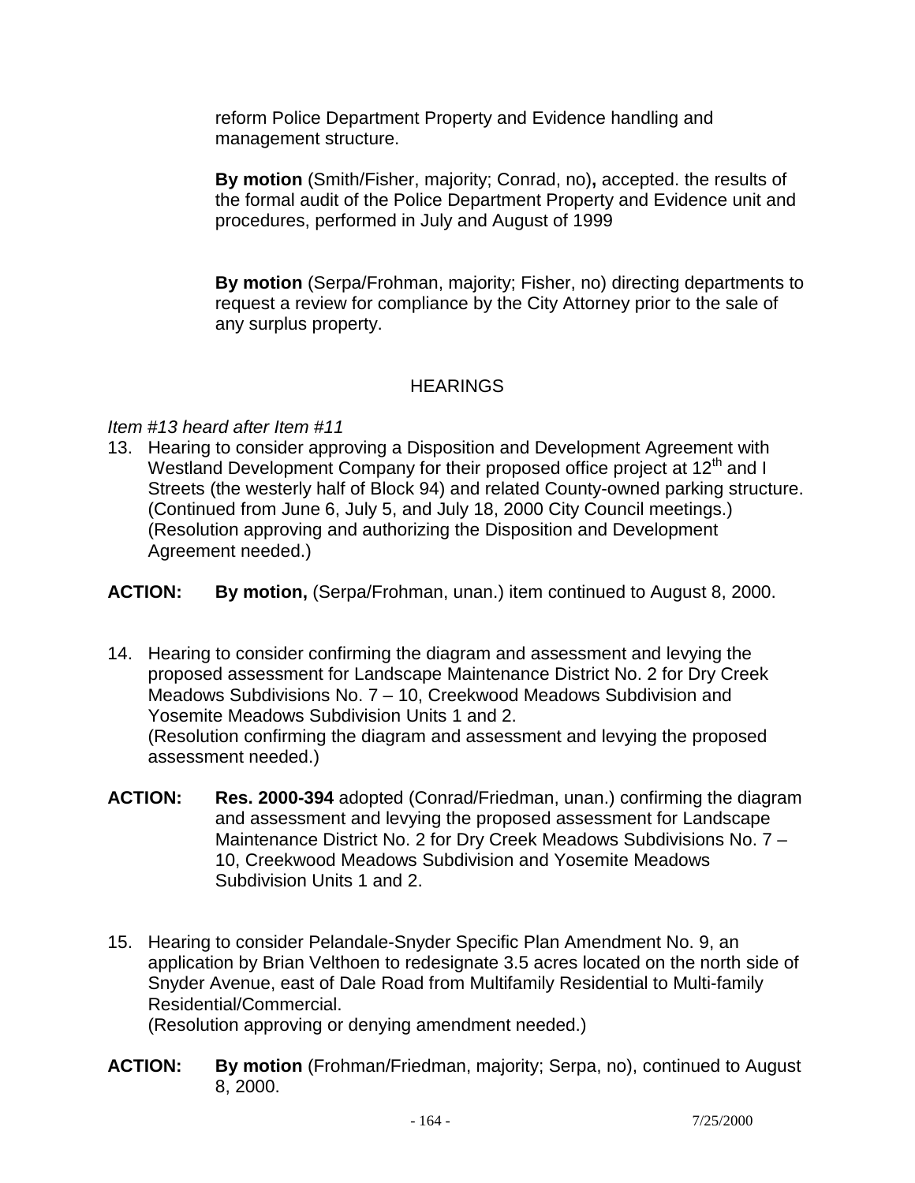reform Police Department Property and Evidence handling and management structure.

**By motion** (Smith/Fisher, majority; Conrad, no)**,** accepted. the results of the formal audit of the Police Department Property and Evidence unit and procedures, performed in July and August of 1999

**By motion** (Serpa/Frohman, majority; Fisher, no) directing departments to request a review for compliance by the City Attorney prior to the sale of any surplus property.

## HEARINGS

*Item #13 heard after Item #11*

13. Hearing to consider approving a Disposition and Development Agreement with Westland Development Company for their proposed office project at 12th and I Streets (the westerly half of Block 94) and related County-owned parking structure. (Continued from June 6, July 5, and July 18, 2000 City Council meetings.) (Resolution approving and authorizing the Disposition and Development Agreement needed.)

**ACTION:** **By motion,** (Serpa/Frohman, unan.) item continued to August 8, 2000.

14. Hearing to consider confirming the diagram and assessment and levying the proposed assessment for Landscape Maintenance District No. 2 for Dry Creek Meadows Subdivisions No. 7 – 10, Creekwood Meadows Subdivision and Yosemite Meadows Subdivision Units 1 and 2.
(Resolution confirming the diagram and assessment and levying the proposed assessment needed.)

**ACTION:** **Res. 2000-394** adopted (Conrad/Friedman, unan.) confirming the diagram and assessment and levying the proposed assessment for Landscape Maintenance District No. 2 for Dry Creek Meadows Subdivisions No. 7 – 10, Creekwood Meadows Subdivision and Yosemite Meadows Subdivision Units 1 and 2.

15. Hearing to consider Pelandale-Snyder Specific Plan Amendment No. 9, an application by Brian Velthoen to redesignate 3.5 acres located on the north side of Snyder Avenue, east of Dale Road from Multifamily Residential to Multi-family Residential/Commercial.
(Resolution approving or denying amendment needed.)

**ACTION:** **By motion** (Frohman/Friedman, majority; Serpa, no), continued to August 8, 2000.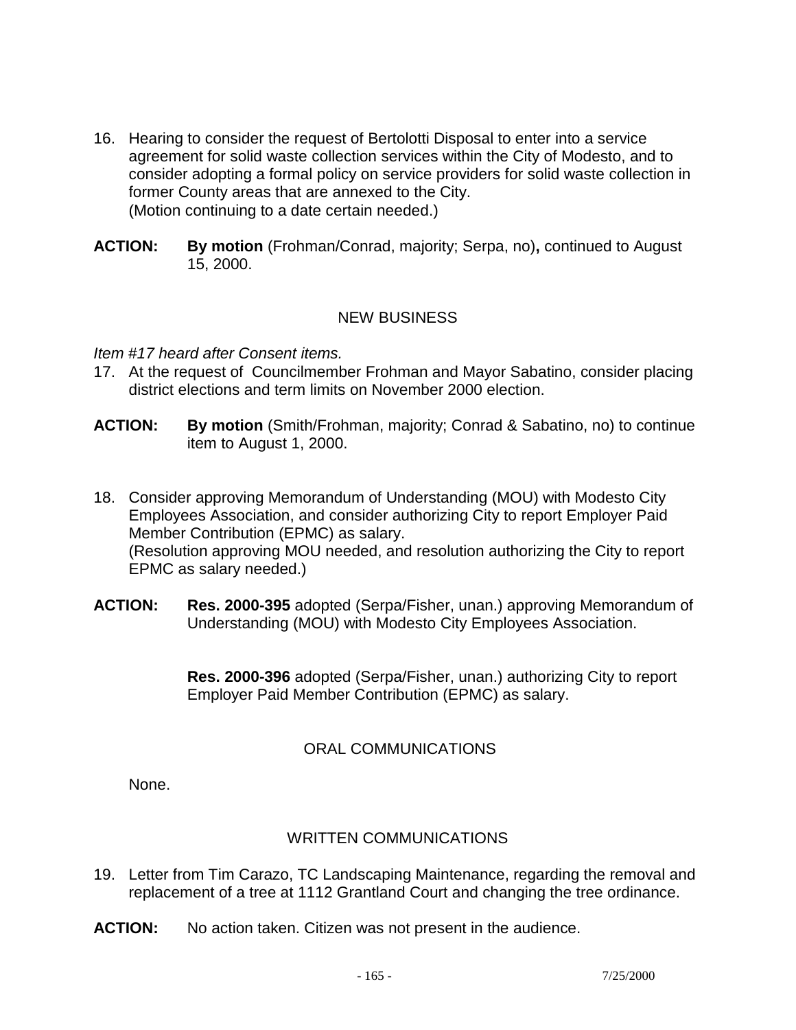16. Hearing to consider the request of Bertolotti Disposal to enter into a service agreement for solid waste collection services within the City of Modesto, and to consider adopting a formal policy on service providers for solid waste collection in former County areas that are annexed to the City.
(Motion continuing to a date certain needed.)

**ACTION:** **By motion** (Frohman/Conrad, majority; Serpa, no)**,** continued to August 15, 2000.

## NEW BUSINESS

*Item #17 heard after Consent items.*

17. At the request of Councilmember Frohman and Mayor Sabatino, consider placing district elections and term limits on November 2000 election.

**ACTION:** **By motion** (Smith/Frohman, majority; Conrad & Sabatino, no) to continue item to August 1, 2000.

18. Consider approving Memorandum of Understanding (MOU) with Modesto City Employees Association, and consider authorizing City to report Employer Paid Member Contribution (EPMC) as salary.
(Resolution approving MOU needed, and resolution authorizing the City to report EPMC as salary needed.)

**ACTION:** **Res. 2000-395** adopted (Serpa/Fisher, unan.) approving Memorandum of Understanding (MOU) with Modesto City Employees Association.

**Res. 2000-396** adopted (Serpa/Fisher, unan.) authorizing City to report Employer Paid Member Contribution (EPMC) as salary.

## ORAL COMMUNICATIONS

None.

## WRITTEN COMMUNICATIONS

19. Letter from Tim Carazo, TC Landscaping Maintenance, regarding the removal and replacement of a tree at 1112 Grantland Court and changing the tree ordinance.

**ACTION:** No action taken. Citizen was not present in the audience.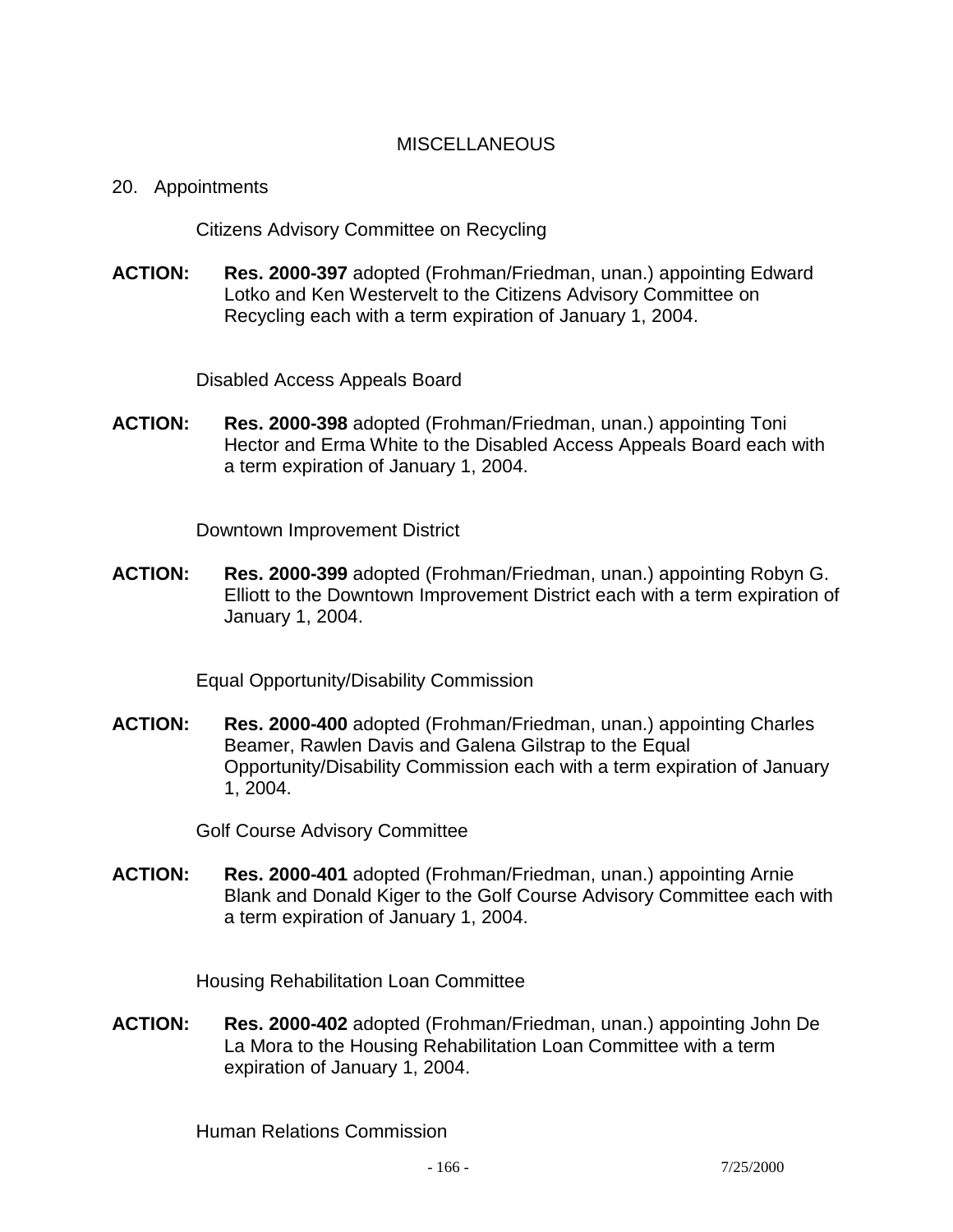## MISCELLANEOUS

20. Appointments

Citizens Advisory Committee on Recycling

**ACTION:** **Res. 2000-397** adopted (Frohman/Friedman, unan.) appointing Edward Lotko and Ken Westervelt to the Citizens Advisory Committee on Recycling each with a term expiration of January 1, 2004.

Disabled Access Appeals Board

**ACTION:** **Res. 2000-398** adopted (Frohman/Friedman, unan.) appointing Toni Hector and Erma White to the Disabled Access Appeals Board each with a term expiration of January 1, 2004.

Downtown Improvement District

**ACTION:** **Res. 2000-399** adopted (Frohman/Friedman, unan.) appointing Robyn G. Elliott to the Downtown Improvement District each with a term expiration of January 1, 2004.

Equal Opportunity/Disability Commission

**ACTION:** **Res. 2000-400** adopted (Frohman/Friedman, unan.) appointing Charles Beamer, Rawlen Davis and Galena Gilstrap to the Equal Opportunity/Disability Commission each with a term expiration of January 1, 2004.

Golf Course Advisory Committee

**ACTION:** **Res. 2000-401** adopted (Frohman/Friedman, unan.) appointing Arnie Blank and Donald Kiger to the Golf Course Advisory Committee each with a term expiration of January 1, 2004.

Housing Rehabilitation Loan Committee

**ACTION:** **Res. 2000-402** adopted (Frohman/Friedman, unan.) appointing John De La Mora to the Housing Rehabilitation Loan Committee with a term expiration of January 1, 2004.

Human Relations Commission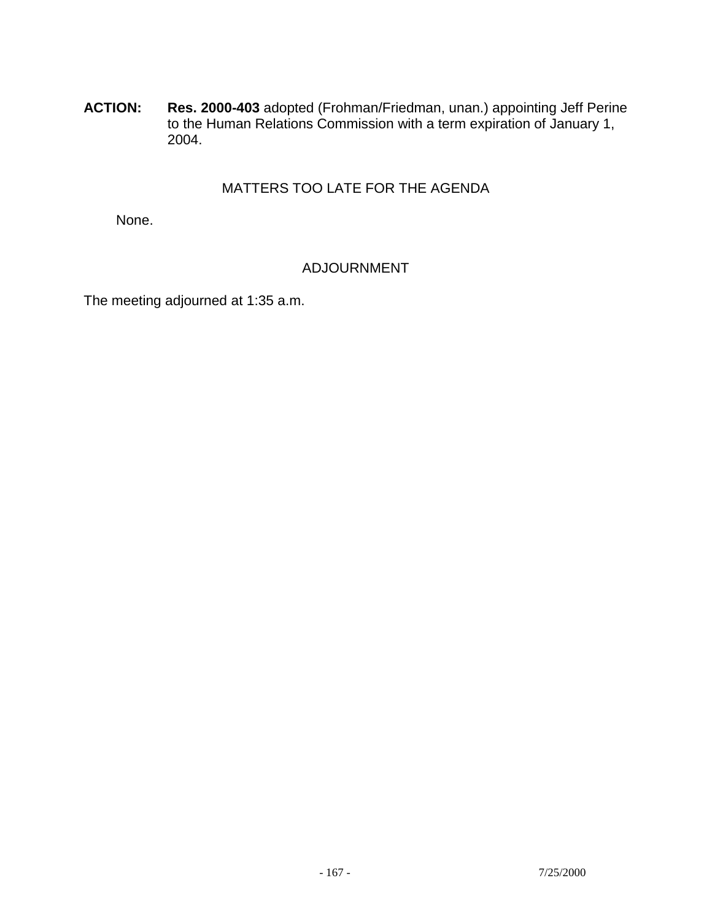**ACTION:** **Res. 2000-403** adopted (Frohman/Friedman, unan.) appointing Jeff Perine to the Human Relations Commission with a term expiration of January 1, 2004.

## MATTERS TOO LATE FOR THE AGENDA

None.

## ADJOURNMENT

The meeting adjourned at 1:35 a.m.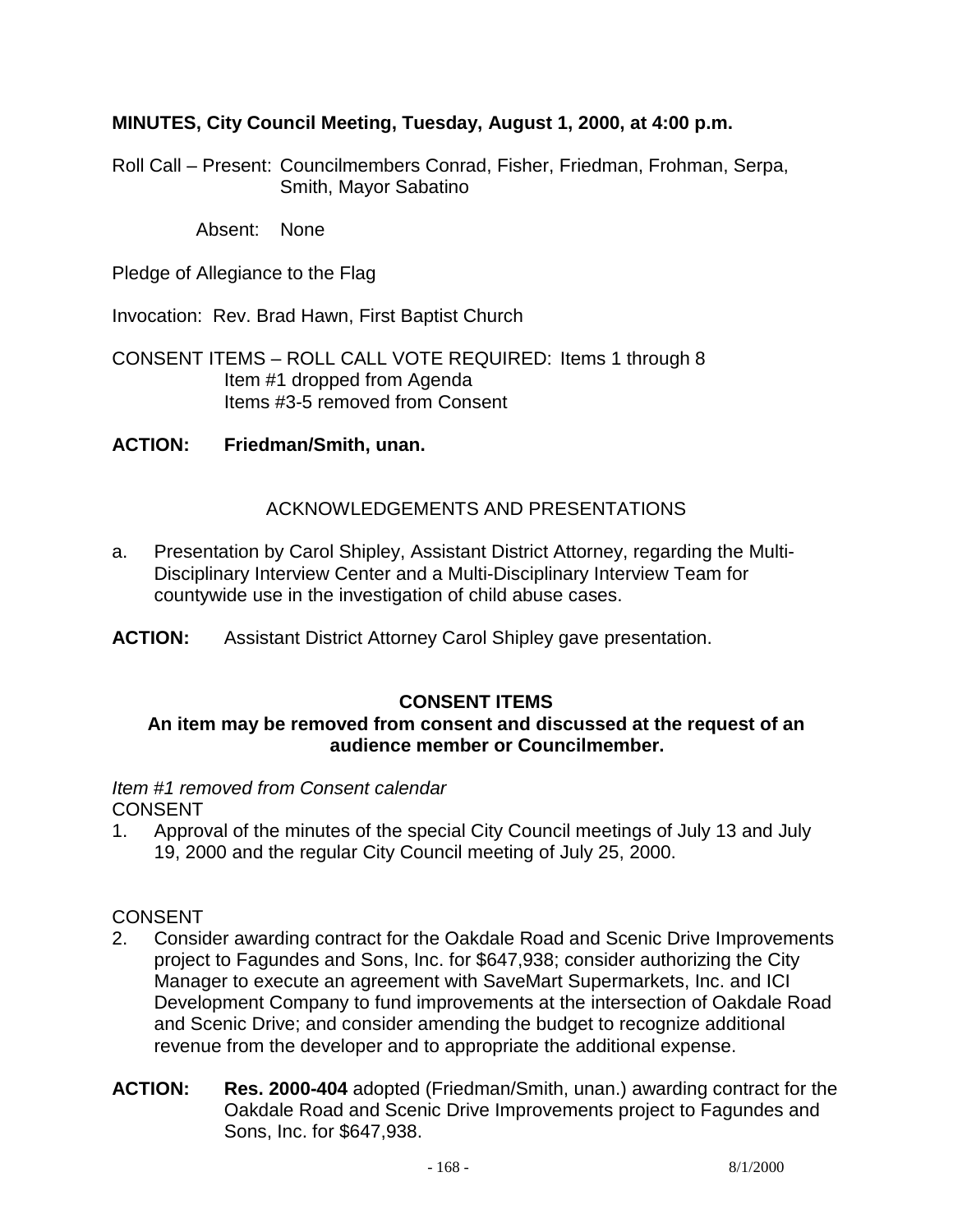**MINUTES, City Council Meeting, Tuesday, August 1, 2000, at 4:00 p.m.**

Roll Call – Present: Councilmembers Conrad, Fisher, Friedman, Frohman, Serpa, Smith, Mayor Sabatino

Absent: None

Pledge of Allegiance to the Flag

Invocation: Rev. Brad Hawn, First Baptist Church

CONSENT ITEMS – ROLL CALL VOTE REQUIRED: Items 1 through 8
Item #1 dropped from Agenda
Items #3-5 removed from Consent

**ACTION: Friedman/Smith, unan.**

ACKNOWLEDGEMENTS AND PRESENTATIONS

a. Presentation by Carol Shipley, Assistant District Attorney, regarding the Multi-Disciplinary Interview Center and a Multi-Disciplinary Interview Team for countywide use in the investigation of child abuse cases.

**ACTION:** Assistant District Attorney Carol Shipley gave presentation.

**CONSENT ITEMS**

**An item may be removed from consent and discussed at the request of an audience member or Councilmember.**

*Item #1 removed from Consent calendar*

CONSENT

1. Approval of the minutes of the special City Council meetings of July 13 and July 19, 2000 and the regular City Council meeting of July 25, 2000.

CONSENT

2. Consider awarding contract for the Oakdale Road and Scenic Drive Improvements project to Fagundes and Sons, Inc. for $647,938; consider authorizing the City Manager to execute an agreement with SaveMart Supermarkets, Inc. and ICI Development Company to fund improvements at the intersection of Oakdale Road and Scenic Drive; and consider amending the budget to recognize additional revenue from the developer and to appropriate the additional expense.

**ACTION:** **Res. 2000-404** adopted (Friedman/Smith, unan.) awarding contract for the Oakdale Road and Scenic Drive Improvements project to Fagundes and Sons, Inc. for $647,938.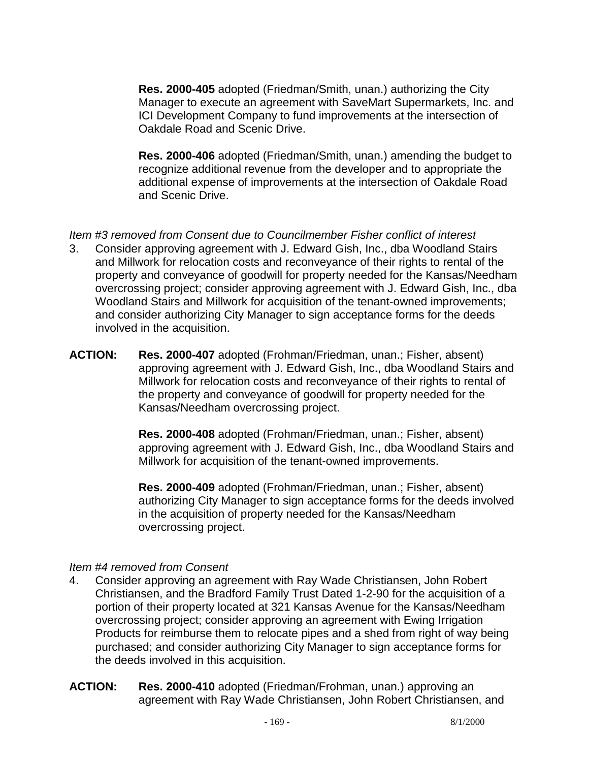**Res. 2000-405** adopted (Friedman/Smith, unan.) authorizing the City Manager to execute an agreement with SaveMart Supermarkets, Inc. and ICI Development Company to fund improvements at the intersection of Oakdale Road and Scenic Drive.

**Res. 2000-406** adopted (Friedman/Smith, unan.) amending the budget to recognize additional revenue from the developer and to appropriate the additional expense of improvements at the intersection of Oakdale Road and Scenic Drive.

*Item #3 removed from Consent due to Councilmember Fisher conflict of interest*

3. Consider approving agreement with J. Edward Gish, Inc., dba Woodland Stairs and Millwork for relocation costs and reconveyance of their rights to rental of the property and conveyance of goodwill for property needed for the Kansas/Needham overcrossing project; consider approving agreement with J. Edward Gish, Inc., dba Woodland Stairs and Millwork for acquisition of the tenant-owned improvements; and consider authorizing City Manager to sign acceptance forms for the deeds involved in the acquisition.

**ACTION:** **Res. 2000-407** adopted (Frohman/Friedman, unan.; Fisher, absent) approving agreement with J. Edward Gish, Inc., dba Woodland Stairs and Millwork for relocation costs and reconveyance of their rights to rental of the property and conveyance of goodwill for property needed for the Kansas/Needham overcrossing project.

**Res. 2000-408** adopted (Frohman/Friedman, unan.; Fisher, absent) approving agreement with J. Edward Gish, Inc., dba Woodland Stairs and Millwork for acquisition of the tenant-owned improvements.

**Res. 2000-409** adopted (Frohman/Friedman, unan.; Fisher, absent) authorizing City Manager to sign acceptance forms for the deeds involved in the acquisition of property needed for the Kansas/Needham overcrossing project.

*Item #4 removed from Consent*

4. Consider approving an agreement with Ray Wade Christiansen, John Robert Christiansen, and the Bradford Family Trust Dated 1-2-90 for the acquisition of a portion of their property located at 321 Kansas Avenue for the Kansas/Needham overcrossing project; consider approving an agreement with Ewing Irrigation Products for reimburse them to relocate pipes and a shed from right of way being purchased; and consider authorizing City Manager to sign acceptance forms for the deeds involved in this acquisition.

**ACTION:** **Res. 2000-410** adopted (Friedman/Frohman, unan.) approving an agreement with Ray Wade Christiansen, John Robert Christiansen, and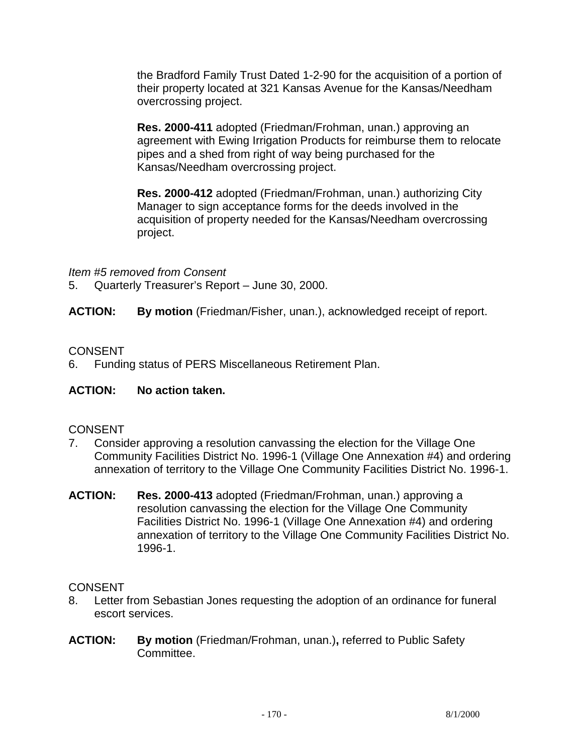the Bradford Family Trust Dated 1-2-90 for the acquisition of a portion of their property located at 321 Kansas Avenue for the Kansas/Needham overcrossing project.

**Res. 2000-411** adopted (Friedman/Frohman, unan.) approving an agreement with Ewing Irrigation Products for reimburse them to relocate pipes and a shed from right of way being purchased for the Kansas/Needham overcrossing project.

**Res. 2000-412** adopted (Friedman/Frohman, unan.) authorizing City Manager to sign acceptance forms for the deeds involved in the acquisition of property needed for the Kansas/Needham overcrossing project.

*Item #5 removed from Consent*

5. Quarterly Treasurer's Report – June 30, 2000.

**ACTION:** **By motion** (Friedman/Fisher, unan.), acknowledged receipt of report.

CONSENT

6. Funding status of PERS Miscellaneous Retirement Plan.

**ACTION: No action taken.**

CONSENT

7. Consider approving a resolution canvassing the election for the Village One Community Facilities District No. 1996-1 (Village One Annexation #4) and ordering annexation of territory to the Village One Community Facilities District No. 1996-1.

**ACTION:** **Res. 2000-413** adopted (Friedman/Frohman, unan.) approving a resolution canvassing the election for the Village One Community Facilities District No. 1996-1 (Village One Annexation #4) and ordering annexation of territory to the Village One Community Facilities District No. 1996-1.

CONSENT

8. Letter from Sebastian Jones requesting the adoption of an ordinance for funeral escort services.

**ACTION:** **By motion** (Friedman/Frohman, unan.)**,** referred to Public Safety Committee.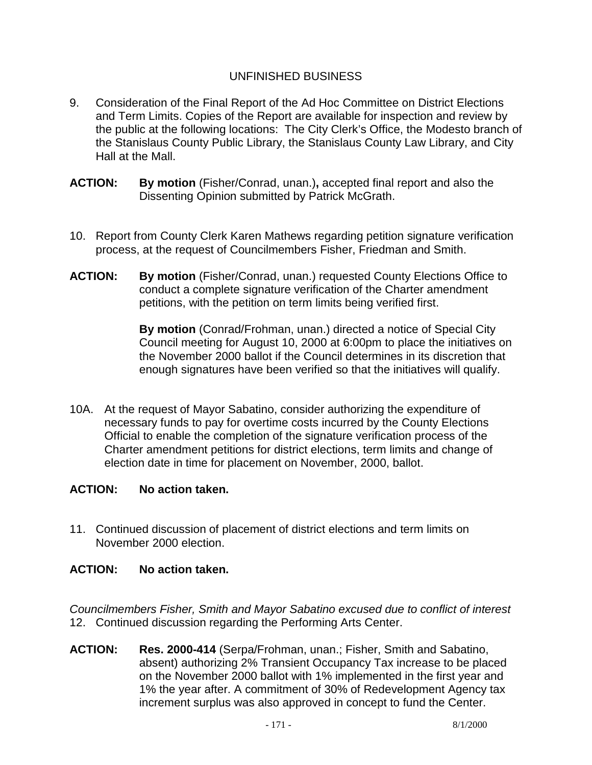UNFINISHED BUSINESS

9. Consideration of the Final Report of the Ad Hoc Committee on District Elections and Term Limits. Copies of the Report are available for inspection and review by the public at the following locations: The City Clerk's Office, the Modesto branch of the Stanislaus County Public Library, the Stanislaus County Law Library, and City Hall at the Mall.

**ACTION:** **By motion** (Fisher/Conrad, unan.)**,** accepted final report and also the Dissenting Opinion submitted by Patrick McGrath.

10. Report from County Clerk Karen Mathews regarding petition signature verification process, at the request of Councilmembers Fisher, Friedman and Smith.

**ACTION:** **By motion** (Fisher/Conrad, unan.) requested County Elections Office to conduct a complete signature verification of the Charter amendment petitions, with the petition on term limits being verified first.

**By motion** (Conrad/Frohman, unan.) directed a notice of Special City Council meeting for August 10, 2000 at 6:00pm to place the initiatives on the November 2000 ballot if the Council determines in its discretion that enough signatures have been verified so that the initiatives will qualify.

10A. At the request of Mayor Sabatino, consider authorizing the expenditure of necessary funds to pay for overtime costs incurred by the County Elections Official to enable the completion of the signature verification process of the Charter amendment petitions for district elections, term limits and change of election date in time for placement on November, 2000, ballot.

**ACTION: No action taken.**

11. Continued discussion of placement of district elections and term limits on November 2000 election.

**ACTION: No action taken.**

*Councilmembers Fisher, Smith and Mayor Sabatino excused due to conflict of interest*

12. Continued discussion regarding the Performing Arts Center.

**ACTION:** **Res. 2000-414** (Serpa/Frohman, unan.; Fisher, Smith and Sabatino, absent) authorizing 2% Transient Occupancy Tax increase to be placed on the November 2000 ballot with 1% implemented in the first year and 1% the year after. A commitment of 30% of Redevelopment Agency tax increment surplus was also approved in concept to fund the Center.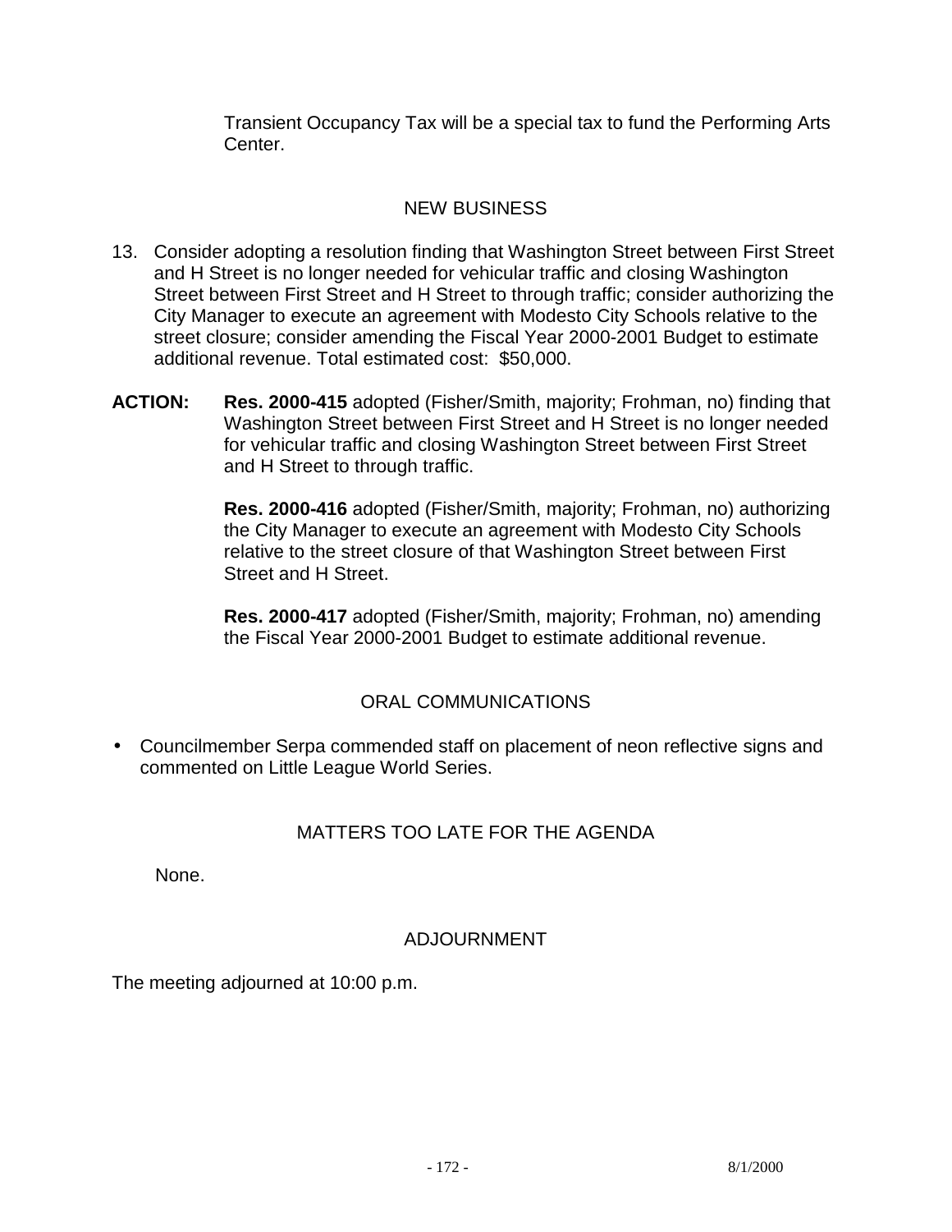Transient Occupancy Tax will be a special tax to fund the Performing Arts Center.

## NEW BUSINESS

13. Consider adopting a resolution finding that Washington Street between First Street and H Street is no longer needed for vehicular traffic and closing Washington Street between First Street and H Street to through traffic; consider authorizing the City Manager to execute an agreement with Modesto City Schools relative to the street closure; consider amending the Fiscal Year 2000-2001 Budget to estimate additional revenue. Total estimated cost: $50,000.

**ACTION:** **Res. 2000-415** adopted (Fisher/Smith, majority; Frohman, no) finding that Washington Street between First Street and H Street is no longer needed for vehicular traffic and closing Washington Street between First Street and H Street to through traffic.

**Res. 2000-416** adopted (Fisher/Smith, majority; Frohman, no) authorizing the City Manager to execute an agreement with Modesto City Schools relative to the street closure of that Washington Street between First Street and H Street.

**Res. 2000-417** adopted (Fisher/Smith, majority; Frohman, no) amending the Fiscal Year 2000-2001 Budget to estimate additional revenue.

## ORAL COMMUNICATIONS

- Councilmember Serpa commended staff on placement of neon reflective signs and commented on Little League World Series.

## MATTERS TOO LATE FOR THE AGENDA

None.

## ADJOURNMENT

The meeting adjourned at 10:00 p.m.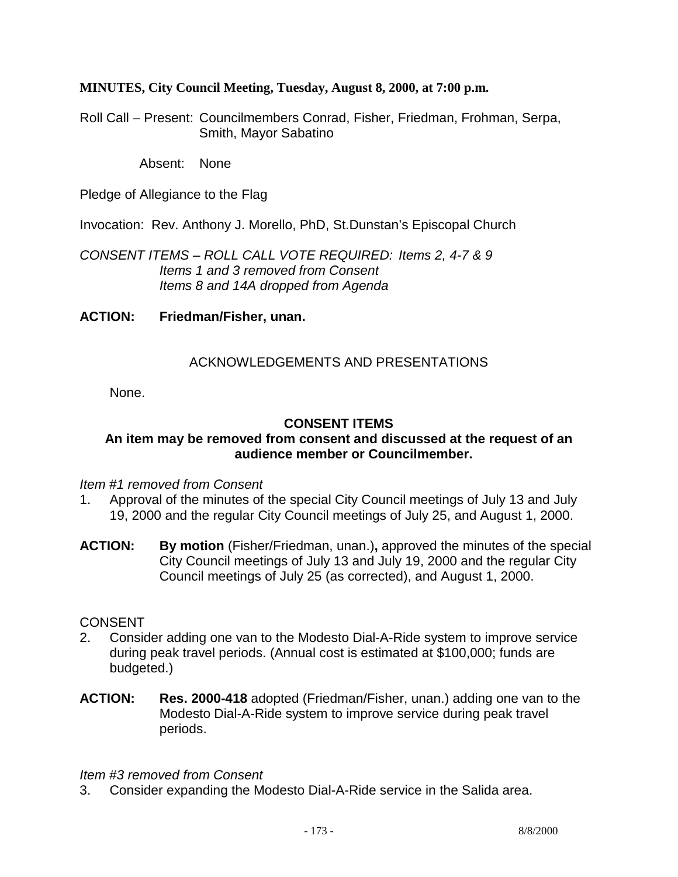**MINUTES, City Council Meeting, Tuesday, August 8, 2000, at 7:00 p.m.**

Roll Call – Present: Councilmembers Conrad, Fisher, Friedman, Frohman, Serpa, Smith, Mayor Sabatino

Absent: None

Pledge of Allegiance to the Flag

Invocation: Rev. Anthony J. Morello, PhD, St.Dunstan's Episcopal Church

*CONSENT ITEMS – ROLL CALL VOTE REQUIRED: Items 2, 4-7 & 9*
*Items 1 and 3 removed from Consent*
*Items 8 and 14A dropped from Agenda*

**ACTION: Friedman/Fisher, unan.**

ACKNOWLEDGEMENTS AND PRESENTATIONS

None.

**CONSENT ITEMS**
**An item may be removed from consent and discussed at the request of an audience member or Councilmember.**

*Item #1 removed from Consent*

1. Approval of the minutes of the special City Council meetings of July 13 and July 19, 2000 and the regular City Council meetings of July 25, and August 1, 2000.

**ACTION: By motion** (Fisher/Friedman, unan.)**,** approved the minutes of the special City Council meetings of July 13 and July 19, 2000 and the regular City Council meetings of July 25 (as corrected), and August 1, 2000.

CONSENT

2. Consider adding one van to the Modesto Dial-A-Ride system to improve service during peak travel periods. (Annual cost is estimated at $100,000; funds are budgeted.)

**ACTION: Res. 2000-418** adopted (Friedman/Fisher, unan.) adding one van to the Modesto Dial-A-Ride system to improve service during peak travel periods.

*Item #3 removed from Consent*

3. Consider expanding the Modesto Dial-A-Ride service in the Salida area.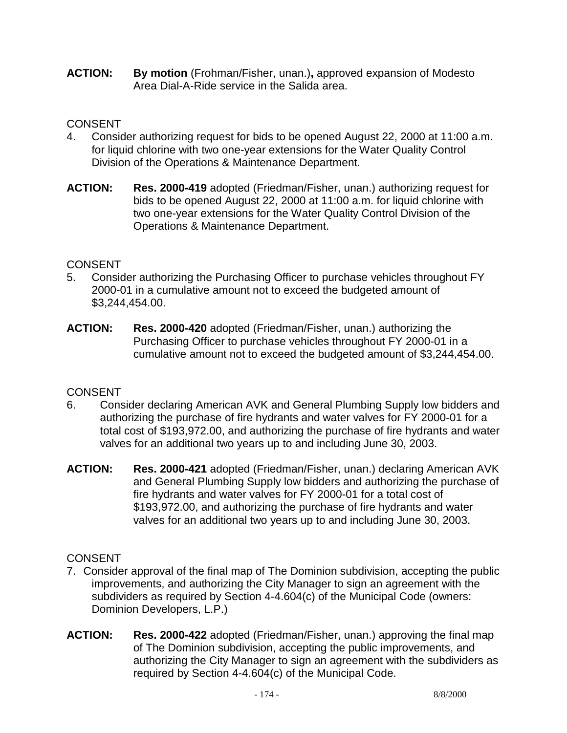**ACTION:** **By motion** (Frohman/Fisher, unan.)**,** approved expansion of Modesto Area Dial-A-Ride service in the Salida area.

CONSENT

4. Consider authorizing request for bids to be opened August 22, 2000 at 11:00 a.m. for liquid chlorine with two one-year extensions for the Water Quality Control Division of the Operations & Maintenance Department.

**ACTION:** **Res. 2000-419** adopted (Friedman/Fisher, unan.) authorizing request for bids to be opened August 22, 2000 at 11:00 a.m. for liquid chlorine with two one-year extensions for the Water Quality Control Division of the Operations & Maintenance Department.

CONSENT

5. Consider authorizing the Purchasing Officer to purchase vehicles throughout FY 2000-01 in a cumulative amount not to exceed the budgeted amount of $3,244,454.00.

**ACTION:** **Res. 2000-420** adopted (Friedman/Fisher, unan.) authorizing the Purchasing Officer to purchase vehicles throughout FY 2000-01 in a cumulative amount not to exceed the budgeted amount of $3,244,454.00.

CONSENT

6. Consider declaring American AVK and General Plumbing Supply low bidders and authorizing the purchase of fire hydrants and water valves for FY 2000-01 for a total cost of $193,972.00, and authorizing the purchase of fire hydrants and water valves for an additional two years up to and including June 30, 2003.

**ACTION:** **Res. 2000-421** adopted (Friedman/Fisher, unan.) declaring American AVK and General Plumbing Supply low bidders and authorizing the purchase of fire hydrants and water valves for FY 2000-01 for a total cost of $193,972.00, and authorizing the purchase of fire hydrants and water valves for an additional two years up to and including June 30, 2003.

CONSENT

7. Consider approval of the final map of The Dominion subdivision, accepting the public improvements, and authorizing the City Manager to sign an agreement with the subdividers as required by Section 4-4.604(c) of the Municipal Code (owners: Dominion Developers, L.P.)

**ACTION:** **Res. 2000-422** adopted (Friedman/Fisher, unan.) approving the final map of The Dominion subdivision, accepting the public improvements, and authorizing the City Manager to sign an agreement with the subdividers as required by Section 4-4.604(c) of the Municipal Code.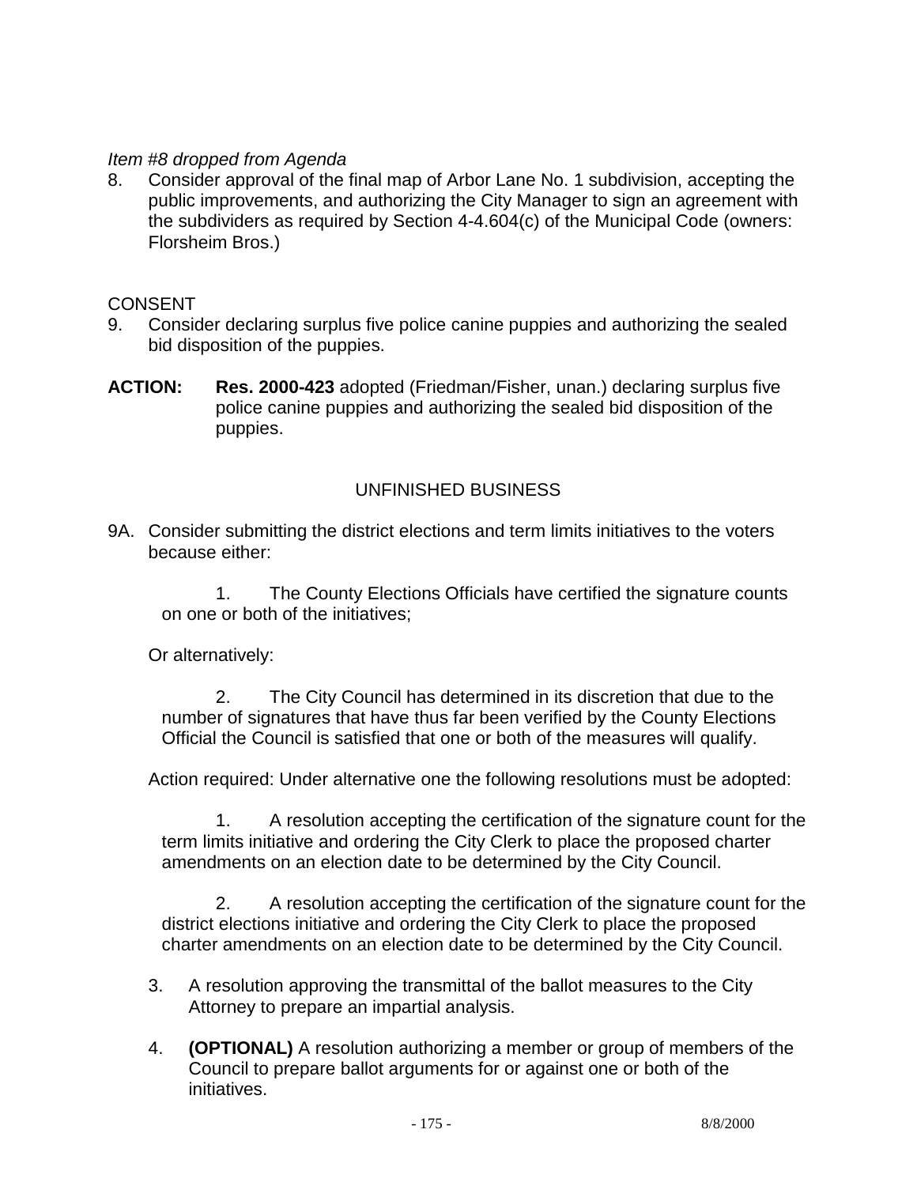*Item #8 dropped from Agenda*

8. Consider approval of the final map of Arbor Lane No. 1 subdivision, accepting the public improvements, and authorizing the City Manager to sign an agreement with the subdividers as required by Section 4-4.604(c) of the Municipal Code (owners: Florsheim Bros.)

CONSENT

9. Consider declaring surplus five police canine puppies and authorizing the sealed bid disposition of the puppies.

**ACTION:** **Res. 2000-423** adopted (Friedman/Fisher, unan.) declaring surplus five police canine puppies and authorizing the sealed bid disposition of the puppies.

## UNFINISHED BUSINESS

9A. Consider submitting the district elections and term limits initiatives to the voters because either:

1. The County Elections Officials have certified the signature counts on one or both of the initiatives;

Or alternatively:

2. The City Council has determined in its discretion that due to the number of signatures that have thus far been verified by the County Elections Official the Council is satisfied that one or both of the measures will qualify.

Action required: Under alternative one the following resolutions must be adopted:

1. A resolution accepting the certification of the signature count for the term limits initiative and ordering the City Clerk to place the proposed charter amendments on an election date to be determined by the City Council.

2. A resolution accepting the certification of the signature count for the district elections initiative and ordering the City Clerk to place the proposed charter amendments on an election date to be determined by the City Council.

3. A resolution approving the transmittal of the ballot measures to the City Attorney to prepare an impartial analysis.

4. **(OPTIONAL)** A resolution authorizing a member or group of members of the Council to prepare ballot arguments for or against one or both of the initiatives.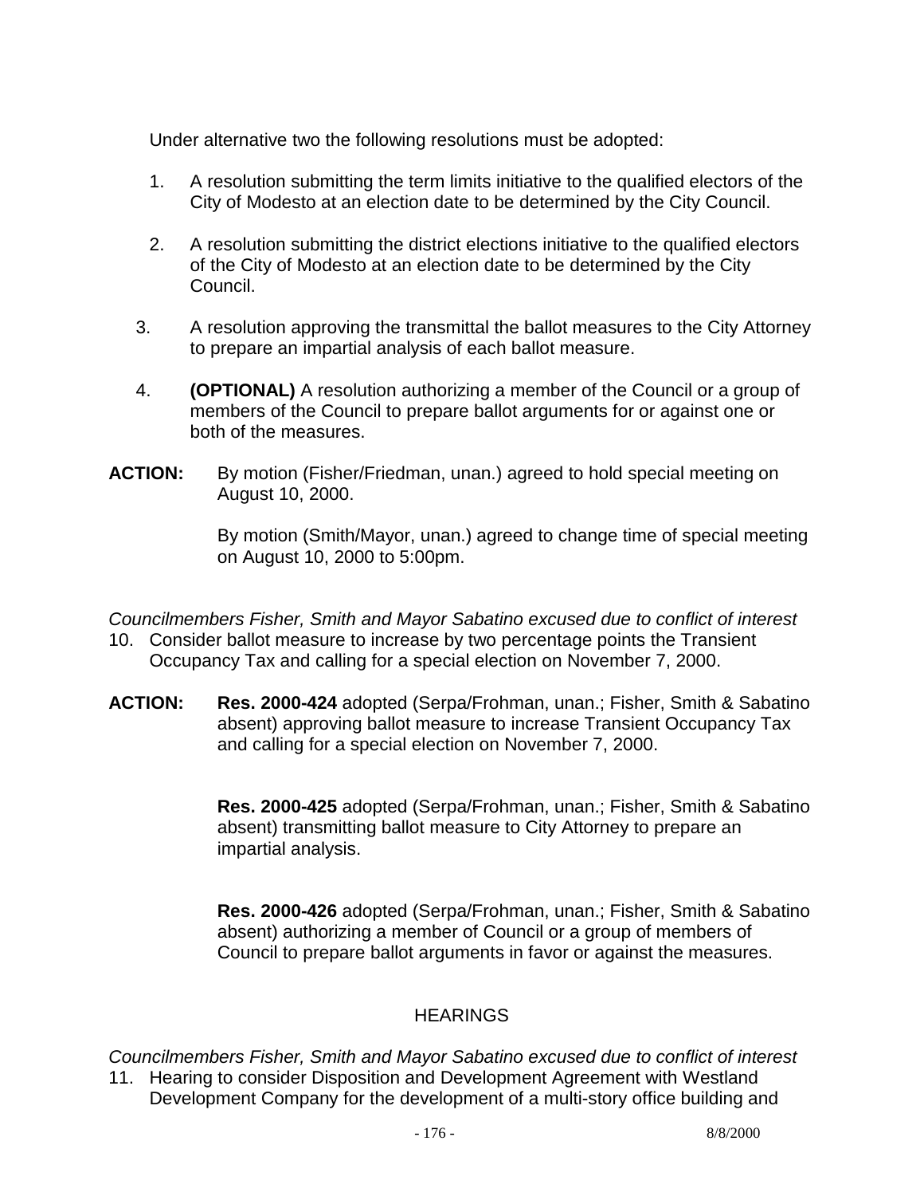Under alternative two the following resolutions must be adopted:

1. A resolution submitting the term limits initiative to the qualified electors of the City of Modesto at an election date to be determined by the City Council.

2. A resolution submitting the district elections initiative to the qualified electors of the City of Modesto at an election date to be determined by the City Council.

3. A resolution approving the transmittal the ballot measures to the City Attorney to prepare an impartial analysis of each ballot measure.

4. **(OPTIONAL)** A resolution authorizing a member of the Council or a group of members of the Council to prepare ballot arguments for or against one or both of the measures.

**ACTION:** By motion (Fisher/Friedman, unan.) agreed to hold special meeting on August 10, 2000.

By motion (Smith/Mayor, unan.) agreed to change time of special meeting on August 10, 2000 to 5:00pm.

*Councilmembers Fisher, Smith and Mayor Sabatino excused due to conflict of interest*

10. Consider ballot measure to increase by two percentage points the Transient Occupancy Tax and calling for a special election on November 7, 2000.

**ACTION:** **Res. 2000-424** adopted (Serpa/Frohman, unan.; Fisher, Smith & Sabatino absent) approving ballot measure to increase Transient Occupancy Tax and calling for a special election on November 7, 2000.

**Res. 2000-425** adopted (Serpa/Frohman, unan.; Fisher, Smith & Sabatino absent) transmitting ballot measure to City Attorney to prepare an impartial analysis.

**Res. 2000-426** adopted (Serpa/Frohman, unan.; Fisher, Smith & Sabatino absent) authorizing a member of Council or a group of members of Council to prepare ballot arguments in favor or against the measures.

## HEARINGS

*Councilmembers Fisher, Smith and Mayor Sabatino excused due to conflict of interest*

11. Hearing to consider Disposition and Development Agreement with Westland Development Company for the development of a multi-story office building and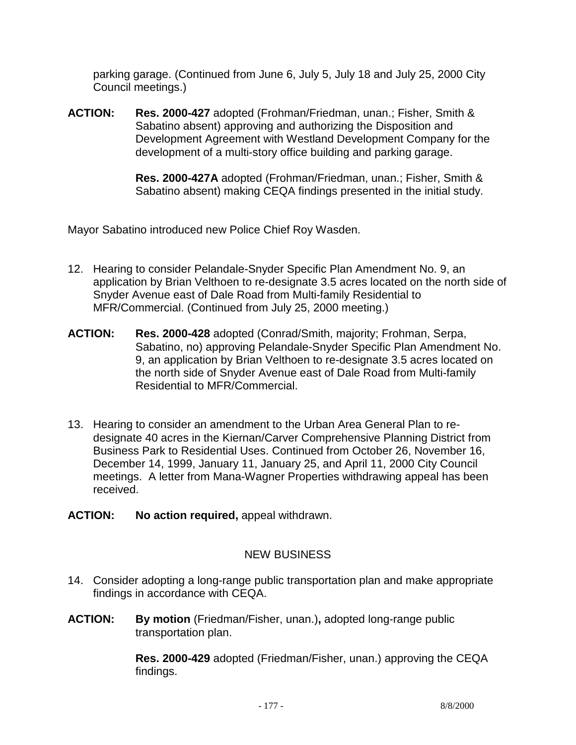parking garage. (Continued from June 6, July 5, July 18 and July 25, 2000 City Council meetings.)

**ACTION:** **Res. 2000-427** adopted (Frohman/Friedman, unan.; Fisher, Smith & Sabatino absent) approving and authorizing the Disposition and Development Agreement with Westland Development Company for the development of a multi-story office building and parking garage.

**Res. 2000-427A** adopted (Frohman/Friedman, unan.; Fisher, Smith & Sabatino absent) making CEQA findings presented in the initial study.

Mayor Sabatino introduced new Police Chief Roy Wasden.

12. Hearing to consider Pelandale-Snyder Specific Plan Amendment No. 9, an application by Brian Velthoen to re-designate 3.5 acres located on the north side of Snyder Avenue east of Dale Road from Multi-family Residential to MFR/Commercial. (Continued from July 25, 2000 meeting.)

**ACTION:** **Res. 2000-428** adopted (Conrad/Smith, majority; Frohman, Serpa, Sabatino, no) approving Pelandale-Snyder Specific Plan Amendment No. 9, an application by Brian Velthoen to re-designate 3.5 acres located on the north side of Snyder Avenue east of Dale Road from Multi-family Residential to MFR/Commercial.

13. Hearing to consider an amendment to the Urban Area General Plan to re-designate 40 acres in the Kiernan/Carver Comprehensive Planning District from Business Park to Residential Uses. Continued from October 26, November 16, December 14, 1999, January 11, January 25, and April 11, 2000 City Council meetings. A letter from Mana-Wagner Properties withdrawing appeal has been received.

**ACTION:** **No action required,** appeal withdrawn.

## NEW BUSINESS

14. Consider adopting a long-range public transportation plan and make appropriate findings in accordance with CEQA.

**ACTION:** **By motion** (Friedman/Fisher, unan.)**,** adopted long-range public transportation plan.

**Res. 2000-429** adopted (Friedman/Fisher, unan.) approving the CEQA findings.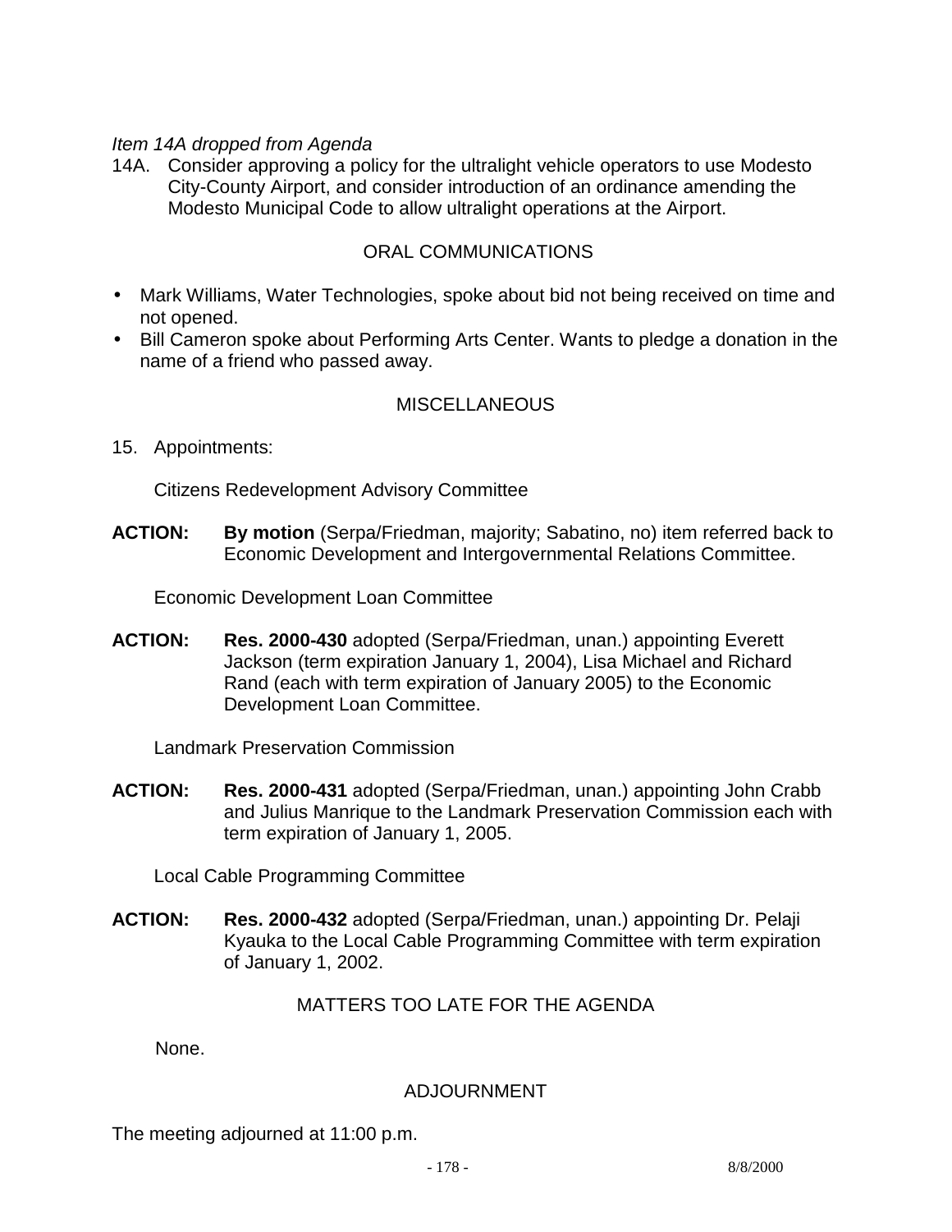*Item 14A dropped from Agenda*

14A. Consider approving a policy for the ultralight vehicle operators to use Modesto City-County Airport, and consider introduction of an ordinance amending the Modesto Municipal Code to allow ultralight operations at the Airport.

## ORAL COMMUNICATIONS

- Mark Williams, Water Technologies, spoke about bid not being received on time and not opened.
- Bill Cameron spoke about Performing Arts Center. Wants to pledge a donation in the name of a friend who passed away.

## MISCELLANEOUS

15. Appointments:

Citizens Redevelopment Advisory Committee

**ACTION:** **By motion** (Serpa/Friedman, majority; Sabatino, no) item referred back to Economic Development and Intergovernmental Relations Committee.

Economic Development Loan Committee

**ACTION:** **Res. 2000-430** adopted (Serpa/Friedman, unan.) appointing Everett Jackson (term expiration January 1, 2004), Lisa Michael and Richard Rand (each with term expiration of January 2005) to the Economic Development Loan Committee.

Landmark Preservation Commission

**ACTION:** **Res. 2000-431** adopted (Serpa/Friedman, unan.) appointing John Crabb and Julius Manrique to the Landmark Preservation Commission each with term expiration of January 1, 2005.

Local Cable Programming Committee

**ACTION:** **Res. 2000-432** adopted (Serpa/Friedman, unan.) appointing Dr. Pelaji Kyauka to the Local Cable Programming Committee with term expiration of January 1, 2002.

## MATTERS TOO LATE FOR THE AGENDA

None.

## ADJOURNMENT

The meeting adjourned at 11:00 p.m.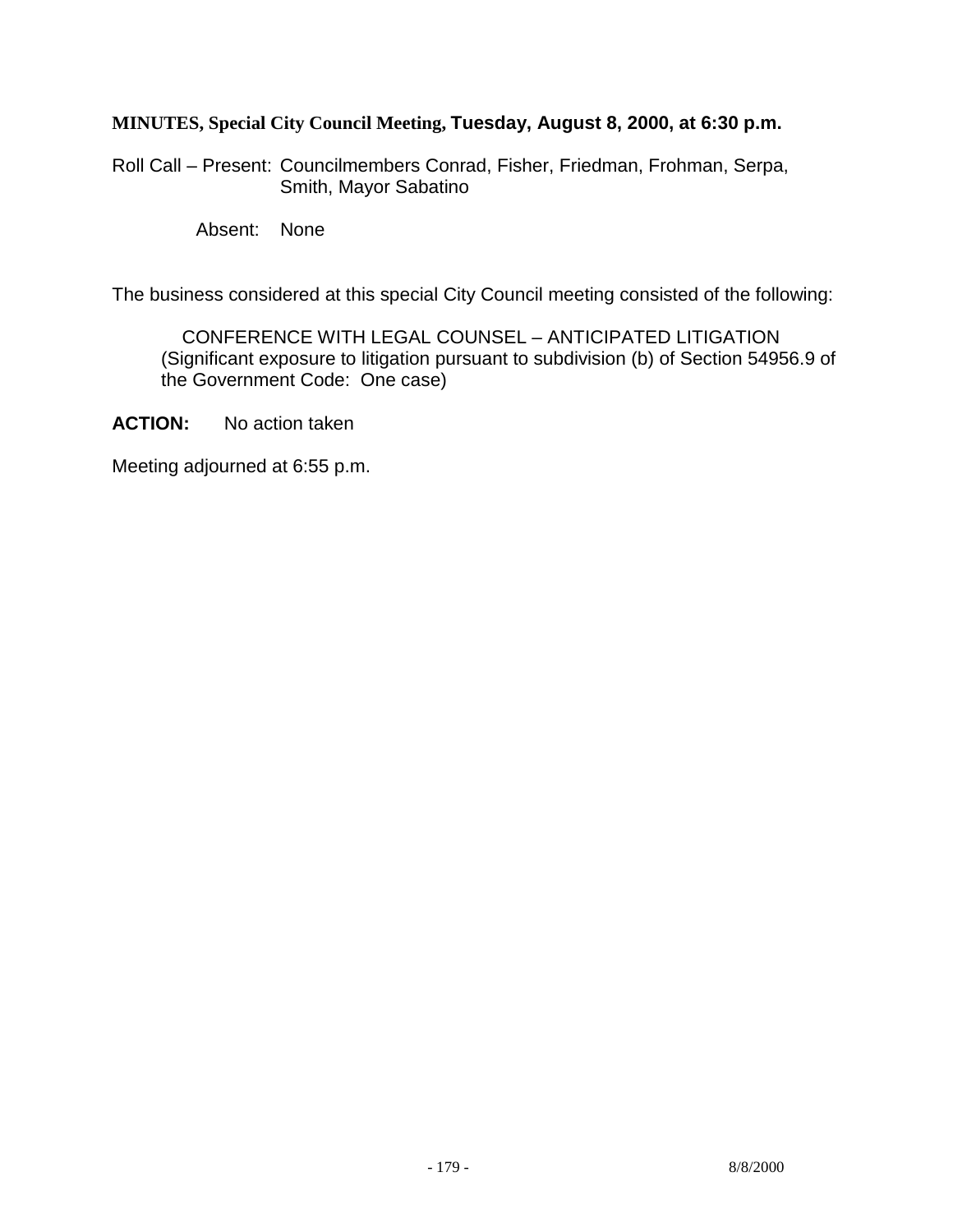**MINUTES, Special City Council Meeting, Tuesday, August 8, 2000, at 6:30 p.m.**

Roll Call – Present: Councilmembers Conrad, Fisher, Friedman, Frohman, Serpa, Smith, Mayor Sabatino

Absent: None

The business considered at this special City Council meeting consisted of the following:

CONFERENCE WITH LEGAL COUNSEL – ANTICIPATED LITIGATION (Significant exposure to litigation pursuant to subdivision (b) of Section 54956.9 of the Government Code: One case)

**ACTION:** No action taken

Meeting adjourned at 6:55 p.m.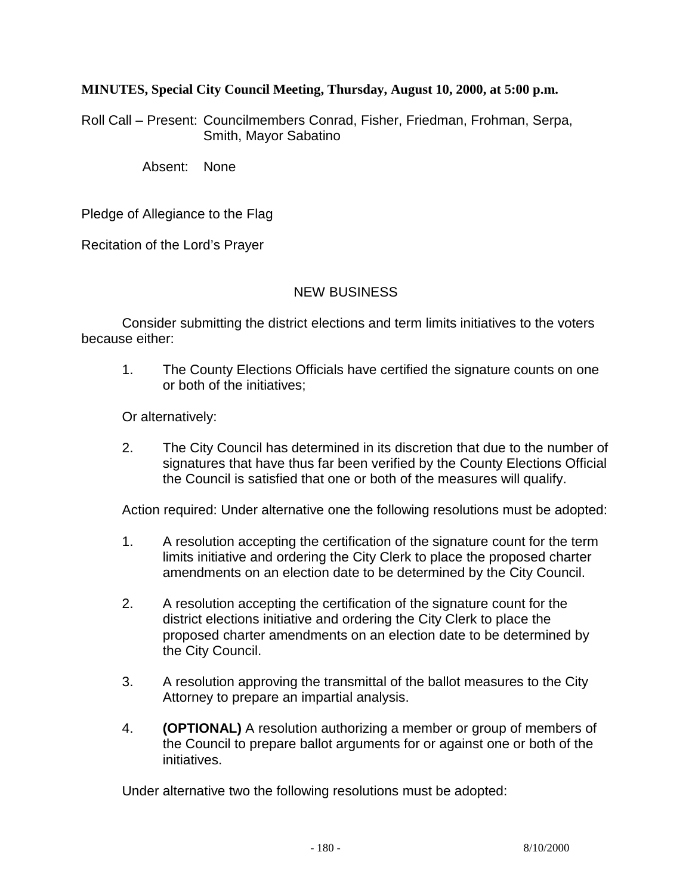**MINUTES, Special City Council Meeting, Thursday, August 10, 2000, at 5:00 p.m.**

Roll Call – Present: Councilmembers Conrad, Fisher, Friedman, Frohman, Serpa, Smith, Mayor Sabatino

Absent: None

Pledge of Allegiance to the Flag

Recitation of the Lord's Prayer

## NEW BUSINESS

Consider submitting the district elections and term limits initiatives to the voters because either:

1. The County Elections Officials have certified the signature counts on one or both of the initiatives;

Or alternatively:

2. The City Council has determined in its discretion that due to the number of signatures that have thus far been verified by the County Elections Official the Council is satisfied that one or both of the measures will qualify.

Action required: Under alternative one the following resolutions must be adopted:

1. A resolution accepting the certification of the signature count for the term limits initiative and ordering the City Clerk to place the proposed charter amendments on an election date to be determined by the City Council.
2. A resolution accepting the certification of the signature count for the district elections initiative and ordering the City Clerk to place the proposed charter amendments on an election date to be determined by the City Council.
3. A resolution approving the transmittal of the ballot measures to the City Attorney to prepare an impartial analysis.
4. **(OPTIONAL)** A resolution authorizing a member or group of members of the Council to prepare ballot arguments for or against one or both of the initiatives.

Under alternative two the following resolutions must be adopted: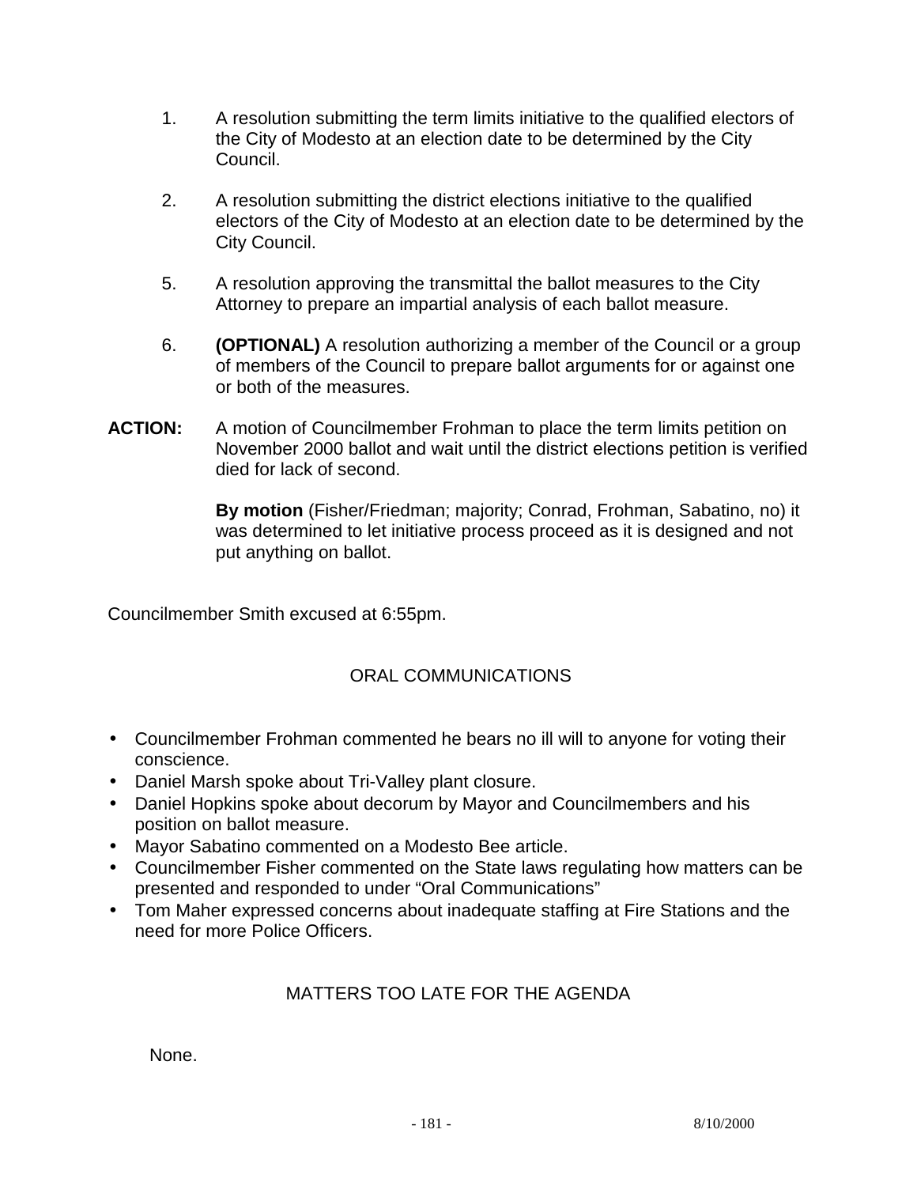1. A resolution submitting the term limits initiative to the qualified electors of the City of Modesto at an election date to be determined by the City Council.

2. A resolution submitting the district elections initiative to the qualified electors of the City of Modesto at an election date to be determined by the City Council.

5. A resolution approving the transmittal the ballot measures to the City Attorney to prepare an impartial analysis of each ballot measure.

6. **(OPTIONAL)** A resolution authorizing a member of the Council or a group of members of the Council to prepare ballot arguments for or against one or both of the measures.

**ACTION:** A motion of Councilmember Frohman to place the term limits petition on November 2000 ballot and wait until the district elections petition is verified died for lack of second.

**By motion** (Fisher/Friedman; majority; Conrad, Frohman, Sabatino, no) it was determined to let initiative process proceed as it is designed and not put anything on ballot.

Councilmember Smith excused at 6:55pm.

## ORAL COMMUNICATIONS

- Councilmember Frohman commented he bears no ill will to anyone for voting their conscience.
- Daniel Marsh spoke about Tri-Valley plant closure.
- Daniel Hopkins spoke about decorum by Mayor and Councilmembers and his position on ballot measure.
- Mayor Sabatino commented on a Modesto Bee article.
- Councilmember Fisher commented on the State laws regulating how matters can be presented and responded to under "Oral Communications"
- Tom Maher expressed concerns about inadequate staffing at Fire Stations and the need for more Police Officers.

## MATTERS TOO LATE FOR THE AGENDA

None.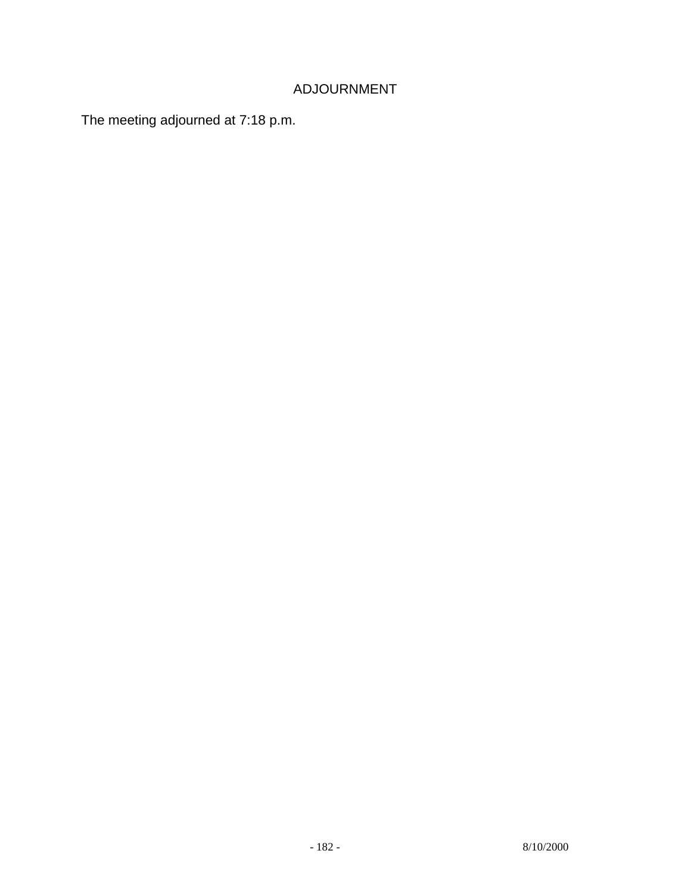## ADJOURNMENT

The meeting adjourned at 7:18 p.m.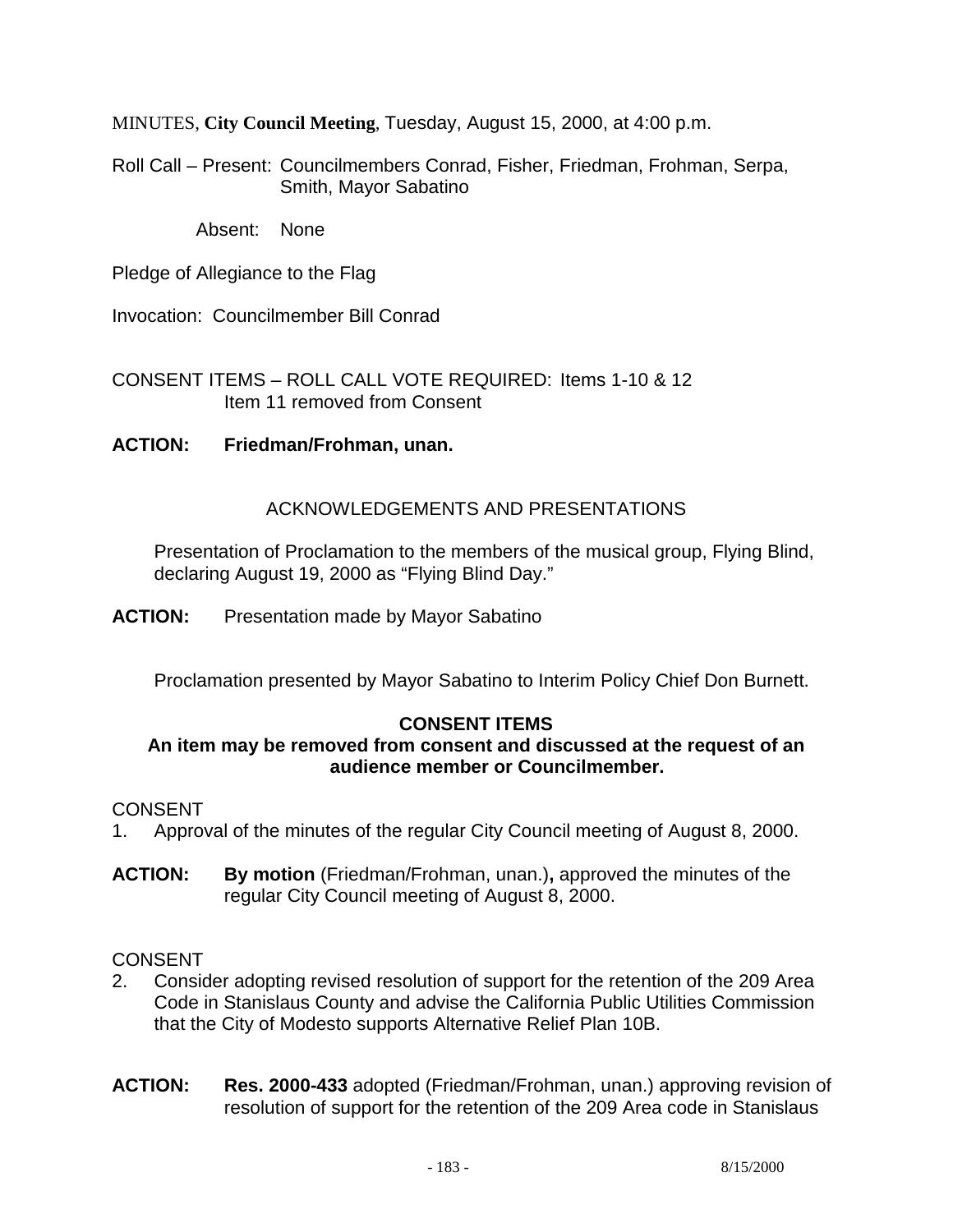MINUTES, **City Council Meeting**, Tuesday, August 15, 2000, at 4:00 p.m.

Roll Call – Present: Councilmembers Conrad, Fisher, Friedman, Frohman, Serpa, Smith, Mayor Sabatino

Absent: None

Pledge of Allegiance to the Flag

Invocation: Councilmember Bill Conrad

CONSENT ITEMS – ROLL CALL VOTE REQUIRED: Items 1-10 & 12
Item 11 removed from Consent

**ACTION: Friedman/Frohman, unan.**

ACKNOWLEDGEMENTS AND PRESENTATIONS

Presentation of Proclamation to the members of the musical group, Flying Blind, declaring August 19, 2000 as "Flying Blind Day."

**ACTION:** Presentation made by Mayor Sabatino

Proclamation presented by Mayor Sabatino to Interim Policy Chief Don Burnett.

**CONSENT ITEMS**

**An item may be removed from consent and discussed at the request of an audience member or Councilmember.**

CONSENT

1. Approval of the minutes of the regular City Council meeting of August 8, 2000.

**ACTION:** **By motion** (Friedman/Frohman, unan.)**,** approved the minutes of the regular City Council meeting of August 8, 2000.

CONSENT

2. Consider adopting revised resolution of support for the retention of the 209 Area Code in Stanislaus County and advise the California Public Utilities Commission that the City of Modesto supports Alternative Relief Plan 10B.

**ACTION:** **Res. 2000-433** adopted (Friedman/Frohman, unan.) approving revision of resolution of support for the retention of the 209 Area code in Stanislaus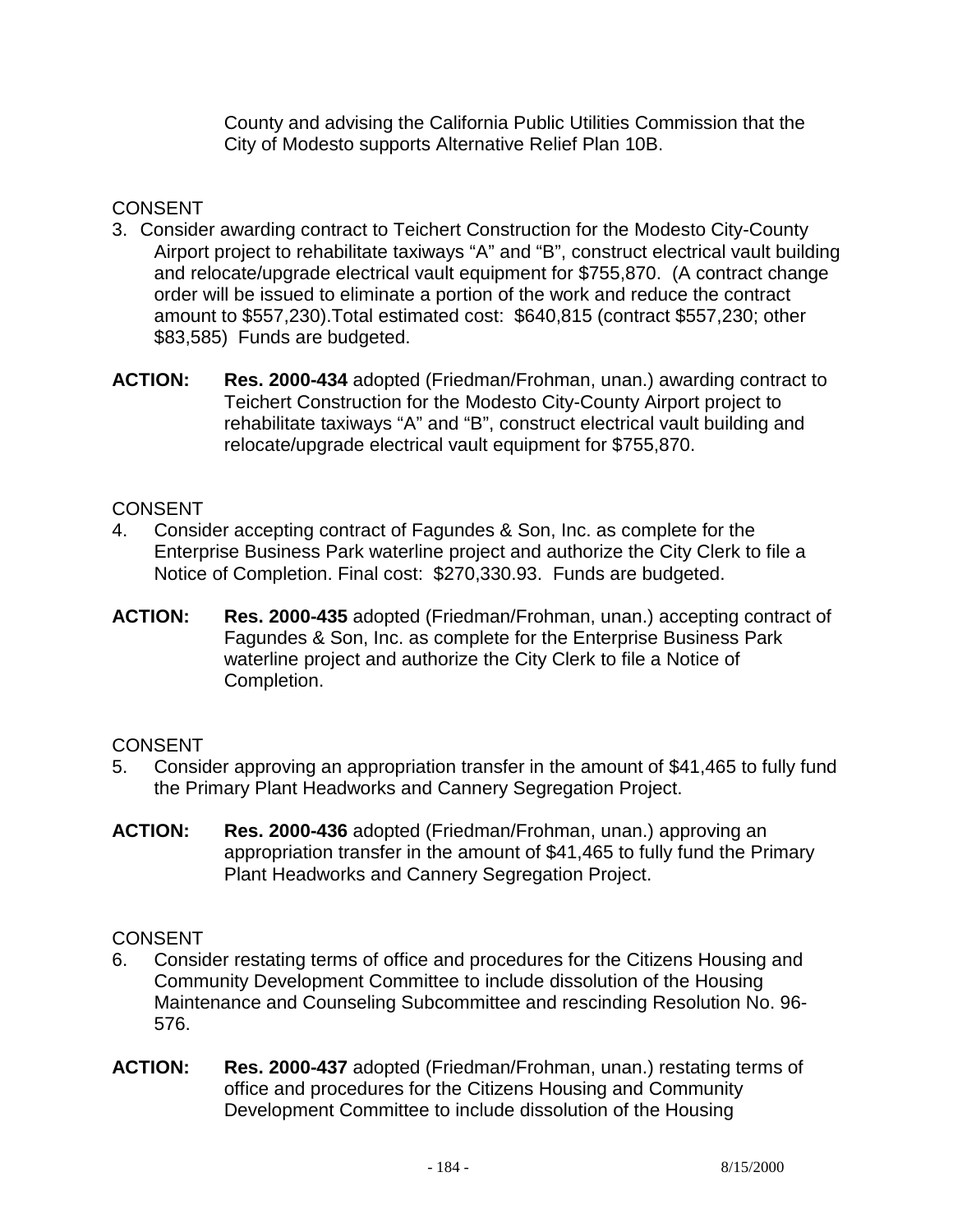County and advising the California Public Utilities Commission that the City of Modesto supports Alternative Relief Plan 10B.

CONSENT

3. Consider awarding contract to Teichert Construction for the Modesto City-County Airport project to rehabilitate taxiways “A” and “B”, construct electrical vault building and relocate/upgrade electrical vault equipment for $755,870. (A contract change order will be issued to eliminate a portion of the work and reduce the contract amount to $557,230).Total estimated cost: $640,815 (contract $557,230; other $83,585) Funds are budgeted.

**ACTION:** **Res. 2000-434** adopted (Friedman/Frohman, unan.) awarding contract to Teichert Construction for the Modesto City-County Airport project to rehabilitate taxiways “A” and “B”, construct electrical vault building and relocate/upgrade electrical vault equipment for $755,870.

CONSENT

4. Consider accepting contract of Fagundes & Son, Inc. as complete for the Enterprise Business Park waterline project and authorize the City Clerk to file a Notice of Completion. Final cost: $270,330.93. Funds are budgeted.

**ACTION:** **Res. 2000-435** adopted (Friedman/Frohman, unan.) accepting contract of Fagundes & Son, Inc. as complete for the Enterprise Business Park waterline project and authorize the City Clerk to file a Notice of Completion.

CONSENT

5. Consider approving an appropriation transfer in the amount of $41,465 to fully fund the Primary Plant Headworks and Cannery Segregation Project.

**ACTION:** **Res. 2000-436** adopted (Friedman/Frohman, unan.) approving an appropriation transfer in the amount of $41,465 to fully fund the Primary Plant Headworks and Cannery Segregation Project.

CONSENT

6. Consider restating terms of office and procedures for the Citizens Housing and Community Development Committee to include dissolution of the Housing Maintenance and Counseling Subcommittee and rescinding Resolution No. 96-576.

**ACTION:** **Res. 2000-437** adopted (Friedman/Frohman, unan.) restating terms of office and procedures for the Citizens Housing and Community Development Committee to include dissolution of the Housing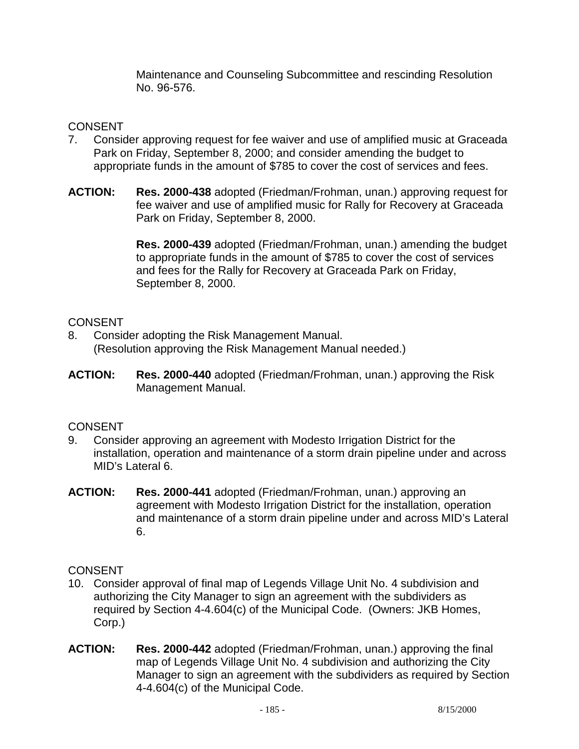Maintenance and Counseling Subcommittee and rescinding Resolution No. 96-576.

CONSENT

7. Consider approving request for fee waiver and use of amplified music at Graceada Park on Friday, September 8, 2000; and consider amending the budget to appropriate funds in the amount of $785 to cover the cost of services and fees.

**ACTION:** **Res. 2000-438** adopted (Friedman/Frohman, unan.) approving request for fee waiver and use of amplified music for Rally for Recovery at Graceada Park on Friday, September 8, 2000.

**Res. 2000-439** adopted (Friedman/Frohman, unan.) amending the budget to appropriate funds in the amount of $785 to cover the cost of services and fees for the Rally for Recovery at Graceada Park on Friday, September 8, 2000.

CONSENT

8. Consider adopting the Risk Management Manual.
   (Resolution approving the Risk Management Manual needed.)

**ACTION:** **Res. 2000-440** adopted (Friedman/Frohman, unan.) approving the Risk Management Manual.

CONSENT

9. Consider approving an agreement with Modesto Irrigation District for the installation, operation and maintenance of a storm drain pipeline under and across MID's Lateral 6.

**ACTION:** **Res. 2000-441** adopted (Friedman/Frohman, unan.) approving an agreement with Modesto Irrigation District for the installation, operation and maintenance of a storm drain pipeline under and across MID's Lateral 6.

CONSENT

10. Consider approval of final map of Legends Village Unit No. 4 subdivision and authorizing the City Manager to sign an agreement with the subdividers as required by Section 4-4.604(c) of the Municipal Code. (Owners: JKB Homes, Corp.)

**ACTION:** **Res. 2000-442** adopted (Friedman/Frohman, unan.) approving the final map of Legends Village Unit No. 4 subdivision and authorizing the City Manager to sign an agreement with the subdividers as required by Section 4-4.604(c) of the Municipal Code.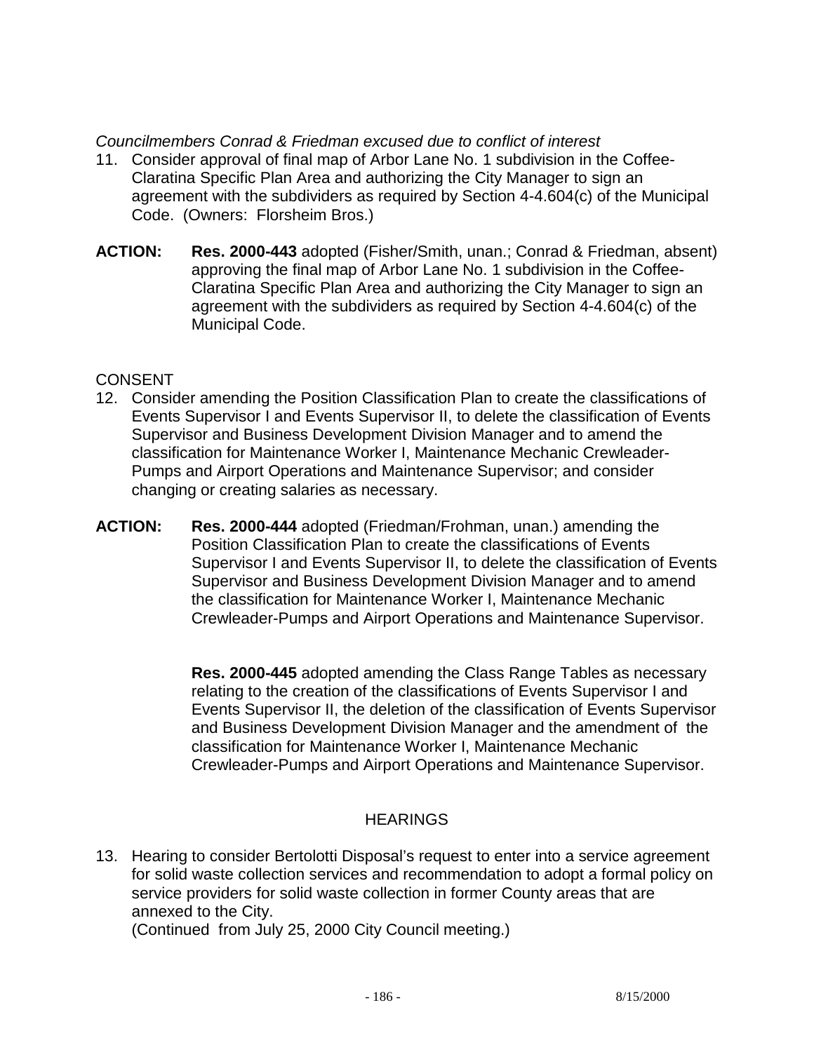*Councilmembers Conrad & Friedman excused due to conflict of interest*

11. Consider approval of final map of Arbor Lane No. 1 subdivision in the Coffee-Claratina Specific Plan Area and authorizing the City Manager to sign an agreement with the subdividers as required by Section 4-4.604(c) of the Municipal Code. (Owners: Florsheim Bros.)

**ACTION:** **Res. 2000-443** adopted (Fisher/Smith, unan.; Conrad & Friedman, absent) approving the final map of Arbor Lane No. 1 subdivision in the Coffee-Claratina Specific Plan Area and authorizing the City Manager to sign an agreement with the subdividers as required by Section 4-4.604(c) of the Municipal Code.

CONSENT

12. Consider amending the Position Classification Plan to create the classifications of Events Supervisor I and Events Supervisor II, to delete the classification of Events Supervisor and Business Development Division Manager and to amend the classification for Maintenance Worker I, Maintenance Mechanic Crewleader-Pumps and Airport Operations and Maintenance Supervisor; and consider changing or creating salaries as necessary.

**ACTION:** **Res. 2000-444** adopted (Friedman/Frohman, unan.) amending the Position Classification Plan to create the classifications of Events Supervisor I and Events Supervisor II, to delete the classification of Events Supervisor and Business Development Division Manager and to amend the classification for Maintenance Worker I, Maintenance Mechanic Crewleader-Pumps and Airport Operations and Maintenance Supervisor.

**Res. 2000-445** adopted amending the Class Range Tables as necessary relating to the creation of the classifications of Events Supervisor I and Events Supervisor II, the deletion of the classification of Events Supervisor and Business Development Division Manager and the amendment of the classification for Maintenance Worker I, Maintenance Mechanic Crewleader-Pumps and Airport Operations and Maintenance Supervisor.

## HEARINGS

13. Hearing to consider Bertolotti Disposal's request to enter into a service agreement for solid waste collection services and recommendation to adopt a formal policy on service providers for solid waste collection in former County areas that are annexed to the City.
(Continued from July 25, 2000 City Council meeting.)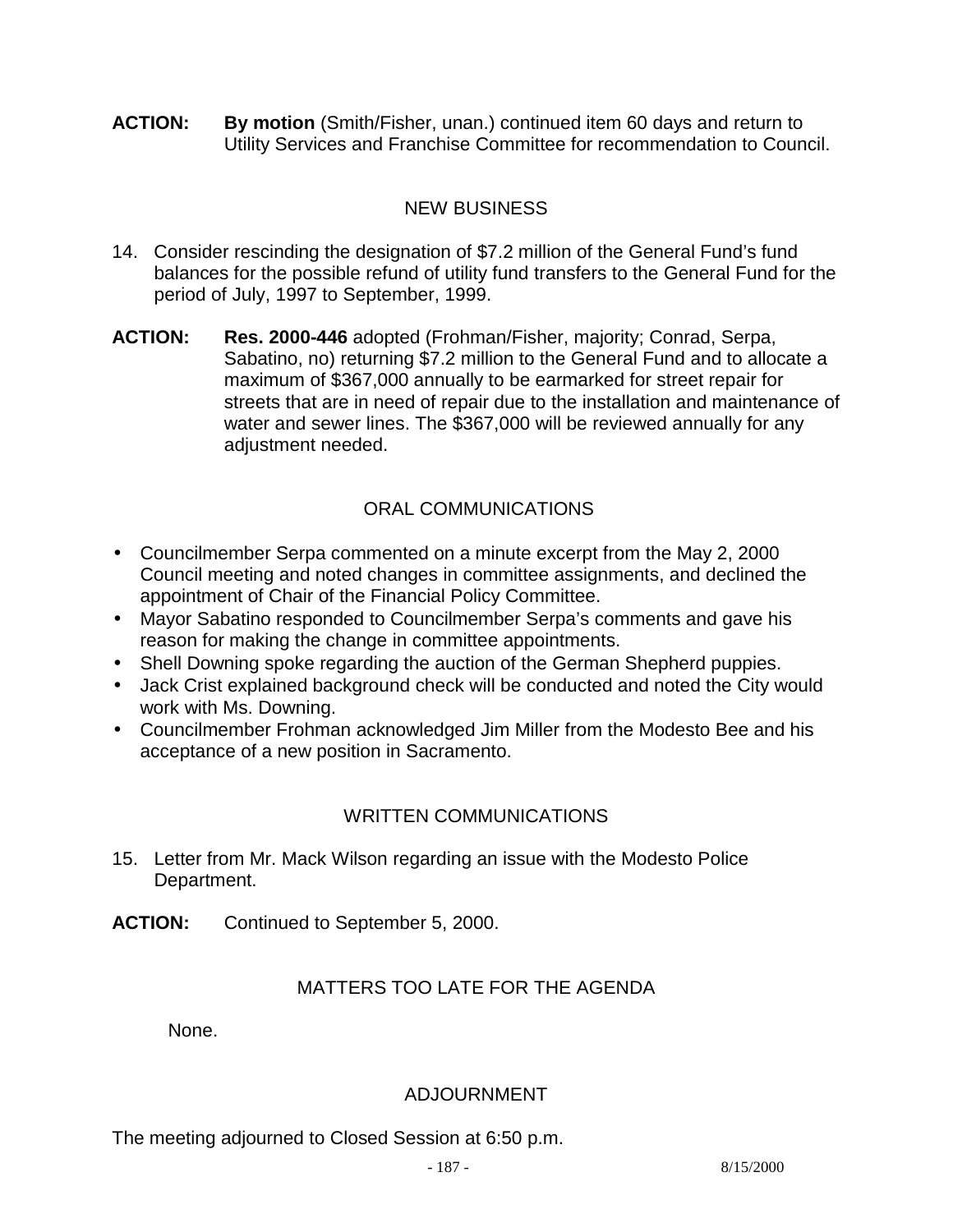**ACTION:** **By motion** (Smith/Fisher, unan.) continued item 60 days and return to Utility Services and Franchise Committee for recommendation to Council.

## NEW BUSINESS

14. Consider rescinding the designation of $7.2 million of the General Fund's fund balances for the possible refund of utility fund transfers to the General Fund for the period of July, 1997 to September, 1999.

**ACTION:** **Res. 2000-446** adopted (Frohman/Fisher, majority; Conrad, Serpa, Sabatino, no) returning $7.2 million to the General Fund and to allocate a maximum of $367,000 annually to be earmarked for street repair for streets that are in need of repair due to the installation and maintenance of water and sewer lines. The $367,000 will be reviewed annually for any adjustment needed.

## ORAL COMMUNICATIONS

- Councilmember Serpa commented on a minute excerpt from the May 2, 2000 Council meeting and noted changes in committee assignments, and declined the appointment of Chair of the Financial Policy Committee.
- Mayor Sabatino responded to Councilmember Serpa's comments and gave his reason for making the change in committee appointments.
- Shell Downing spoke regarding the auction of the German Shepherd puppies.
- Jack Crist explained background check will be conducted and noted the City would work with Ms. Downing.
- Councilmember Frohman acknowledged Jim Miller from the Modesto Bee and his acceptance of a new position in Sacramento.

## WRITTEN COMMUNICATIONS

15. Letter from Mr. Mack Wilson regarding an issue with the Modesto Police Department.

**ACTION:** Continued to September 5, 2000.

## MATTERS TOO LATE FOR THE AGENDA

None.

## ADJOURNMENT

The meeting adjourned to Closed Session at 6:50 p.m.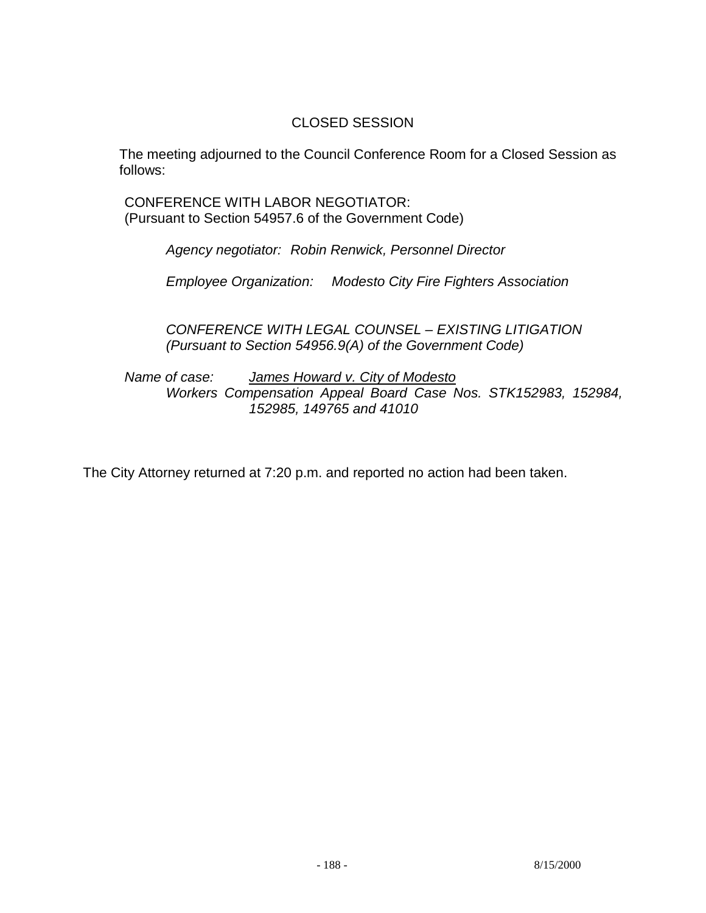## CLOSED SESSION

The meeting adjourned to the Council Conference Room for a Closed Session as follows:

CONFERENCE WITH LABOR NEGOTIATOR:
(Pursuant to Section 54957.6 of the Government Code)

*Agency negotiator: Robin Renwick, Personnel Director*

*Employee Organization: Modesto City Fire Fighters Association*

*CONFERENCE WITH LEGAL COUNSEL – EXISTING LITIGATION*
*(Pursuant to Section 54956.9(A) of the Government Code)*

*Name of case: James Howard v. City of Modesto*
*Workers Compensation Appeal Board Case Nos. STK152983, 152984, 152985, 149765 and 41010*

The City Attorney returned at 7:20 p.m. and reported no action had been taken.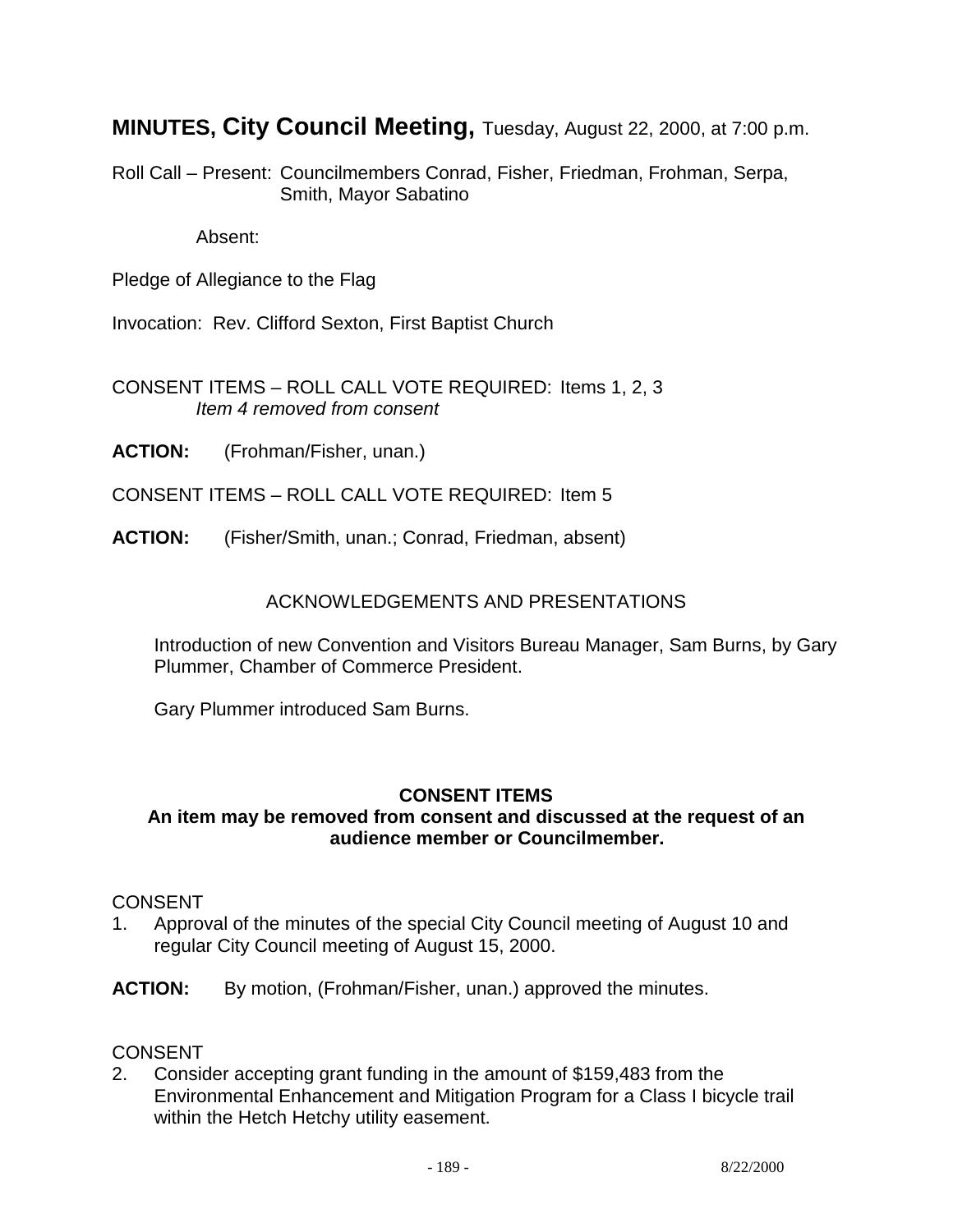# **MINUTES, City Council Meeting,** Tuesday, August 22, 2000, at 7:00 p.m.

Roll Call – Present: Councilmembers Conrad, Fisher, Friedman, Frohman, Serpa, Smith, Mayor Sabatino

Absent:

Pledge of Allegiance to the Flag

Invocation: Rev. Clifford Sexton, First Baptist Church

CONSENT ITEMS – ROLL CALL VOTE REQUIRED: Items 1, 2, 3
*Item 4 removed from consent*

**ACTION:** (Frohman/Fisher, unan.)

CONSENT ITEMS – ROLL CALL VOTE REQUIRED: Item 5

**ACTION:** (Fisher/Smith, unan.; Conrad, Friedman, absent)

ACKNOWLEDGEMENTS AND PRESENTATIONS

Introduction of new Convention and Visitors Bureau Manager, Sam Burns, by Gary Plummer, Chamber of Commerce President.

Gary Plummer introduced Sam Burns.

**CONSENT ITEMS**
**An item may be removed from consent and discussed at the request of an audience member or Councilmember.**

CONSENT

1. Approval of the minutes of the special City Council meeting of August 10 and regular City Council meeting of August 15, 2000.

**ACTION:** By motion, (Frohman/Fisher, unan.) approved the minutes.

CONSENT

2. Consider accepting grant funding in the amount of $159,483 from the Environmental Enhancement and Mitigation Program for a Class I bicycle trail within the Hetch Hetchy utility easement.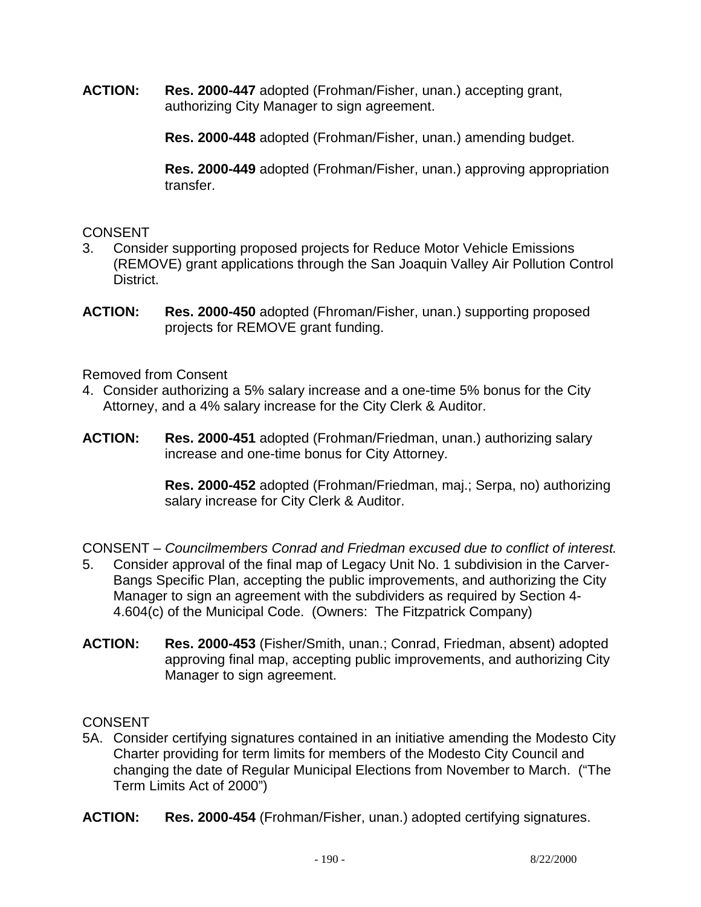**ACTION:** **Res. 2000-447** adopted (Frohman/Fisher, unan.) accepting grant, authorizing City Manager to sign agreement.

**Res. 2000-448** adopted (Frohman/Fisher, unan.) amending budget.

**Res. 2000-449** adopted (Frohman/Fisher, unan.) approving appropriation transfer.

CONSENT

3. Consider supporting proposed projects for Reduce Motor Vehicle Emissions (REMOVE) grant applications through the San Joaquin Valley Air Pollution Control District.

**ACTION:** **Res. 2000-450** adopted (Fhroman/Fisher, unan.) supporting proposed projects for REMOVE grant funding.

Removed from Consent

4. Consider authorizing a 5% salary increase and a one-time 5% bonus for the City Attorney, and a 4% salary increase for the City Clerk & Auditor.

**ACTION:** **Res. 2000-451** adopted (Frohman/Friedman, unan.) authorizing salary increase and one-time bonus for City Attorney.

**Res. 2000-452** adopted (Frohman/Friedman, maj.; Serpa, no) authorizing salary increase for City Clerk & Auditor.

CONSENT – *Councilmembers Conrad and Friedman excused due to conflict of interest.*

5. Consider approval of the final map of Legacy Unit No. 1 subdivision in the Carver-Bangs Specific Plan, accepting the public improvements, and authorizing the City Manager to sign an agreement with the subdividers as required by Section 4-4.604(c) of the Municipal Code. (Owners: The Fitzpatrick Company)

**ACTION:** **Res. 2000-453** (Fisher/Smith, unan.; Conrad, Friedman, absent) adopted approving final map, accepting public improvements, and authorizing City Manager to sign agreement.

CONSENT

5A. Consider certifying signatures contained in an initiative amending the Modesto City Charter providing for term limits for members of the Modesto City Council and changing the date of Regular Municipal Elections from November to March. ("The Term Limits Act of 2000")

**ACTION:** **Res. 2000-454** (Frohman/Fisher, unan.) adopted certifying signatures.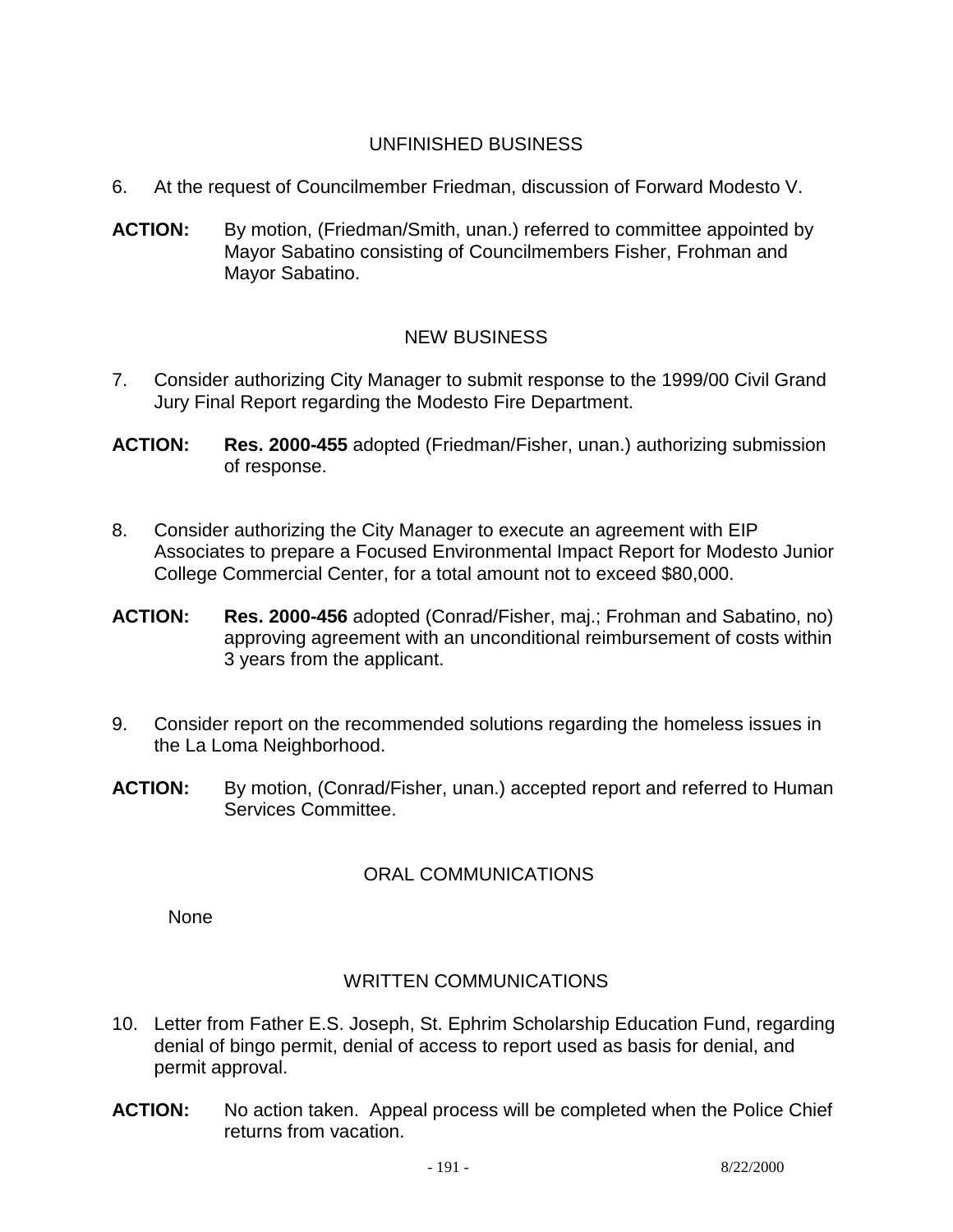## UNFINISHED BUSINESS

6. At the request of Councilmember Friedman, discussion of Forward Modesto V.

**ACTION:** By motion, (Friedman/Smith, unan.) referred to committee appointed by Mayor Sabatino consisting of Councilmembers Fisher, Frohman and Mayor Sabatino.

## NEW BUSINESS

7. Consider authorizing City Manager to submit response to the 1999/00 Civil Grand Jury Final Report regarding the Modesto Fire Department.

**ACTION:** **Res. 2000-455** adopted (Friedman/Fisher, unan.) authorizing submission of response.

8. Consider authorizing the City Manager to execute an agreement with EIP Associates to prepare a Focused Environmental Impact Report for Modesto Junior College Commercial Center, for a total amount not to exceed $80,000.

**ACTION:** **Res. 2000-456** adopted (Conrad/Fisher, maj.; Frohman and Sabatino, no) approving agreement with an unconditional reimbursement of costs within 3 years from the applicant.

9. Consider report on the recommended solutions regarding the homeless issues in the La Loma Neighborhood.

**ACTION:** By motion, (Conrad/Fisher, unan.) accepted report and referred to Human Services Committee.

## ORAL COMMUNICATIONS

None

## WRITTEN COMMUNICATIONS

10. Letter from Father E.S. Joseph, St. Ephrim Scholarship Education Fund, regarding denial of bingo permit, denial of access to report used as basis for denial, and permit approval.

**ACTION:** No action taken. Appeal process will be completed when the Police Chief returns from vacation.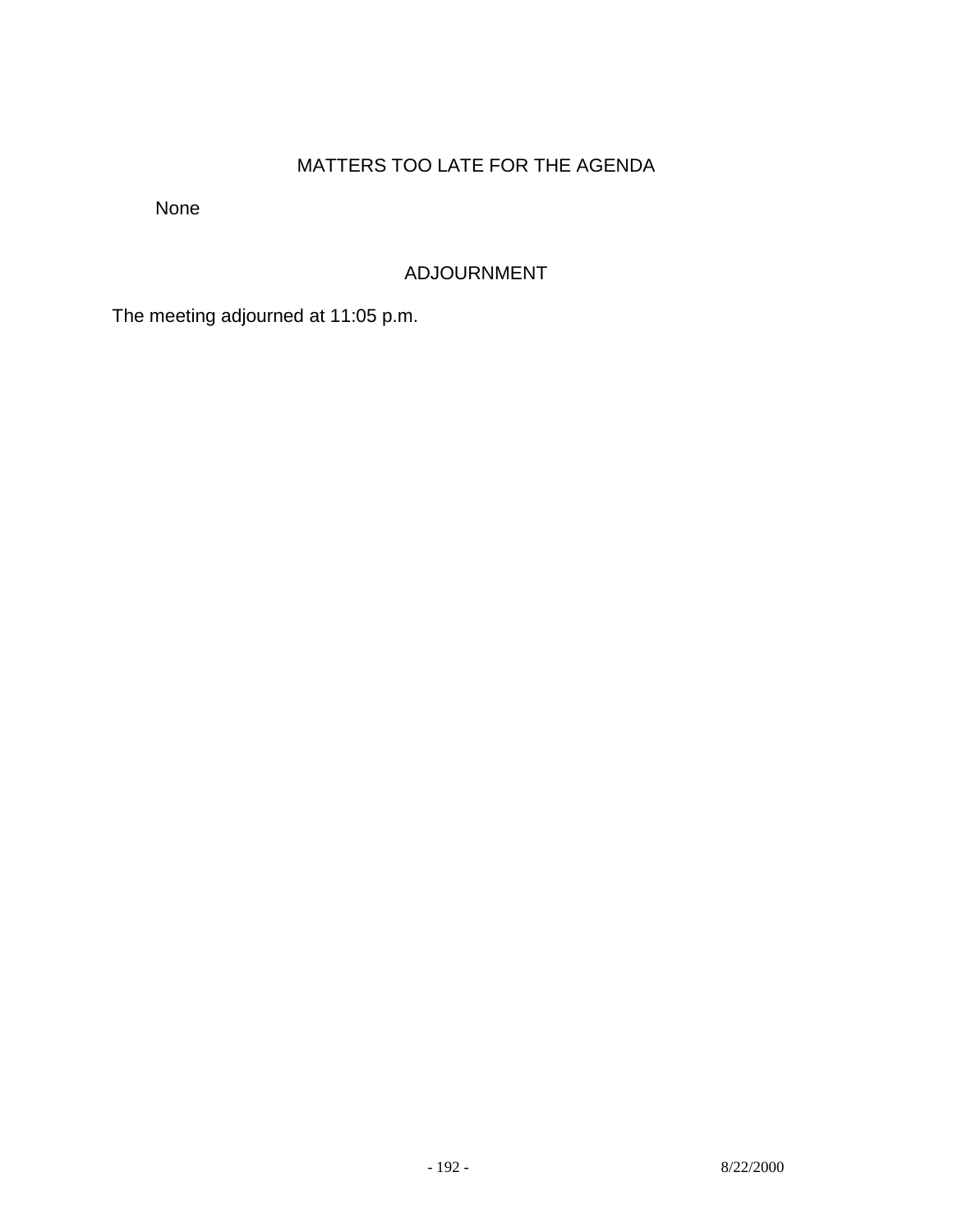## MATTERS TOO LATE FOR THE AGENDA

None

## ADJOURNMENT

The meeting adjourned at 11:05 p.m.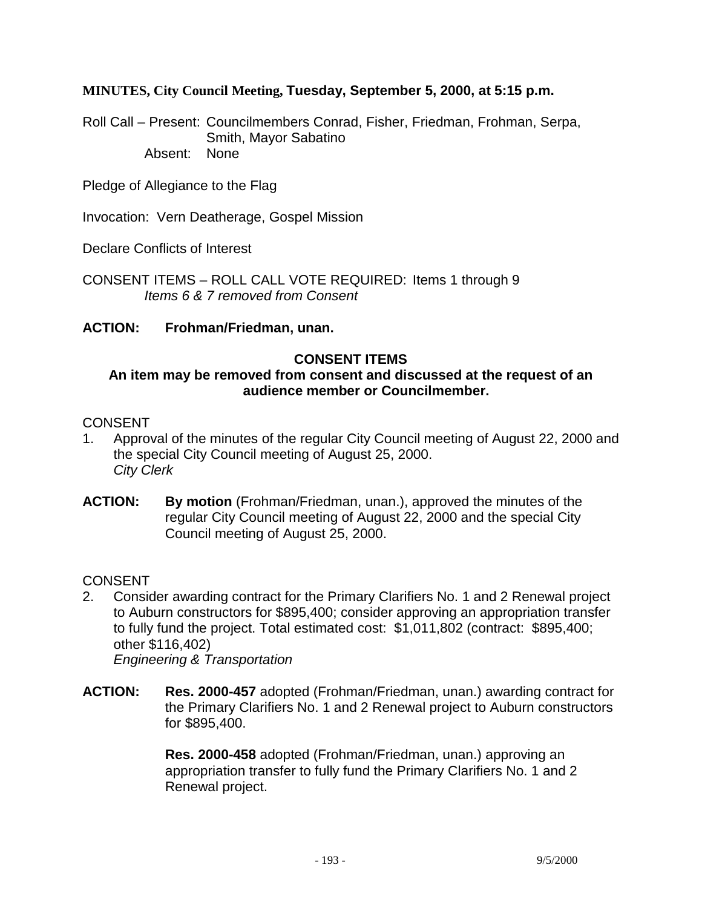**MINUTES, City Council Meeting, Tuesday, September 5, 2000, at 5:15 p.m.**

Roll Call – Present: Councilmembers Conrad, Fisher, Friedman, Frohman, Serpa, Smith, Mayor Sabatino
Absent: None

Pledge of Allegiance to the Flag

Invocation: Vern Deatherage, Gospel Mission

Declare Conflicts of Interest

CONSENT ITEMS – ROLL CALL VOTE REQUIRED: Items 1 through 9
*Items 6 & 7 removed from Consent*

**ACTION: Frohman/Friedman, unan.**

**CONSENT ITEMS**
**An item may be removed from consent and discussed at the request of an audience member or Councilmember.**

CONSENT

1. Approval of the minutes of the regular City Council meeting of August 22, 2000 and the special City Council meeting of August 25, 2000.
*City Clerk*

**ACTION:** **By motion** (Frohman/Friedman, unan.), approved the minutes of the regular City Council meeting of August 22, 2000 and the special City Council meeting of August 25, 2000.

CONSENT

2. Consider awarding contract for the Primary Clarifiers No. 1 and 2 Renewal project to Auburn constructors for $895,400; consider approving an appropriation transfer to fully fund the project. Total estimated cost: $1,011,802 (contract: $895,400; other $116,402)
*Engineering & Transportation*

**ACTION:** **Res. 2000-457** adopted (Frohman/Friedman, unan.) awarding contract for the Primary Clarifiers No. 1 and 2 Renewal project to Auburn constructors for $895,400.

**Res. 2000-458** adopted (Frohman/Friedman, unan.) approving an appropriation transfer to fully fund the Primary Clarifiers No. 1 and 2 Renewal project.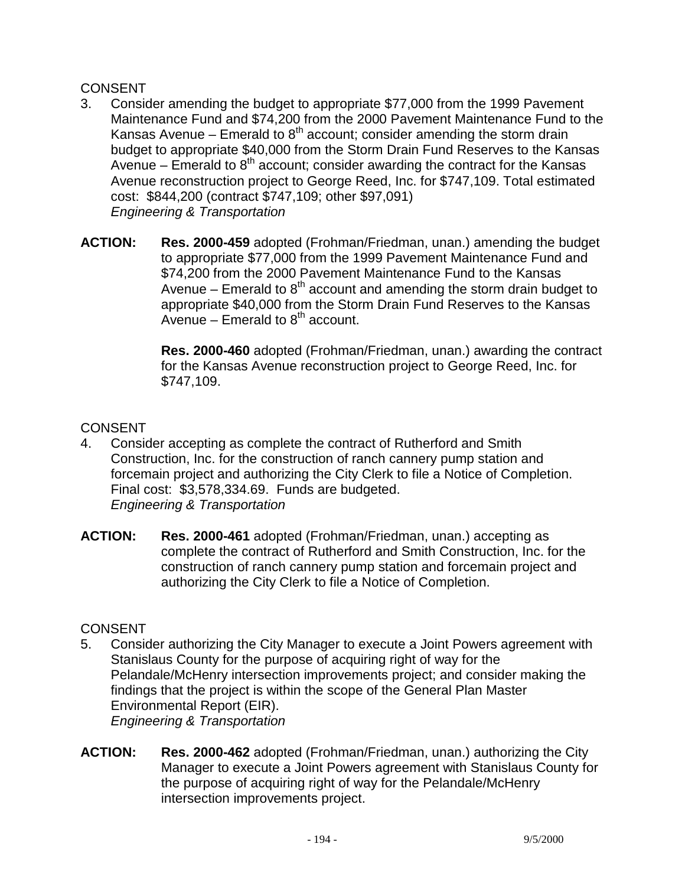CONSENT

3. Consider amending the budget to appropriate $77,000 from the 1999 Pavement Maintenance Fund and $74,200 from the 2000 Pavement Maintenance Fund to the Kansas Avenue – Emerald to 8th account; consider amending the storm drain budget to appropriate $40,000 from the Storm Drain Fund Reserves to the Kansas Avenue – Emerald to 8th account; consider awarding the contract for the Kansas Avenue reconstruction project to George Reed, Inc. for $747,109. Total estimated cost: $844,200 (contract $747,109; other $97,091)
*Engineering & Transportation*

**ACTION:** **Res. 2000-459** adopted (Frohman/Friedman, unan.) amending the budget to appropriate $77,000 from the 1999 Pavement Maintenance Fund and $74,200 from the 2000 Pavement Maintenance Fund to the Kansas Avenue – Emerald to 8th account and amending the storm drain budget to appropriate $40,000 from the Storm Drain Fund Reserves to the Kansas Avenue – Emerald to 8th account.

**Res. 2000-460** adopted (Frohman/Friedman, unan.) awarding the contract for the Kansas Avenue reconstruction project to George Reed, Inc. for $747,109.

CONSENT

4. Consider accepting as complete the contract of Rutherford and Smith Construction, Inc. for the construction of ranch cannery pump station and forcemain project and authorizing the City Clerk to file a Notice of Completion. Final cost: $3,578,334.69. Funds are budgeted.
*Engineering & Transportation*

**ACTION:** **Res. 2000-461** adopted (Frohman/Friedman, unan.) accepting as complete the contract of Rutherford and Smith Construction, Inc. for the construction of ranch cannery pump station and forcemain project and authorizing the City Clerk to file a Notice of Completion.

CONSENT

5. Consider authorizing the City Manager to execute a Joint Powers agreement with Stanislaus County for the purpose of acquiring right of way for the Pelandale/McHenry intersection improvements project; and consider making the findings that the project is within the scope of the General Plan Master Environmental Report (EIR).
*Engineering & Transportation*

**ACTION:** **Res. 2000-462** adopted (Frohman/Friedman, unan.) authorizing the City Manager to execute a Joint Powers agreement with Stanislaus County for the purpose of acquiring right of way for the Pelandale/McHenry intersection improvements project.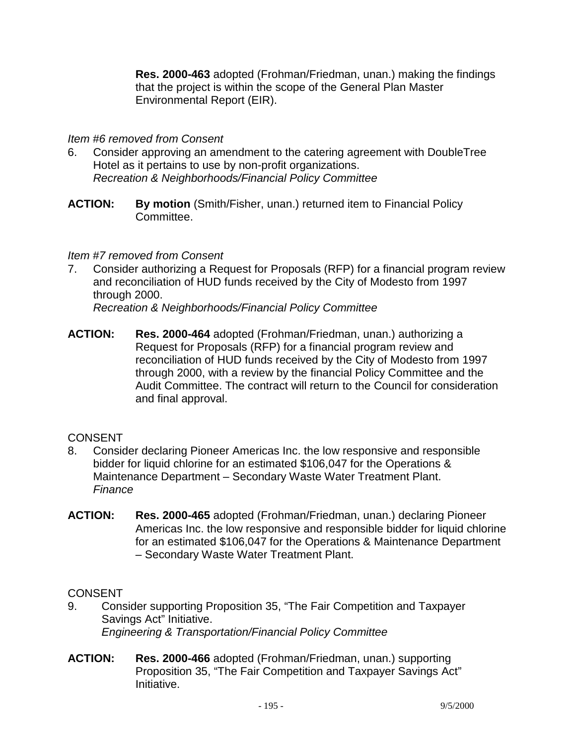**Res. 2000-463** adopted (Frohman/Friedman, unan.) making the findings that the project is within the scope of the General Plan Master Environmental Report (EIR).

*Item #6 removed from Consent*

6. Consider approving an amendment to the catering agreement with DoubleTree Hotel as it pertains to use by non-profit organizations.
   *Recreation & Neighborhoods/Financial Policy Committee*

**ACTION:** **By motion** (Smith/Fisher, unan.) returned item to Financial Policy Committee.

*Item #7 removed from Consent*

7. Consider authorizing a Request for Proposals (RFP) for a financial program review and reconciliation of HUD funds received by the City of Modesto from 1997 through 2000.
   *Recreation & Neighborhoods/Financial Policy Committee*

**ACTION:** **Res. 2000-464** adopted (Frohman/Friedman, unan.) authorizing a Request for Proposals (RFP) for a financial program review and reconciliation of HUD funds received by the City of Modesto from 1997 through 2000, with a review by the financial Policy Committee and the Audit Committee. The contract will return to the Council for consideration and final approval.

CONSENT

8. Consider declaring Pioneer Americas Inc. the low responsive and responsible bidder for liquid chlorine for an estimated $106,047 for the Operations & Maintenance Department – Secondary Waste Water Treatment Plant.
   *Finance*

**ACTION:** **Res. 2000-465** adopted (Frohman/Friedman, unan.) declaring Pioneer Americas Inc. the low responsive and responsible bidder for liquid chlorine for an estimated $106,047 for the Operations & Maintenance Department – Secondary Waste Water Treatment Plant.

CONSENT

9. Consider supporting Proposition 35, "The Fair Competition and Taxpayer Savings Act" Initiative.
   *Engineering & Transportation/Financial Policy Committee*

**ACTION:** **Res. 2000-466** adopted (Frohman/Friedman, unan.) supporting Proposition 35, "The Fair Competition and Taxpayer Savings Act" Initiative.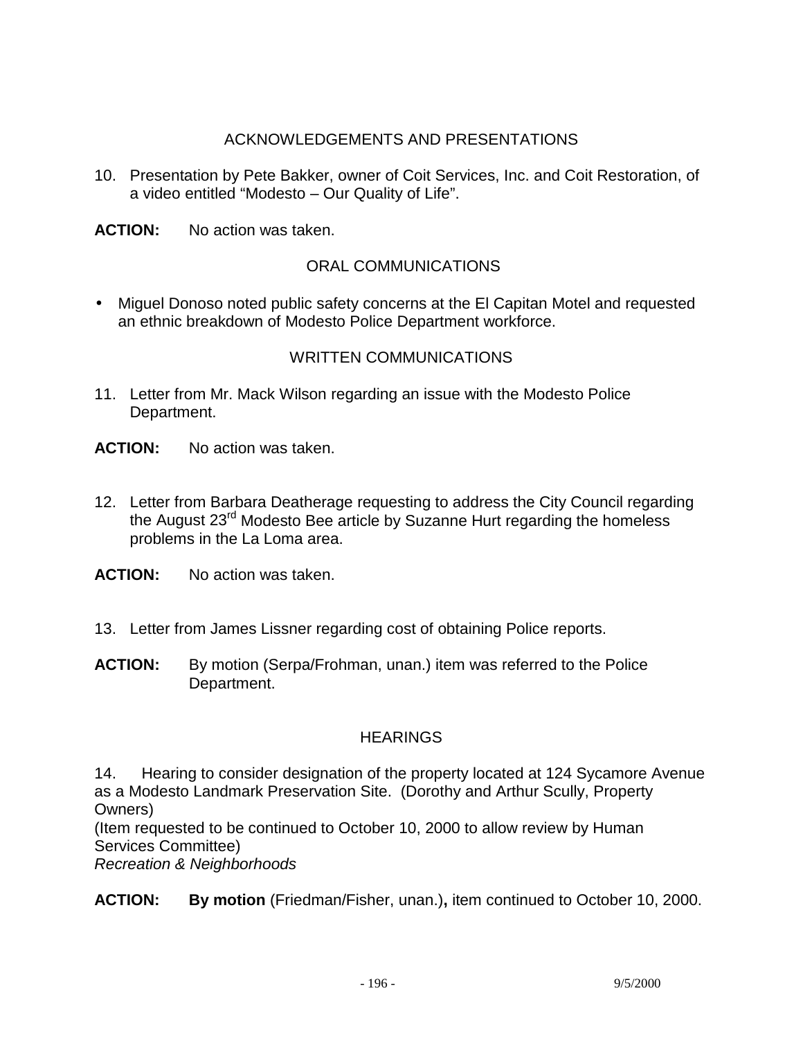## ACKNOWLEDGEMENTS AND PRESENTATIONS

10. Presentation by Pete Bakker, owner of Coit Services, Inc. and Coit Restoration, of a video entitled "Modesto – Our Quality of Life".

**ACTION:** No action was taken.

## ORAL COMMUNICATIONS

- Miguel Donoso noted public safety concerns at the El Capitan Motel and requested an ethnic breakdown of Modesto Police Department workforce.

## WRITTEN COMMUNICATIONS

11. Letter from Mr. Mack Wilson regarding an issue with the Modesto Police Department.

**ACTION:** No action was taken.

12. Letter from Barbara Deatherage requesting to address the City Council regarding the August 23rd Modesto Bee article by Suzanne Hurt regarding the homeless problems in the La Loma area.

**ACTION:** No action was taken.

13. Letter from James Lissner regarding cost of obtaining Police reports.

**ACTION:** By motion (Serpa/Frohman, unan.) item was referred to the Police Department.

## HEARINGS

14. Hearing to consider designation of the property located at 124 Sycamore Avenue as a Modesto Landmark Preservation Site. (Dorothy and Arthur Scully, Property Owners)
(Item requested to be continued to October 10, 2000 to allow review by Human Services Committee)
*Recreation & Neighborhoods*

**ACTION:** **By motion** (Friedman/Fisher, unan.)**,** item continued to October 10, 2000.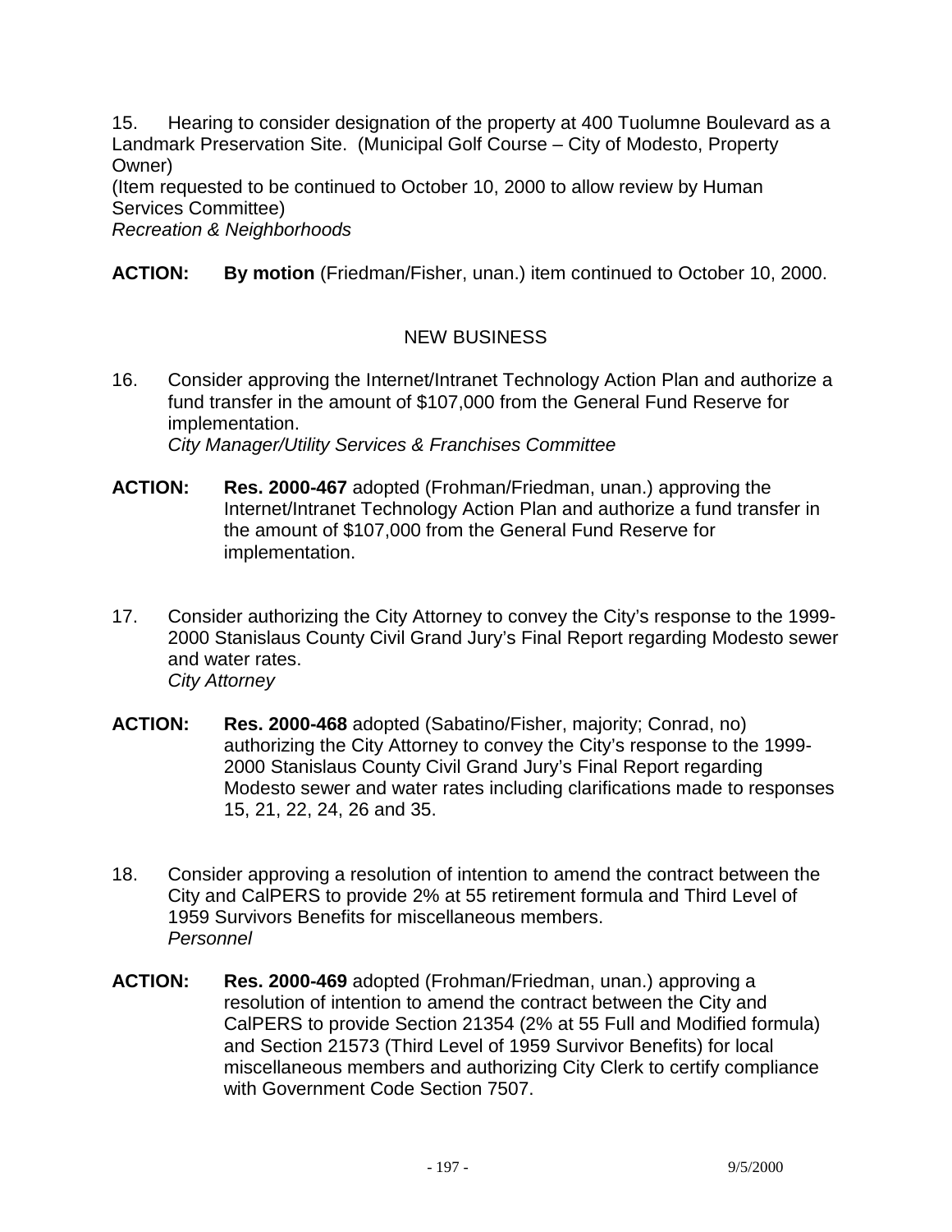15. Hearing to consider designation of the property at 400 Tuolumne Boulevard as a Landmark Preservation Site. (Municipal Golf Course – City of Modesto, Property Owner)
(Item requested to be continued to October 10, 2000 to allow review by Human Services Committee)
*Recreation & Neighborhoods*

**ACTION:** **By motion** (Friedman/Fisher, unan.) item continued to October 10, 2000.

## NEW BUSINESS

16. Consider approving the Internet/Intranet Technology Action Plan and authorize a fund transfer in the amount of $107,000 from the General Fund Reserve for implementation.
*City Manager/Utility Services & Franchises Committee*

**ACTION:** **Res. 2000-467** adopted (Frohman/Friedman, unan.) approving the Internet/Intranet Technology Action Plan and authorize a fund transfer in the amount of $107,000 from the General Fund Reserve for implementation.

17. Consider authorizing the City Attorney to convey the City's response to the 1999-2000 Stanislaus County Civil Grand Jury's Final Report regarding Modesto sewer and water rates.
*City Attorney*

**ACTION:** **Res. 2000-468** adopted (Sabatino/Fisher, majority; Conrad, no) authorizing the City Attorney to convey the City's response to the 1999-2000 Stanislaus County Civil Grand Jury's Final Report regarding Modesto sewer and water rates including clarifications made to responses 15, 21, 22, 24, 26 and 35.

18. Consider approving a resolution of intention to amend the contract between the City and CalPERS to provide 2% at 55 retirement formula and Third Level of 1959 Survivors Benefits for miscellaneous members.
*Personnel*

**ACTION:** **Res. 2000-469** adopted (Frohman/Friedman, unan.) approving a resolution of intention to amend the contract between the City and CalPERS to provide Section 21354 (2% at 55 Full and Modified formula) and Section 21573 (Third Level of 1959 Survivor Benefits) for local miscellaneous members and authorizing City Clerk to certify compliance with Government Code Section 7507.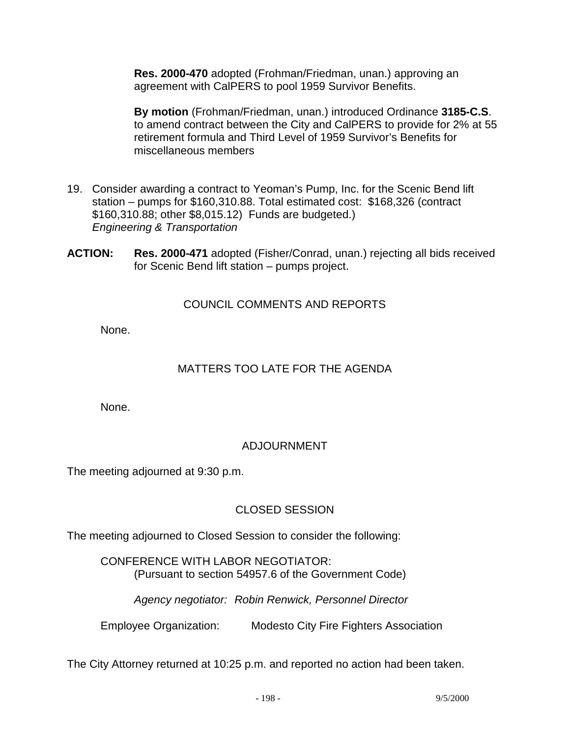**Res. 2000-470** adopted (Frohman/Friedman, unan.) approving an agreement with CalPERS to pool 1959 Survivor Benefits.

**By motion** (Frohman/Friedman, unan.) introduced Ordinance **3185-C.S**. to amend contract between the City and CalPERS to provide for 2% at 55 retirement formula and Third Level of 1959 Survivor's Benefits for miscellaneous members

19. Consider awarding a contract to Yeoman's Pump, Inc. for the Scenic Bend lift station – pumps for $160,310.88. Total estimated cost: $168,326 (contract $160,310.88; other $8,015.12) Funds are budgeted.)
    *Engineering & Transportation*

**ACTION:** **Res. 2000-471** adopted (Fisher/Conrad, unan.) rejecting all bids received for Scenic Bend lift station – pumps project.

## COUNCIL COMMENTS AND REPORTS

None.

## MATTERS TOO LATE FOR THE AGENDA

None.

## ADJOURNMENT

The meeting adjourned at 9:30 p.m.

## CLOSED SESSION

The meeting adjourned to Closed Session to consider the following:

CONFERENCE WITH LABOR NEGOTIATOR:
(Pursuant to section 54957.6 of the Government Code)

*Agency negotiator: Robin Renwick, Personnel Director*

Employee Organization: Modesto City Fire Fighters Association

The City Attorney returned at 10:25 p.m. and reported no action had been taken.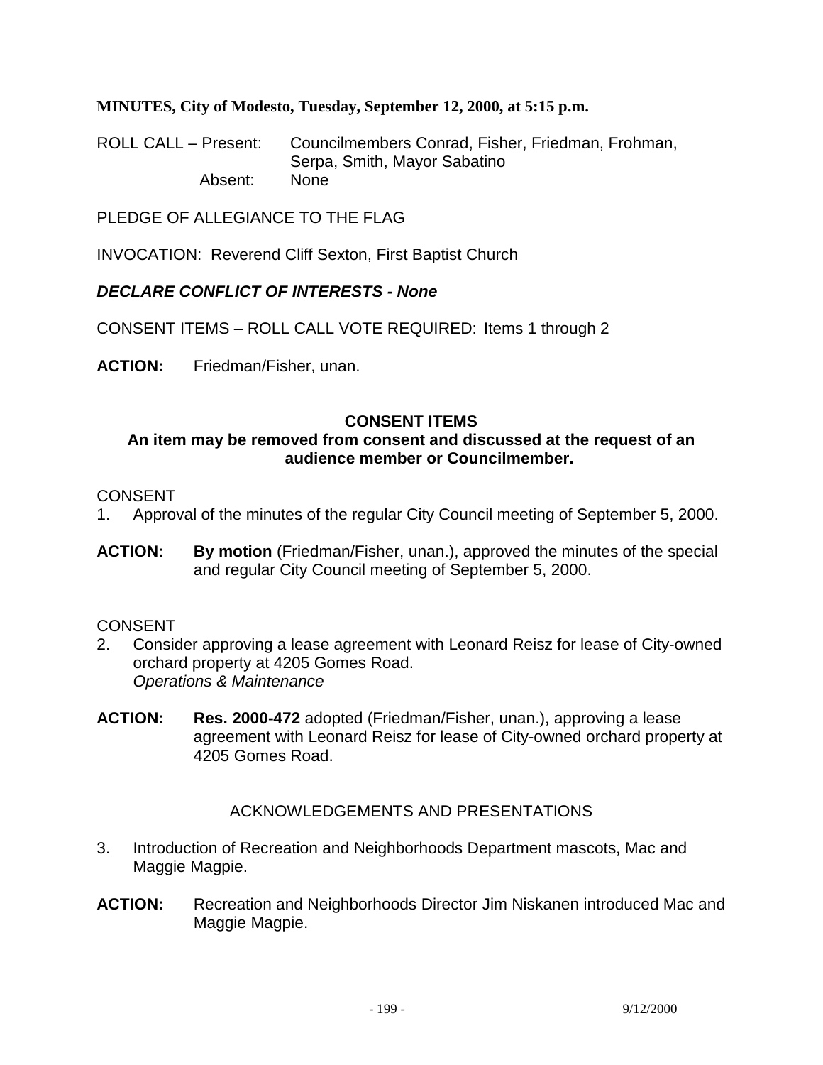**MINUTES, City of Modesto, Tuesday, September 12, 2000, at 5:15 p.m.**

ROLL CALL – Present: Councilmembers Conrad, Fisher, Friedman, Frohman, Serpa, Smith, Mayor Sabatino
Absent: None

PLEDGE OF ALLEGIANCE TO THE FLAG

INVOCATION: Reverend Cliff Sexton, First Baptist Church

***DECLARE CONFLICT OF INTERESTS - None***

CONSENT ITEMS – ROLL CALL VOTE REQUIRED: Items 1 through 2

**ACTION:** Friedman/Fisher, unan.

**CONSENT ITEMS**

**An item may be removed from consent and discussed at the request of an audience member or Councilmember.**

CONSENT

1. Approval of the minutes of the regular City Council meeting of September 5, 2000.

**ACTION:** **By motion** (Friedman/Fisher, unan.), approved the minutes of the special and regular City Council meeting of September 5, 2000.

CONSENT

2. Consider approving a lease agreement with Leonard Reisz for lease of City-owned orchard property at 4205 Gomes Road.
*Operations & Maintenance*

**ACTION:** **Res. 2000-472** adopted (Friedman/Fisher, unan.), approving a lease agreement with Leonard Reisz for lease of City-owned orchard property at 4205 Gomes Road.

ACKNOWLEDGEMENTS AND PRESENTATIONS

3. Introduction of Recreation and Neighborhoods Department mascots, Mac and Maggie Magpie.

**ACTION:** Recreation and Neighborhoods Director Jim Niskanen introduced Mac and Maggie Magpie.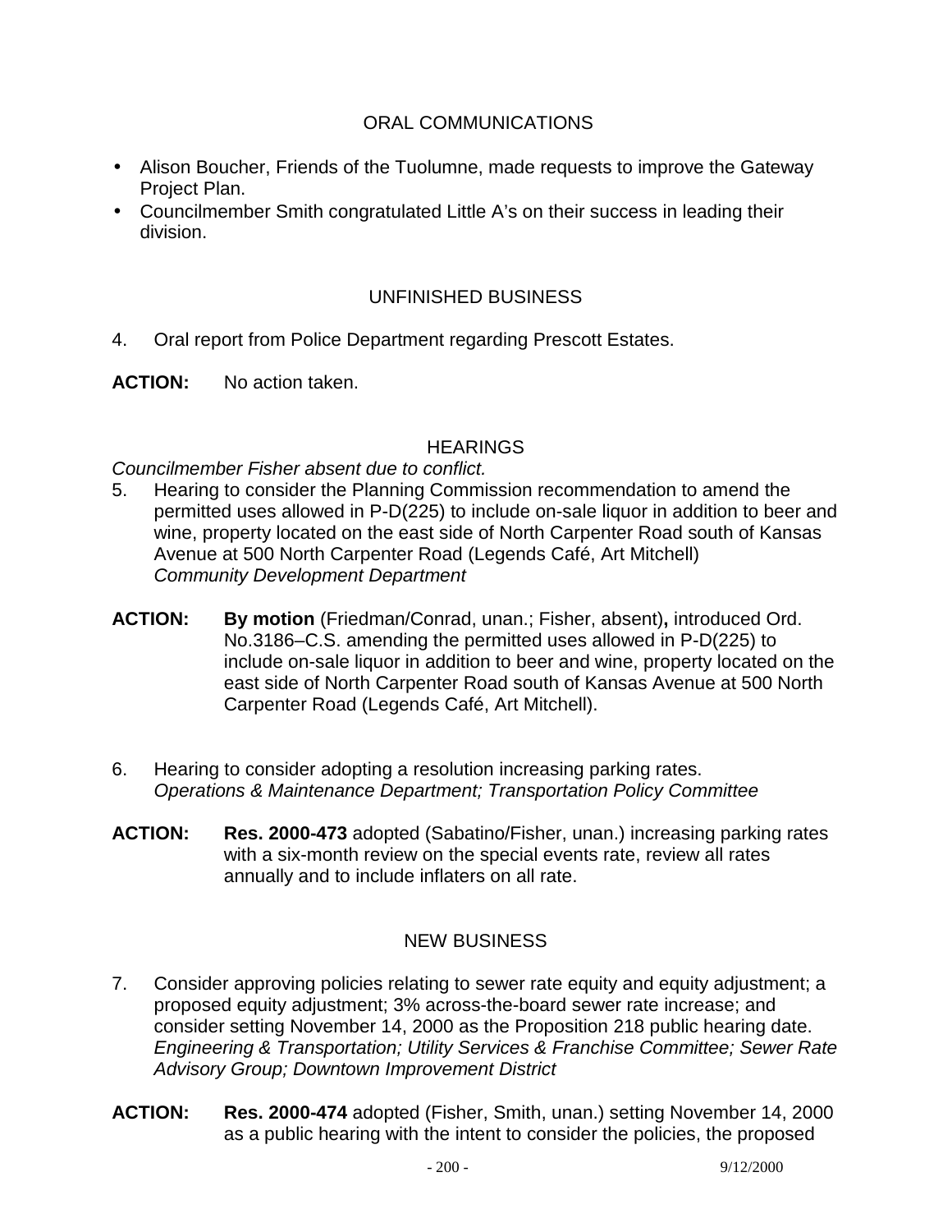## ORAL COMMUNICATIONS

- Alison Boucher, Friends of the Tuolumne, made requests to improve the Gateway Project Plan.
- Councilmember Smith congratulated Little A's on their success in leading their division.

## UNFINISHED BUSINESS

4. Oral report from Police Department regarding Prescott Estates.

**ACTION:** No action taken.

## HEARINGS

*Councilmember Fisher absent due to conflict.*

5. Hearing to consider the Planning Commission recommendation to amend the permitted uses allowed in P-D(225) to include on-sale liquor in addition to beer and wine, property located on the east side of North Carpenter Road south of Kansas Avenue at 500 North Carpenter Road (Legends Café, Art Mitchell)
   *Community Development Department*

**ACTION:** **By motion** (Friedman/Conrad, unan.; Fisher, absent)**,** introduced Ord. No.3186–C.S. amending the permitted uses allowed in P-D(225) to include on-sale liquor in addition to beer and wine, property located on the east side of North Carpenter Road south of Kansas Avenue at 500 North Carpenter Road (Legends Café, Art Mitchell).

6. Hearing to consider adopting a resolution increasing parking rates.
   *Operations & Maintenance Department; Transportation Policy Committee*

**ACTION:** **Res. 2000-473** adopted (Sabatino/Fisher, unan.) increasing parking rates with a six-month review on the special events rate, review all rates annually and to include inflaters on all rate.

## NEW BUSINESS

7. Consider approving policies relating to sewer rate equity and equity adjustment; a proposed equity adjustment; 3% across-the-board sewer rate increase; and consider setting November 14, 2000 as the Proposition 218 public hearing date.
   *Engineering & Transportation; Utility Services & Franchise Committee; Sewer Rate Advisory Group; Downtown Improvement District*

**ACTION:** **Res. 2000-474** adopted (Fisher, Smith, unan.) setting November 14, 2000 as a public hearing with the intent to consider the policies, the proposed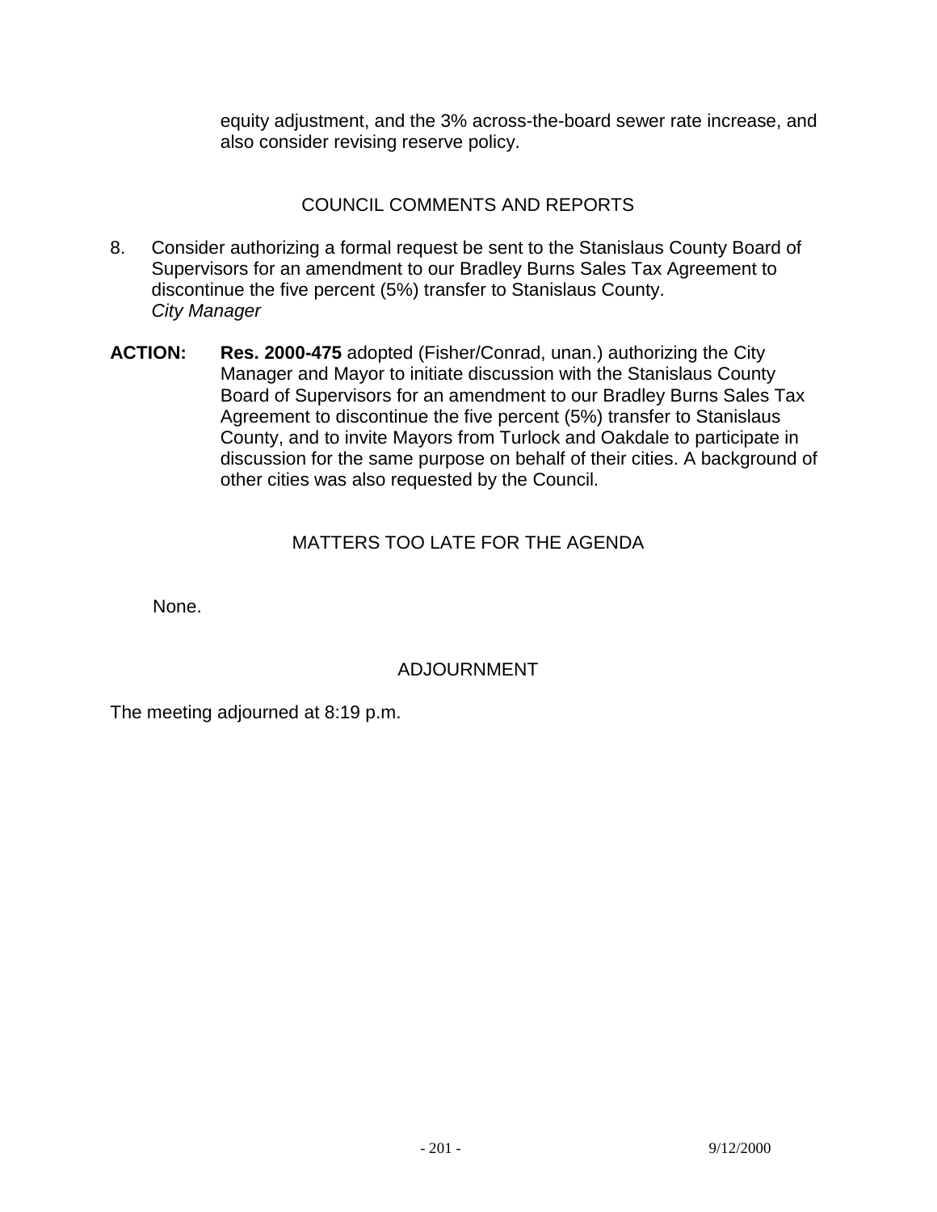equity adjustment, and the 3% across-the-board sewer rate increase, and also consider revising reserve policy.

## COUNCIL COMMENTS AND REPORTS

8. Consider authorizing a formal request be sent to the Stanislaus County Board of Supervisors for an amendment to our Bradley Burns Sales Tax Agreement to discontinue the five percent (5%) transfer to Stanislaus County.
*City Manager*

**ACTION:** **Res. 2000-475** adopted (Fisher/Conrad, unan.) authorizing the City Manager and Mayor to initiate discussion with the Stanislaus County Board of Supervisors for an amendment to our Bradley Burns Sales Tax Agreement to discontinue the five percent (5%) transfer to Stanislaus County, and to invite Mayors from Turlock and Oakdale to participate in discussion for the same purpose on behalf of their cities. A background of other cities was also requested by the Council.

## MATTERS TOO LATE FOR THE AGENDA

None.

## ADJOURNMENT

The meeting adjourned at 8:19 p.m.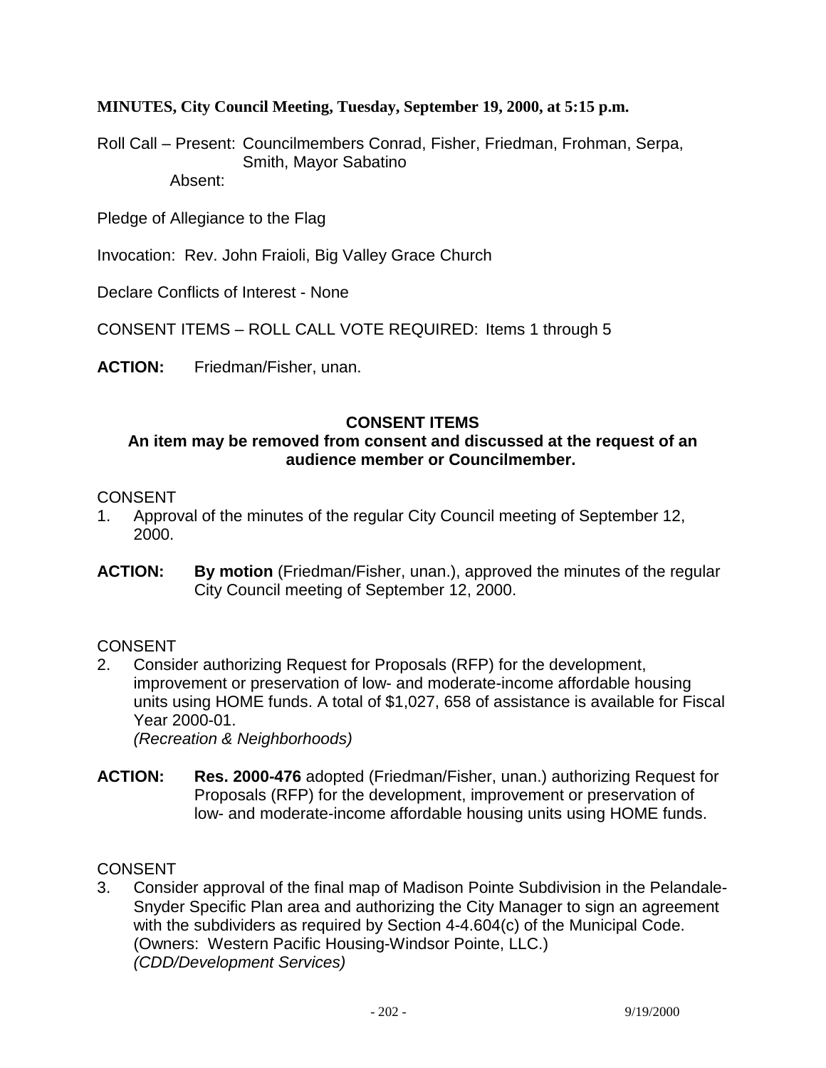**MINUTES, City Council Meeting, Tuesday, September 19, 2000, at 5:15 p.m.**

Roll Call – Present: Councilmembers Conrad, Fisher, Friedman, Frohman, Serpa, Smith, Mayor Sabatino
Absent:

Pledge of Allegiance to the Flag

Invocation: Rev. John Fraioli, Big Valley Grace Church

Declare Conflicts of Interest - None

CONSENT ITEMS – ROLL CALL VOTE REQUIRED: Items 1 through 5

**ACTION:** Friedman/Fisher, unan.

**CONSENT ITEMS**
**An item may be removed from consent and discussed at the request of an audience member or Councilmember.**

CONSENT

1. Approval of the minutes of the regular City Council meeting of September 12, 2000.

**ACTION:** **By motion** (Friedman/Fisher, unan.), approved the minutes of the regular City Council meeting of September 12, 2000.

CONSENT

2. Consider authorizing Request for Proposals (RFP) for the development, improvement or preservation of low- and moderate-income affordable housing units using HOME funds. A total of $1,027, 658 of assistance is available for Fiscal Year 2000-01.
*(Recreation & Neighborhoods)*

**ACTION:** **Res. 2000-476** adopted (Friedman/Fisher, unan.) authorizing Request for Proposals (RFP) for the development, improvement or preservation of low- and moderate-income affordable housing units using HOME funds.

CONSENT

3. Consider approval of the final map of Madison Pointe Subdivision in the Pelandale-Snyder Specific Plan area and authorizing the City Manager to sign an agreement with the subdividers as required by Section 4-4.604(c) of the Municipal Code. (Owners: Western Pacific Housing-Windsor Pointe, LLC.)
*(CDD/Development Services)*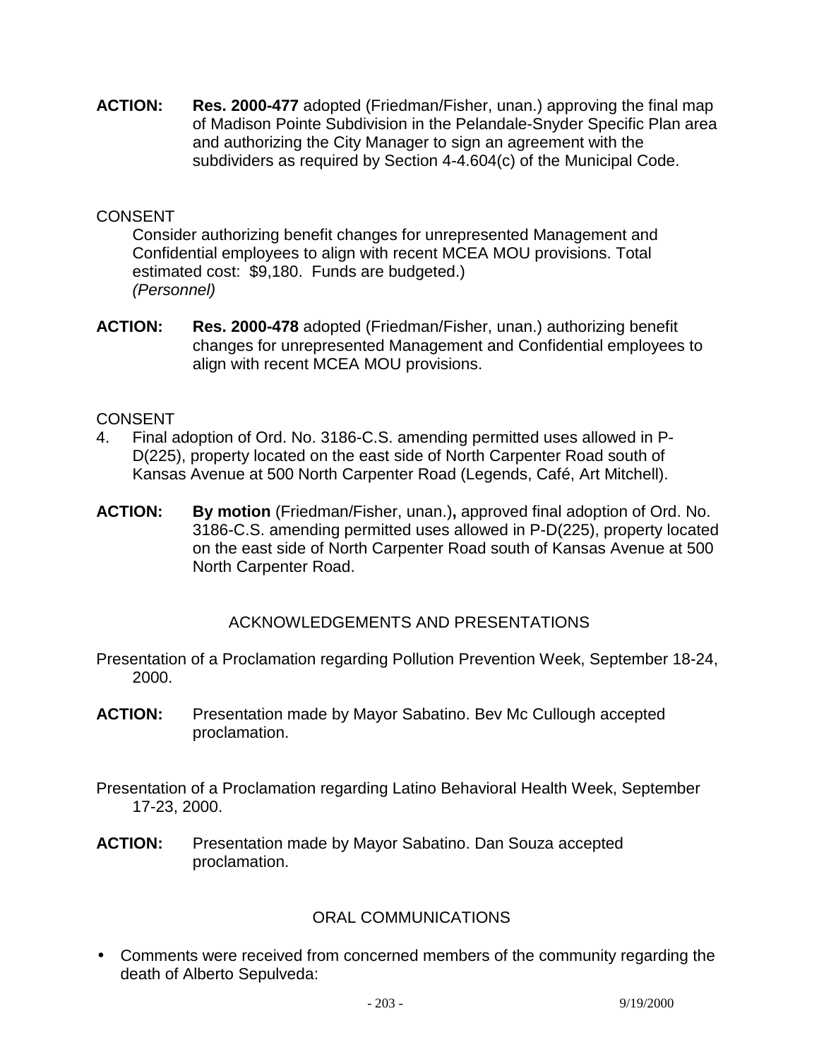**ACTION:** **Res. 2000-477** adopted (Friedman/Fisher, unan.) approving the final map of Madison Pointe Subdivision in the Pelandale-Snyder Specific Plan area and authorizing the City Manager to sign an agreement with the subdividers as required by Section 4-4.604(c) of the Municipal Code.

CONSENT

Consider authorizing benefit changes for unrepresented Management and Confidential employees to align with recent MCEA MOU provisions. Total estimated cost: $9,180. Funds are budgeted.)
*(Personnel)*

**ACTION:** **Res. 2000-478** adopted (Friedman/Fisher, unan.) authorizing benefit changes for unrepresented Management and Confidential employees to align with recent MCEA MOU provisions.

CONSENT

4. Final adoption of Ord. No. 3186-C.S. amending permitted uses allowed in P-D(225), property located on the east side of North Carpenter Road south of Kansas Avenue at 500 North Carpenter Road (Legends, Café, Art Mitchell).

**ACTION:** **By motion** (Friedman/Fisher, unan.)**,** approved final adoption of Ord. No. 3186-C.S. amending permitted uses allowed in P-D(225), property located on the east side of North Carpenter Road south of Kansas Avenue at 500 North Carpenter Road.

## ACKNOWLEDGEMENTS AND PRESENTATIONS

Presentation of a Proclamation regarding Pollution Prevention Week, September 18-24, 2000.

**ACTION:** Presentation made by Mayor Sabatino. Bev Mc Cullough accepted proclamation.

Presentation of a Proclamation regarding Latino Behavioral Health Week, September 17-23, 2000.

**ACTION:** Presentation made by Mayor Sabatino. Dan Souza accepted proclamation.

## ORAL COMMUNICATIONS

- Comments were received from concerned members of the community regarding the death of Alberto Sepulveda: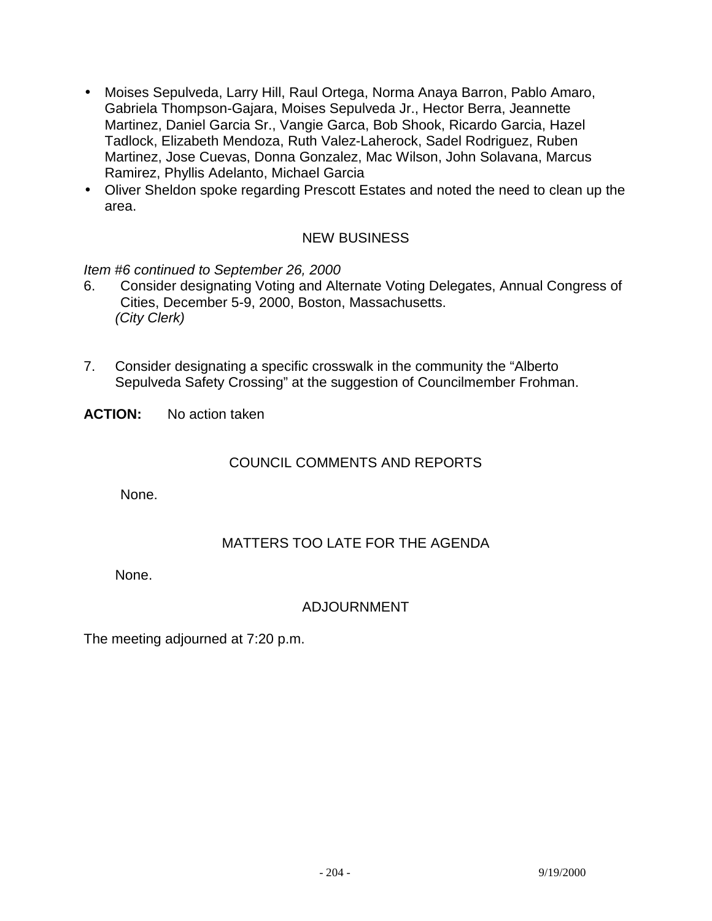- Moises Sepulveda, Larry Hill, Raul Ortega, Norma Anaya Barron, Pablo Amaro, Gabriela Thompson-Gajara, Moises Sepulveda Jr., Hector Berra, Jeannette Martinez, Daniel Garcia Sr., Vangie Garca, Bob Shook, Ricardo Garcia, Hazel Tadlock, Elizabeth Mendoza, Ruth Valez-Laherock, Sadel Rodriguez, Ruben Martinez, Jose Cuevas, Donna Gonzalez, Mac Wilson, John Solavana, Marcus Ramirez, Phyllis Adelanto, Michael Garcia
- Oliver Sheldon spoke regarding Prescott Estates and noted the need to clean up the area.

## NEW BUSINESS

*Item #6 continued to September 26, 2000*

6. Consider designating Voting and Alternate Voting Delegates, Annual Congress of Cities, December 5-9, 2000, Boston, Massachusetts.
   *(City Clerk)*

7. Consider designating a specific crosswalk in the community the "Alberto Sepulveda Safety Crossing" at the suggestion of Councilmember Frohman.

**ACTION:** No action taken

## COUNCIL COMMENTS AND REPORTS

None.

## MATTERS TOO LATE FOR THE AGENDA

None.

## ADJOURNMENT

The meeting adjourned at 7:20 p.m.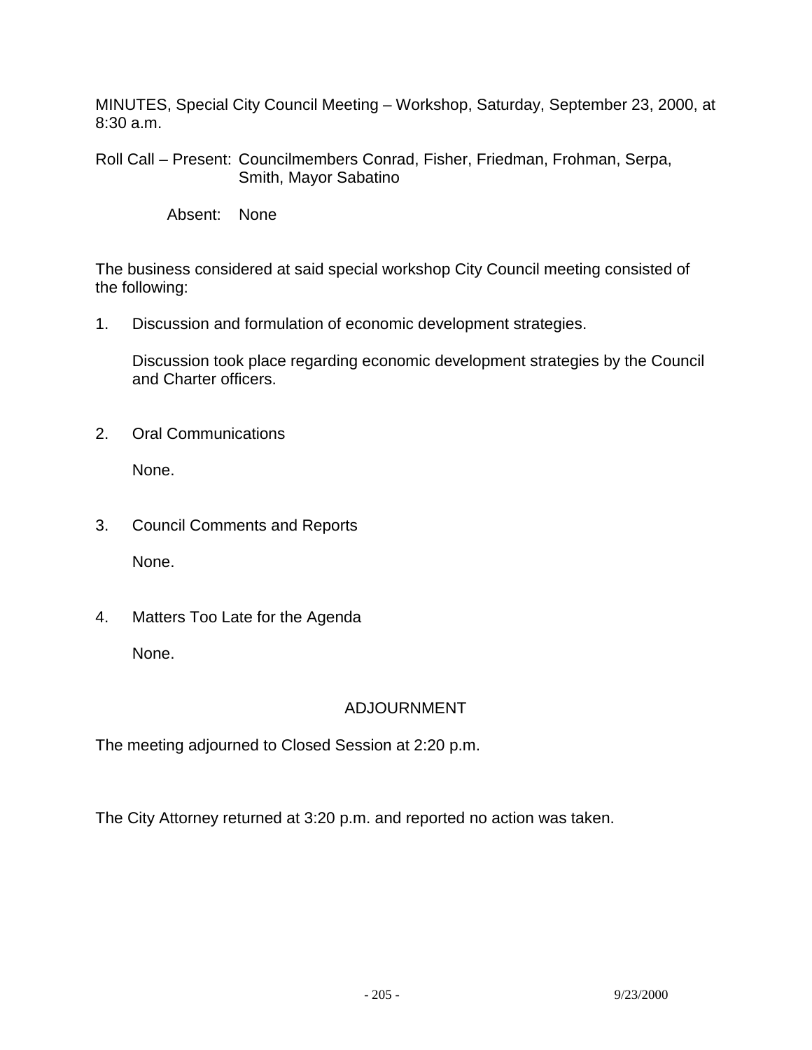MINUTES, Special City Council Meeting – Workshop, Saturday, September 23, 2000, at 8:30 a.m.

Roll Call – Present: Councilmembers Conrad, Fisher, Friedman, Frohman, Serpa, Smith, Mayor Sabatino

Absent: None

The business considered at said special workshop City Council meeting consisted of the following:

1. Discussion and formulation of economic development strategies.

   Discussion took place regarding economic development strategies by the Council and Charter officers.

2. Oral Communications

   None.

3. Council Comments and Reports

   None.

4. Matters Too Late for the Agenda

   None.

## ADJOURNMENT

The meeting adjourned to Closed Session at 2:20 p.m.

The City Attorney returned at 3:20 p.m. and reported no action was taken.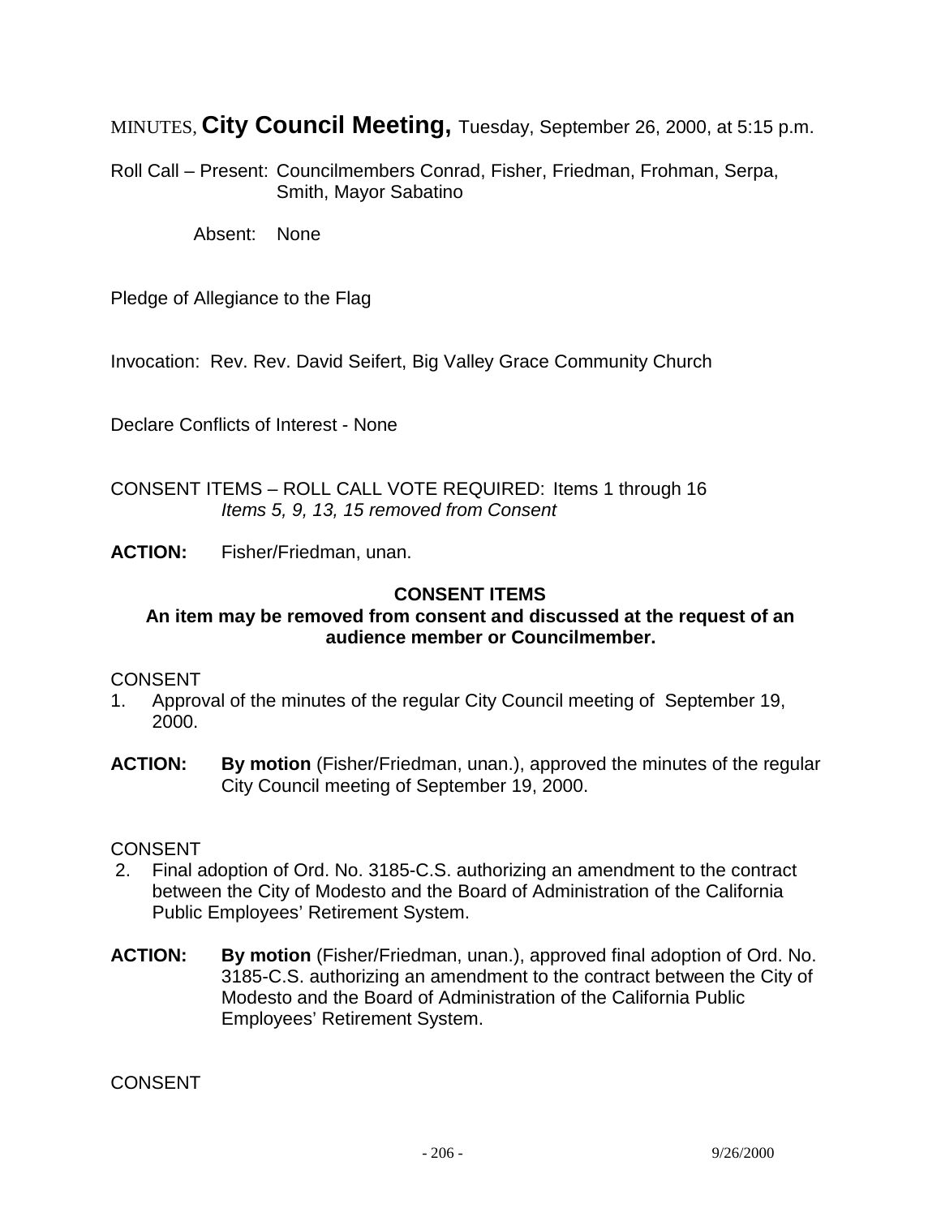MINUTES, **City Council Meeting,** Tuesday, September 26, 2000, at 5:15 p.m.

Roll Call – Present: Councilmembers Conrad, Fisher, Friedman, Frohman, Serpa, Smith, Mayor Sabatino

Absent: None

Pledge of Allegiance to the Flag

Invocation: Rev. Rev. David Seifert, Big Valley Grace Community Church

Declare Conflicts of Interest - None

CONSENT ITEMS – ROLL CALL VOTE REQUIRED: Items 1 through 16
*Items 5, 9, 13, 15 removed from Consent*

**ACTION:** Fisher/Friedman, unan.

**CONSENT ITEMS**

**An item may be removed from consent and discussed at the request of an audience member or Councilmember.**

CONSENT

1. Approval of the minutes of the regular City Council meeting of September 19, 2000.

**ACTION:** **By motion** (Fisher/Friedman, unan.), approved the minutes of the regular City Council meeting of September 19, 2000.

CONSENT

2. Final adoption of Ord. No. 3185-C.S. authorizing an amendment to the contract between the City of Modesto and the Board of Administration of the California Public Employees' Retirement System.

**ACTION:** **By motion** (Fisher/Friedman, unan.), approved final adoption of Ord. No. 3185-C.S. authorizing an amendment to the contract between the City of Modesto and the Board of Administration of the California Public Employees' Retirement System.

CONSENT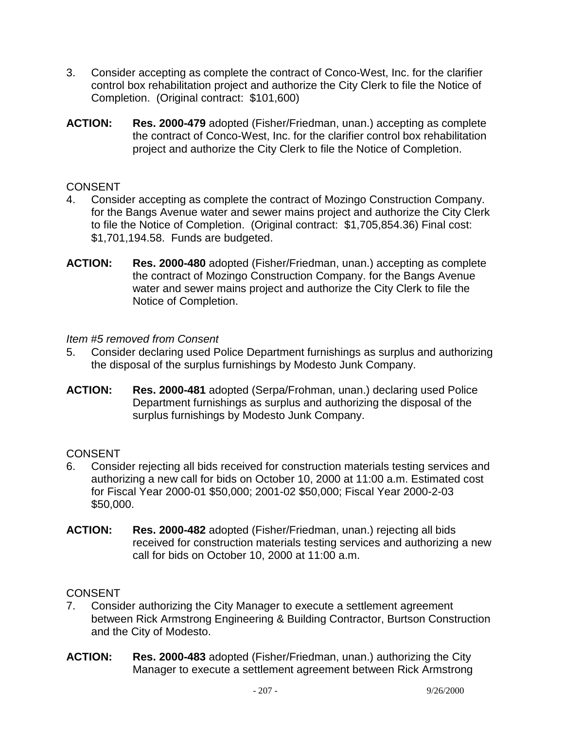3. Consider accepting as complete the contract of Conco-West, Inc. for the clarifier control box rehabilitation project and authorize the City Clerk to file the Notice of Completion. (Original contract: $101,600)

**ACTION:** **Res. 2000-479** adopted (Fisher/Friedman, unan.) accepting as complete the contract of Conco-West, Inc. for the clarifier control box rehabilitation project and authorize the City Clerk to file the Notice of Completion.

CONSENT

4. Consider accepting as complete the contract of Mozingo Construction Company. for the Bangs Avenue water and sewer mains project and authorize the City Clerk to file the Notice of Completion. (Original contract: $1,705,854.36) Final cost: $1,701,194.58. Funds are budgeted.

**ACTION:** **Res. 2000-480** adopted (Fisher/Friedman, unan.) accepting as complete the contract of Mozingo Construction Company. for the Bangs Avenue water and sewer mains project and authorize the City Clerk to file the Notice of Completion.

*Item #5 removed from Consent*

5. Consider declaring used Police Department furnishings as surplus and authorizing the disposal of the surplus furnishings by Modesto Junk Company.

**ACTION:** **Res. 2000-481** adopted (Serpa/Frohman, unan.) declaring used Police Department furnishings as surplus and authorizing the disposal of the surplus furnishings by Modesto Junk Company.

CONSENT

6. Consider rejecting all bids received for construction materials testing services and authorizing a new call for bids on October 10, 2000 at 11:00 a.m. Estimated cost for Fiscal Year 2000-01 $50,000; 2001-02 $50,000; Fiscal Year 2000-2-03 $50,000.

**ACTION:** **Res. 2000-482** adopted (Fisher/Friedman, unan.) rejecting all bids received for construction materials testing services and authorizing a new call for bids on October 10, 2000 at 11:00 a.m.

CONSENT

7. Consider authorizing the City Manager to execute a settlement agreement between Rick Armstrong Engineering & Building Contractor, Burtson Construction and the City of Modesto.

**ACTION:** **Res. 2000-483** adopted (Fisher/Friedman, unan.) authorizing the City Manager to execute a settlement agreement between Rick Armstrong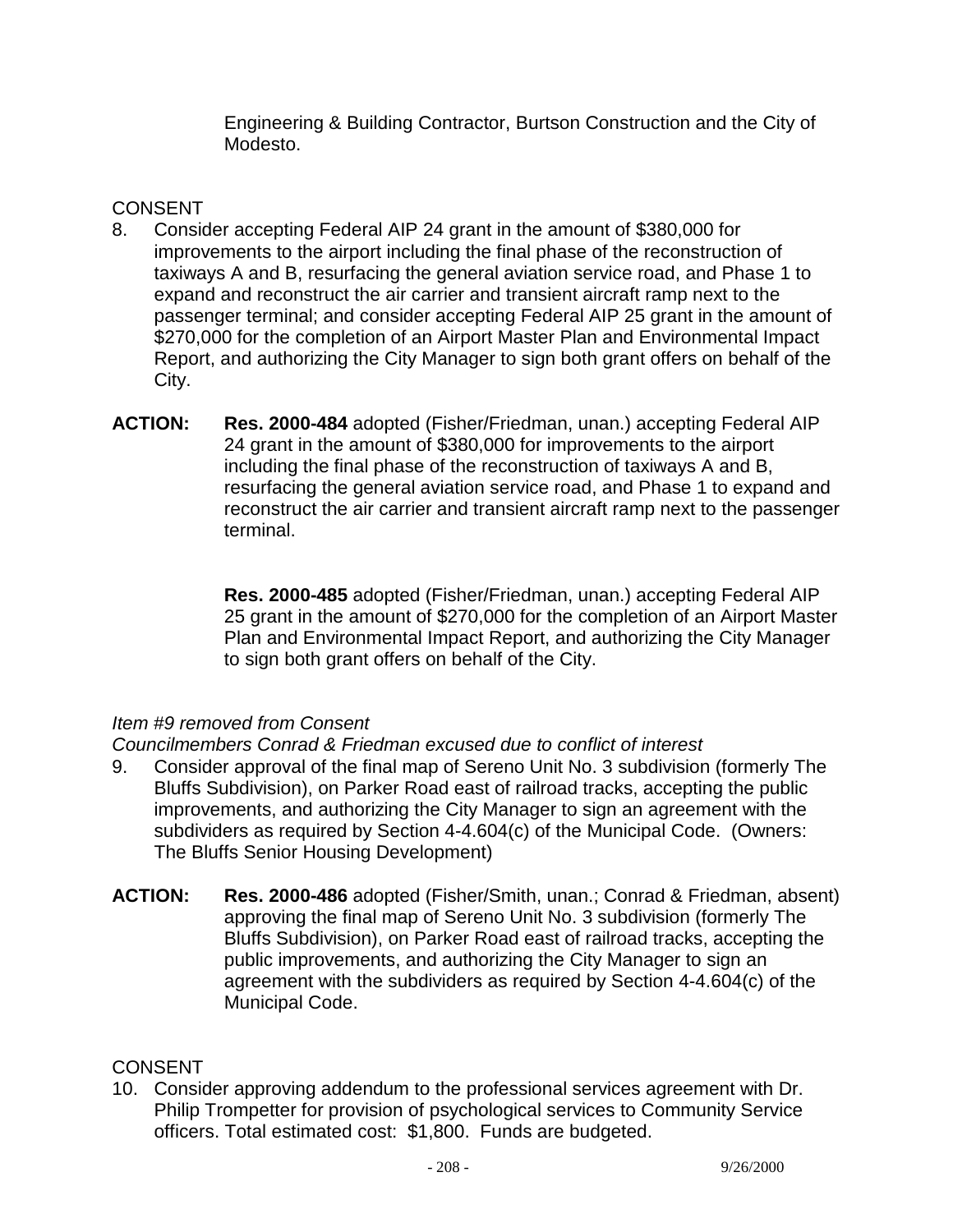Engineering & Building Contractor, Burtson Construction and the City of Modesto.

CONSENT

8. Consider accepting Federal AIP 24 grant in the amount of $380,000 for improvements to the airport including the final phase of the reconstruction of taxiways A and B, resurfacing the general aviation service road, and Phase 1 to expand and reconstruct the air carrier and transient aircraft ramp next to the passenger terminal; and consider accepting Federal AIP 25 grant in the amount of $270,000 for the completion of an Airport Master Plan and Environmental Impact Report, and authorizing the City Manager to sign both grant offers on behalf of the City.

**ACTION:** **Res. 2000-484** adopted (Fisher/Friedman, unan.) accepting Federal AIP 24 grant in the amount of $380,000 for improvements to the airport including the final phase of the reconstruction of taxiways A and B, resurfacing the general aviation service road, and Phase 1 to expand and reconstruct the air carrier and transient aircraft ramp next to the passenger terminal.

**Res. 2000-485** adopted (Fisher/Friedman, unan.) accepting Federal AIP 25 grant in the amount of $270,000 for the completion of an Airport Master Plan and Environmental Impact Report, and authorizing the City Manager to sign both grant offers on behalf of the City.

*Item #9 removed from Consent*
*Councilmembers Conrad & Friedman excused due to conflict of interest*

9. Consider approval of the final map of Sereno Unit No. 3 subdivision (formerly The Bluffs Subdivision), on Parker Road east of railroad tracks, accepting the public improvements, and authorizing the City Manager to sign an agreement with the subdividers as required by Section 4-4.604(c) of the Municipal Code. (Owners: The Bluffs Senior Housing Development)

**ACTION:** **Res. 2000-486** adopted (Fisher/Smith, unan.; Conrad & Friedman, absent) approving the final map of Sereno Unit No. 3 subdivision (formerly The Bluffs Subdivision), on Parker Road east of railroad tracks, accepting the public improvements, and authorizing the City Manager to sign an agreement with the subdividers as required by Section 4-4.604(c) of the Municipal Code.

CONSENT

10. Consider approving addendum to the professional services agreement with Dr. Philip Trompetter for provision of psychological services to Community Service officers. Total estimated cost: $1,800. Funds are budgeted.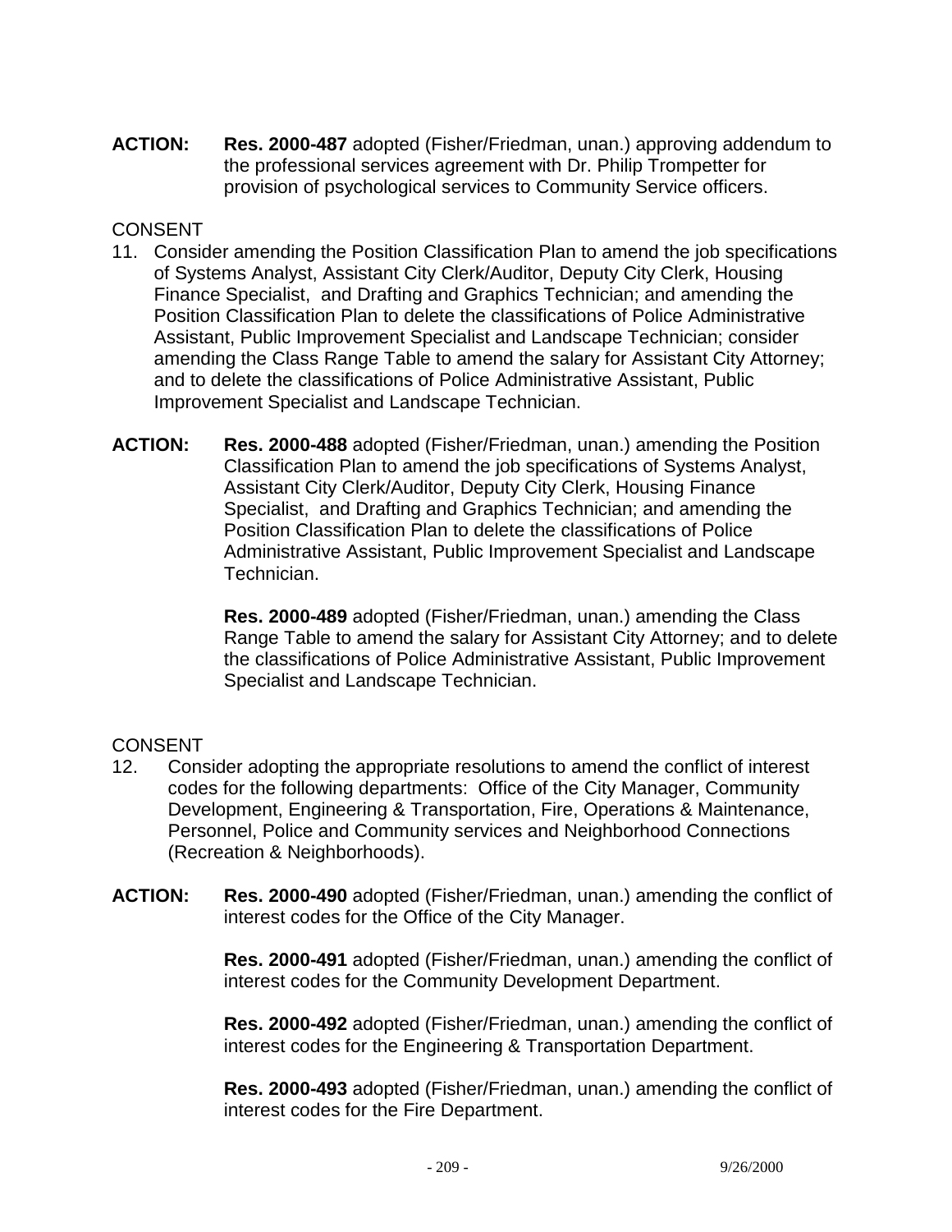**ACTION:** **Res. 2000-487** adopted (Fisher/Friedman, unan.) approving addendum to the professional services agreement with Dr. Philip Trompetter for provision of psychological services to Community Service officers.

CONSENT

11. Consider amending the Position Classification Plan to amend the job specifications of Systems Analyst, Assistant City Clerk/Auditor, Deputy City Clerk, Housing Finance Specialist, and Drafting and Graphics Technician; and amending the Position Classification Plan to delete the classifications of Police Administrative Assistant, Public Improvement Specialist and Landscape Technician; consider amending the Class Range Table to amend the salary for Assistant City Attorney; and to delete the classifications of Police Administrative Assistant, Public Improvement Specialist and Landscape Technician.

**ACTION:** **Res. 2000-488** adopted (Fisher/Friedman, unan.) amending the Position Classification Plan to amend the job specifications of Systems Analyst, Assistant City Clerk/Auditor, Deputy City Clerk, Housing Finance Specialist, and Drafting and Graphics Technician; and amending the Position Classification Plan to delete the classifications of Police Administrative Assistant, Public Improvement Specialist and Landscape Technician.

**Res. 2000-489** adopted (Fisher/Friedman, unan.) amending the Class Range Table to amend the salary for Assistant City Attorney; and to delete the classifications of Police Administrative Assistant, Public Improvement Specialist and Landscape Technician.

CONSENT

12. Consider adopting the appropriate resolutions to amend the conflict of interest codes for the following departments: Office of the City Manager, Community Development, Engineering & Transportation, Fire, Operations & Maintenance, Personnel, Police and Community services and Neighborhood Connections (Recreation & Neighborhoods).

**ACTION:** **Res. 2000-490** adopted (Fisher/Friedman, unan.) amending the conflict of interest codes for the Office of the City Manager.

**Res. 2000-491** adopted (Fisher/Friedman, unan.) amending the conflict of interest codes for the Community Development Department.

**Res. 2000-492** adopted (Fisher/Friedman, unan.) amending the conflict of interest codes for the Engineering & Transportation Department.

**Res. 2000-493** adopted (Fisher/Friedman, unan.) amending the conflict of interest codes for the Fire Department.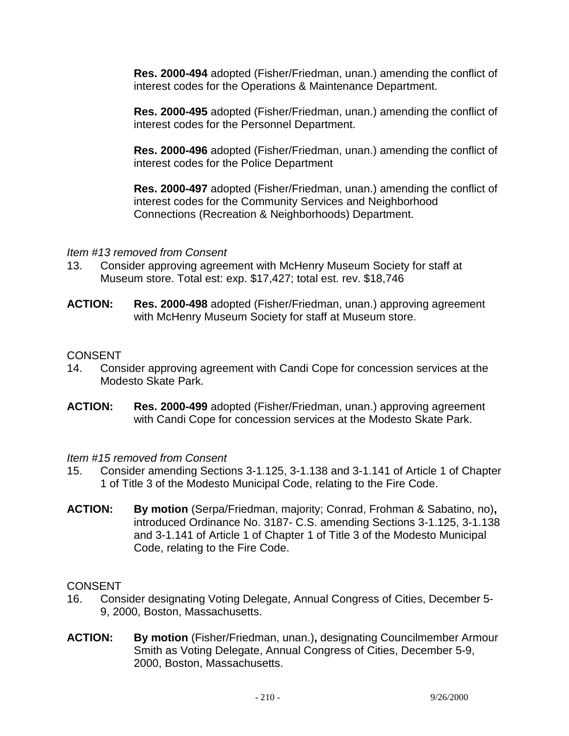**Res. 2000-494** adopted (Fisher/Friedman, unan.) amending the conflict of interest codes for the Operations & Maintenance Department.

**Res. 2000-495** adopted (Fisher/Friedman, unan.) amending the conflict of interest codes for the Personnel Department.

**Res. 2000-496** adopted (Fisher/Friedman, unan.) amending the conflict of interest codes for the Police Department

**Res. 2000-497** adopted (Fisher/Friedman, unan.) amending the conflict of interest codes for the Community Services and Neighborhood Connections (Recreation & Neighborhoods) Department.

*Item #13 removed from Consent*

13. Consider approving agreement with McHenry Museum Society for staff at Museum store. Total est: exp. $17,427; total est. rev. $18,746

**ACTION:** **Res. 2000-498** adopted (Fisher/Friedman, unan.) approving agreement with McHenry Museum Society for staff at Museum store.

CONSENT

14. Consider approving agreement with Candi Cope for concession services at the Modesto Skate Park.

**ACTION:** **Res. 2000-499** adopted (Fisher/Friedman, unan.) approving agreement with Candi Cope for concession services at the Modesto Skate Park.

*Item #15 removed from Consent*

15. Consider amending Sections 3-1.125, 3-1.138 and 3-1.141 of Article 1 of Chapter 1 of Title 3 of the Modesto Municipal Code, relating to the Fire Code.

**ACTION:** **By motion** (Serpa/Friedman, majority; Conrad, Frohman & Sabatino, no)**,** introduced Ordinance No. 3187- C.S. amending Sections 3-1.125, 3-1.138 and 3-1.141 of Article 1 of Chapter 1 of Title 3 of the Modesto Municipal Code, relating to the Fire Code.

CONSENT

16. Consider designating Voting Delegate, Annual Congress of Cities, December 5-9, 2000, Boston, Massachusetts.

**ACTION:** **By motion** (Fisher/Friedman, unan.)**,** designating Councilmember Armour Smith as Voting Delegate, Annual Congress of Cities, December 5-9, 2000, Boston, Massachusetts.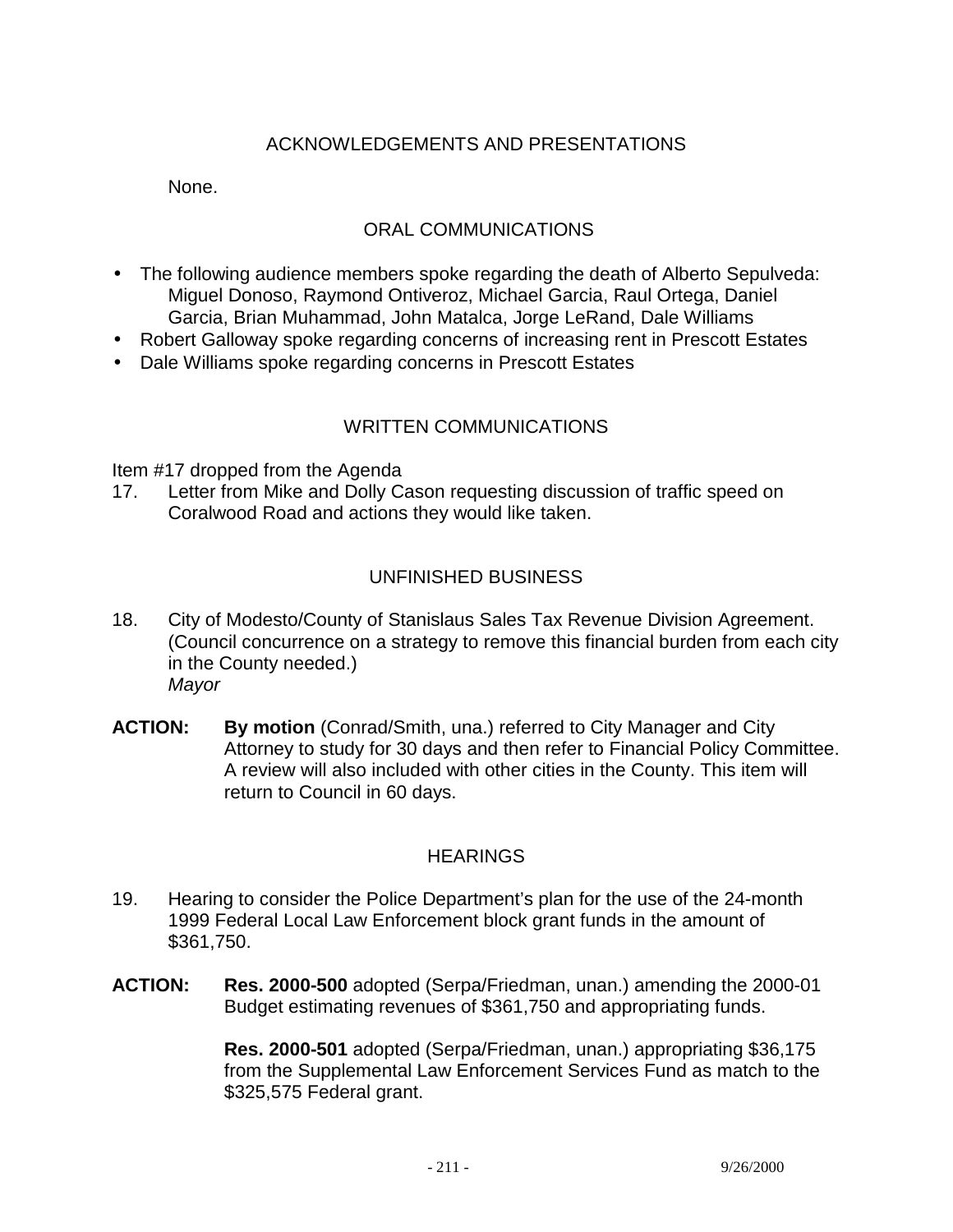## ACKNOWLEDGEMENTS AND PRESENTATIONS

None.

## ORAL COMMUNICATIONS

- The following audience members spoke regarding the death of Alberto Sepulveda: Miguel Donoso, Raymond Ontiveroz, Michael Garcia, Raul Ortega, Daniel Garcia, Brian Muhammad, John Matalca, Jorge LeRand, Dale Williams
- Robert Galloway spoke regarding concerns of increasing rent in Prescott Estates
- Dale Williams spoke regarding concerns in Prescott Estates

## WRITTEN COMMUNICATIONS

Item #17 dropped from the Agenda

17. Letter from Mike and Dolly Cason requesting discussion of traffic speed on Coralwood Road and actions they would like taken.

## UNFINISHED BUSINESS

18. City of Modesto/County of Stanislaus Sales Tax Revenue Division Agreement. (Council concurrence on a strategy to remove this financial burden from each city in the County needed.)
    *Mayor*

**ACTION:** **By motion** (Conrad/Smith, una.) referred to City Manager and City Attorney to study for 30 days and then refer to Financial Policy Committee. A review will also included with other cities in the County. This item will return to Council in 60 days.

## HEARINGS

19. Hearing to consider the Police Department's plan for the use of the 24-month 1999 Federal Local Law Enforcement block grant funds in the amount of $361,750.

**ACTION:** **Res. 2000-500** adopted (Serpa/Friedman, unan.) amending the 2000-01 Budget estimating revenues of $361,750 and appropriating funds.

**Res. 2000-501** adopted (Serpa/Friedman, unan.) appropriating $36,175 from the Supplemental Law Enforcement Services Fund as match to the $325,575 Federal grant.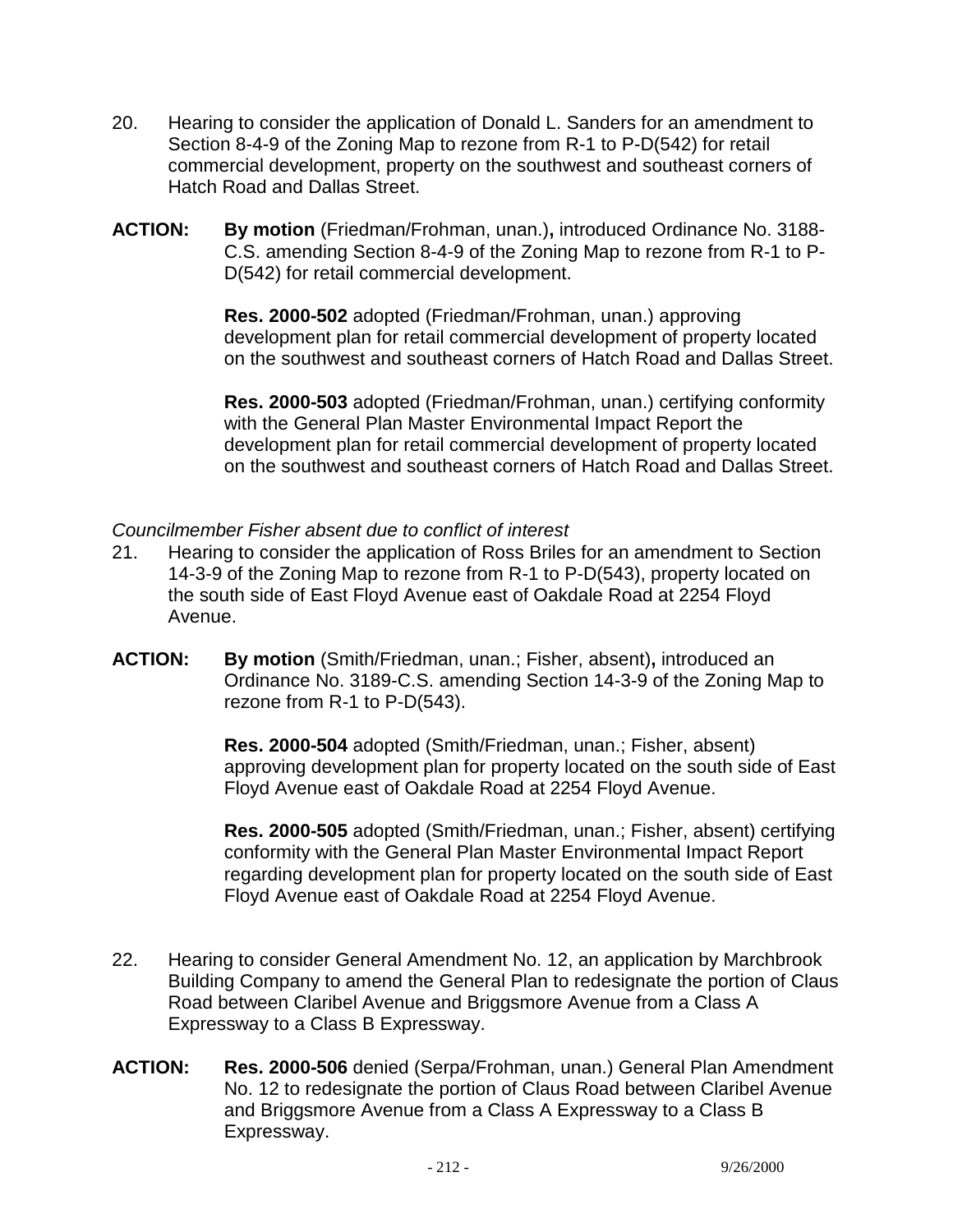20. Hearing to consider the application of Donald L. Sanders for an amendment to Section 8-4-9 of the Zoning Map to rezone from R-1 to P-D(542) for retail commercial development, property on the southwest and southeast corners of Hatch Road and Dallas Street.

**ACTION:** **By motion** (Friedman/Frohman, unan.)**,** introduced Ordinance No. 3188-C.S. amending Section 8-4-9 of the Zoning Map to rezone from R-1 to P-D(542) for retail commercial development.

**Res. 2000-502** adopted (Friedman/Frohman, unan.) approving development plan for retail commercial development of property located on the southwest and southeast corners of Hatch Road and Dallas Street.

**Res. 2000-503** adopted (Friedman/Frohman, unan.) certifying conformity with the General Plan Master Environmental Impact Report the development plan for retail commercial development of property located on the southwest and southeast corners of Hatch Road and Dallas Street.

*Councilmember Fisher absent due to conflict of interest*

21. Hearing to consider the application of Ross Briles for an amendment to Section 14-3-9 of the Zoning Map to rezone from R-1 to P-D(543), property located on the south side of East Floyd Avenue east of Oakdale Road at 2254 Floyd Avenue.

**ACTION:** **By motion** (Smith/Friedman, unan.; Fisher, absent)**,** introduced an Ordinance No. 3189-C.S. amending Section 14-3-9 of the Zoning Map to rezone from R-1 to P-D(543).

**Res. 2000-504** adopted (Smith/Friedman, unan.; Fisher, absent) approving development plan for property located on the south side of East Floyd Avenue east of Oakdale Road at 2254 Floyd Avenue.

**Res. 2000-505** adopted (Smith/Friedman, unan.; Fisher, absent) certifying conformity with the General Plan Master Environmental Impact Report regarding development plan for property located on the south side of East Floyd Avenue east of Oakdale Road at 2254 Floyd Avenue.

22. Hearing to consider General Amendment No. 12, an application by Marchbrook Building Company to amend the General Plan to redesignate the portion of Claus Road between Claribel Avenue and Briggsmore Avenue from a Class A Expressway to a Class B Expressway.

**ACTION:** **Res. 2000-506** denied (Serpa/Frohman, unan.) General Plan Amendment No. 12 to redesignate the portion of Claus Road between Claribel Avenue and Briggsmore Avenue from a Class A Expressway to a Class B Expressway.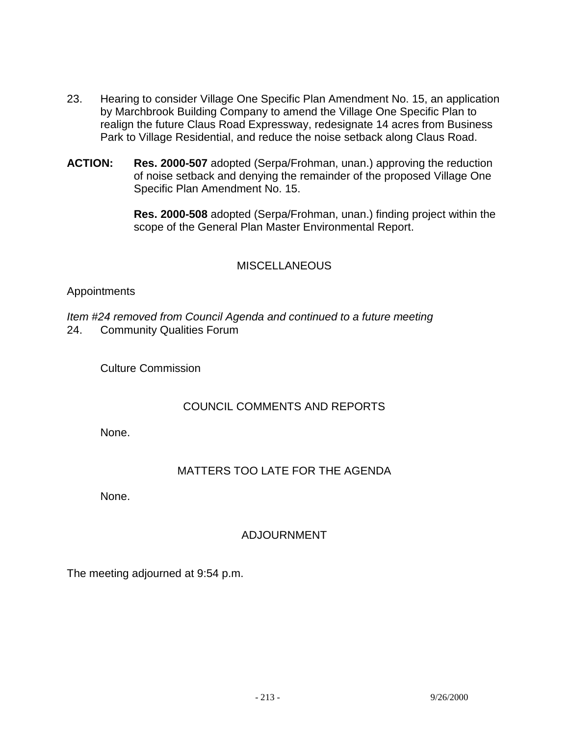23. Hearing to consider Village One Specific Plan Amendment No. 15, an application by Marchbrook Building Company to amend the Village One Specific Plan to realign the future Claus Road Expressway, redesignate 14 acres from Business Park to Village Residential, and reduce the noise setback along Claus Road.

**ACTION:** **Res. 2000-507** adopted (Serpa/Frohman, unan.) approving the reduction of noise setback and denying the remainder of the proposed Village One Specific Plan Amendment No. 15.

**Res. 2000-508** adopted (Serpa/Frohman, unan.) finding project within the scope of the General Plan Master Environmental Report.

## MISCELLANEOUS

Appointments

*Item #24 removed from Council Agenda and continued to a future meeting*

24. Community Qualities Forum

Culture Commission

## COUNCIL COMMENTS AND REPORTS

None.

## MATTERS TOO LATE FOR THE AGENDA

None.

## ADJOURNMENT

The meeting adjourned at 9:54 p.m.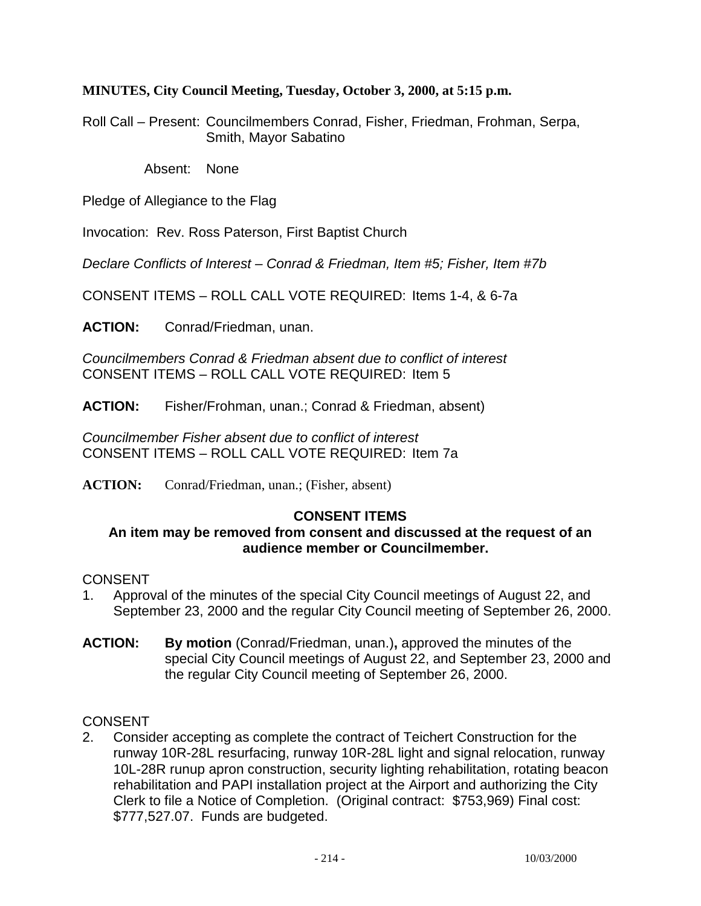**MINUTES, City Council Meeting, Tuesday, October 3, 2000, at 5:15 p.m.**

Roll Call – Present: Councilmembers Conrad, Fisher, Friedman, Frohman, Serpa, Smith, Mayor Sabatino

Absent: None

Pledge of Allegiance to the Flag

Invocation: Rev. Ross Paterson, First Baptist Church

*Declare Conflicts of Interest – Conrad & Friedman, Item #5; Fisher, Item #7b*

CONSENT ITEMS – ROLL CALL VOTE REQUIRED: Items 1-4, & 6-7a

**ACTION:** Conrad/Friedman, unan.

*Councilmembers Conrad & Friedman absent due to conflict of interest*
CONSENT ITEMS – ROLL CALL VOTE REQUIRED: Item 5

**ACTION:** Fisher/Frohman, unan.; Conrad & Friedman, absent)

*Councilmember Fisher absent due to conflict of interest*
CONSENT ITEMS – ROLL CALL VOTE REQUIRED: Item 7a

**ACTION:** Conrad/Friedman, unan.; (Fisher, absent)

**CONSENT ITEMS**
**An item may be removed from consent and discussed at the request of an audience member or Councilmember.**

CONSENT

1. Approval of the minutes of the special City Council meetings of August 22, and September 23, 2000 and the regular City Council meeting of September 26, 2000.

**ACTION:** **By motion** (Conrad/Friedman, unan.)**,** approved the minutes of the special City Council meetings of August 22, and September 23, 2000 and the regular City Council meeting of September 26, 2000.

CONSENT

2. Consider accepting as complete the contract of Teichert Construction for the runway 10R-28L resurfacing, runway 10R-28L light and signal relocation, runway 10L-28R runup apron construction, security lighting rehabilitation, rotating beacon rehabilitation and PAPI installation project at the Airport and authorizing the City Clerk to file a Notice of Completion. (Original contract: $753,969) Final cost: $777,527.07. Funds are budgeted.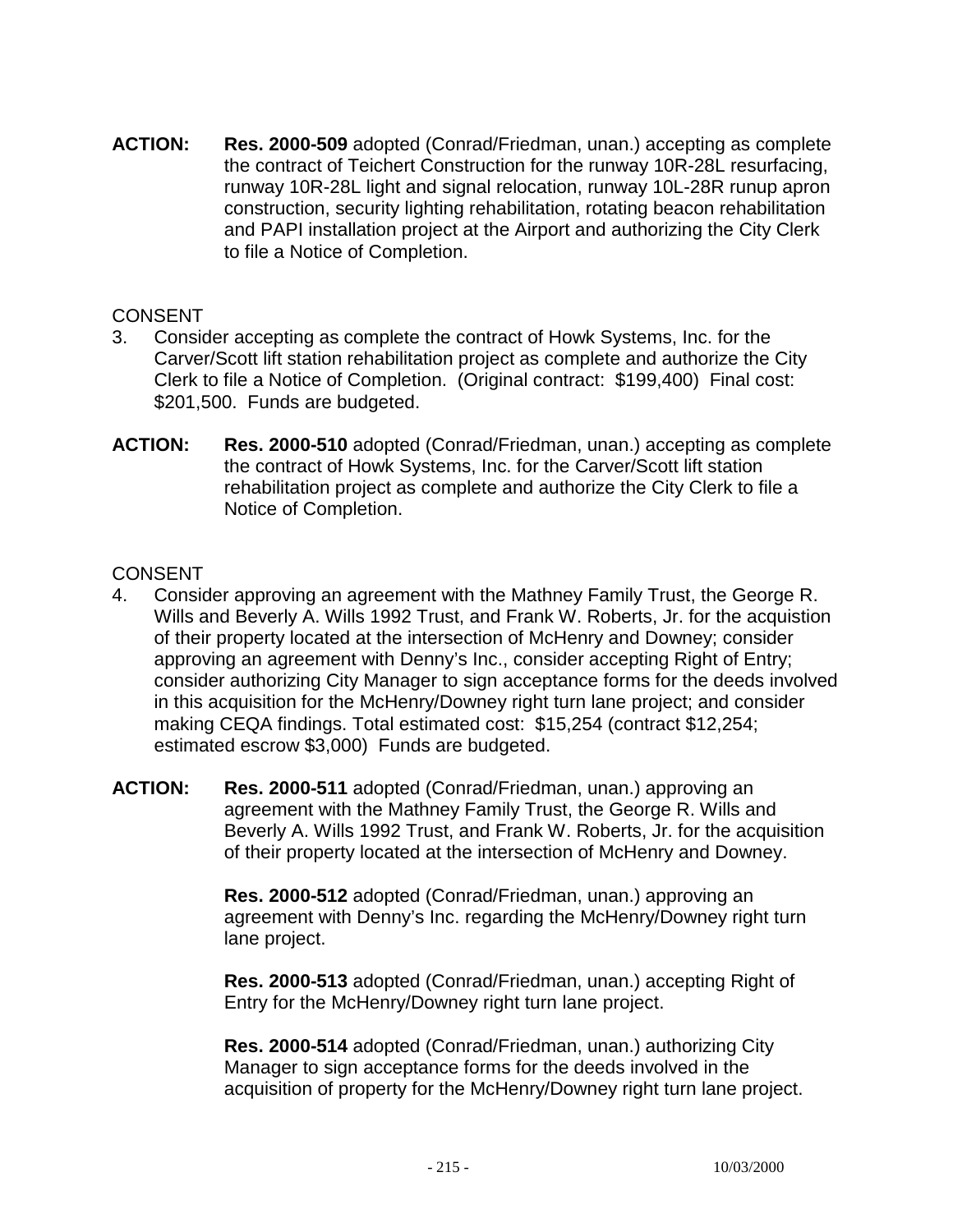**ACTION:** **Res. 2000-509** adopted (Conrad/Friedman, unan.) accepting as complete the contract of Teichert Construction for the runway 10R-28L resurfacing, runway 10R-28L light and signal relocation, runway 10L-28R runup apron construction, security lighting rehabilitation, rotating beacon rehabilitation and PAPI installation project at the Airport and authorizing the City Clerk to file a Notice of Completion.

CONSENT

3. Consider accepting as complete the contract of Howk Systems, Inc. for the Carver/Scott lift station rehabilitation project as complete and authorize the City Clerk to file a Notice of Completion. (Original contract: $199,400) Final cost: $201,500. Funds are budgeted.

**ACTION:** **Res. 2000-510** adopted (Conrad/Friedman, unan.) accepting as complete the contract of Howk Systems, Inc. for the Carver/Scott lift station rehabilitation project as complete and authorize the City Clerk to file a Notice of Completion.

CONSENT

4. Consider approving an agreement with the Mathney Family Trust, the George R. Wills and Beverly A. Wills 1992 Trust, and Frank W. Roberts, Jr. for the acquistion of their property located at the intersection of McHenry and Downey; consider approving an agreement with Denny's Inc., consider accepting Right of Entry; consider authorizing City Manager to sign acceptance forms for the deeds involved in this acquisition for the McHenry/Downey right turn lane project; and consider making CEQA findings. Total estimated cost: $15,254 (contract $12,254; estimated escrow $3,000) Funds are budgeted.

**ACTION:** **Res. 2000-511** adopted (Conrad/Friedman, unan.) approving an agreement with the Mathney Family Trust, the George R. Wills and Beverly A. Wills 1992 Trust, and Frank W. Roberts, Jr. for the acquisition of their property located at the intersection of McHenry and Downey.

**Res. 2000-512** adopted (Conrad/Friedman, unan.) approving an agreement with Denny's Inc. regarding the McHenry/Downey right turn lane project.

**Res. 2000-513** adopted (Conrad/Friedman, unan.) accepting Right of Entry for the McHenry/Downey right turn lane project.

**Res. 2000-514** adopted (Conrad/Friedman, unan.) authorizing City Manager to sign acceptance forms for the deeds involved in the acquisition of property for the McHenry/Downey right turn lane project.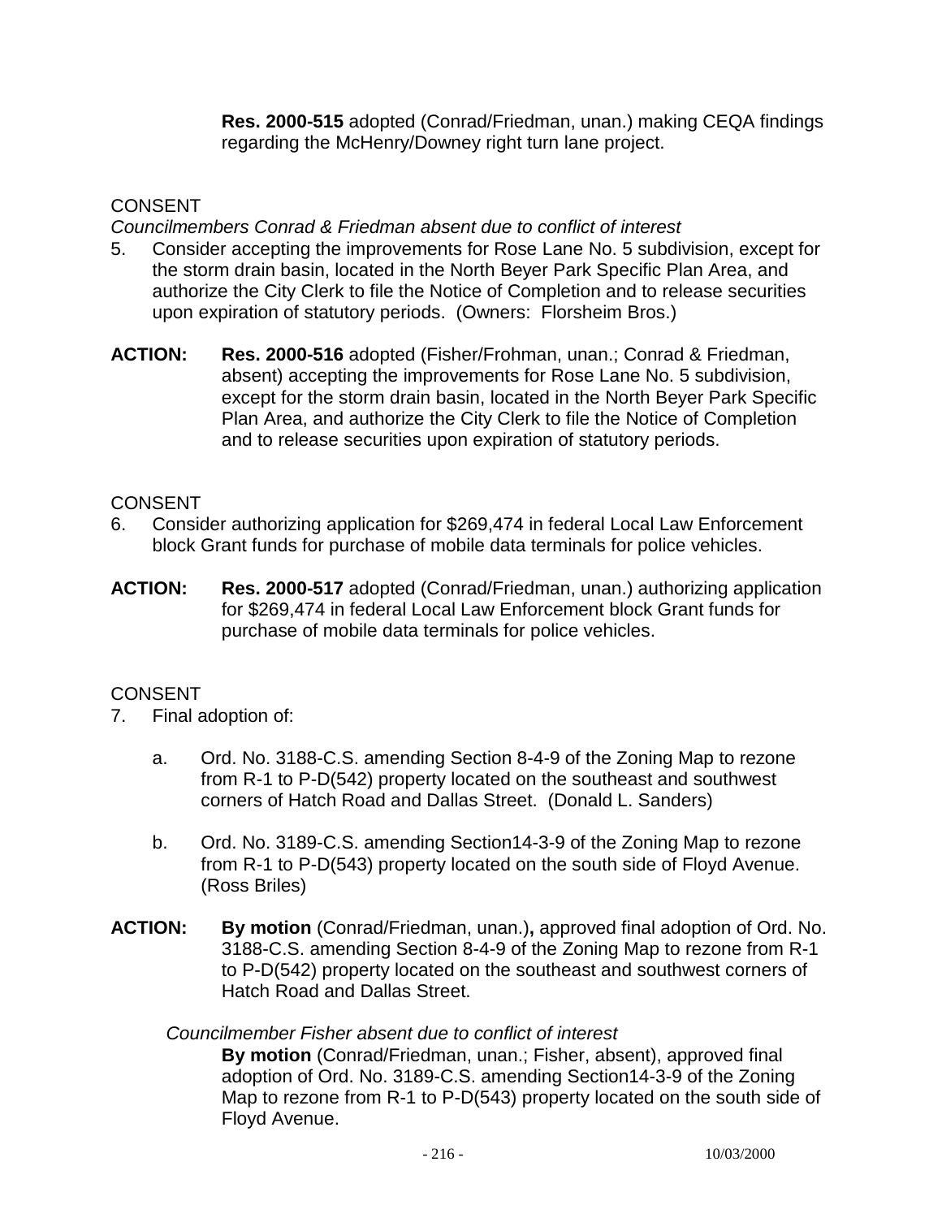**Res. 2000-515** adopted (Conrad/Friedman, unan.) making CEQA findings regarding the McHenry/Downey right turn lane project.

CONSENT

*Councilmembers Conrad & Friedman absent due to conflict of interest*

5. Consider accepting the improvements for Rose Lane No. 5 subdivision, except for the storm drain basin, located in the North Beyer Park Specific Plan Area, and authorize the City Clerk to file the Notice of Completion and to release securities upon expiration of statutory periods. (Owners: Florsheim Bros.)

**ACTION:** **Res. 2000-516** adopted (Fisher/Frohman, unan.; Conrad & Friedman, absent) accepting the improvements for Rose Lane No. 5 subdivision, except for the storm drain basin, located in the North Beyer Park Specific Plan Area, and authorize the City Clerk to file the Notice of Completion and to release securities upon expiration of statutory periods.

CONSENT

6. Consider authorizing application for $269,474 in federal Local Law Enforcement block Grant funds for purchase of mobile data terminals for police vehicles.

**ACTION:** **Res. 2000-517** adopted (Conrad/Friedman, unan.) authorizing application for $269,474 in federal Local Law Enforcement block Grant funds for purchase of mobile data terminals for police vehicles.

CONSENT

7. Final adoption of:

   a. Ord. No. 3188-C.S. amending Section 8-4-9 of the Zoning Map to rezone from R-1 to P-D(542) property located on the southeast and southwest corners of Hatch Road and Dallas Street. (Donald L. Sanders)

   b. Ord. No. 3189-C.S. amending Section14-3-9 of the Zoning Map to rezone from R-1 to P-D(543) property located on the south side of Floyd Avenue. (Ross Briles)

**ACTION:** **By motion** (Conrad/Friedman, unan.)**,** approved final adoption of Ord. No. 3188-C.S. amending Section 8-4-9 of the Zoning Map to rezone from R-1 to P-D(542) property located on the southeast and southwest corners of Hatch Road and Dallas Street.

*Councilmember Fisher absent due to conflict of interest*

**By motion** (Conrad/Friedman, unan.; Fisher, absent), approved final adoption of Ord. No. 3189-C.S. amending Section14-3-9 of the Zoning Map to rezone from R-1 to P-D(543) property located on the south side of Floyd Avenue.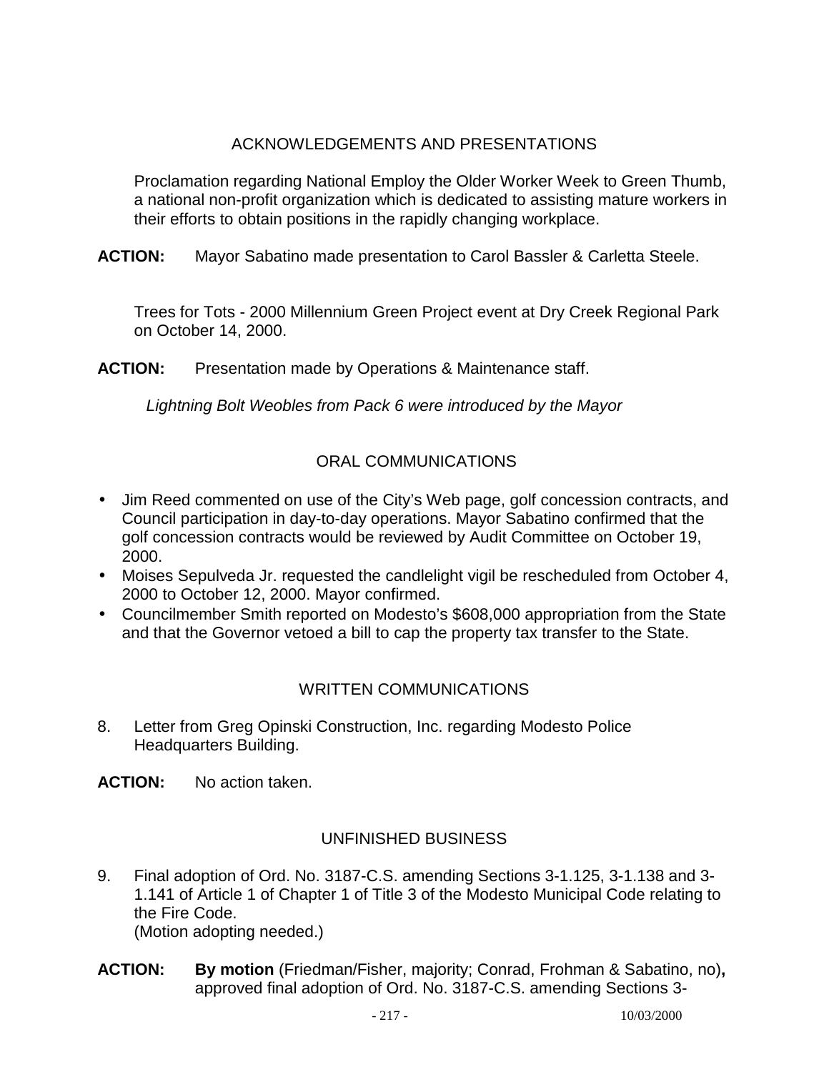## ACKNOWLEDGEMENTS AND PRESENTATIONS

Proclamation regarding National Employ the Older Worker Week to Green Thumb, a national non-profit organization which is dedicated to assisting mature workers in their efforts to obtain positions in the rapidly changing workplace.

**ACTION:** Mayor Sabatino made presentation to Carol Bassler & Carletta Steele.

Trees for Tots - 2000 Millennium Green Project event at Dry Creek Regional Park on October 14, 2000.

**ACTION:** Presentation made by Operations & Maintenance staff.

*Lightning Bolt Weobles from Pack 6 were introduced by the Mayor*

## ORAL COMMUNICATIONS

- Jim Reed commented on use of the City's Web page, golf concession contracts, and Council participation in day-to-day operations. Mayor Sabatino confirmed that the golf concession contracts would be reviewed by Audit Committee on October 19, 2000.
- Moises Sepulveda Jr. requested the candlelight vigil be rescheduled from October 4, 2000 to October 12, 2000. Mayor confirmed.
- Councilmember Smith reported on Modesto's $608,000 appropriation from the State and that the Governor vetoed a bill to cap the property tax transfer to the State.

## WRITTEN COMMUNICATIONS

8. Letter from Greg Opinski Construction, Inc. regarding Modesto Police Headquarters Building.

**ACTION:** No action taken.

## UNFINISHED BUSINESS

9. Final adoption of Ord. No. 3187-C.S. amending Sections 3-1.125, 3-1.138 and 3-1.141 of Article 1 of Chapter 1 of Title 3 of the Modesto Municipal Code relating to the Fire Code.
(Motion adopting needed.)

**ACTION:** **By motion** (Friedman/Fisher, majority; Conrad, Frohman & Sabatino, no)**,** approved final adoption of Ord. No. 3187-C.S. amending Sections 3-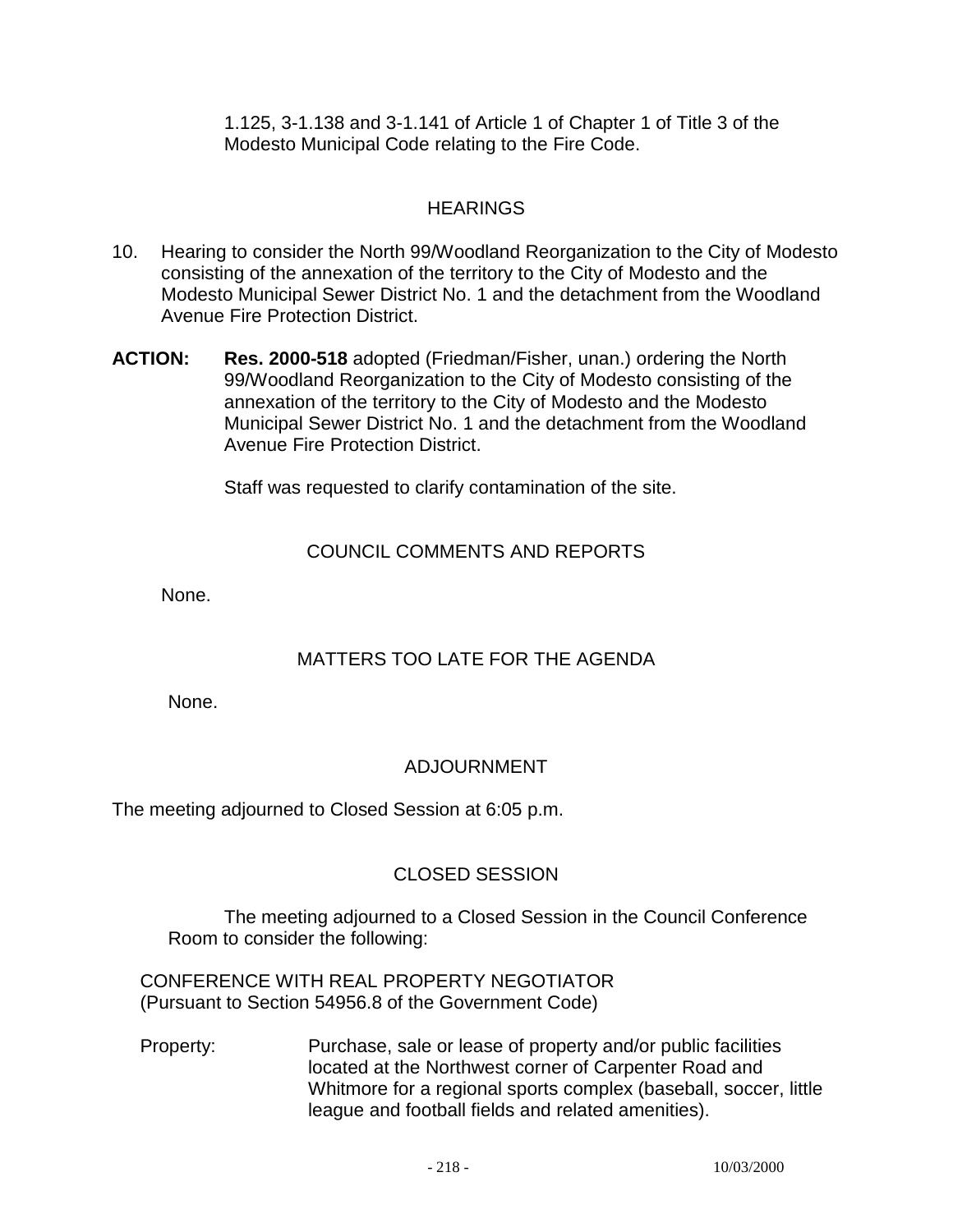1.125, 3-1.138 and 3-1.141 of Article 1 of Chapter 1 of Title 3 of the Modesto Municipal Code relating to the Fire Code.

## HEARINGS

10. Hearing to consider the North 99/Woodland Reorganization to the City of Modesto consisting of the annexation of the territory to the City of Modesto and the Modesto Municipal Sewer District No. 1 and the detachment from the Woodland Avenue Fire Protection District.

**ACTION:** **Res. 2000-518** adopted (Friedman/Fisher, unan.) ordering the North 99/Woodland Reorganization to the City of Modesto consisting of the annexation of the territory to the City of Modesto and the Modesto Municipal Sewer District No. 1 and the detachment from the Woodland Avenue Fire Protection District.

Staff was requested to clarify contamination of the site.

## COUNCIL COMMENTS AND REPORTS

None.

## MATTERS TOO LATE FOR THE AGENDA

None.

## ADJOURNMENT

The meeting adjourned to Closed Session at 6:05 p.m.

## CLOSED SESSION

The meeting adjourned to a Closed Session in the Council Conference Room to consider the following:

CONFERENCE WITH REAL PROPERTY NEGOTIATOR
(Pursuant to Section 54956.8 of the Government Code)

Property: Purchase, sale or lease of property and/or public facilities located at the Northwest corner of Carpenter Road and Whitmore for a regional sports complex (baseball, soccer, little league and football fields and related amenities).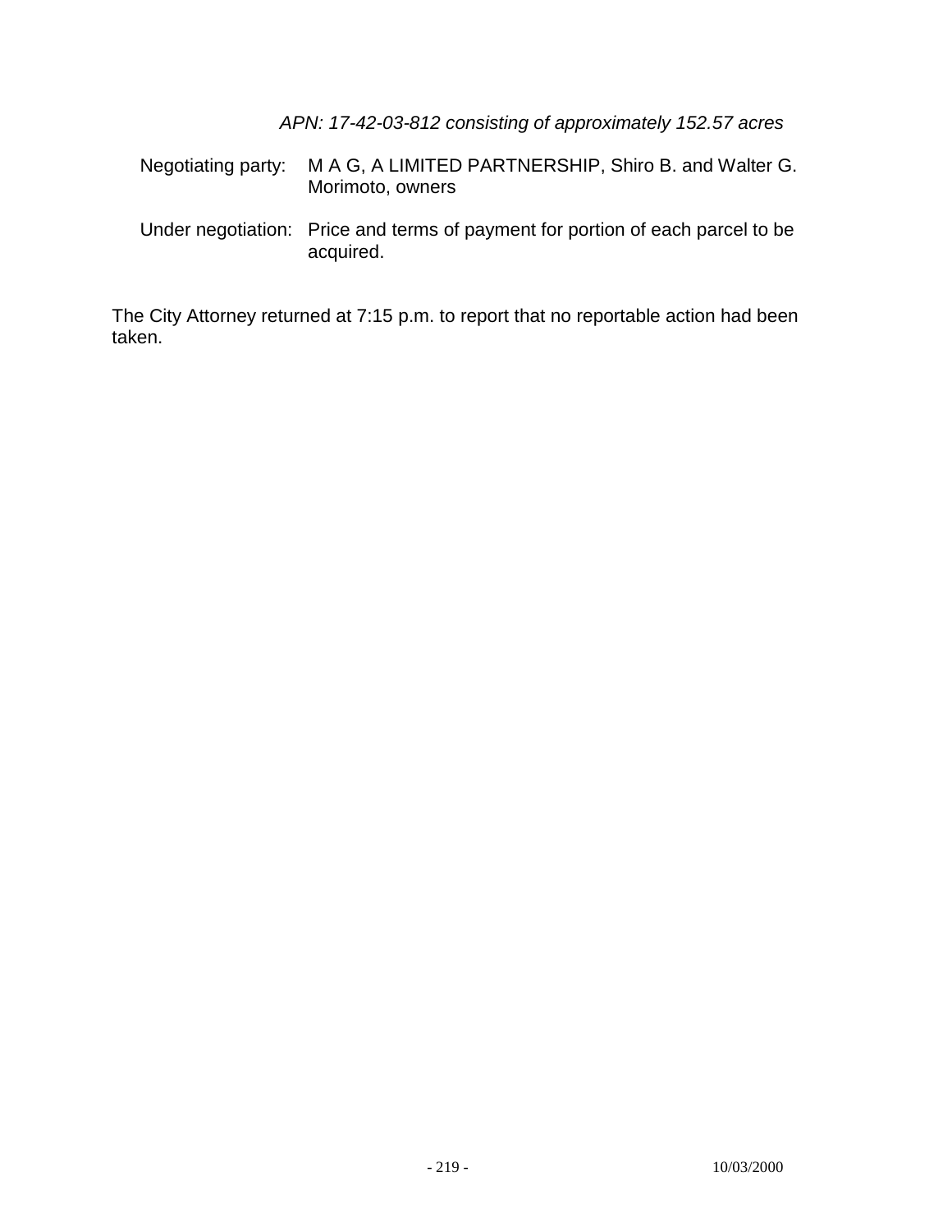*APN: 17-42-03-812 consisting of approximately 152.57 acres*

Negotiating party: M A G, A LIMITED PARTNERSHIP, Shiro B. and Walter G. Morimoto, owners

Under negotiation: Price and terms of payment for portion of each parcel to be acquired.

The City Attorney returned at 7:15 p.m. to report that no reportable action had been taken.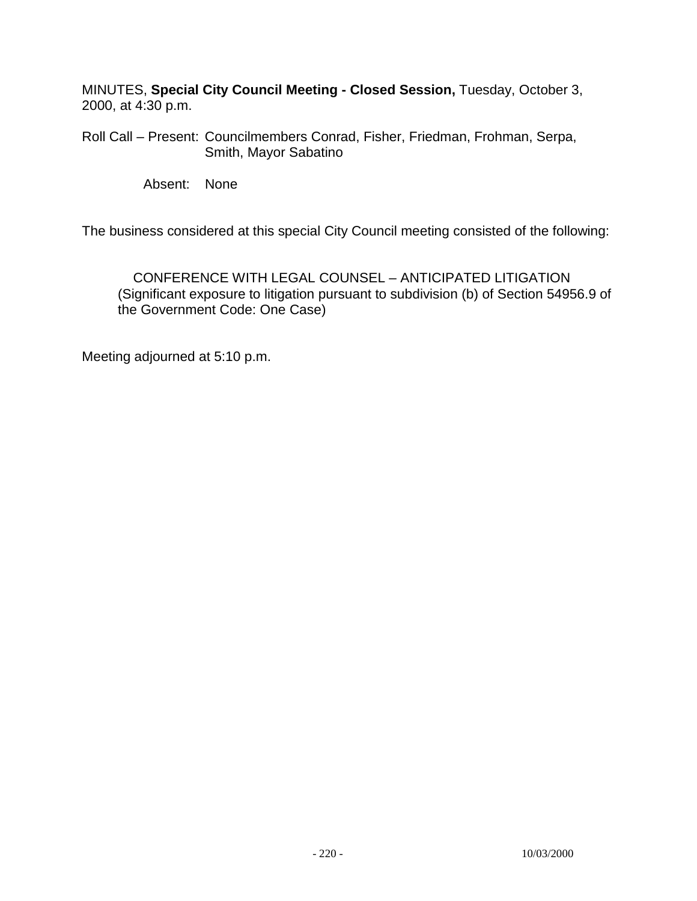MINUTES, **Special City Council Meeting - Closed Session,** Tuesday, October 3, 2000, at 4:30 p.m.

Roll Call – Present: Councilmembers Conrad, Fisher, Friedman, Frohman, Serpa, Smith, Mayor Sabatino

Absent: None

The business considered at this special City Council meeting consisted of the following:

CONFERENCE WITH LEGAL COUNSEL – ANTICIPATED LITIGATION (Significant exposure to litigation pursuant to subdivision (b) of Section 54956.9 of the Government Code: One Case)

Meeting adjourned at 5:10 p.m.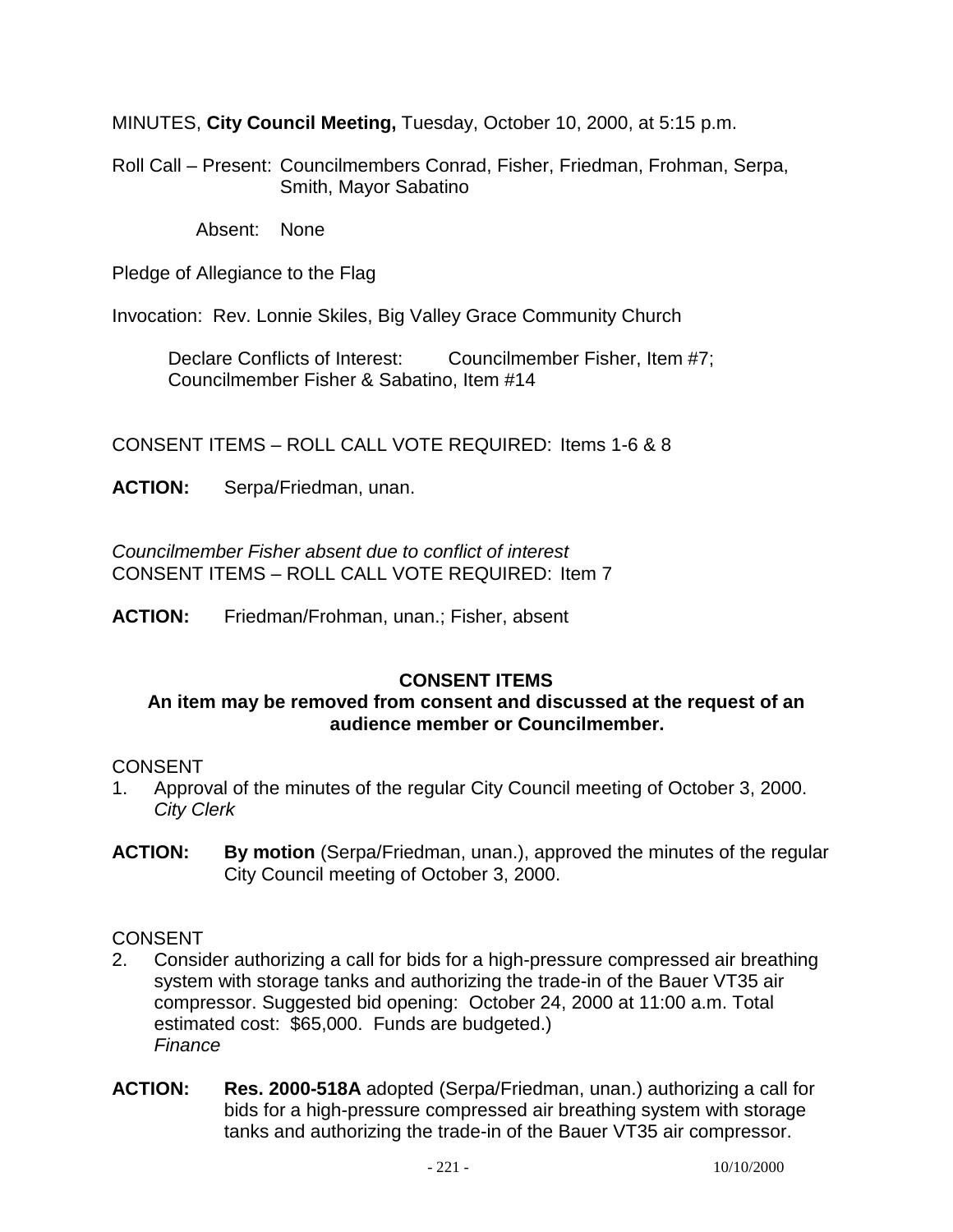MINUTES, **City Council Meeting,** Tuesday, October 10, 2000, at 5:15 p.m.

Roll Call – Present: Councilmembers Conrad, Fisher, Friedman, Frohman, Serpa, Smith, Mayor Sabatino

Absent: None

Pledge of Allegiance to the Flag

Invocation: Rev. Lonnie Skiles, Big Valley Grace Community Church

Declare Conflicts of Interest: Councilmember Fisher, Item #7; Councilmember Fisher & Sabatino, Item #14

CONSENT ITEMS – ROLL CALL VOTE REQUIRED: Items 1-6 & 8

**ACTION:** Serpa/Friedman, unan.

*Councilmember Fisher absent due to conflict of interest*
CONSENT ITEMS – ROLL CALL VOTE REQUIRED: Item 7

**ACTION:** Friedman/Frohman, unan.; Fisher, absent

**CONSENT ITEMS**

**An item may be removed from consent and discussed at the request of an audience member or Councilmember.**

CONSENT

1. Approval of the minutes of the regular City Council meeting of October 3, 2000.
   *City Clerk*

**ACTION:** **By motion** (Serpa/Friedman, unan.), approved the minutes of the regular City Council meeting of October 3, 2000.

CONSENT

2. Consider authorizing a call for bids for a high-pressure compressed air breathing system with storage tanks and authorizing the trade-in of the Bauer VT35 air compressor. Suggested bid opening: October 24, 2000 at 11:00 a.m. Total estimated cost: $65,000. Funds are budgeted.)
   *Finance*

**ACTION:** **Res. 2000-518A** adopted (Serpa/Friedman, unan.) authorizing a call for bids for a high-pressure compressed air breathing system with storage tanks and authorizing the trade-in of the Bauer VT35 air compressor.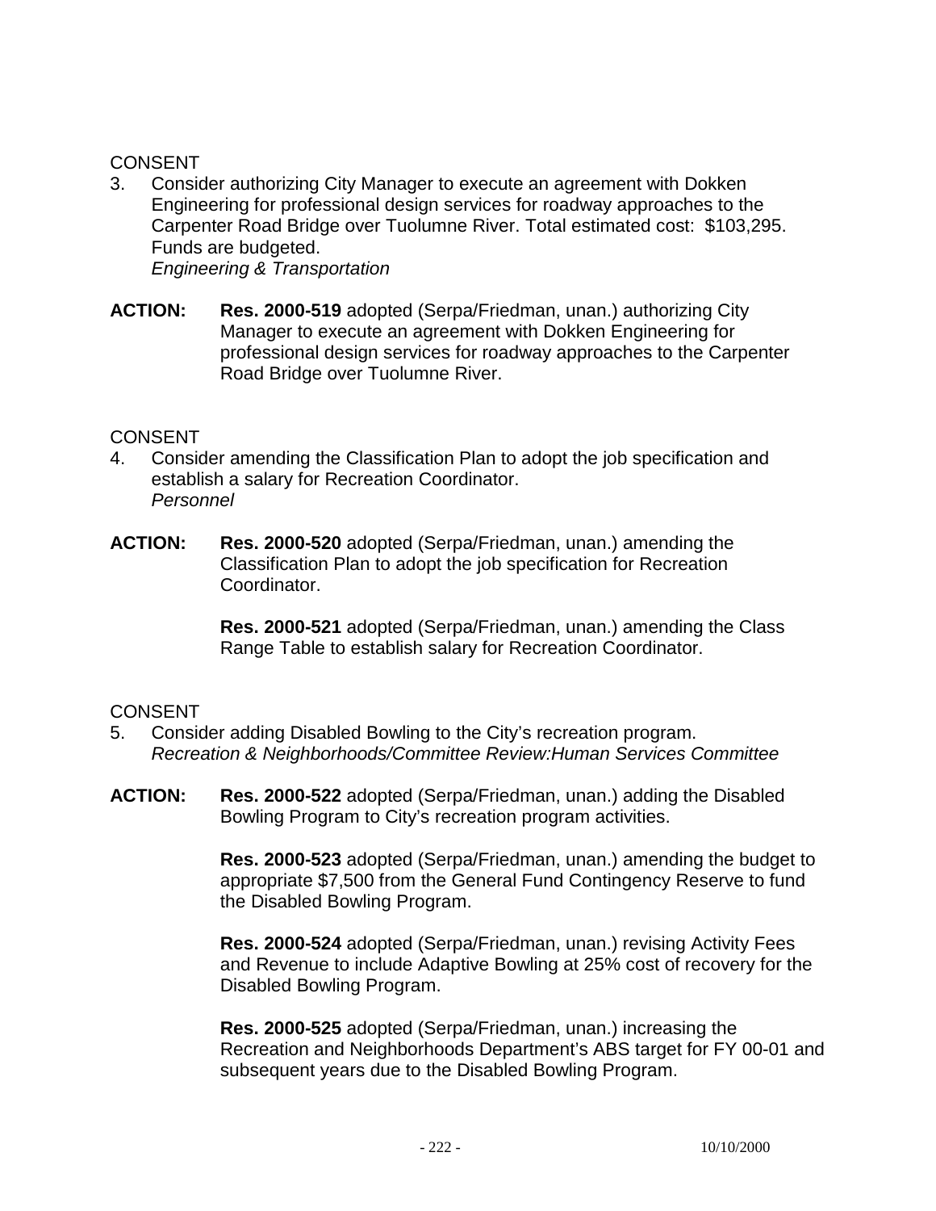CONSENT

3. Consider authorizing City Manager to execute an agreement with Dokken Engineering for professional design services for roadway approaches to the Carpenter Road Bridge over Tuolumne River. Total estimated cost: $103,295. Funds are budgeted.
   *Engineering & Transportation*

**ACTION:** **Res. 2000-519** adopted (Serpa/Friedman, unan.) authorizing City Manager to execute an agreement with Dokken Engineering for professional design services for roadway approaches to the Carpenter Road Bridge over Tuolumne River.

CONSENT

4. Consider amending the Classification Plan to adopt the job specification and establish a salary for Recreation Coordinator.
   *Personnel*

**ACTION:** **Res. 2000-520** adopted (Serpa/Friedman, unan.) amending the Classification Plan to adopt the job specification for Recreation Coordinator.

**Res. 2000-521** adopted (Serpa/Friedman, unan.) amending the Class Range Table to establish salary for Recreation Coordinator.

CONSENT

5. Consider adding Disabled Bowling to the City's recreation program.
   *Recreation & Neighborhoods/Committee Review:Human Services Committee*

**ACTION:** **Res. 2000-522** adopted (Serpa/Friedman, unan.) adding the Disabled Bowling Program to City's recreation program activities.

**Res. 2000-523** adopted (Serpa/Friedman, unan.) amending the budget to appropriate $7,500 from the General Fund Contingency Reserve to fund the Disabled Bowling Program.

**Res. 2000-524** adopted (Serpa/Friedman, unan.) revising Activity Fees and Revenue to include Adaptive Bowling at 25% cost of recovery for the Disabled Bowling Program.

**Res. 2000-525** adopted (Serpa/Friedman, unan.) increasing the Recreation and Neighborhoods Department's ABS target for FY 00-01 and subsequent years due to the Disabled Bowling Program.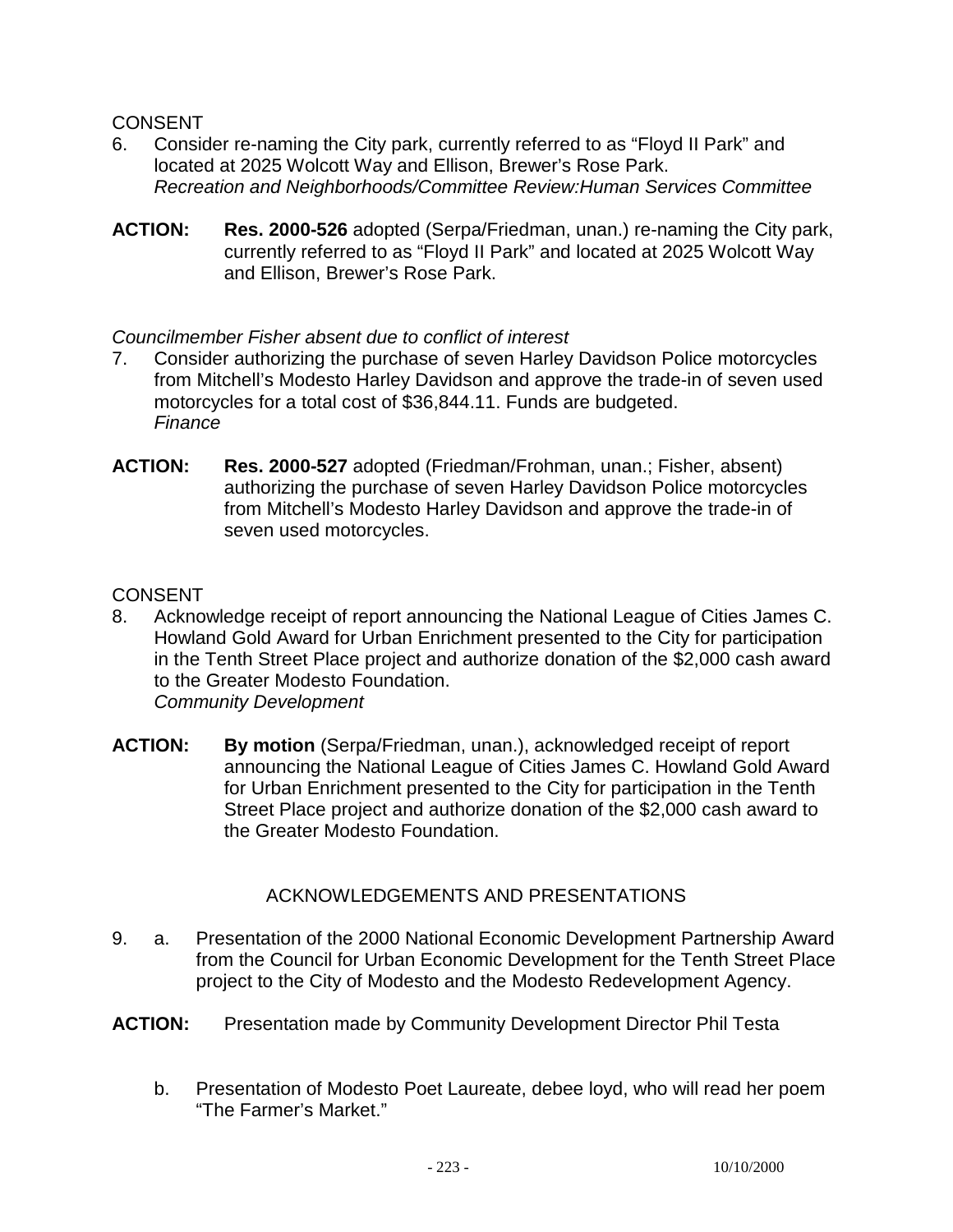CONSENT

6. Consider re-naming the City park, currently referred to as “Floyd II Park” and located at 2025 Wolcott Way and Ellison, Brewer’s Rose Park.
   *Recreation and Neighborhoods/Committee Review:Human Services Committee*

**ACTION:** **Res. 2000-526** adopted (Serpa/Friedman, unan.) re-naming the City park, currently referred to as “Floyd II Park” and located at 2025 Wolcott Way and Ellison, Brewer’s Rose Park.

*Councilmember Fisher absent due to conflict of interest*

7. Consider authorizing the purchase of seven Harley Davidson Police motorcycles from Mitchell’s Modesto Harley Davidson and approve the trade-in of seven used motorcycles for a total cost of $36,844.11. Funds are budgeted.
   *Finance*

**ACTION:** **Res. 2000-527** adopted (Friedman/Frohman, unan.; Fisher, absent) authorizing the purchase of seven Harley Davidson Police motorcycles from Mitchell’s Modesto Harley Davidson and approve the trade-in of seven used motorcycles.

CONSENT

8. Acknowledge receipt of report announcing the National League of Cities James C. Howland Gold Award for Urban Enrichment presented to the City for participation in the Tenth Street Place project and authorize donation of the $2,000 cash award to the Greater Modesto Foundation.
   *Community Development*

**ACTION:** **By motion** (Serpa/Friedman, unan.), acknowledged receipt of report announcing the National League of Cities James C. Howland Gold Award for Urban Enrichment presented to the City for participation in the Tenth Street Place project and authorize donation of the $2,000 cash award to the Greater Modesto Foundation.

## ACKNOWLEDGEMENTS AND PRESENTATIONS

9. a. Presentation of the 2000 National Economic Development Partnership Award from the Council for Urban Economic Development for the Tenth Street Place project to the City of Modesto and the Modesto Redevelopment Agency.

**ACTION:** Presentation made by Community Development Director Phil Testa

   b. Presentation of Modesto Poet Laureate, debee loyd, who will read her poem “The Farmer’s Market.”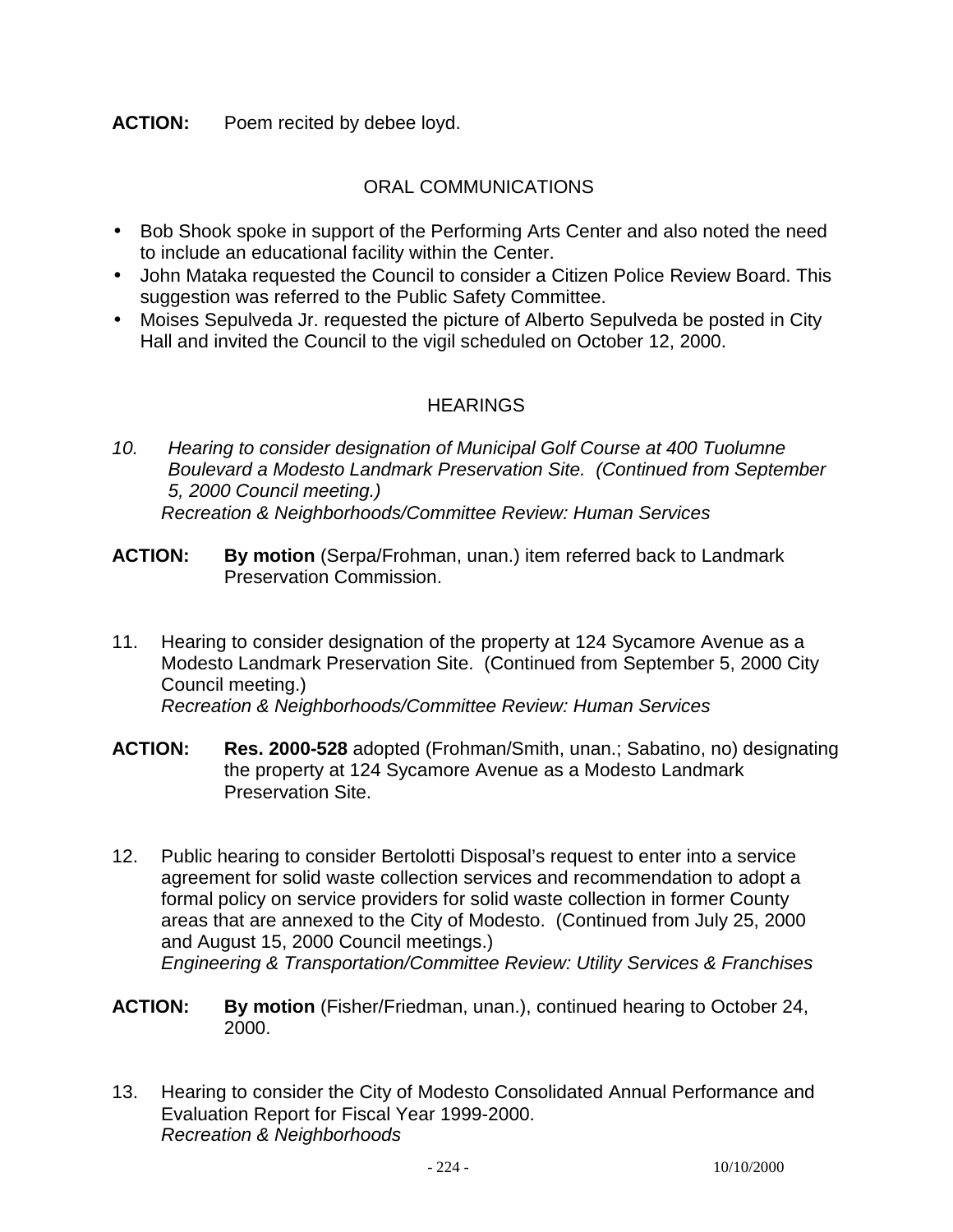**ACTION:** Poem recited by debee loyd.

## ORAL COMMUNICATIONS

- Bob Shook spoke in support of the Performing Arts Center and also noted the need to include an educational facility within the Center.
- John Mataka requested the Council to consider a Citizen Police Review Board. This suggestion was referred to the Public Safety Committee.
- Moises Sepulveda Jr. requested the picture of Alberto Sepulveda be posted in City Hall and invited the Council to the vigil scheduled on October 12, 2000.

## HEARINGS

10. *Hearing to consider designation of Municipal Golf Course at 400 Tuolumne Boulevard a Modesto Landmark Preservation Site. (Continued from September 5, 2000 Council meeting.)*
    *Recreation & Neighborhoods/Committee Review: Human Services*

**ACTION:** **By motion** (Serpa/Frohman, unan.) item referred back to Landmark Preservation Commission.

11. Hearing to consider designation of the property at 124 Sycamore Avenue as a Modesto Landmark Preservation Site. (Continued from September 5, 2000 City Council meeting.)
    *Recreation & Neighborhoods/Committee Review: Human Services*

**ACTION:** **Res. 2000-528** adopted (Frohman/Smith, unan.; Sabatino, no) designating the property at 124 Sycamore Avenue as a Modesto Landmark Preservation Site.

12. Public hearing to consider Bertolotti Disposal's request to enter into a service agreement for solid waste collection services and recommendation to adopt a formal policy on service providers for solid waste collection in former County areas that are annexed to the City of Modesto. (Continued from July 25, 2000 and August 15, 2000 Council meetings.)
    *Engineering & Transportation/Committee Review: Utility Services & Franchises*

**ACTION:** **By motion** (Fisher/Friedman, unan.), continued hearing to October 24, 2000.

13. Hearing to consider the City of Modesto Consolidated Annual Performance and Evaluation Report for Fiscal Year 1999-2000.
    *Recreation & Neighborhoods*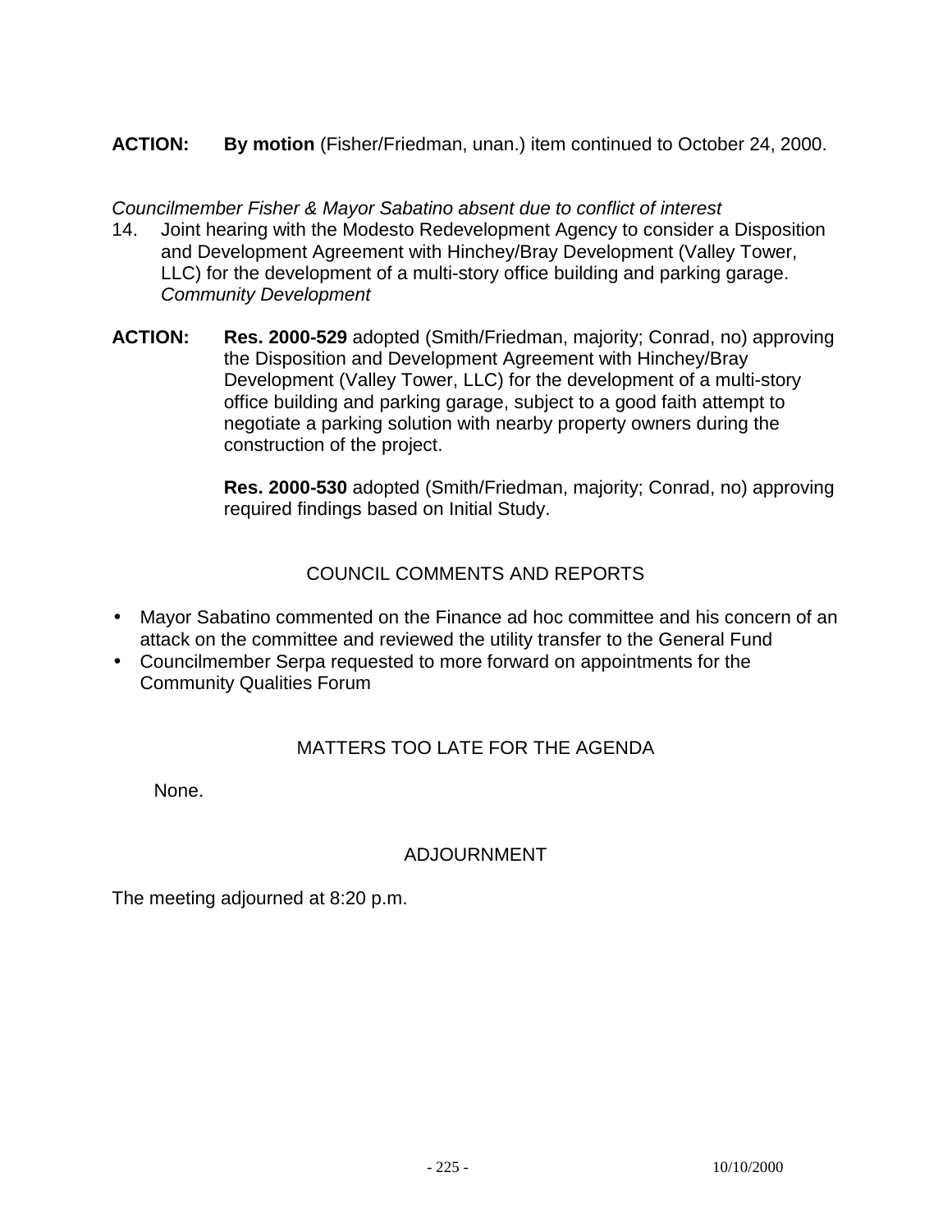**ACTION:** **By motion** (Fisher/Friedman, unan.) item continued to October 24, 2000.

*Councilmember Fisher & Mayor Sabatino absent due to conflict of interest*

14. Joint hearing with the Modesto Redevelopment Agency to consider a Disposition and Development Agreement with Hinchey/Bray Development (Valley Tower, LLC) for the development of a multi-story office building and parking garage. *Community Development*

**ACTION:** **Res. 2000-529** adopted (Smith/Friedman, majority; Conrad, no) approving the Disposition and Development Agreement with Hinchey/Bray Development (Valley Tower, LLC) for the development of a multi-story office building and parking garage, subject to a good faith attempt to negotiate a parking solution with nearby property owners during the construction of the project.

**Res. 2000-530** adopted (Smith/Friedman, majority; Conrad, no) approving required findings based on Initial Study.

## COUNCIL COMMENTS AND REPORTS

- Mayor Sabatino commented on the Finance ad hoc committee and his concern of an attack on the committee and reviewed the utility transfer to the General Fund
- Councilmember Serpa requested to more forward on appointments for the Community Qualities Forum

## MATTERS TOO LATE FOR THE AGENDA

None.

## ADJOURNMENT

The meeting adjourned at 8:20 p.m.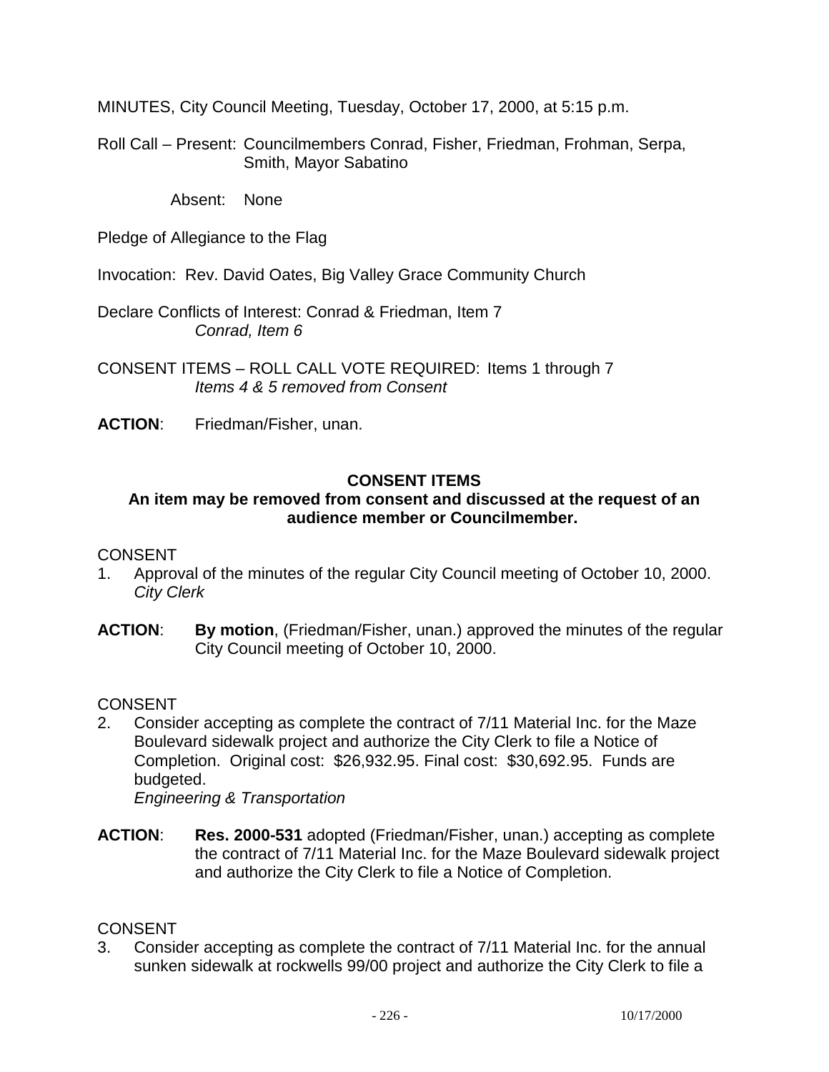MINUTES, City Council Meeting, Tuesday, October 17, 2000, at 5:15 p.m.

Roll Call – Present: Councilmembers Conrad, Fisher, Friedman, Frohman, Serpa, Smith, Mayor Sabatino

Absent: None

Pledge of Allegiance to the Flag

Invocation: Rev. David Oates, Big Valley Grace Community Church

Declare Conflicts of Interest: Conrad & Friedman, Item 7
*Conrad, Item 6*

CONSENT ITEMS – ROLL CALL VOTE REQUIRED: Items 1 through 7
*Items 4 & 5 removed from Consent*

**ACTION**: Friedman/Fisher, unan.

**CONSENT ITEMS**

**An item may be removed from consent and discussed at the request of an audience member or Councilmember.**

CONSENT

1. Approval of the minutes of the regular City Council meeting of October 10, 2000.
   *City Clerk*

**ACTION**: **By motion**, (Friedman/Fisher, unan.) approved the minutes of the regular City Council meeting of October 10, 2000.

CONSENT

2. Consider accepting as complete the contract of 7/11 Material Inc. for the Maze Boulevard sidewalk project and authorize the City Clerk to file a Notice of Completion. Original cost: $26,932.95. Final cost: $30,692.95. Funds are budgeted.
   *Engineering & Transportation*

**ACTION**: **Res. 2000-531** adopted (Friedman/Fisher, unan.) accepting as complete the contract of 7/11 Material Inc. for the Maze Boulevard sidewalk project and authorize the City Clerk to file a Notice of Completion.

CONSENT

3. Consider accepting as complete the contract of 7/11 Material Inc. for the annual sunken sidewalk at rockwells 99/00 project and authorize the City Clerk to file a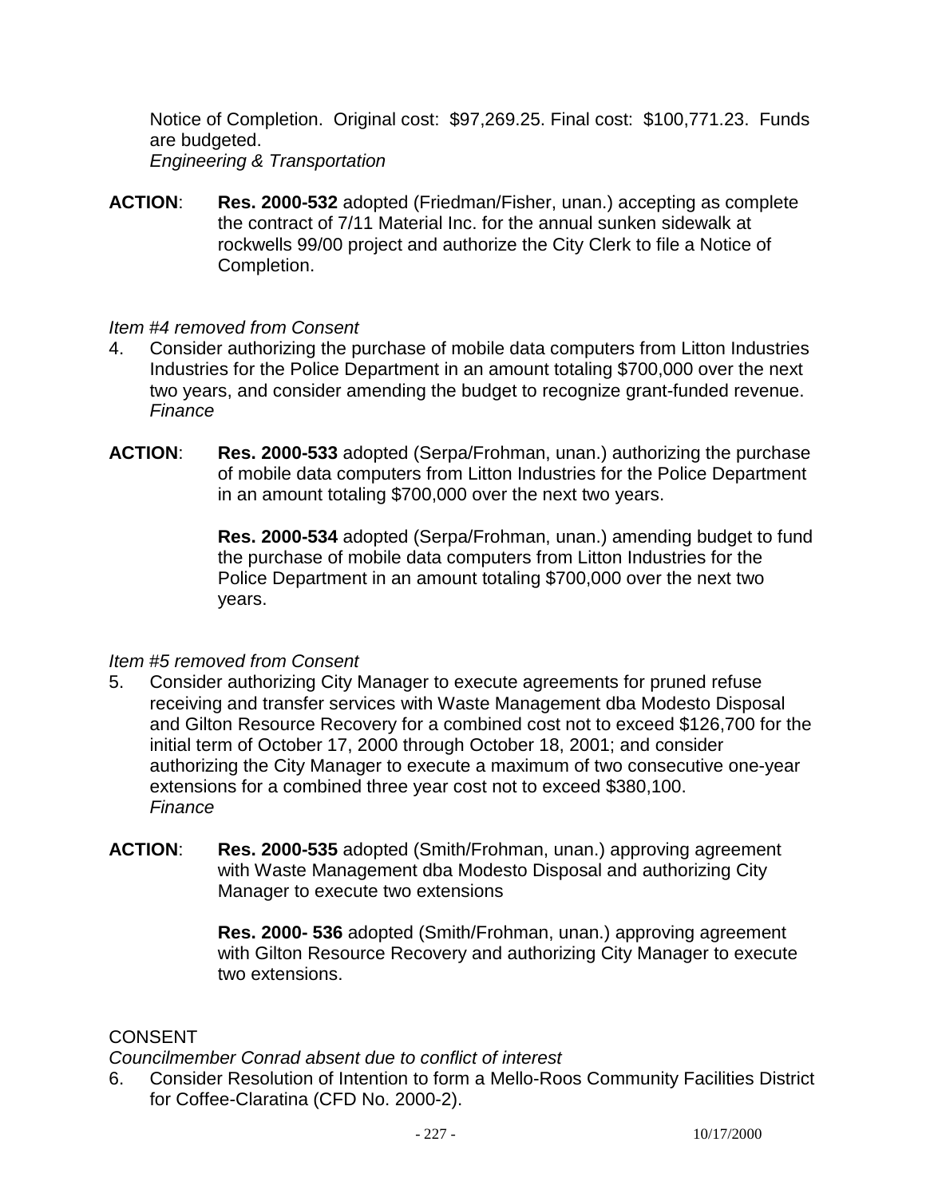Notice of Completion.  Original cost:  $97,269.25. Final cost:  $100,771.23.  Funds are budgeted.
*Engineering & Transportation*

**ACTION**: **Res. 2000-532** adopted (Friedman/Fisher, unan.) accepting as complete the contract of 7/11 Material Inc. for the annual sunken sidewalk at rockwells 99/00 project and authorize the City Clerk to file a Notice of Completion.

*Item #4 removed from Consent*

4. Consider authorizing the purchase of mobile data computers from Litton Industries Industries for the Police Department in an amount totaling $700,000 over the next two years, and consider amending the budget to recognize grant-funded revenue.
*Finance*

**ACTION**: **Res. 2000-533** adopted (Serpa/Frohman, unan.) authorizing the purchase of mobile data computers from Litton Industries for the Police Department in an amount totaling $700,000 over the next two years.

**Res. 2000-534** adopted (Serpa/Frohman, unan.) amending budget to fund the purchase of mobile data computers from Litton Industries for the Police Department in an amount totaling $700,000 over the next two years.

*Item #5 removed from Consent*

5. Consider authorizing City Manager to execute agreements for pruned refuse receiving and transfer services with Waste Management dba Modesto Disposal and Gilton Resource Recovery for a combined cost not to exceed $126,700 for the initial term of October 17, 2000 through October 18, 2001; and consider authorizing the City Manager to execute a maximum of two consecutive one-year extensions for a combined three year cost not to exceed $380,100.
*Finance*

**ACTION**: **Res. 2000-535** adopted (Smith/Frohman, unan.) approving agreement with Waste Management dba Modesto Disposal and authorizing City Manager to execute two extensions

**Res. 2000- 536** adopted (Smith/Frohman, unan.) approving agreement with Gilton Resource Recovery and authorizing City Manager to execute two extensions.

CONSENT

*Councilmember Conrad absent due to conflict of interest*

6. Consider Resolution of Intention to form a Mello-Roos Community Facilities District for Coffee-Claratina (CFD No. 2000-2).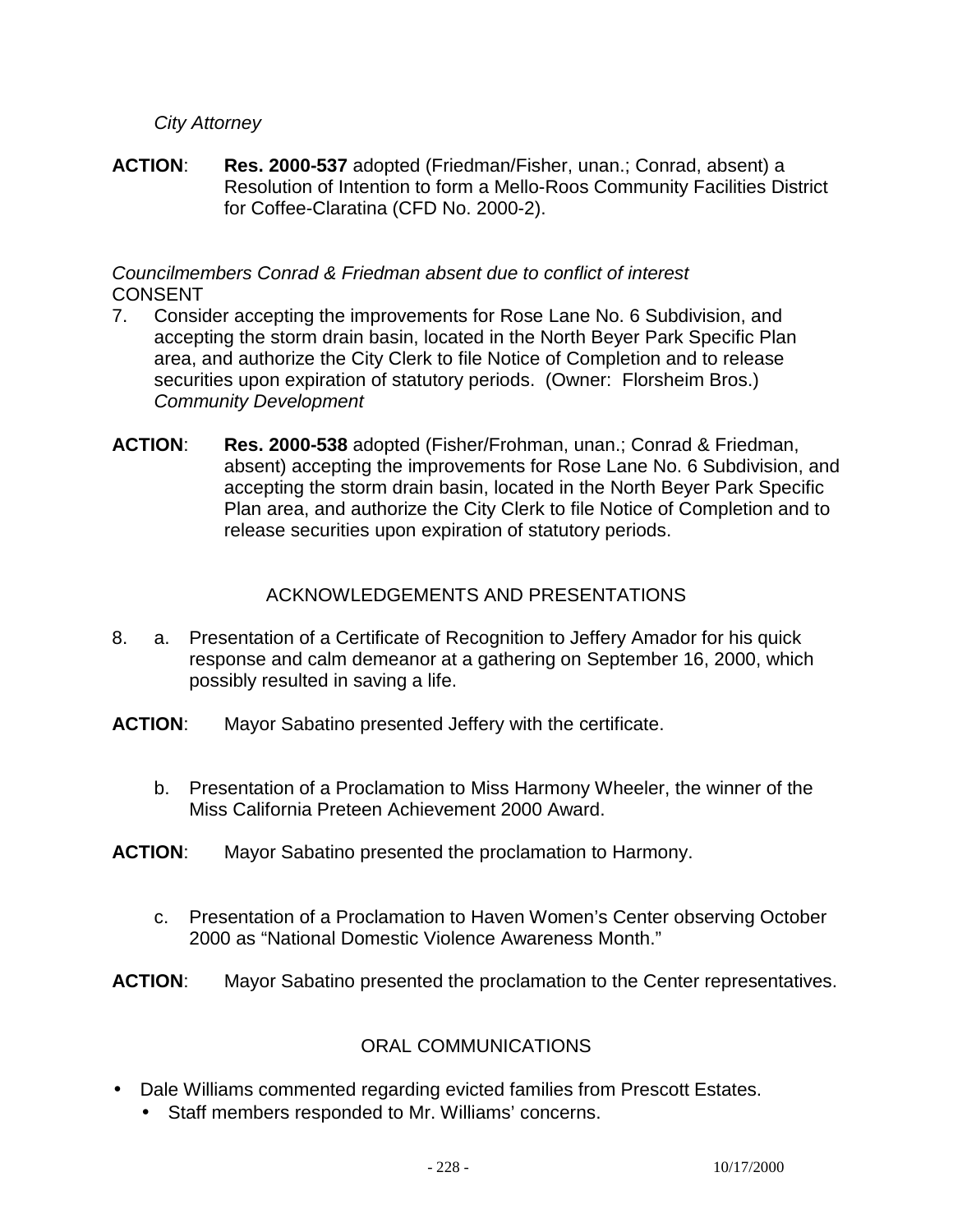*City Attorney*

**ACTION**: **Res. 2000-537** adopted (Friedman/Fisher, unan.; Conrad, absent) a Resolution of Intention to form a Mello-Roos Community Facilities District for Coffee-Claratina (CFD No. 2000-2).

*Councilmembers Conrad & Friedman absent due to conflict of interest*
CONSENT

7. Consider accepting the improvements for Rose Lane No. 6 Subdivision, and accepting the storm drain basin, located in the North Beyer Park Specific Plan area, and authorize the City Clerk to file Notice of Completion and to release securities upon expiration of statutory periods. (Owner: Florsheim Bros.) *Community Development*

**ACTION**: **Res. 2000-538** adopted (Fisher/Frohman, unan.; Conrad & Friedman, absent) accepting the improvements for Rose Lane No. 6 Subdivision, and accepting the storm drain basin, located in the North Beyer Park Specific Plan area, and authorize the City Clerk to file Notice of Completion and to release securities upon expiration of statutory periods.

## ACKNOWLEDGEMENTS AND PRESENTATIONS

8. a. Presentation of a Certificate of Recognition to Jeffery Amador for his quick response and calm demeanor at a gathering on September 16, 2000, which possibly resulted in saving a life.

**ACTION**: Mayor Sabatino presented Jeffery with the certificate.

b. Presentation of a Proclamation to Miss Harmony Wheeler, the winner of the Miss California Preteen Achievement 2000 Award.

**ACTION**: Mayor Sabatino presented the proclamation to Harmony.

c. Presentation of a Proclamation to Haven Women's Center observing October 2000 as "National Domestic Violence Awareness Month."

**ACTION**: Mayor Sabatino presented the proclamation to the Center representatives.

## ORAL COMMUNICATIONS

- Dale Williams commented regarding evicted families from Prescott Estates.
  - Staff members responded to Mr. Williams' concerns.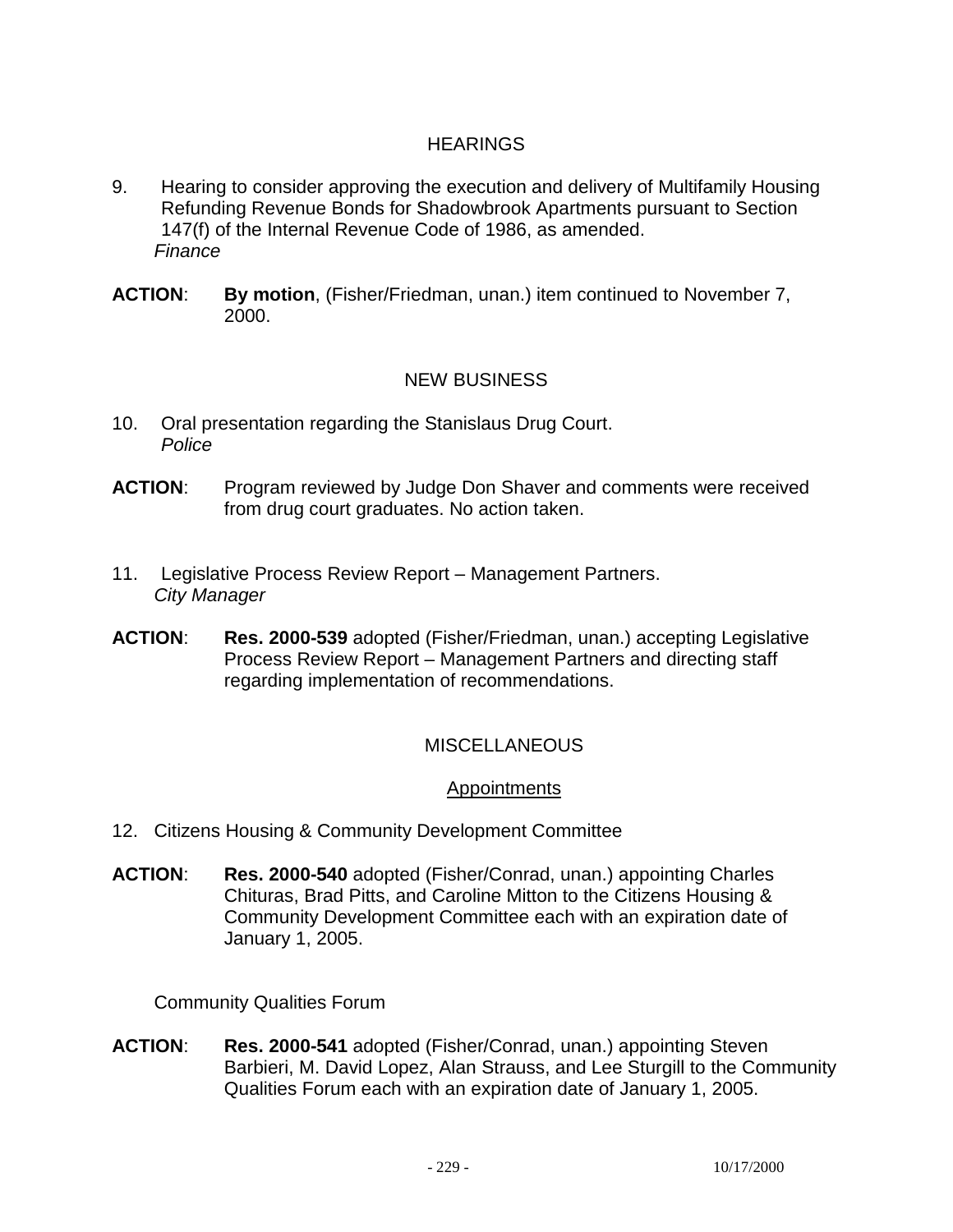## HEARINGS

9. Hearing to consider approving the execution and delivery of Multifamily Housing Refunding Revenue Bonds for Shadowbrook Apartments pursuant to Section 147(f) of the Internal Revenue Code of 1986, as amended.
   *Finance*

**ACTION**: **By motion**, (Fisher/Friedman, unan.) item continued to November 7, 2000.

## NEW BUSINESS

10. Oral presentation regarding the Stanislaus Drug Court.
    *Police*

**ACTION**: Program reviewed by Judge Don Shaver and comments were received from drug court graduates. No action taken.

11. Legislative Process Review Report – Management Partners.
    *City Manager*

**ACTION**: **Res. 2000-539** adopted (Fisher/Friedman, unan.) accepting Legislative Process Review Report – Management Partners and directing staff regarding implementation of recommendations.

## MISCELLANEOUS

### Appointments

12. Citizens Housing & Community Development Committee

**ACTION**: **Res. 2000-540** adopted (Fisher/Conrad, unan.) appointing Charles Chituras, Brad Pitts, and Caroline Mitton to the Citizens Housing & Community Development Committee each with an expiration date of January 1, 2005.

Community Qualities Forum

**ACTION**: **Res. 2000-541** adopted (Fisher/Conrad, unan.) appointing Steven Barbieri, M. David Lopez, Alan Strauss, and Lee Sturgill to the Community Qualities Forum each with an expiration date of January 1, 2005.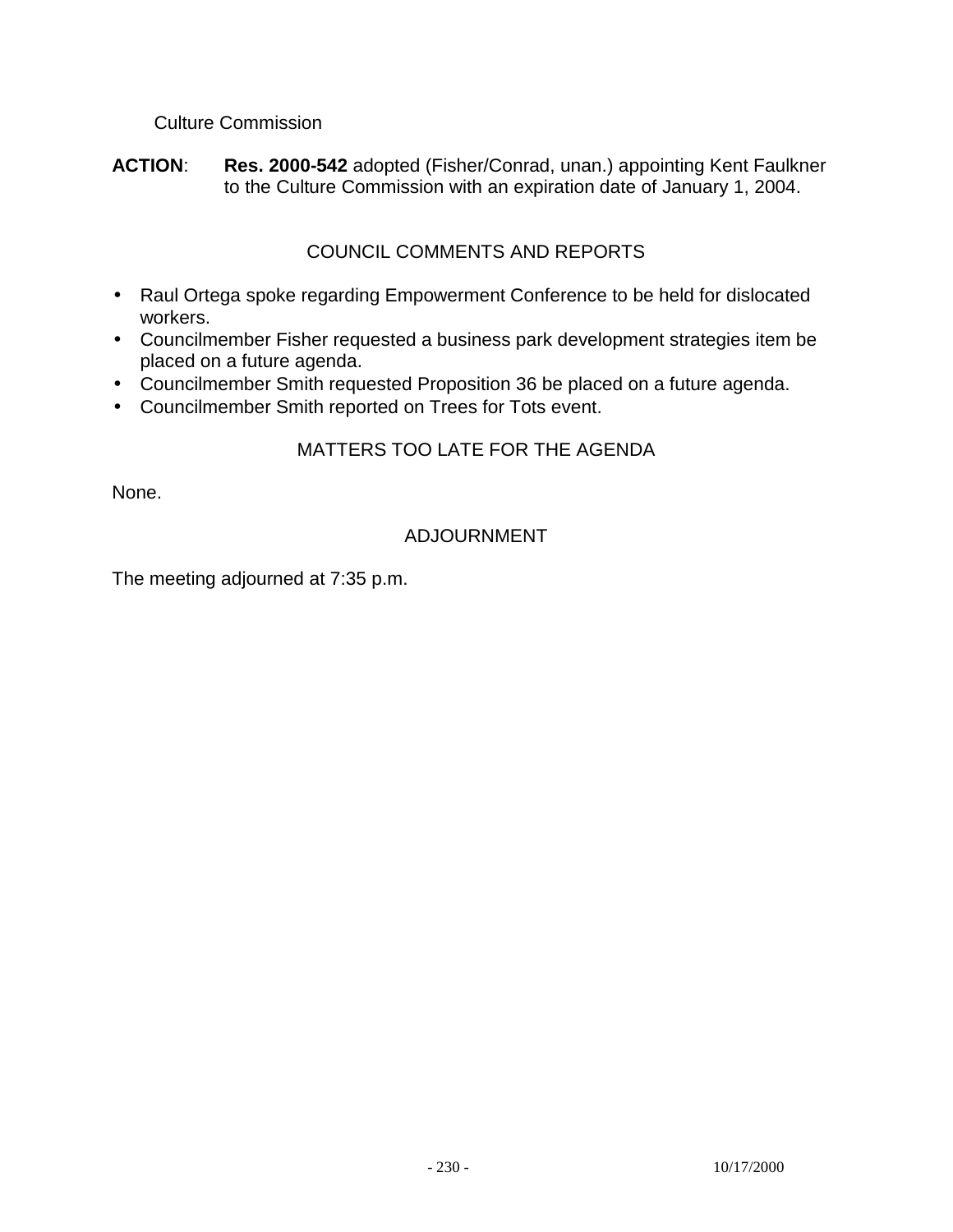Culture Commission

**ACTION**: **Res. 2000-542** adopted (Fisher/Conrad, unan.) appointing Kent Faulkner to the Culture Commission with an expiration date of January 1, 2004.

## COUNCIL COMMENTS AND REPORTS

- Raul Ortega spoke regarding Empowerment Conference to be held for dislocated workers.
- Councilmember Fisher requested a business park development strategies item be placed on a future agenda.
- Councilmember Smith requested Proposition 36 be placed on a future agenda.
- Councilmember Smith reported on Trees for Tots event.

## MATTERS TOO LATE FOR THE AGENDA

None.

## ADJOURNMENT

The meeting adjourned at 7:35 p.m.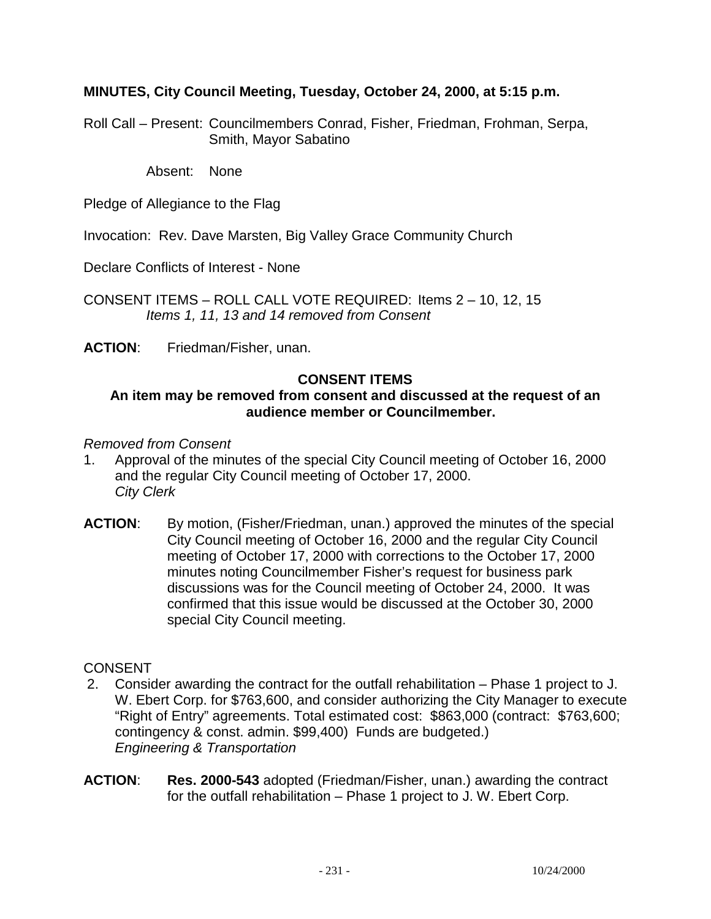**MINUTES, City Council Meeting, Tuesday, October 24, 2000, at 5:15 p.m.**

Roll Call – Present: Councilmembers Conrad, Fisher, Friedman, Frohman, Serpa, Smith, Mayor Sabatino

Absent: None

Pledge of Allegiance to the Flag

Invocation: Rev. Dave Marsten, Big Valley Grace Community Church

Declare Conflicts of Interest - None

CONSENT ITEMS – ROLL CALL VOTE REQUIRED: Items 2 – 10, 12, 15
*Items 1, 11, 13 and 14 removed from Consent*

**ACTION**: Friedman/Fisher, unan.

**CONSENT ITEMS**

**An item may be removed from consent and discussed at the request of an audience member or Councilmember.**

*Removed from Consent*

1. Approval of the minutes of the special City Council meeting of October 16, 2000 and the regular City Council meeting of October 17, 2000.
   *City Clerk*

**ACTION**: By motion, (Fisher/Friedman, unan.) approved the minutes of the special City Council meeting of October 16, 2000 and the regular City Council meeting of October 17, 2000 with corrections to the October 17, 2000 minutes noting Councilmember Fisher's request for business park discussions was for the Council meeting of October 24, 2000. It was confirmed that this issue would be discussed at the October 30, 2000 special City Council meeting.

CONSENT

2. Consider awarding the contract for the outfall rehabilitation – Phase 1 project to J. W. Ebert Corp. for $763,600, and consider authorizing the City Manager to execute "Right of Entry" agreements. Total estimated cost: $863,000 (contract: $763,600; contingency & const. admin. $99,400) Funds are budgeted.)
   *Engineering & Transportation*

**ACTION**: **Res. 2000-543** adopted (Friedman/Fisher, unan.) awarding the contract for the outfall rehabilitation – Phase 1 project to J. W. Ebert Corp.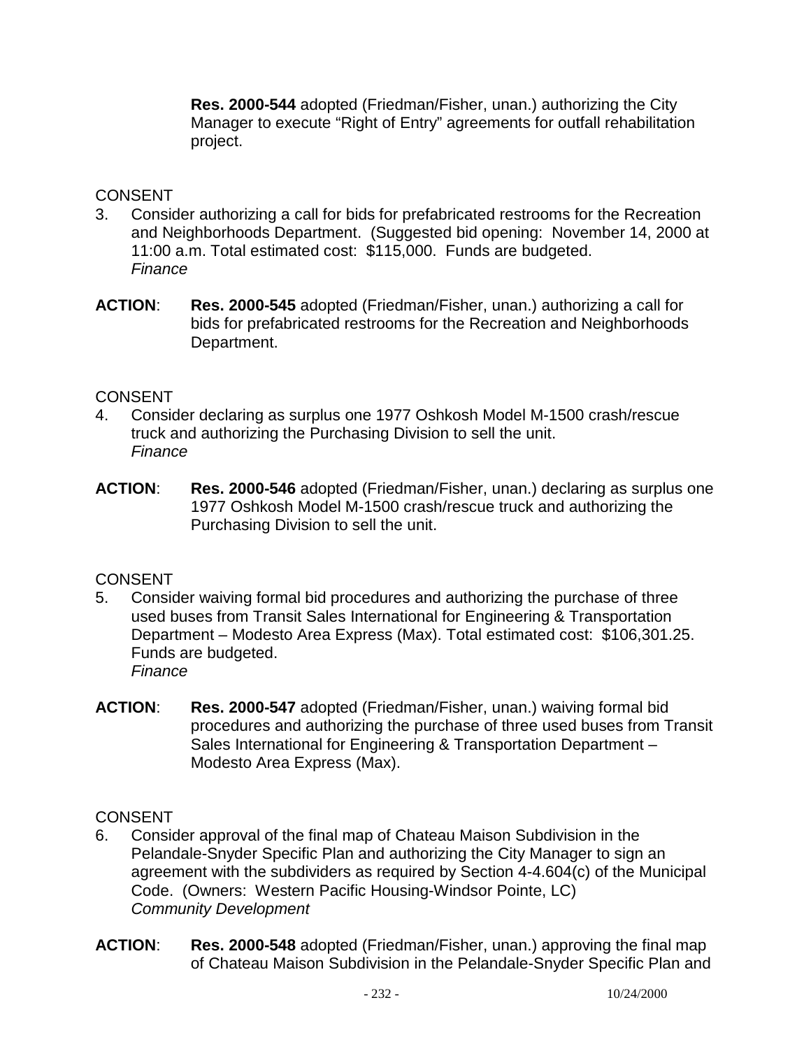**Res. 2000-544** adopted (Friedman/Fisher, unan.) authorizing the City Manager to execute "Right of Entry" agreements for outfall rehabilitation project.

CONSENT

3. Consider authorizing a call for bids for prefabricated restrooms for the Recreation and Neighborhoods Department. (Suggested bid opening: November 14, 2000 at 11:00 a.m. Total estimated cost: $115,000. Funds are budgeted.
*Finance*

**ACTION**: **Res. 2000-545** adopted (Friedman/Fisher, unan.) authorizing a call for bids for prefabricated restrooms for the Recreation and Neighborhoods Department.

CONSENT

4. Consider declaring as surplus one 1977 Oshkosh Model M-1500 crash/rescue truck and authorizing the Purchasing Division to sell the unit.
*Finance*

**ACTION**: **Res. 2000-546** adopted (Friedman/Fisher, unan.) declaring as surplus one 1977 Oshkosh Model M-1500 crash/rescue truck and authorizing the Purchasing Division to sell the unit.

CONSENT

5. Consider waiving formal bid procedures and authorizing the purchase of three used buses from Transit Sales International for Engineering & Transportation Department – Modesto Area Express (Max). Total estimated cost: $106,301.25. Funds are budgeted.
*Finance*

**ACTION**: **Res. 2000-547** adopted (Friedman/Fisher, unan.) waiving formal bid procedures and authorizing the purchase of three used buses from Transit Sales International for Engineering & Transportation Department – Modesto Area Express (Max).

CONSENT

6. Consider approval of the final map of Chateau Maison Subdivision in the Pelandale-Snyder Specific Plan and authorizing the City Manager to sign an agreement with the subdividers as required by Section 4-4.604(c) of the Municipal Code. (Owners: Western Pacific Housing-Windsor Pointe, LC)
*Community Development*

**ACTION**: **Res. 2000-548** adopted (Friedman/Fisher, unan.) approving the final map of Chateau Maison Subdivision in the Pelandale-Snyder Specific Plan and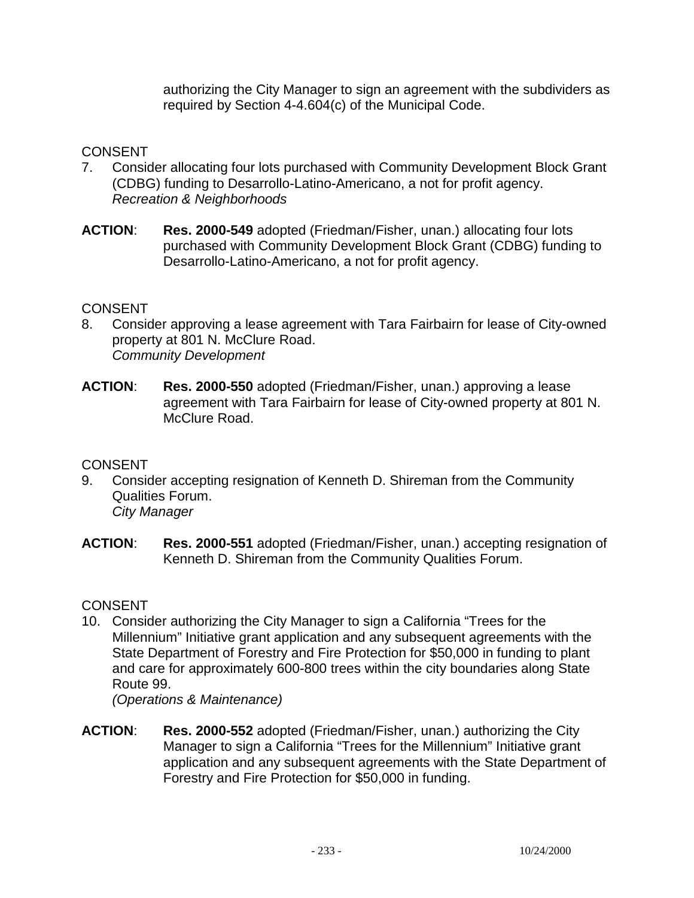authorizing the City Manager to sign an agreement with the subdividers as required by Section 4-4.604(c) of the Municipal Code.

CONSENT

7. Consider allocating four lots purchased with Community Development Block Grant (CDBG) funding to Desarrollo-Latino-Americano, a not for profit agency.
   *Recreation & Neighborhoods*

**ACTION**: **Res. 2000-549** adopted (Friedman/Fisher, unan.) allocating four lots purchased with Community Development Block Grant (CDBG) funding to Desarrollo-Latino-Americano, a not for profit agency.

CONSENT

8. Consider approving a lease agreement with Tara Fairbairn for lease of City-owned property at 801 N. McClure Road.
   *Community Development*

**ACTION**: **Res. 2000-550** adopted (Friedman/Fisher, unan.) approving a lease agreement with Tara Fairbairn for lease of City-owned property at 801 N. McClure Road.

CONSENT

9. Consider accepting resignation of Kenneth D. Shireman from the Community Qualities Forum.
   *City Manager*

**ACTION**: **Res. 2000-551** adopted (Friedman/Fisher, unan.) accepting resignation of Kenneth D. Shireman from the Community Qualities Forum.

CONSENT

10. Consider authorizing the City Manager to sign a California "Trees for the Millennium" Initiative grant application and any subsequent agreements with the State Department of Forestry and Fire Protection for $50,000 in funding to plant and care for approximately 600-800 trees within the city boundaries along State Route 99.
    *(Operations & Maintenance)*

**ACTION**: **Res. 2000-552** adopted (Friedman/Fisher, unan.) authorizing the City Manager to sign a California "Trees for the Millennium" Initiative grant application and any subsequent agreements with the State Department of Forestry and Fire Protection for $50,000 in funding.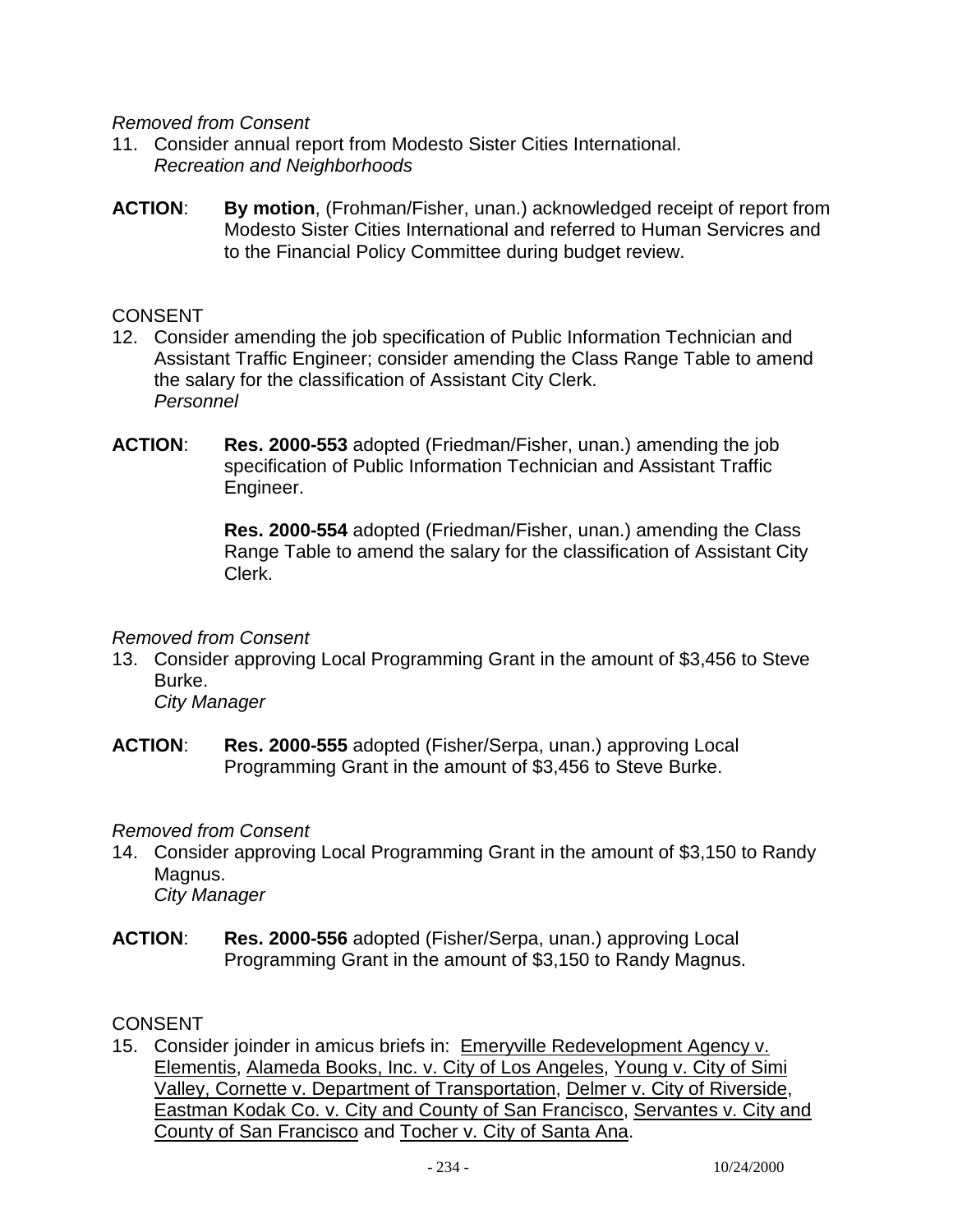*Removed from Consent*

11. Consider annual report from Modesto Sister Cities International.
    *Recreation and Neighborhoods*

**ACTION**: **By motion**, (Frohman/Fisher, unan.) acknowledged receipt of report from Modesto Sister Cities International and referred to Human Servicres and to the Financial Policy Committee during budget review.

CONSENT

12. Consider amending the job specification of Public Information Technician and Assistant Traffic Engineer; consider amending the Class Range Table to amend the salary for the classification of Assistant City Clerk.
    *Personnel*

**ACTION**: **Res. 2000-553** adopted (Friedman/Fisher, unan.) amending the job specification of Public Information Technician and Assistant Traffic Engineer.

**Res. 2000-554** adopted (Friedman/Fisher, unan.) amending the Class Range Table to amend the salary for the classification of Assistant City Clerk.

*Removed from Consent*

13. Consider approving Local Programming Grant in the amount of $3,456 to Steve Burke.
    *City Manager*

**ACTION**: **Res. 2000-555** adopted (Fisher/Serpa, unan.) approving Local Programming Grant in the amount of $3,456 to Steve Burke.

*Removed from Consent*

14. Consider approving Local Programming Grant in the amount of $3,150 to Randy Magnus.
    *City Manager*

**ACTION**: **Res. 2000-556** adopted (Fisher/Serpa, unan.) approving Local Programming Grant in the amount of $3,150 to Randy Magnus.

CONSENT

15. Consider joinder in amicus briefs in: Emeryville Redevelopment Agency v. Elementis, Alameda Books, Inc. v. City of Los Angeles, Young v. City of Simi Valley, Cornette v. Department of Transportation, Delmer v. City of Riverside, Eastman Kodak Co. v. City and County of San Francisco, Servantes v. City and County of San Francisco and Tocher v. City of Santa Ana.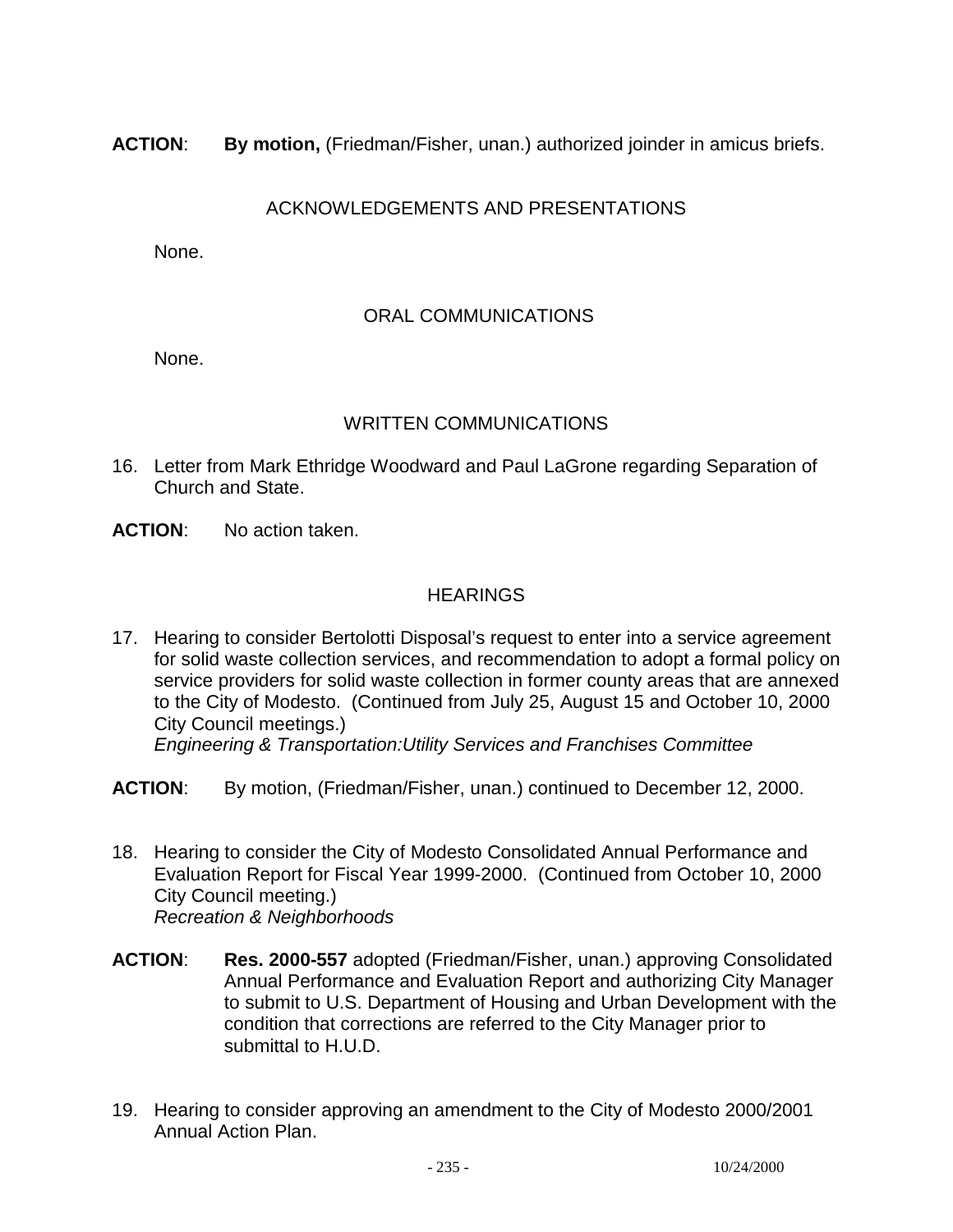**ACTION**: **By motion,** (Friedman/Fisher, unan.) authorized joinder in amicus briefs.

## ACKNOWLEDGEMENTS AND PRESENTATIONS

None.

## ORAL COMMUNICATIONS

None.

## WRITTEN COMMUNICATIONS

16. Letter from Mark Ethridge Woodward and Paul LaGrone regarding Separation of Church and State.

**ACTION**: No action taken.

## HEARINGS

17. Hearing to consider Bertolotti Disposal's request to enter into a service agreement for solid waste collection services, and recommendation to adopt a formal policy on service providers for solid waste collection in former county areas that are annexed to the City of Modesto. (Continued from July 25, August 15 and October 10, 2000 City Council meetings.)
*Engineering & Transportation:Utility Services and Franchises Committee*

**ACTION**: By motion, (Friedman/Fisher, unan.) continued to December 12, 2000.

18. Hearing to consider the City of Modesto Consolidated Annual Performance and Evaluation Report for Fiscal Year 1999-2000. (Continued from October 10, 2000 City Council meeting.)
*Recreation & Neighborhoods*

**ACTION**: **Res. 2000-557** adopted (Friedman/Fisher, unan.) approving Consolidated Annual Performance and Evaluation Report and authorizing City Manager to submit to U.S. Department of Housing and Urban Development with the condition that corrections are referred to the City Manager prior to submittal to H.U.D.

19. Hearing to consider approving an amendment to the City of Modesto 2000/2001 Annual Action Plan.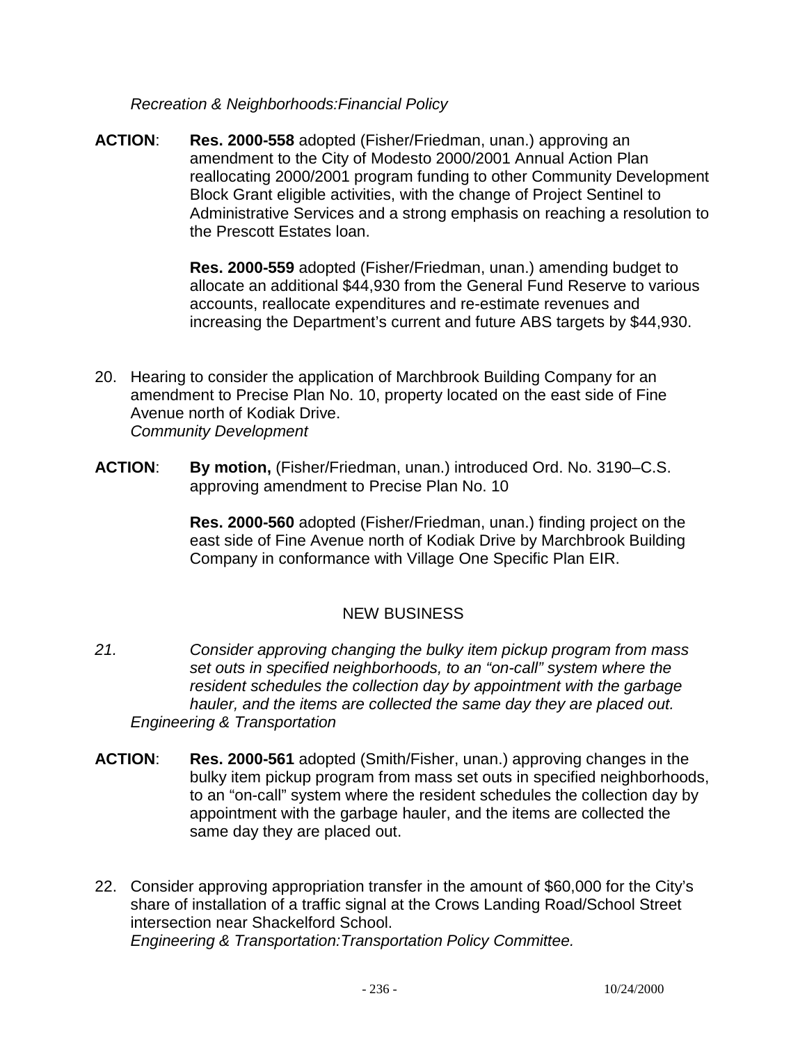*Recreation & Neighborhoods:Financial Policy*

**ACTION**: **Res. 2000-558** adopted (Fisher/Friedman, unan.) approving an amendment to the City of Modesto 2000/2001 Annual Action Plan reallocating 2000/2001 program funding to other Community Development Block Grant eligible activities, with the change of Project Sentinel to Administrative Services and a strong emphasis on reaching a resolution to the Prescott Estates loan.

**Res. 2000-559** adopted (Fisher/Friedman, unan.) amending budget to allocate an additional $44,930 from the General Fund Reserve to various accounts, reallocate expenditures and re-estimate revenues and increasing the Department's current and future ABS targets by $44,930.

20. Hearing to consider the application of Marchbrook Building Company for an amendment to Precise Plan No. 10, property located on the east side of Fine Avenue north of Kodiak Drive.
*Community Development*

**ACTION**: **By motion,** (Fisher/Friedman, unan.) introduced Ord. No. 3190–C.S. approving amendment to Precise Plan No. 10

**Res. 2000-560** adopted (Fisher/Friedman, unan.) finding project on the east side of Fine Avenue north of Kodiak Drive by Marchbrook Building Company in conformance with Village One Specific Plan EIR.

NEW BUSINESS

*21. Consider approving changing the bulky item pickup program from mass set outs in specified neighborhoods, to an "on-call" system where the resident schedules the collection day by appointment with the garbage hauler, and the items are collected the same day they are placed out.*
*Engineering & Transportation*

**ACTION**: **Res. 2000-561** adopted (Smith/Fisher, unan.) approving changes in the bulky item pickup program from mass set outs in specified neighborhoods, to an "on-call" system where the resident schedules the collection day by appointment with the garbage hauler, and the items are collected the same day they are placed out.

22. Consider approving appropriation transfer in the amount of $60,000 for the City's share of installation of a traffic signal at the Crows Landing Road/School Street intersection near Shackelford School.
*Engineering & Transportation:Transportation Policy Committee.*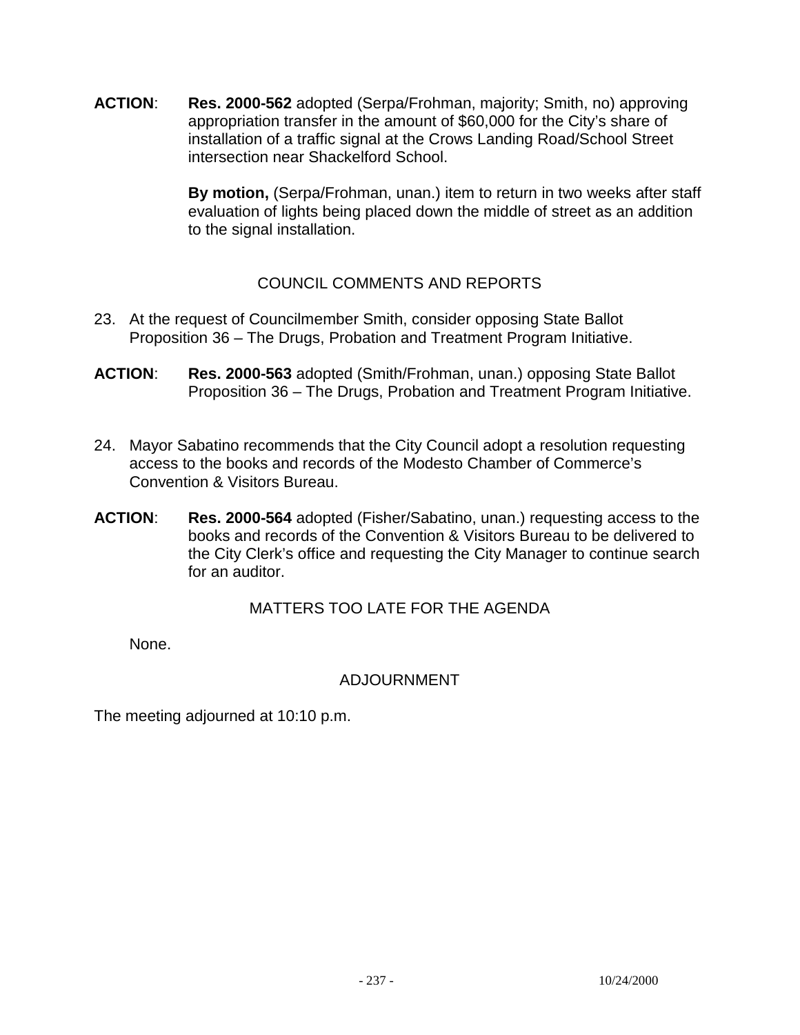**ACTION**: **Res. 2000-562** adopted (Serpa/Frohman, majority; Smith, no) approving appropriation transfer in the amount of $60,000 for the City's share of installation of a traffic signal at the Crows Landing Road/School Street intersection near Shackelford School.

**By motion,** (Serpa/Frohman, unan.) item to return in two weeks after staff evaluation of lights being placed down the middle of street as an addition to the signal installation.

## COUNCIL COMMENTS AND REPORTS

23. At the request of Councilmember Smith, consider opposing State Ballot Proposition 36 – The Drugs, Probation and Treatment Program Initiative.

**ACTION**: **Res. 2000-563** adopted (Smith/Frohman, unan.) opposing State Ballot Proposition 36 – The Drugs, Probation and Treatment Program Initiative.

24. Mayor Sabatino recommends that the City Council adopt a resolution requesting access to the books and records of the Modesto Chamber of Commerce's Convention & Visitors Bureau.

**ACTION**: **Res. 2000-564** adopted (Fisher/Sabatino, unan.) requesting access to the books and records of the Convention & Visitors Bureau to be delivered to the City Clerk's office and requesting the City Manager to continue search for an auditor.

## MATTERS TOO LATE FOR THE AGENDA

None.

## ADJOURNMENT

The meeting adjourned at 10:10 p.m.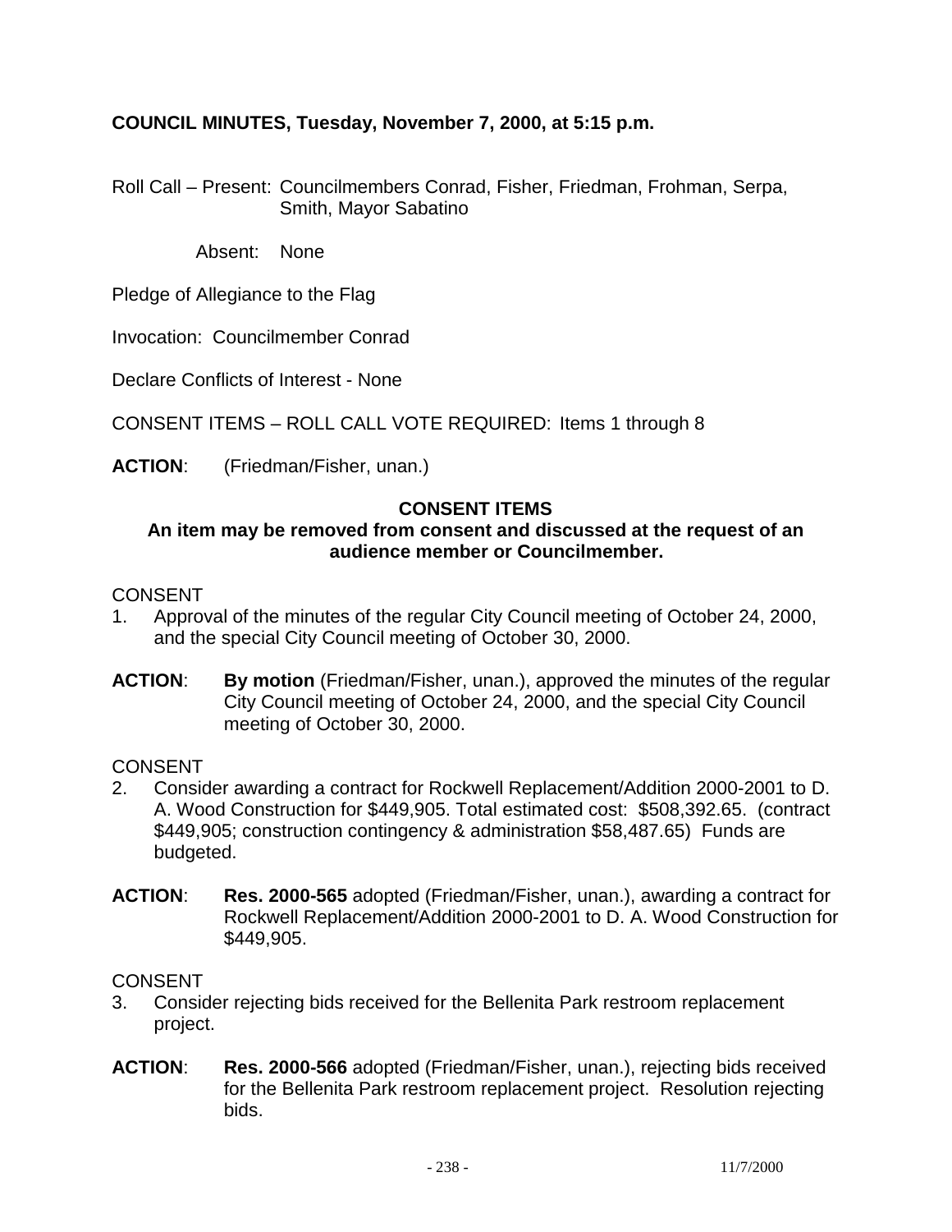**COUNCIL MINUTES, Tuesday, November 7, 2000, at 5:15 p.m.**

Roll Call – Present: Councilmembers Conrad, Fisher, Friedman, Frohman, Serpa, Smith, Mayor Sabatino

Absent: None

Pledge of Allegiance to the Flag

Invocation: Councilmember Conrad

Declare Conflicts of Interest - None

CONSENT ITEMS – ROLL CALL VOTE REQUIRED: Items 1 through 8

**ACTION**: (Friedman/Fisher, unan.)

**CONSENT ITEMS**

**An item may be removed from consent and discussed at the request of an audience member or Councilmember.**

CONSENT

1. Approval of the minutes of the regular City Council meeting of October 24, 2000, and the special City Council meeting of October 30, 2000.

**ACTION**: **By motion** (Friedman/Fisher, unan.), approved the minutes of the regular City Council meeting of October 24, 2000, and the special City Council meeting of October 30, 2000.

CONSENT

2. Consider awarding a contract for Rockwell Replacement/Addition 2000-2001 to D. A. Wood Construction for $449,905. Total estimated cost: $508,392.65. (contract $449,905; construction contingency & administration $58,487.65) Funds are budgeted.

**ACTION**: **Res. 2000-565** adopted (Friedman/Fisher, unan.), awarding a contract for Rockwell Replacement/Addition 2000-2001 to D. A. Wood Construction for $449,905.

CONSENT

3. Consider rejecting bids received for the Bellenita Park restroom replacement project.

**ACTION**: **Res. 2000-566** adopted (Friedman/Fisher, unan.), rejecting bids received for the Bellenita Park restroom replacement project. Resolution rejecting bids.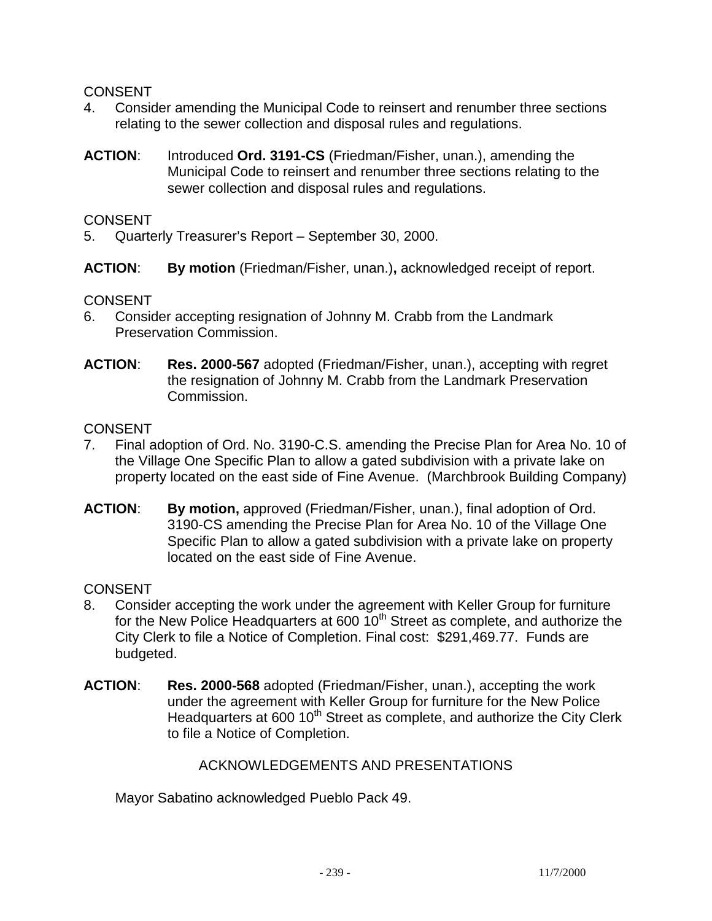CONSENT

4. Consider amending the Municipal Code to reinsert and renumber three sections relating to the sewer collection and disposal rules and regulations.

**ACTION**: Introduced **Ord. 3191-CS** (Friedman/Fisher, unan.), amending the Municipal Code to reinsert and renumber three sections relating to the sewer collection and disposal rules and regulations.

CONSENT

5. Quarterly Treasurer's Report – September 30, 2000.

**ACTION**: **By motion** (Friedman/Fisher, unan.)**,** acknowledged receipt of report.

CONSENT

6. Consider accepting resignation of Johnny M. Crabb from the Landmark Preservation Commission.

**ACTION**: **Res. 2000-567** adopted (Friedman/Fisher, unan.), accepting with regret the resignation of Johnny M. Crabb from the Landmark Preservation Commission.

CONSENT

7. Final adoption of Ord. No. 3190-C.S. amending the Precise Plan for Area No. 10 of the Village One Specific Plan to allow a gated subdivision with a private lake on property located on the east side of Fine Avenue. (Marchbrook Building Company)

**ACTION**: **By motion,** approved (Friedman/Fisher, unan.), final adoption of Ord. 3190-CS amending the Precise Plan for Area No. 10 of the Village One Specific Plan to allow a gated subdivision with a private lake on property located on the east side of Fine Avenue.

CONSENT

8. Consider accepting the work under the agreement with Keller Group for furniture for the New Police Headquarters at 600 10th Street as complete, and authorize the City Clerk to file a Notice of Completion. Final cost: $291,469.77. Funds are budgeted.

**ACTION**: **Res. 2000-568** adopted (Friedman/Fisher, unan.), accepting the work under the agreement with Keller Group for furniture for the New Police Headquarters at 600 10th Street as complete, and authorize the City Clerk to file a Notice of Completion.

ACKNOWLEDGEMENTS AND PRESENTATIONS

Mayor Sabatino acknowledged Pueblo Pack 49.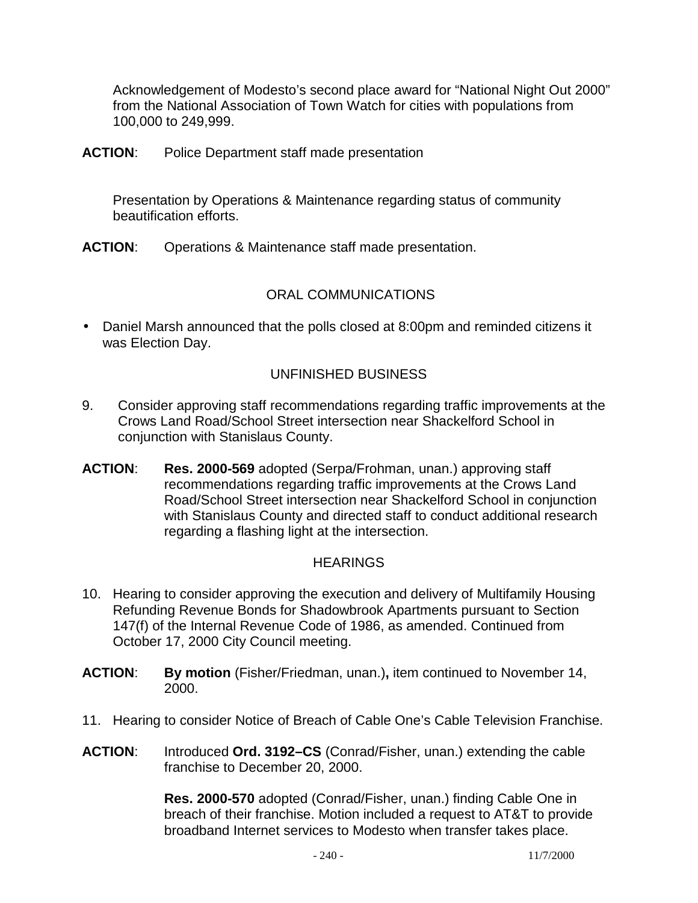Acknowledgement of Modesto's second place award for "National Night Out 2000" from the National Association of Town Watch for cities with populations from 100,000 to 249,999.

**ACTION**: Police Department staff made presentation

Presentation by Operations & Maintenance regarding status of community beautification efforts.

**ACTION**: Operations & Maintenance staff made presentation.

## ORAL COMMUNICATIONS

- Daniel Marsh announced that the polls closed at 8:00pm and reminded citizens it was Election Day.

## UNFINISHED BUSINESS

9. Consider approving staff recommendations regarding traffic improvements at the Crows Land Road/School Street intersection near Shackelford School in conjunction with Stanislaus County.

**ACTION**: **Res. 2000-569** adopted (Serpa/Frohman, unan.) approving staff recommendations regarding traffic improvements at the Crows Land Road/School Street intersection near Shackelford School in conjunction with Stanislaus County and directed staff to conduct additional research regarding a flashing light at the intersection.

## HEARINGS

10. Hearing to consider approving the execution and delivery of Multifamily Housing Refunding Revenue Bonds for Shadowbrook Apartments pursuant to Section 147(f) of the Internal Revenue Code of 1986, as amended. Continued from October 17, 2000 City Council meeting.

**ACTION**: **By motion** (Fisher/Friedman, unan.)**,** item continued to November 14, 2000.

11. Hearing to consider Notice of Breach of Cable One's Cable Television Franchise.

**ACTION**: Introduced **Ord. 3192–CS** (Conrad/Fisher, unan.) extending the cable franchise to December 20, 2000.

**Res. 2000-570** adopted (Conrad/Fisher, unan.) finding Cable One in breach of their franchise. Motion included a request to AT&T to provide broadband Internet services to Modesto when transfer takes place.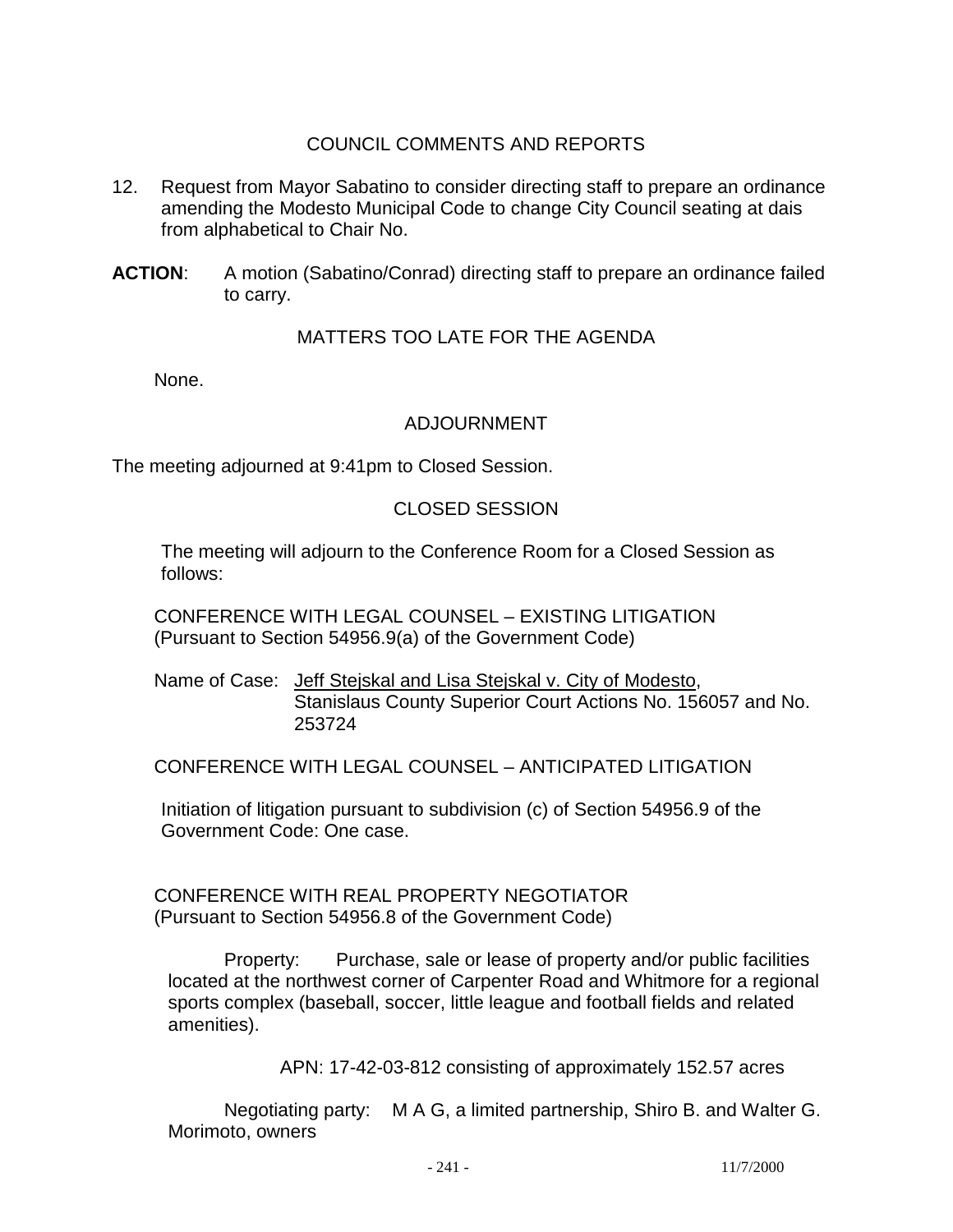## COUNCIL COMMENTS AND REPORTS

12. Request from Mayor Sabatino to consider directing staff to prepare an ordinance amending the Modesto Municipal Code to change City Council seating at dais from alphabetical to Chair No.

**ACTION**: A motion (Sabatino/Conrad) directing staff to prepare an ordinance failed to carry.

## MATTERS TOO LATE FOR THE AGENDA

None.

## ADJOURNMENT

The meeting adjourned at 9:41pm to Closed Session.

## CLOSED SESSION

The meeting will adjourn to the Conference Room for a Closed Session as follows:

CONFERENCE WITH LEGAL COUNSEL – EXISTING LITIGATION
(Pursuant to Section 54956.9(a) of the Government Code)

Name of Case: Jeff Stejskal and Lisa Stejskal v. City of Modesto, Stanislaus County Superior Court Actions No. 156057 and No. 253724

CONFERENCE WITH LEGAL COUNSEL – ANTICIPATED LITIGATION

Initiation of litigation pursuant to subdivision (c) of Section 54956.9 of the Government Code: One case.

CONFERENCE WITH REAL PROPERTY NEGOTIATOR
(Pursuant to Section 54956.8 of the Government Code)

Property: Purchase, sale or lease of property and/or public facilities located at the northwest corner of Carpenter Road and Whitmore for a regional sports complex (baseball, soccer, little league and football fields and related amenities).

APN: 17-42-03-812 consisting of approximately 152.57 acres

Negotiating party: M A G, a limited partnership, Shiro B. and Walter G. Morimoto, owners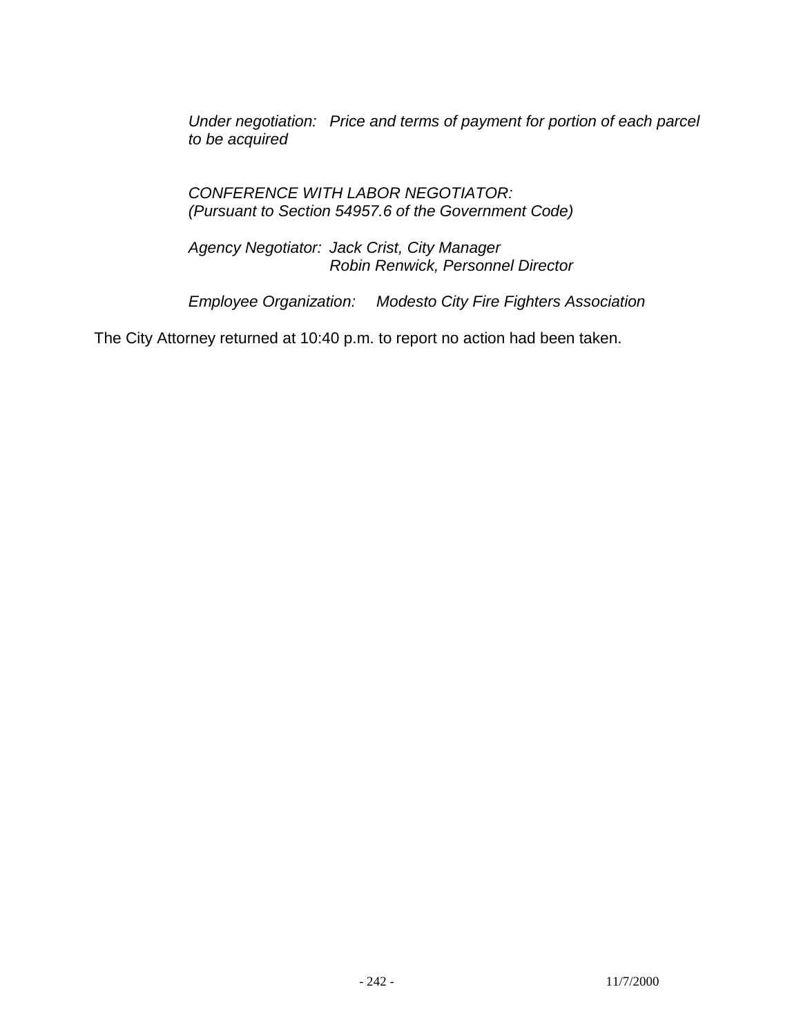*Under negotiation: Price and terms of payment for portion of each parcel to be acquired*

*CONFERENCE WITH LABOR NEGOTIATOR:*
*(Pursuant to Section 54957.6 of the Government Code)*

*Agency Negotiator: Jack Crist, City Manager*
*Robin Renwick, Personnel Director*

*Employee Organization: Modesto City Fire Fighters Association*

The City Attorney returned at 10:40 p.m. to report no action had been taken.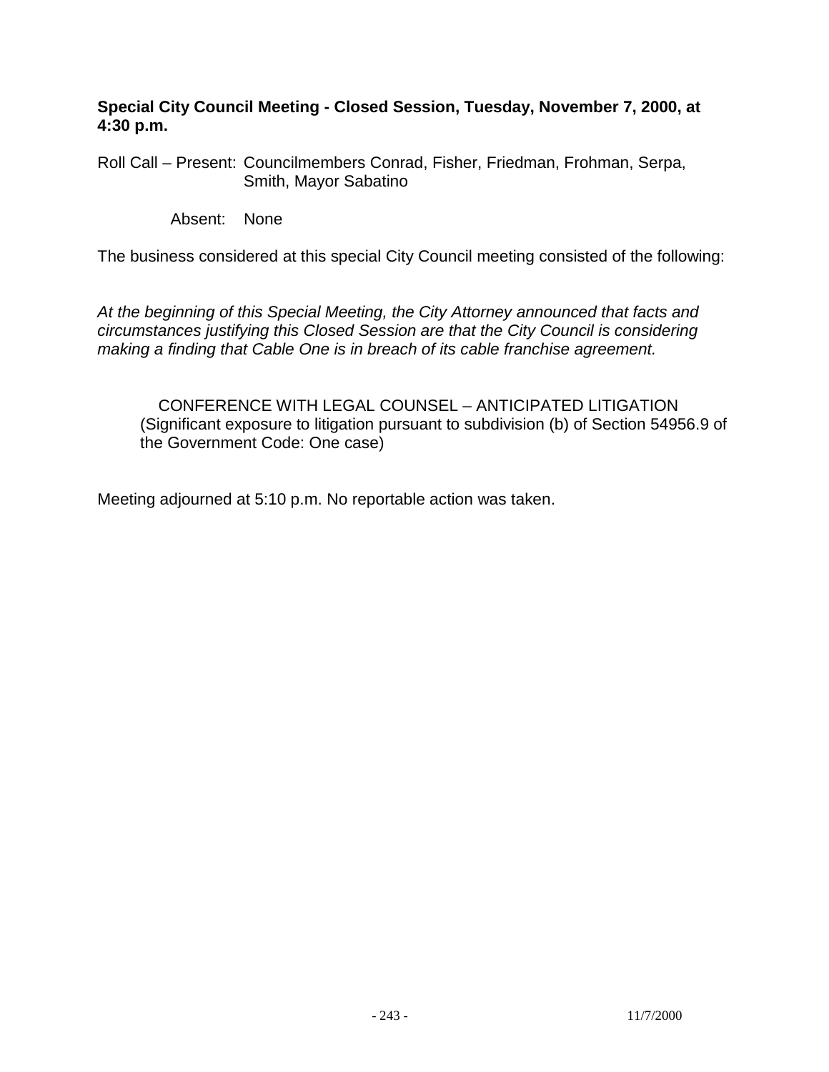**Special City Council Meeting - Closed Session, Tuesday, November 7, 2000, at 4:30 p.m.**

Roll Call – Present: Councilmembers Conrad, Fisher, Friedman, Frohman, Serpa, Smith, Mayor Sabatino

Absent: None

The business considered at this special City Council meeting consisted of the following:

*At the beginning of this Special Meeting, the City Attorney announced that facts and circumstances justifying this Closed Session are that the City Council is considering making a finding that Cable One is in breach of its cable franchise agreement.*

CONFERENCE WITH LEGAL COUNSEL – ANTICIPATED LITIGATION (Significant exposure to litigation pursuant to subdivision (b) of Section 54956.9 of the Government Code: One case)

Meeting adjourned at 5:10 p.m. No reportable action was taken.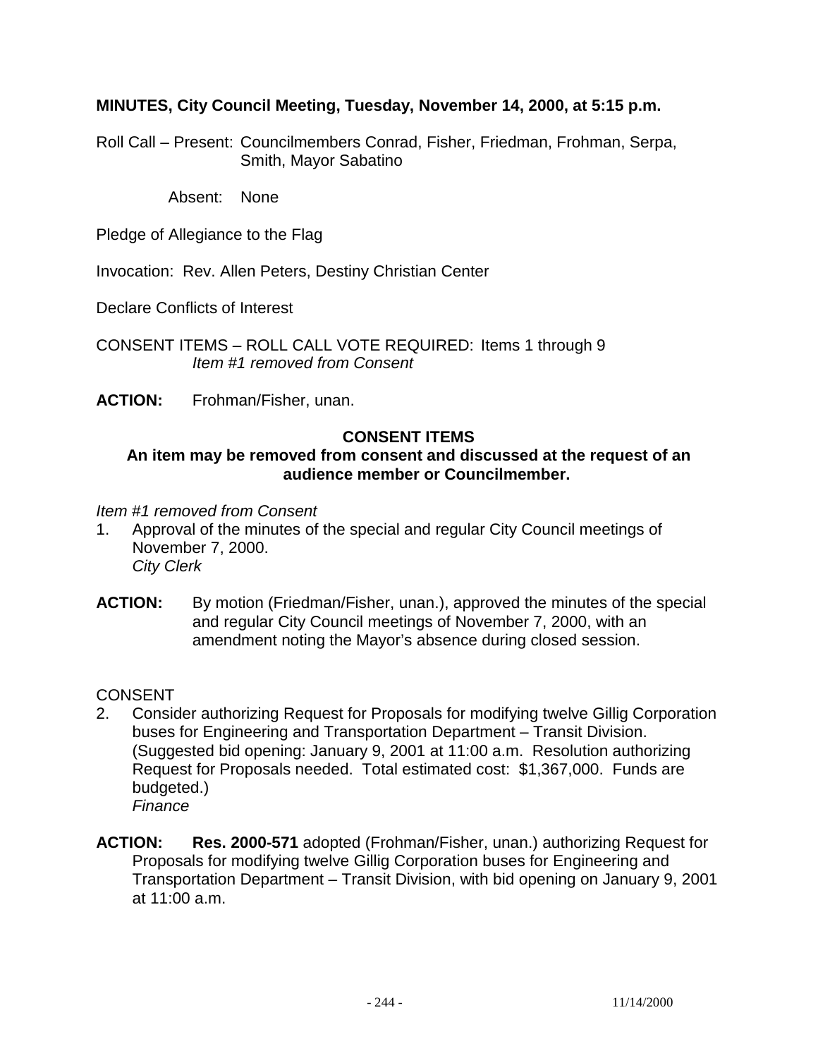**MINUTES, City Council Meeting, Tuesday, November 14, 2000, at 5:15 p.m.**

Roll Call – Present: Councilmembers Conrad, Fisher, Friedman, Frohman, Serpa, Smith, Mayor Sabatino

Absent: None

Pledge of Allegiance to the Flag

Invocation: Rev. Allen Peters, Destiny Christian Center

Declare Conflicts of Interest

CONSENT ITEMS – ROLL CALL VOTE REQUIRED: Items 1 through 9
*Item #1 removed from Consent*

**ACTION:** Frohman/Fisher, unan.

**CONSENT ITEMS**

**An item may be removed from consent and discussed at the request of an audience member or Councilmember.**

*Item #1 removed from Consent*

1. Approval of the minutes of the special and regular City Council meetings of November 7, 2000.
   *City Clerk*

**ACTION:** By motion (Friedman/Fisher, unan.), approved the minutes of the special and regular City Council meetings of November 7, 2000, with an amendment noting the Mayor's absence during closed session.

CONSENT

2. Consider authorizing Request for Proposals for modifying twelve Gillig Corporation buses for Engineering and Transportation Department – Transit Division. (Suggested bid opening: January 9, 2001 at 11:00 a.m. Resolution authorizing Request for Proposals needed. Total estimated cost: $1,367,000. Funds are budgeted.)
   *Finance*

**ACTION:** **Res. 2000-571** adopted (Frohman/Fisher, unan.) authorizing Request for Proposals for modifying twelve Gillig Corporation buses for Engineering and Transportation Department – Transit Division, with bid opening on January 9, 2001 at 11:00 a.m.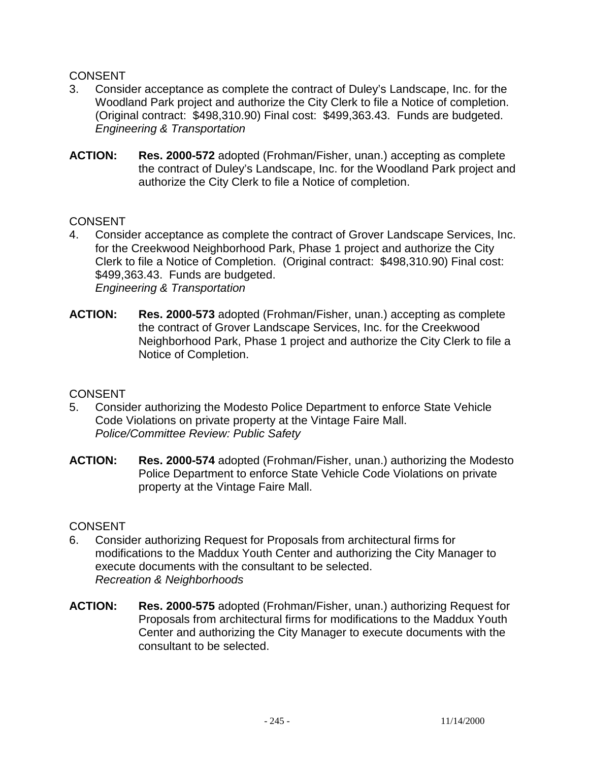CONSENT

3. Consider acceptance as complete the contract of Duley's Landscape, Inc. for the Woodland Park project and authorize the City Clerk to file a Notice of completion. (Original contract: $498,310.90) Final cost: $499,363.43. Funds are budgeted.
   *Engineering & Transportation*

**ACTION:** **Res. 2000-572** adopted (Frohman/Fisher, unan.) accepting as complete the contract of Duley's Landscape, Inc. for the Woodland Park project and authorize the City Clerk to file a Notice of completion.

CONSENT

4. Consider acceptance as complete the contract of Grover Landscape Services, Inc. for the Creekwood Neighborhood Park, Phase 1 project and authorize the City Clerk to file a Notice of Completion. (Original contract: $498,310.90) Final cost: $499,363.43. Funds are budgeted.
   *Engineering & Transportation*

**ACTION:** **Res. 2000-573** adopted (Frohman/Fisher, unan.) accepting as complete the contract of Grover Landscape Services, Inc. for the Creekwood Neighborhood Park, Phase 1 project and authorize the City Clerk to file a Notice of Completion.

CONSENT

5. Consider authorizing the Modesto Police Department to enforce State Vehicle Code Violations on private property at the Vintage Faire Mall.
   *Police/Committee Review: Public Safety*

**ACTION:** **Res. 2000-574** adopted (Frohman/Fisher, unan.) authorizing the Modesto Police Department to enforce State Vehicle Code Violations on private property at the Vintage Faire Mall.

CONSENT

6. Consider authorizing Request for Proposals from architectural firms for modifications to the Maddux Youth Center and authorizing the City Manager to execute documents with the consultant to be selected.
   *Recreation & Neighborhoods*

**ACTION:** **Res. 2000-575** adopted (Frohman/Fisher, unan.) authorizing Request for Proposals from architectural firms for modifications to the Maddux Youth Center and authorizing the City Manager to execute documents with the consultant to be selected.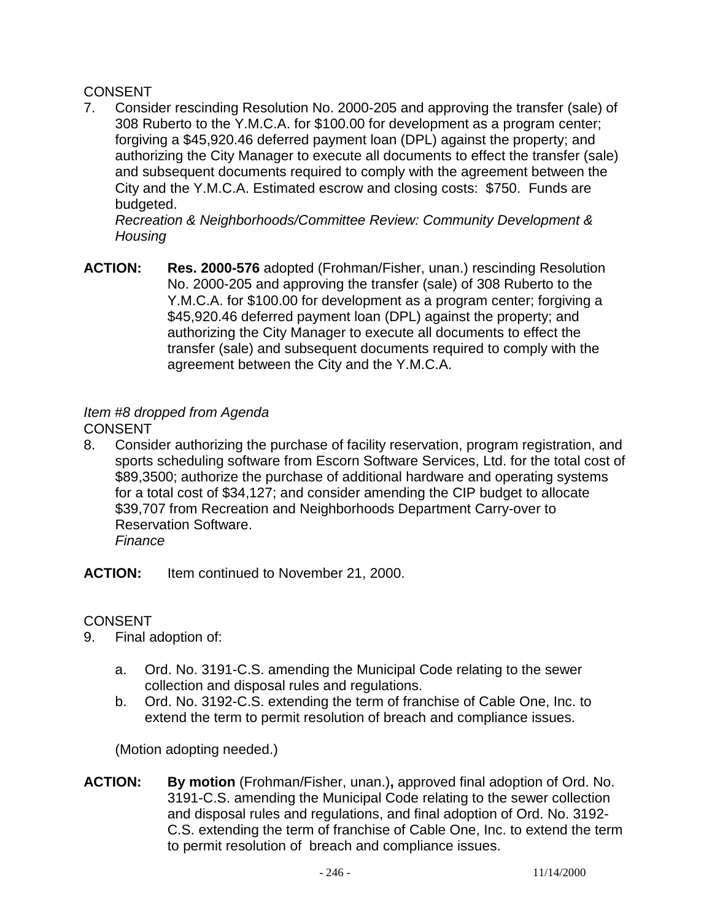CONSENT

7. Consider rescinding Resolution No. 2000-205 and approving the transfer (sale) of 308 Ruberto to the Y.M.C.A. for $100.00 for development as a program center; forgiving a $45,920.46 deferred payment loan (DPL) against the property; and authorizing the City Manager to execute all documents to effect the transfer (sale) and subsequent documents required to comply with the agreement between the City and the Y.M.C.A. Estimated escrow and closing costs: $750. Funds are budgeted.
   *Recreation & Neighborhoods/Committee Review: Community Development & Housing*

**ACTION:** **Res. 2000-576** adopted (Frohman/Fisher, unan.) rescinding Resolution No. 2000-205 and approving the transfer (sale) of 308 Ruberto to the Y.M.C.A. for $100.00 for development as a program center; forgiving a $45,920.46 deferred payment loan (DPL) against the property; and authorizing the City Manager to execute all documents to effect the transfer (sale) and subsequent documents required to comply with the agreement between the City and the Y.M.C.A.

*Item #8 dropped from Agenda*

CONSENT

8. Consider authorizing the purchase of facility reservation, program registration, and sports scheduling software from Escorn Software Services, Ltd. for the total cost of $89,3500; authorize the purchase of additional hardware and operating systems for a total cost of $34,127; and consider amending the CIP budget to allocate $39,707 from Recreation and Neighborhoods Department Carry-over to Reservation Software.
   *Finance*

**ACTION:** Item continued to November 21, 2000.

CONSENT

9. Final adoption of:

   a. Ord. No. 3191-C.S. amending the Municipal Code relating to the sewer collection and disposal rules and regulations.
   b. Ord. No. 3192-C.S. extending the term of franchise of Cable One, Inc. to extend the term to permit resolution of breach and compliance issues.

   (Motion adopting needed.)

**ACTION:** **By motion** (Frohman/Fisher, unan.)**,** approved final adoption of Ord. No. 3191-C.S. amending the Municipal Code relating to the sewer collection and disposal rules and regulations, and final adoption of Ord. No. 3192-C.S. extending the term of franchise of Cable One, Inc. to extend the term to permit resolution of breach and compliance issues.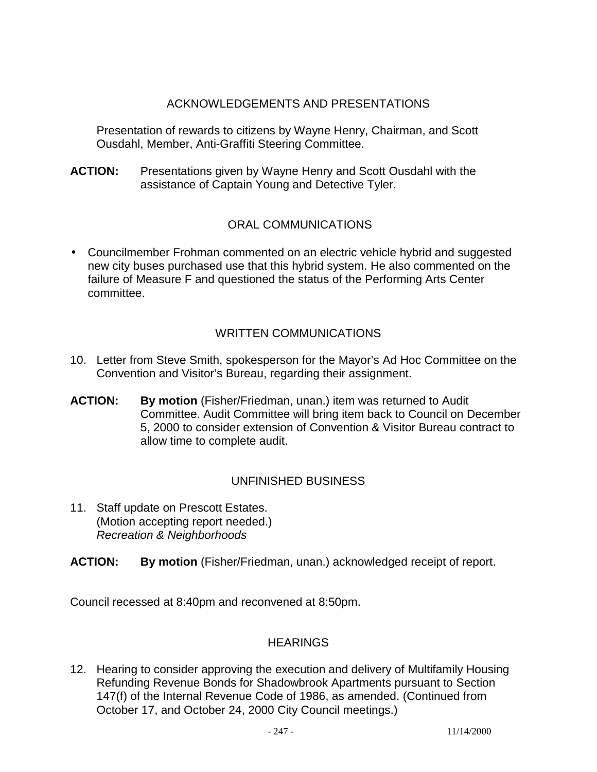## ACKNOWLEDGEMENTS AND PRESENTATIONS

Presentation of rewards to citizens by Wayne Henry, Chairman, and Scott Ousdahl, Member, Anti-Graffiti Steering Committee.

**ACTION:** Presentations given by Wayne Henry and Scott Ousdahl with the assistance of Captain Young and Detective Tyler.

## ORAL COMMUNICATIONS

- Councilmember Frohman commented on an electric vehicle hybrid and suggested new city buses purchased use that this hybrid system. He also commented on the failure of Measure F and questioned the status of the Performing Arts Center committee.

## WRITTEN COMMUNICATIONS

10. Letter from Steve Smith, spokesperson for the Mayor's Ad Hoc Committee on the Convention and Visitor's Bureau, regarding their assignment.

**ACTION:** **By motion** (Fisher/Friedman, unan.) item was returned to Audit Committee. Audit Committee will bring item back to Council on December 5, 2000 to consider extension of Convention & Visitor Bureau contract to allow time to complete audit.

## UNFINISHED BUSINESS

11. Staff update on Prescott Estates.
    (Motion accepting report needed.)
    *Recreation & Neighborhoods*

**ACTION:** **By motion** (Fisher/Friedman, unan.) acknowledged receipt of report.

Council recessed at 8:40pm and reconvened at 8:50pm.

## HEARINGS

12. Hearing to consider approving the execution and delivery of Multifamily Housing Refunding Revenue Bonds for Shadowbrook Apartments pursuant to Section 147(f) of the Internal Revenue Code of 1986, as amended. (Continued from October 17, and October 24, 2000 City Council meetings.)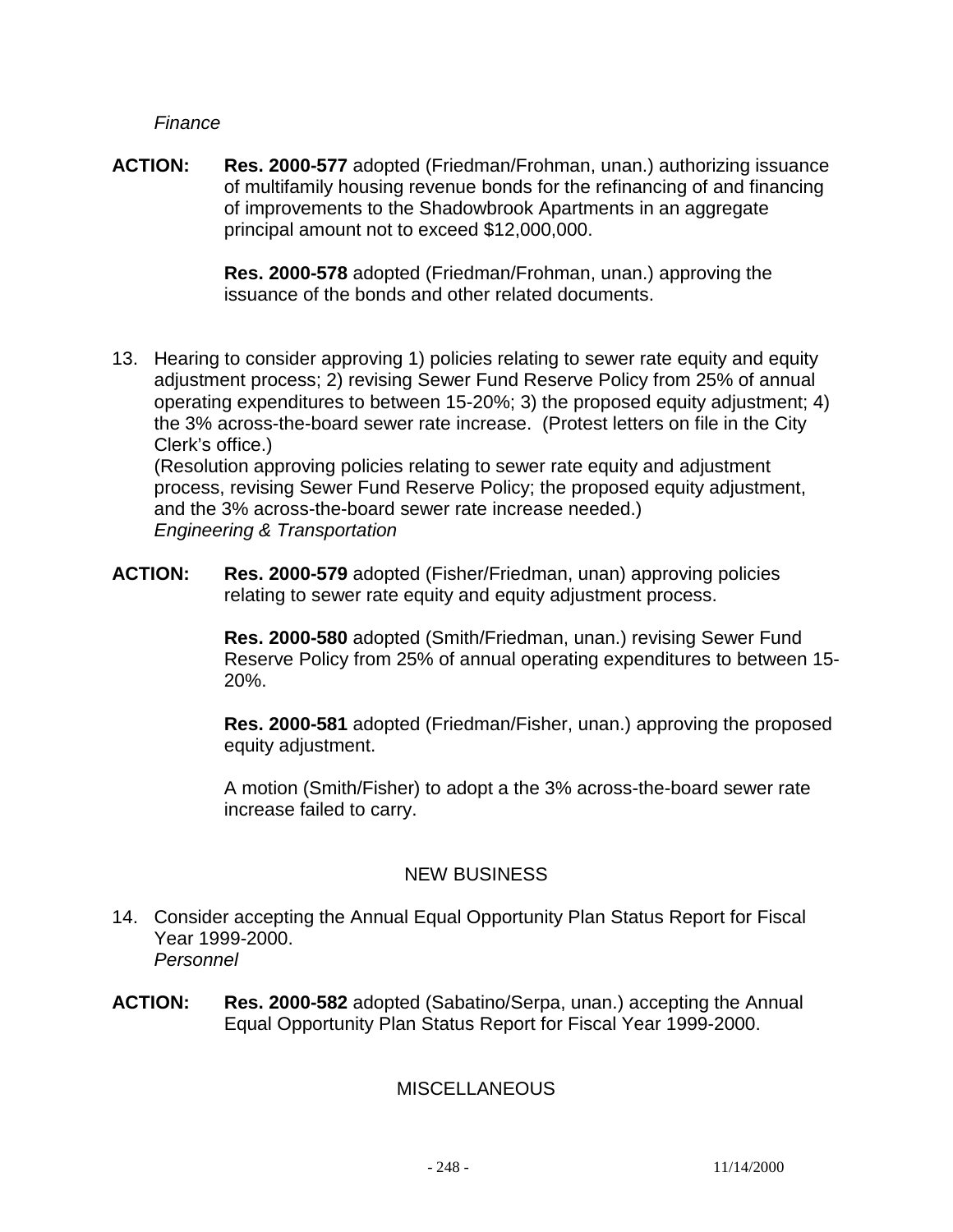*Finance*

**ACTION:** **Res. 2000-577** adopted (Friedman/Frohman, unan.) authorizing issuance of multifamily housing revenue bonds for the refinancing of and financing of improvements to the Shadowbrook Apartments in an aggregate principal amount not to exceed $12,000,000.

**Res. 2000-578** adopted (Friedman/Frohman, unan.) approving the issuance of the bonds and other related documents.

13. Hearing to consider approving 1) policies relating to sewer rate equity and equity adjustment process; 2) revising Sewer Fund Reserve Policy from 25% of annual operating expenditures to between 15-20%; 3) the proposed equity adjustment; 4) the 3% across-the-board sewer rate increase. (Protest letters on file in the City Clerk's office.)
(Resolution approving policies relating to sewer rate equity and adjustment process, revising Sewer Fund Reserve Policy; the proposed equity adjustment, and the 3% across-the-board sewer rate increase needed.)
*Engineering & Transportation*

**ACTION:** **Res. 2000-579** adopted (Fisher/Friedman, unan) approving policies relating to sewer rate equity and equity adjustment process.

**Res. 2000-580** adopted (Smith/Friedman, unan.) revising Sewer Fund Reserve Policy from 25% of annual operating expenditures to between 15-20%.

**Res. 2000-581** adopted (Friedman/Fisher, unan.) approving the proposed equity adjustment.

A motion (Smith/Fisher) to adopt a the 3% across-the-board sewer rate increase failed to carry.

## NEW BUSINESS

14. Consider accepting the Annual Equal Opportunity Plan Status Report for Fiscal Year 1999-2000.
*Personnel*

**ACTION:** **Res. 2000-582** adopted (Sabatino/Serpa, unan.) accepting the Annual Equal Opportunity Plan Status Report for Fiscal Year 1999-2000.

## MISCELLANEOUS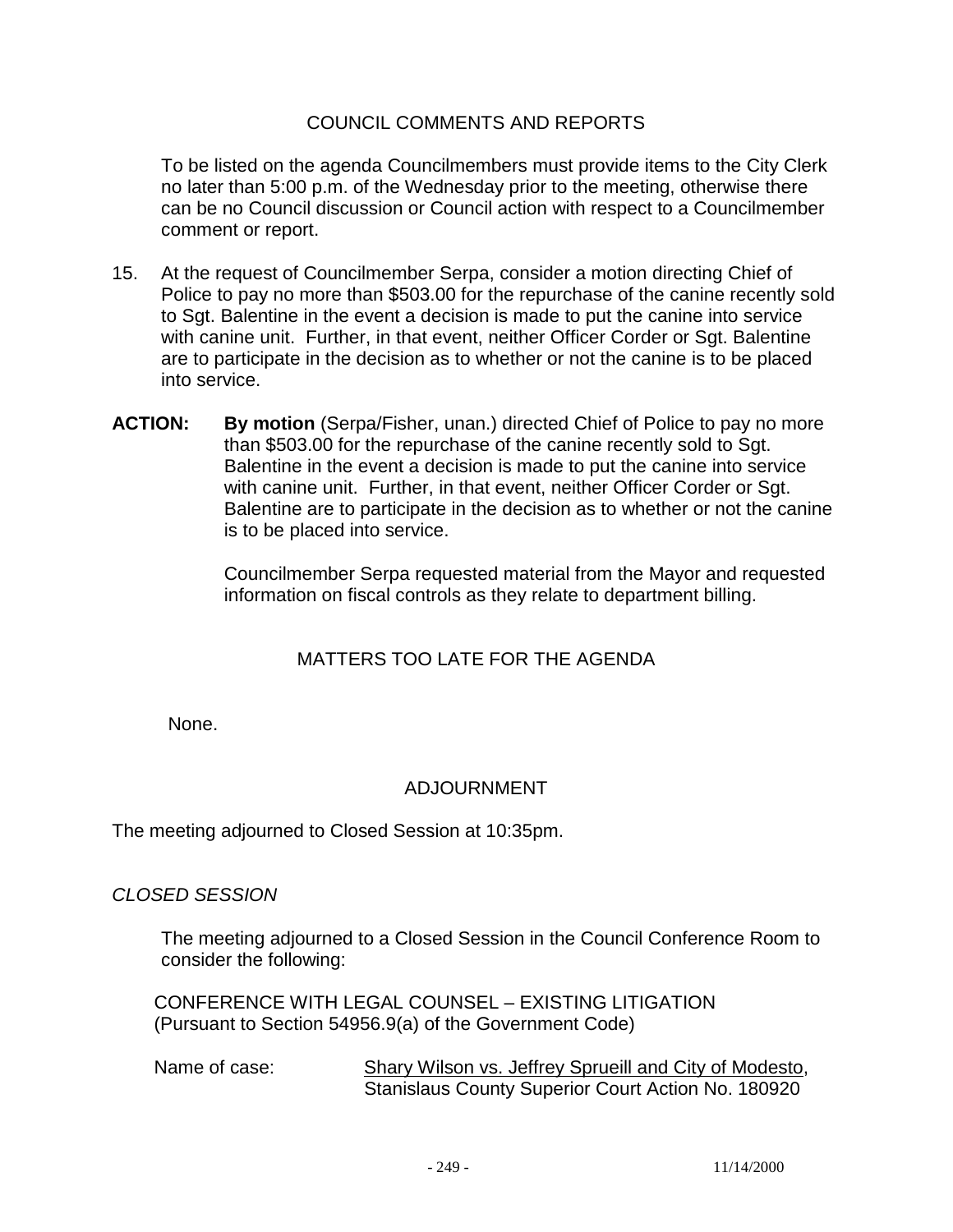## COUNCIL COMMENTS AND REPORTS

To be listed on the agenda Councilmembers must provide items to the City Clerk no later than 5:00 p.m. of the Wednesday prior to the meeting, otherwise there can be no Council discussion or Council action with respect to a Councilmember comment or report.

15. At the request of Councilmember Serpa, consider a motion directing Chief of Police to pay no more than $503.00 for the repurchase of the canine recently sold to Sgt. Balentine in the event a decision is made to put the canine into service with canine unit. Further, in that event, neither Officer Corder or Sgt. Balentine are to participate in the decision as to whether or not the canine is to be placed into service.

**ACTION:** **By motion** (Serpa/Fisher, unan.) directed Chief of Police to pay no more than $503.00 for the repurchase of the canine recently sold to Sgt. Balentine in the event a decision is made to put the canine into service with canine unit. Further, in that event, neither Officer Corder or Sgt. Balentine are to participate in the decision as to whether or not the canine is to be placed into service.

Councilmember Serpa requested material from the Mayor and requested information on fiscal controls as they relate to department billing.

## MATTERS TOO LATE FOR THE AGENDA

None.

## ADJOURNMENT

The meeting adjourned to Closed Session at 10:35pm.

*CLOSED SESSION*

The meeting adjourned to a Closed Session in the Council Conference Room to consider the following:

CONFERENCE WITH LEGAL COUNSEL – EXISTING LITIGATION
(Pursuant to Section 54956.9(a) of the Government Code)

Name of case: Shary Wilson vs. Jeffrey Sprueill and City of Modesto, Stanislaus County Superior Court Action No. 180920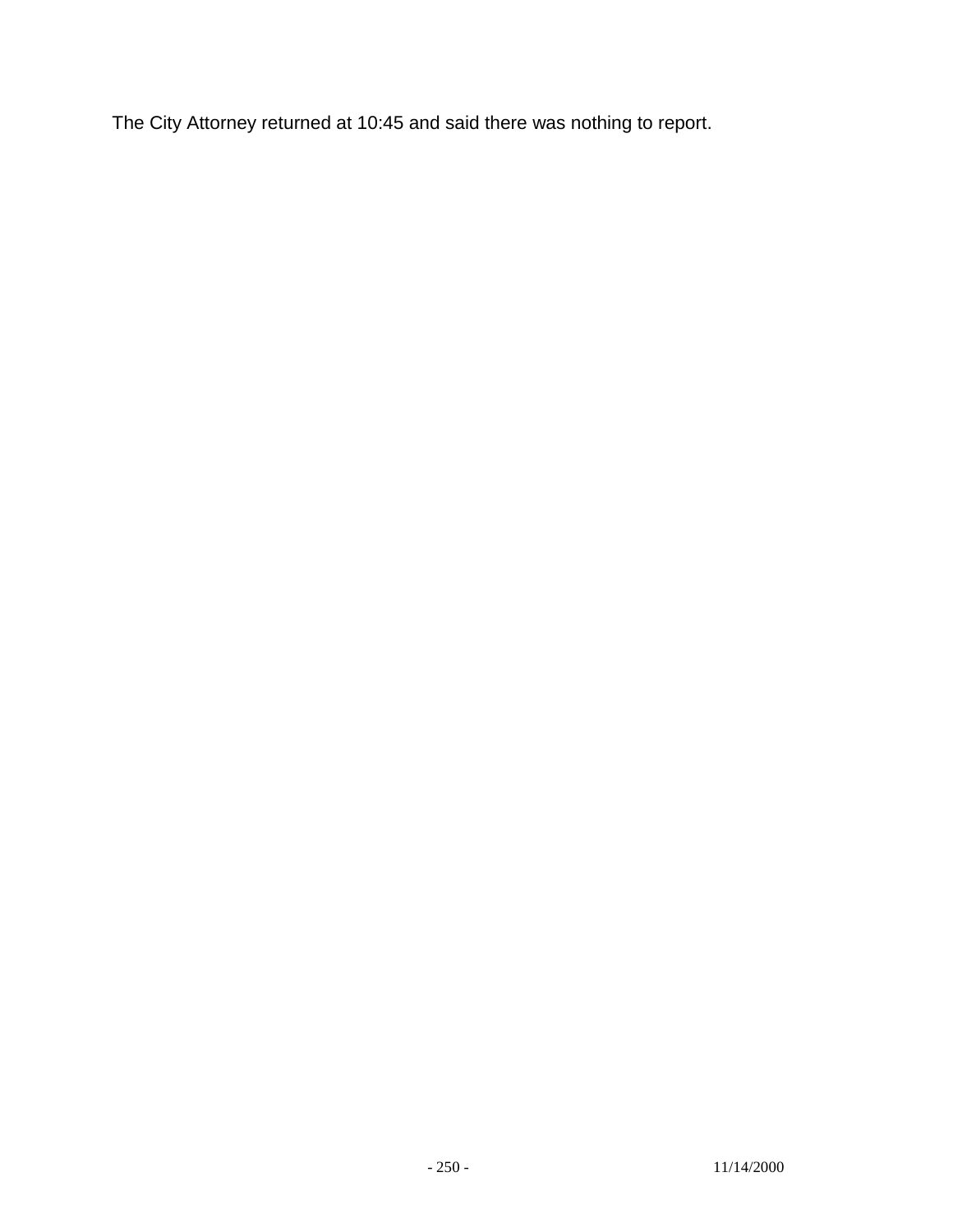The City Attorney returned at 10:45 and said there was nothing to report.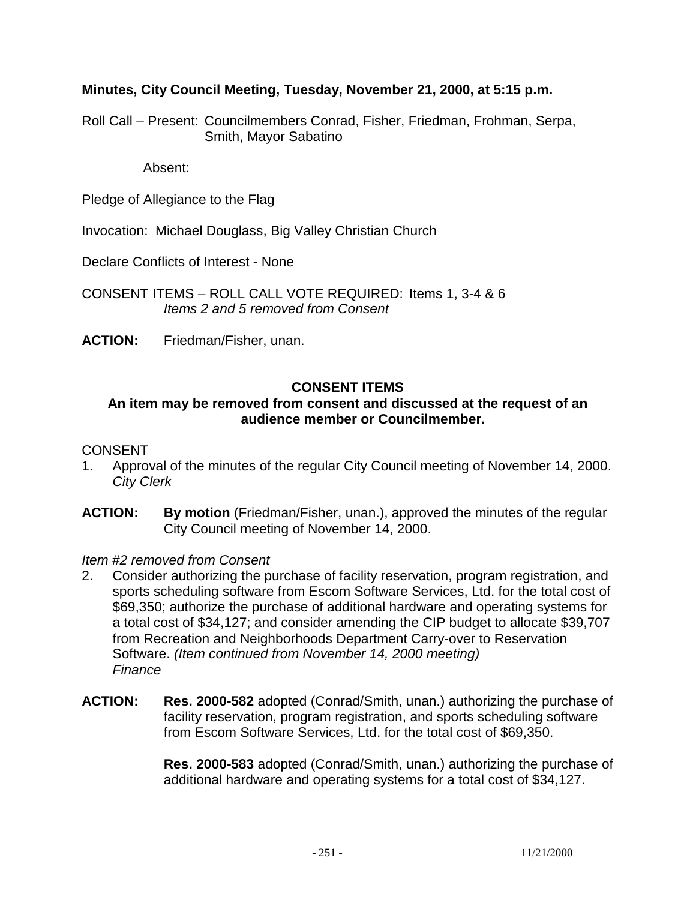**Minutes, City Council Meeting, Tuesday, November 21, 2000, at 5:15 p.m.**

Roll Call – Present: Councilmembers Conrad, Fisher, Friedman, Frohman, Serpa, Smith, Mayor Sabatino

Absent:

Pledge of Allegiance to the Flag

Invocation: Michael Douglass, Big Valley Christian Church

Declare Conflicts of Interest - None

CONSENT ITEMS – ROLL CALL VOTE REQUIRED: Items 1, 3-4 & 6
*Items 2 and 5 removed from Consent*

**ACTION:** Friedman/Fisher, unan.

**CONSENT ITEMS**

**An item may be removed from consent and discussed at the request of an audience member or Councilmember.**

CONSENT

1. Approval of the minutes of the regular City Council meeting of November 14, 2000.
   *City Clerk*

**ACTION:** **By motion** (Friedman/Fisher, unan.), approved the minutes of the regular City Council meeting of November 14, 2000.

*Item #2 removed from Consent*

2. Consider authorizing the purchase of facility reservation, program registration, and sports scheduling software from Escom Software Services, Ltd. for the total cost of $69,350; authorize the purchase of additional hardware and operating systems for a total cost of $34,127; and consider amending the CIP budget to allocate $39,707 from Recreation and Neighborhoods Department Carry-over to Reservation Software. *(Item continued from November 14, 2000 meeting)*
   *Finance*

**ACTION:** **Res. 2000-582** adopted (Conrad/Smith, unan.) authorizing the purchase of facility reservation, program registration, and sports scheduling software from Escom Software Services, Ltd. for the total cost of $69,350.

**Res. 2000-583** adopted (Conrad/Smith, unan.) authorizing the purchase of additional hardware and operating systems for a total cost of $34,127.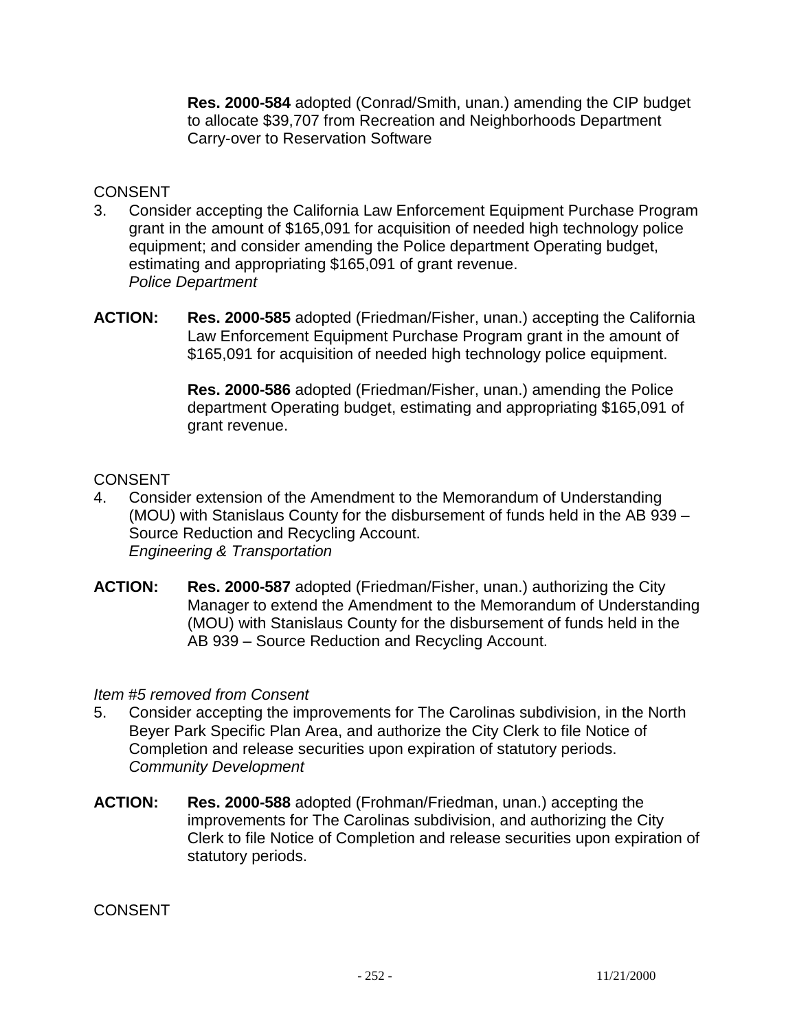**Res. 2000-584** adopted (Conrad/Smith, unan.) amending the CIP budget to allocate $39,707 from Recreation and Neighborhoods Department Carry-over to Reservation Software

CONSENT

3. Consider accepting the California Law Enforcement Equipment Purchase Program grant in the amount of $165,091 for acquisition of needed high technology police equipment; and consider amending the Police department Operating budget, estimating and appropriating $165,091 of grant revenue.
   *Police Department*

**ACTION:** **Res. 2000-585** adopted (Friedman/Fisher, unan.) accepting the California Law Enforcement Equipment Purchase Program grant in the amount of $165,091 for acquisition of needed high technology police equipment.

**Res. 2000-586** adopted (Friedman/Fisher, unan.) amending the Police department Operating budget, estimating and appropriating $165,091 of grant revenue.

CONSENT

4. Consider extension of the Amendment to the Memorandum of Understanding (MOU) with Stanislaus County for the disbursement of funds held in the AB 939 – Source Reduction and Recycling Account.
   *Engineering & Transportation*

**ACTION:** **Res. 2000-587** adopted (Friedman/Fisher, unan.) authorizing the City Manager to extend the Amendment to the Memorandum of Understanding (MOU) with Stanislaus County for the disbursement of funds held in the AB 939 – Source Reduction and Recycling Account.

*Item #5 removed from Consent*

5. Consider accepting the improvements for The Carolinas subdivision, in the North Beyer Park Specific Plan Area, and authorize the City Clerk to file Notice of Completion and release securities upon expiration of statutory periods.
   *Community Development*

**ACTION:** **Res. 2000-588** adopted (Frohman/Friedman, unan.) accepting the improvements for The Carolinas subdivision, and authorizing the City Clerk to file Notice of Completion and release securities upon expiration of statutory periods.

CONSENT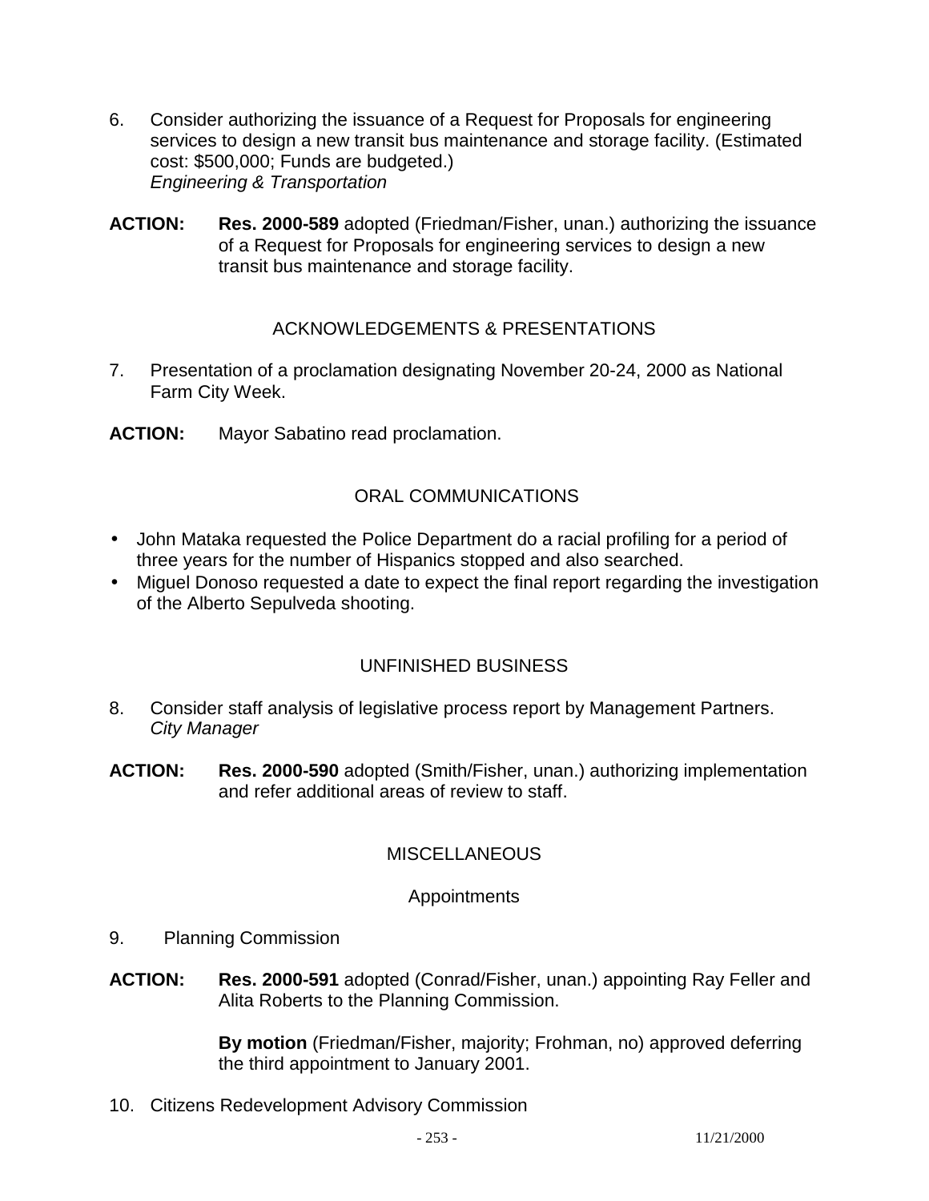6. Consider authorizing the issuance of a Request for Proposals for engineering services to design a new transit bus maintenance and storage facility. (Estimated cost: $500,000; Funds are budgeted.)
   *Engineering & Transportation*

**ACTION:** **Res. 2000-589** adopted (Friedman/Fisher, unan.) authorizing the issuance of a Request for Proposals for engineering services to design a new transit bus maintenance and storage facility.

## ACKNOWLEDGEMENTS & PRESENTATIONS

7. Presentation of a proclamation designating November 20-24, 2000 as National Farm City Week.

**ACTION:** Mayor Sabatino read proclamation.

## ORAL COMMUNICATIONS

- John Mataka requested the Police Department do a racial profiling for a period of three years for the number of Hispanics stopped and also searched.
- Miguel Donoso requested a date to expect the final report regarding the investigation of the Alberto Sepulveda shooting.

## UNFINISHED BUSINESS

8. Consider staff analysis of legislative process report by Management Partners.
   *City Manager*

**ACTION:** **Res. 2000-590** adopted (Smith/Fisher, unan.) authorizing implementation and refer additional areas of review to staff.

## MISCELLANEOUS

### Appointments

9. Planning Commission

**ACTION:** **Res. 2000-591** adopted (Conrad/Fisher, unan.) appointing Ray Feller and Alita Roberts to the Planning Commission.

**By motion** (Friedman/Fisher, majority; Frohman, no) approved deferring the third appointment to January 2001.

10. Citizens Redevelopment Advisory Commission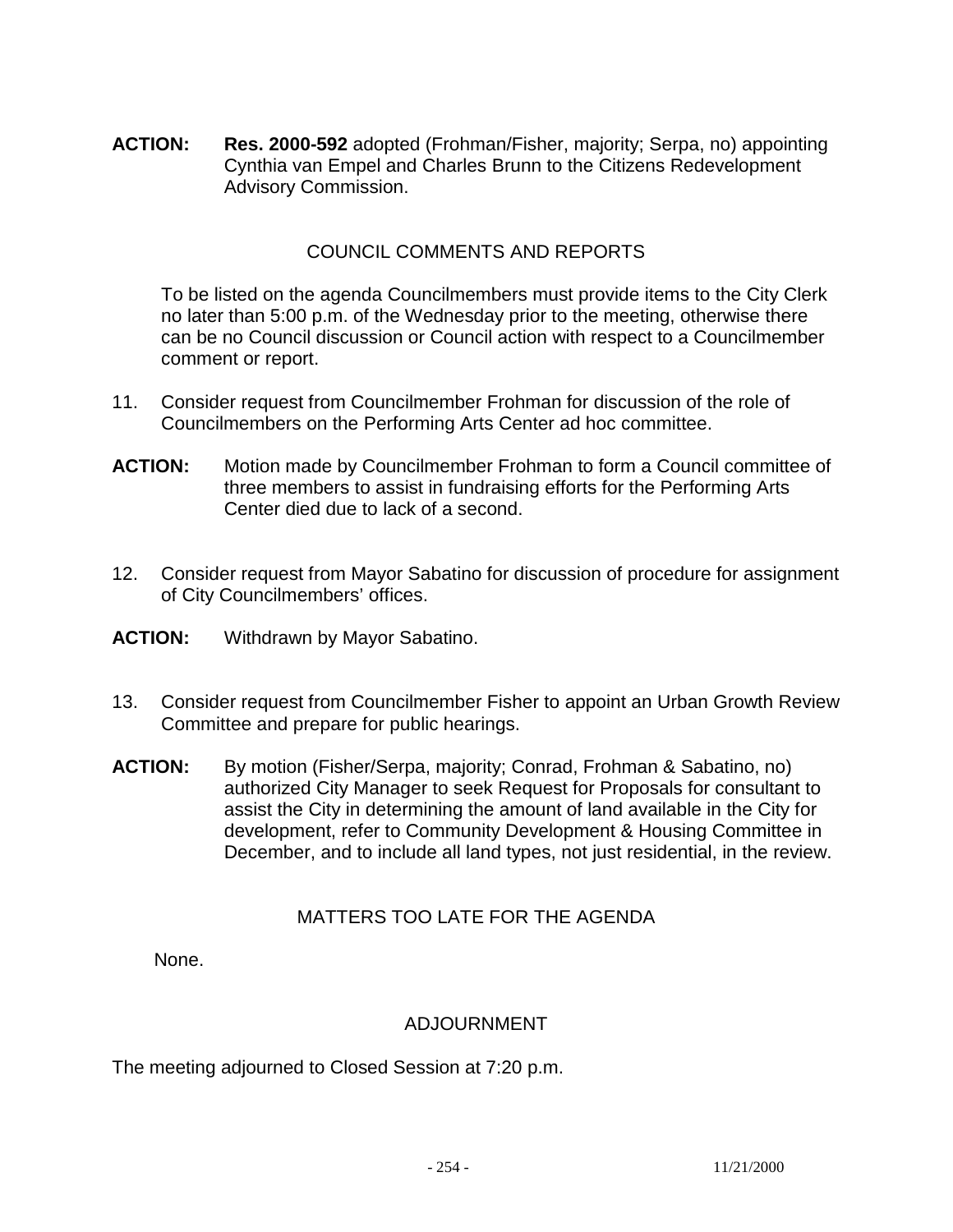**ACTION:** **Res. 2000-592** adopted (Frohman/Fisher, majority; Serpa, no) appointing Cynthia van Empel and Charles Brunn to the Citizens Redevelopment Advisory Commission.

## COUNCIL COMMENTS AND REPORTS

To be listed on the agenda Councilmembers must provide items to the City Clerk no later than 5:00 p.m. of the Wednesday prior to the meeting, otherwise there can be no Council discussion or Council action with respect to a Councilmember comment or report.

11. Consider request from Councilmember Frohman for discussion of the role of Councilmembers on the Performing Arts Center ad hoc committee.

**ACTION:** Motion made by Councilmember Frohman to form a Council committee of three members to assist in fundraising efforts for the Performing Arts Center died due to lack of a second.

12. Consider request from Mayor Sabatino for discussion of procedure for assignment of City Councilmembers' offices.

**ACTION:** Withdrawn by Mayor Sabatino.

13. Consider request from Councilmember Fisher to appoint an Urban Growth Review Committee and prepare for public hearings.

**ACTION:** By motion (Fisher/Serpa, majority; Conrad, Frohman & Sabatino, no) authorized City Manager to seek Request for Proposals for consultant to assist the City in determining the amount of land available in the City for development, refer to Community Development & Housing Committee in December, and to include all land types, not just residential, in the review.

## MATTERS TOO LATE FOR THE AGENDA

None.

## ADJOURNMENT

The meeting adjourned to Closed Session at 7:20 p.m.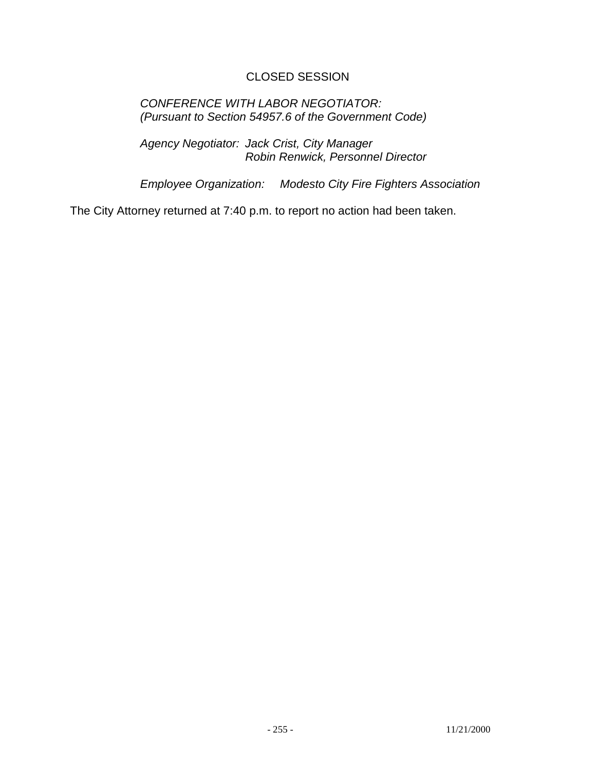CLOSED SESSION

*CONFERENCE WITH LABOR NEGOTIATOR:*
*(Pursuant to Section 54957.6 of the Government Code)*

*Agency Negotiator: Jack Crist, City Manager*
*Robin Renwick, Personnel Director*

*Employee Organization: Modesto City Fire Fighters Association*

The City Attorney returned at 7:40 p.m. to report no action had been taken.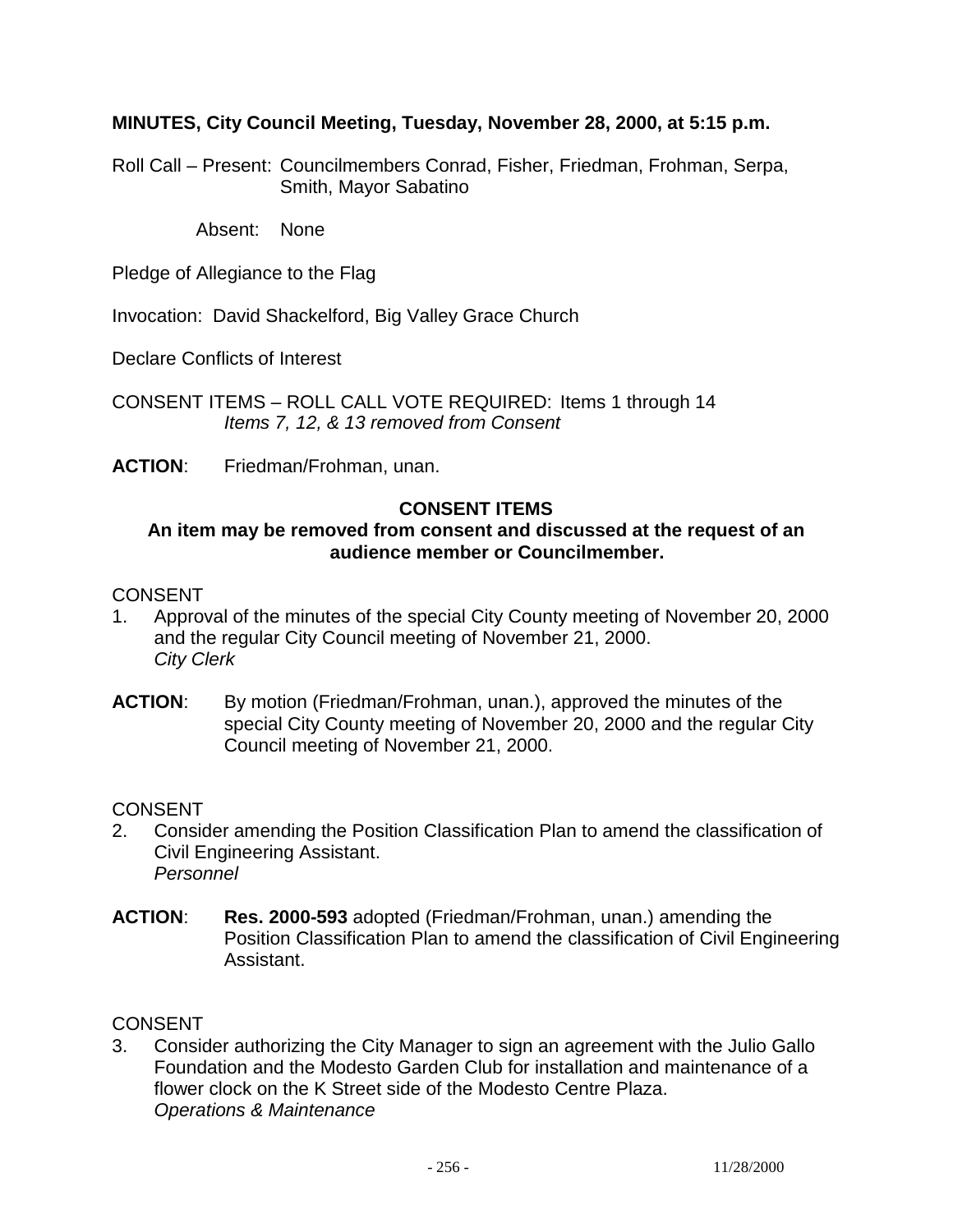**MINUTES, City Council Meeting, Tuesday, November 28, 2000, at 5:15 p.m.**

Roll Call – Present: Councilmembers Conrad, Fisher, Friedman, Frohman, Serpa, Smith, Mayor Sabatino

Absent: None

Pledge of Allegiance to the Flag

Invocation: David Shackelford, Big Valley Grace Church

Declare Conflicts of Interest

CONSENT ITEMS – ROLL CALL VOTE REQUIRED: Items 1 through 14
*Items 7, 12, & 13 removed from Consent*

**ACTION**: Friedman/Frohman, unan.

**CONSENT ITEMS**
**An item may be removed from consent and discussed at the request of an audience member or Councilmember.**

CONSENT

1. Approval of the minutes of the special City County meeting of November 20, 2000 and the regular City Council meeting of November 21, 2000.
*City Clerk*

**ACTION**: By motion (Friedman/Frohman, unan.), approved the minutes of the special City County meeting of November 20, 2000 and the regular City Council meeting of November 21, 2000.

CONSENT

2. Consider amending the Position Classification Plan to amend the classification of Civil Engineering Assistant.
*Personnel*

**ACTION**: **Res. 2000-593** adopted (Friedman/Frohman, unan.) amending the Position Classification Plan to amend the classification of Civil Engineering Assistant.

CONSENT

3. Consider authorizing the City Manager to sign an agreement with the Julio Gallo Foundation and the Modesto Garden Club for installation and maintenance of a flower clock on the K Street side of the Modesto Centre Plaza.
*Operations & Maintenance*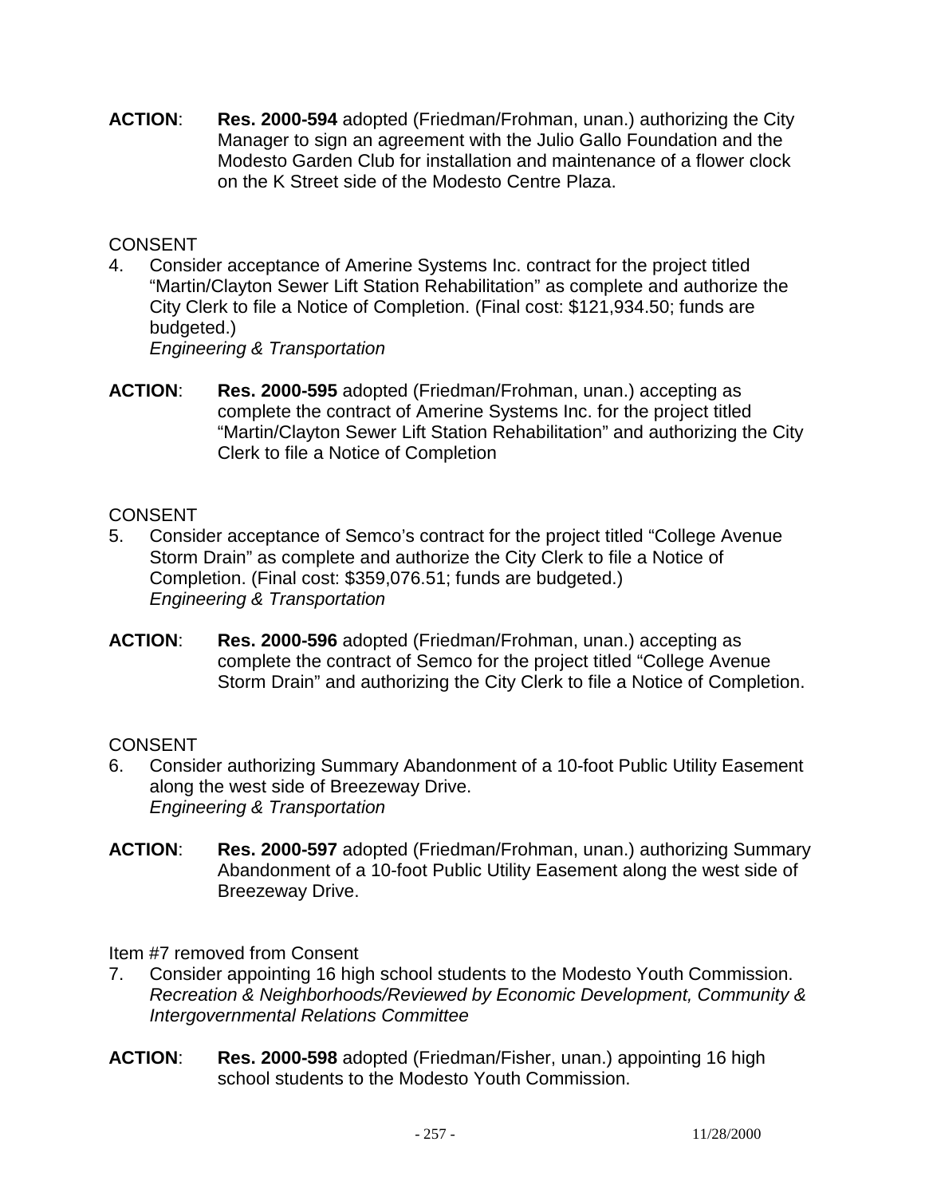**ACTION**: **Res. 2000-594** adopted (Friedman/Frohman, unan.) authorizing the City Manager to sign an agreement with the Julio Gallo Foundation and the Modesto Garden Club for installation and maintenance of a flower clock on the K Street side of the Modesto Centre Plaza.

CONSENT

4. Consider acceptance of Amerine Systems Inc. contract for the project titled "Martin/Clayton Sewer Lift Station Rehabilitation" as complete and authorize the City Clerk to file a Notice of Completion. (Final cost: $121,934.50; funds are budgeted.)
   *Engineering & Transportation*

**ACTION**: **Res. 2000-595** adopted (Friedman/Frohman, unan.) accepting as complete the contract of Amerine Systems Inc. for the project titled "Martin/Clayton Sewer Lift Station Rehabilitation" and authorizing the City Clerk to file a Notice of Completion

CONSENT

5. Consider acceptance of Semco's contract for the project titled "College Avenue Storm Drain" as complete and authorize the City Clerk to file a Notice of Completion. (Final cost: $359,076.51; funds are budgeted.)
   *Engineering & Transportation*

**ACTION**: **Res. 2000-596** adopted (Friedman/Frohman, unan.) accepting as complete the contract of Semco for the project titled "College Avenue Storm Drain" and authorizing the City Clerk to file a Notice of Completion.

CONSENT

6. Consider authorizing Summary Abandonment of a 10-foot Public Utility Easement along the west side of Breezeway Drive.
   *Engineering & Transportation*

**ACTION**: **Res. 2000-597** adopted (Friedman/Frohman, unan.) authorizing Summary Abandonment of a 10-foot Public Utility Easement along the west side of Breezeway Drive.

Item #7 removed from Consent

7. Consider appointing 16 high school students to the Modesto Youth Commission.
   *Recreation & Neighborhoods/Reviewed by Economic Development, Community & Intergovernmental Relations Committee*

**ACTION**: **Res. 2000-598** adopted (Friedman/Fisher, unan.) appointing 16 high school students to the Modesto Youth Commission.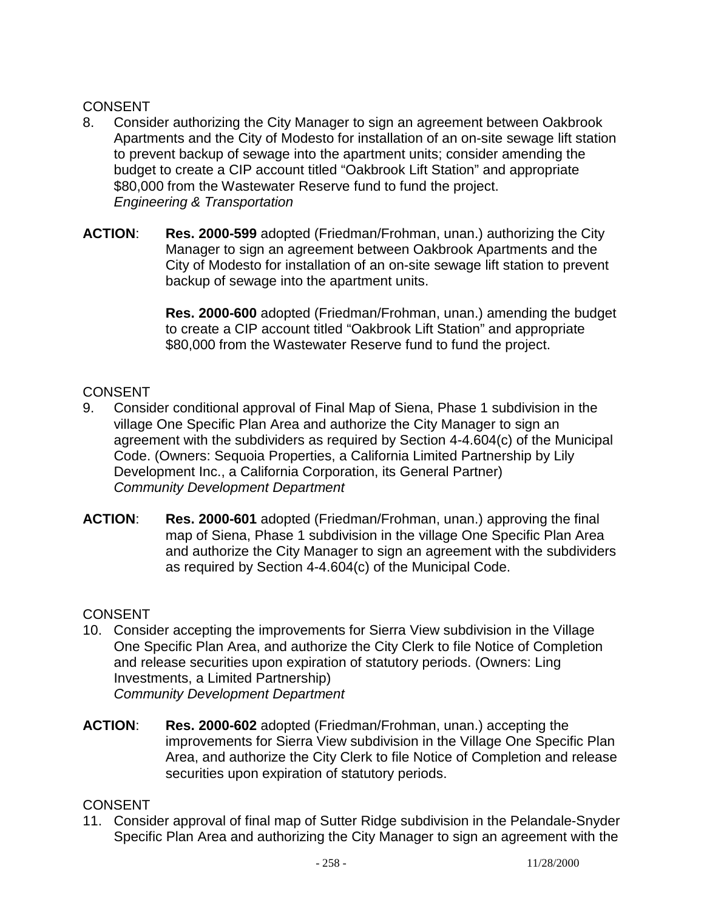CONSENT

8. Consider authorizing the City Manager to sign an agreement between Oakbrook Apartments and the City of Modesto for installation of an on-site sewage lift station to prevent backup of sewage into the apartment units; consider amending the budget to create a CIP account titled "Oakbrook Lift Station" and appropriate $80,000 from the Wastewater Reserve fund to fund the project.
   *Engineering & Transportation*

**ACTION**: **Res. 2000-599** adopted (Friedman/Frohman, unan.) authorizing the City Manager to sign an agreement between Oakbrook Apartments and the City of Modesto for installation of an on-site sewage lift station to prevent backup of sewage into the apartment units.

**Res. 2000-600** adopted (Friedman/Frohman, unan.) amending the budget to create a CIP account titled "Oakbrook Lift Station" and appropriate $80,000 from the Wastewater Reserve fund to fund the project.

CONSENT

9. Consider conditional approval of Final Map of Siena, Phase 1 subdivision in the village One Specific Plan Area and authorize the City Manager to sign an agreement with the subdividers as required by Section 4-4.604(c) of the Municipal Code. (Owners: Sequoia Properties, a California Limited Partnership by Lily Development Inc., a California Corporation, its General Partner)
   *Community Development Department*

**ACTION**: **Res. 2000-601** adopted (Friedman/Frohman, unan.) approving the final map of Siena, Phase 1 subdivision in the village One Specific Plan Area and authorize the City Manager to sign an agreement with the subdividers as required by Section 4-4.604(c) of the Municipal Code.

CONSENT

10. Consider accepting the improvements for Sierra View subdivision in the Village One Specific Plan Area, and authorize the City Clerk to file Notice of Completion and release securities upon expiration of statutory periods. (Owners: Ling Investments, a Limited Partnership)
    *Community Development Department*

**ACTION**: **Res. 2000-602** adopted (Friedman/Frohman, unan.) accepting the improvements for Sierra View subdivision in the Village One Specific Plan Area, and authorize the City Clerk to file Notice of Completion and release securities upon expiration of statutory periods.

CONSENT

11. Consider approval of final map of Sutter Ridge subdivision in the Pelandale-Snyder Specific Plan Area and authorizing the City Manager to sign an agreement with the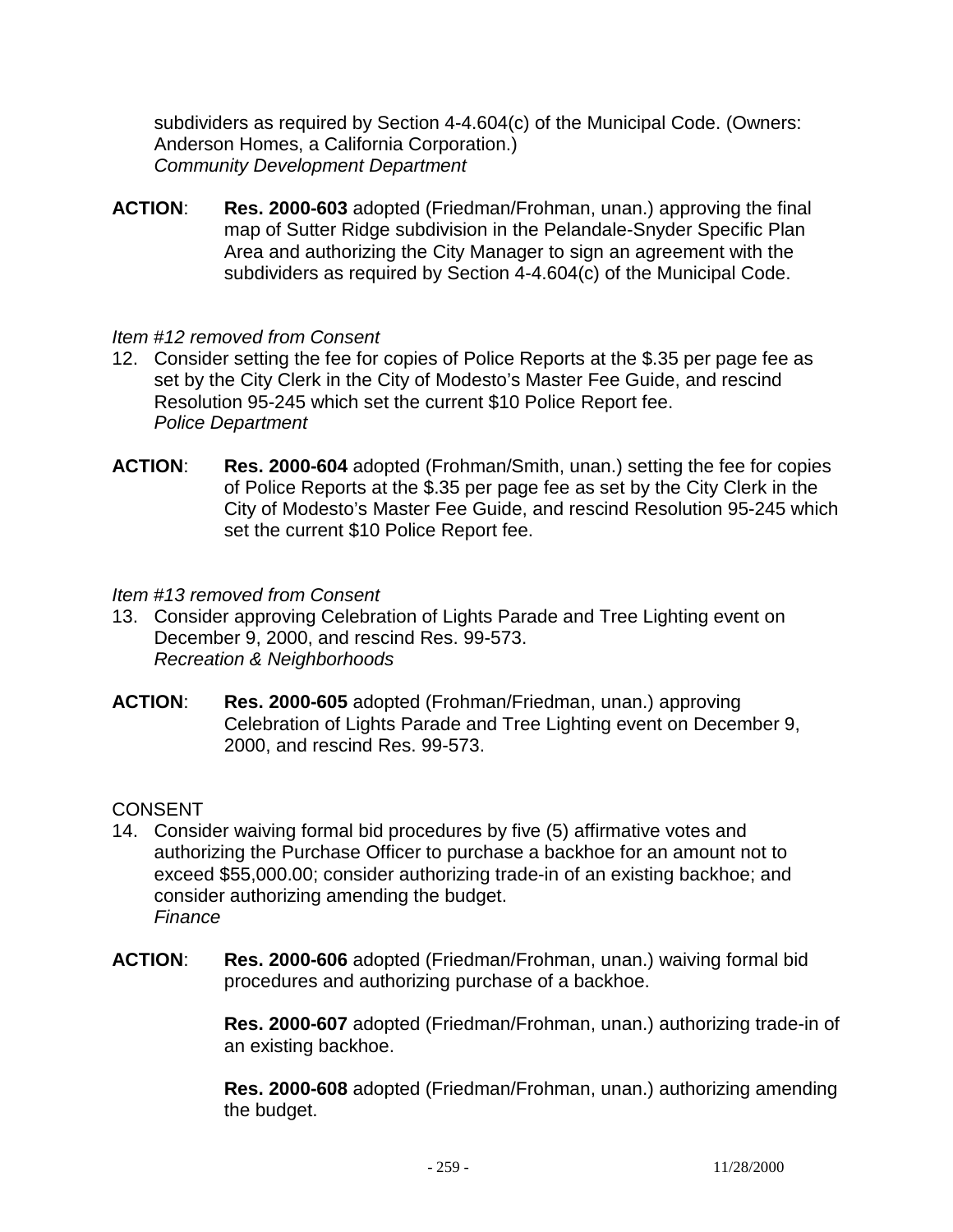subdividers as required by Section 4-4.604(c) of the Municipal Code. (Owners: Anderson Homes, a California Corporation.)
*Community Development Department*

**ACTION**: **Res. 2000-603** adopted (Friedman/Frohman, unan.) approving the final map of Sutter Ridge subdivision in the Pelandale-Snyder Specific Plan Area and authorizing the City Manager to sign an agreement with the subdividers as required by Section 4-4.604(c) of the Municipal Code.

*Item #12 removed from Consent*

12. Consider setting the fee for copies of Police Reports at the $.35 per page fee as set by the City Clerk in the City of Modesto's Master Fee Guide, and rescind Resolution 95-245 which set the current $10 Police Report fee.
*Police Department*

**ACTION**: **Res. 2000-604** adopted (Frohman/Smith, unan.) setting the fee for copies of Police Reports at the $.35 per page fee as set by the City Clerk in the City of Modesto's Master Fee Guide, and rescind Resolution 95-245 which set the current $10 Police Report fee.

*Item #13 removed from Consent*

13. Consider approving Celebration of Lights Parade and Tree Lighting event on December 9, 2000, and rescind Res. 99-573.
*Recreation & Neighborhoods*

**ACTION**: **Res. 2000-605** adopted (Frohman/Friedman, unan.) approving Celebration of Lights Parade and Tree Lighting event on December 9, 2000, and rescind Res. 99-573.

CONSENT

14. Consider waiving formal bid procedures by five (5) affirmative votes and authorizing the Purchase Officer to purchase a backhoe for an amount not to exceed $55,000.00; consider authorizing trade-in of an existing backhoe; and consider authorizing amending the budget.
*Finance*

**ACTION**: **Res. 2000-606** adopted (Friedman/Frohman, unan.) waiving formal bid procedures and authorizing purchase of a backhoe.

**Res. 2000-607** adopted (Friedman/Frohman, unan.) authorizing trade-in of an existing backhoe.

**Res. 2000-608** adopted (Friedman/Frohman, unan.) authorizing amending the budget.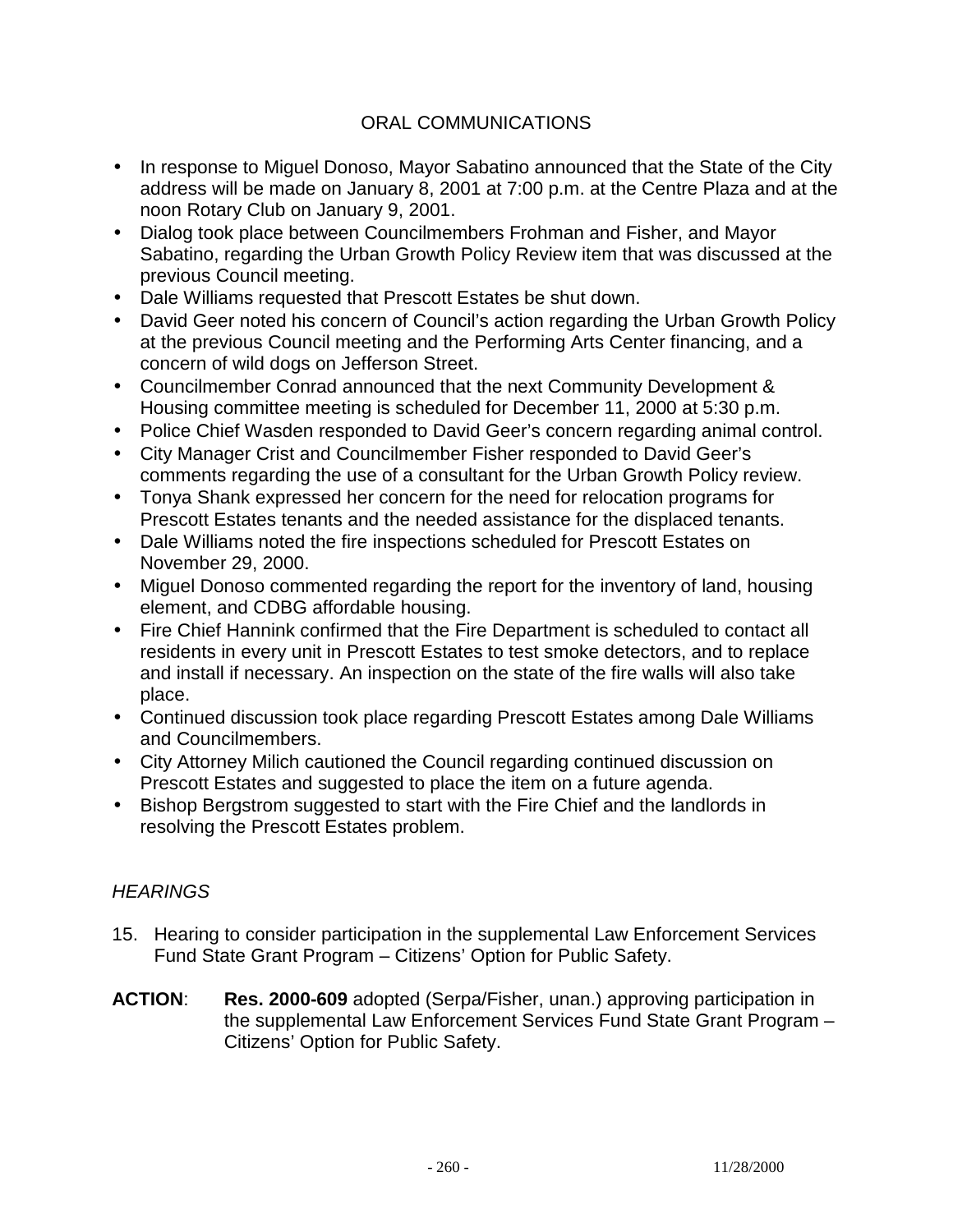## ORAL COMMUNICATIONS

- In response to Miguel Donoso, Mayor Sabatino announced that the State of the City address will be made on January 8, 2001 at 7:00 p.m. at the Centre Plaza and at the noon Rotary Club on January 9, 2001.
- Dialog took place between Councilmembers Frohman and Fisher, and Mayor Sabatino, regarding the Urban Growth Policy Review item that was discussed at the previous Council meeting.
- Dale Williams requested that Prescott Estates be shut down.
- David Geer noted his concern of Council's action regarding the Urban Growth Policy at the previous Council meeting and the Performing Arts Center financing, and a concern of wild dogs on Jefferson Street.
- Councilmember Conrad announced that the next Community Development & Housing committee meeting is scheduled for December 11, 2000 at 5:30 p.m.
- Police Chief Wasden responded to David Geer's concern regarding animal control.
- City Manager Crist and Councilmember Fisher responded to David Geer's comments regarding the use of a consultant for the Urban Growth Policy review.
- Tonya Shank expressed her concern for the need for relocation programs for Prescott Estates tenants and the needed assistance for the displaced tenants.
- Dale Williams noted the fire inspections scheduled for Prescott Estates on November 29, 2000.
- Miguel Donoso commented regarding the report for the inventory of land, housing element, and CDBG affordable housing.
- Fire Chief Hannink confirmed that the Fire Department is scheduled to contact all residents in every unit in Prescott Estates to test smoke detectors, and to replace and install if necessary. An inspection on the state of the fire walls will also take place.
- Continued discussion took place regarding Prescott Estates among Dale Williams and Councilmembers.
- City Attorney Milich cautioned the Council regarding continued discussion on Prescott Estates and suggested to place the item on a future agenda.
- Bishop Bergstrom suggested to start with the Fire Chief and the landlords in resolving the Prescott Estates problem.

### *HEARINGS*

15. Hearing to consider participation in the supplemental Law Enforcement Services Fund State Grant Program – Citizens' Option for Public Safety.

**ACTION**: **Res. 2000-609** adopted (Serpa/Fisher, unan.) approving participation in the supplemental Law Enforcement Services Fund State Grant Program – Citizens' Option for Public Safety.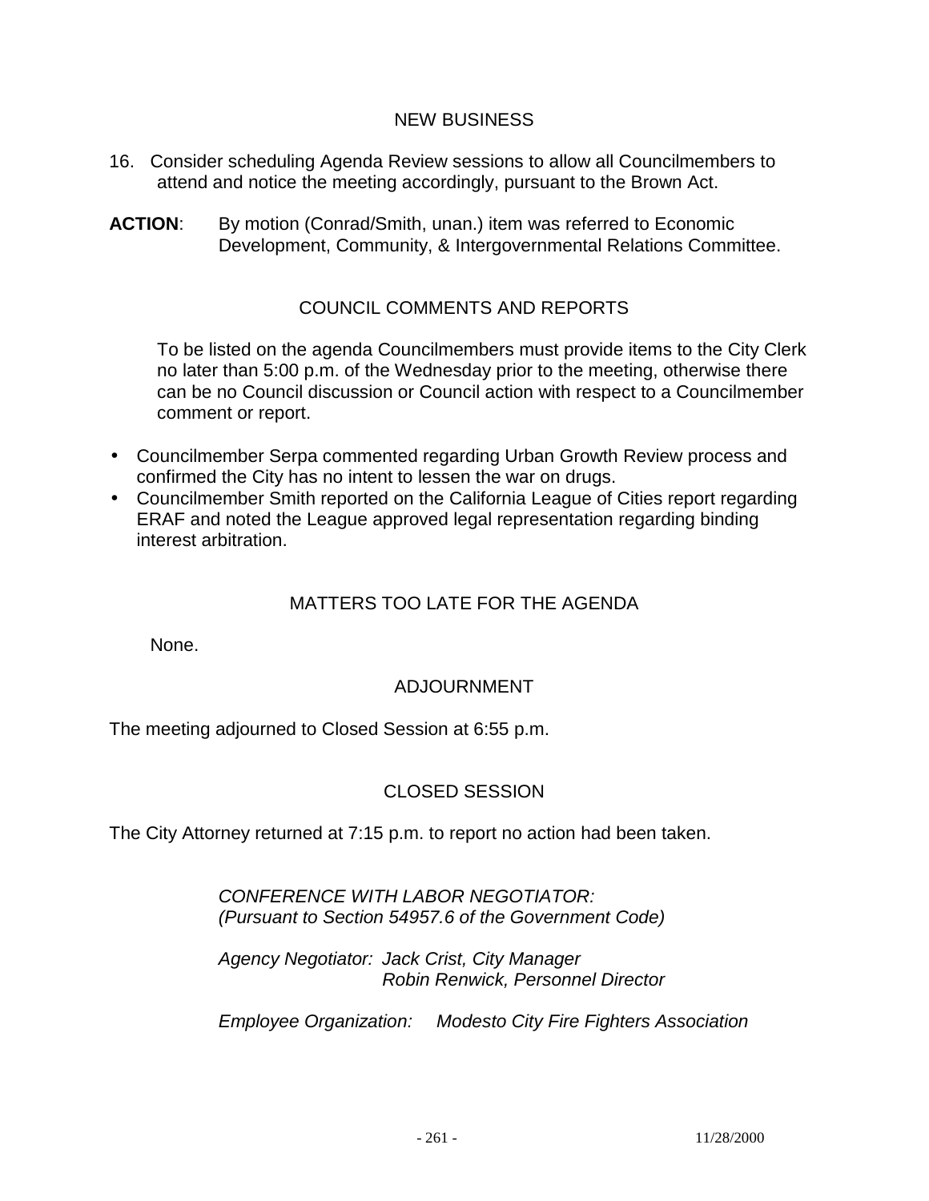## NEW BUSINESS

16. Consider scheduling Agenda Review sessions to allow all Councilmembers to attend and notice the meeting accordingly, pursuant to the Brown Act.

**ACTION**: By motion (Conrad/Smith, unan.) item was referred to Economic Development, Community, & Intergovernmental Relations Committee.

## COUNCIL COMMENTS AND REPORTS

To be listed on the agenda Councilmembers must provide items to the City Clerk no later than 5:00 p.m. of the Wednesday prior to the meeting, otherwise there can be no Council discussion or Council action with respect to a Councilmember comment or report.

- Councilmember Serpa commented regarding Urban Growth Review process and confirmed the City has no intent to lessen the war on drugs.
- Councilmember Smith reported on the California League of Cities report regarding ERAF and noted the League approved legal representation regarding binding interest arbitration.

## MATTERS TOO LATE FOR THE AGENDA

None.

## ADJOURNMENT

The meeting adjourned to Closed Session at 6:55 p.m.

## CLOSED SESSION

The City Attorney returned at 7:15 p.m. to report no action had been taken.

*CONFERENCE WITH LABOR NEGOTIATOR:*
*(Pursuant to Section 54957.6 of the Government Code)*

*Agency Negotiator: Jack Crist, City Manager*
*Robin Renwick, Personnel Director*

*Employee Organization: Modesto City Fire Fighters Association*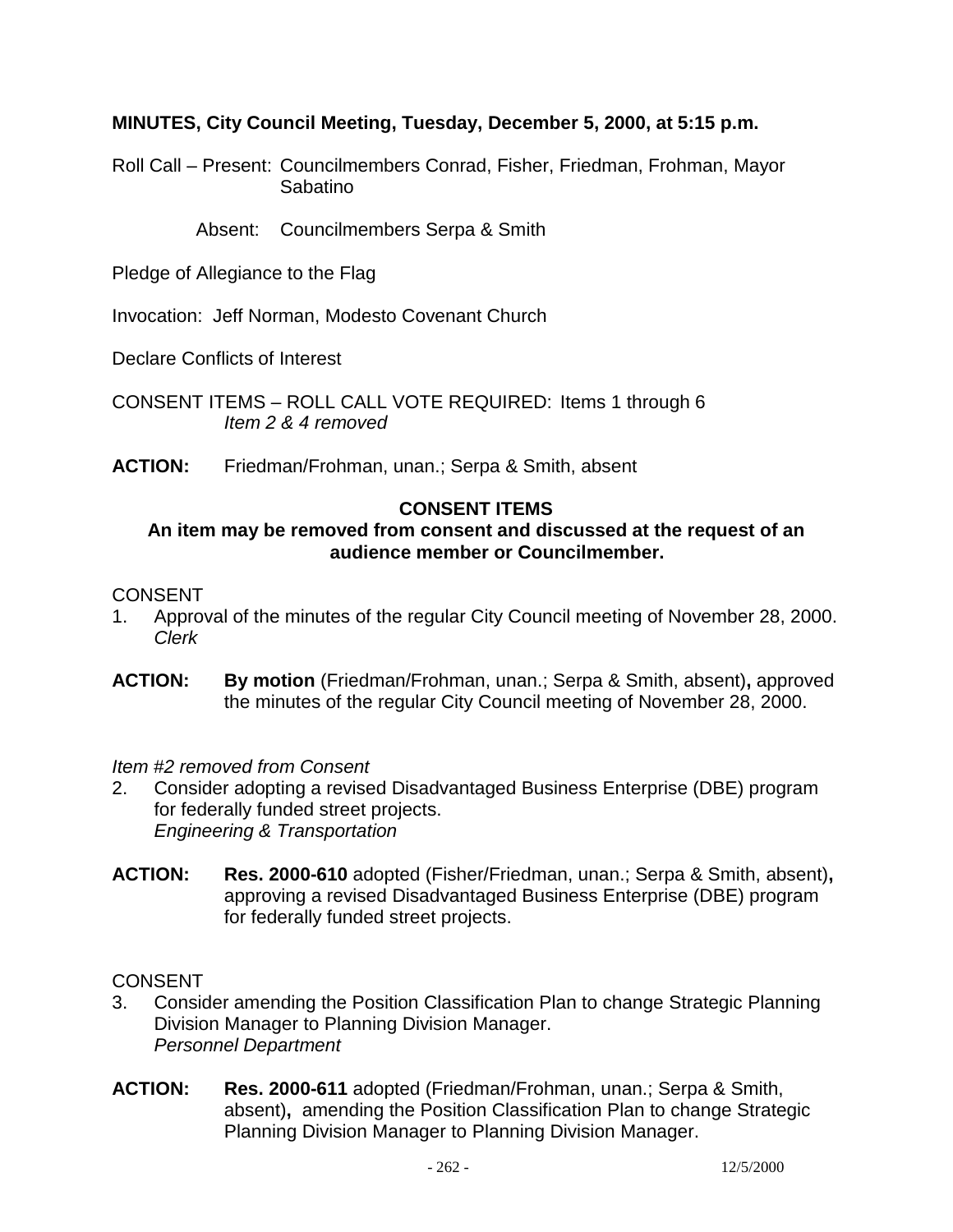**MINUTES, City Council Meeting, Tuesday, December 5, 2000, at 5:15 p.m.**

Roll Call – Present: Councilmembers Conrad, Fisher, Friedman, Frohman, Mayor Sabatino

Absent: Councilmembers Serpa & Smith

Pledge of Allegiance to the Flag

Invocation: Jeff Norman, Modesto Covenant Church

Declare Conflicts of Interest

CONSENT ITEMS – ROLL CALL VOTE REQUIRED: Items 1 through 6
*Item 2 & 4 removed*

**ACTION:** Friedman/Frohman, unan.; Serpa & Smith, absent

**CONSENT ITEMS**

**An item may be removed from consent and discussed at the request of an audience member or Councilmember.**

CONSENT

1. Approval of the minutes of the regular City Council meeting of November 28, 2000.
*Clerk*

**ACTION:** **By motion** (Friedman/Frohman, unan.; Serpa & Smith, absent)**,** approved the minutes of the regular City Council meeting of November 28, 2000.

*Item #2 removed from Consent*

2. Consider adopting a revised Disadvantaged Business Enterprise (DBE) program for federally funded street projects.
*Engineering & Transportation*

**ACTION:** **Res. 2000-610** adopted (Fisher/Friedman, unan.; Serpa & Smith, absent)**,** approving a revised Disadvantaged Business Enterprise (DBE) program for federally funded street projects.

CONSENT

3. Consider amending the Position Classification Plan to change Strategic Planning Division Manager to Planning Division Manager.
*Personnel Department*

**ACTION:** **Res. 2000-611** adopted (Friedman/Frohman, unan.; Serpa & Smith, absent)**,** amending the Position Classification Plan to change Strategic Planning Division Manager to Planning Division Manager.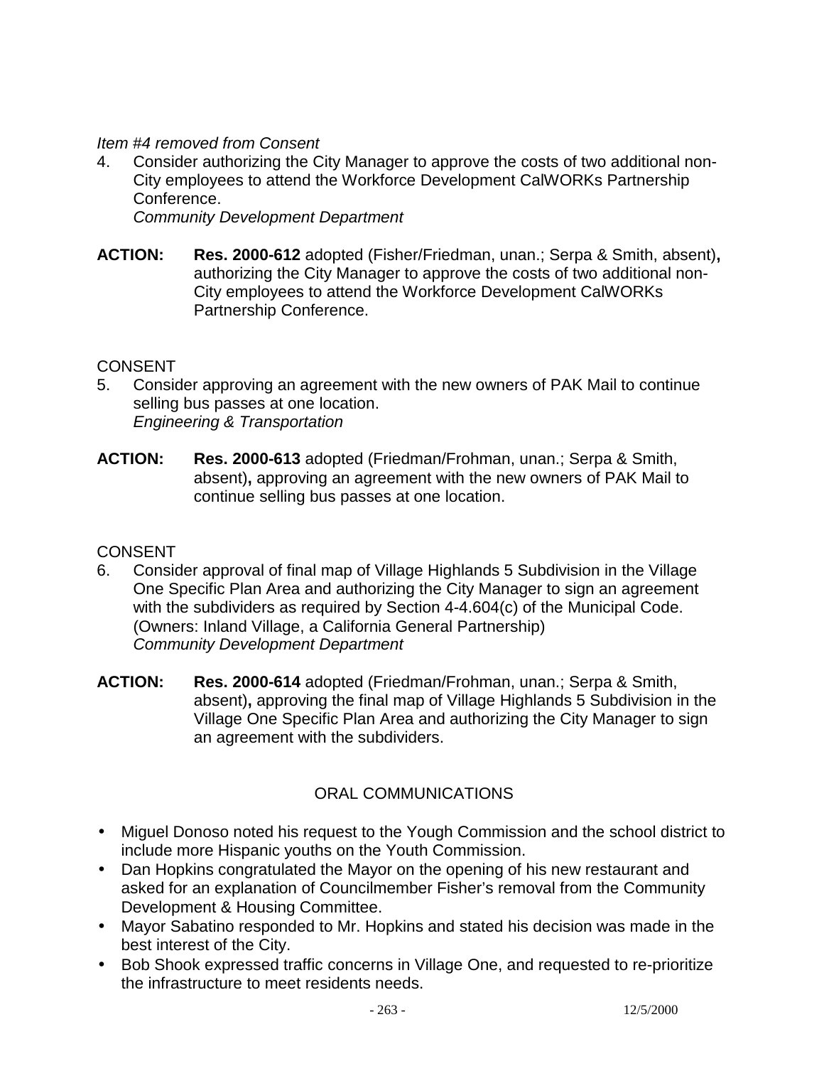*Item #4 removed from Consent*

4. Consider authorizing the City Manager to approve the costs of two additional non-City employees to attend the Workforce Development CalWORKs Partnership Conference.
   *Community Development Department*

**ACTION:** **Res. 2000-612** adopted (Fisher/Friedman, unan.; Serpa & Smith, absent)**,** authorizing the City Manager to approve the costs of two additional non-City employees to attend the Workforce Development CalWORKs Partnership Conference.

CONSENT

5. Consider approving an agreement with the new owners of PAK Mail to continue selling bus passes at one location.
   *Engineering & Transportation*

**ACTION:** **Res. 2000-613** adopted (Friedman/Frohman, unan.; Serpa & Smith, absent)**,** approving an agreement with the new owners of PAK Mail to continue selling bus passes at one location.

CONSENT

6. Consider approval of final map of Village Highlands 5 Subdivision in the Village One Specific Plan Area and authorizing the City Manager to sign an agreement with the subdividers as required by Section 4-4.604(c) of the Municipal Code. (Owners: Inland Village, a California General Partnership)
   *Community Development Department*

**ACTION:** **Res. 2000-614** adopted (Friedman/Frohman, unan.; Serpa & Smith, absent)**,** approving the final map of Village Highlands 5 Subdivision in the Village One Specific Plan Area and authorizing the City Manager to sign an agreement with the subdividers.

## ORAL COMMUNICATIONS

- Miguel Donoso noted his request to the Yough Commission and the school district to include more Hispanic youths on the Youth Commission.
- Dan Hopkins congratulated the Mayor on the opening of his new restaurant and asked for an explanation of Councilmember Fisher's removal from the Community Development & Housing Committee.
- Mayor Sabatino responded to Mr. Hopkins and stated his decision was made in the best interest of the City.
- Bob Shook expressed traffic concerns in Village One, and requested to re-prioritize the infrastructure to meet residents needs.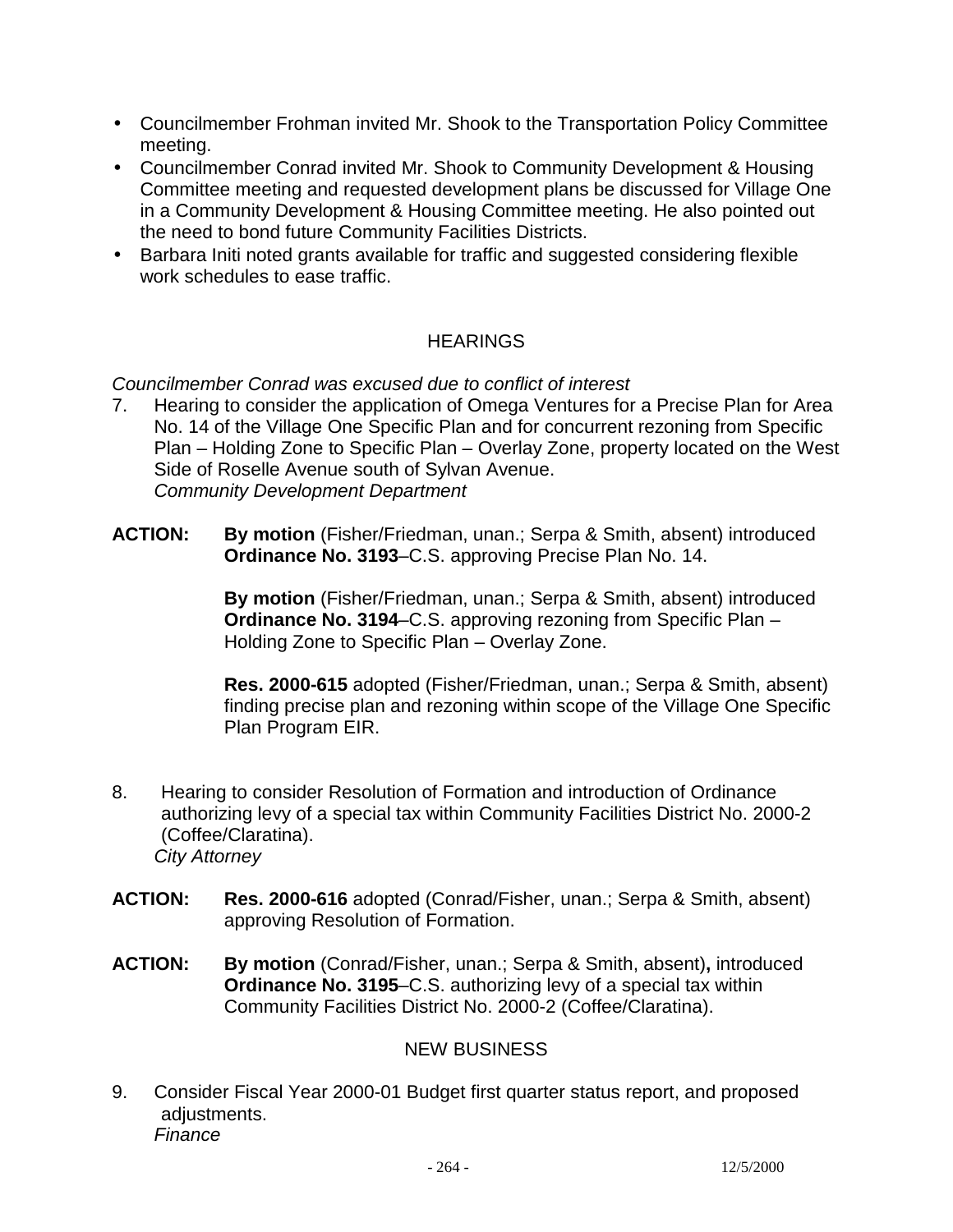- Councilmember Frohman invited Mr. Shook to the Transportation Policy Committee meeting.
- Councilmember Conrad invited Mr. Shook to Community Development & Housing Committee meeting and requested development plans be discussed for Village One in a Community Development & Housing Committee meeting. He also pointed out the need to bond future Community Facilities Districts.
- Barbara Initi noted grants available for traffic and suggested considering flexible work schedules to ease traffic.

## HEARINGS

*Councilmember Conrad was excused due to conflict of interest*

7. Hearing to consider the application of Omega Ventures for a Precise Plan for Area No. 14 of the Village One Specific Plan and for concurrent rezoning from Specific Plan – Holding Zone to Specific Plan – Overlay Zone, property located on the West Side of Roselle Avenue south of Sylvan Avenue.
   *Community Development Department*

**ACTION:** **By motion** (Fisher/Friedman, unan.; Serpa & Smith, absent) introduced **Ordinance No. 3193**–C.S. approving Precise Plan No. 14.

**By motion** (Fisher/Friedman, unan.; Serpa & Smith, absent) introduced **Ordinance No. 3194**–C.S. approving rezoning from Specific Plan – Holding Zone to Specific Plan – Overlay Zone.

**Res. 2000-615** adopted (Fisher/Friedman, unan.; Serpa & Smith, absent) finding precise plan and rezoning within scope of the Village One Specific Plan Program EIR.

8. Hearing to consider Resolution of Formation and introduction of Ordinance authorizing levy of a special tax within Community Facilities District No. 2000-2 (Coffee/Claratina).
   *City Attorney*

**ACTION:** **Res. 2000-616** adopted (Conrad/Fisher, unan.; Serpa & Smith, absent) approving Resolution of Formation.

**ACTION:** **By motion** (Conrad/Fisher, unan.; Serpa & Smith, absent)**,** introduced **Ordinance No. 3195**–C.S. authorizing levy of a special tax within Community Facilities District No. 2000-2 (Coffee/Claratina).

## NEW BUSINESS

9. Consider Fiscal Year 2000-01 Budget first quarter status report, and proposed adjustments.
   *Finance*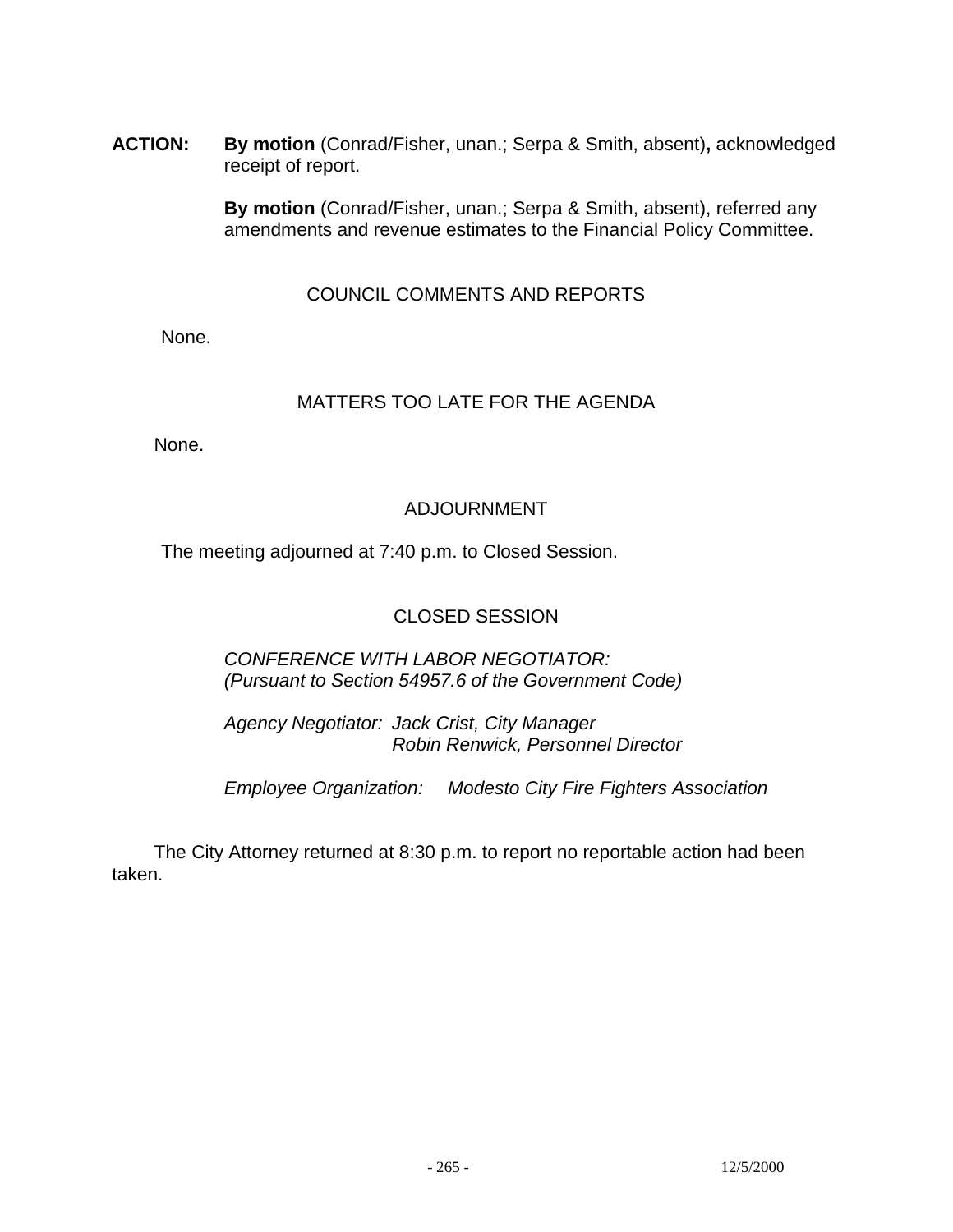**ACTION:** **By motion** (Conrad/Fisher, unan.; Serpa & Smith, absent)**,** acknowledged receipt of report.

**By motion** (Conrad/Fisher, unan.; Serpa & Smith, absent), referred any amendments and revenue estimates to the Financial Policy Committee.

## COUNCIL COMMENTS AND REPORTS

None.

## MATTERS TOO LATE FOR THE AGENDA

None.

## ADJOURNMENT

The meeting adjourned at 7:40 p.m. to Closed Session.

## CLOSED SESSION

*CONFERENCE WITH LABOR NEGOTIATOR:*
*(Pursuant to Section 54957.6 of the Government Code)*

*Agency Negotiator: Jack Crist, City Manager*
*Robin Renwick, Personnel Director*

*Employee Organization: Modesto City Fire Fighters Association*

The City Attorney returned at 8:30 p.m. to report no reportable action had been taken.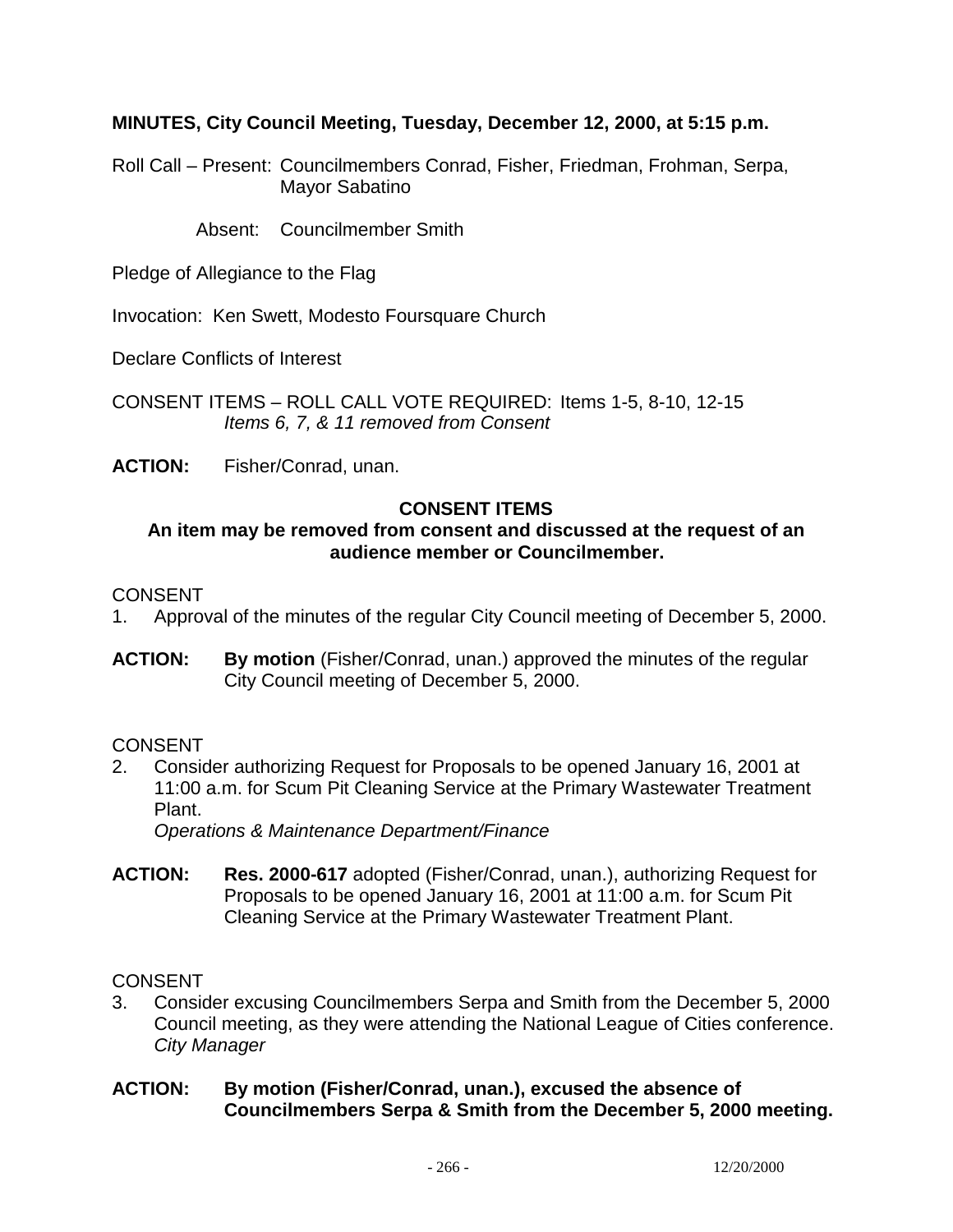**MINUTES, City Council Meeting, Tuesday, December 12, 2000, at 5:15 p.m.**

Roll Call – Present: Councilmembers Conrad, Fisher, Friedman, Frohman, Serpa, Mayor Sabatino

Absent: Councilmember Smith

Pledge of Allegiance to the Flag

Invocation: Ken Swett, Modesto Foursquare Church

Declare Conflicts of Interest

CONSENT ITEMS – ROLL CALL VOTE REQUIRED: Items 1-5, 8-10, 12-15
*Items 6, 7, & 11 removed from Consent*

**ACTION:** Fisher/Conrad, unan.

**CONSENT ITEMS**
**An item may be removed from consent and discussed at the request of an audience member or Councilmember.**

CONSENT
1. Approval of the minutes of the regular City Council meeting of December 5, 2000.

**ACTION:** **By motion** (Fisher/Conrad, unan.) approved the minutes of the regular City Council meeting of December 5, 2000.

CONSENT
2. Consider authorizing Request for Proposals to be opened January 16, 2001 at 11:00 a.m. for Scum Pit Cleaning Service at the Primary Wastewater Treatment Plant.
*Operations & Maintenance Department/Finance*

**ACTION:** **Res. 2000-617** adopted (Fisher/Conrad, unan.), authorizing Request for Proposals to be opened January 16, 2001 at 11:00 a.m. for Scum Pit Cleaning Service at the Primary Wastewater Treatment Plant.

CONSENT
3. Consider excusing Councilmembers Serpa and Smith from the December 5, 2000 Council meeting, as they were attending the National League of Cities conference.
*City Manager*

**ACTION: By motion (Fisher/Conrad, unan.), excused the absence of Councilmembers Serpa & Smith from the December 5, 2000 meeting.**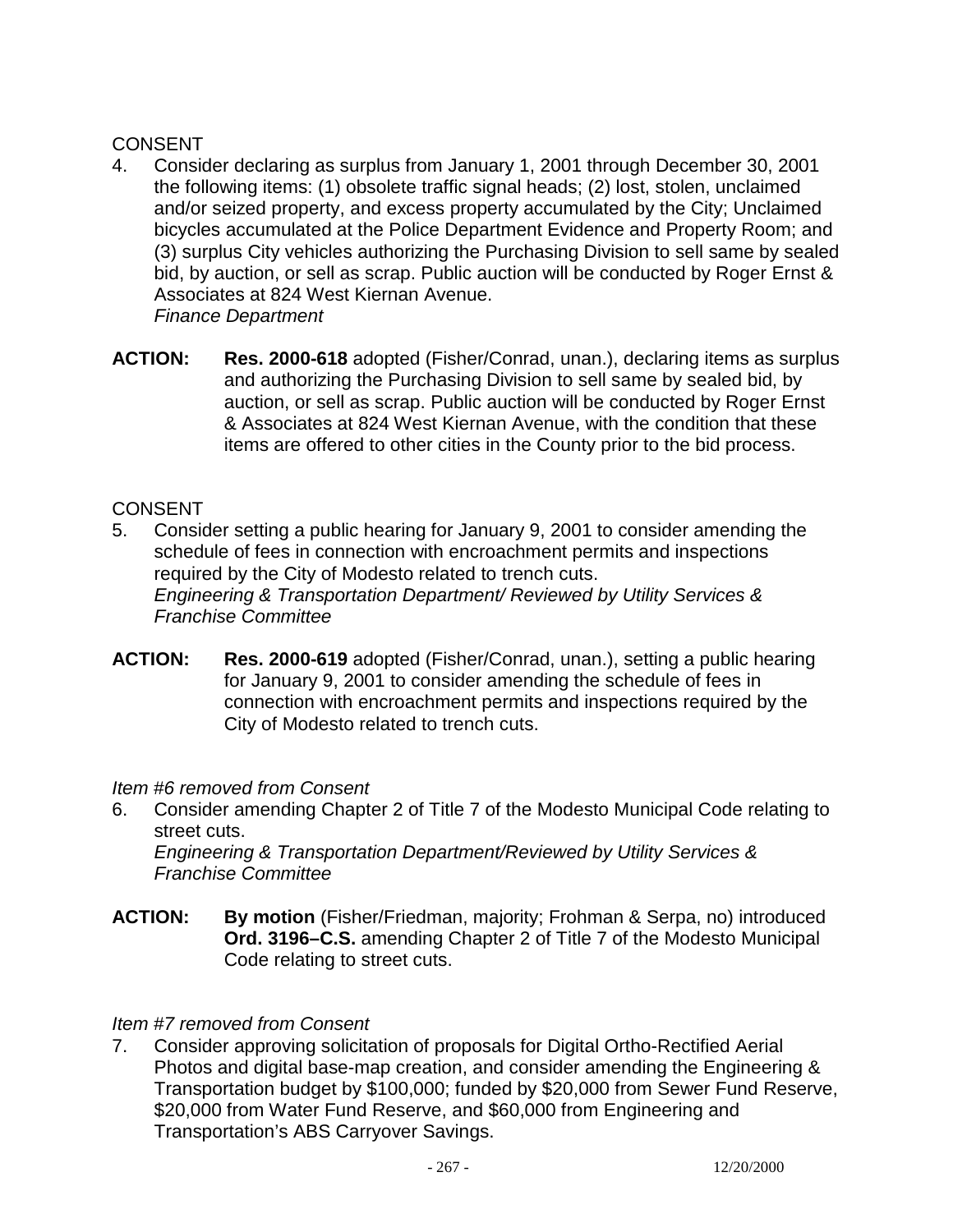CONSENT

4. Consider declaring as surplus from January 1, 2001 through December 30, 2001 the following items: (1) obsolete traffic signal heads; (2) lost, stolen, unclaimed and/or seized property, and excess property accumulated by the City; Unclaimed bicycles accumulated at the Police Department Evidence and Property Room; and (3) surplus City vehicles authorizing the Purchasing Division to sell same by sealed bid, by auction, or sell as scrap. Public auction will be conducted by Roger Ernst & Associates at 824 West Kiernan Avenue.
   *Finance Department*

**ACTION:** **Res. 2000-618** adopted (Fisher/Conrad, unan.), declaring items as surplus and authorizing the Purchasing Division to sell same by sealed bid, by auction, or sell as scrap. Public auction will be conducted by Roger Ernst & Associates at 824 West Kiernan Avenue, with the condition that these items are offered to other cities in the County prior to the bid process.

CONSENT

5. Consider setting a public hearing for January 9, 2001 to consider amending the schedule of fees in connection with encroachment permits and inspections required by the City of Modesto related to trench cuts.
   *Engineering & Transportation Department/ Reviewed by Utility Services & Franchise Committee*

**ACTION:** **Res. 2000-619** adopted (Fisher/Conrad, unan.), setting a public hearing for January 9, 2001 to consider amending the schedule of fees in connection with encroachment permits and inspections required by the City of Modesto related to trench cuts.

*Item #6 removed from Consent*

6. Consider amending Chapter 2 of Title 7 of the Modesto Municipal Code relating to street cuts.
   *Engineering & Transportation Department/Reviewed by Utility Services & Franchise Committee*

**ACTION:** **By motion** (Fisher/Friedman, majority; Frohman & Serpa, no) introduced **Ord. 3196–C.S.** amending Chapter 2 of Title 7 of the Modesto Municipal Code relating to street cuts.

*Item #7 removed from Consent*

7. Consider approving solicitation of proposals for Digital Ortho-Rectified Aerial Photos and digital base-map creation, and consider amending the Engineering & Transportation budget by $100,000; funded by $20,000 from Sewer Fund Reserve, $20,000 from Water Fund Reserve, and $60,000 from Engineering and Transportation's ABS Carryover Savings.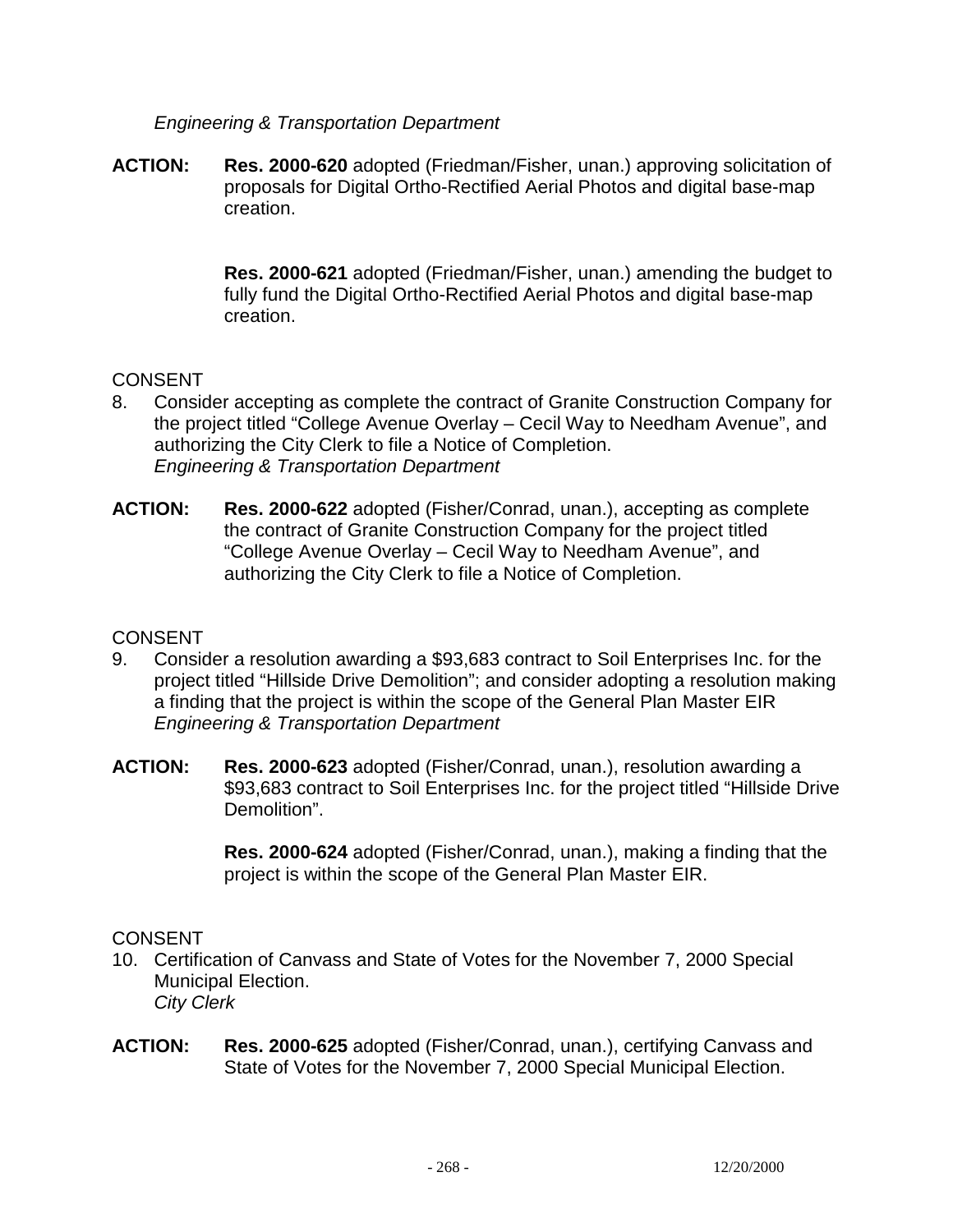*Engineering & Transportation Department*

**ACTION:** **Res. 2000-620** adopted (Friedman/Fisher, unan.) approving solicitation of proposals for Digital Ortho-Rectified Aerial Photos and digital base-map creation.

**Res. 2000-621** adopted (Friedman/Fisher, unan.) amending the budget to fully fund the Digital Ortho-Rectified Aerial Photos and digital base-map creation.

CONSENT

8. Consider accepting as complete the contract of Granite Construction Company for the project titled "College Avenue Overlay – Cecil Way to Needham Avenue", and authorizing the City Clerk to file a Notice of Completion.
*Engineering & Transportation Department*

**ACTION:** **Res. 2000-622** adopted (Fisher/Conrad, unan.), accepting as complete the contract of Granite Construction Company for the project titled "College Avenue Overlay – Cecil Way to Needham Avenue", and authorizing the City Clerk to file a Notice of Completion.

CONSENT

9. Consider a resolution awarding a $93,683 contract to Soil Enterprises Inc. for the project titled "Hillside Drive Demolition"; and consider adopting a resolution making a finding that the project is within the scope of the General Plan Master EIR
*Engineering & Transportation Department*

**ACTION:** **Res. 2000-623** adopted (Fisher/Conrad, unan.), resolution awarding a $93,683 contract to Soil Enterprises Inc. for the project titled "Hillside Drive Demolition".

**Res. 2000-624** adopted (Fisher/Conrad, unan.), making a finding that the project is within the scope of the General Plan Master EIR.

CONSENT

10. Certification of Canvass and State of Votes for the November 7, 2000 Special Municipal Election.
*City Clerk*

**ACTION:** **Res. 2000-625** adopted (Fisher/Conrad, unan.), certifying Canvass and State of Votes for the November 7, 2000 Special Municipal Election.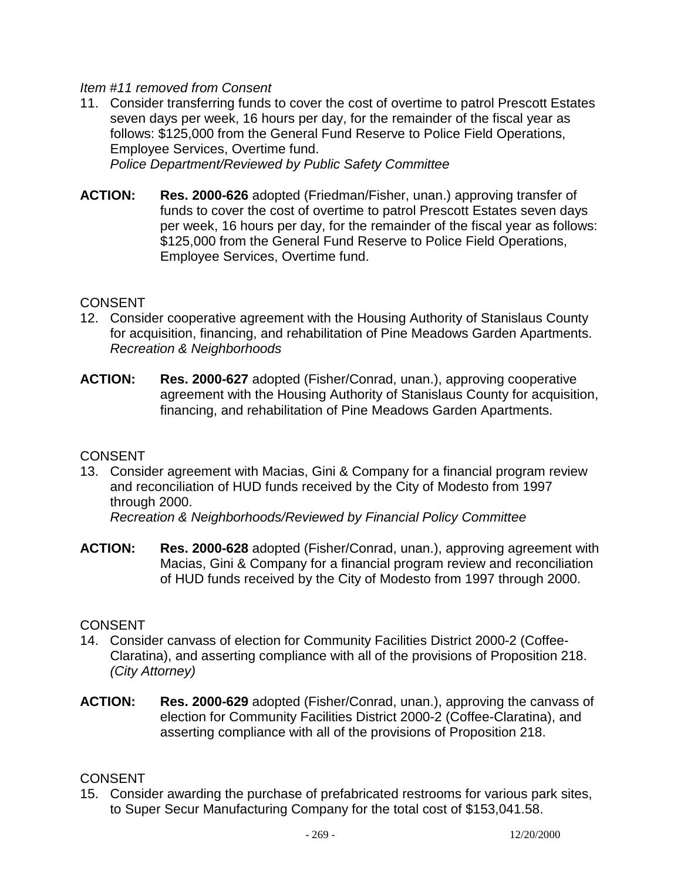*Item #11 removed from Consent*

11. Consider transferring funds to cover the cost of overtime to patrol Prescott Estates seven days per week, 16 hours per day, for the remainder of the fiscal year as follows: $125,000 from the General Fund Reserve to Police Field Operations, Employee Services, Overtime fund.
    *Police Department/Reviewed by Public Safety Committee*

**ACTION:** **Res. 2000-626** adopted (Friedman/Fisher, unan.) approving transfer of funds to cover the cost of overtime to patrol Prescott Estates seven days per week, 16 hours per day, for the remainder of the fiscal year as follows: $125,000 from the General Fund Reserve to Police Field Operations, Employee Services, Overtime fund.

CONSENT

12. Consider cooperative agreement with the Housing Authority of Stanislaus County for acquisition, financing, and rehabilitation of Pine Meadows Garden Apartments.
    *Recreation & Neighborhoods*

**ACTION:** **Res. 2000-627** adopted (Fisher/Conrad, unan.), approving cooperative agreement with the Housing Authority of Stanislaus County for acquisition, financing, and rehabilitation of Pine Meadows Garden Apartments.

CONSENT

13. Consider agreement with Macias, Gini & Company for a financial program review and reconciliation of HUD funds received by the City of Modesto from 1997 through 2000.
    *Recreation & Neighborhoods/Reviewed by Financial Policy Committee*

**ACTION:** **Res. 2000-628** adopted (Fisher/Conrad, unan.), approving agreement with Macias, Gini & Company for a financial program review and reconciliation of HUD funds received by the City of Modesto from 1997 through 2000.

CONSENT

14. Consider canvass of election for Community Facilities District 2000-2 (Coffee-Claratina), and asserting compliance with all of the provisions of Proposition 218.
    *(City Attorney)*

**ACTION:** **Res. 2000-629** adopted (Fisher/Conrad, unan.), approving the canvass of election for Community Facilities District 2000-2 (Coffee-Claratina), and asserting compliance with all of the provisions of Proposition 218.

CONSENT

15. Consider awarding the purchase of prefabricated restrooms for various park sites, to Super Secur Manufacturing Company for the total cost of $153,041.58.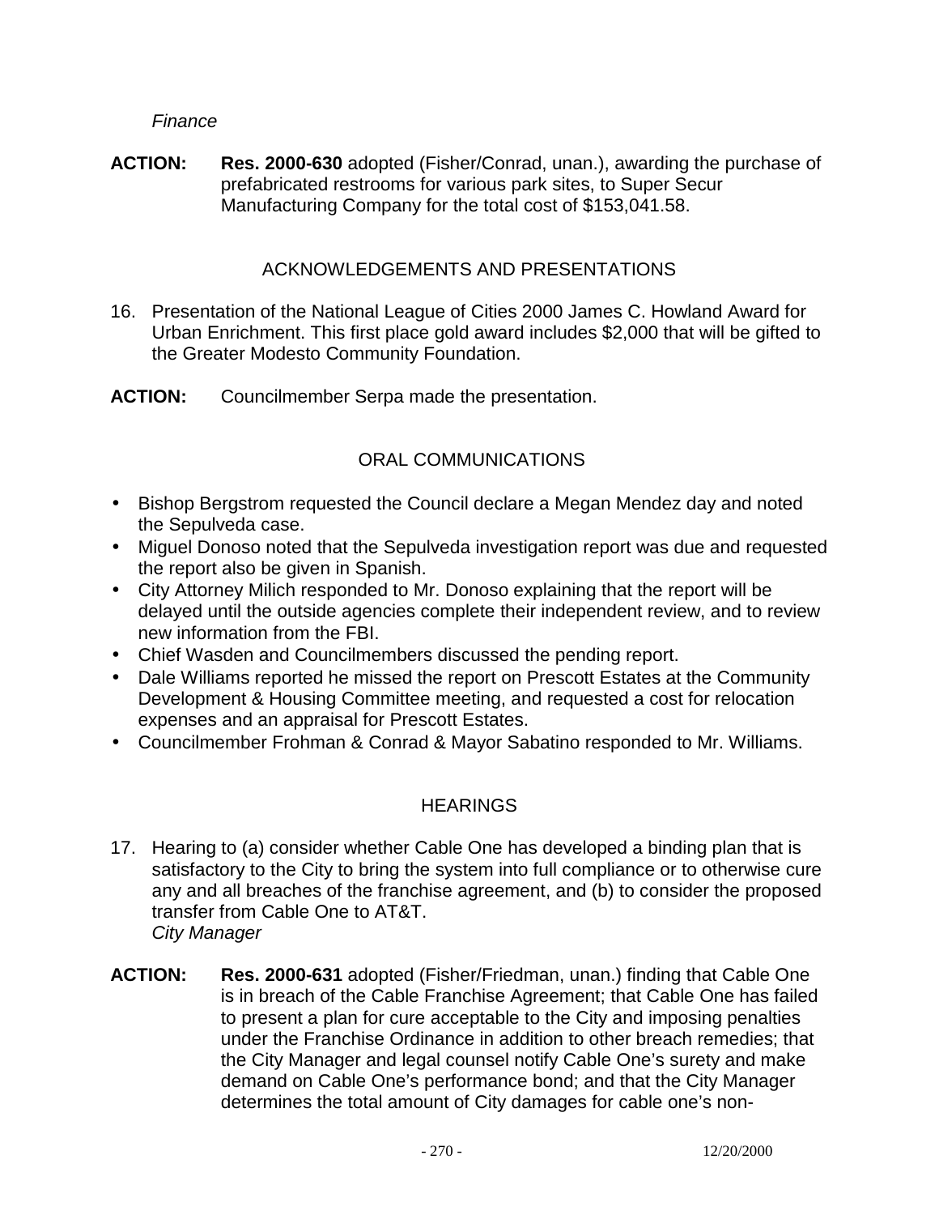*Finance*

**ACTION:** **Res. 2000-630** adopted (Fisher/Conrad, unan.), awarding the purchase of prefabricated restrooms for various park sites, to Super Secur Manufacturing Company for the total cost of $153,041.58.

## ACKNOWLEDGEMENTS AND PRESENTATIONS

16. Presentation of the National League of Cities 2000 James C. Howland Award for Urban Enrichment. This first place gold award includes $2,000 that will be gifted to the Greater Modesto Community Foundation.

**ACTION:** Councilmember Serpa made the presentation.

## ORAL COMMUNICATIONS

- Bishop Bergstrom requested the Council declare a Megan Mendez day and noted the Sepulveda case.
- Miguel Donoso noted that the Sepulveda investigation report was due and requested the report also be given in Spanish.
- City Attorney Milich responded to Mr. Donoso explaining that the report will be delayed until the outside agencies complete their independent review, and to review new information from the FBI.
- Chief Wasden and Councilmembers discussed the pending report.
- Dale Williams reported he missed the report on Prescott Estates at the Community Development & Housing Committee meeting, and requested a cost for relocation expenses and an appraisal for Prescott Estates.
- Councilmember Frohman & Conrad & Mayor Sabatino responded to Mr. Williams.

## HEARINGS

17. Hearing to (a) consider whether Cable One has developed a binding plan that is satisfactory to the City to bring the system into full compliance or to otherwise cure any and all breaches of the franchise agreement, and (b) to consider the proposed transfer from Cable One to AT&T.
    *City Manager*

**ACTION:** **Res. 2000-631** adopted (Fisher/Friedman, unan.) finding that Cable One is in breach of the Cable Franchise Agreement; that Cable One has failed to present a plan for cure acceptable to the City and imposing penalties under the Franchise Ordinance in addition to other breach remedies; that the City Manager and legal counsel notify Cable One's surety and make demand on Cable One's performance bond; and that the City Manager determines the total amount of City damages for cable one's non-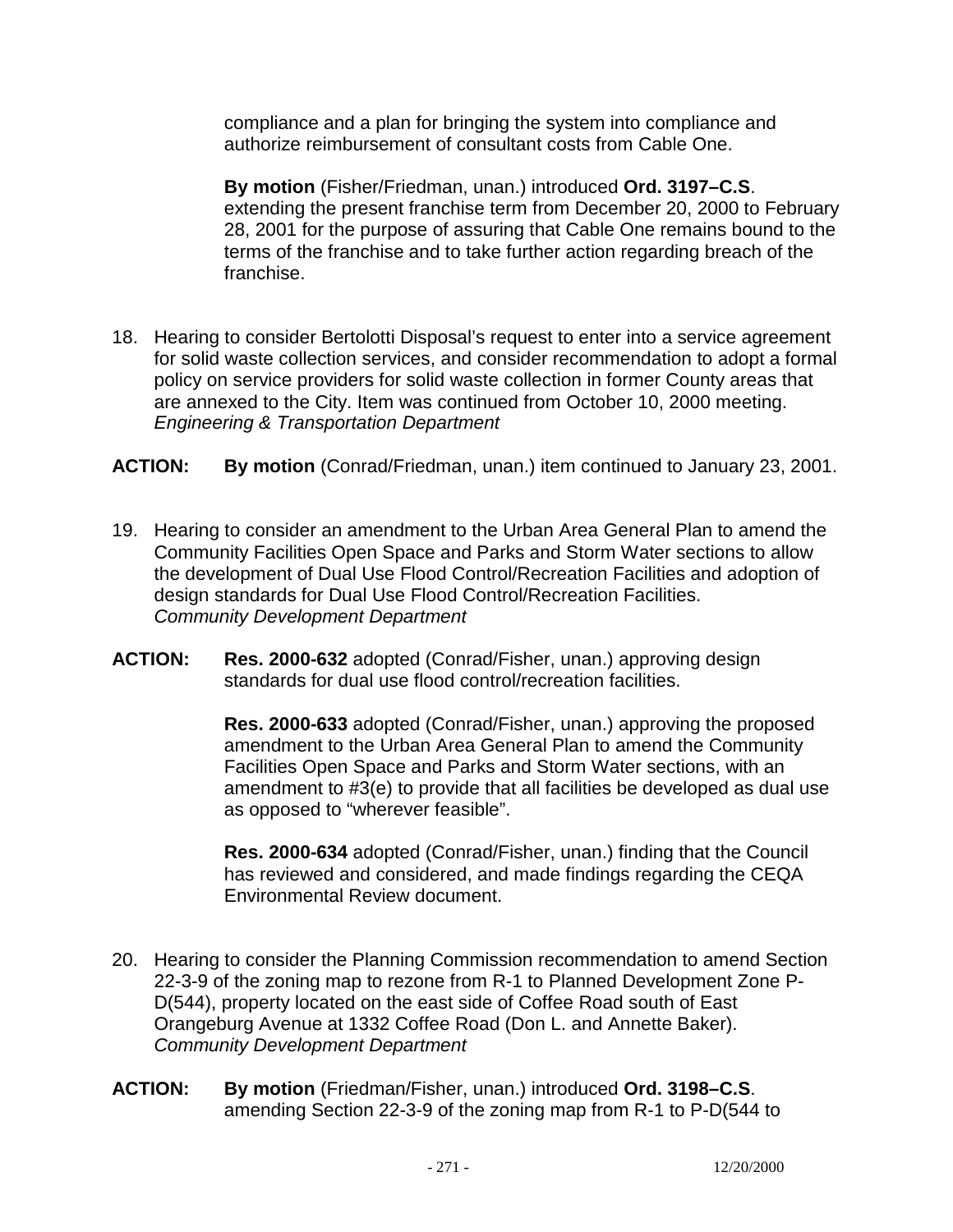compliance and a plan for bringing the system into compliance and authorize reimbursement of consultant costs from Cable One.

**By motion** (Fisher/Friedman, unan.) introduced **Ord. 3197–C.S**. extending the present franchise term from December 20, 2000 to February 28, 2001 for the purpose of assuring that Cable One remains bound to the terms of the franchise and to take further action regarding breach of the franchise.

18. Hearing to consider Bertolotti Disposal's request to enter into a service agreement for solid waste collection services, and consider recommendation to adopt a formal policy on service providers for solid waste collection in former County areas that are annexed to the City. Item was continued from October 10, 2000 meeting. *Engineering & Transportation Department*

**ACTION:** **By motion** (Conrad/Friedman, unan.) item continued to January 23, 2001.

19. Hearing to consider an amendment to the Urban Area General Plan to amend the Community Facilities Open Space and Parks and Storm Water sections to allow the development of Dual Use Flood Control/Recreation Facilities and adoption of design standards for Dual Use Flood Control/Recreation Facilities. *Community Development Department*

**ACTION:** **Res. 2000-632** adopted (Conrad/Fisher, unan.) approving design standards for dual use flood control/recreation facilities.

**Res. 2000-633** adopted (Conrad/Fisher, unan.) approving the proposed amendment to the Urban Area General Plan to amend the Community Facilities Open Space and Parks and Storm Water sections, with an amendment to #3(e) to provide that all facilities be developed as dual use as opposed to "wherever feasible".

**Res. 2000-634** adopted (Conrad/Fisher, unan.) finding that the Council has reviewed and considered, and made findings regarding the CEQA Environmental Review document.

20. Hearing to consider the Planning Commission recommendation to amend Section 22-3-9 of the zoning map to rezone from R-1 to Planned Development Zone P-D(544), property located on the east side of Coffee Road south of East Orangeburg Avenue at 1332 Coffee Road (Don L. and Annette Baker). *Community Development Department*

**ACTION:** **By motion** (Friedman/Fisher, unan.) introduced **Ord. 3198–C.S**. amending Section 22-3-9 of the zoning map from R-1 to P-D(544 to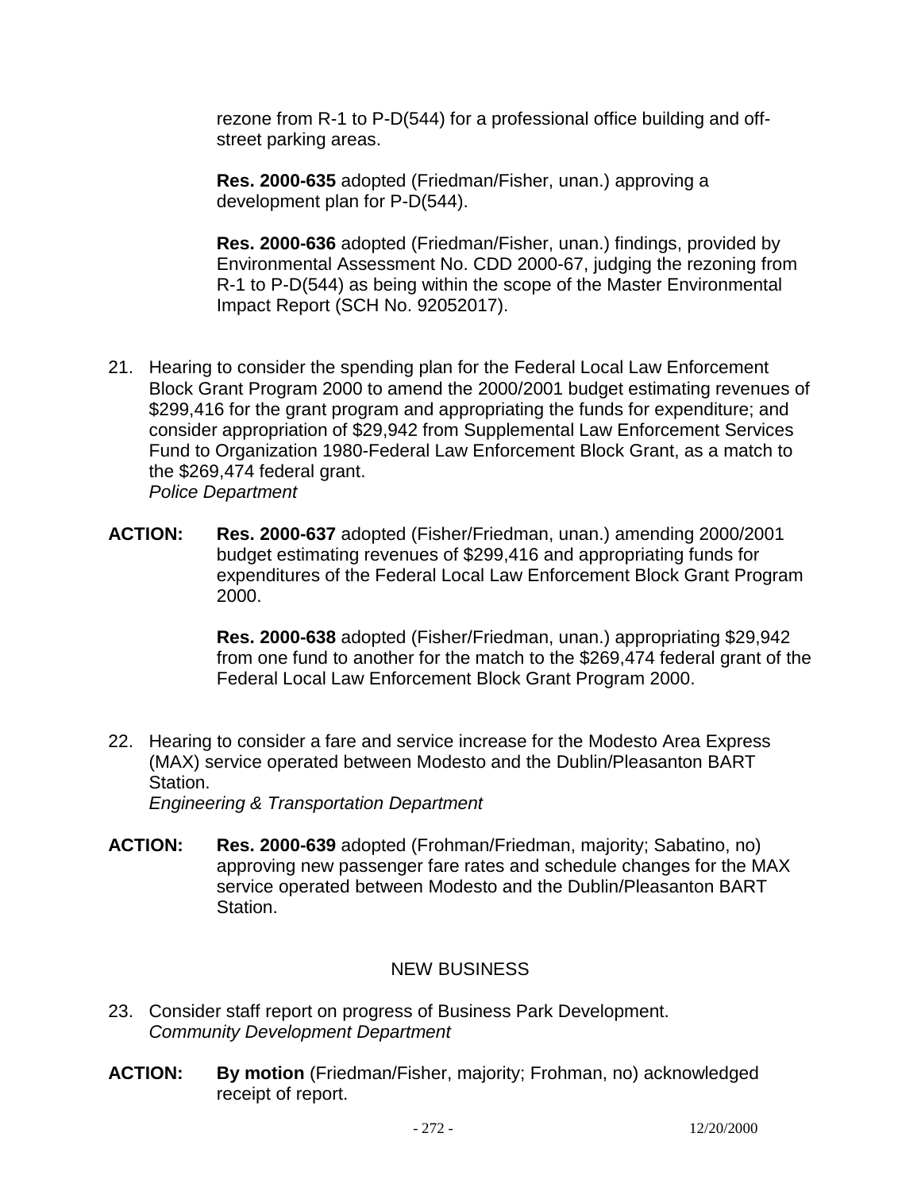rezone from R-1 to P-D(544) for a professional office building and off-street parking areas.

**Res. 2000-635** adopted (Friedman/Fisher, unan.) approving a development plan for P-D(544).

**Res. 2000-636** adopted (Friedman/Fisher, unan.) findings, provided by Environmental Assessment No. CDD 2000-67, judging the rezoning from R-1 to P-D(544) as being within the scope of the Master Environmental Impact Report (SCH No. 92052017).

21. Hearing to consider the spending plan for the Federal Local Law Enforcement Block Grant Program 2000 to amend the 2000/2001 budget estimating revenues of $299,416 for the grant program and appropriating the funds for expenditure; and consider appropriation of $29,942 from Supplemental Law Enforcement Services Fund to Organization 1980-Federal Law Enforcement Block Grant, as a match to the $269,474 federal grant.
*Police Department*

**ACTION:** **Res. 2000-637** adopted (Fisher/Friedman, unan.) amending 2000/2001 budget estimating revenues of $299,416 and appropriating funds for expenditures of the Federal Local Law Enforcement Block Grant Program 2000.

**Res. 2000-638** adopted (Fisher/Friedman, unan.) appropriating $29,942 from one fund to another for the match to the $269,474 federal grant of the Federal Local Law Enforcement Block Grant Program 2000.

22. Hearing to consider a fare and service increase for the Modesto Area Express (MAX) service operated between Modesto and the Dublin/Pleasanton BART Station.
*Engineering & Transportation Department*

**ACTION:** **Res. 2000-639** adopted (Frohman/Friedman, majority; Sabatino, no) approving new passenger fare rates and schedule changes for the MAX service operated between Modesto and the Dublin/Pleasanton BART Station.

## NEW BUSINESS

23. Consider staff report on progress of Business Park Development.
*Community Development Department*

**ACTION:** **By motion** (Friedman/Fisher, majority; Frohman, no) acknowledged receipt of report.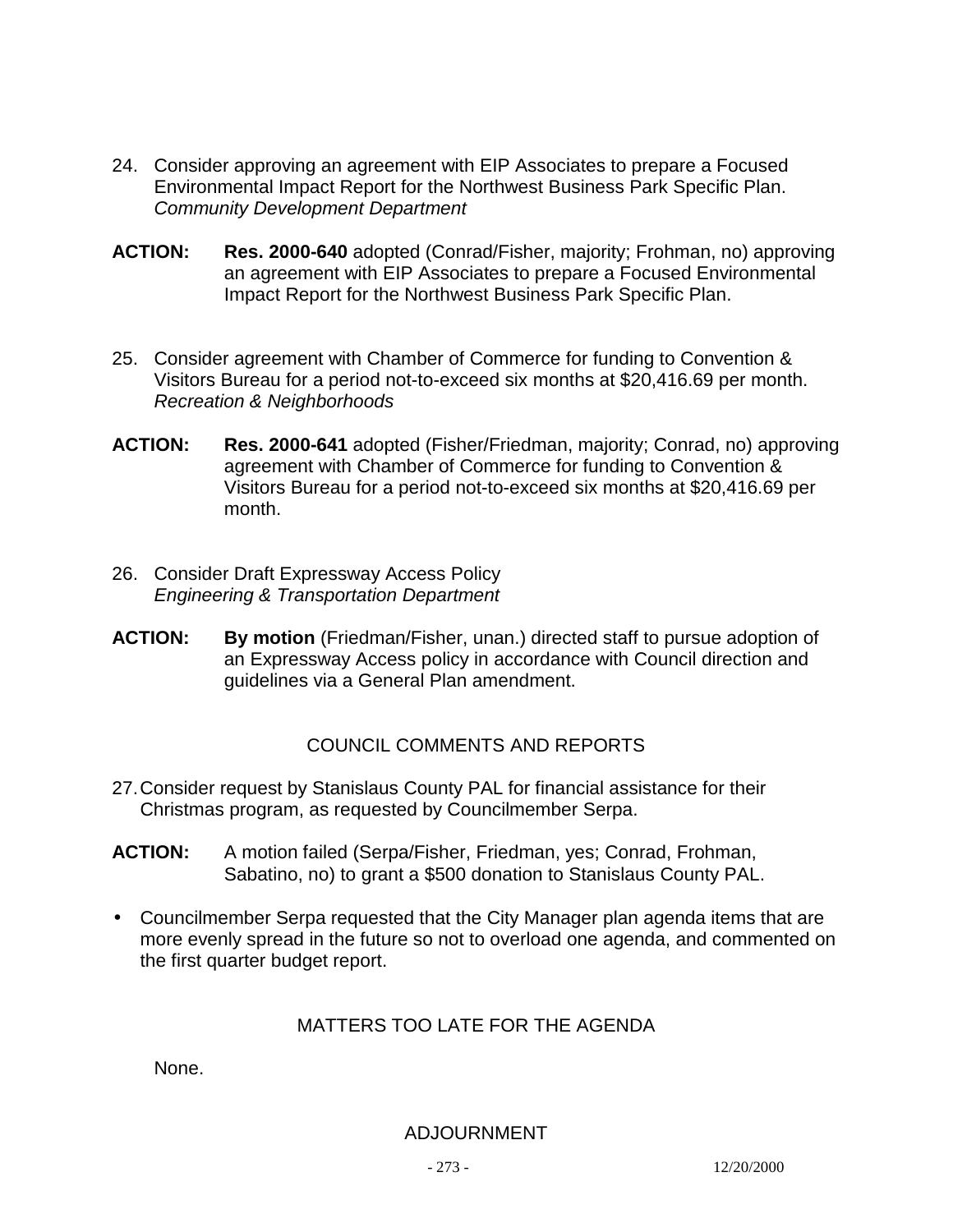24. Consider approving an agreement with EIP Associates to prepare a Focused Environmental Impact Report for the Northwest Business Park Specific Plan. *Community Development Department*

**ACTION:** **Res. 2000-640** adopted (Conrad/Fisher, majority; Frohman, no) approving an agreement with EIP Associates to prepare a Focused Environmental Impact Report for the Northwest Business Park Specific Plan.

25. Consider agreement with Chamber of Commerce for funding to Convention & Visitors Bureau for a period not-to-exceed six months at $20,416.69 per month. *Recreation & Neighborhoods*

**ACTION:** **Res. 2000-641** adopted (Fisher/Friedman, majority; Conrad, no) approving agreement with Chamber of Commerce for funding to Convention & Visitors Bureau for a period not-to-exceed six months at $20,416.69 per month.

26. Consider Draft Expressway Access Policy *Engineering & Transportation Department*

**ACTION:** **By motion** (Friedman/Fisher, unan.) directed staff to pursue adoption of an Expressway Access policy in accordance with Council direction and guidelines via a General Plan amendment.

## COUNCIL COMMENTS AND REPORTS

27. Consider request by Stanislaus County PAL for financial assistance for their Christmas program, as requested by Councilmember Serpa.

**ACTION:** A motion failed (Serpa/Fisher, Friedman, yes; Conrad, Frohman, Sabatino, no) to grant a $500 donation to Stanislaus County PAL.

- Councilmember Serpa requested that the City Manager plan agenda items that are more evenly spread in the future so not to overload one agenda, and commented on the first quarter budget report.

## MATTERS TOO LATE FOR THE AGENDA

None.

## ADJOURNMENT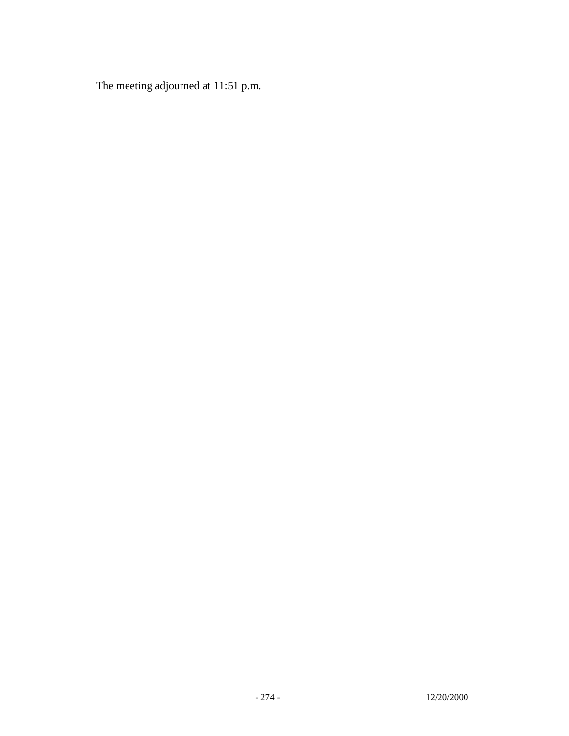The meeting adjourned at 11:51 p.m.